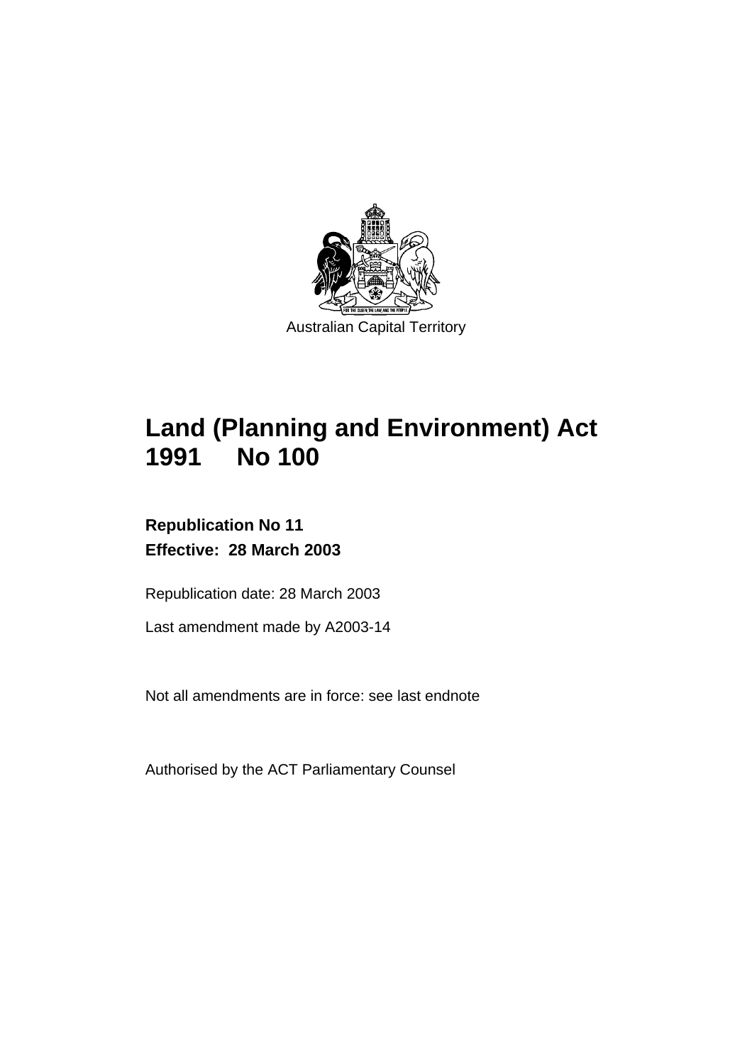Australian Capital Territory

# Land (Planning and Environment) Act 1991 No 100

**Republication No 11**
**Effective: 28 March 2003**

Republication date: 28 March 2003

Last amendment made by A2003-14

Not all amendments are in force: see last endnote

Authorised by the ACT Parliamentary Counsel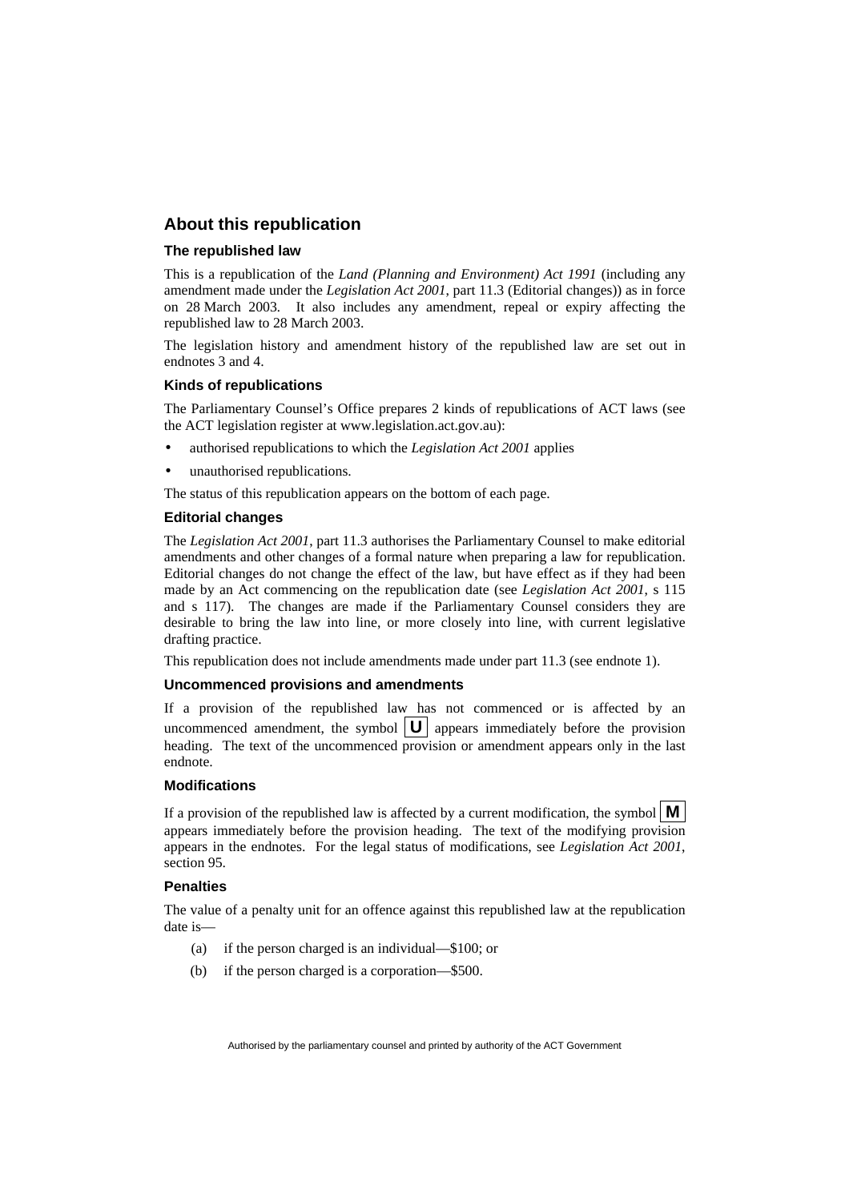## About this republication

### The republished law

This is a republication of the *Land (Planning and Environment) Act 1991* (including any amendment made under the *Legislation Act 2001*, part 11.3 (Editorial changes)) as in force on 28 March 2003. It also includes any amendment, repeal or expiry affecting the republished law to 28 March 2003.

The legislation history and amendment history of the republished law are set out in endnotes 3 and 4.

### Kinds of republications

The Parliamentary Counsel's Office prepares 2 kinds of republications of ACT laws (see the ACT legislation register at www.legislation.act.gov.au):

- authorised republications to which the *Legislation Act 2001* applies
- unauthorised republications.

The status of this republication appears on the bottom of each page.

### Editorial changes

The *Legislation Act 2001*, part 11.3 authorises the Parliamentary Counsel to make editorial amendments and other changes of a formal nature when preparing a law for republication. Editorial changes do not change the effect of the law, but have effect as if they had been made by an Act commencing on the republication date (see *Legislation Act 2001*, s 115 and s 117). The changes are made if the Parliamentary Counsel considers they are desirable to bring the law into line, or more closely into line, with current legislative drafting practice.

This republication does not include amendments made under part 11.3 (see endnote 1).

### Uncommenced provisions and amendments

If a provision of the republished law has not commenced or is affected by an uncommenced amendment, the symbol **U** appears immediately before the provision heading. The text of the uncommenced provision or amendment appears only in the last endnote.

### Modifications

If a provision of the republished law is affected by a current modification, the symbol **M** appears immediately before the provision heading. The text of the modifying provision appears in the endnotes. For the legal status of modifications, see *Legislation Act 2001*, section 95.

### Penalties

The value of a penalty unit for an offence against this republished law at the republication date is—

(a) if the person charged is an individual—$100; or

(b) if the person charged is a corporation—$500.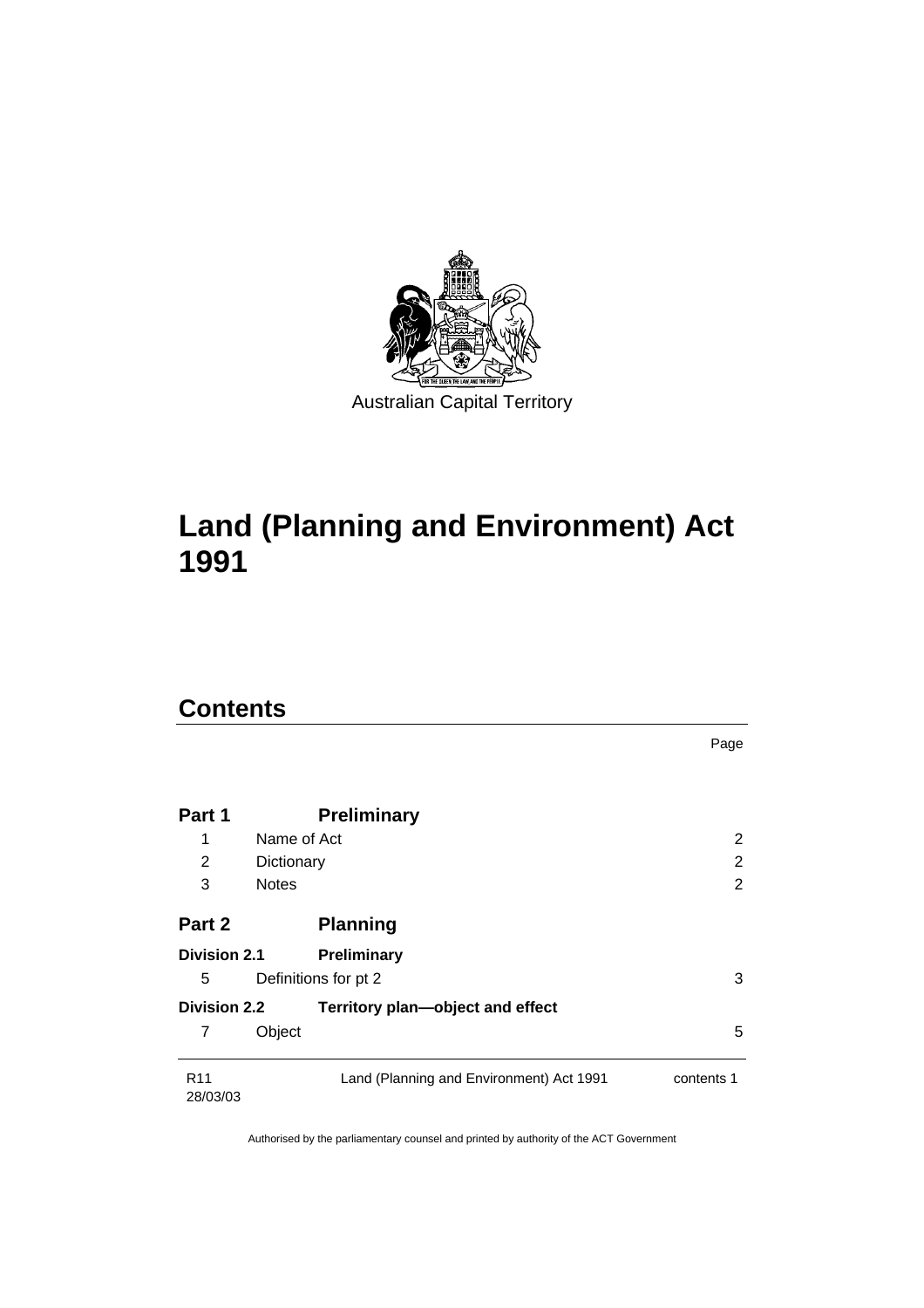Australian Capital Territory

# Land (Planning and Environment) Act 1991

## Contents

| | | Page |
|---|---|---|
| **Part 1** | **Preliminary** | |
| 1 | Name of Act | 2 |
| 2 | Dictionary | 2 |
| 3 | Notes | 2 |
| **Part 2** | **Planning** | |
| **Division 2.1** | **Preliminary** | |
| 5 | Definitions for pt 2 | 3 |
| **Division 2.2** | **Territory plan—object and effect** | |
| 7 | Object | 5 |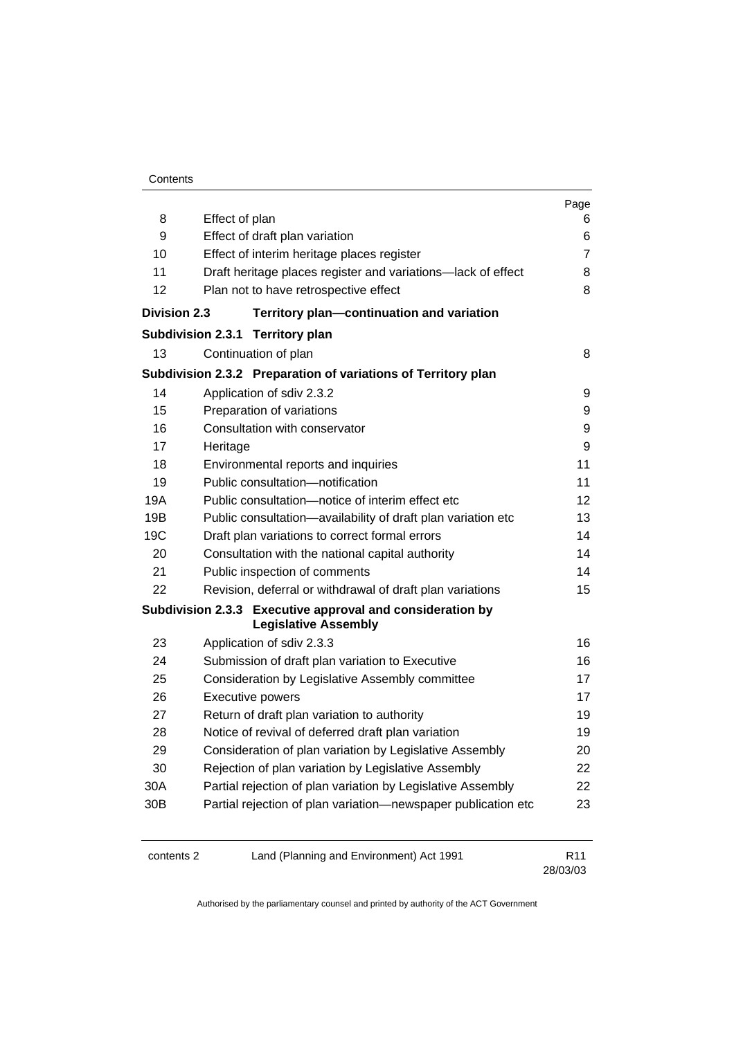| | | Page |
|---|---|---|
| 8 | Effect of plan | 6 |
| 9 | Effect of draft plan variation | 6 |
| 10 | Effect of interim heritage places register | 7 |
| 11 | Draft heritage places register and variations—lack of effect | 8 |
| 12 | Plan not to have retrospective effect | 8 |
| **Division 2.3** | **Territory plan—continuation and variation** | |
| **Subdivision 2.3.1** | **Territory plan** | |
| 13 | Continuation of plan | 8 |
| **Subdivision 2.3.2** | **Preparation of variations of Territory plan** | |
| 14 | Application of sdiv 2.3.2 | 9 |
| 15 | Preparation of variations | 9 |
| 16 | Consultation with conservator | 9 |
| 17 | Heritage | 9 |
| 18 | Environmental reports and inquiries | 11 |
| 19 | Public consultation—notification | 11 |
| 19A | Public consultation—notice of interim effect etc | 12 |
| 19B | Public consultation—availability of draft plan variation etc | 13 |
| 19C | Draft plan variations to correct formal errors | 14 |
| 20 | Consultation with the national capital authority | 14 |
| 21 | Public inspection of comments | 14 |
| 22 | Revision, deferral or withdrawal of draft plan variations | 15 |
| **Subdivision 2.3.3** | **Executive approval and consideration by Legislative Assembly** | |
| 23 | Application of sdiv 2.3.3 | 16 |
| 24 | Submission of draft plan variation to Executive | 16 |
| 25 | Consideration by Legislative Assembly committee | 17 |
| 26 | Executive powers | 17 |
| 27 | Return of draft plan variation to authority | 19 |
| 28 | Notice of revival of deferred draft plan variation | 19 |
| 29 | Consideration of plan variation by Legislative Assembly | 20 |
| 30 | Rejection of plan variation by Legislative Assembly | 22 |
| 30A | Partial rejection of plan variation by Legislative Assembly | 22 |
| 30B | Partial rejection of plan variation—newspaper publication etc | 23 |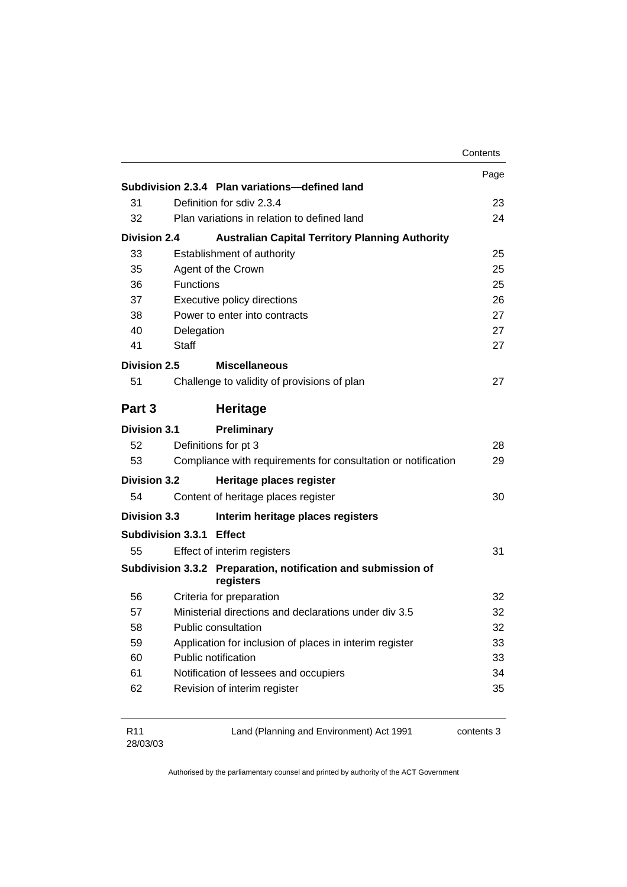| | | Page |
|---|---|---|
| **Subdivision 2.3.4** | **Plan variations—defined land** | |
| 31 | Definition for sdiv 2.3.4 | 23 |
| 32 | Plan variations in relation to defined land | 24 |
| **Division 2.4** | **Australian Capital Territory Planning Authority** | |
| 33 | Establishment of authority | 25 |
| 35 | Agent of the Crown | 25 |
| 36 | Functions | 25 |
| 37 | Executive policy directions | 26 |
| 38 | Power to enter into contracts | 27 |
| 40 | Delegation | 27 |
| 41 | Staff | 27 |
| **Division 2.5** | **Miscellaneous** | |
| 51 | Challenge to validity of provisions of plan | 27 |
| **Part 3** | **Heritage** | |
| **Division 3.1** | **Preliminary** | |
| 52 | Definitions for pt 3 | 28 |
| 53 | Compliance with requirements for consultation or notification | 29 |
| **Division 3.2** | **Heritage places register** | |
| 54 | Content of heritage places register | 30 |
| **Division 3.3** | **Interim heritage places registers** | |
| **Subdivision 3.3.1** | **Effect** | |
| 55 | Effect of interim registers | 31 |
| **Subdivision 3.3.2** | **Preparation, notification and submission of registers** | |
| 56 | Criteria for preparation | 32 |
| 57 | Ministerial directions and declarations under div 3.5 | 32 |
| 58 | Public consultation | 32 |
| 59 | Application for inclusion of places in interim register | 33 |
| 60 | Public notification | 33 |
| 61 | Notification of lessees and occupiers | 34 |
| 62 | Revision of interim register | 35 |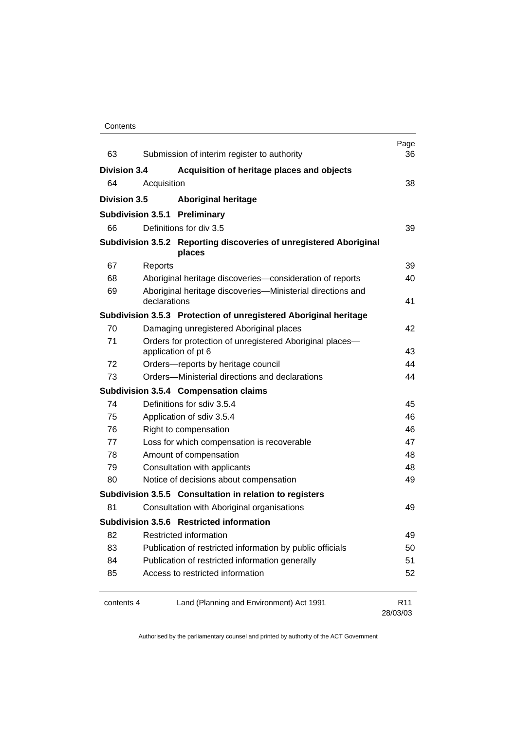| | | Page |
|---|---|---|
| 63 | Submission of interim register to authority | 36 |
| **Division 3.4** | **Acquisition of heritage places and objects** | |
| 64 | Acquisition | 38 |
| **Division 3.5** | **Aboriginal heritage** | |
| **Subdivision 3.5.1** | **Preliminary** | |
| 66 | Definitions for div 3.5 | 39 |
| **Subdivision 3.5.2** | **Reporting discoveries of unregistered Aboriginal places** | |
| 67 | Reports | 39 |
| 68 | Aboriginal heritage discoveries—consideration of reports | 40 |
| 69 | Aboriginal heritage discoveries—Ministerial directions and declarations | 41 |
| **Subdivision 3.5.3** | **Protection of unregistered Aboriginal heritage** | |
| 70 | Damaging unregistered Aboriginal places | 42 |
| 71 | Orders for protection of unregistered Aboriginal places—application of pt 6 | 43 |
| 72 | Orders—reports by heritage council | 44 |
| 73 | Orders—Ministerial directions and declarations | 44 |
| **Subdivision 3.5.4** | **Compensation claims** | |
| 74 | Definitions for sdiv 3.5.4 | 45 |
| 75 | Application of sdiv 3.5.4 | 46 |
| 76 | Right to compensation | 46 |
| 77 | Loss for which compensation is recoverable | 47 |
| 78 | Amount of compensation | 48 |
| 79 | Consultation with applicants | 48 |
| 80 | Notice of decisions about compensation | 49 |
| **Subdivision 3.5.5** | **Consultation in relation to registers** | |
| 81 | Consultation with Aboriginal organisations | 49 |
| **Subdivision 3.5.6** | **Restricted information** | |
| 82 | Restricted information | 49 |
| 83 | Publication of restricted information by public officials | 50 |
| 84 | Publication of restricted information generally | 51 |
| 85 | Access to restricted information | 52 |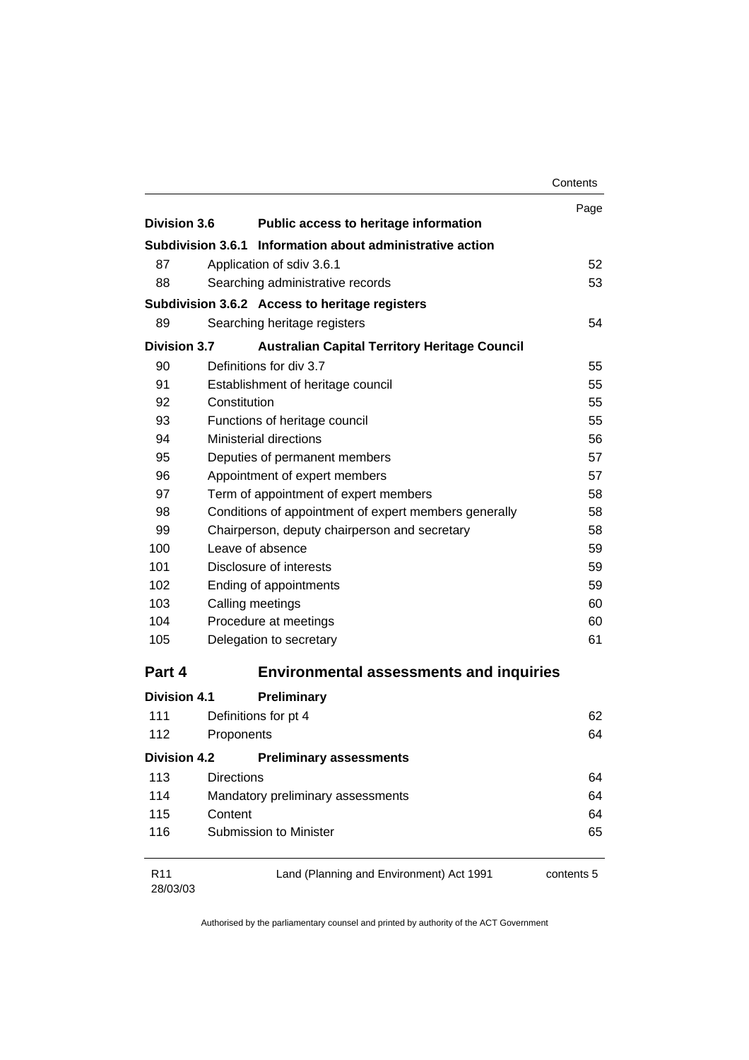| | | Page |
|---|---|---|
| **Division 3.6** | **Public access to heritage information** | |
| **Subdivision 3.6.1** | **Information about administrative action** | |
| 87 | Application of sdiv 3.6.1 | 52 |
| 88 | Searching administrative records | 53 |
| **Subdivision 3.6.2** | **Access to heritage registers** | |
| 89 | Searching heritage registers | 54 |
| **Division 3.7** | **Australian Capital Territory Heritage Council** | |
| 90 | Definitions for div 3.7 | 55 |
| 91 | Establishment of heritage council | 55 |
| 92 | Constitution | 55 |
| 93 | Functions of heritage council | 55 |
| 94 | Ministerial directions | 56 |
| 95 | Deputies of permanent members | 57 |
| 96 | Appointment of expert members | 57 |
| 97 | Term of appointment of expert members | 58 |
| 98 | Conditions of appointment of expert members generally | 58 |
| 99 | Chairperson, deputy chairperson and secretary | 58 |
| 100 | Leave of absence | 59 |
| 101 | Disclosure of interests | 59 |
| 102 | Ending of appointments | 59 |
| 103 | Calling meetings | 60 |
| 104 | Procedure at meetings | 60 |
| 105 | Delegation to secretary | 61 |

## Part 4 Environmental assessments and inquiries

| | | |
|---|---|---|
| **Division 4.1** | **Preliminary** | |
| 111 | Definitions for pt 4 | 62 |
| 112 | Proponents | 64 |
| **Division 4.2** | **Preliminary assessments** | |
| 113 | Directions | 64 |
| 114 | Mandatory preliminary assessments | 64 |
| 115 | Content | 64 |
| 116 | Submission to Minister | 65 |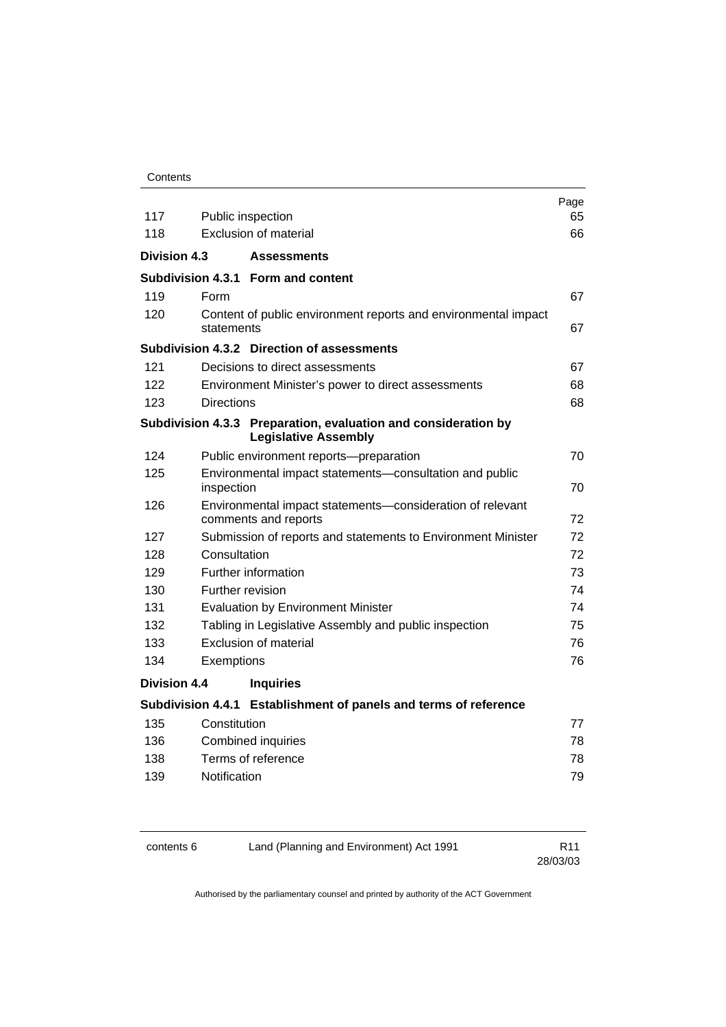| | | Page |
|---|---|---|
| 117 | Public inspection | 65 |
| 118 | Exclusion of material | 66 |
| **Division 4.3** | **Assessments** | |
| **Subdivision 4.3.1** | **Form and content** | |
| 119 | Form | 67 |
| 120 | Content of public environment reports and environmental impact statements | 67 |
| **Subdivision 4.3.2** | **Direction of assessments** | |
| 121 | Decisions to direct assessments | 67 |
| 122 | Environment Minister's power to direct assessments | 68 |
| 123 | Directions | 68 |
| **Subdivision 4.3.3** | **Preparation, evaluation and consideration by Legislative Assembly** | |
| 124 | Public environment reports—preparation | 70 |
| 125 | Environmental impact statements—consultation and public inspection | 70 |
| 126 | Environmental impact statements—consideration of relevant comments and reports | 72 |
| 127 | Submission of reports and statements to Environment Minister | 72 |
| 128 | Consultation | 72 |
| 129 | Further information | 73 |
| 130 | Further revision | 74 |
| 131 | Evaluation by Environment Minister | 74 |
| 132 | Tabling in Legislative Assembly and public inspection | 75 |
| 133 | Exclusion of material | 76 |
| 134 | Exemptions | 76 |
| **Division 4.4** | **Inquiries** | |
| **Subdivision 4.4.1** | **Establishment of panels and terms of reference** | |
| 135 | Constitution | 77 |
| 136 | Combined inquiries | 78 |
| 138 | Terms of reference | 78 |
| 139 | Notification | 79 |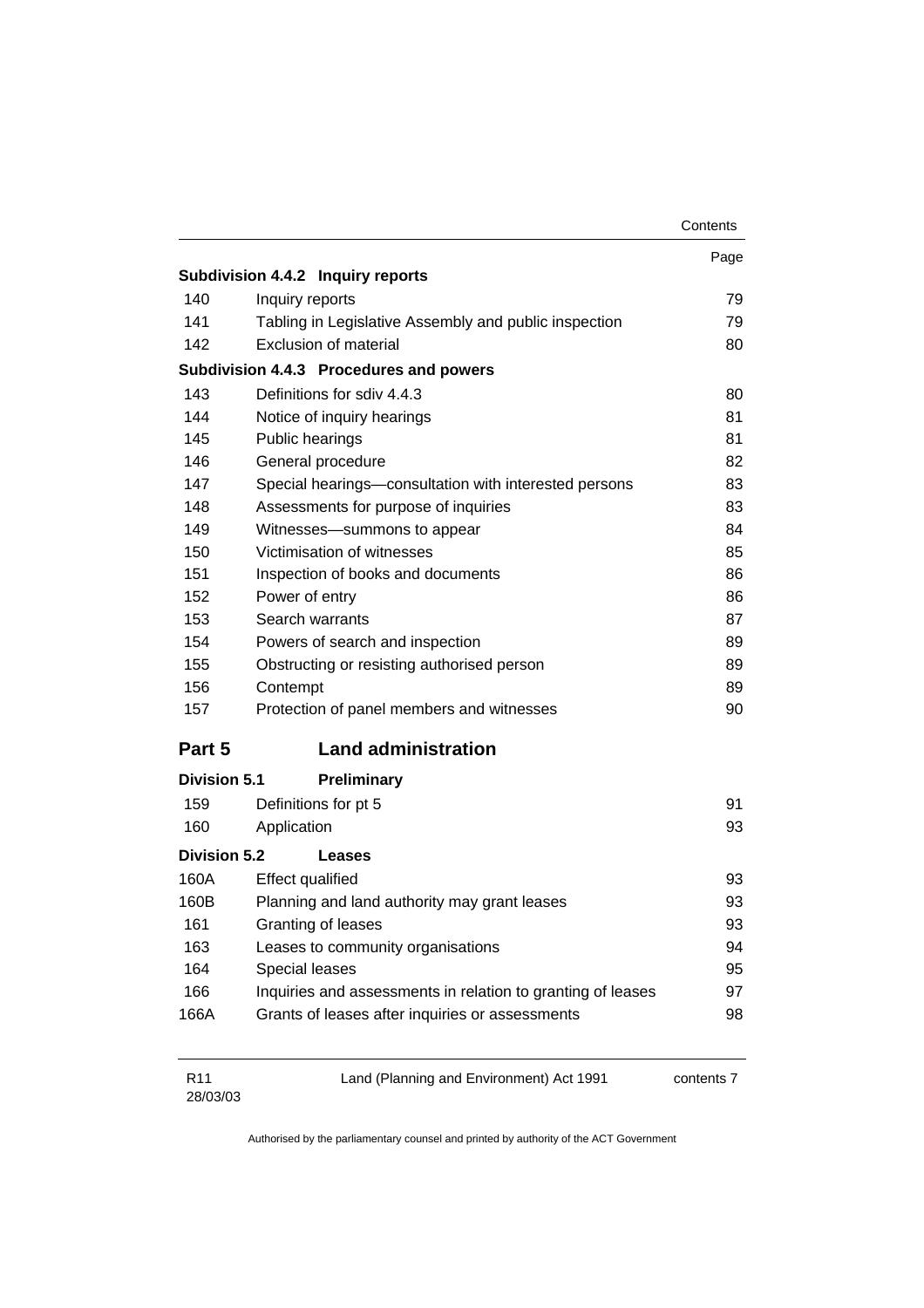| | | Page |
|---|---|---|
| **Subdivision 4.4.2** | **Inquiry reports** | |
| 140 | Inquiry reports | 79 |
| 141 | Tabling in Legislative Assembly and public inspection | 79 |
| 142 | Exclusion of material | 80 |
| **Subdivision 4.4.3** | **Procedures and powers** | |
| 143 | Definitions for sdiv 4.4.3 | 80 |
| 144 | Notice of inquiry hearings | 81 |
| 145 | Public hearings | 81 |
| 146 | General procedure | 82 |
| 147 | Special hearings—consultation with interested persons | 83 |
| 148 | Assessments for purpose of inquiries | 83 |
| 149 | Witnesses—summons to appear | 84 |
| 150 | Victimisation of witnesses | 85 |
| 151 | Inspection of books and documents | 86 |
| 152 | Power of entry | 86 |
| 153 | Search warrants | 87 |
| 154 | Powers of search and inspection | 89 |
| 155 | Obstructing or resisting authorised person | 89 |
| 156 | Contempt | 89 |
| 157 | Protection of panel members and witnesses | 90 |

## Part 5 Land administration

| | | |
|---|---|---|
| **Division 5.1** | **Preliminary** | |
| 159 | Definitions for pt 5 | 91 |
| 160 | Application | 93 |
| **Division 5.2** | **Leases** | |
| 160A | Effect qualified | 93 |
| 160B | Planning and land authority may grant leases | 93 |
| 161 | Granting of leases | 93 |
| 163 | Leases to community organisations | 94 |
| 164 | Special leases | 95 |
| 166 | Inquiries and assessments in relation to granting of leases | 97 |
| 166A | Grants of leases after inquiries or assessments | 98 |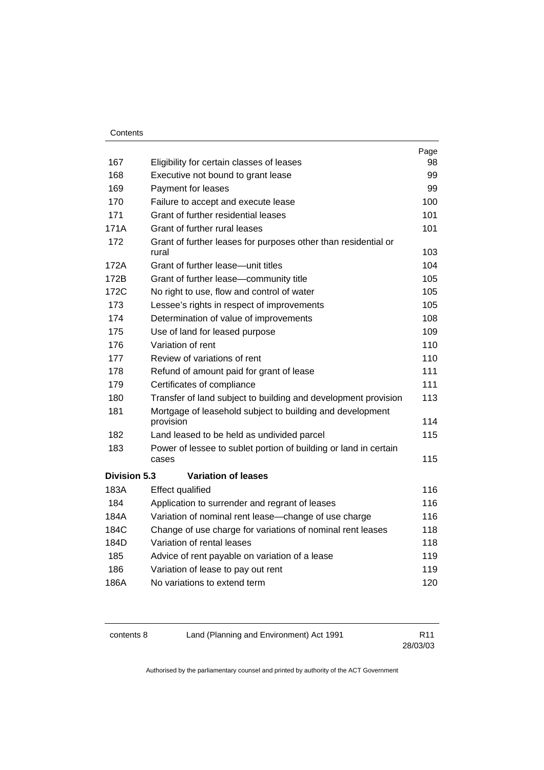| | | Page |
|---|---|---|
| 167 | Eligibility for certain classes of leases | 98 |
| 168 | Executive not bound to grant lease | 99 |
| 169 | Payment for leases | 99 |
| 170 | Failure to accept and execute lease | 100 |
| 171 | Grant of further residential leases | 101 |
| 171A | Grant of further rural leases | 101 |
| 172 | Grant of further leases for purposes other than residential or rural | 103 |
| 172A | Grant of further lease—unit titles | 104 |
| 172B | Grant of further lease—community title | 105 |
| 172C | No right to use, flow and control of water | 105 |
| 173 | Lessee's rights in respect of improvements | 105 |
| 174 | Determination of value of improvements | 108 |
| 175 | Use of land for leased purpose | 109 |
| 176 | Variation of rent | 110 |
| 177 | Review of variations of rent | 110 |
| 178 | Refund of amount paid for grant of lease | 111 |
| 179 | Certificates of compliance | 111 |
| 180 | Transfer of land subject to building and development provision | 113 |
| 181 | Mortgage of leasehold subject to building and development provision | 114 |
| 182 | Land leased to be held as undivided parcel | 115 |
| 183 | Power of lessee to sublet portion of building or land in certain cases | 115 |
| **Division 5.3** | **Variation of leases** | |
| 183A | Effect qualified | 116 |
| 184 | Application to surrender and regrant of leases | 116 |
| 184A | Variation of nominal rent lease—change of use charge | 116 |
| 184C | Change of use charge for variations of nominal rent leases | 118 |
| 184D | Variation of rental leases | 118 |
| 185 | Advice of rent payable on variation of a lease | 119 |
| 186 | Variation of lease to pay out rent | 119 |
| 186A | No variations to extend term | 120 |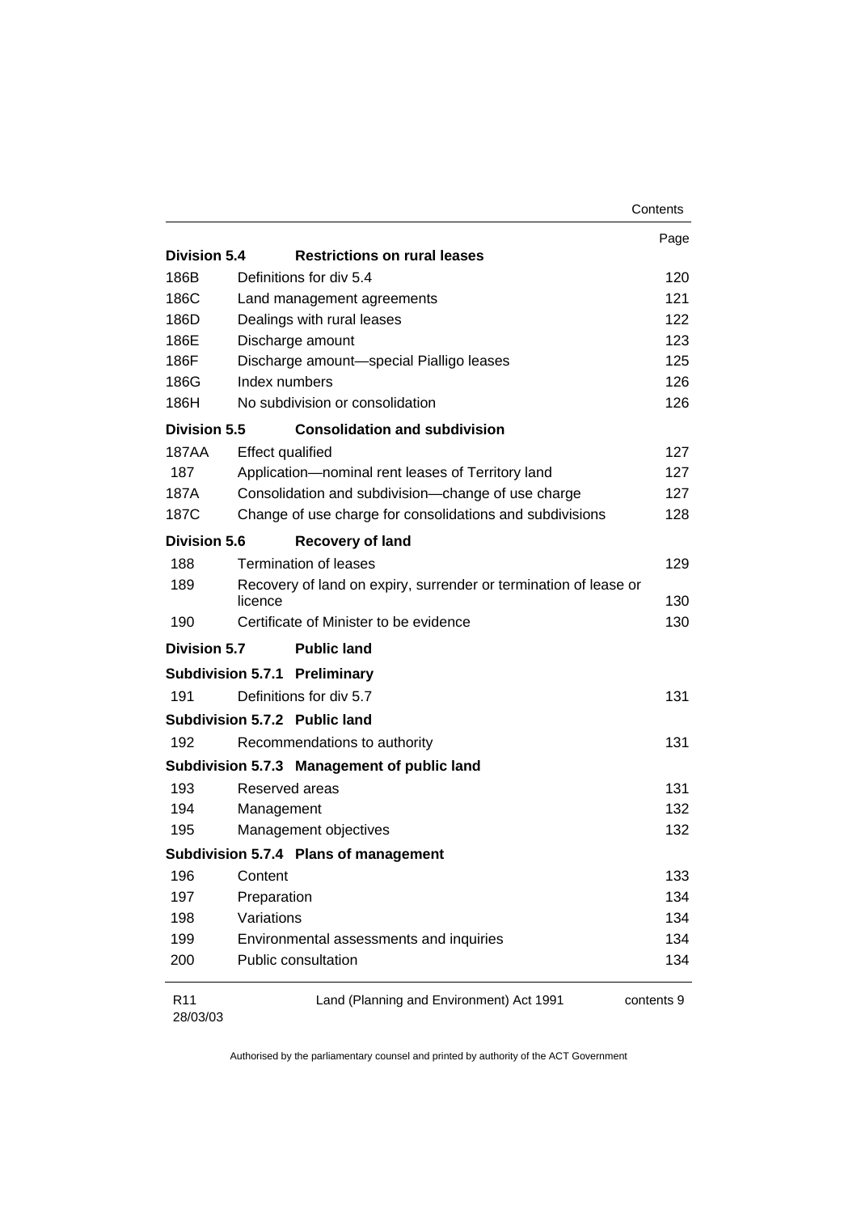| | | Page |
|---|---|---|
| **Division 5.4** | **Restrictions on rural leases** | |
| 186B | Definitions for div 5.4 | 120 |
| 186C | Land management agreements | 121 |
| 186D | Dealings with rural leases | 122 |
| 186E | Discharge amount | 123 |
| 186F | Discharge amount—special Pialligo leases | 125 |
| 186G | Index numbers | 126 |
| 186H | No subdivision or consolidation | 126 |
| **Division 5.5** | **Consolidation and subdivision** | |
| 187AA | Effect qualified | 127 |
| 187 | Application—nominal rent leases of Territory land | 127 |
| 187A | Consolidation and subdivision—change of use charge | 127 |
| 187C | Change of use charge for consolidations and subdivisions | 128 |
| **Division 5.6** | **Recovery of land** | |
| 188 | Termination of leases | 129 |
| 189 | Recovery of land on expiry, surrender or termination of lease or licence | 130 |
| 190 | Certificate of Minister to be evidence | 130 |
| **Division 5.7** | **Public land** | |
| **Subdivision 5.7.1** | **Preliminary** | |
| 191 | Definitions for div 5.7 | 131 |
| **Subdivision 5.7.2** | **Public land** | |
| 192 | Recommendations to authority | 131 |
| **Subdivision 5.7.3** | **Management of public land** | |
| 193 | Reserved areas | 131 |
| 194 | Management | 132 |
| 195 | Management objectives | 132 |
| **Subdivision 5.7.4** | **Plans of management** | |
| 196 | Content | 133 |
| 197 | Preparation | 134 |
| 198 | Variations | 134 |
| 199 | Environmental assessments and inquiries | 134 |
| 200 | Public consultation | 134 |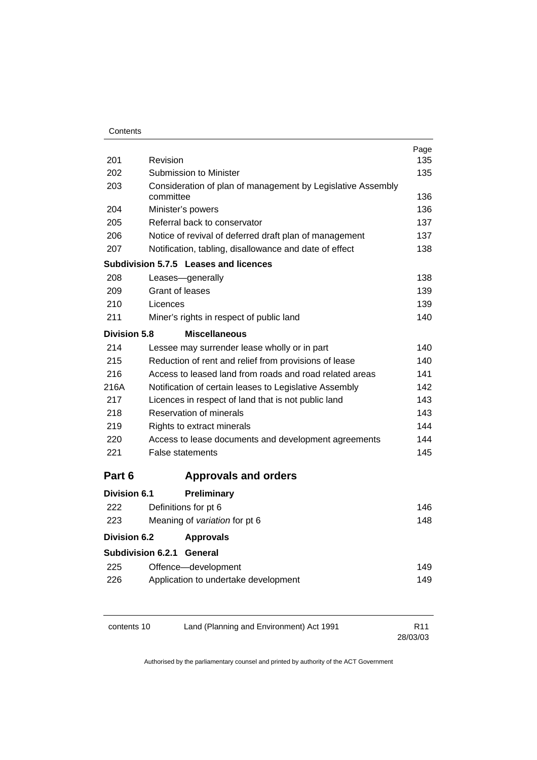| | | Page |
|---|---|---|
| 201 | Revision | 135 |
| 202 | Submission to Minister | 135 |
| 203 | Consideration of plan of management by Legislative Assembly committee | 136 |
| 204 | Minister's powers | 136 |
| 205 | Referral back to conservator | 137 |
| 206 | Notice of revival of deferred draft plan of management | 137 |
| 207 | Notification, tabling, disallowance and date of effect | 138 |

**Subdivision 5.7.5 Leases and licences**

| | | |
|---|---|---|
| 208 | Leases—generally | 138 |
| 209 | Grant of leases | 139 |
| 210 | Licences | 139 |
| 211 | Miner's rights in respect of public land | 140 |

**Division 5.8 Miscellaneous**

| | | |
|---|---|---|
| 214 | Lessee may surrender lease wholly or in part | 140 |
| 215 | Reduction of rent and relief from provisions of lease | 140 |
| 216 | Access to leased land from roads and road related areas | 141 |
| 216A | Notification of certain leases to Legislative Assembly | 142 |
| 217 | Licences in respect of land that is not public land | 143 |
| 218 | Reservation of minerals | 143 |
| 219 | Rights to extract minerals | 144 |
| 220 | Access to lease documents and development agreements | 144 |
| 221 | False statements | 145 |

## Part 6 Approvals and orders

**Division 6.1 Preliminary**

| | | |
|---|---|---|
| 222 | Definitions for pt 6 | 146 |
| 223 | Meaning of *variation* for pt 6 | 148 |

**Division 6.2 Approvals**

**Subdivision 6.2.1 General**

| | | |
|---|---|---|
| 225 | Offence—development | 149 |
| 226 | Application to undertake development | 149 |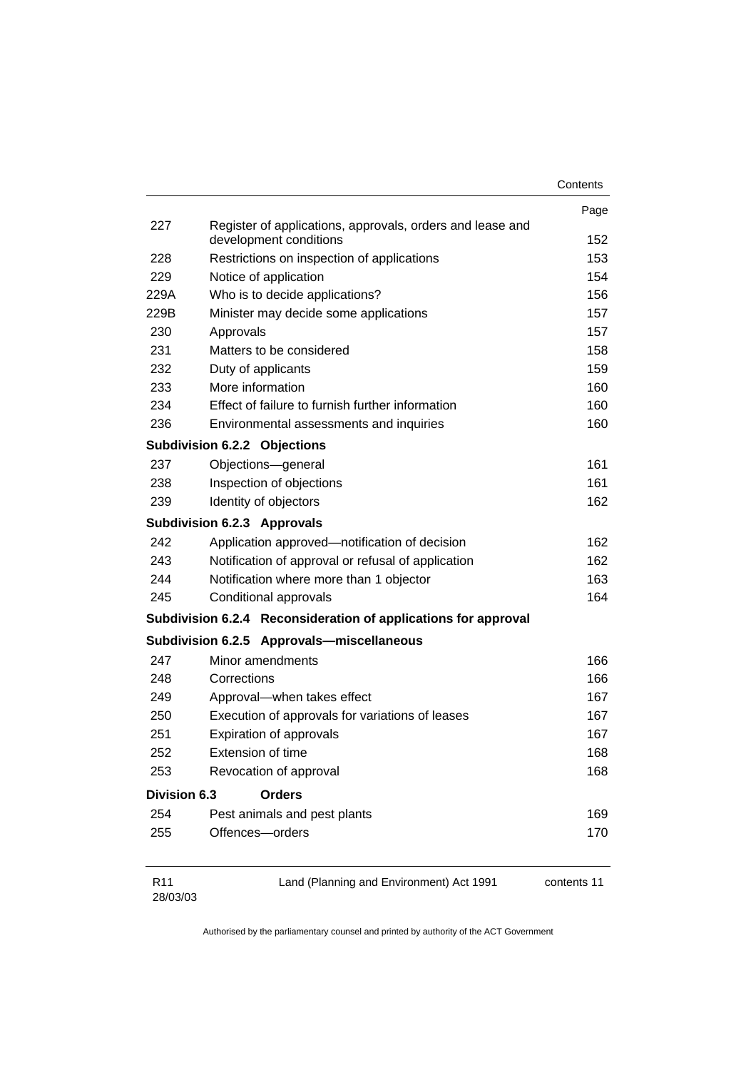| | | Page |
|---|---|---|
| 227 | Register of applications, approvals, orders and lease and development conditions | 152 |
| 228 | Restrictions on inspection of applications | 153 |
| 229 | Notice of application | 154 |
| 229A | Who is to decide applications? | 156 |
| 229B | Minister may decide some applications | 157 |
| 230 | Approvals | 157 |
| 231 | Matters to be considered | 158 |
| 232 | Duty of applicants | 159 |
| 233 | More information | 160 |
| 234 | Effect of failure to furnish further information | 160 |
| 236 | Environmental assessments and inquiries | 160 |
| **Subdivision 6.2.2** | **Objections** | |
| 237 | Objections—general | 161 |
| 238 | Inspection of objections | 161 |
| 239 | Identity of objectors | 162 |
| **Subdivision 6.2.3** | **Approvals** | |
| 242 | Application approved—notification of decision | 162 |
| 243 | Notification of approval or refusal of application | 162 |
| 244 | Notification where more than 1 objector | 163 |
| 245 | Conditional approvals | 164 |
| **Subdivision 6.2.4** | **Reconsideration of applications for approval** | |
| **Subdivision 6.2.5** | **Approvals—miscellaneous** | |
| 247 | Minor amendments | 166 |
| 248 | Corrections | 166 |
| 249 | Approval—when takes effect | 167 |
| 250 | Execution of approvals for variations of leases | 167 |
| 251 | Expiration of approvals | 167 |
| 252 | Extension of time | 168 |
| 253 | Revocation of approval | 168 |
| **Division 6.3** | **Orders** | |
| 254 | Pest animals and pest plants | 169 |
| 255 | Offences—orders | 170 |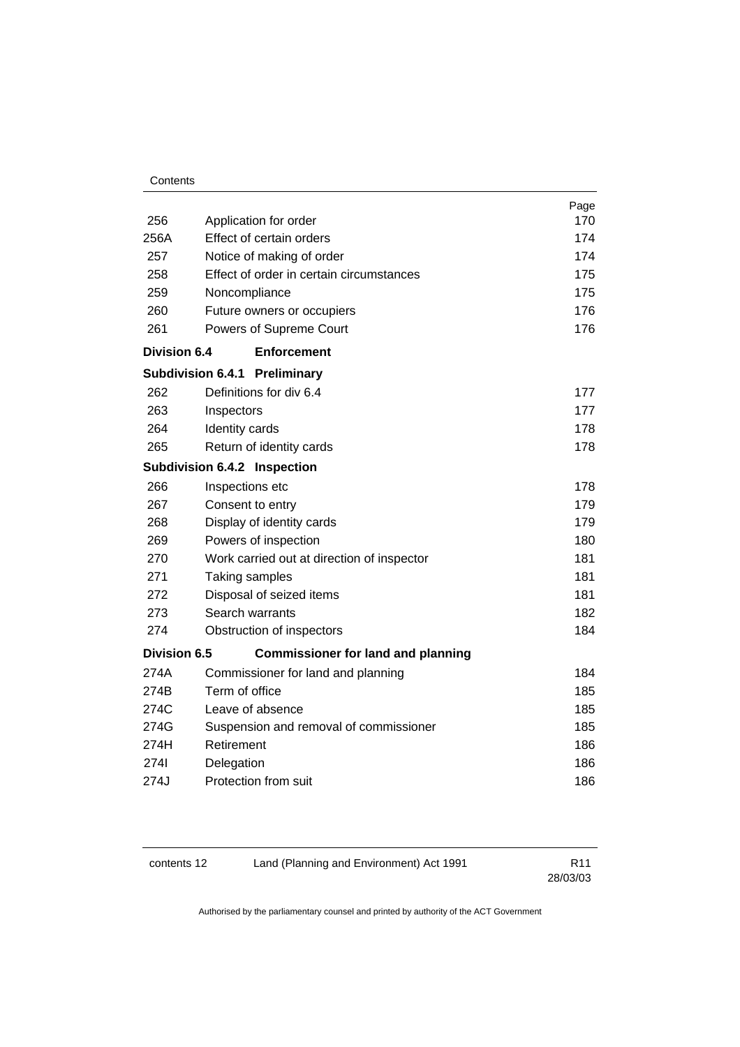| | | Page |
|---|---|---|
| 256 | Application for order | 170 |
| 256A | Effect of certain orders | 174 |
| 257 | Notice of making of order | 174 |
| 258 | Effect of order in certain circumstances | 175 |
| 259 | Noncompliance | 175 |
| 260 | Future owners or occupiers | 176 |
| 261 | Powers of Supreme Court | 176 |
| **Division 6.4** | **Enforcement** | |
| **Subdivision 6.4.1** | **Preliminary** | |
| 262 | Definitions for div 6.4 | 177 |
| 263 | Inspectors | 177 |
| 264 | Identity cards | 178 |
| 265 | Return of identity cards | 178 |
| **Subdivision 6.4.2** | **Inspection** | |
| 266 | Inspections etc | 178 |
| 267 | Consent to entry | 179 |
| 268 | Display of identity cards | 179 |
| 269 | Powers of inspection | 180 |
| 270 | Work carried out at direction of inspector | 181 |
| 271 | Taking samples | 181 |
| 272 | Disposal of seized items | 181 |
| 273 | Search warrants | 182 |
| 274 | Obstruction of inspectors | 184 |
| **Division 6.5** | **Commissioner for land and planning** | |
| 274A | Commissioner for land and planning | 184 |
| 274B | Term of office | 185 |
| 274C | Leave of absence | 185 |
| 274G | Suspension and removal of commissioner | 185 |
| 274H | Retirement | 186 |
| 274I | Delegation | 186 |
| 274J | Protection from suit | 186 |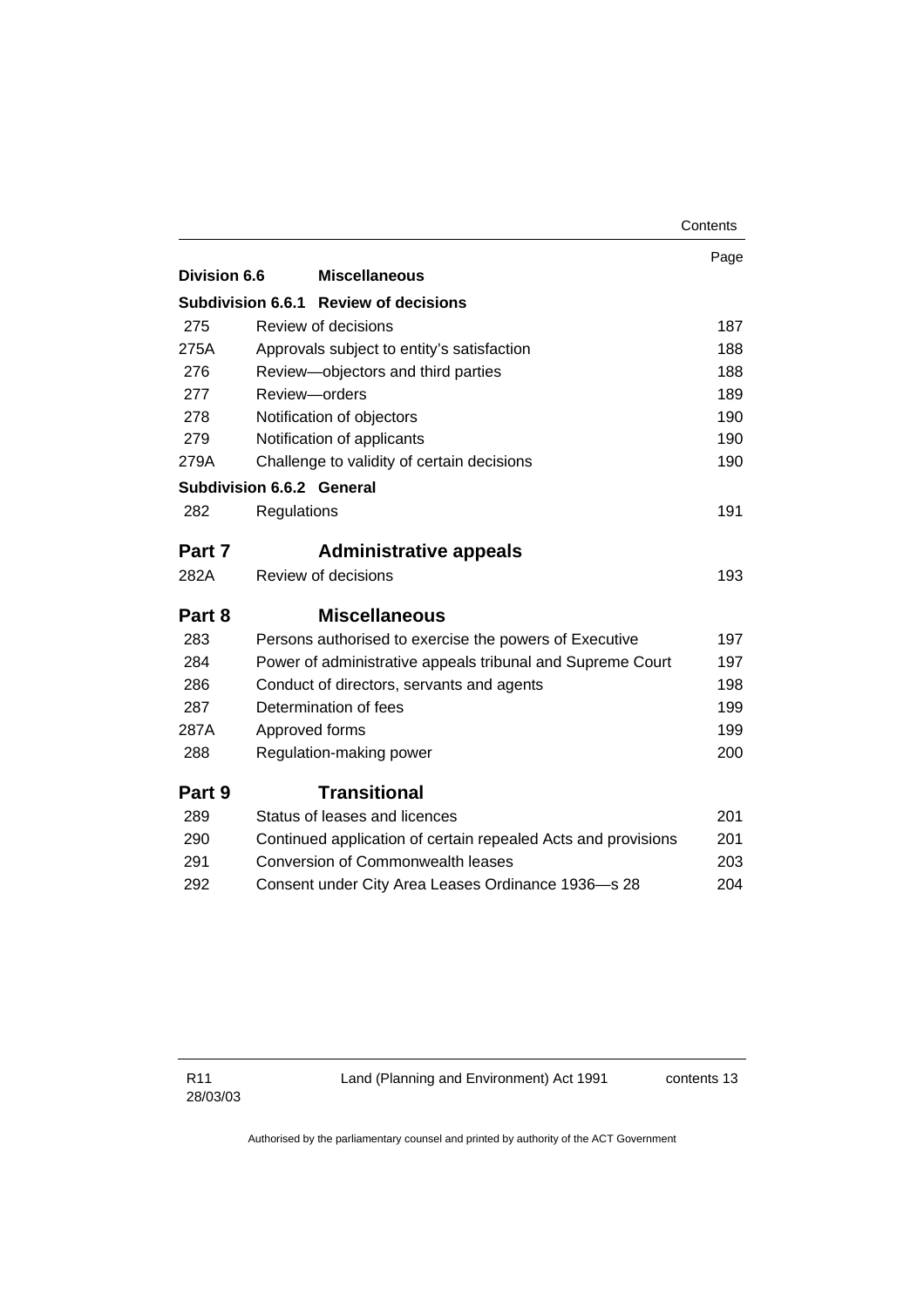| | | Page |
|---|---|---|
| **Division 6.6** | **Miscellaneous** | |
| **Subdivision 6.6.1** | **Review of decisions** | |
| 275 | Review of decisions | 187 |
| 275A | Approvals subject to entity's satisfaction | 188 |
| 276 | Review—objectors and third parties | 188 |
| 277 | Review—orders | 189 |
| 278 | Notification of objectors | 190 |
| 279 | Notification of applicants | 190 |
| 279A | Challenge to validity of certain decisions | 190 |
| **Subdivision 6.6.2** | **General** | |
| 282 | Regulations | 191 |

## Part 7 Administrative appeals

| | | |
|---|---|---|
| 282A | Review of decisions | 193 |

## Part 8 Miscellaneous

| | | |
|---|---|---|
| 283 | Persons authorised to exercise the powers of Executive | 197 |
| 284 | Power of administrative appeals tribunal and Supreme Court | 197 |
| 286 | Conduct of directors, servants and agents | 198 |
| 287 | Determination of fees | 199 |
| 287A | Approved forms | 199 |
| 288 | Regulation-making power | 200 |

## Part 9 Transitional

| | | |
|---|---|---|
| 289 | Status of leases and licences | 201 |
| 290 | Continued application of certain repealed Acts and provisions | 201 |
| 291 | Conversion of Commonwealth leases | 203 |
| 292 | Consent under City Area Leases Ordinance 1936—s 28 | 204 |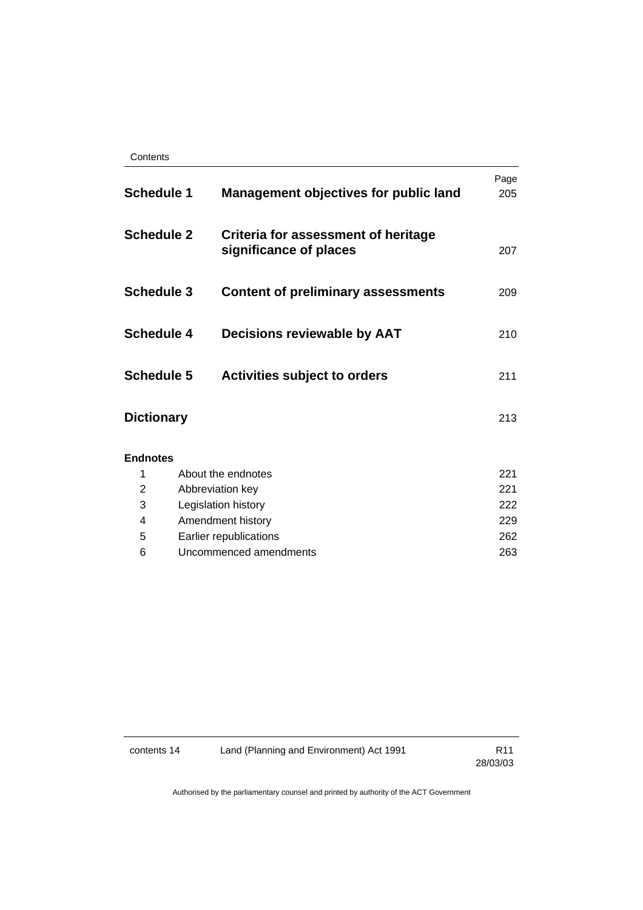| | | Page |
|---|---|---|
| **Schedule 1** | **Management objectives for public land** | 205 |
| **Schedule 2** | **Criteria for assessment of heritage significance of places** | 207 |
| **Schedule 3** | **Content of preliminary assessments** | 209 |
| **Schedule 4** | **Decisions reviewable by AAT** | 210 |
| **Schedule 5** | **Activities subject to orders** | 211 |
| **Dictionary** | | 213 |

**Endnotes**

| | | |
|---|---|---|
| 1 | About the endnotes | 221 |
| 2 | Abbreviation key | 221 |
| 3 | Legislation history | 222 |
| 4 | Amendment history | 229 |
| 5 | Earlier republications | 262 |
| 6 | Uncommenced amendments | 263 |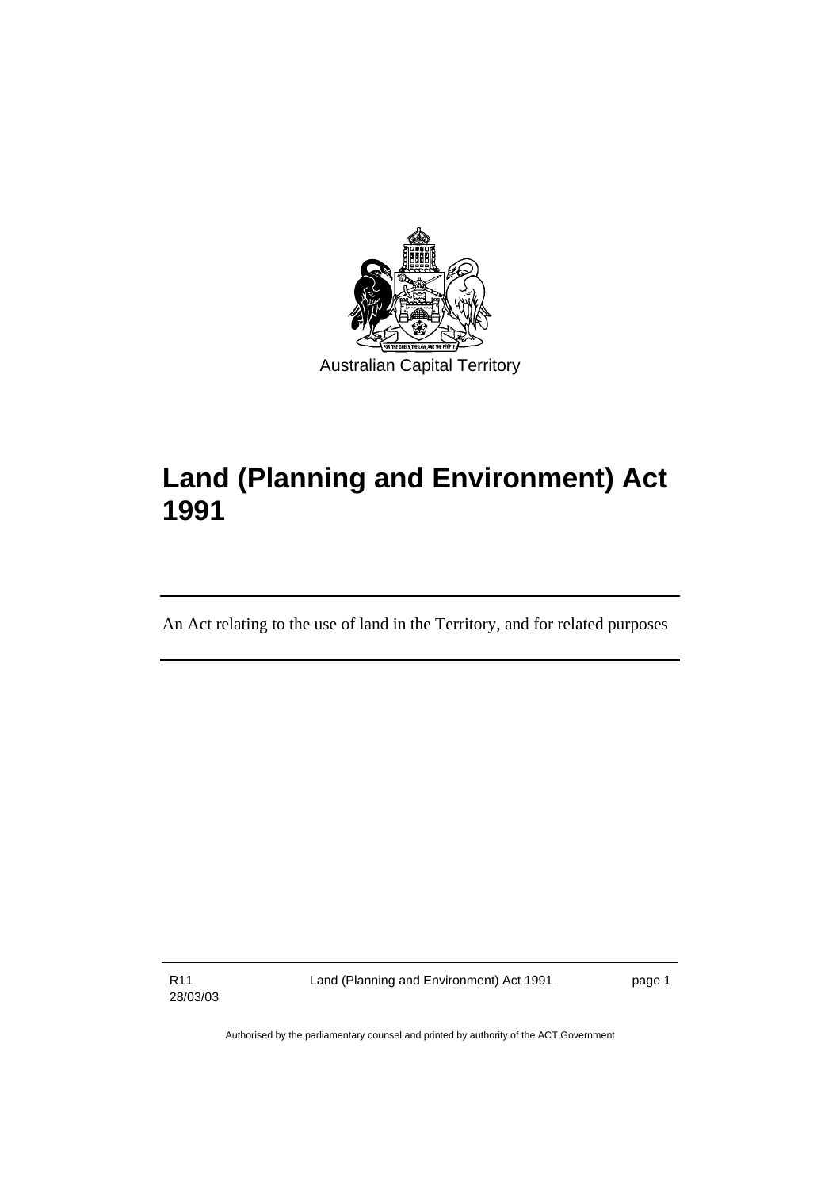Australian Capital Territory

# Land (Planning and Environment) Act 1991

An Act relating to the use of land in the Territory, and for related purposes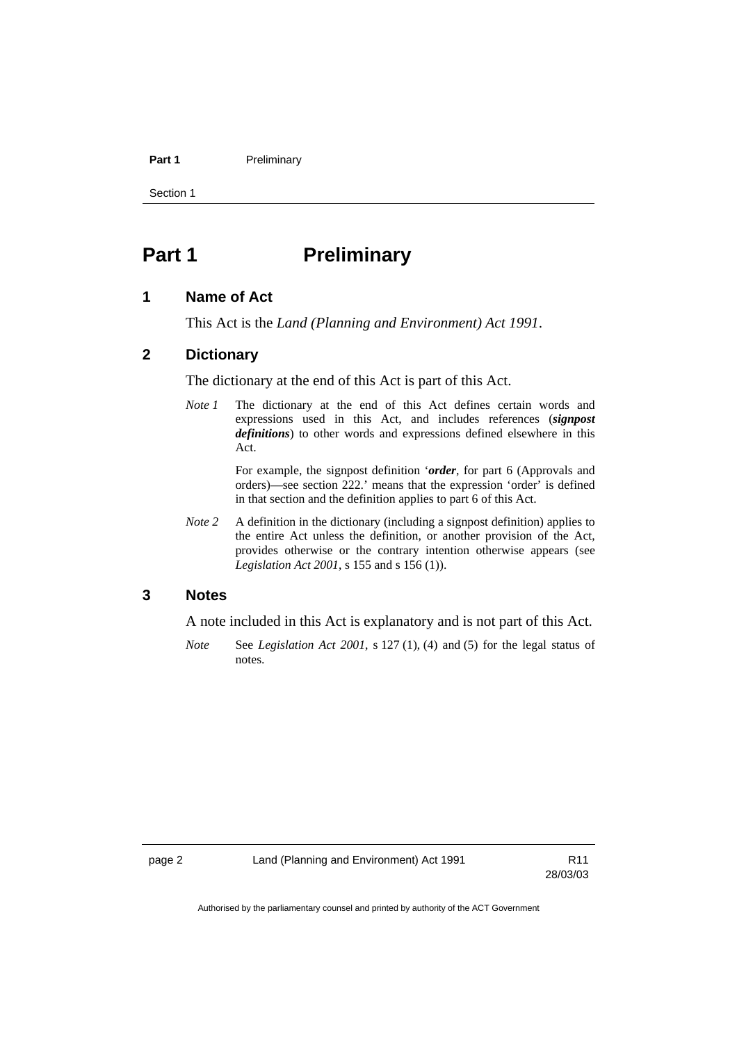# Part 1 Preliminary

## 1 Name of Act

This Act is the *Land (Planning and Environment) Act 1991*.

## 2 Dictionary

The dictionary at the end of this Act is part of this Act.

*Note 1* The dictionary at the end of this Act defines certain words and expressions used in this Act, and includes references (***signpost definitions***) to other words and expressions defined elsewhere in this Act.

For example, the signpost definition '***order***, for part 6 (Approvals and orders)—see section 222.' means that the expression 'order' is defined in that section and the definition applies to part 6 of this Act.

*Note 2* A definition in the dictionary (including a signpost definition) applies to the entire Act unless the definition, or another provision of the Act, provides otherwise or the contrary intention otherwise appears (see *Legislation Act 2001*, s 155 and s 156 (1)).

## 3 Notes

A note included in this Act is explanatory and is not part of this Act.

*Note* See *Legislation Act 2001*, s 127 (1), (4) and (5) for the legal status of notes.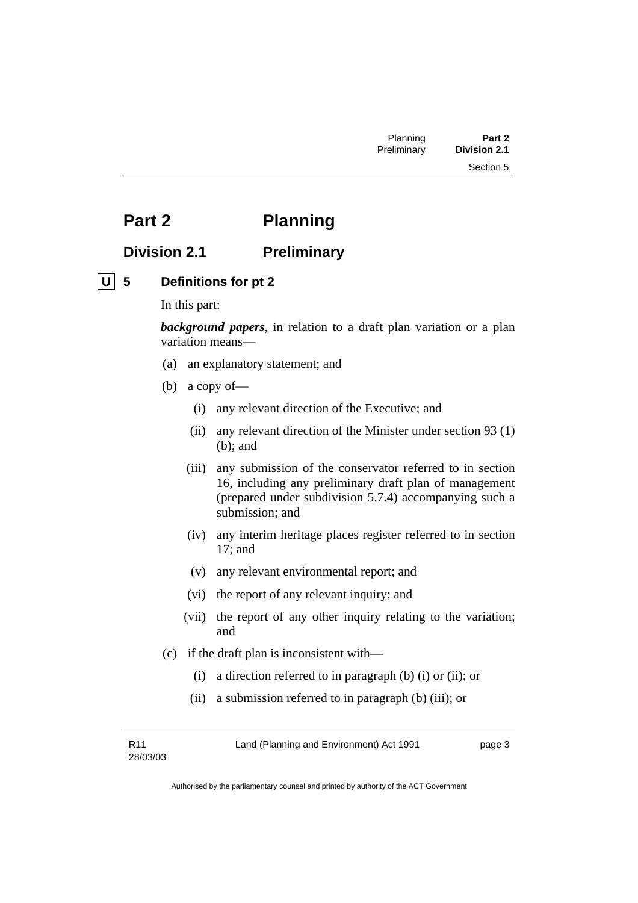# Part 2 Planning

## Division 2.1 Preliminary

### U 5 Definitions for pt 2

In this part:

***background papers***, in relation to a draft plan variation or a plan variation means—

(a) an explanatory statement; and

(b) a copy of—

(i) any relevant direction of the Executive; and

(ii) any relevant direction of the Minister under section 93 (1) (b); and

(iii) any submission of the conservator referred to in section 16, including any preliminary draft plan of management (prepared under subdivision 5.7.4) accompanying such a submission; and

(iv) any interim heritage places register referred to in section 17; and

(v) any relevant environmental report; and

(vi) the report of any relevant inquiry; and

(vii) the report of any other inquiry relating to the variation; and

(c) if the draft plan is inconsistent with—

(i) a direction referred to in paragraph (b) (i) or (ii); or

(ii) a submission referred to in paragraph (b) (iii); or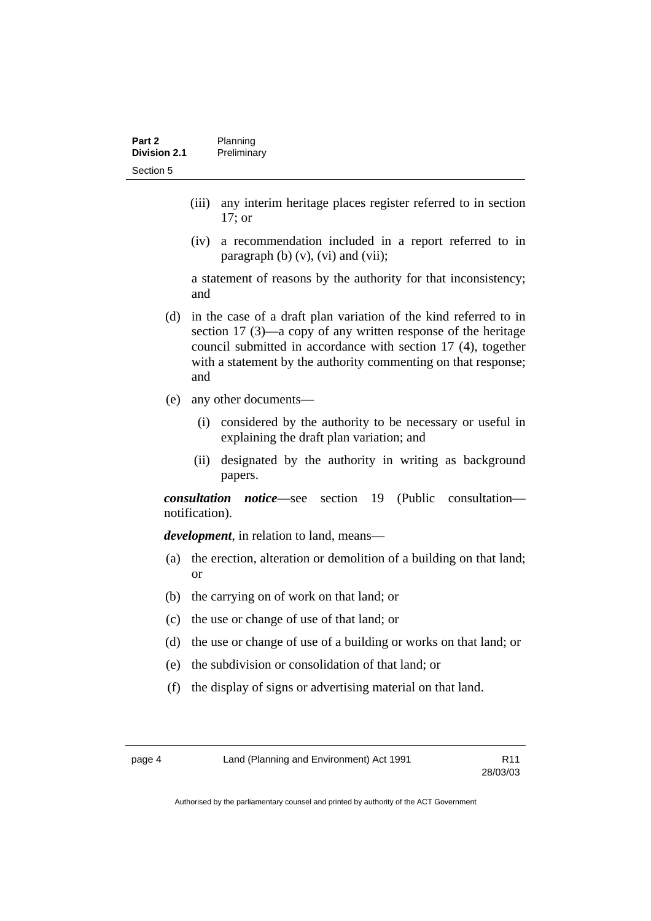(iii) any interim heritage places register referred to in section 17; or

(iv) a recommendation included in a report referred to in paragraph (b) (v), (vi) and (vii);

a statement of reasons by the authority for that inconsistency; and

(d) in the case of a draft plan variation of the kind referred to in section 17 (3)—a copy of any written response of the heritage council submitted in accordance with section 17 (4), together with a statement by the authority commenting on that response; and

(e) any other documents—

(i) considered by the authority to be necessary or useful in explaining the draft plan variation; and

(ii) designated by the authority in writing as background papers.

***consultation notice***—see section 19 (Public consultation—notification).

***development***, in relation to land, means—

(a) the erection, alteration or demolition of a building on that land; or

(b) the carrying on of work on that land; or

(c) the use or change of use of that land; or

(d) the use or change of use of a building or works on that land; or

(e) the subdivision or consolidation of that land; or

(f) the display of signs or advertising material on that land.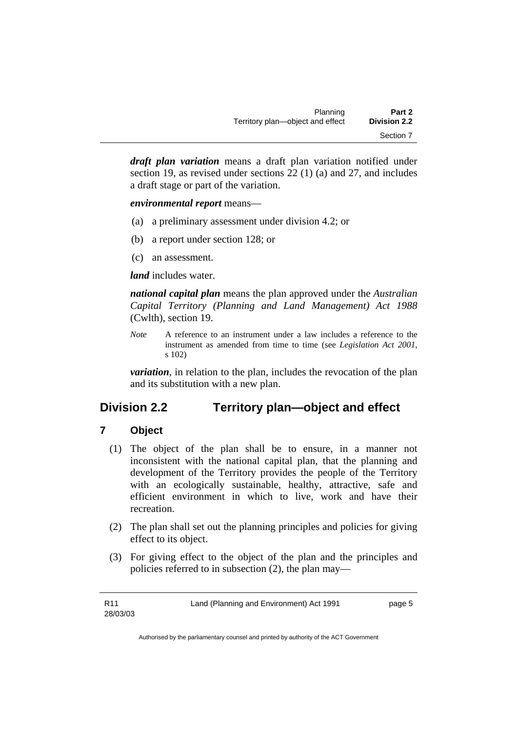***draft plan variation*** means a draft plan variation notified under section 19, as revised under sections 22 (1) (a) and 27, and includes a draft stage or part of the variation.

***environmental report*** means—

(a) a preliminary assessment under division 4.2; or

(b) a report under section 128; or

(c) an assessment.

***land*** includes water.

***national capital plan*** means the plan approved under the *Australian Capital Territory (Planning and Land Management) Act 1988* (Cwlth), section 19.

*Note* A reference to an instrument under a law includes a reference to the instrument as amended from time to time (see *Legislation Act 2001*, s 102)

***variation***, in relation to the plan, includes the revocation of the plan and its substitution with a new plan.

## Division 2.2 Territory plan—object and effect

### 7 Object

(1) The object of the plan shall be to ensure, in a manner not inconsistent with the national capital plan, that the planning and development of the Territory provides the people of the Territory with an ecologically sustainable, healthy, attractive, safe and efficient environment in which to live, work and have their recreation.

(2) The plan shall set out the planning principles and policies for giving effect to its object.

(3) For giving effect to the object of the plan and the principles and policies referred to in subsection (2), the plan may—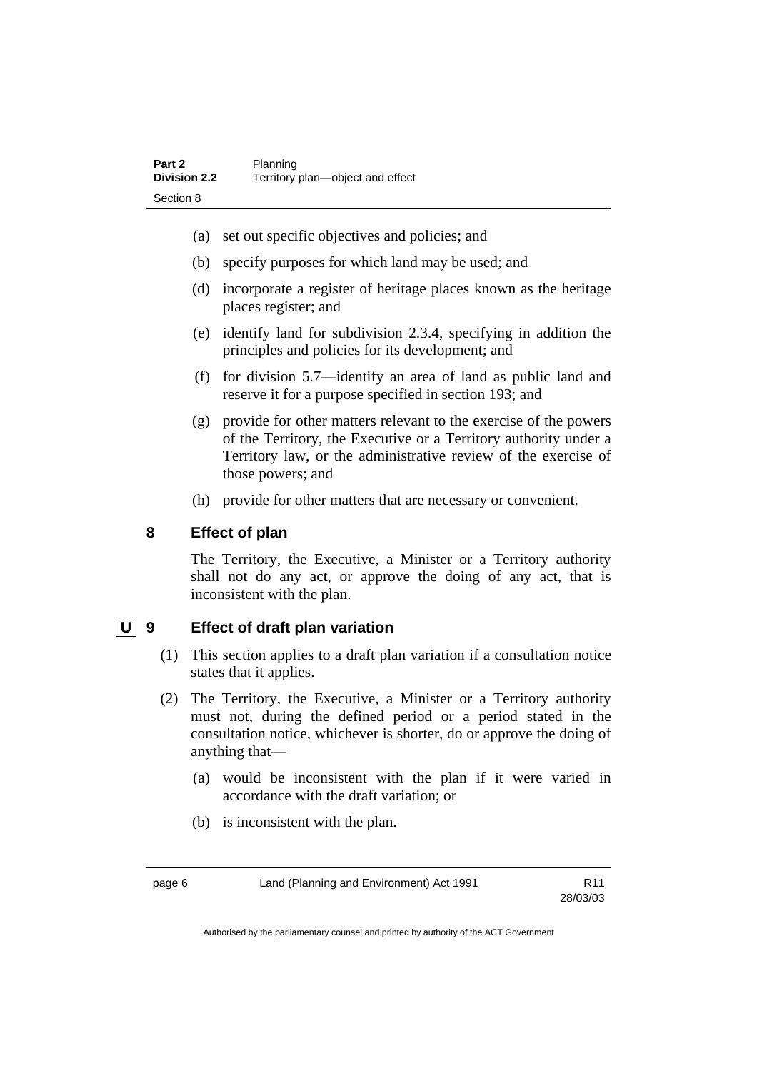(a) set out specific objectives and policies; and

(b) specify purposes for which land may be used; and

(d) incorporate a register of heritage places known as the heritage places register; and

(e) identify land for subdivision 2.3.4, specifying in addition the principles and policies for its development; and

(f) for division 5.7—identify an area of land as public land and reserve it for a purpose specified in section 193; and

(g) provide for other matters relevant to the exercise of the powers of the Territory, the Executive or a Territory authority under a Territory law, or the administrative review of the exercise of those powers; and

(h) provide for other matters that are necessary or convenient.

### 8 Effect of plan

The Territory, the Executive, a Minister or a Territory authority shall not do any act, or approve the doing of any act, that is inconsistent with the plan.

### U 9 Effect of draft plan variation

(1) This section applies to a draft plan variation if a consultation notice states that it applies.

(2) The Territory, the Executive, a Minister or a Territory authority must not, during the defined period or a period stated in the consultation notice, whichever is shorter, do or approve the doing of anything that—

(a) would be inconsistent with the plan if it were varied in accordance with the draft variation; or

(b) is inconsistent with the plan.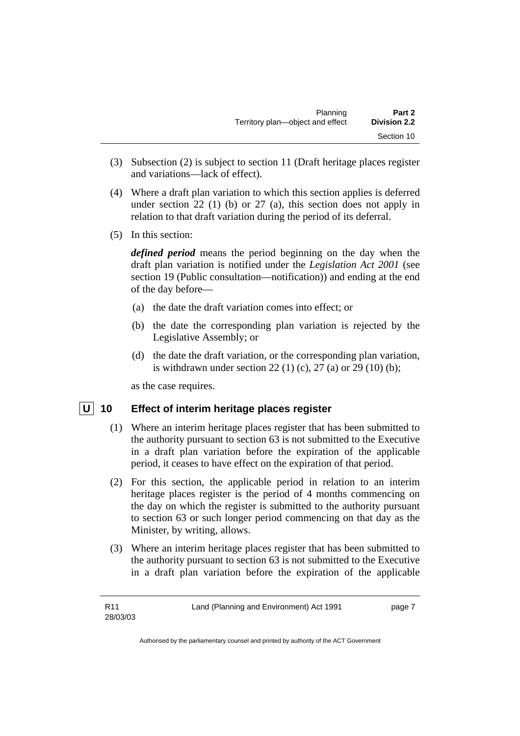(3) Subsection (2) is subject to section 11 (Draft heritage places register and variations—lack of effect).

(4) Where a draft plan variation to which this section applies is deferred under section 22 (1) (b) or 27 (a), this section does not apply in relation to that draft variation during the period of its deferral.

(5) In this section:

***defined period*** means the period beginning on the day when the draft plan variation is notified under the *Legislation Act 2001* (see section 19 (Public consultation—notification)) and ending at the end of the day before—

(a) the date the draft variation comes into effect; or

(b) the date the corresponding plan variation is rejected by the Legislative Assembly; or

(d) the date the draft variation, or the corresponding plan variation, is withdrawn under section 22 (1) (c), 27 (a) or 29 (10) (b);

as the case requires.

## U 10 Effect of interim heritage places register

(1) Where an interim heritage places register that has been submitted to the authority pursuant to section 63 is not submitted to the Executive in a draft plan variation before the expiration of the applicable period, it ceases to have effect on the expiration of that period.

(2) For this section, the applicable period in relation to an interim heritage places register is the period of 4 months commencing on the day on which the register is submitted to the authority pursuant to section 63 or such longer period commencing on that day as the Minister, by writing, allows.

(3) Where an interim heritage places register that has been submitted to the authority pursuant to section 63 is not submitted to the Executive in a draft plan variation before the expiration of the applicable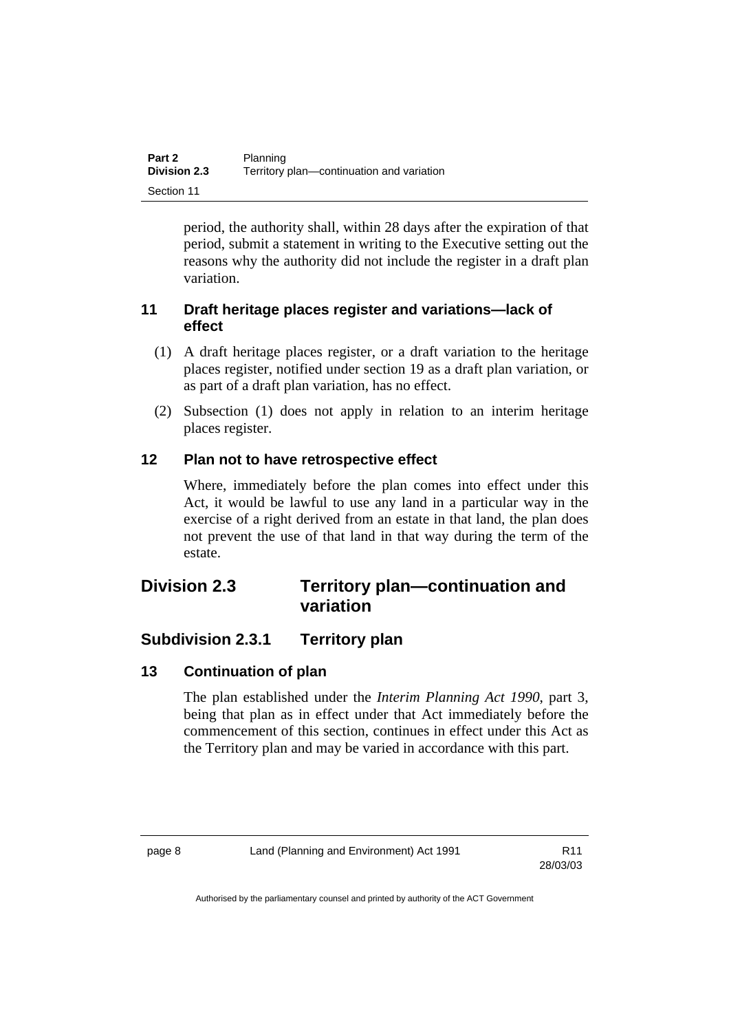period, the authority shall, within 28 days after the expiration of that period, submit a statement in writing to the Executive setting out the reasons why the authority did not include the register in a draft plan variation.

### 11 Draft heritage places register and variations—lack of effect

(1) A draft heritage places register, or a draft variation to the heritage places register, notified under section 19 as a draft plan variation, or as part of a draft plan variation, has no effect.

(2) Subsection (1) does not apply in relation to an interim heritage places register.

### 12 Plan not to have retrospective effect

Where, immediately before the plan comes into effect under this Act, it would be lawful to use any land in a particular way in the exercise of a right derived from an estate in that land, the plan does not prevent the use of that land in that way during the term of the estate.

## Division 2.3 Territory plan—continuation and variation

### Subdivision 2.3.1 Territory plan

### 13 Continuation of plan

The plan established under the *Interim Planning Act 1990*, part 3, being that plan as in effect under that Act immediately before the commencement of this section, continues in effect under this Act as the Territory plan and may be varied in accordance with this part.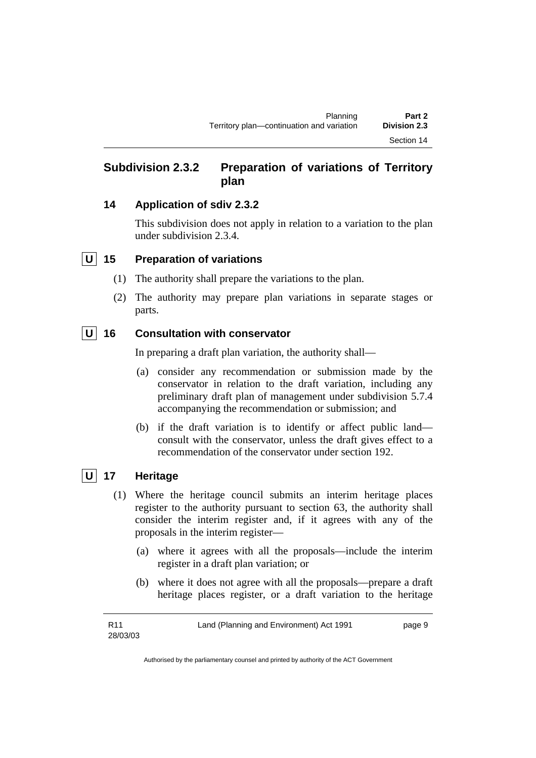## Subdivision 2.3.2 Preparation of variations of Territory plan

### 14 Application of sdiv 2.3.2

This subdivision does not apply in relation to a variation to the plan under subdivision 2.3.4.

### U 15 Preparation of variations

(1) The authority shall prepare the variations to the plan.

(2) The authority may prepare plan variations in separate stages or parts.

### U 16 Consultation with conservator

In preparing a draft plan variation, the authority shall—

(a) consider any recommendation or submission made by the conservator in relation to the draft variation, including any preliminary draft plan of management under subdivision 5.7.4 accompanying the recommendation or submission; and

(b) if the draft variation is to identify or affect public land—consult with the conservator, unless the draft gives effect to a recommendation of the conservator under section 192.

### U 17 Heritage

(1) Where the heritage council submits an interim heritage places register to the authority pursuant to section 63, the authority shall consider the interim register and, if it agrees with any of the proposals in the interim register—

(a) where it agrees with all the proposals—include the interim register in a draft plan variation; or

(b) where it does not agree with all the proposals—prepare a draft heritage places register, or a draft variation to the heritage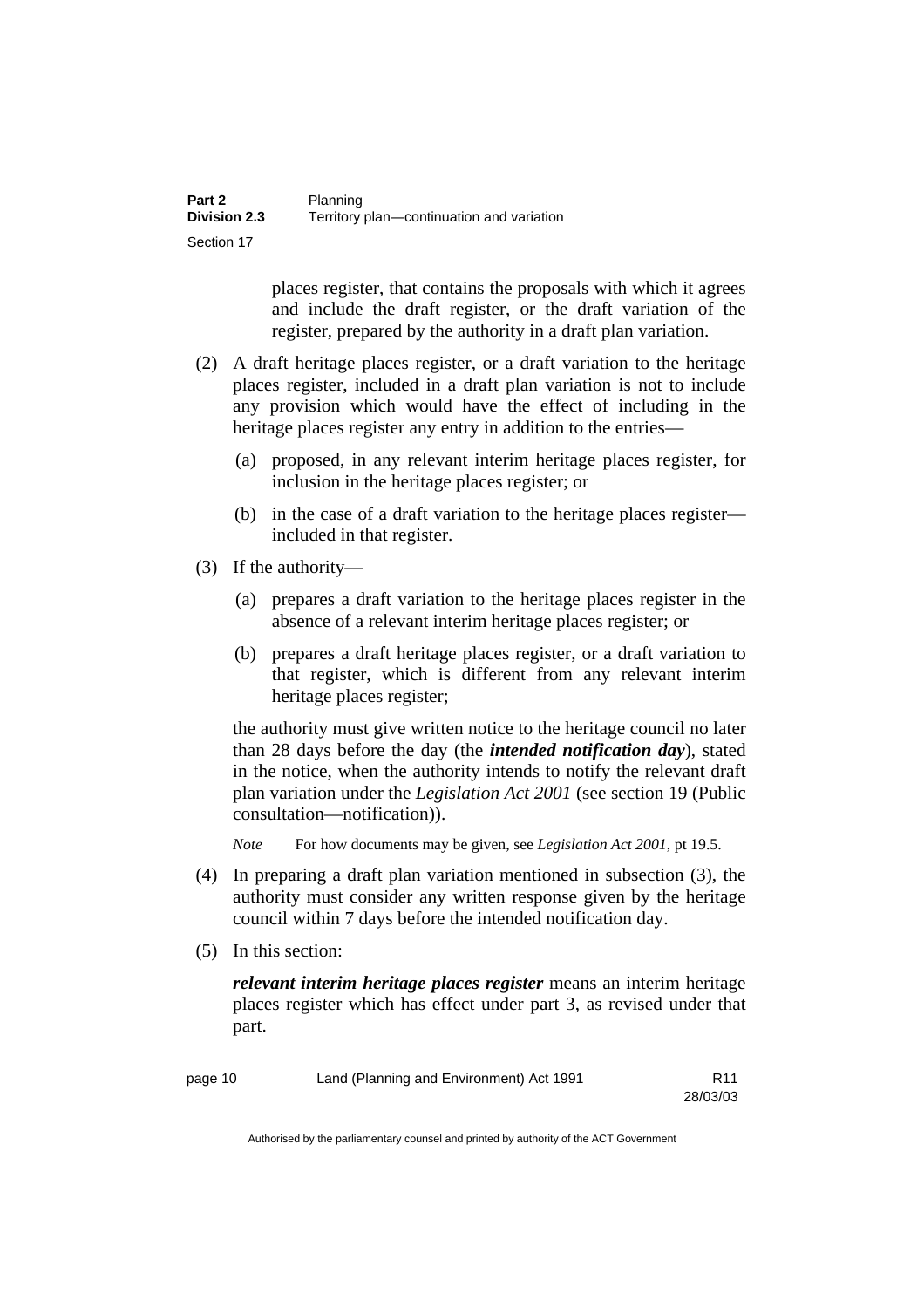places register, that contains the proposals with which it agrees and include the draft register, or the draft variation of the register, prepared by the authority in a draft plan variation.

(2) A draft heritage places register, or a draft variation to the heritage places register, included in a draft plan variation is not to include any provision which would have the effect of including in the heritage places register any entry in addition to the entries—

(a) proposed, in any relevant interim heritage places register, for inclusion in the heritage places register; or

(b) in the case of a draft variation to the heritage places register—included in that register.

(3) If the authority—

(a) prepares a draft variation to the heritage places register in the absence of a relevant interim heritage places register; or

(b) prepares a draft heritage places register, or a draft variation to that register, which is different from any relevant interim heritage places register;

the authority must give written notice to the heritage council no later than 28 days before the day (the ***intended notification day***), stated in the notice, when the authority intends to notify the relevant draft plan variation under the *Legislation Act 2001* (see section 19 (Public consultation—notification)).

*Note* For how documents may be given, see *Legislation Act 2001*, pt 19.5.

(4) In preparing a draft plan variation mentioned in subsection (3), the authority must consider any written response given by the heritage council within 7 days before the intended notification day.

(5) In this section:

***relevant interim heritage places register*** means an interim heritage places register which has effect under part 3, as revised under that part.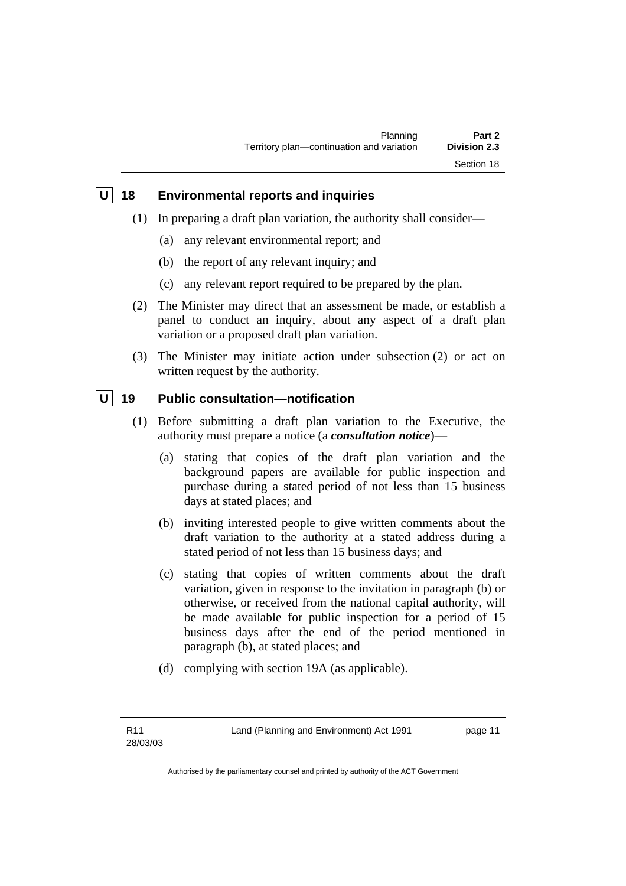## U 18 Environmental reports and inquiries

(1) In preparing a draft plan variation, the authority shall consider—

(a) any relevant environmental report; and

(b) the report of any relevant inquiry; and

(c) any relevant report required to be prepared by the plan.

(2) The Minister may direct that an assessment be made, or establish a panel to conduct an inquiry, about any aspect of a draft plan variation or a proposed draft plan variation.

(3) The Minister may initiate action under subsection (2) or act on written request by the authority.

## U 19 Public consultation—notification

(1) Before submitting a draft plan variation to the Executive, the authority must prepare a notice (a ***consultation notice***)—

(a) stating that copies of the draft plan variation and the background papers are available for public inspection and purchase during a stated period of not less than 15 business days at stated places; and

(b) inviting interested people to give written comments about the draft variation to the authority at a stated address during a stated period of not less than 15 business days; and

(c) stating that copies of written comments about the draft variation, given in response to the invitation in paragraph (b) or otherwise, or received from the national capital authority, will be made available for public inspection for a period of 15 business days after the end of the period mentioned in paragraph (b), at stated places; and

(d) complying with section 19A (as applicable).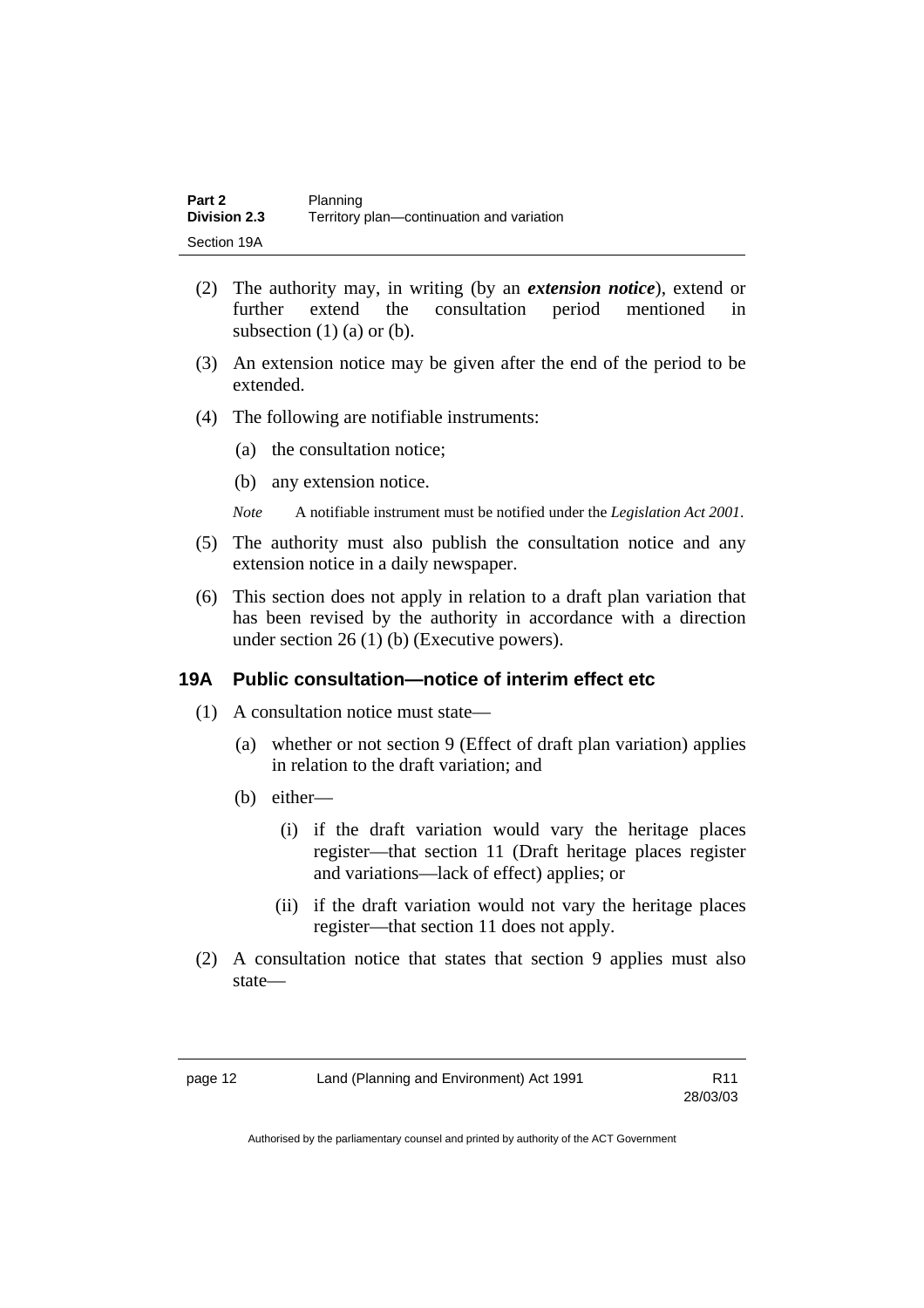(2) The authority may, in writing (by an ***extension notice***), extend or further extend the consultation period mentioned in subsection (1) (a) or (b).

(3) An extension notice may be given after the end of the period to be extended.

(4) The following are notifiable instruments:

(a) the consultation notice;

(b) any extension notice.

*Note* A notifiable instrument must be notified under the *Legislation Act 2001*.

(5) The authority must also publish the consultation notice and any extension notice in a daily newspaper.

(6) This section does not apply in relation to a draft plan variation that has been revised by the authority in accordance with a direction under section 26 (1) (b) (Executive powers).

### 19A Public consultation—notice of interim effect etc

(1) A consultation notice must state—

(a) whether or not section 9 (Effect of draft plan variation) applies in relation to the draft variation; and

(b) either—

(i) if the draft variation would vary the heritage places register—that section 11 (Draft heritage places register and variations—lack of effect) applies; or

(ii) if the draft variation would not vary the heritage places register—that section 11 does not apply.

(2) A consultation notice that states that section 9 applies must also state—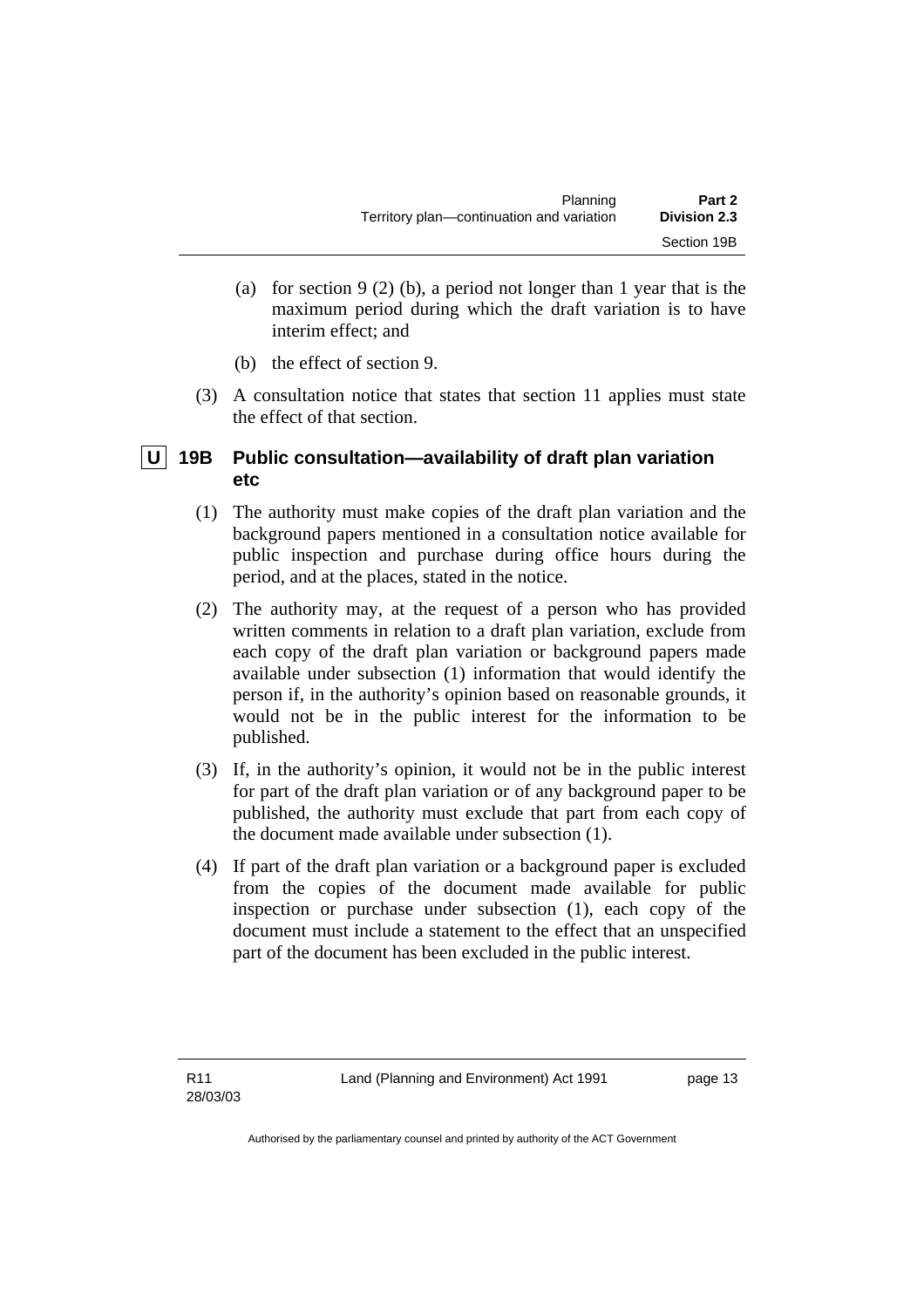(a) for section 9 (2) (b), a period not longer than 1 year that is the maximum period during which the draft variation is to have interim effect; and

(b) the effect of section 9.

(3) A consultation notice that states that section 11 applies must state the effect of that section.

### U 19B Public consultation—availability of draft plan variation etc

(1) The authority must make copies of the draft plan variation and the background papers mentioned in a consultation notice available for public inspection and purchase during office hours during the period, and at the places, stated in the notice.

(2) The authority may, at the request of a person who has provided written comments in relation to a draft plan variation, exclude from each copy of the draft plan variation or background papers made available under subsection (1) information that would identify the person if, in the authority's opinion based on reasonable grounds, it would not be in the public interest for the information to be published.

(3) If, in the authority's opinion, it would not be in the public interest for part of the draft plan variation or of any background paper to be published, the authority must exclude that part from each copy of the document made available under subsection (1).

(4) If part of the draft plan variation or a background paper is excluded from the copies of the document made available for public inspection or purchase under subsection (1), each copy of the document must include a statement to the effect that an unspecified part of the document has been excluded in the public interest.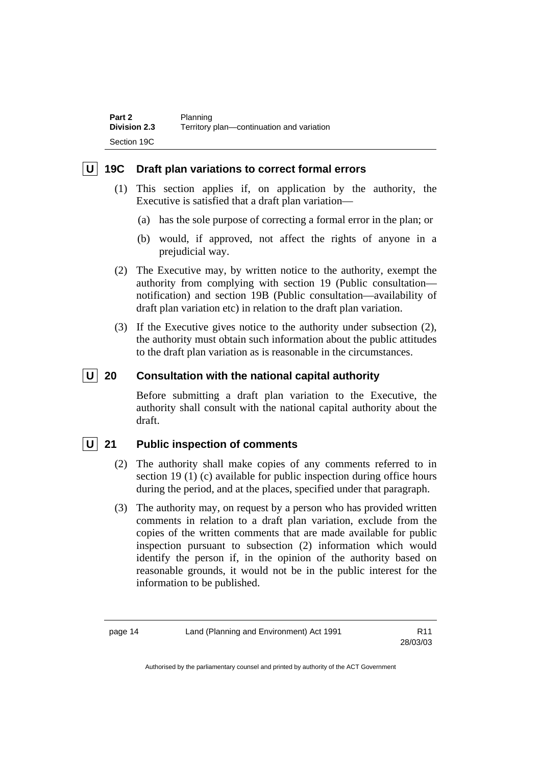## U 19C Draft plan variations to correct formal errors

(1) This section applies if, on application by the authority, the Executive is satisfied that a draft plan variation—

(a) has the sole purpose of correcting a formal error in the plan; or

(b) would, if approved, not affect the rights of anyone in a prejudicial way.

(2) The Executive may, by written notice to the authority, exempt the authority from complying with section 19 (Public consultation—notification) and section 19B (Public consultation—availability of draft plan variation etc) in relation to the draft plan variation.

(3) If the Executive gives notice to the authority under subsection (2), the authority must obtain such information about the public attitudes to the draft plan variation as is reasonable in the circumstances.

## U 20 Consultation with the national capital authority

Before submitting a draft plan variation to the Executive, the authority shall consult with the national capital authority about the draft.

## U 21 Public inspection of comments

(2) The authority shall make copies of any comments referred to in section 19 (1) (c) available for public inspection during office hours during the period, and at the places, specified under that paragraph.

(3) The authority may, on request by a person who has provided written comments in relation to a draft plan variation, exclude from the copies of the written comments that are made available for public inspection pursuant to subsection (2) information which would identify the person if, in the opinion of the authority based on reasonable grounds, it would not be in the public interest for the information to be published.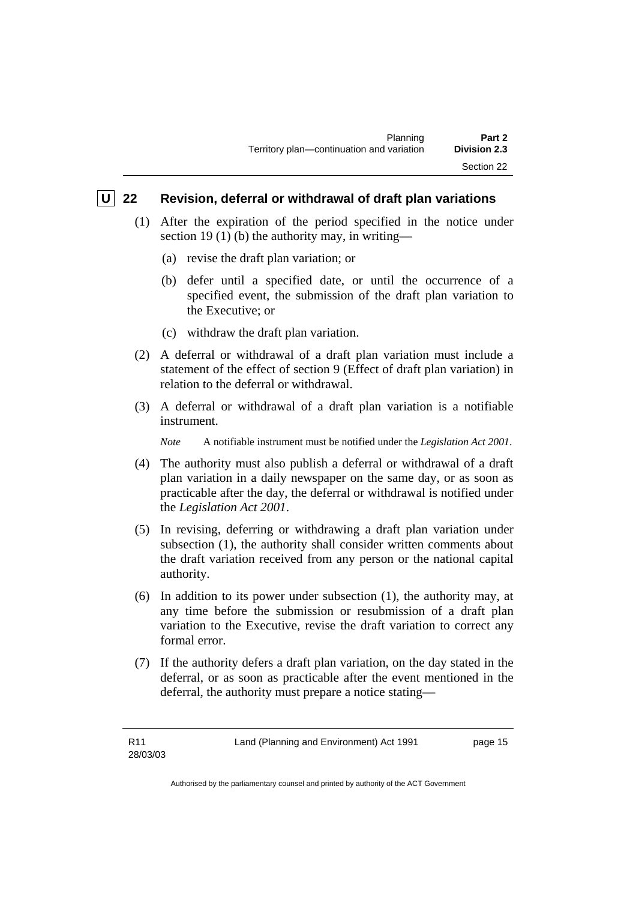## U 22 Revision, deferral or withdrawal of draft plan variations

(1) After the expiration of the period specified in the notice under section 19 (1) (b) the authority may, in writing—

(a) revise the draft plan variation; or

(b) defer until a specified date, or until the occurrence of a specified event, the submission of the draft plan variation to the Executive; or

(c) withdraw the draft plan variation.

(2) A deferral or withdrawal of a draft plan variation must include a statement of the effect of section 9 (Effect of draft plan variation) in relation to the deferral or withdrawal.

(3) A deferral or withdrawal of a draft plan variation is a notifiable instrument.

*Note* A notifiable instrument must be notified under the *Legislation Act 2001*.

(4) The authority must also publish a deferral or withdrawal of a draft plan variation in a daily newspaper on the same day, or as soon as practicable after the day, the deferral or withdrawal is notified under the *Legislation Act 2001*.

(5) In revising, deferring or withdrawing a draft plan variation under subsection (1), the authority shall consider written comments about the draft variation received from any person or the national capital authority.

(6) In addition to its power under subsection (1), the authority may, at any time before the submission or resubmission of a draft plan variation to the Executive, revise the draft variation to correct any formal error.

(7) If the authority defers a draft plan variation, on the day stated in the deferral, or as soon as practicable after the event mentioned in the deferral, the authority must prepare a notice stating—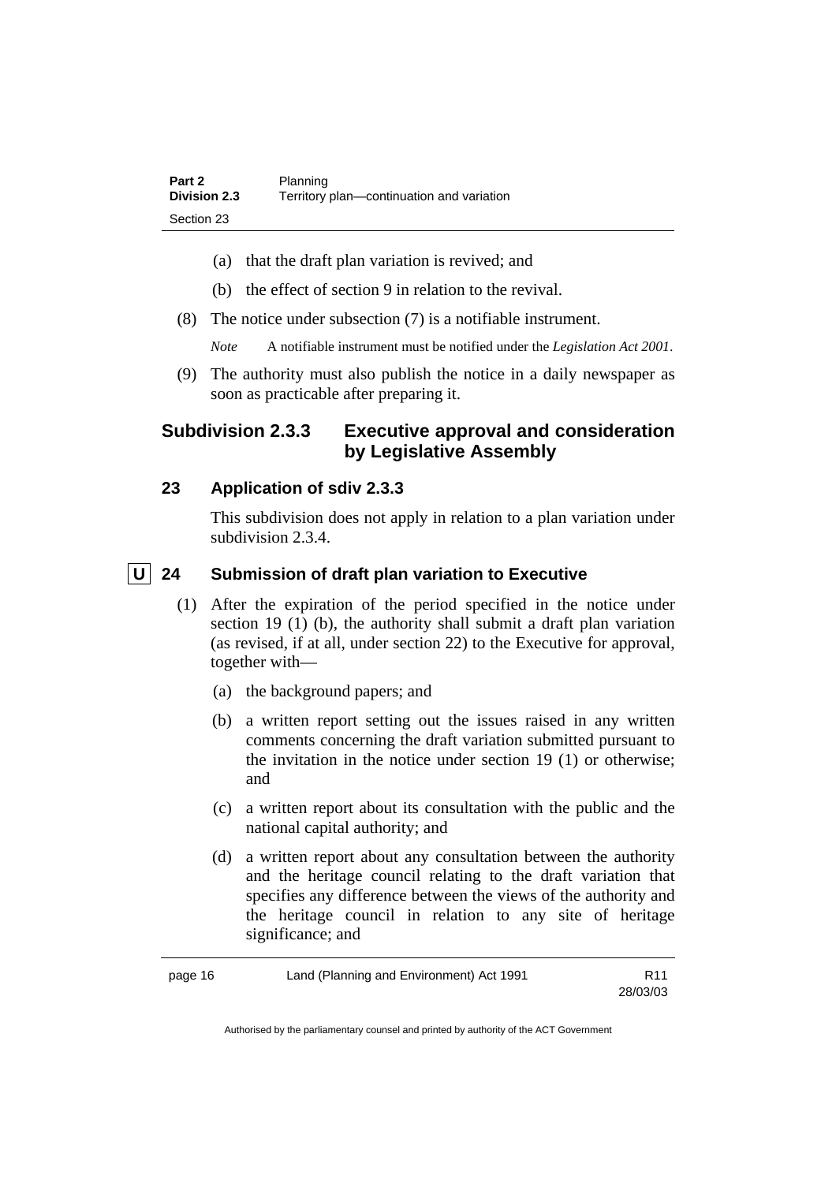(a) that the draft plan variation is revived; and

(b) the effect of section 9 in relation to the revival.

(8) The notice under subsection (7) is a notifiable instrument.

*Note* A notifiable instrument must be notified under the *Legislation Act 2001*.

(9) The authority must also publish the notice in a daily newspaper as soon as practicable after preparing it.

## Subdivision 2.3.3 Executive approval and consideration by Legislative Assembly

### 23 Application of sdiv 2.3.3

This subdivision does not apply in relation to a plan variation under subdivision 2.3.4.

### U 24 Submission of draft plan variation to Executive

(1) After the expiration of the period specified in the notice under section 19 (1) (b), the authority shall submit a draft plan variation (as revised, if at all, under section 22) to the Executive for approval, together with—

(a) the background papers; and

(b) a written report setting out the issues raised in any written comments concerning the draft variation submitted pursuant to the invitation in the notice under section 19 (1) or otherwise; and

(c) a written report about its consultation with the public and the national capital authority; and

(d) a written report about any consultation between the authority and the heritage council relating to the draft variation that specifies any difference between the views of the authority and the heritage council in relation to any site of heritage significance; and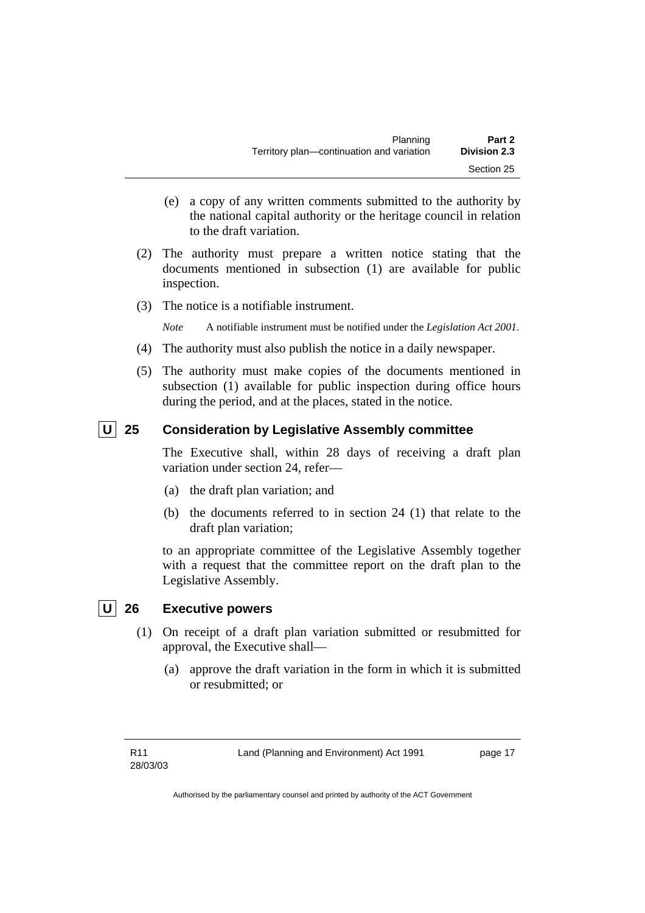(e) a copy of any written comments submitted to the authority by the national capital authority or the heritage council in relation to the draft variation.

(2) The authority must prepare a written notice stating that the documents mentioned in subsection (1) are available for public inspection.

(3) The notice is a notifiable instrument.

*Note* A notifiable instrument must be notified under the *Legislation Act 2001*.

(4) The authority must also publish the notice in a daily newspaper.

(5) The authority must make copies of the documents mentioned in subsection (1) available for public inspection during office hours during the period, and at the places, stated in the notice.

### U 25 Consideration by Legislative Assembly committee

The Executive shall, within 28 days of receiving a draft plan variation under section 24, refer—

(a) the draft plan variation; and

(b) the documents referred to in section 24 (1) that relate to the draft plan variation;

to an appropriate committee of the Legislative Assembly together with a request that the committee report on the draft plan to the Legislative Assembly.

### U 26 Executive powers

(1) On receipt of a draft plan variation submitted or resubmitted for approval, the Executive shall—

(a) approve the draft variation in the form in which it is submitted or resubmitted; or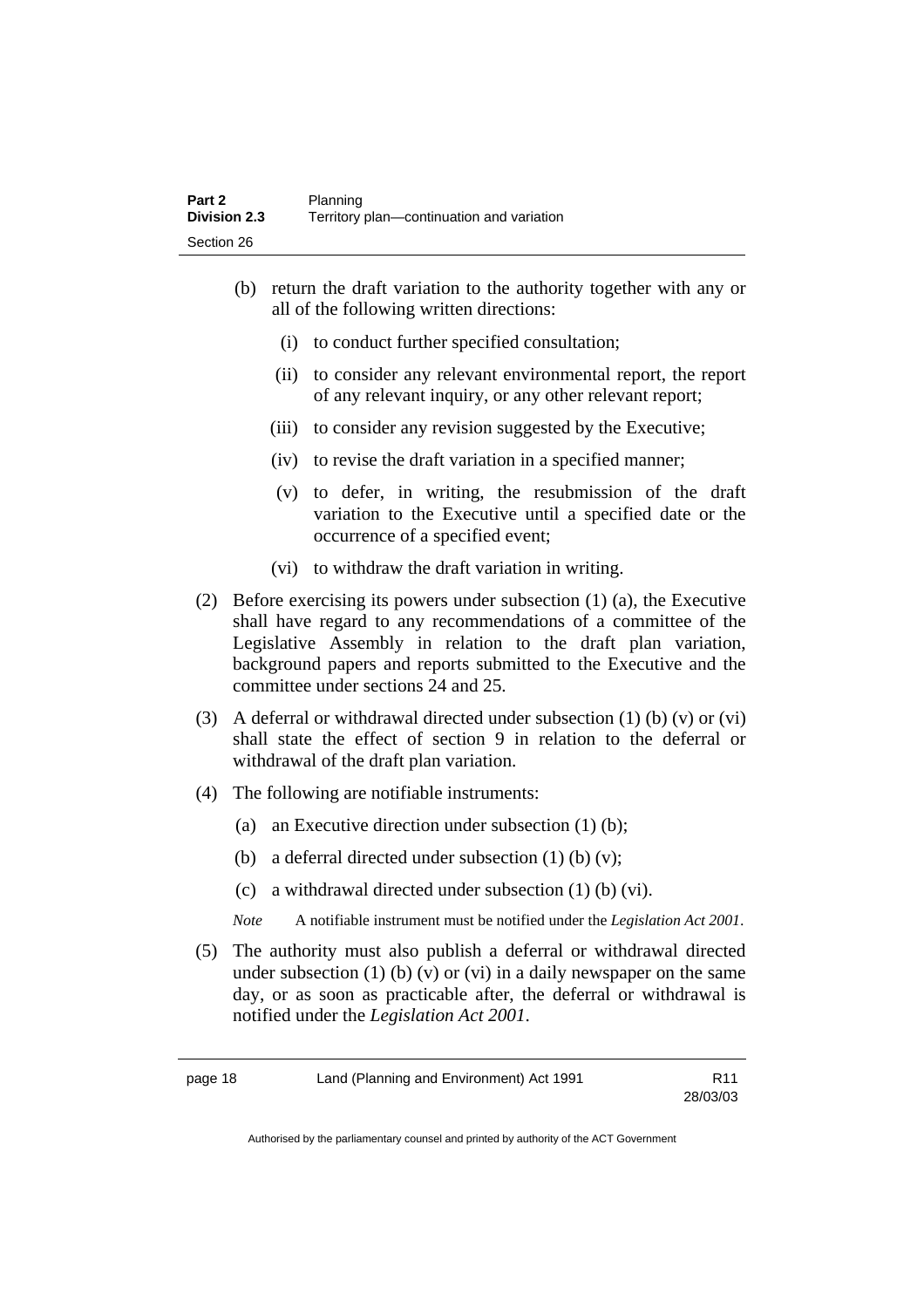(b) return the draft variation to the authority together with any or all of the following written directions:

   (i) to conduct further specified consultation;

   (ii) to consider any relevant environmental report, the report of any relevant inquiry, or any other relevant report;

   (iii) to consider any revision suggested by the Executive;

   (iv) to revise the draft variation in a specified manner;

   (v) to defer, in writing, the resubmission of the draft variation to the Executive until a specified date or the occurrence of a specified event;

   (vi) to withdraw the draft variation in writing.

(2) Before exercising its powers under subsection (1) (a), the Executive shall have regard to any recommendations of a committee of the Legislative Assembly in relation to the draft plan variation, background papers and reports submitted to the Executive and the committee under sections 24 and 25.

(3) A deferral or withdrawal directed under subsection (1) (b) (v) or (vi) shall state the effect of section 9 in relation to the deferral or withdrawal of the draft plan variation.

(4) The following are notifiable instruments:

   (a) an Executive direction under subsection (1) (b);

   (b) a deferral directed under subsection (1) (b) (v);

   (c) a withdrawal directed under subsection (1) (b) (vi).

   *Note* A notifiable instrument must be notified under the *Legislation Act 2001*.

(5) The authority must also publish a deferral or withdrawal directed under subsection (1) (b) (v) or (vi) in a daily newspaper on the same day, or as soon as practicable after, the deferral or withdrawal is notified under the *Legislation Act 2001*.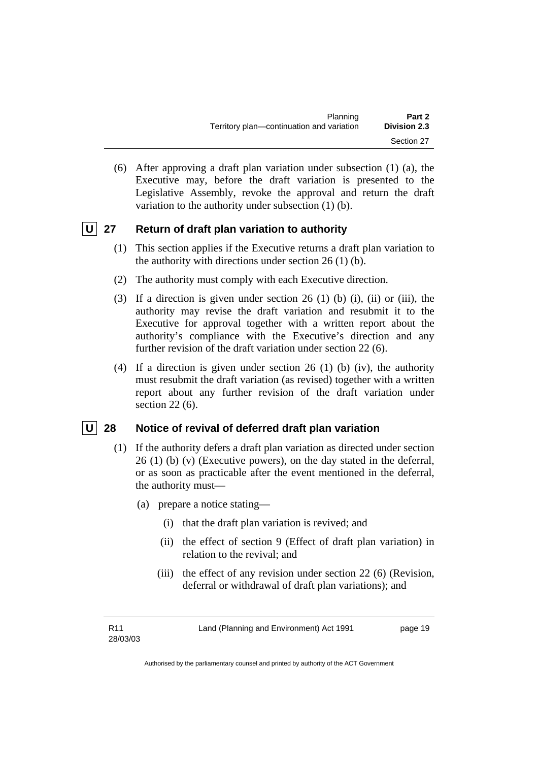(6) After approving a draft plan variation under subsection (1) (a), the Executive may, before the draft variation is presented to the Legislative Assembly, revoke the approval and return the draft variation to the authority under subsection (1) (b).

### U 27 Return of draft plan variation to authority

(1) This section applies if the Executive returns a draft plan variation to the authority with directions under section 26 (1) (b).

(2) The authority must comply with each Executive direction.

(3) If a direction is given under section 26 (1) (b) (i), (ii) or (iii), the authority may revise the draft variation and resubmit it to the Executive for approval together with a written report about the authority's compliance with the Executive's direction and any further revision of the draft variation under section 22 (6).

(4) If a direction is given under section 26 (1) (b) (iv), the authority must resubmit the draft variation (as revised) together with a written report about any further revision of the draft variation under section 22 (6).

### U 28 Notice of revival of deferred draft plan variation

(1) If the authority defers a draft plan variation as directed under section 26 (1) (b) (v) (Executive powers), on the day stated in the deferral, or as soon as practicable after the event mentioned in the deferral, the authority must—

(a) prepare a notice stating—

(i) that the draft plan variation is revived; and

(ii) the effect of section 9 (Effect of draft plan variation) in relation to the revival; and

(iii) the effect of any revision under section 22 (6) (Revision, deferral or withdrawal of draft plan variations); and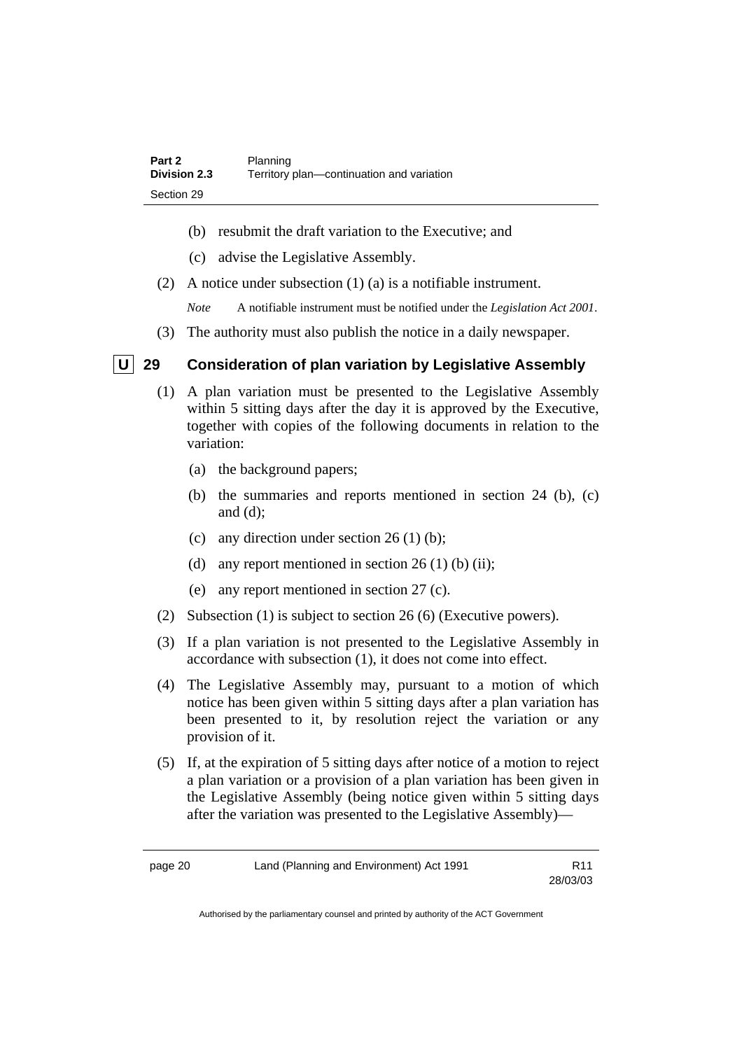(b) resubmit the draft variation to the Executive; and

(c) advise the Legislative Assembly.

(2) A notice under subsection (1) (a) is a notifiable instrument.

*Note* A notifiable instrument must be notified under the *Legislation Act 2001*.

(3) The authority must also publish the notice in a daily newspaper.

### U 29 Consideration of plan variation by Legislative Assembly

(1) A plan variation must be presented to the Legislative Assembly within 5 sitting days after the day it is approved by the Executive, together with copies of the following documents in relation to the variation:

(a) the background papers;

(b) the summaries and reports mentioned in section 24 (b), (c) and (d);

(c) any direction under section 26 (1) (b);

(d) any report mentioned in section 26 (1) (b) (ii);

(e) any report mentioned in section 27 (c).

(2) Subsection (1) is subject to section 26 (6) (Executive powers).

(3) If a plan variation is not presented to the Legislative Assembly in accordance with subsection (1), it does not come into effect.

(4) The Legislative Assembly may, pursuant to a motion of which notice has been given within 5 sitting days after a plan variation has been presented to it, by resolution reject the variation or any provision of it.

(5) If, at the expiration of 5 sitting days after notice of a motion to reject a plan variation or a provision of a plan variation has been given in the Legislative Assembly (being notice given within 5 sitting days after the variation was presented to the Legislative Assembly)—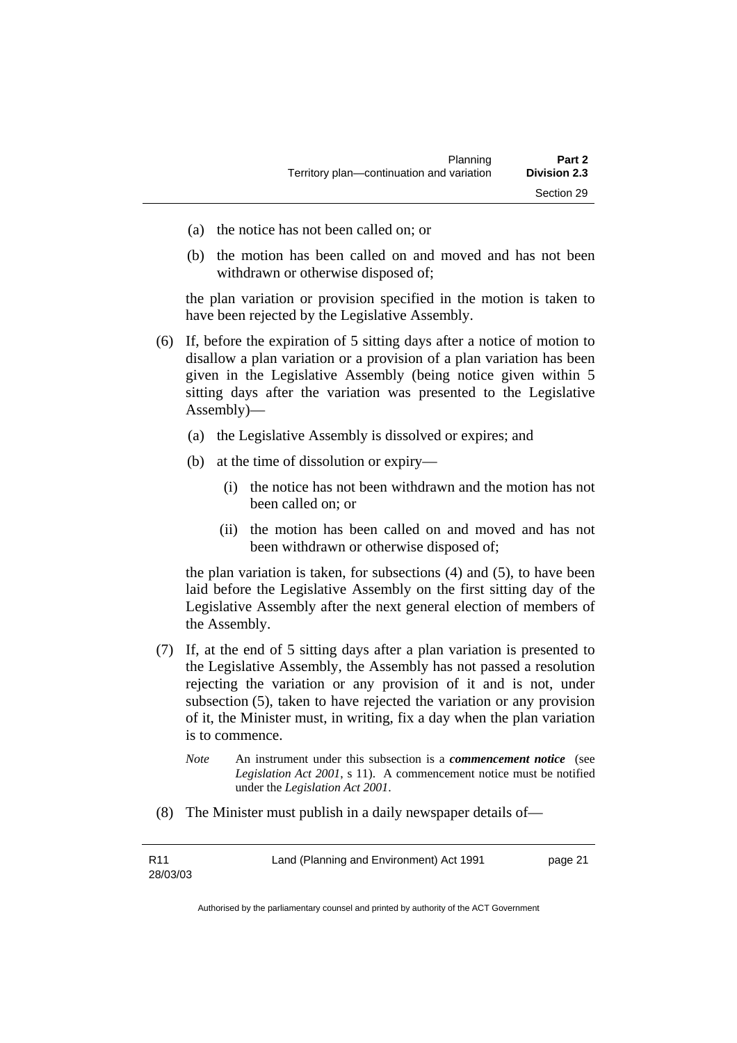(a) the notice has not been called on; or

(b) the motion has been called on and moved and has not been withdrawn or otherwise disposed of;

the plan variation or provision specified in the motion is taken to have been rejected by the Legislative Assembly.

(6) If, before the expiration of 5 sitting days after a notice of motion to disallow a plan variation or a provision of a plan variation has been given in the Legislative Assembly (being notice given within 5 sitting days after the variation was presented to the Legislative Assembly)—

(a) the Legislative Assembly is dissolved or expires; and

(b) at the time of dissolution or expiry—

(i) the notice has not been withdrawn and the motion has not been called on; or

(ii) the motion has been called on and moved and has not been withdrawn or otherwise disposed of;

the plan variation is taken, for subsections (4) and (5), to have been laid before the Legislative Assembly on the first sitting day of the Legislative Assembly after the next general election of members of the Assembly.

(7) If, at the end of 5 sitting days after a plan variation is presented to the Legislative Assembly, the Assembly has not passed a resolution rejecting the variation or any provision of it and is not, under subsection (5), taken to have rejected the variation or any provision of it, the Minister must, in writing, fix a day when the plan variation is to commence.

*Note* An instrument under this subsection is a ***commencement notice*** (see *Legislation Act 2001*, s 11). A commencement notice must be notified under the *Legislation Act 2001*.

(8) The Minister must publish in a daily newspaper details of—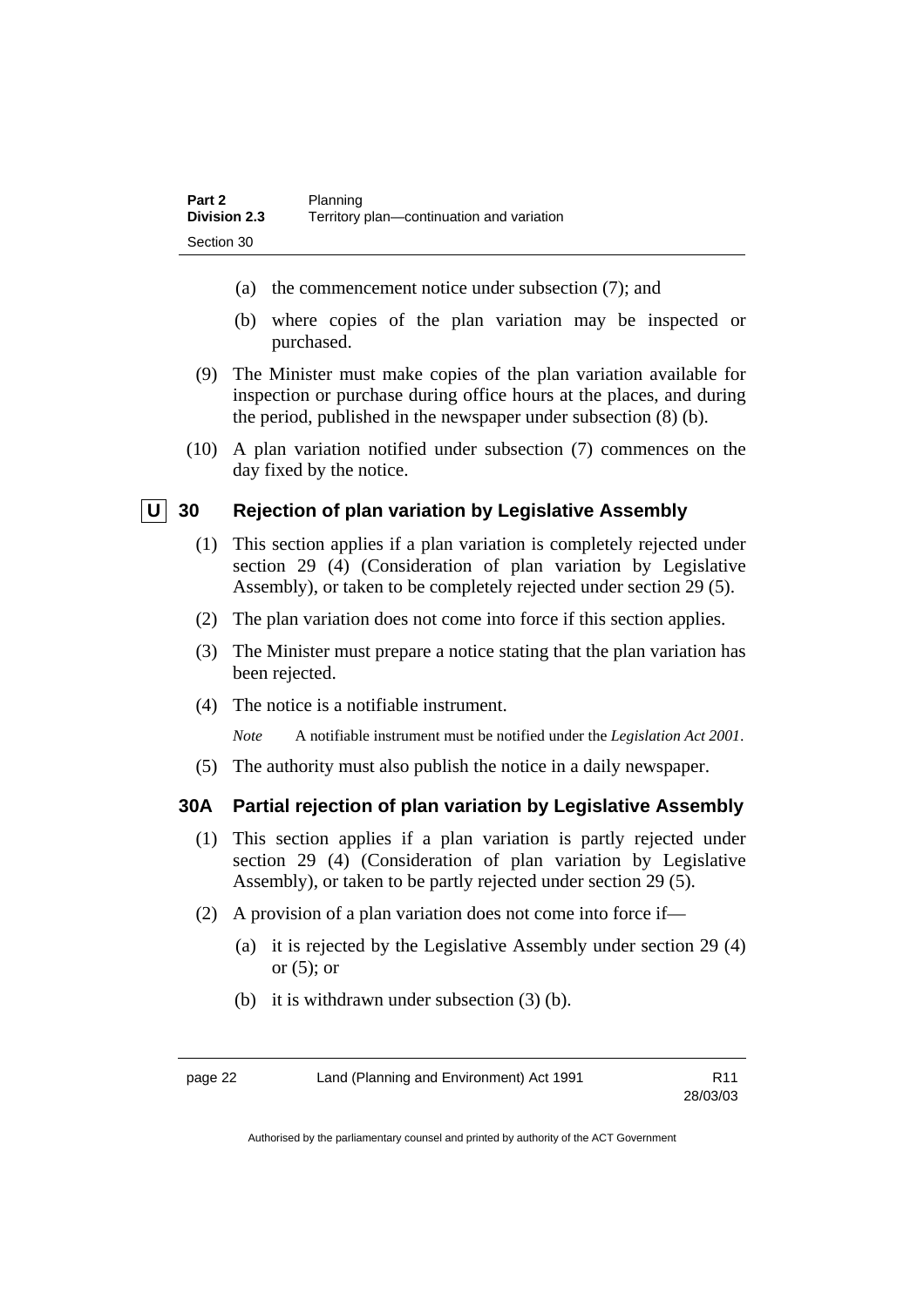(a) the commencement notice under subsection (7); and

(b) where copies of the plan variation may be inspected or purchased.

(9) The Minister must make copies of the plan variation available for inspection or purchase during office hours at the places, and during the period, published in the newspaper under subsection (8) (b).

(10) A plan variation notified under subsection (7) commences on the day fixed by the notice.

### U 30 Rejection of plan variation by Legislative Assembly

(1) This section applies if a plan variation is completely rejected under section 29 (4) (Consideration of plan variation by Legislative Assembly), or taken to be completely rejected under section 29 (5).

(2) The plan variation does not come into force if this section applies.

(3) The Minister must prepare a notice stating that the plan variation has been rejected.

(4) The notice is a notifiable instrument.

*Note* A notifiable instrument must be notified under the *Legislation Act 2001*.

(5) The authority must also publish the notice in a daily newspaper.

### 30A Partial rejection of plan variation by Legislative Assembly

(1) This section applies if a plan variation is partly rejected under section 29 (4) (Consideration of plan variation by Legislative Assembly), or taken to be partly rejected under section 29 (5).

(2) A provision of a plan variation does not come into force if—

(a) it is rejected by the Legislative Assembly under section 29 (4) or (5); or

(b) it is withdrawn under subsection (3) (b).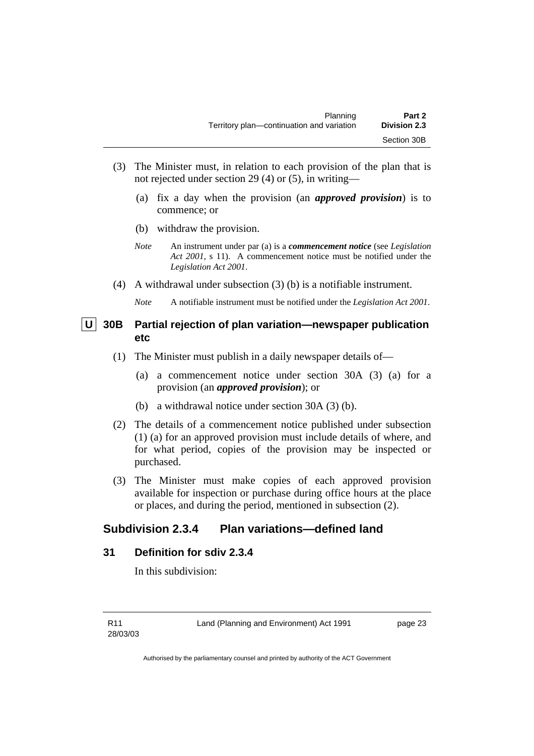(3) The Minister must, in relation to each provision of the plan that is not rejected under section 29 (4) or (5), in writing—

(a) fix a day when the provision (an ***approved provision***) is to commence; or

(b) withdraw the provision.

*Note* An instrument under par (a) is a ***commencement notice*** (see *Legislation Act 2001*, s 11). A commencement notice must be notified under the *Legislation Act 2001*.

(4) A withdrawal under subsection (3) (b) is a notifiable instrument.

*Note* A notifiable instrument must be notified under the *Legislation Act 2001*.

### U 30B Partial rejection of plan variation—newspaper publication etc

(1) The Minister must publish in a daily newspaper details of—

(a) a commencement notice under section 30A (3) (a) for a provision (an ***approved provision***); or

(b) a withdrawal notice under section 30A (3) (b).

(2) The details of a commencement notice published under subsection (1) (a) for an approved provision must include details of where, and for what period, copies of the provision may be inspected or purchased.

(3) The Minister must make copies of each approved provision available for inspection or purchase during office hours at the place or places, and during the period, mentioned in subsection (2).

## Subdivision 2.3.4 Plan variations—defined land

### 31 Definition for sdiv 2.3.4

In this subdivision: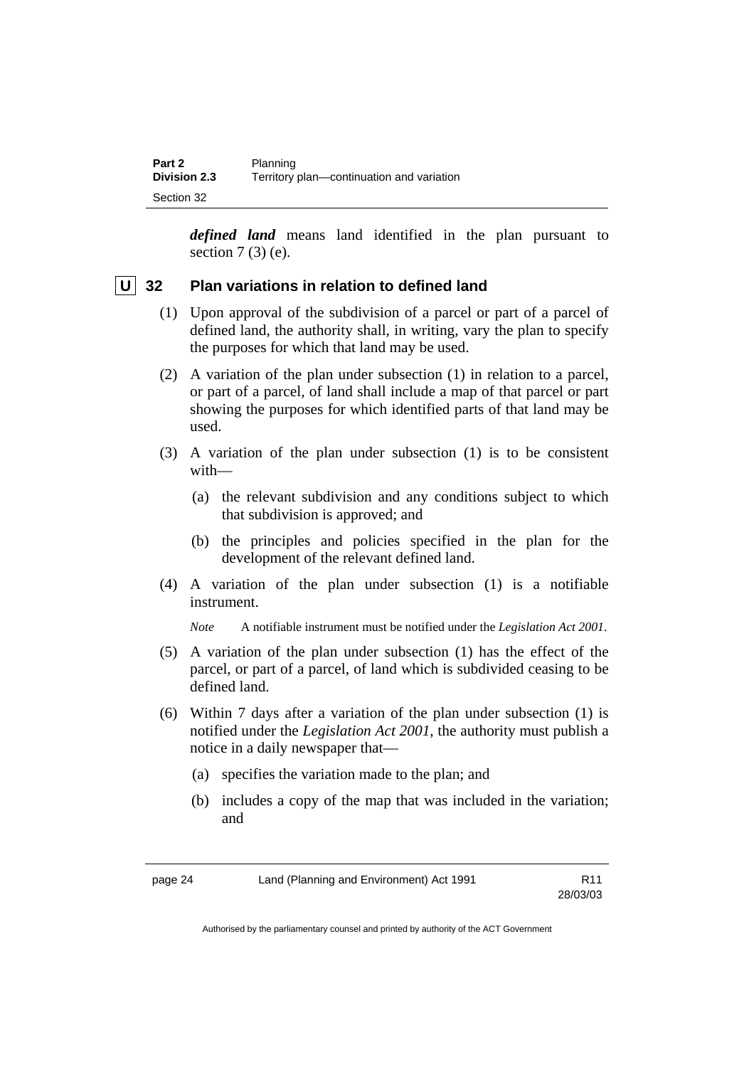***defined land*** means land identified in the plan pursuant to section 7 (3) (e).

## U 32 Plan variations in relation to defined land

(1) Upon approval of the subdivision of a parcel or part of a parcel of defined land, the authority shall, in writing, vary the plan to specify the purposes for which that land may be used.

(2) A variation of the plan under subsection (1) in relation to a parcel, or part of a parcel, of land shall include a map of that parcel or part showing the purposes for which identified parts of that land may be used.

(3) A variation of the plan under subsection (1) is to be consistent with—

  (a) the relevant subdivision and any conditions subject to which that subdivision is approved; and

  (b) the principles and policies specified in the plan for the development of the relevant defined land.

(4) A variation of the plan under subsection (1) is a notifiable instrument.

*Note* A notifiable instrument must be notified under the *Legislation Act 2001*.

(5) A variation of the plan under subsection (1) has the effect of the parcel, or part of a parcel, of land which is subdivided ceasing to be defined land.

(6) Within 7 days after a variation of the plan under subsection (1) is notified under the *Legislation Act 2001*, the authority must publish a notice in a daily newspaper that—

  (a) specifies the variation made to the plan; and

  (b) includes a copy of the map that was included in the variation; and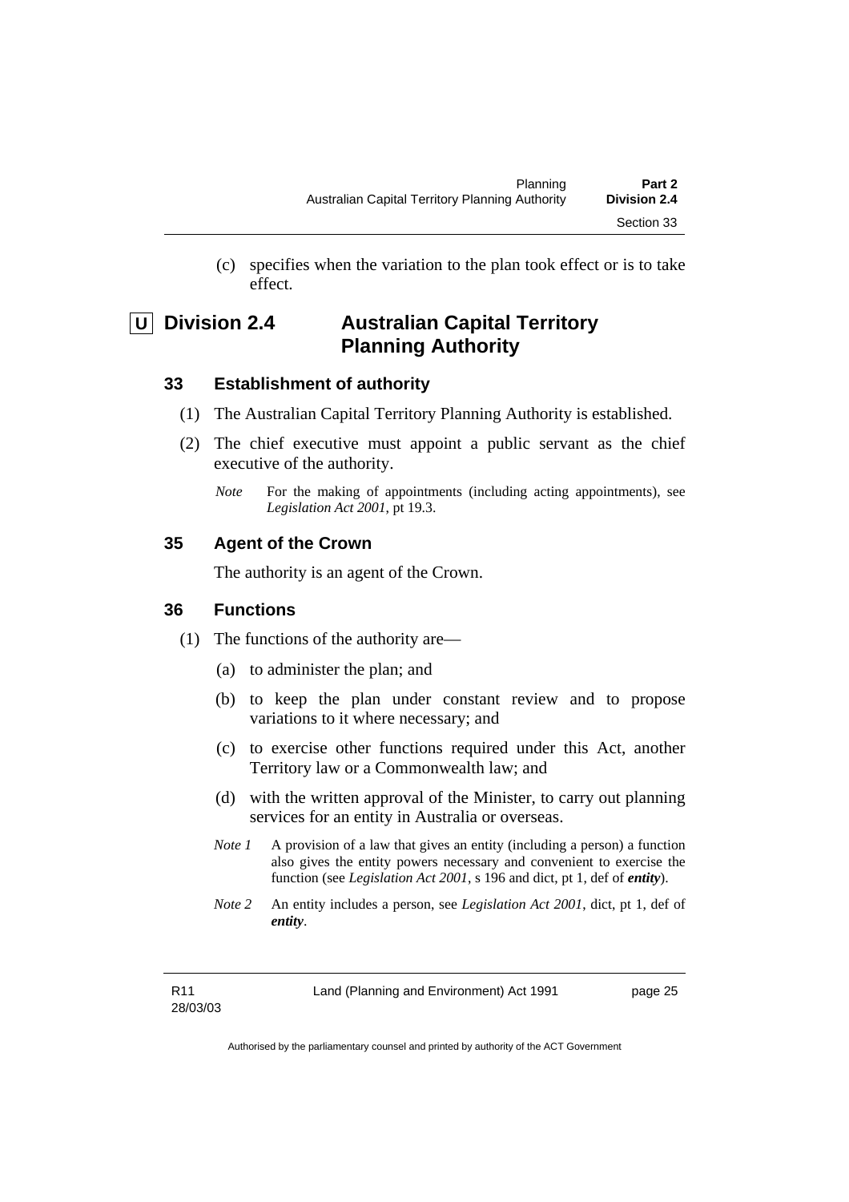(c) specifies when the variation to the plan took effect or is to take effect.

## U Division 2.4 Australian Capital Territory Planning Authority

### 33 Establishment of authority

(1) The Australian Capital Territory Planning Authority is established.

(2) The chief executive must appoint a public servant as the chief executive of the authority.

*Note* For the making of appointments (including acting appointments), see *Legislation Act 2001*, pt 19.3.

### 35 Agent of the Crown

The authority is an agent of the Crown.

### 36 Functions

(1) The functions of the authority are—

(a) to administer the plan; and

(b) to keep the plan under constant review and to propose variations to it where necessary; and

(c) to exercise other functions required under this Act, another Territory law or a Commonwealth law; and

(d) with the written approval of the Minister, to carry out planning services for an entity in Australia or overseas.

*Note 1* A provision of a law that gives an entity (including a person) a function also gives the entity powers necessary and convenient to exercise the function (see *Legislation Act 2001*, s 196 and dict, pt 1, def of ***entity***).

*Note 2* An entity includes a person, see *Legislation Act 2001*, dict, pt 1, def of ***entity***.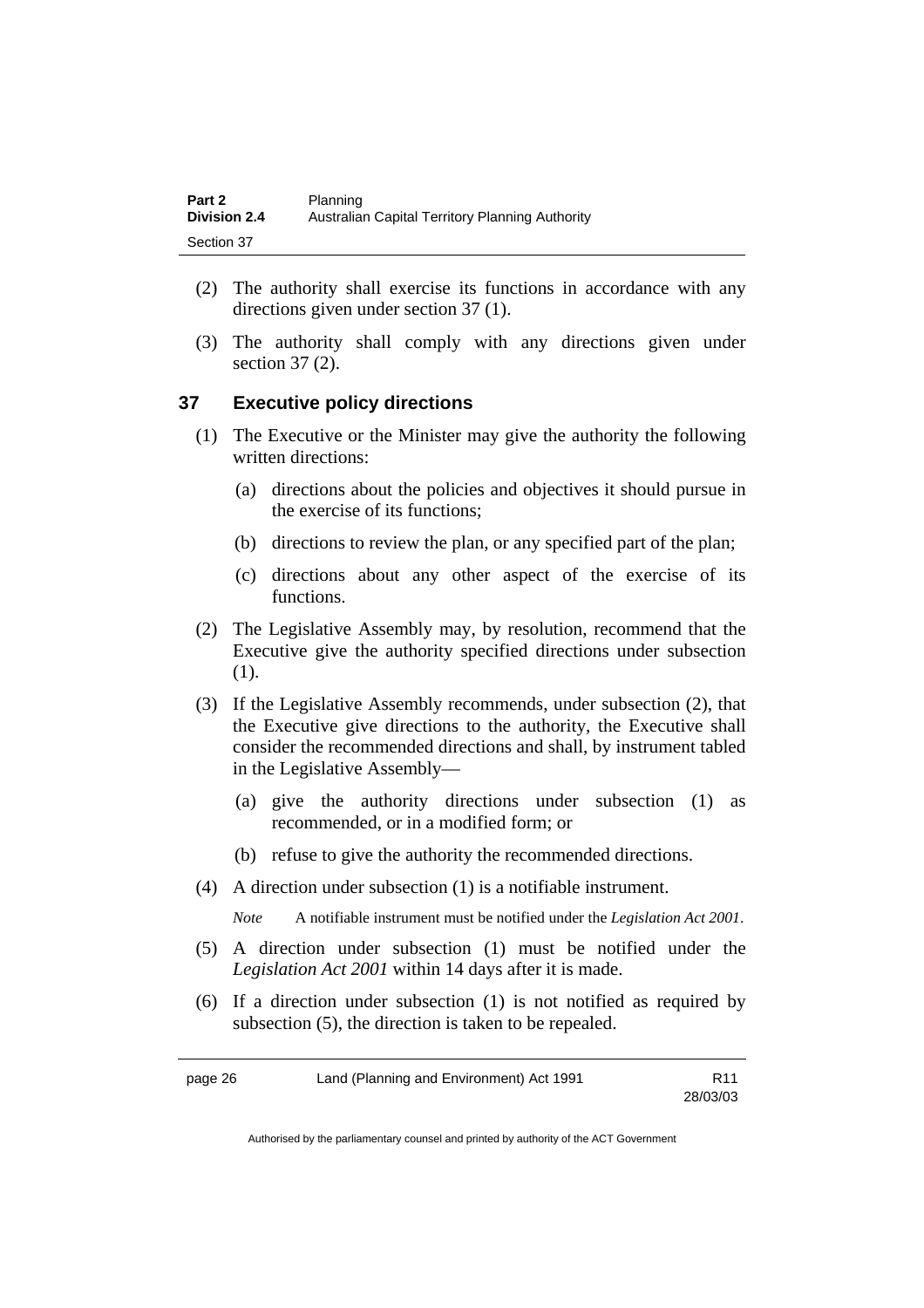(2) The authority shall exercise its functions in accordance with any directions given under section 37 (1).

(3) The authority shall comply with any directions given under section 37 (2).

## 37 Executive policy directions

(1) The Executive or the Minister may give the authority the following written directions:

(a) directions about the policies and objectives it should pursue in the exercise of its functions;

(b) directions to review the plan, or any specified part of the plan;

(c) directions about any other aspect of the exercise of its functions.

(2) The Legislative Assembly may, by resolution, recommend that the Executive give the authority specified directions under subsection (1).

(3) If the Legislative Assembly recommends, under subsection (2), that the Executive give directions to the authority, the Executive shall consider the recommended directions and shall, by instrument tabled in the Legislative Assembly—

(a) give the authority directions under subsection (1) as recommended, or in a modified form; or

(b) refuse to give the authority the recommended directions.

(4) A direction under subsection (1) is a notifiable instrument.

*Note* A notifiable instrument must be notified under the *Legislation Act 2001*.

(5) A direction under subsection (1) must be notified under the *Legislation Act 2001* within 14 days after it is made.

(6) If a direction under subsection (1) is not notified as required by subsection (5), the direction is taken to be repealed.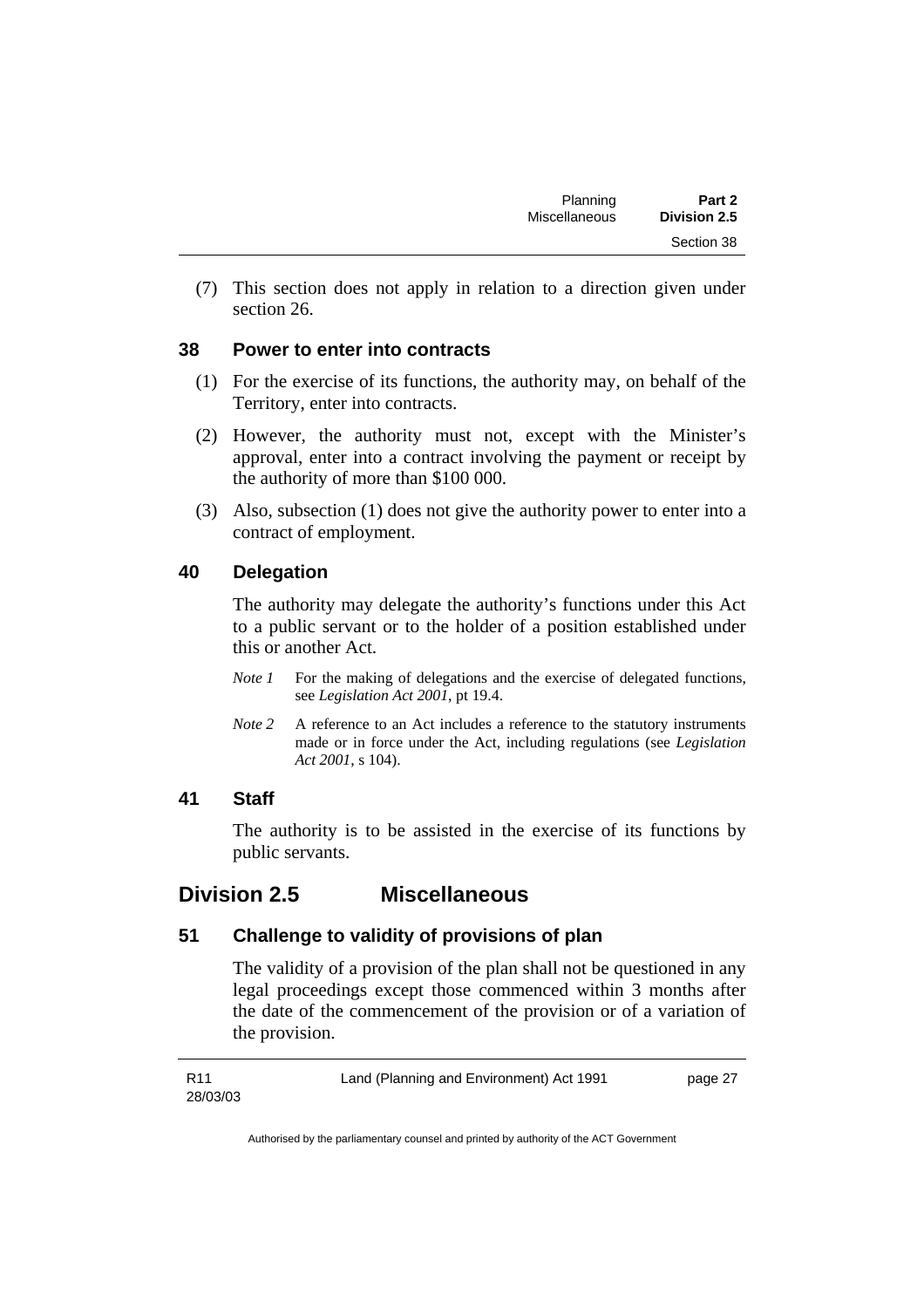(7) This section does not apply in relation to a direction given under section 26.

### 38 Power to enter into contracts

(1) For the exercise of its functions, the authority may, on behalf of the Territory, enter into contracts.

(2) However, the authority must not, except with the Minister's approval, enter into a contract involving the payment or receipt by the authority of more than $100 000.

(3) Also, subsection (1) does not give the authority power to enter into a contract of employment.

### 40 Delegation

The authority may delegate the authority's functions under this Act to a public servant or to the holder of a position established under this or another Act.

*Note 1* For the making of delegations and the exercise of delegated functions, see *Legislation Act 2001*, pt 19.4.

*Note 2* A reference to an Act includes a reference to the statutory instruments made or in force under the Act, including regulations (see *Legislation Act 2001*, s 104).

### 41 Staff

The authority is to be assisted in the exercise of its functions by public servants.

## Division 2.5 Miscellaneous

### 51 Challenge to validity of provisions of plan

The validity of a provision of the plan shall not be questioned in any legal proceedings except those commenced within 3 months after the date of the commencement of the provision or of a variation of the provision.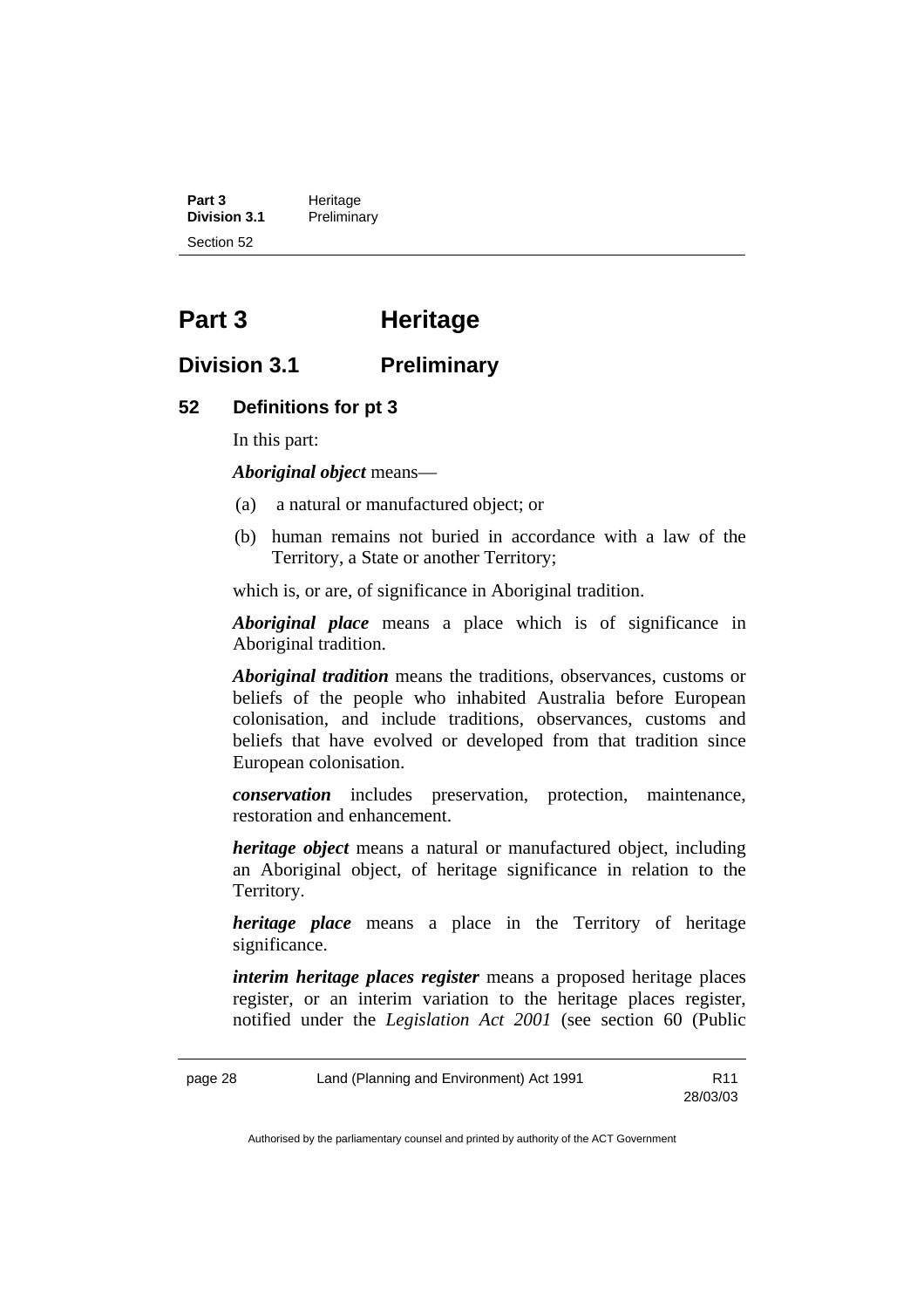# Part 3 Heritage

## Division 3.1 Preliminary

### 52 Definitions for pt 3

In this part:

***Aboriginal object*** means—

(a) a natural or manufactured object; or

(b) human remains not buried in accordance with a law of the Territory, a State or another Territory;

which is, or are, of significance in Aboriginal tradition.

***Aboriginal place*** means a place which is of significance in Aboriginal tradition.

***Aboriginal tradition*** means the traditions, observances, customs or beliefs of the people who inhabited Australia before European colonisation, and include traditions, observances, customs and beliefs that have evolved or developed from that tradition since European colonisation.

***conservation*** includes preservation, protection, maintenance, restoration and enhancement.

***heritage object*** means a natural or manufactured object, including an Aboriginal object, of heritage significance in relation to the Territory.

***heritage place*** means a place in the Territory of heritage significance.

***interim heritage places register*** means a proposed heritage places register, or an interim variation to the heritage places register, notified under the *Legislation Act 2001* (see section 60 (Public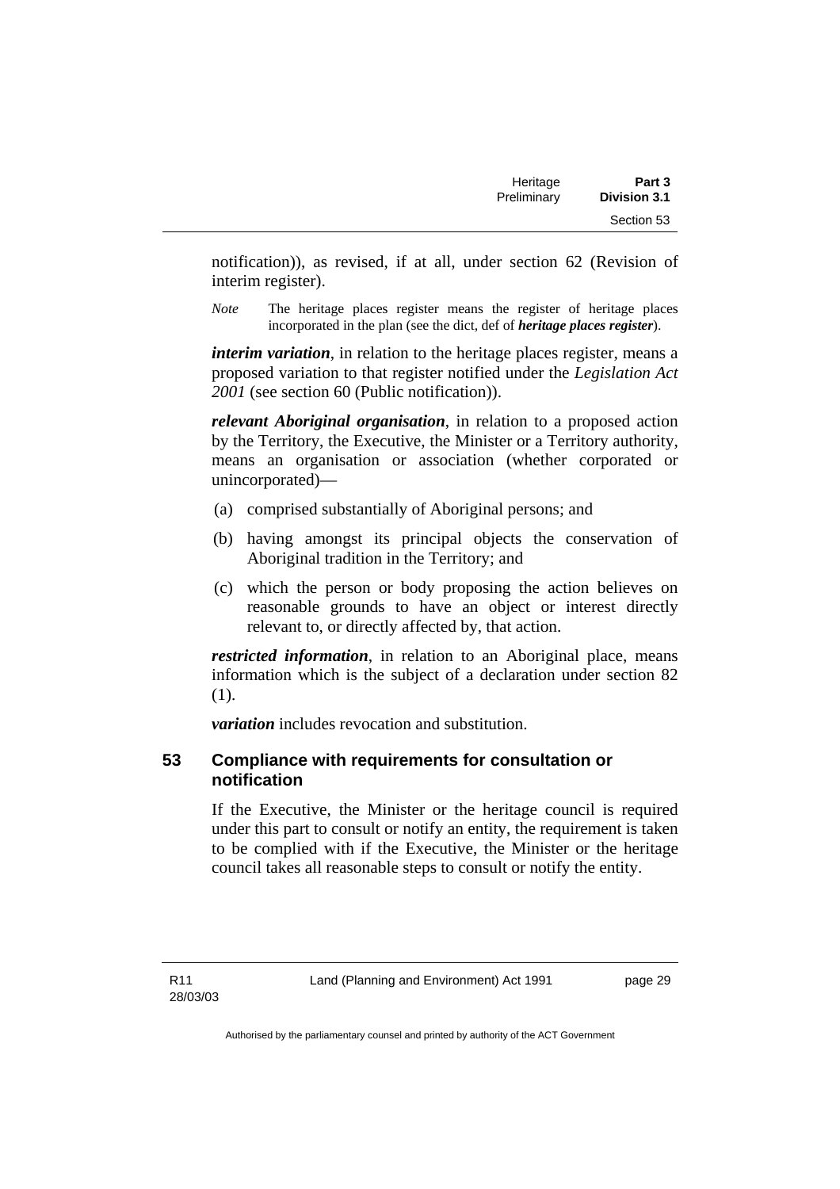notification)), as revised, if at all, under section 62 (Revision of interim register).

*Note* The heritage places register means the register of heritage places incorporated in the plan (see the dict, def of ***heritage places register***).

***interim variation***, in relation to the heritage places register, means a proposed variation to that register notified under the *Legislation Act 2001* (see section 60 (Public notification)).

***relevant Aboriginal organisation***, in relation to a proposed action by the Territory, the Executive, the Minister or a Territory authority, means an organisation or association (whether corporated or unincorporated)—

(a) comprised substantially of Aboriginal persons; and

(b) having amongst its principal objects the conservation of Aboriginal tradition in the Territory; and

(c) which the person or body proposing the action believes on reasonable grounds to have an object or interest directly relevant to, or directly affected by, that action.

***restricted information***, in relation to an Aboriginal place, means information which is the subject of a declaration under section 82 (1).

***variation*** includes revocation and substitution.

## 53 Compliance with requirements for consultation or notification

If the Executive, the Minister or the heritage council is required under this part to consult or notify an entity, the requirement is taken to be complied with if the Executive, the Minister or the heritage council takes all reasonable steps to consult or notify the entity.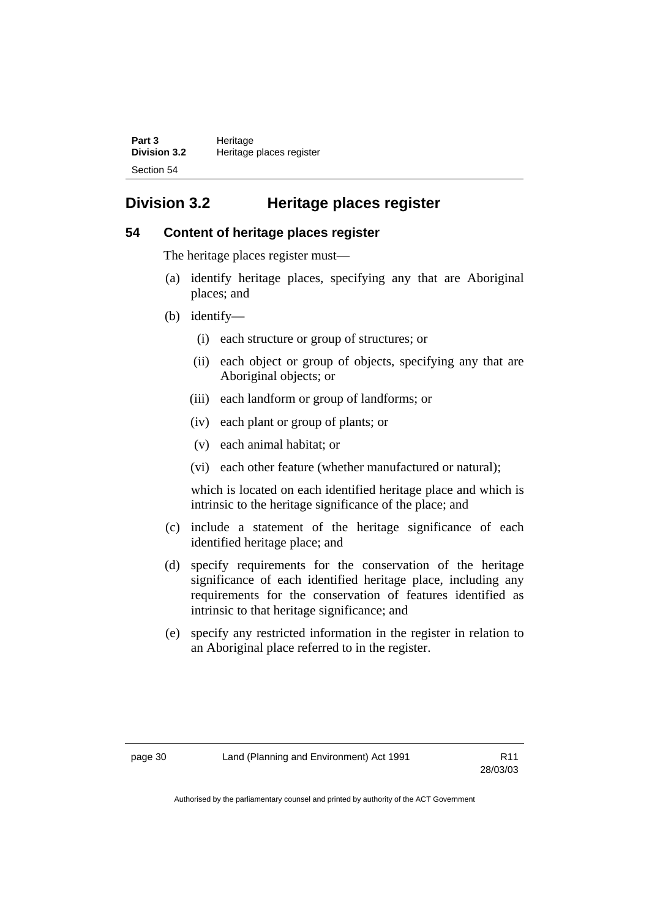## Division 3.2 Heritage places register

### 54 Content of heritage places register

The heritage places register must—

(a) identify heritage places, specifying any that are Aboriginal places; and

(b) identify—

 (i) each structure or group of structures; or

 (ii) each object or group of objects, specifying any that are Aboriginal objects; or

 (iii) each landform or group of landforms; or

 (iv) each plant or group of plants; or

 (v) each animal habitat; or

 (vi) each other feature (whether manufactured or natural);

 which is located on each identified heritage place and which is intrinsic to the heritage significance of the place; and

(c) include a statement of the heritage significance of each identified heritage place; and

(d) specify requirements for the conservation of the heritage significance of each identified heritage place, including any requirements for the conservation of features identified as intrinsic to that heritage significance; and

(e) specify any restricted information in the register in relation to an Aboriginal place referred to in the register.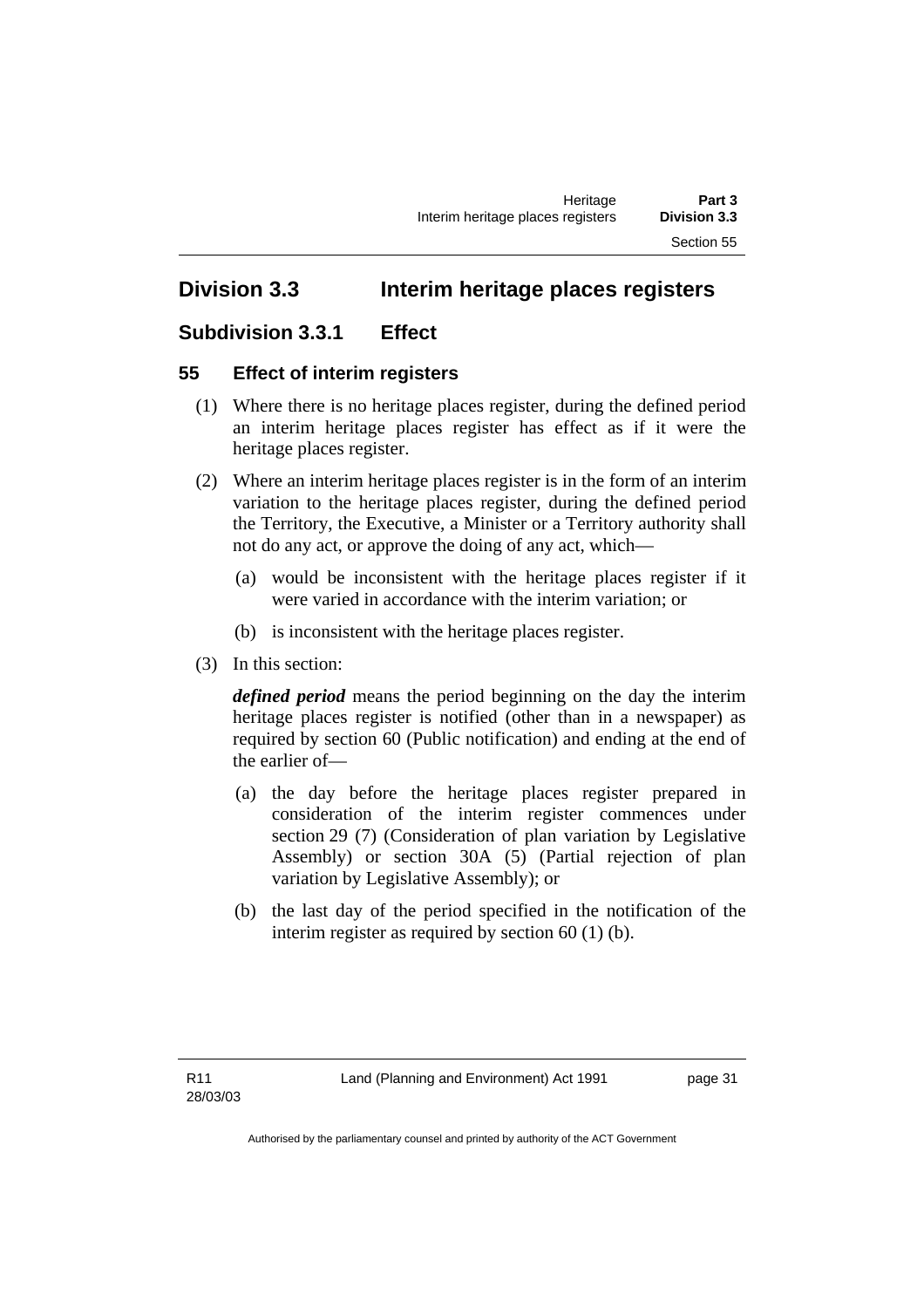## Division 3.3 Interim heritage places registers

### Subdivision 3.3.1 Effect

#### 55 Effect of interim registers

(1) Where there is no heritage places register, during the defined period an interim heritage places register has effect as if it were the heritage places register.

(2) Where an interim heritage places register is in the form of an interim variation to the heritage places register, during the defined period the Territory, the Executive, a Minister or a Territory authority shall not do any act, or approve the doing of any act, which—

(a) would be inconsistent with the heritage places register if it were varied in accordance with the interim variation; or

(b) is inconsistent with the heritage places register.

(3) In this section:

***defined period*** means the period beginning on the day the interim heritage places register is notified (other than in a newspaper) as required by section 60 (Public notification) and ending at the end of the earlier of—

(a) the day before the heritage places register prepared in consideration of the interim register commences under section 29 (7) (Consideration of plan variation by Legislative Assembly) or section 30A (5) (Partial rejection of plan variation by Legislative Assembly); or

(b) the last day of the period specified in the notification of the interim register as required by section 60 (1) (b).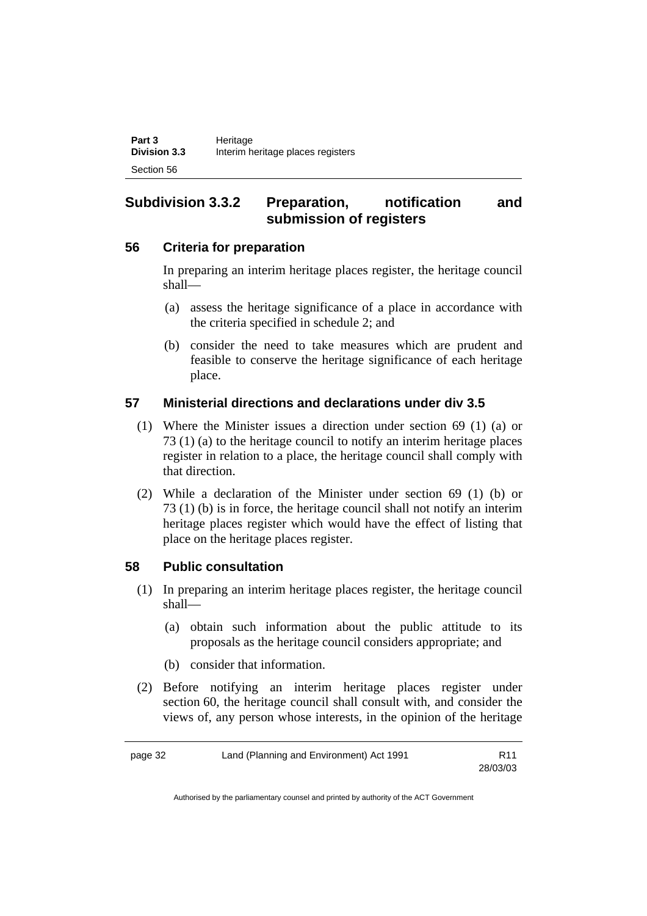## Subdivision 3.3.2 Preparation, notification and submission of registers

### 56 Criteria for preparation

In preparing an interim heritage places register, the heritage council shall—

(a) assess the heritage significance of a place in accordance with the criteria specified in schedule 2; and

(b) consider the need to take measures which are prudent and feasible to conserve the heritage significance of each heritage place.

### 57 Ministerial directions and declarations under div 3.5

(1) Where the Minister issues a direction under section 69 (1) (a) or 73 (1) (a) to the heritage council to notify an interim heritage places register in relation to a place, the heritage council shall comply with that direction.

(2) While a declaration of the Minister under section 69 (1) (b) or 73 (1) (b) is in force, the heritage council shall not notify an interim heritage places register which would have the effect of listing that place on the heritage places register.

### 58 Public consultation

(1) In preparing an interim heritage places register, the heritage council shall—

(a) obtain such information about the public attitude to its proposals as the heritage council considers appropriate; and

(b) consider that information.

(2) Before notifying an interim heritage places register under section 60, the heritage council shall consult with, and consider the views of, any person whose interests, in the opinion of the heritage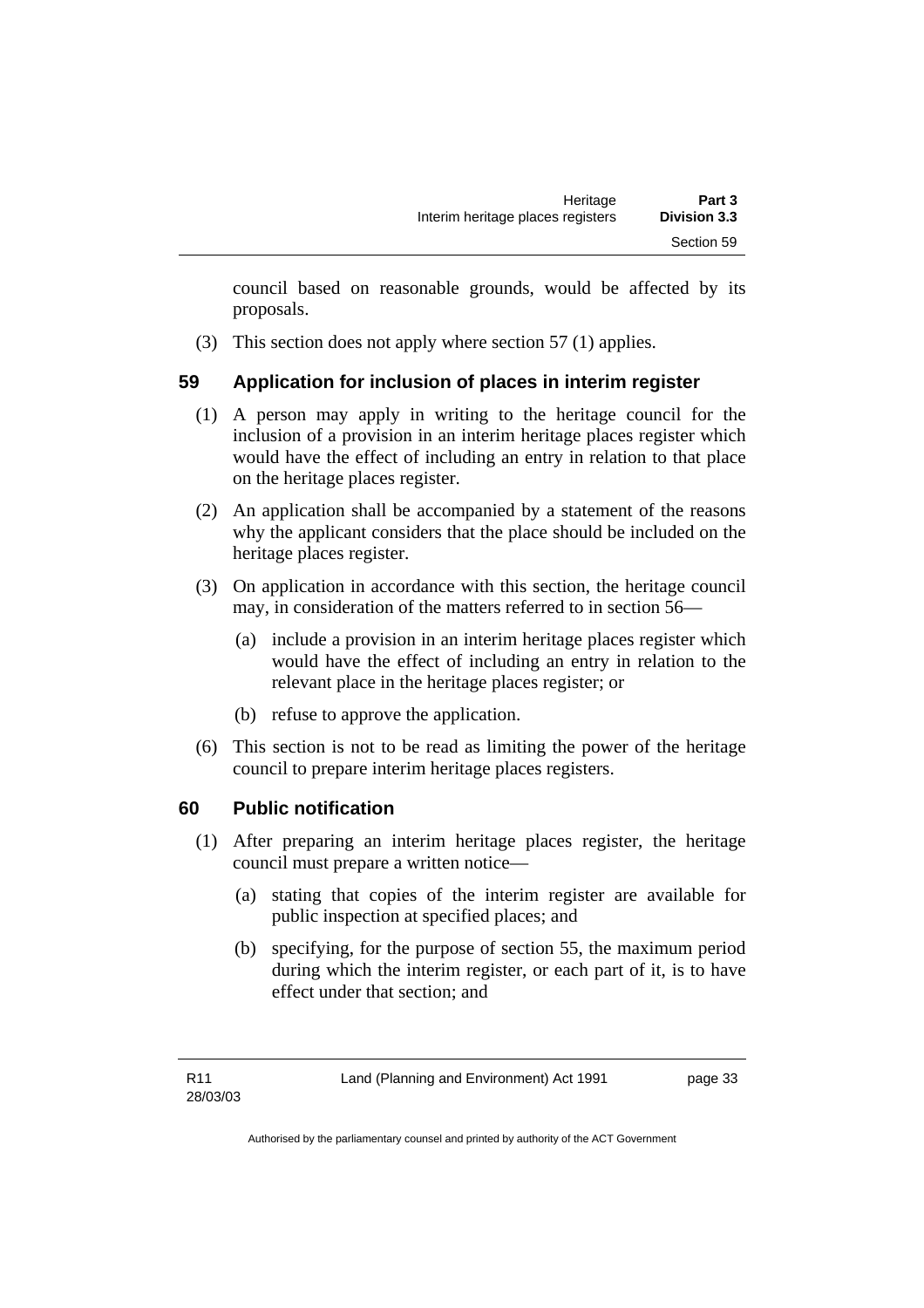council based on reasonable grounds, would be affected by its proposals.

(3) This section does not apply where section 57 (1) applies.

## 59 Application for inclusion of places in interim register

(1) A person may apply in writing to the heritage council for the inclusion of a provision in an interim heritage places register which would have the effect of including an entry in relation to that place on the heritage places register.

(2) An application shall be accompanied by a statement of the reasons why the applicant considers that the place should be included on the heritage places register.

(3) On application in accordance with this section, the heritage council may, in consideration of the matters referred to in section 56—

(a) include a provision in an interim heritage places register which would have the effect of including an entry in relation to the relevant place in the heritage places register; or

(b) refuse to approve the application.

(6) This section is not to be read as limiting the power of the heritage council to prepare interim heritage places registers.

## 60 Public notification

(1) After preparing an interim heritage places register, the heritage council must prepare a written notice—

(a) stating that copies of the interim register are available for public inspection at specified places; and

(b) specifying, for the purpose of section 55, the maximum period during which the interim register, or each part of it, is to have effect under that section; and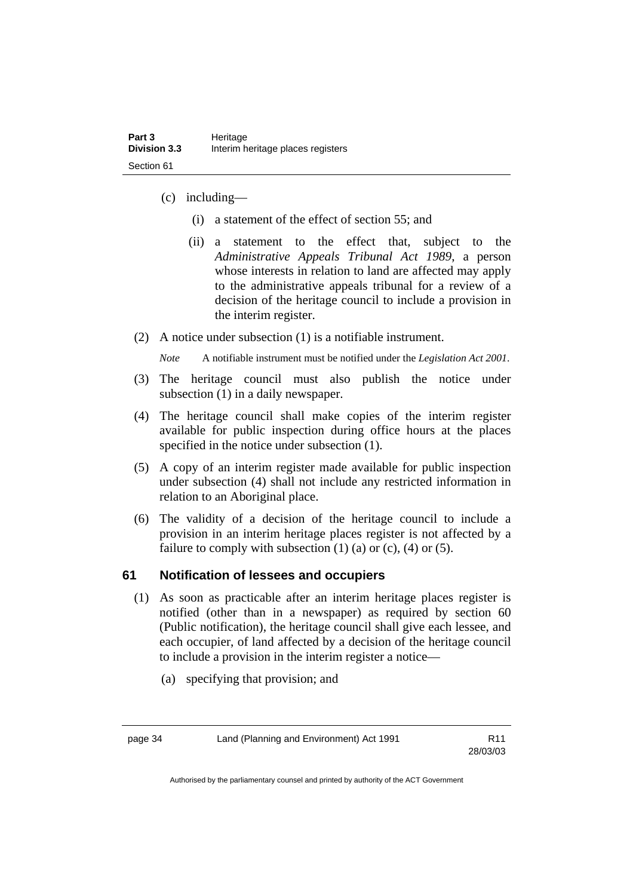(c) including—

(i) a statement of the effect of section 55; and

(ii) a statement to the effect that, subject to the *Administrative Appeals Tribunal Act 1989*, a person whose interests in relation to land are affected may apply to the administrative appeals tribunal for a review of a decision of the heritage council to include a provision in the interim register.

(2) A notice under subsection (1) is a notifiable instrument.

*Note* A notifiable instrument must be notified under the *Legislation Act 2001*.

(3) The heritage council must also publish the notice under subsection (1) in a daily newspaper.

(4) The heritage council shall make copies of the interim register available for public inspection during office hours at the places specified in the notice under subsection (1).

(5) A copy of an interim register made available for public inspection under subsection (4) shall not include any restricted information in relation to an Aboriginal place.

(6) The validity of a decision of the heritage council to include a provision in an interim heritage places register is not affected by a failure to comply with subsection (1) (a) or (c), (4) or (5).

## 61 Notification of lessees and occupiers

(1) As soon as practicable after an interim heritage places register is notified (other than in a newspaper) as required by section 60 (Public notification), the heritage council shall give each lessee, and each occupier, of land affected by a decision of the heritage council to include a provision in the interim register a notice—

(a) specifying that provision; and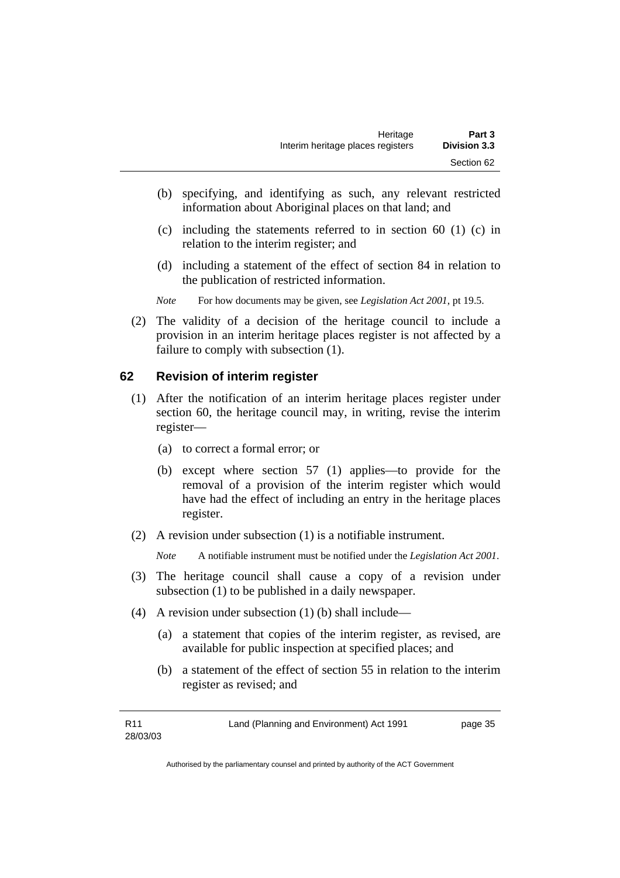(b) specifying, and identifying as such, any relevant restricted information about Aboriginal places on that land; and

(c) including the statements referred to in section 60 (1) (c) in relation to the interim register; and

(d) including a statement of the effect of section 84 in relation to the publication of restricted information.

*Note* For how documents may be given, see *Legislation Act 2001*, pt 19.5.

(2) The validity of a decision of the heritage council to include a provision in an interim heritage places register is not affected by a failure to comply with subsection (1).

## 62 Revision of interim register

(1) After the notification of an interim heritage places register under section 60, the heritage council may, in writing, revise the interim register—

(a) to correct a formal error; or

(b) except where section 57 (1) applies—to provide for the removal of a provision of the interim register which would have had the effect of including an entry in the heritage places register.

(2) A revision under subsection (1) is a notifiable instrument.

*Note* A notifiable instrument must be notified under the *Legislation Act 2001*.

(3) The heritage council shall cause a copy of a revision under subsection (1) to be published in a daily newspaper.

(4) A revision under subsection (1) (b) shall include—

(a) a statement that copies of the interim register, as revised, are available for public inspection at specified places; and

(b) a statement of the effect of section 55 in relation to the interim register as revised; and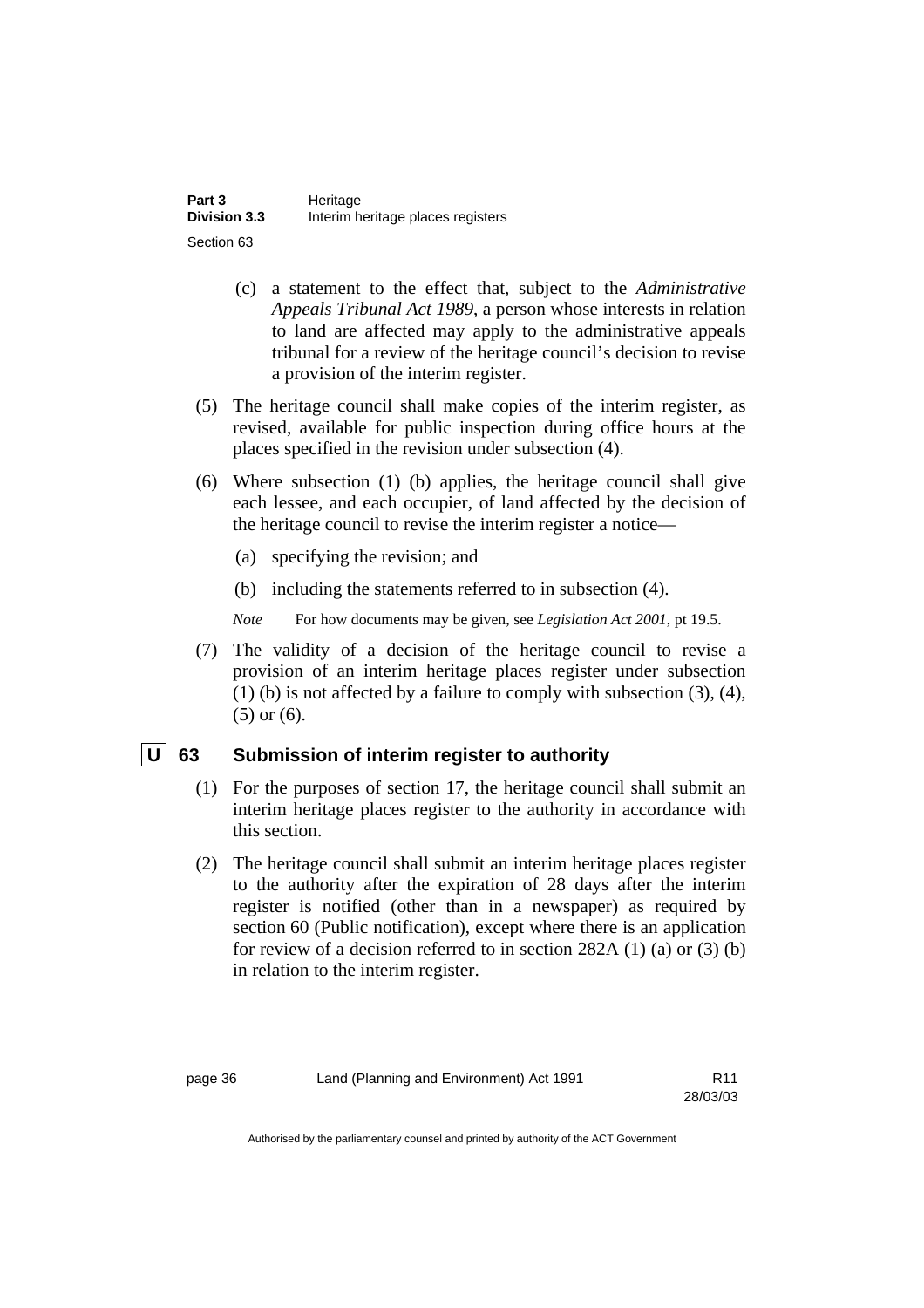(c) a statement to the effect that, subject to the *Administrative Appeals Tribunal Act 1989*, a person whose interests in relation to land are affected may apply to the administrative appeals tribunal for a review of the heritage council's decision to revise a provision of the interim register.

(5) The heritage council shall make copies of the interim register, as revised, available for public inspection during office hours at the places specified in the revision under subsection (4).

(6) Where subsection (1) (b) applies, the heritage council shall give each lessee, and each occupier, of land affected by the decision of the heritage council to revise the interim register a notice—

(a) specifying the revision; and

(b) including the statements referred to in subsection (4).

*Note* For how documents may be given, see *Legislation Act 2001*, pt 19.5.

(7) The validity of a decision of the heritage council to revise a provision of an interim heritage places register under subsection (1) (b) is not affected by a failure to comply with subsection (3), (4), (5) or (6).

## U 63 Submission of interim register to authority

(1) For the purposes of section 17, the heritage council shall submit an interim heritage places register to the authority in accordance with this section.

(2) The heritage council shall submit an interim heritage places register to the authority after the expiration of 28 days after the interim register is notified (other than in a newspaper) as required by section 60 (Public notification), except where there is an application for review of a decision referred to in section 282A (1) (a) or (3) (b) in relation to the interim register.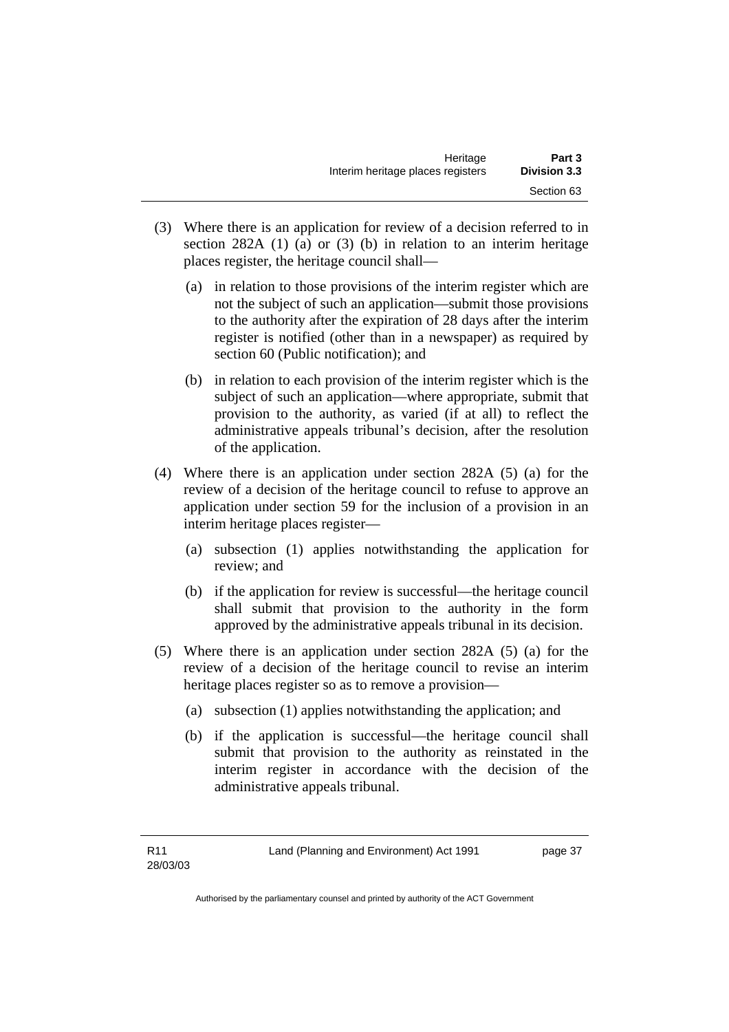(3) Where there is an application for review of a decision referred to in section 282A (1) (a) or (3) (b) in relation to an interim heritage places register, the heritage council shall—

   (a) in relation to those provisions of the interim register which are not the subject of such an application—submit those provisions to the authority after the expiration of 28 days after the interim register is notified (other than in a newspaper) as required by section 60 (Public notification); and

   (b) in relation to each provision of the interim register which is the subject of such an application—where appropriate, submit that provision to the authority, as varied (if at all) to reflect the administrative appeals tribunal's decision, after the resolution of the application.

(4) Where there is an application under section 282A (5) (a) for the review of a decision of the heritage council to refuse to approve an application under section 59 for the inclusion of a provision in an interim heritage places register—

   (a) subsection (1) applies notwithstanding the application for review; and

   (b) if the application for review is successful—the heritage council shall submit that provision to the authority in the form approved by the administrative appeals tribunal in its decision.

(5) Where there is an application under section 282A (5) (a) for the review of a decision of the heritage council to revise an interim heritage places register so as to remove a provision—

   (a) subsection (1) applies notwithstanding the application; and

   (b) if the application is successful—the heritage council shall submit that provision to the authority as reinstated in the interim register in accordance with the decision of the administrative appeals tribunal.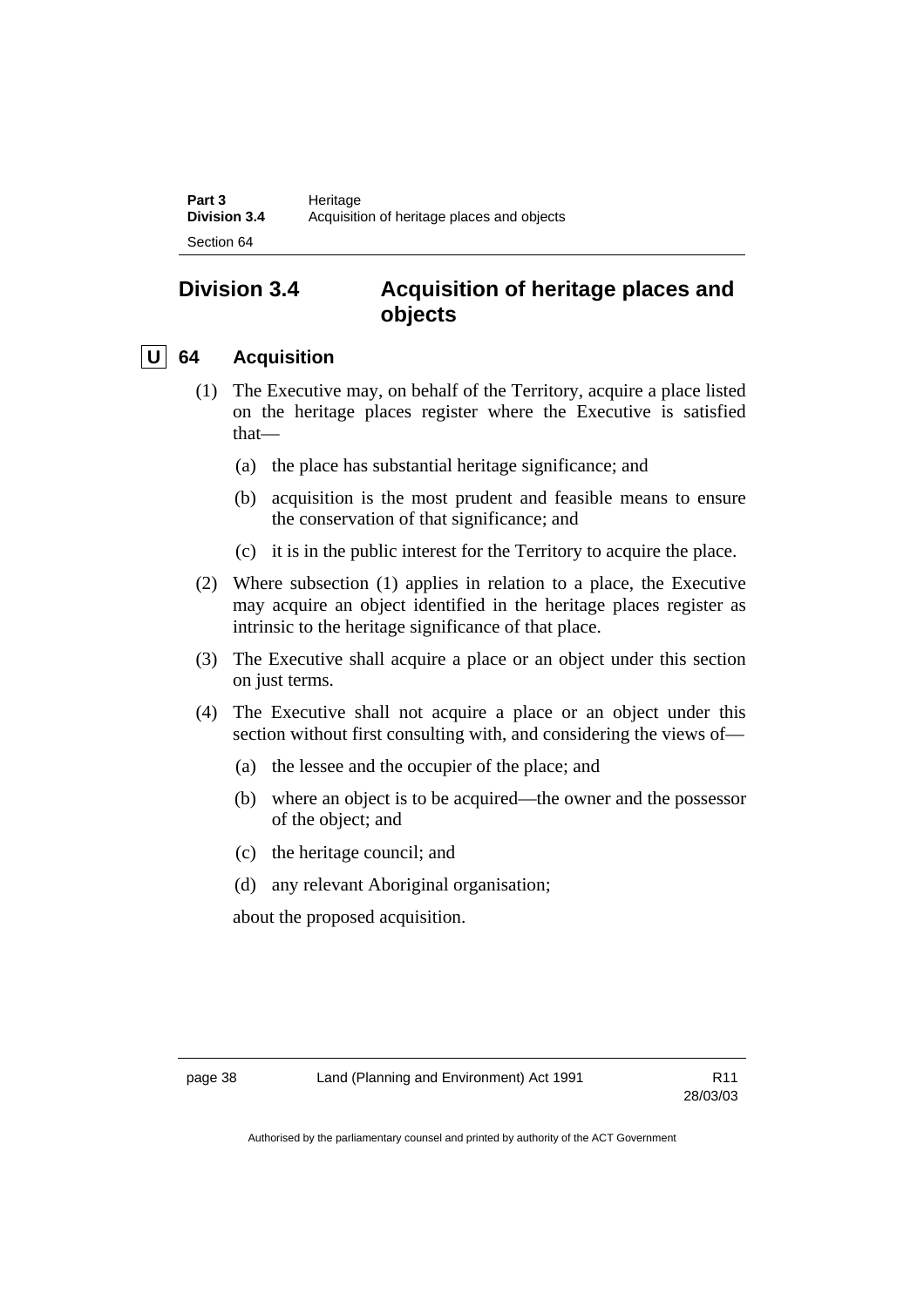## Division 3.4 Acquisition of heritage places and objects

### U 64 Acquisition

(1) The Executive may, on behalf of the Territory, acquire a place listed on the heritage places register where the Executive is satisfied that—

- (a) the place has substantial heritage significance; and
- (b) acquisition is the most prudent and feasible means to ensure the conservation of that significance; and
- (c) it is in the public interest for the Territory to acquire the place.

(2) Where subsection (1) applies in relation to a place, the Executive may acquire an object identified in the heritage places register as intrinsic to the heritage significance of that place.

(3) The Executive shall acquire a place or an object under this section on just terms.

(4) The Executive shall not acquire a place or an object under this section without first consulting with, and considering the views of—

- (a) the lessee and the occupier of the place; and
- (b) where an object is to be acquired—the owner and the possessor of the object; and
- (c) the heritage council; and
- (d) any relevant Aboriginal organisation;

about the proposed acquisition.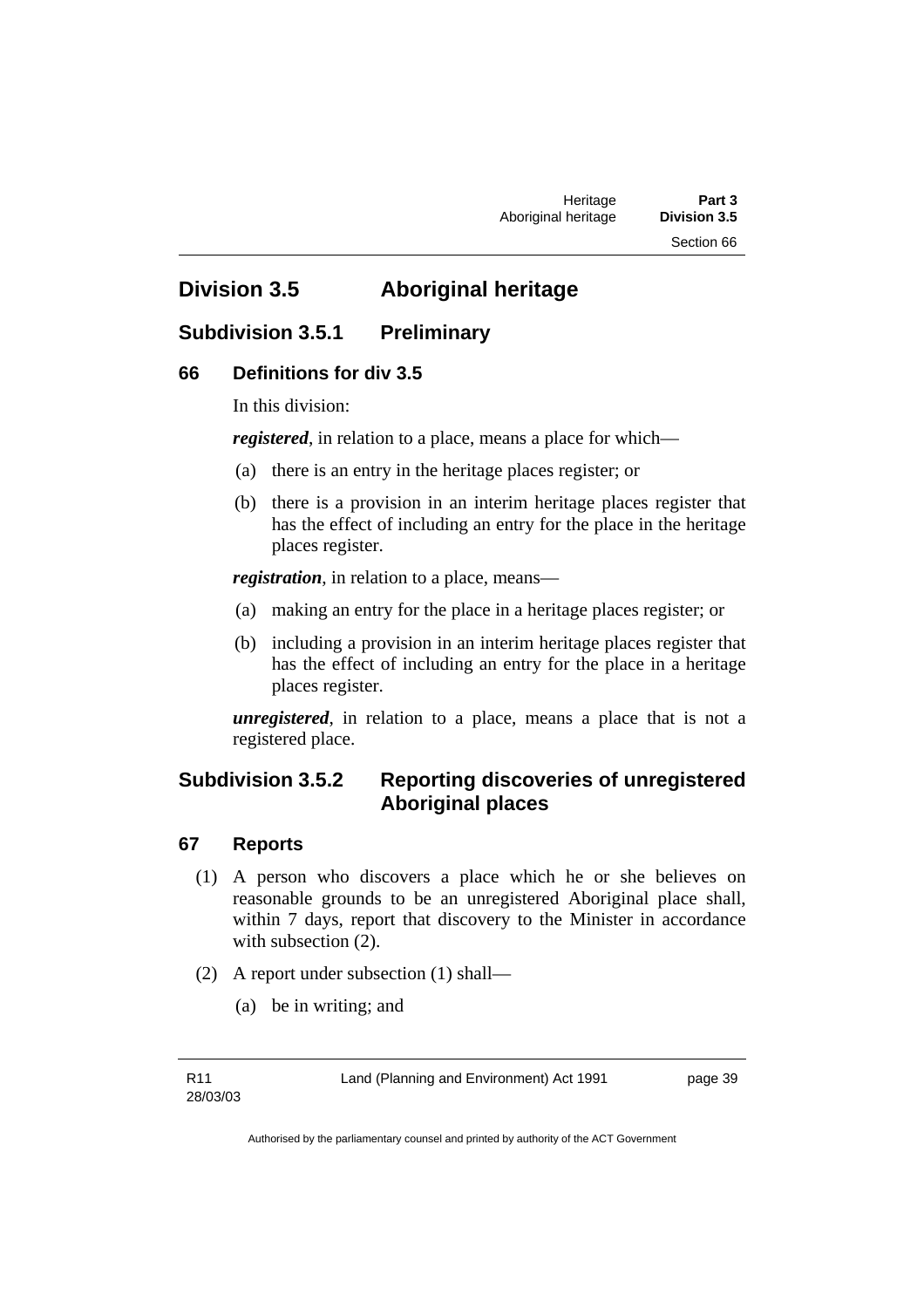## Division 3.5 Aboriginal heritage

### Subdivision 3.5.1 Preliminary

#### 66 Definitions for div 3.5

In this division:

***registered***, in relation to a place, means a place for which—

(a) there is an entry in the heritage places register; or

(b) there is a provision in an interim heritage places register that has the effect of including an entry for the place in the heritage places register.

***registration***, in relation to a place, means—

(a) making an entry for the place in a heritage places register; or

(b) including a provision in an interim heritage places register that has the effect of including an entry for the place in a heritage places register.

***unregistered***, in relation to a place, means a place that is not a registered place.

### Subdivision 3.5.2 Reporting discoveries of unregistered Aboriginal places

#### 67 Reports

(1) A person who discovers a place which he or she believes on reasonable grounds to be an unregistered Aboriginal place shall, within 7 days, report that discovery to the Minister in accordance with subsection (2).

(2) A report under subsection (1) shall—

(a) be in writing; and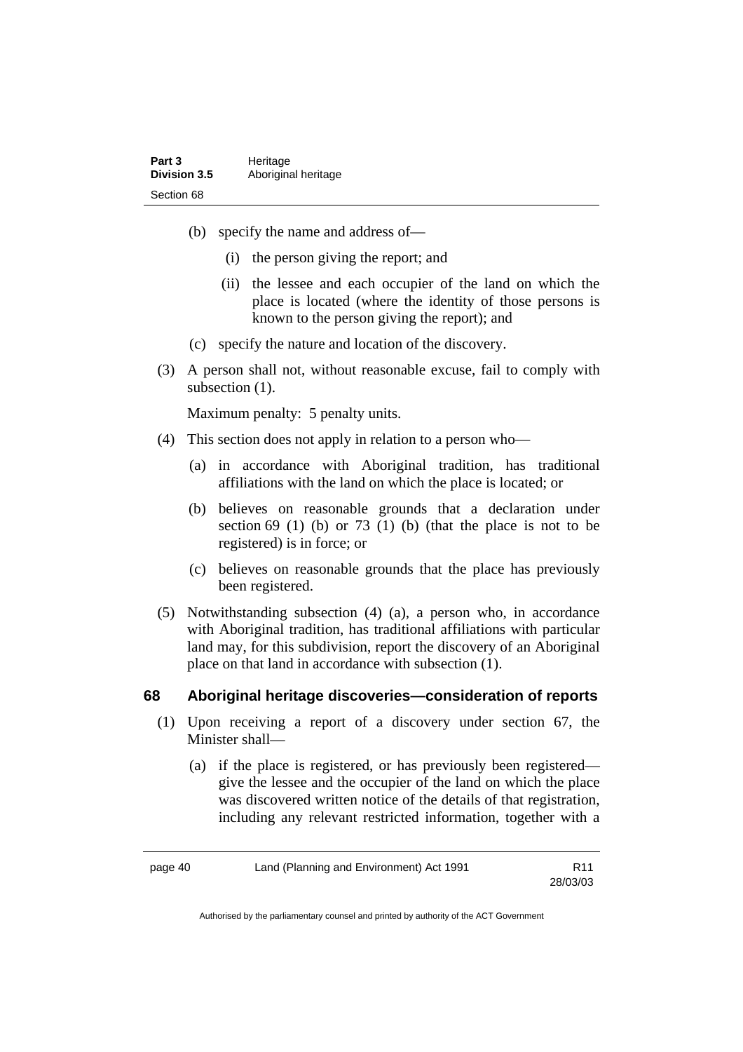(b) specify the name and address of—

   (i) the person giving the report; and

   (ii) the lessee and each occupier of the land on which the place is located (where the identity of those persons is known to the person giving the report); and

(c) specify the nature and location of the discovery.

(3) A person shall not, without reasonable excuse, fail to comply with subsection (1).

Maximum penalty: 5 penalty units.

(4) This section does not apply in relation to a person who—

(a) in accordance with Aboriginal tradition, has traditional affiliations with the land on which the place is located; or

(b) believes on reasonable grounds that a declaration under section 69 (1) (b) or 73 (1) (b) (that the place is not to be registered) is in force; or

(c) believes on reasonable grounds that the place has previously been registered.

(5) Notwithstanding subsection (4) (a), a person who, in accordance with Aboriginal tradition, has traditional affiliations with particular land may, for this subdivision, report the discovery of an Aboriginal place on that land in accordance with subsection (1).

## 68 Aboriginal heritage discoveries—consideration of reports

(1) Upon receiving a report of a discovery under section 67, the Minister shall—

(a) if the place is registered, or has previously been registered—give the lessee and the occupier of the land on which the place was discovered written notice of the details of that registration, including any relevant restricted information, together with a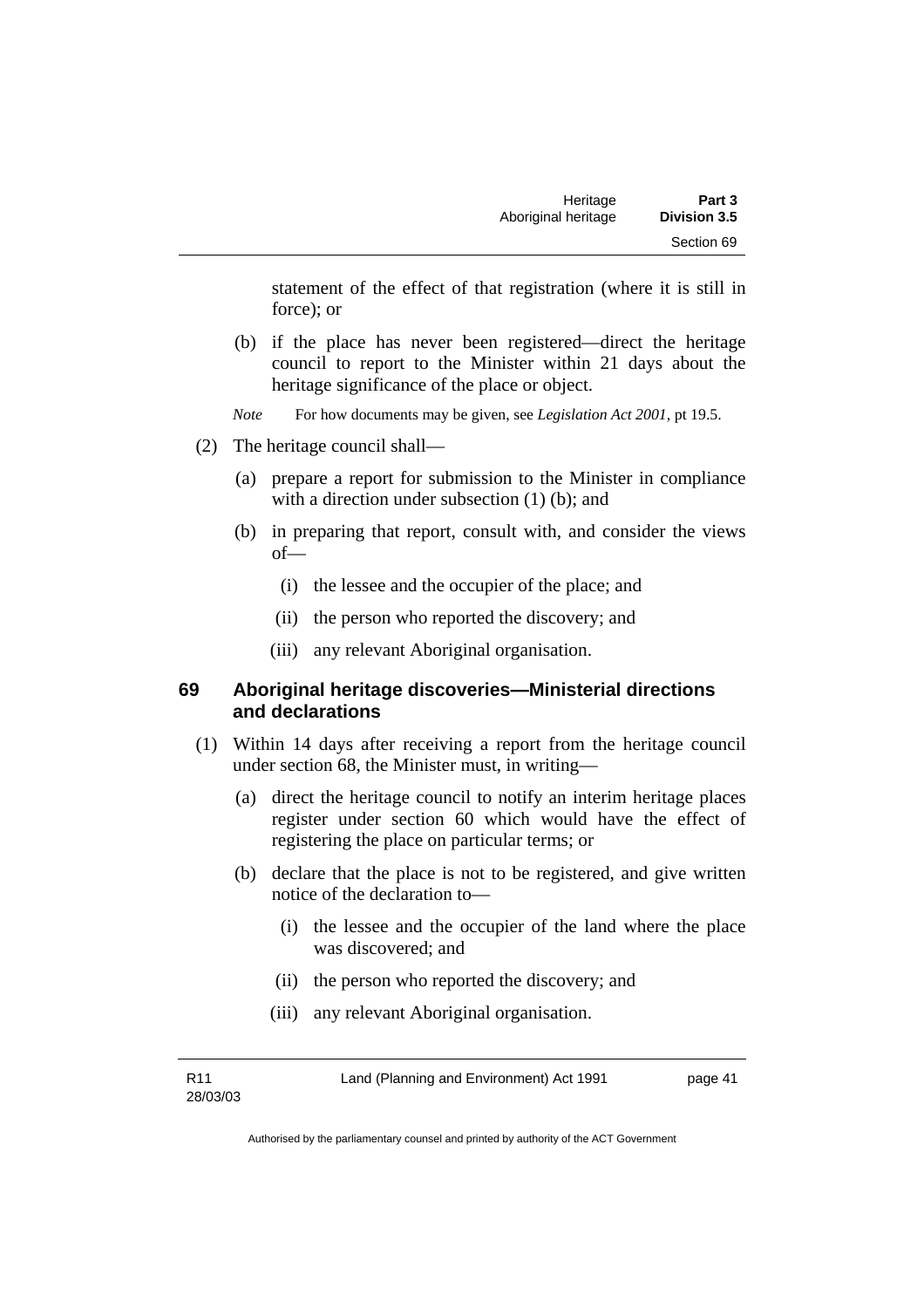statement of the effect of that registration (where it is still in force); or

(b) if the place has never been registered—direct the heritage council to report to the Minister within 21 days about the heritage significance of the place or object.

*Note* For how documents may be given, see *Legislation Act 2001*, pt 19.5.

(2) The heritage council shall—

(a) prepare a report for submission to the Minister in compliance with a direction under subsection (1) (b); and

(b) in preparing that report, consult with, and consider the views of—

(i) the lessee and the occupier of the place; and

(ii) the person who reported the discovery; and

(iii) any relevant Aboriginal organisation.

## 69 Aboriginal heritage discoveries—Ministerial directions and declarations

(1) Within 14 days after receiving a report from the heritage council under section 68, the Minister must, in writing—

(a) direct the heritage council to notify an interim heritage places register under section 60 which would have the effect of registering the place on particular terms; or

(b) declare that the place is not to be registered, and give written notice of the declaration to—

(i) the lessee and the occupier of the land where the place was discovered; and

(ii) the person who reported the discovery; and

(iii) any relevant Aboriginal organisation.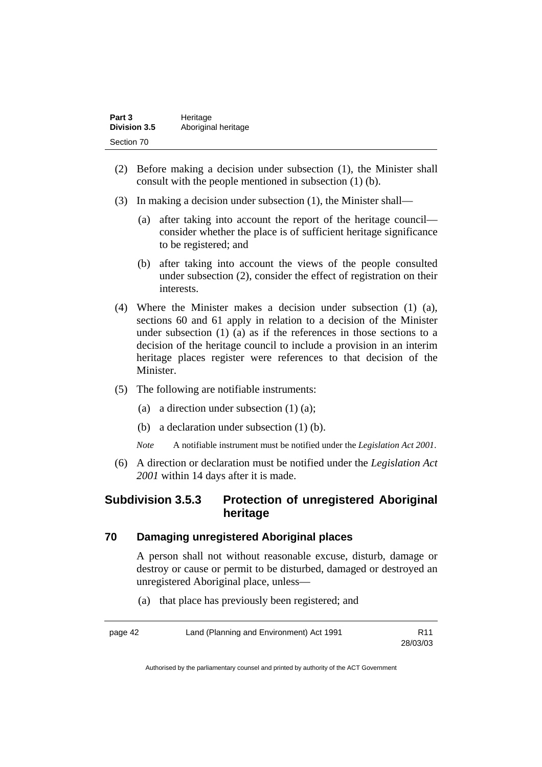(2) Before making a decision under subsection (1), the Minister shall consult with the people mentioned in subsection (1) (b).

(3) In making a decision under subsection (1), the Minister shall—

 (a) after taking into account the report of the heritage council—consider whether the place is of sufficient heritage significance to be registered; and

 (b) after taking into account the views of the people consulted under subsection (2), consider the effect of registration on their interests.

(4) Where the Minister makes a decision under subsection (1) (a), sections 60 and 61 apply in relation to a decision of the Minister under subsection (1) (a) as if the references in those sections to a decision of the heritage council to include a provision in an interim heritage places register were references to that decision of the Minister.

(5) The following are notifiable instruments:

 (a) a direction under subsection (1) (a);

 (b) a declaration under subsection (1) (b).

*Note* A notifiable instrument must be notified under the *Legislation Act 2001*.

(6) A direction or declaration must be notified under the *Legislation Act 2001* within 14 days after it is made.

## Subdivision 3.5.3 Protection of unregistered Aboriginal heritage

### 70 Damaging unregistered Aboriginal places

A person shall not without reasonable excuse, disturb, damage or destroy or cause or permit to be disturbed, damaged or destroyed an unregistered Aboriginal place, unless—

 (a) that place has previously been registered; and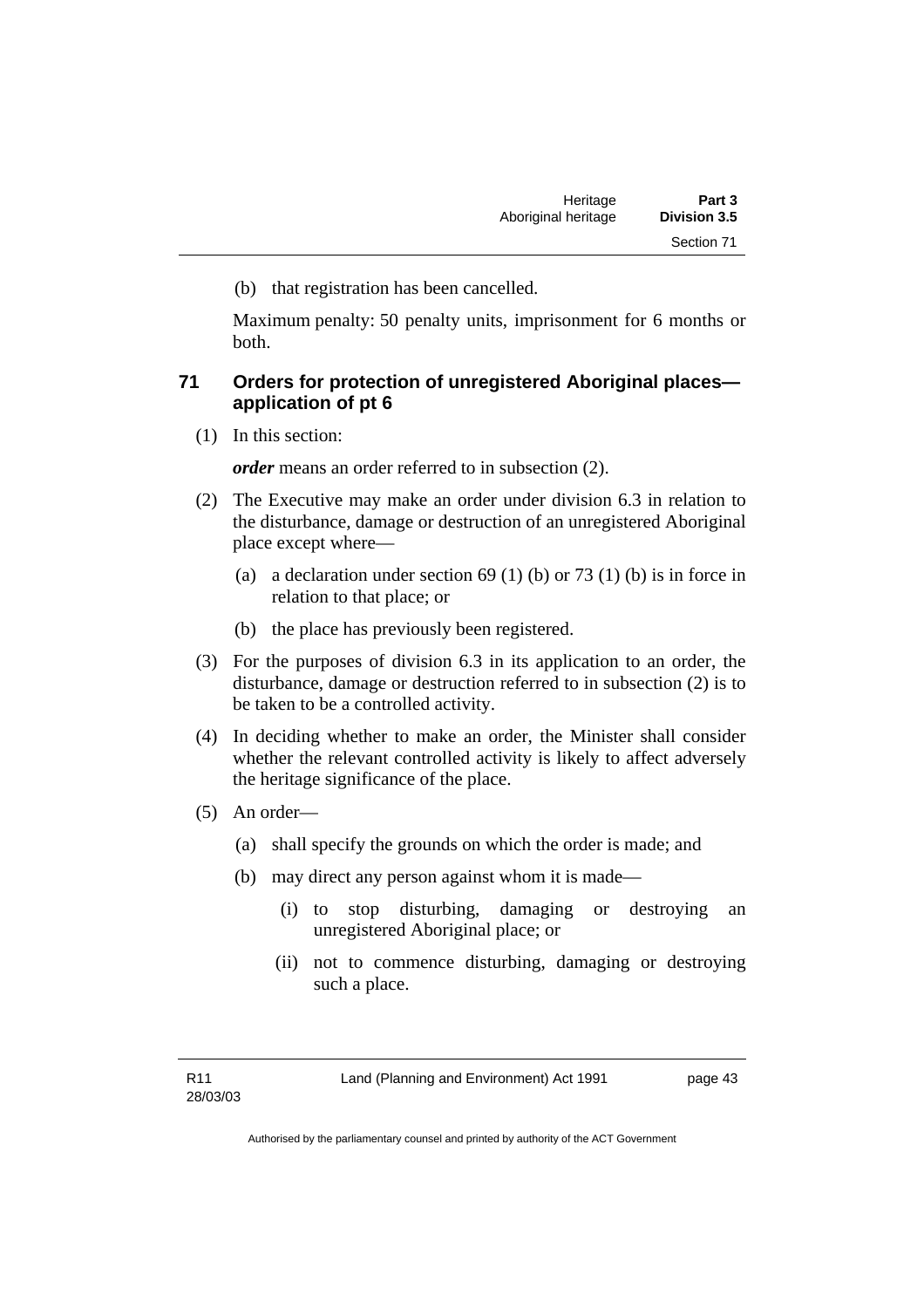(b) that registration has been cancelled.

Maximum penalty: 50 penalty units, imprisonment for 6 months or both.

### 71 Orders for protection of unregistered Aboriginal places—application of pt 6

(1) In this section:

***order*** means an order referred to in subsection (2).

(2) The Executive may make an order under division 6.3 in relation to the disturbance, damage or destruction of an unregistered Aboriginal place except where—

(a) a declaration under section 69 (1) (b) or 73 (1) (b) is in force in relation to that place; or

(b) the place has previously been registered.

(3) For the purposes of division 6.3 in its application to an order, the disturbance, damage or destruction referred to in subsection (2) is to be taken to be a controlled activity.

(4) In deciding whether to make an order, the Minister shall consider whether the relevant controlled activity is likely to affect adversely the heritage significance of the place.

(5) An order—

(a) shall specify the grounds on which the order is made; and

(b) may direct any person against whom it is made—

(i) to stop disturbing, damaging or destroying an unregistered Aboriginal place; or

(ii) not to commence disturbing, damaging or destroying such a place.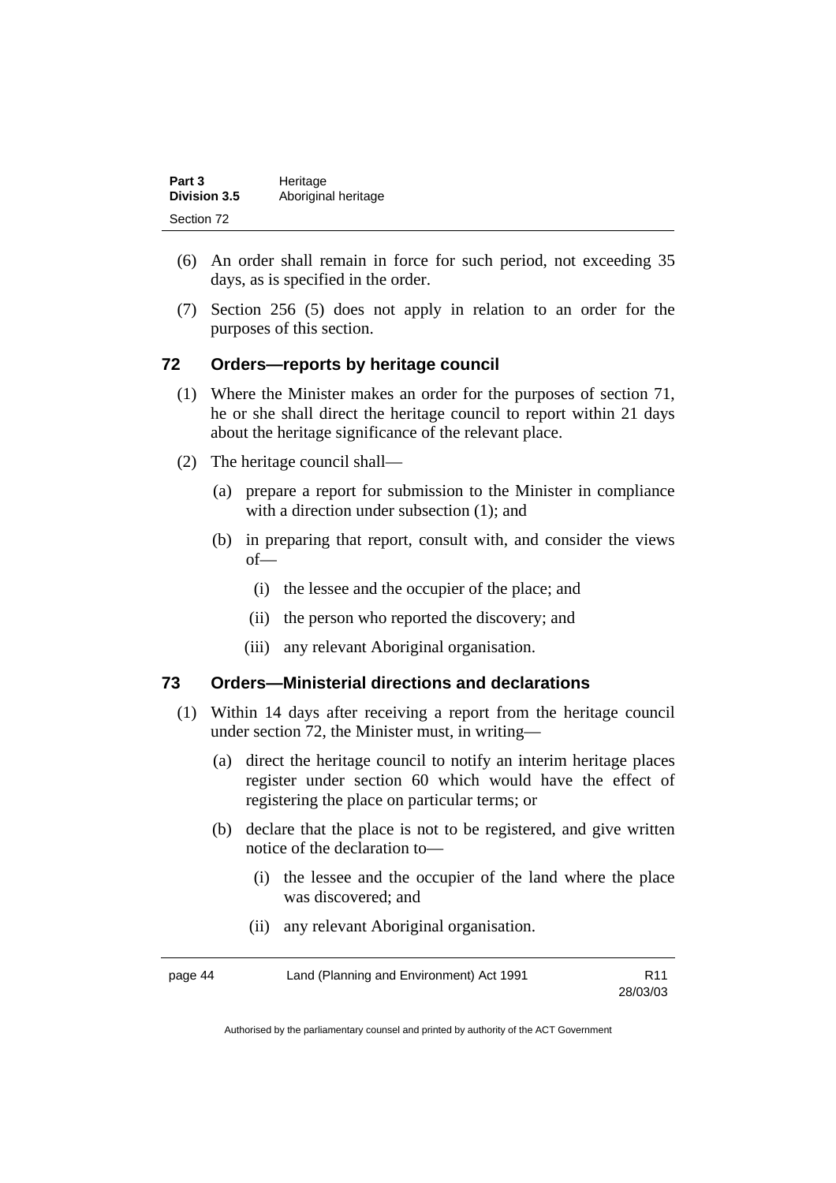(6) An order shall remain in force for such period, not exceeding 35 days, as is specified in the order.

(7) Section 256 (5) does not apply in relation to an order for the purposes of this section.

## 72 Orders—reports by heritage council

(1) Where the Minister makes an order for the purposes of section 71, he or she shall direct the heritage council to report within 21 days about the heritage significance of the relevant place.

(2) The heritage council shall—

(a) prepare a report for submission to the Minister in compliance with a direction under subsection (1); and

(b) in preparing that report, consult with, and consider the views of—

(i) the lessee and the occupier of the place; and

(ii) the person who reported the discovery; and

(iii) any relevant Aboriginal organisation.

## 73 Orders—Ministerial directions and declarations

(1) Within 14 days after receiving a report from the heritage council under section 72, the Minister must, in writing—

(a) direct the heritage council to notify an interim heritage places register under section 60 which would have the effect of registering the place on particular terms; or

(b) declare that the place is not to be registered, and give written notice of the declaration to—

(i) the lessee and the occupier of the land where the place was discovered; and

(ii) any relevant Aboriginal organisation.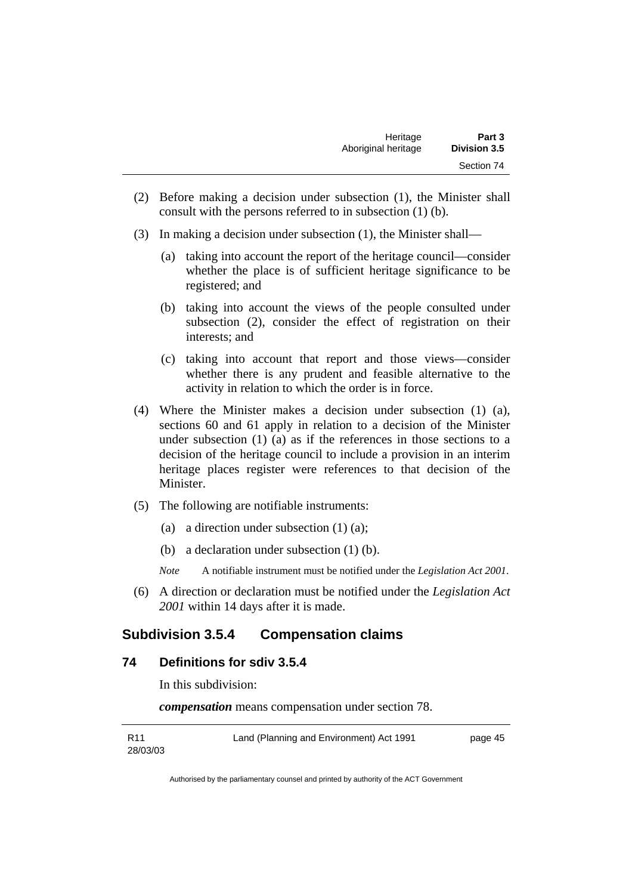(2) Before making a decision under subsection (1), the Minister shall consult with the persons referred to in subsection (1) (b).

(3) In making a decision under subsection (1), the Minister shall—

(a) taking into account the report of the heritage council—consider whether the place is of sufficient heritage significance to be registered; and

(b) taking into account the views of the people consulted under subsection (2), consider the effect of registration on their interests; and

(c) taking into account that report and those views—consider whether there is any prudent and feasible alternative to the activity in relation to which the order is in force.

(4) Where the Minister makes a decision under subsection (1) (a), sections 60 and 61 apply in relation to a decision of the Minister under subsection (1) (a) as if the references in those sections to a decision of the heritage council to include a provision in an interim heritage places register were references to that decision of the Minister.

(5) The following are notifiable instruments:

(a) a direction under subsection (1) (a);

(b) a declaration under subsection (1) (b).

*Note* A notifiable instrument must be notified under the *Legislation Act 2001*.

(6) A direction or declaration must be notified under the *Legislation Act 2001* within 14 days after it is made.

## Subdivision 3.5.4 Compensation claims

### 74 Definitions for sdiv 3.5.4

In this subdivision:

***compensation*** means compensation under section 78.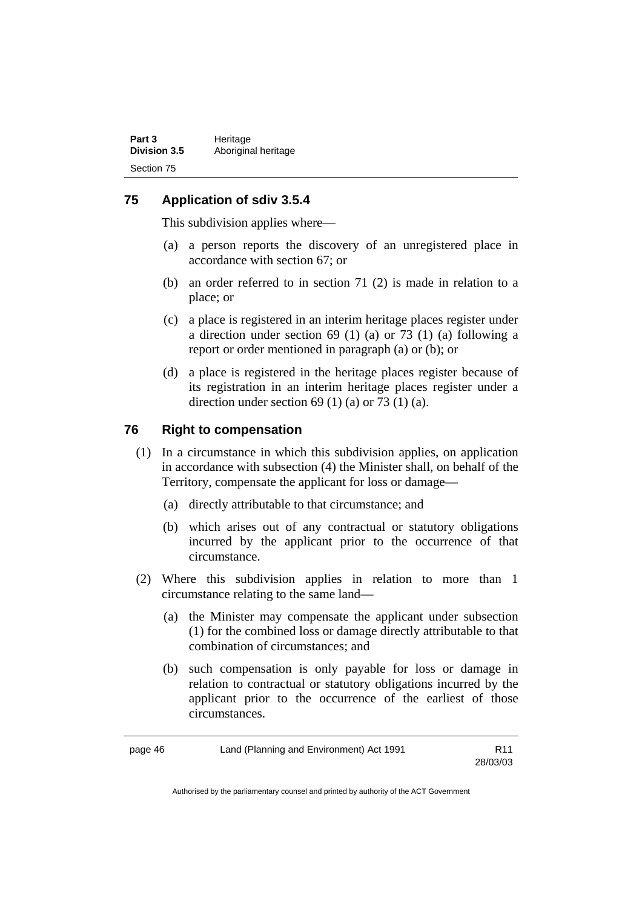## 75 Application of sdiv 3.5.4

This subdivision applies where—

(a) a person reports the discovery of an unregistered place in accordance with section 67; or

(b) an order referred to in section 71 (2) is made in relation to a place; or

(c) a place is registered in an interim heritage places register under a direction under section 69 (1) (a) or 73 (1) (a) following a report or order mentioned in paragraph (a) or (b); or

(d) a place is registered in the heritage places register because of its registration in an interim heritage places register under a direction under section 69 (1) (a) or 73 (1) (a).

## 76 Right to compensation

(1) In a circumstance in which this subdivision applies, on application in accordance with subsection (4) the Minister shall, on behalf of the Territory, compensate the applicant for loss or damage—

(a) directly attributable to that circumstance; and

(b) which arises out of any contractual or statutory obligations incurred by the applicant prior to the occurrence of that circumstance.

(2) Where this subdivision applies in relation to more than 1 circumstance relating to the same land—

(a) the Minister may compensate the applicant under subsection (1) for the combined loss or damage directly attributable to that combination of circumstances; and

(b) such compensation is only payable for loss or damage in relation to contractual or statutory obligations incurred by the applicant prior to the occurrence of the earliest of those circumstances.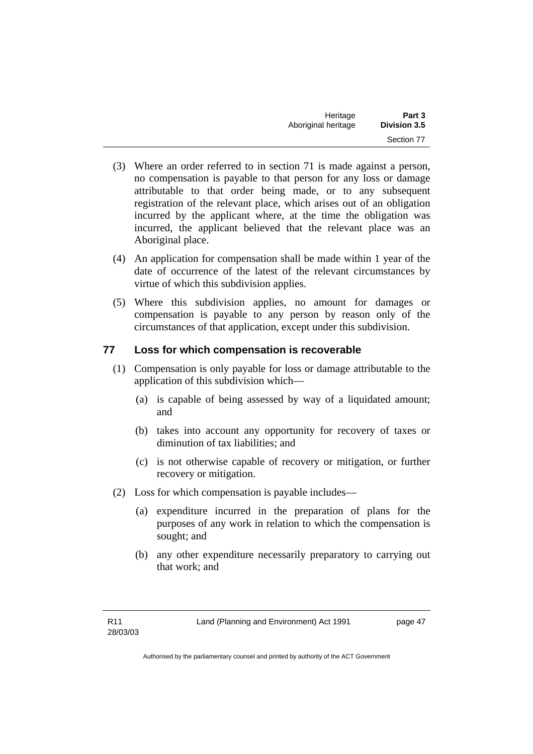(3) Where an order referred to in section 71 is made against a person, no compensation is payable to that person for any loss or damage attributable to that order being made, or to any subsequent registration of the relevant place, which arises out of an obligation incurred by the applicant where, at the time the obligation was incurred, the applicant believed that the relevant place was an Aboriginal place.

(4) An application for compensation shall be made within 1 year of the date of occurrence of the latest of the relevant circumstances by virtue of which this subdivision applies.

(5) Where this subdivision applies, no amount for damages or compensation is payable to any person by reason only of the circumstances of that application, except under this subdivision.

## 77 Loss for which compensation is recoverable

(1) Compensation is only payable for loss or damage attributable to the application of this subdivision which—

(a) is capable of being assessed by way of a liquidated amount; and

(b) takes into account any opportunity for recovery of taxes or diminution of tax liabilities; and

(c) is not otherwise capable of recovery or mitigation, or further recovery or mitigation.

(2) Loss for which compensation is payable includes—

(a) expenditure incurred in the preparation of plans for the purposes of any work in relation to which the compensation is sought; and

(b) any other expenditure necessarily preparatory to carrying out that work; and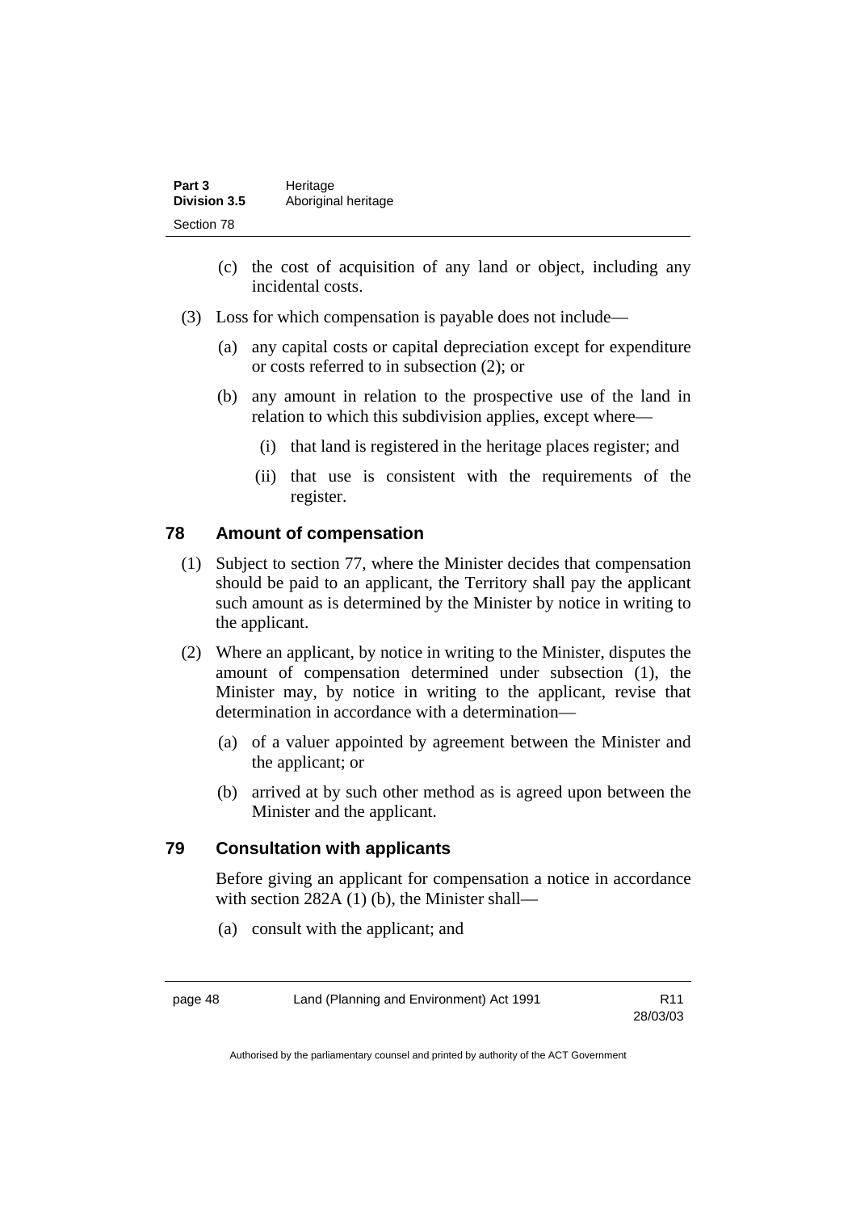(c) the cost of acquisition of any land or object, including any incidental costs.

(3) Loss for which compensation is payable does not include—

(a) any capital costs or capital depreciation except for expenditure or costs referred to in subsection (2); or

(b) any amount in relation to the prospective use of the land in relation to which this subdivision applies, except where—

(i) that land is registered in the heritage places register; and

(ii) that use is consistent with the requirements of the register.

## 78 Amount of compensation

(1) Subject to section 77, where the Minister decides that compensation should be paid to an applicant, the Territory shall pay the applicant such amount as is determined by the Minister by notice in writing to the applicant.

(2) Where an applicant, by notice in writing to the Minister, disputes the amount of compensation determined under subsection (1), the Minister may, by notice in writing to the applicant, revise that determination in accordance with a determination—

(a) of a valuer appointed by agreement between the Minister and the applicant; or

(b) arrived at by such other method as is agreed upon between the Minister and the applicant.

## 79 Consultation with applicants

Before giving an applicant for compensation a notice in accordance with section 282A (1) (b), the Minister shall—

(a) consult with the applicant; and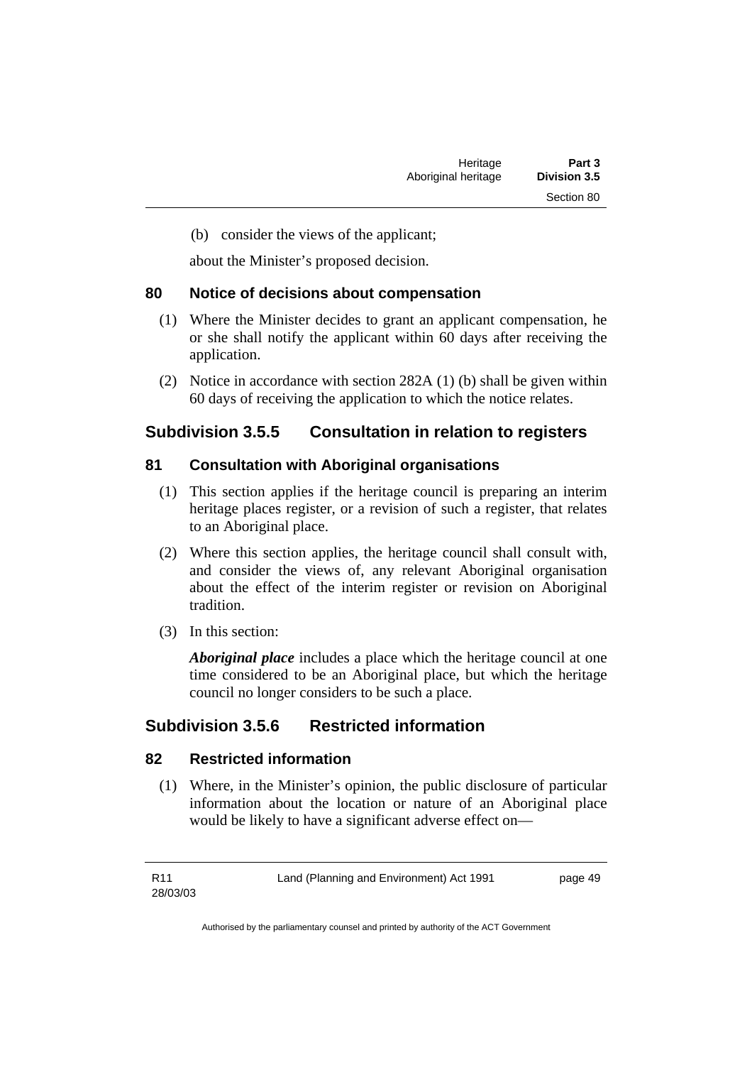(b) consider the views of the applicant;

about the Minister's proposed decision.

### 80 Notice of decisions about compensation

(1) Where the Minister decides to grant an applicant compensation, he or she shall notify the applicant within 60 days after receiving the application.

(2) Notice in accordance with section 282A (1) (b) shall be given within 60 days of receiving the application to which the notice relates.

## Subdivision 3.5.5 Consultation in relation to registers

### 81 Consultation with Aboriginal organisations

(1) This section applies if the heritage council is preparing an interim heritage places register, or a revision of such a register, that relates to an Aboriginal place.

(2) Where this section applies, the heritage council shall consult with, and consider the views of, any relevant Aboriginal organisation about the effect of the interim register or revision on Aboriginal tradition.

(3) In this section:

***Aboriginal place*** includes a place which the heritage council at one time considered to be an Aboriginal place, but which the heritage council no longer considers to be such a place.

## Subdivision 3.5.6 Restricted information

### 82 Restricted information

(1) Where, in the Minister's opinion, the public disclosure of particular information about the location or nature of an Aboriginal place would be likely to have a significant adverse effect on—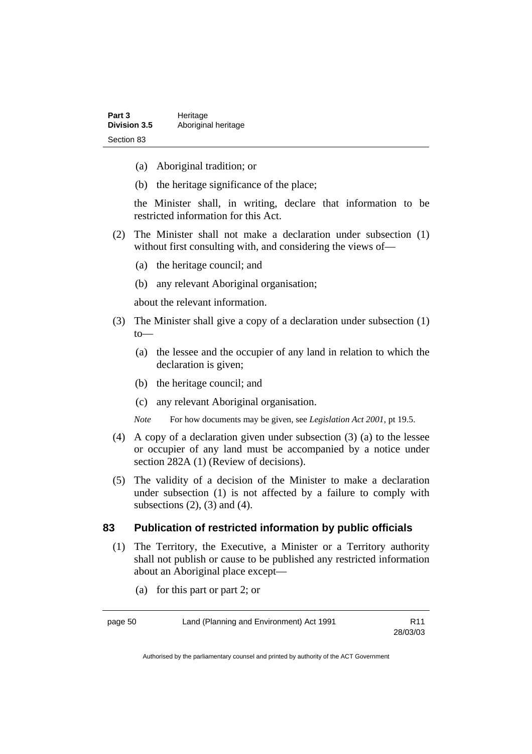(a) Aboriginal tradition; or

(b) the heritage significance of the place;

the Minister shall, in writing, declare that information to be restricted information for this Act.

(2) The Minister shall not make a declaration under subsection (1) without first consulting with, and considering the views of—

(a) the heritage council; and

(b) any relevant Aboriginal organisation;

about the relevant information.

(3) The Minister shall give a copy of a declaration under subsection (1) to—

(a) the lessee and the occupier of any land in relation to which the declaration is given;

(b) the heritage council; and

(c) any relevant Aboriginal organisation.

*Note* For how documents may be given, see *Legislation Act 2001*, pt 19.5.

(4) A copy of a declaration given under subsection (3) (a) to the lessee or occupier of any land must be accompanied by a notice under section 282A (1) (Review of decisions).

(5) The validity of a decision of the Minister to make a declaration under subsection (1) is not affected by a failure to comply with subsections (2), (3) and (4).

## 83 Publication of restricted information by public officials

(1) The Territory, the Executive, a Minister or a Territory authority shall not publish or cause to be published any restricted information about an Aboriginal place except—

(a) for this part or part 2; or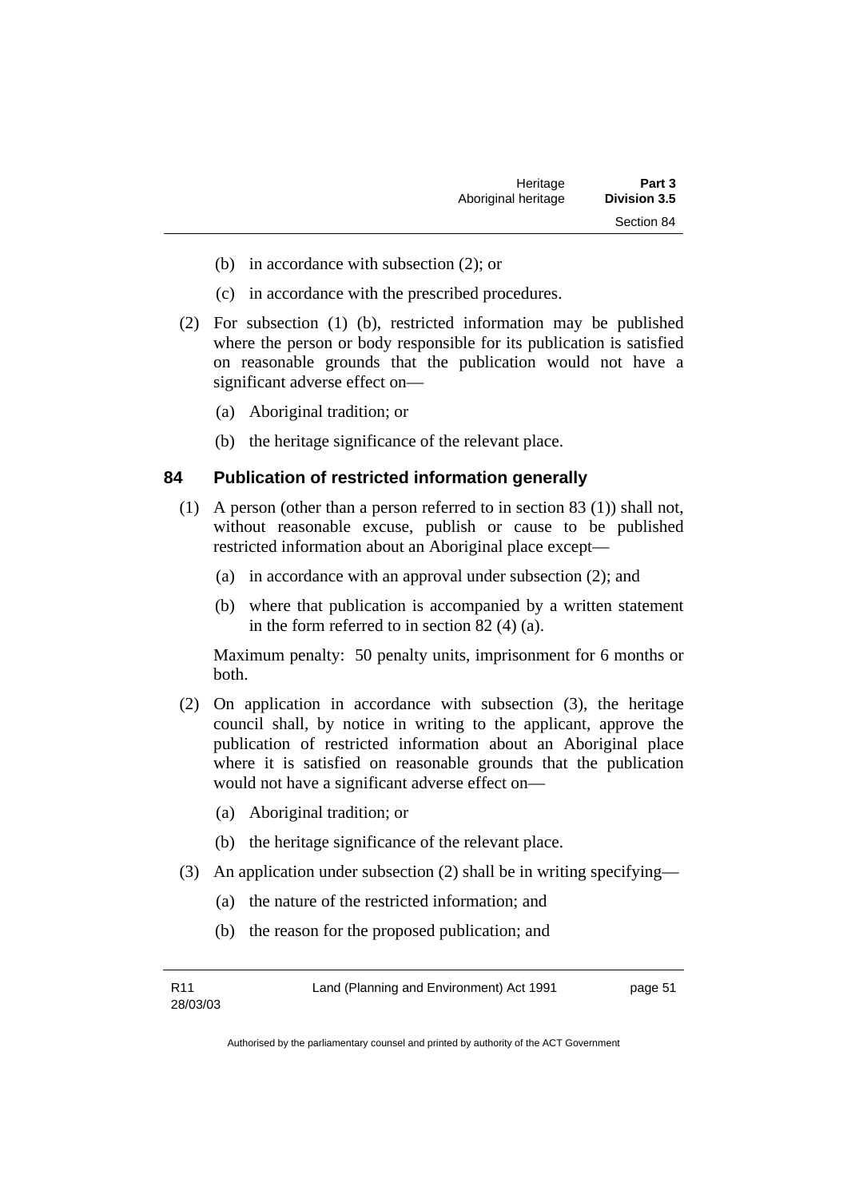(b) in accordance with subsection (2); or

(c) in accordance with the prescribed procedures.

(2) For subsection (1) (b), restricted information may be published where the person or body responsible for its publication is satisfied on reasonable grounds that the publication would not have a significant adverse effect on—

(a) Aboriginal tradition; or

(b) the heritage significance of the relevant place.

## 84 Publication of restricted information generally

(1) A person (other than a person referred to in section 83 (1)) shall not, without reasonable excuse, publish or cause to be published restricted information about an Aboriginal place except—

(a) in accordance with an approval under subsection (2); and

(b) where that publication is accompanied by a written statement in the form referred to in section 82 (4) (a).

Maximum penalty: 50 penalty units, imprisonment for 6 months or both.

(2) On application in accordance with subsection (3), the heritage council shall, by notice in writing to the applicant, approve the publication of restricted information about an Aboriginal place where it is satisfied on reasonable grounds that the publication would not have a significant adverse effect on—

(a) Aboriginal tradition; or

(b) the heritage significance of the relevant place.

(3) An application under subsection (2) shall be in writing specifying—

(a) the nature of the restricted information; and

(b) the reason for the proposed publication; and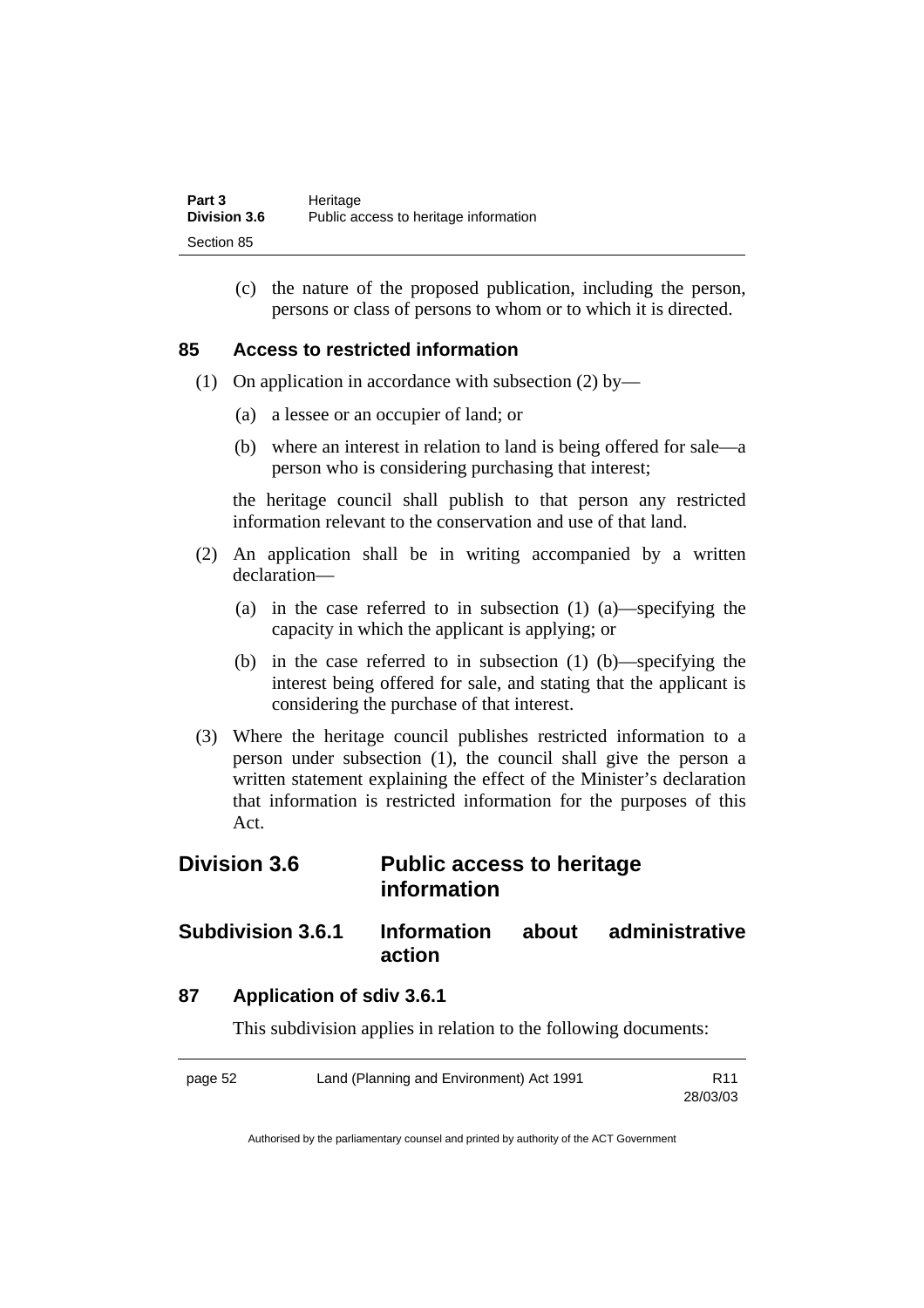(c) the nature of the proposed publication, including the person, persons or class of persons to whom or to which it is directed.

### 85 Access to restricted information

(1) On application in accordance with subsection (2) by—

(a) a lessee or an occupier of land; or

(b) where an interest in relation to land is being offered for sale—a person who is considering purchasing that interest;

the heritage council shall publish to that person any restricted information relevant to the conservation and use of that land.

(2) An application shall be in writing accompanied by a written declaration—

(a) in the case referred to in subsection (1) (a)—specifying the capacity in which the applicant is applying; or

(b) in the case referred to in subsection (1) (b)—specifying the interest being offered for sale, and stating that the applicant is considering the purchase of that interest.

(3) Where the heritage council publishes restricted information to a person under subsection (1), the council shall give the person a written statement explaining the effect of the Minister's declaration that information is restricted information for the purposes of this Act.

## Division 3.6 Public access to heritage information

## Subdivision 3.6.1 Information about administrative action

### 87 Application of sdiv 3.6.1

This subdivision applies in relation to the following documents: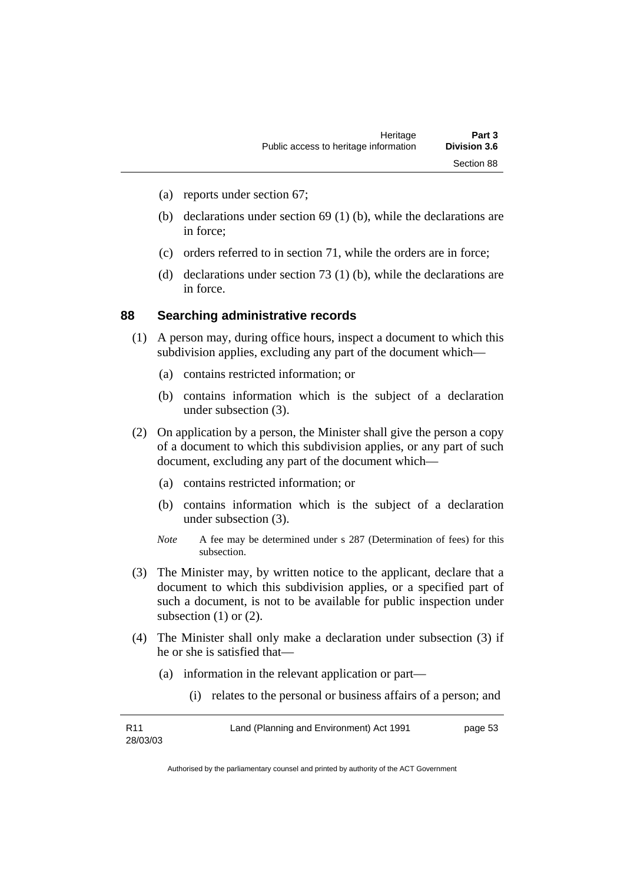(a) reports under section 67;

(b) declarations under section 69 (1) (b), while the declarations are in force;

(c) orders referred to in section 71, while the orders are in force;

(d) declarations under section 73 (1) (b), while the declarations are in force.

## 88 Searching administrative records

(1) A person may, during office hours, inspect a document to which this subdivision applies, excluding any part of the document which—

(a) contains restricted information; or

(b) contains information which is the subject of a declaration under subsection (3).

(2) On application by a person, the Minister shall give the person a copy of a document to which this subdivision applies, or any part of such document, excluding any part of the document which—

(a) contains restricted information; or

(b) contains information which is the subject of a declaration under subsection (3).

*Note* A fee may be determined under s 287 (Determination of fees) for this subsection.

(3) The Minister may, by written notice to the applicant, declare that a document to which this subdivision applies, or a specified part of such a document, is not to be available for public inspection under subsection (1) or (2).

(4) The Minister shall only make a declaration under subsection (3) if he or she is satisfied that—

(a) information in the relevant application or part—

(i) relates to the personal or business affairs of a person; and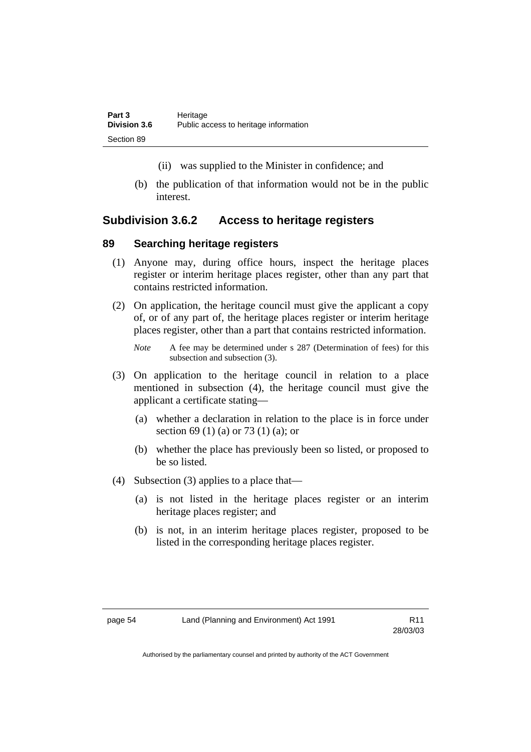(ii) was supplied to the Minister in confidence; and

(b) the publication of that information would not be in the public interest.

## Subdivision 3.6.2 Access to heritage registers

### 89 Searching heritage registers

(1) Anyone may, during office hours, inspect the heritage places register or interim heritage places register, other than any part that contains restricted information.

(2) On application, the heritage council must give the applicant a copy of, or of any part of, the heritage places register or interim heritage places register, other than a part that contains restricted information.

*Note* A fee may be determined under s 287 (Determination of fees) for this subsection and subsection (3).

(3) On application to the heritage council in relation to a place mentioned in subsection (4), the heritage council must give the applicant a certificate stating—

(a) whether a declaration in relation to the place is in force under section 69 (1) (a) or 73 (1) (a); or

(b) whether the place has previously been so listed, or proposed to be so listed.

(4) Subsection (3) applies to a place that—

(a) is not listed in the heritage places register or an interim heritage places register; and

(b) is not, in an interim heritage places register, proposed to be listed in the corresponding heritage places register.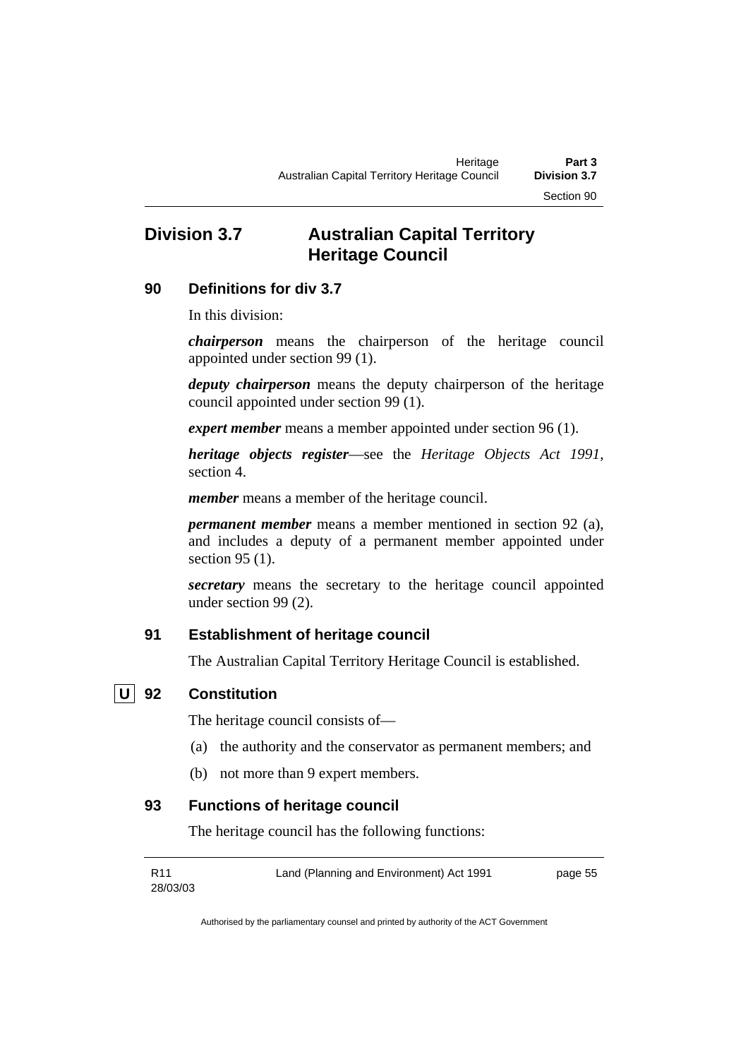## Division 3.7 Australian Capital Territory Heritage Council

### 90 Definitions for div 3.7

In this division:

***chairperson*** means the chairperson of the heritage council appointed under section 99 (1).

***deputy chairperson*** means the deputy chairperson of the heritage council appointed under section 99 (1).

***expert member*** means a member appointed under section 96 (1).

***heritage objects register***—see the *Heritage Objects Act 1991*, section 4.

***member*** means a member of the heritage council.

***permanent member*** means a member mentioned in section 92 (a), and includes a deputy of a permanent member appointed under section 95 (1).

***secretary*** means the secretary to the heritage council appointed under section 99 (2).

### 91 Establishment of heritage council

The Australian Capital Territory Heritage Council is established.

### U 92 Constitution

The heritage council consists of—

(a) the authority and the conservator as permanent members; and

(b) not more than 9 expert members.

### 93 Functions of heritage council

The heritage council has the following functions: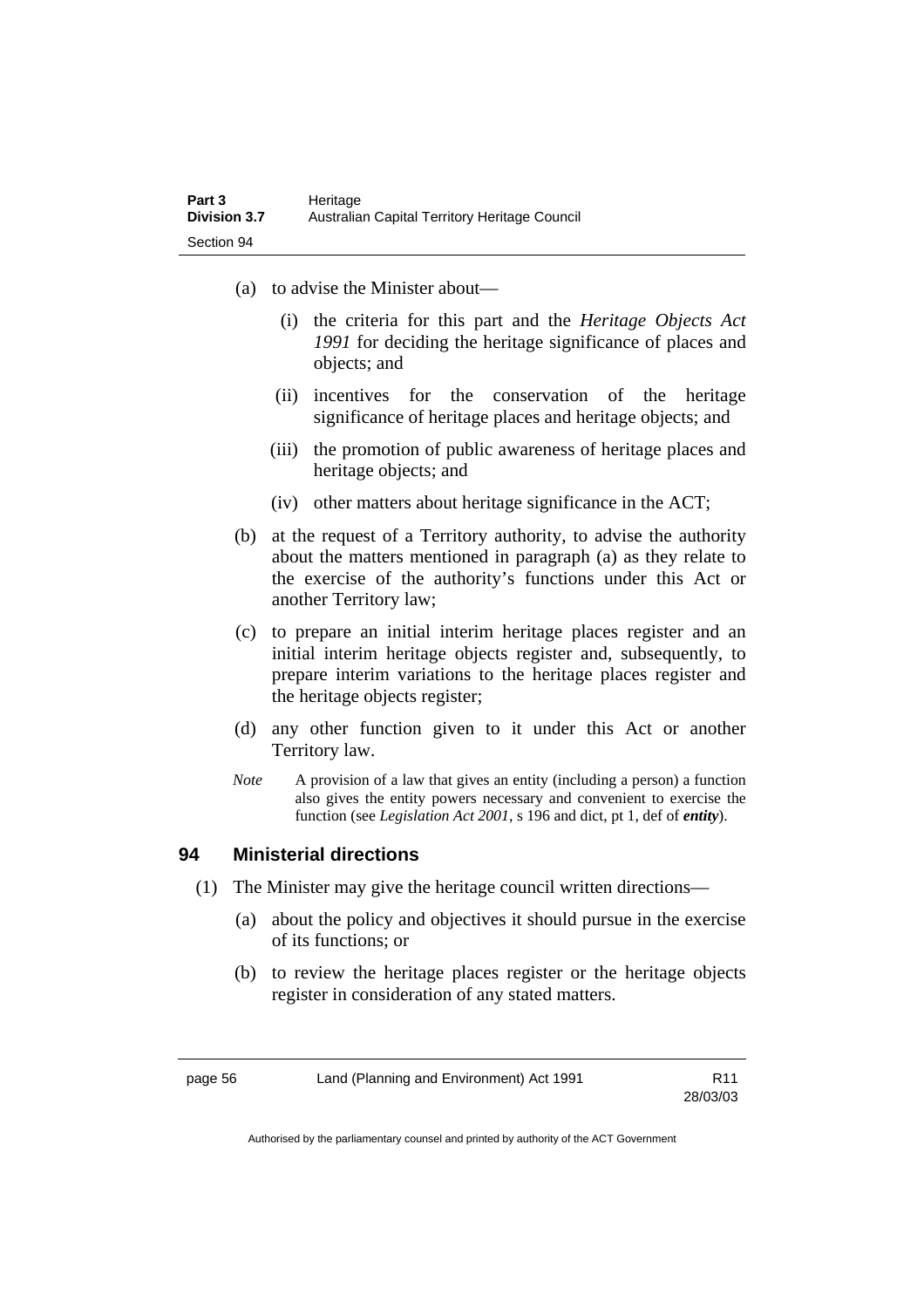(a) to advise the Minister about—

   (i) the criteria for this part and the *Heritage Objects Act 1991* for deciding the heritage significance of places and objects; and

   (ii) incentives for the conservation of the heritage significance of heritage places and heritage objects; and

   (iii) the promotion of public awareness of heritage places and heritage objects; and

   (iv) other matters about heritage significance in the ACT;

(b) at the request of a Territory authority, to advise the authority about the matters mentioned in paragraph (a) as they relate to the exercise of the authority's functions under this Act or another Territory law;

(c) to prepare an initial interim heritage places register and an initial interim heritage objects register and, subsequently, to prepare interim variations to the heritage places register and the heritage objects register;

(d) any other function given to it under this Act or another Territory law.

*Note* A provision of a law that gives an entity (including a person) a function also gives the entity powers necessary and convenient to exercise the function (see *Legislation Act 2001*, s 196 and dict, pt 1, def of ***entity***).

## 94 Ministerial directions

(1) The Minister may give the heritage council written directions—

   (a) about the policy and objectives it should pursue in the exercise of its functions; or

   (b) to review the heritage places register or the heritage objects register in consideration of any stated matters.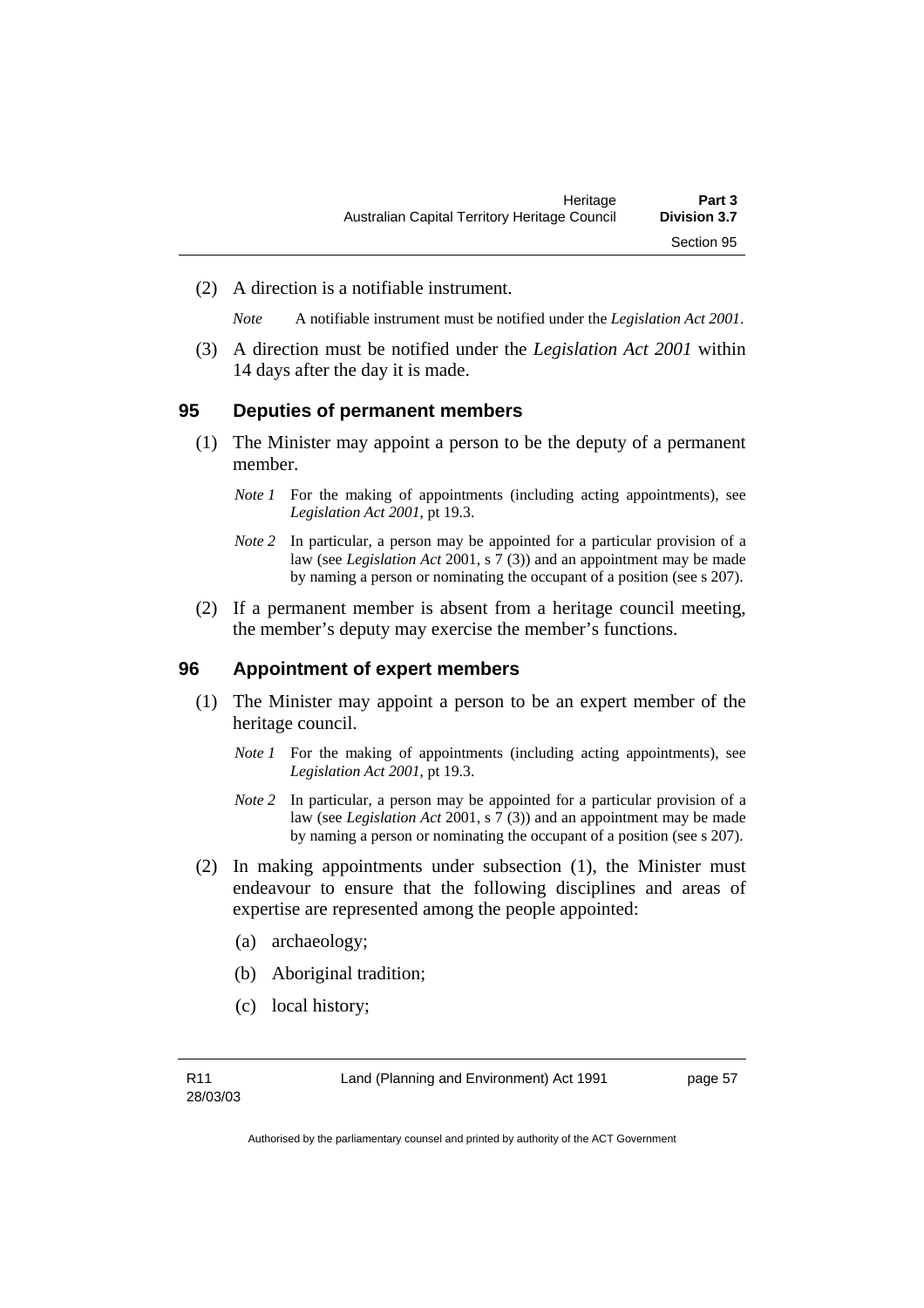(2) A direction is a notifiable instrument.

*Note* A notifiable instrument must be notified under the *Legislation Act 2001*.

(3) A direction must be notified under the *Legislation Act 2001* within 14 days after the day it is made.

### 95 Deputies of permanent members

(1) The Minister may appoint a person to be the deputy of a permanent member.

*Note 1* For the making of appointments (including acting appointments), see *Legislation Act 2001*, pt 19.3.

*Note 2* In particular, a person may be appointed for a particular provision of a law (see *Legislation Act* 2001, s 7 (3)) and an appointment may be made by naming a person or nominating the occupant of a position (see s 207).

(2) If a permanent member is absent from a heritage council meeting, the member's deputy may exercise the member's functions.

### 96 Appointment of expert members

(1) The Minister may appoint a person to be an expert member of the heritage council.

*Note 1* For the making of appointments (including acting appointments), see *Legislation Act 2001*, pt 19.3.

*Note 2* In particular, a person may be appointed for a particular provision of a law (see *Legislation Act* 2001, s 7 (3)) and an appointment may be made by naming a person or nominating the occupant of a position (see s 207).

(2) In making appointments under subsection (1), the Minister must endeavour to ensure that the following disciplines and areas of expertise are represented among the people appointed:

(a) archaeology;

(b) Aboriginal tradition;

(c) local history;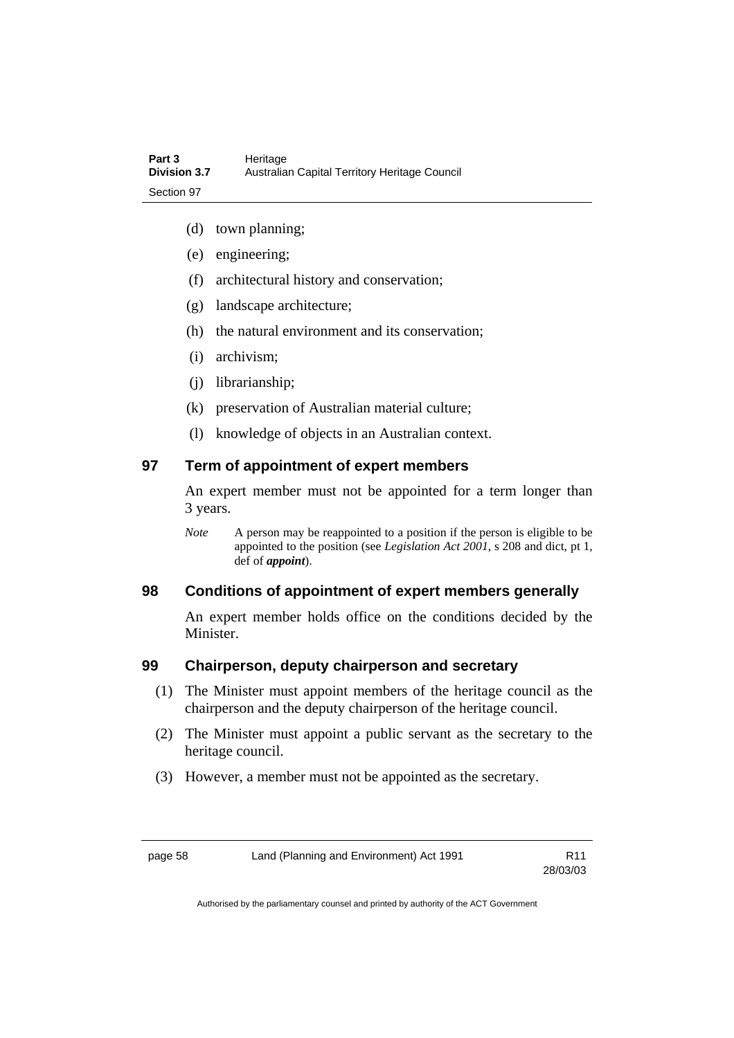(d) town planning;

(e) engineering;

(f) architectural history and conservation;

(g) landscape architecture;

(h) the natural environment and its conservation;

(i) archivism;

(j) librarianship;

(k) preservation of Australian material culture;

(l) knowledge of objects in an Australian context.

## 97 Term of appointment of expert members

An expert member must not be appointed for a term longer than 3 years.

*Note* A person may be reappointed to a position if the person is eligible to be appointed to the position (see *Legislation Act 2001*, s 208 and dict, pt 1, def of ***appoint***).

## 98 Conditions of appointment of expert members generally

An expert member holds office on the conditions decided by the Minister.

## 99 Chairperson, deputy chairperson and secretary

(1) The Minister must appoint members of the heritage council as the chairperson and the deputy chairperson of the heritage council.

(2) The Minister must appoint a public servant as the secretary to the heritage council.

(3) However, a member must not be appointed as the secretary.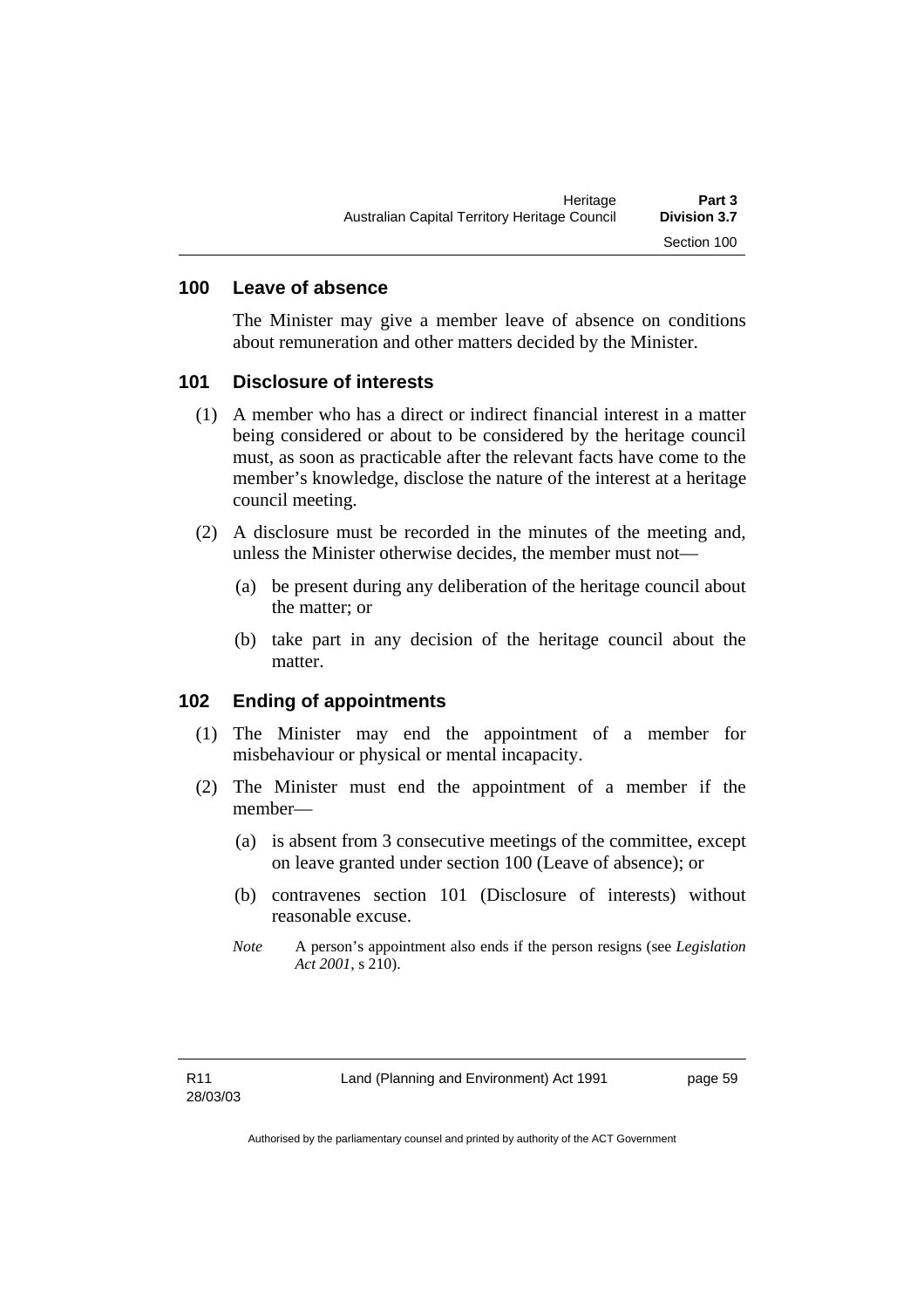## 100 Leave of absence

The Minister may give a member leave of absence on conditions about remuneration and other matters decided by the Minister.

## 101 Disclosure of interests

(1) A member who has a direct or indirect financial interest in a matter being considered or about to be considered by the heritage council must, as soon as practicable after the relevant facts have come to the member's knowledge, disclose the nature of the interest at a heritage council meeting.

(2) A disclosure must be recorded in the minutes of the meeting and, unless the Minister otherwise decides, the member must not—

(a) be present during any deliberation of the heritage council about the matter; or

(b) take part in any decision of the heritage council about the matter.

## 102 Ending of appointments

(1) The Minister may end the appointment of a member for misbehaviour or physical or mental incapacity.

(2) The Minister must end the appointment of a member if the member—

(a) is absent from 3 consecutive meetings of the committee, except on leave granted under section 100 (Leave of absence); or

(b) contravenes section 101 (Disclosure of interests) without reasonable excuse.

*Note* A person's appointment also ends if the person resigns (see *Legislation Act 2001*, s 210).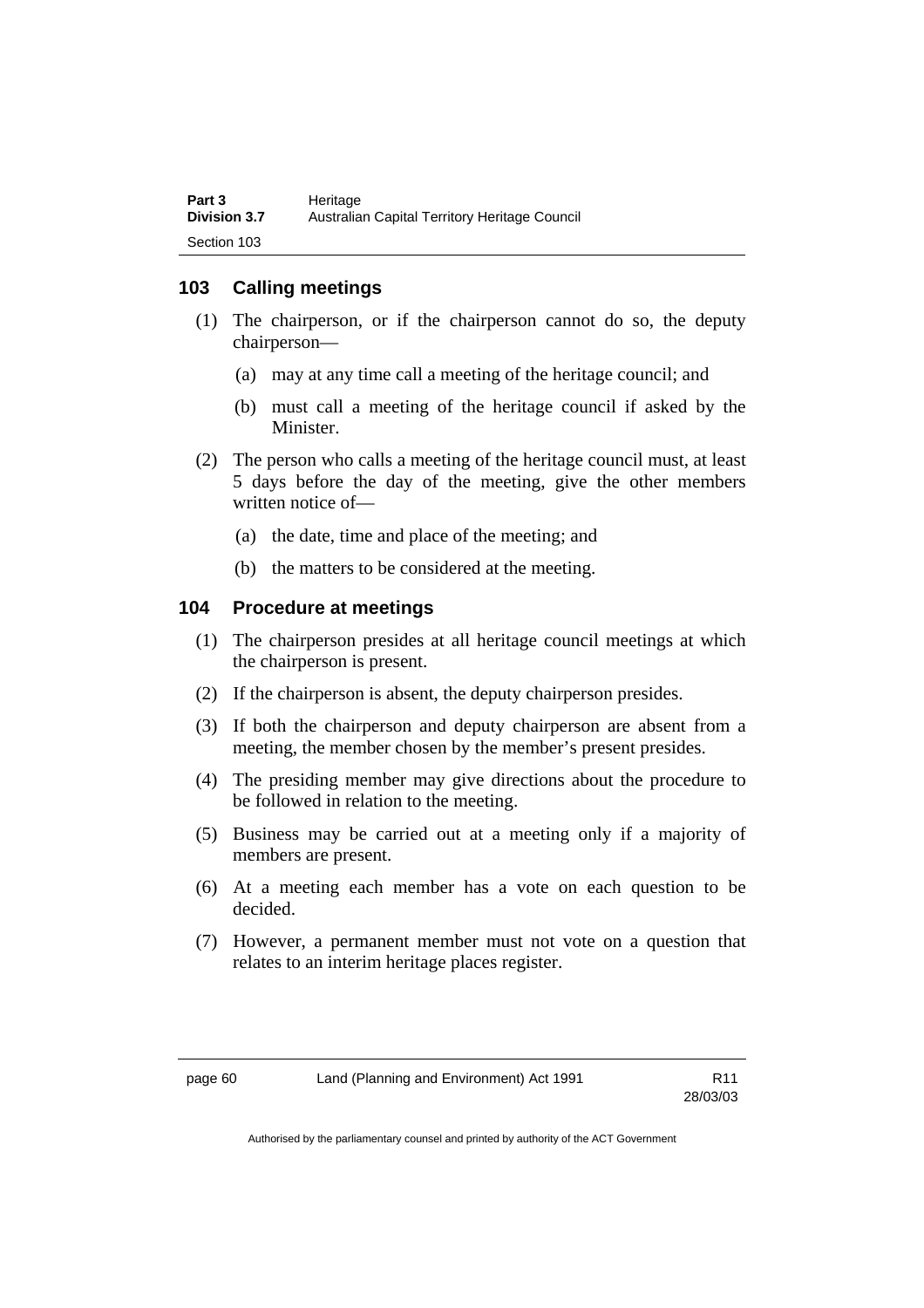## 103 Calling meetings

(1) The chairperson, or if the chairperson cannot do so, the deputy chairperson—

(a) may at any time call a meeting of the heritage council; and

(b) must call a meeting of the heritage council if asked by the Minister.

(2) The person who calls a meeting of the heritage council must, at least 5 days before the day of the meeting, give the other members written notice of—

(a) the date, time and place of the meeting; and

(b) the matters to be considered at the meeting.

## 104 Procedure at meetings

(1) The chairperson presides at all heritage council meetings at which the chairperson is present.

(2) If the chairperson is absent, the deputy chairperson presides.

(3) If both the chairperson and deputy chairperson are absent from a meeting, the member chosen by the member's present presides.

(4) The presiding member may give directions about the procedure to be followed in relation to the meeting.

(5) Business may be carried out at a meeting only if a majority of members are present.

(6) At a meeting each member has a vote on each question to be decided.

(7) However, a permanent member must not vote on a question that relates to an interim heritage places register.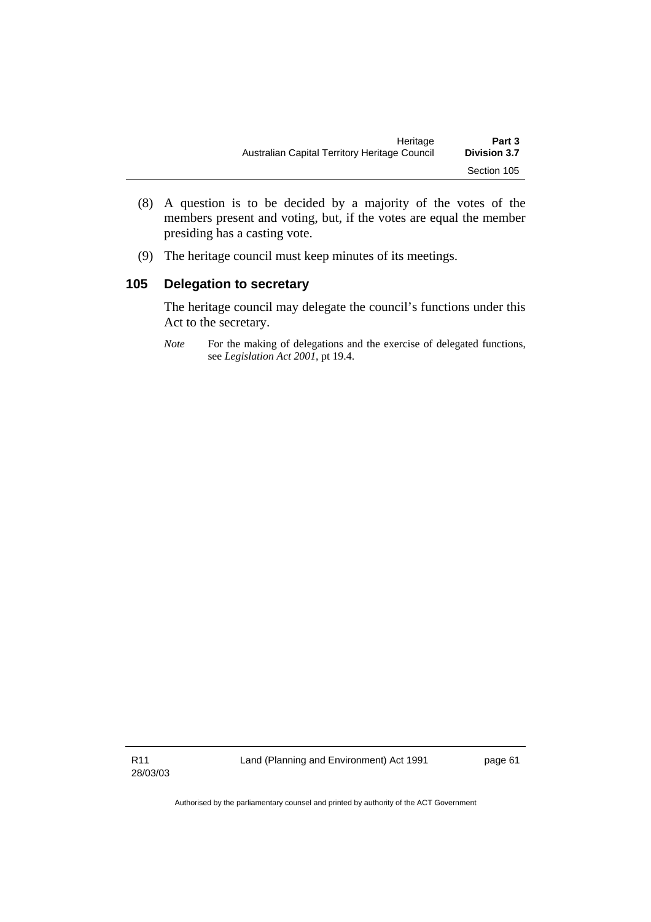(8) A question is to be decided by a majority of the votes of the members present and voting, but, if the votes are equal the member presiding has a casting vote.

(9) The heritage council must keep minutes of its meetings.

### 105 Delegation to secretary

The heritage council may delegate the council's functions under this Act to the secretary.

*Note* For the making of delegations and the exercise of delegated functions, see *Legislation Act 2001*, pt 19.4.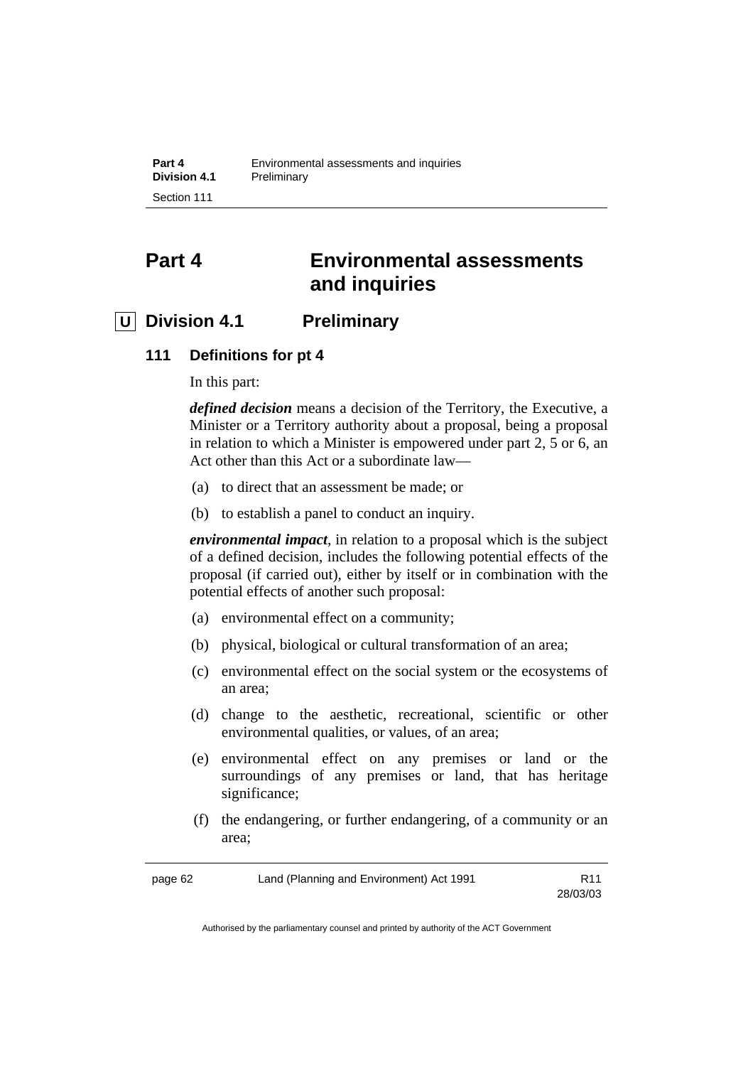# Part 4 Environmental assessments and inquiries

## U Division 4.1 Preliminary

### 111 Definitions for pt 4

In this part:

***defined decision*** means a decision of the Territory, the Executive, a Minister or a Territory authority about a proposal, being a proposal in relation to which a Minister is empowered under part 2, 5 or 6, an Act other than this Act or a subordinate law—

(a) to direct that an assessment be made; or

(b) to establish a panel to conduct an inquiry.

***environmental impact***, in relation to a proposal which is the subject of a defined decision, includes the following potential effects of the proposal (if carried out), either by itself or in combination with the potential effects of another such proposal:

(a) environmental effect on a community;

(b) physical, biological or cultural transformation of an area;

(c) environmental effect on the social system or the ecosystems of an area;

(d) change to the aesthetic, recreational, scientific or other environmental qualities, or values, of an area;

(e) environmental effect on any premises or land or the surroundings of any premises or land, that has heritage significance;

(f) the endangering, or further endangering, of a community or an area;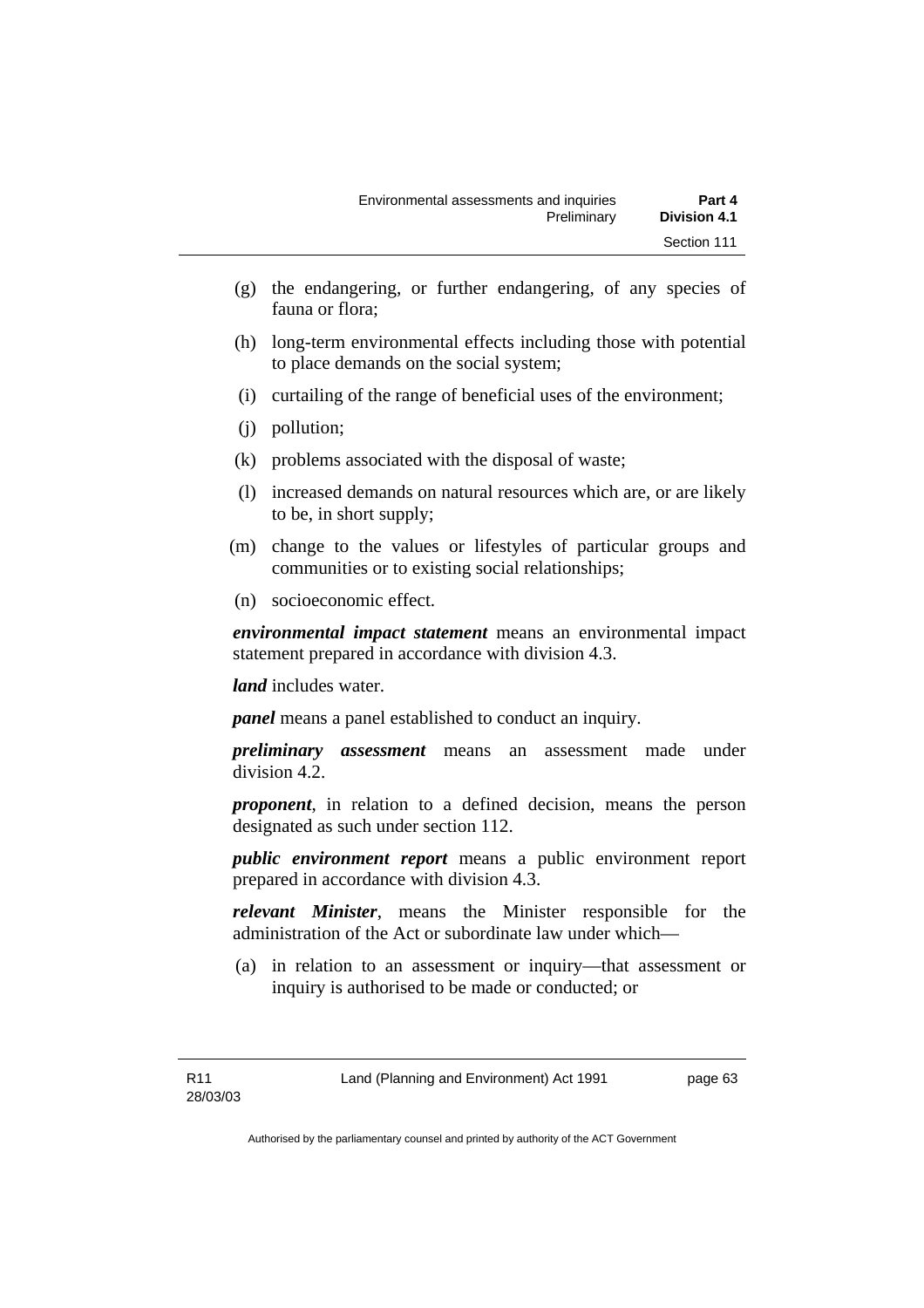(g) the endangering, or further endangering, of any species of fauna or flora;

(h) long-term environmental effects including those with potential to place demands on the social system;

(i) curtailing of the range of beneficial uses of the environment;

(j) pollution;

(k) problems associated with the disposal of waste;

(l) increased demands on natural resources which are, or are likely to be, in short supply;

(m) change to the values or lifestyles of particular groups and communities or to existing social relationships;

(n) socioeconomic effect.

***environmental impact statement*** means an environmental impact statement prepared in accordance with division 4.3.

***land*** includes water.

***panel*** means a panel established to conduct an inquiry.

***preliminary assessment*** means an assessment made under division 4.2.

***proponent***, in relation to a defined decision, means the person designated as such under section 112.

***public environment report*** means a public environment report prepared in accordance with division 4.3.

***relevant Minister***, means the Minister responsible for the administration of the Act or subordinate law under which—

(a) in relation to an assessment or inquiry—that assessment or inquiry is authorised to be made or conducted; or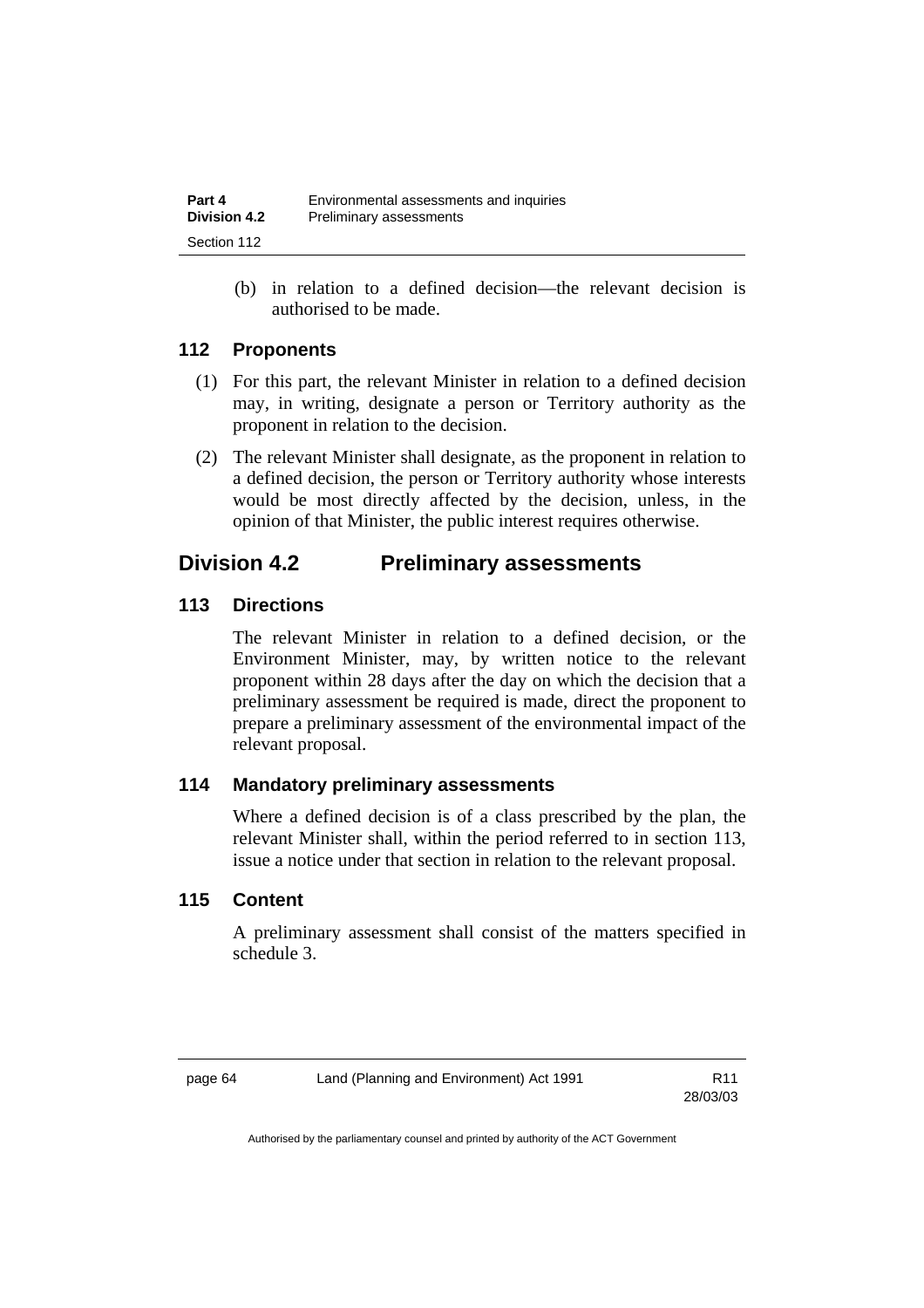(b) in relation to a defined decision—the relevant decision is authorised to be made.

### 112 Proponents

(1) For this part, the relevant Minister in relation to a defined decision may, in writing, designate a person or Territory authority as the proponent in relation to the decision.

(2) The relevant Minister shall designate, as the proponent in relation to a defined decision, the person or Territory authority whose interests would be most directly affected by the decision, unless, in the opinion of that Minister, the public interest requires otherwise.

## Division 4.2 Preliminary assessments

### 113 Directions

The relevant Minister in relation to a defined decision, or the Environment Minister, may, by written notice to the relevant proponent within 28 days after the day on which the decision that a preliminary assessment be required is made, direct the proponent to prepare a preliminary assessment of the environmental impact of the relevant proposal.

### 114 Mandatory preliminary assessments

Where a defined decision is of a class prescribed by the plan, the relevant Minister shall, within the period referred to in section 113, issue a notice under that section in relation to the relevant proposal.

### 115 Content

A preliminary assessment shall consist of the matters specified in schedule 3.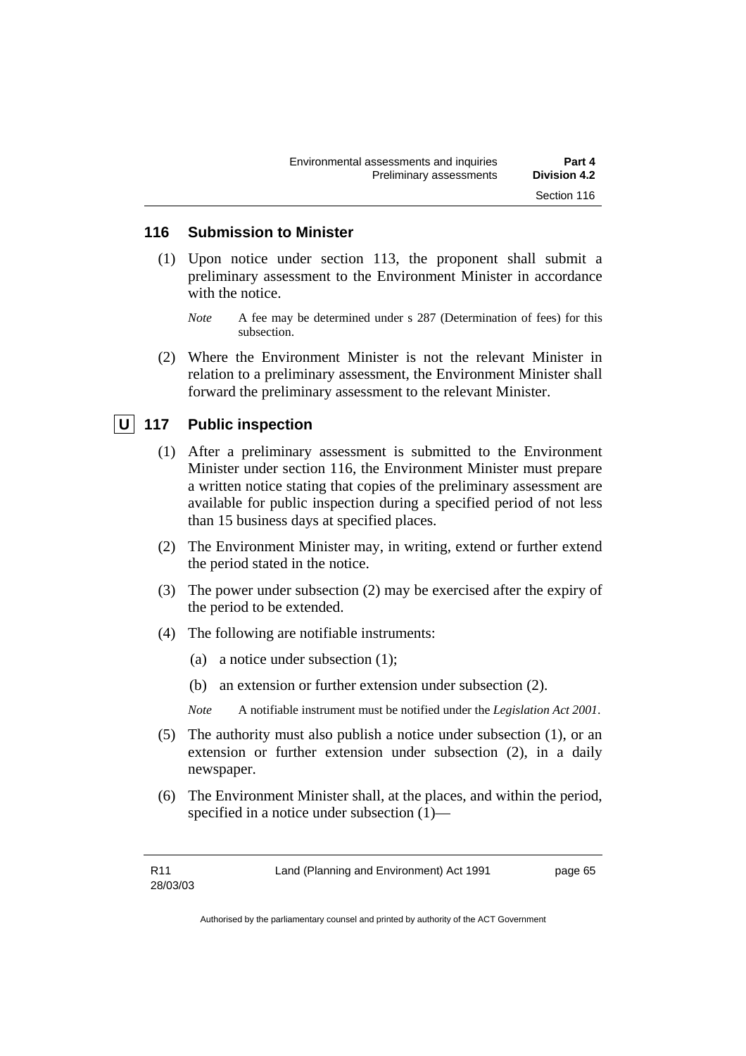### 116 Submission to Minister

(1) Upon notice under section 113, the proponent shall submit a preliminary assessment to the Environment Minister in accordance with the notice.

*Note* A fee may be determined under s 287 (Determination of fees) for this subsection.

(2) Where the Environment Minister is not the relevant Minister in relation to a preliminary assessment, the Environment Minister shall forward the preliminary assessment to the relevant Minister.

### U 117 Public inspection

(1) After a preliminary assessment is submitted to the Environment Minister under section 116, the Environment Minister must prepare a written notice stating that copies of the preliminary assessment are available for public inspection during a specified period of not less than 15 business days at specified places.

(2) The Environment Minister may, in writing, extend or further extend the period stated in the notice.

(3) The power under subsection (2) may be exercised after the expiry of the period to be extended.

(4) The following are notifiable instruments:

(a) a notice under subsection (1);

(b) an extension or further extension under subsection (2).

*Note* A notifiable instrument must be notified under the *Legislation Act 2001*.

(5) The authority must also publish a notice under subsection (1), or an extension or further extension under subsection (2), in a daily newspaper.

(6) The Environment Minister shall, at the places, and within the period, specified in a notice under subsection (1)—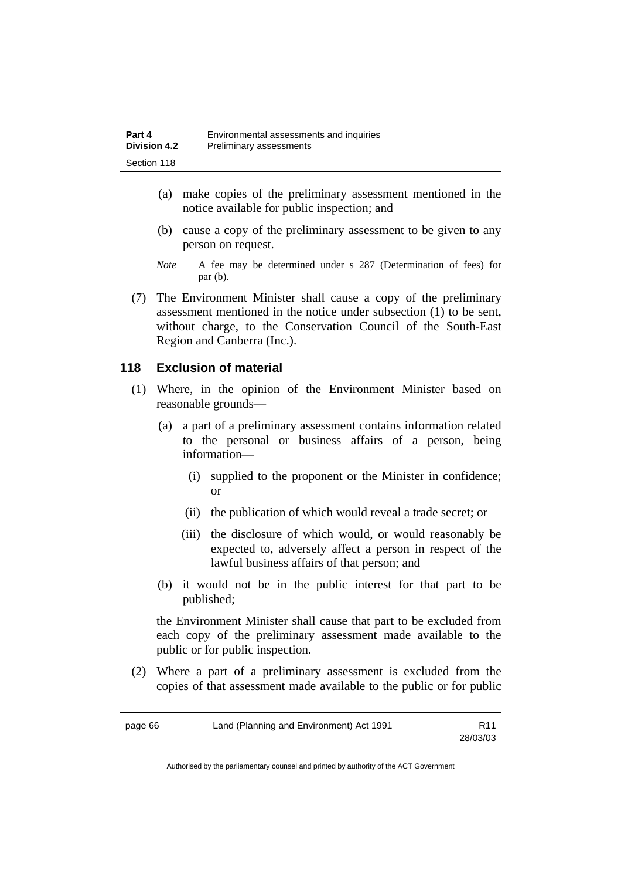(a) make copies of the preliminary assessment mentioned in the notice available for public inspection; and

(b) cause a copy of the preliminary assessment to be given to any person on request.

*Note* A fee may be determined under s 287 (Determination of fees) for par (b).

(7) The Environment Minister shall cause a copy of the preliminary assessment mentioned in the notice under subsection (1) to be sent, without charge, to the Conservation Council of the South-East Region and Canberra (Inc.).

### 118 Exclusion of material

(1) Where, in the opinion of the Environment Minister based on reasonable grounds—

(a) a part of a preliminary assessment contains information related to the personal or business affairs of a person, being information—

(i) supplied to the proponent or the Minister in confidence; or

(ii) the publication of which would reveal a trade secret; or

(iii) the disclosure of which would, or would reasonably be expected to, adversely affect a person in respect of the lawful business affairs of that person; and

(b) it would not be in the public interest for that part to be published;

the Environment Minister shall cause that part to be excluded from each copy of the preliminary assessment made available to the public or for public inspection.

(2) Where a part of a preliminary assessment is excluded from the copies of that assessment made available to the public or for public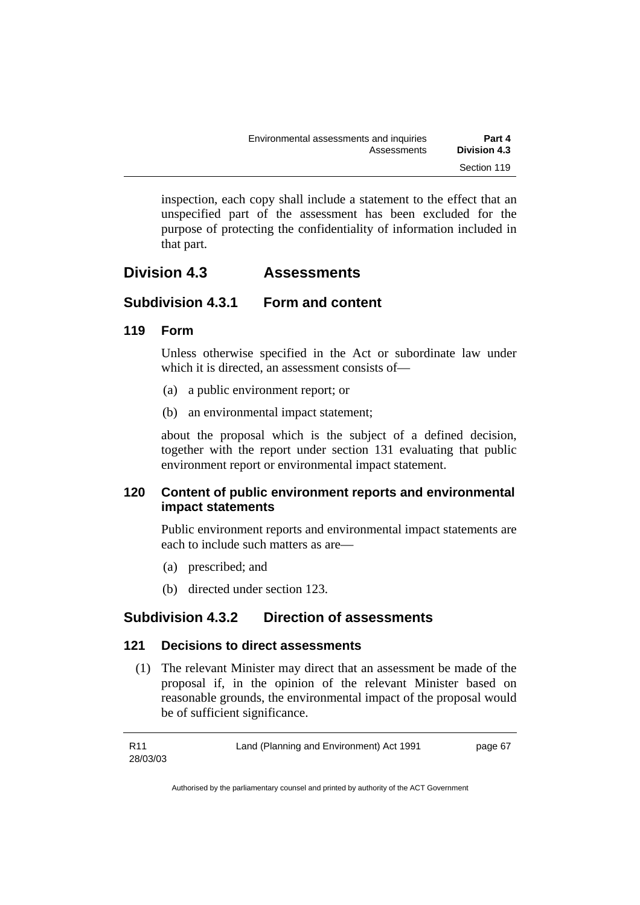inspection, each copy shall include a statement to the effect that an unspecified part of the assessment has been excluded for the purpose of protecting the confidentiality of information included in that part.

## Division 4.3 Assessments

### Subdivision 4.3.1 Form and content

#### 119 Form

Unless otherwise specified in the Act or subordinate law under which it is directed, an assessment consists of—

(a) a public environment report; or

(b) an environmental impact statement;

about the proposal which is the subject of a defined decision, together with the report under section 131 evaluating that public environment report or environmental impact statement.

#### 120 Content of public environment reports and environmental impact statements

Public environment reports and environmental impact statements are each to include such matters as are—

(a) prescribed; and

(b) directed under section 123.

### Subdivision 4.3.2 Direction of assessments

#### 121 Decisions to direct assessments

(1) The relevant Minister may direct that an assessment be made of the proposal if, in the opinion of the relevant Minister based on reasonable grounds, the environmental impact of the proposal would be of sufficient significance.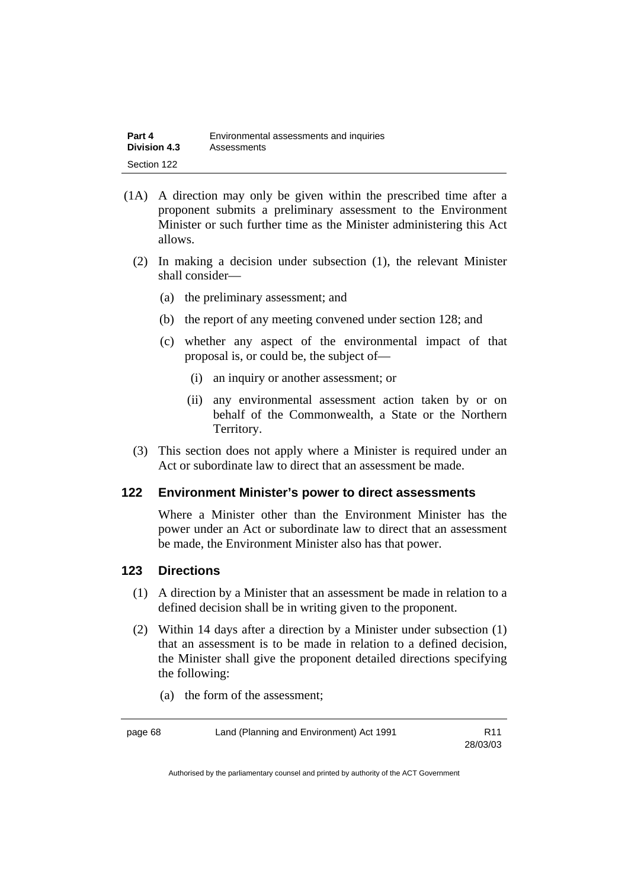(1A) A direction may only be given within the prescribed time after a proponent submits a preliminary assessment to the Environment Minister or such further time as the Minister administering this Act allows.

(2) In making a decision under subsection (1), the relevant Minister shall consider—

(a) the preliminary assessment; and

(b) the report of any meeting convened under section 128; and

(c) whether any aspect of the environmental impact of that proposal is, or could be, the subject of—

(i) an inquiry or another assessment; or

(ii) any environmental assessment action taken by or on behalf of the Commonwealth, a State or the Northern Territory.

(3) This section does not apply where a Minister is required under an Act or subordinate law to direct that an assessment be made.

## 122 Environment Minister's power to direct assessments

Where a Minister other than the Environment Minister has the power under an Act or subordinate law to direct that an assessment be made, the Environment Minister also has that power.

## 123 Directions

(1) A direction by a Minister that an assessment be made in relation to a defined decision shall be in writing given to the proponent.

(2) Within 14 days after a direction by a Minister under subsection (1) that an assessment is to be made in relation to a defined decision, the Minister shall give the proponent detailed directions specifying the following:

(a) the form of the assessment;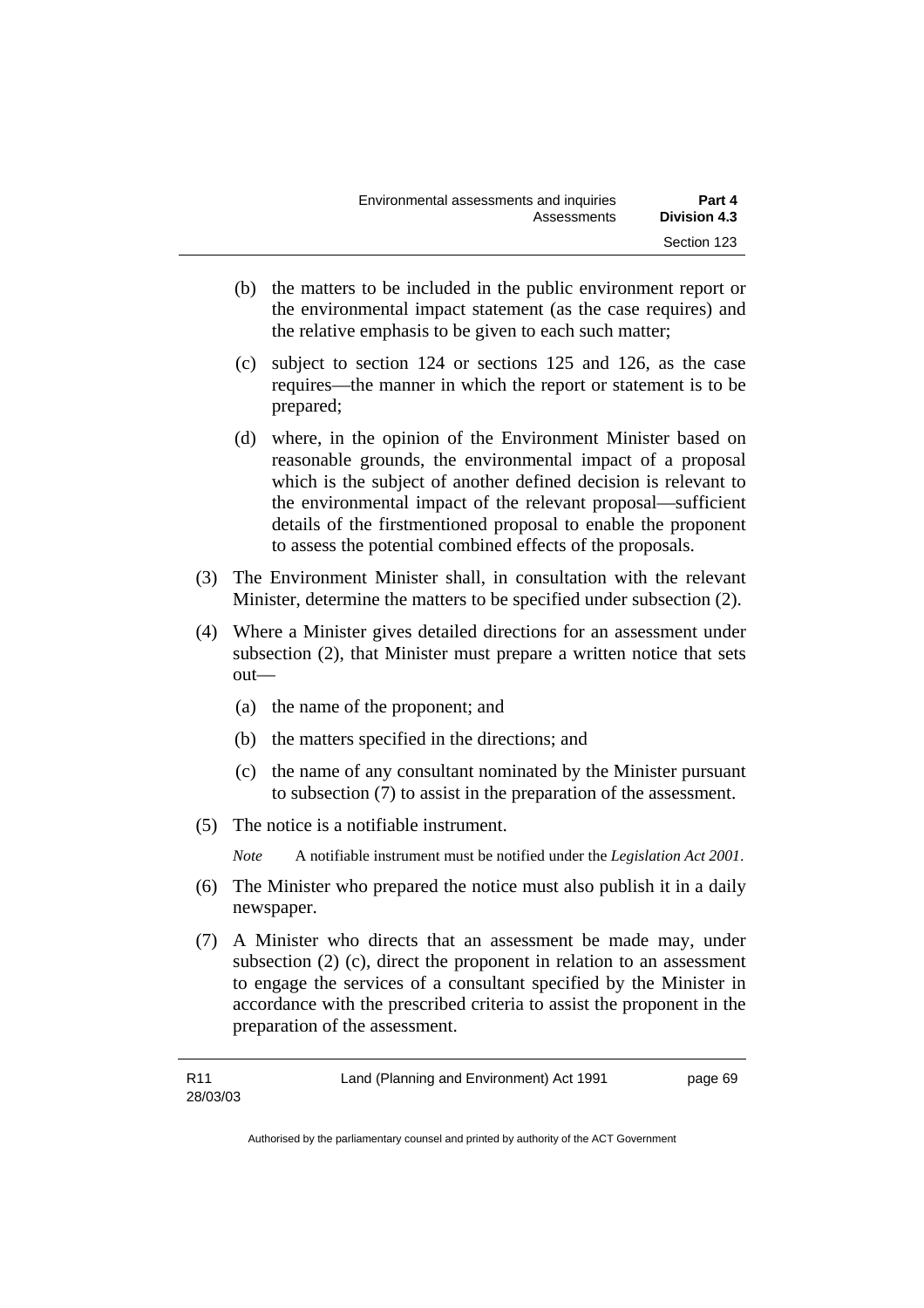(b) the matters to be included in the public environment report or the environmental impact statement (as the case requires) and the relative emphasis to be given to each such matter;

(c) subject to section 124 or sections 125 and 126, as the case requires—the manner in which the report or statement is to be prepared;

(d) where, in the opinion of the Environment Minister based on reasonable grounds, the environmental impact of a proposal which is the subject of another defined decision is relevant to the environmental impact of the relevant proposal—sufficient details of the firstmentioned proposal to enable the proponent to assess the potential combined effects of the proposals.

(3) The Environment Minister shall, in consultation with the relevant Minister, determine the matters to be specified under subsection (2).

(4) Where a Minister gives detailed directions for an assessment under subsection (2), that Minister must prepare a written notice that sets out—

(a) the name of the proponent; and

(b) the matters specified in the directions; and

(c) the name of any consultant nominated by the Minister pursuant to subsection (7) to assist in the preparation of the assessment.

(5) The notice is a notifiable instrument.

*Note* A notifiable instrument must be notified under the *Legislation Act 2001*.

(6) The Minister who prepared the notice must also publish it in a daily newspaper.

(7) A Minister who directs that an assessment be made may, under subsection (2) (c), direct the proponent in relation to an assessment to engage the services of a consultant specified by the Minister in accordance with the prescribed criteria to assist the proponent in the preparation of the assessment.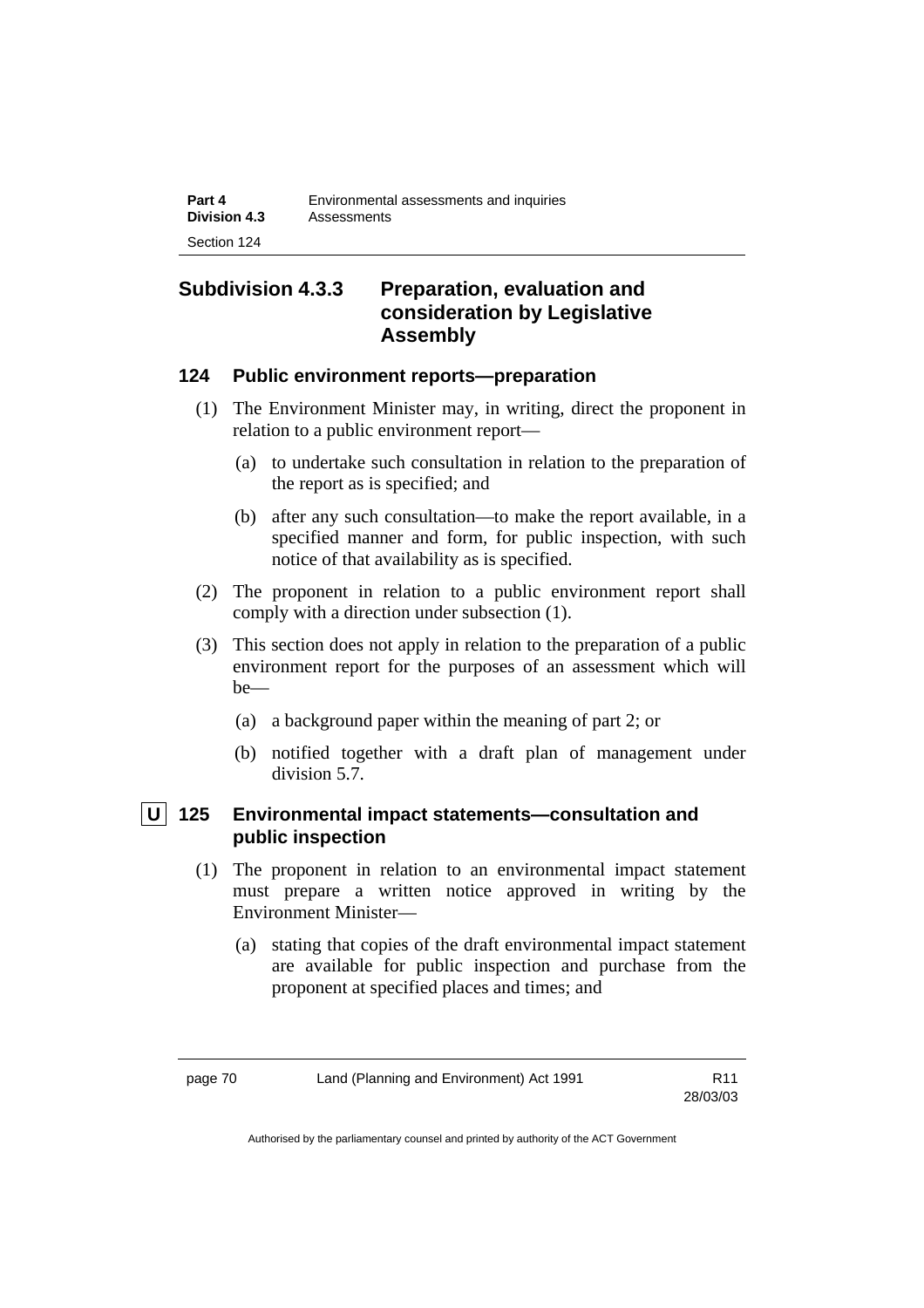## Subdivision 4.3.3 Preparation, evaluation and consideration by Legislative Assembly

### 124 Public environment reports—preparation

(1) The Environment Minister may, in writing, direct the proponent in relation to a public environment report—

(a) to undertake such consultation in relation to the preparation of the report as is specified; and

(b) after any such consultation—to make the report available, in a specified manner and form, for public inspection, with such notice of that availability as is specified.

(2) The proponent in relation to a public environment report shall comply with a direction under subsection (1).

(3) This section does not apply in relation to the preparation of a public environment report for the purposes of an assessment which will be—

(a) a background paper within the meaning of part 2; or

(b) notified together with a draft plan of management under division 5.7.

### U 125 Environmental impact statements—consultation and public inspection

(1) The proponent in relation to an environmental impact statement must prepare a written notice approved in writing by the Environment Minister—

(a) stating that copies of the draft environmental impact statement are available for public inspection and purchase from the proponent at specified places and times; and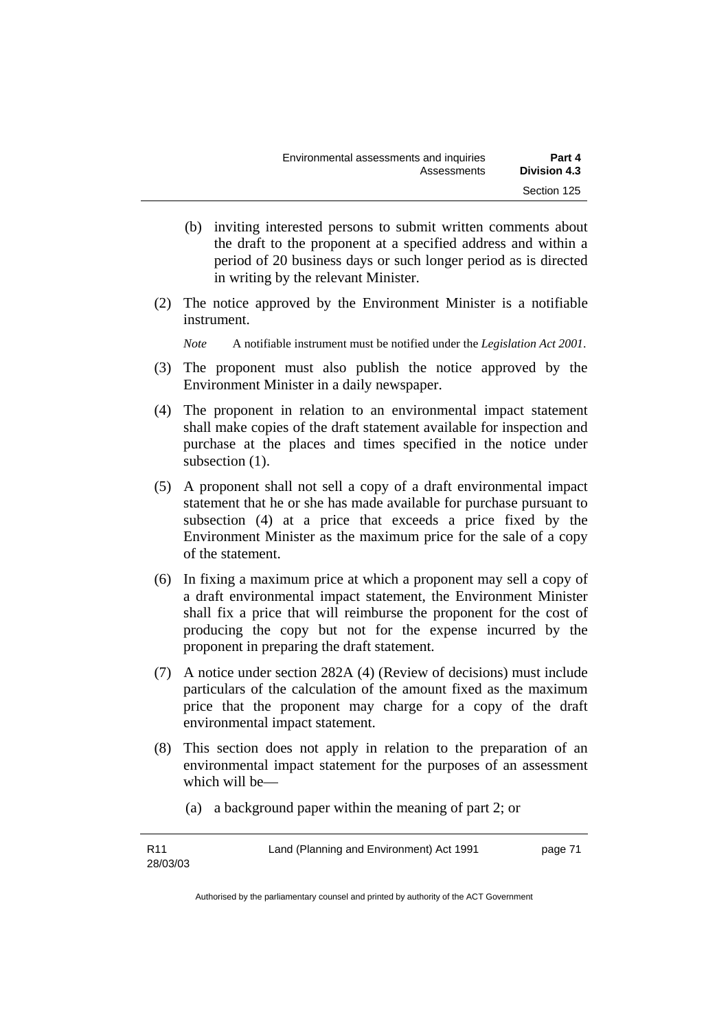(b) inviting interested persons to submit written comments about the draft to the proponent at a specified address and within a period of 20 business days or such longer period as is directed in writing by the relevant Minister.

(2) The notice approved by the Environment Minister is a notifiable instrument.

*Note* A notifiable instrument must be notified under the *Legislation Act 2001*.

(3) The proponent must also publish the notice approved by the Environment Minister in a daily newspaper.

(4) The proponent in relation to an environmental impact statement shall make copies of the draft statement available for inspection and purchase at the places and times specified in the notice under subsection (1).

(5) A proponent shall not sell a copy of a draft environmental impact statement that he or she has made available for purchase pursuant to subsection (4) at a price that exceeds a price fixed by the Environment Minister as the maximum price for the sale of a copy of the statement.

(6) In fixing a maximum price at which a proponent may sell a copy of a draft environmental impact statement, the Environment Minister shall fix a price that will reimburse the proponent for the cost of producing the copy but not for the expense incurred by the proponent in preparing the draft statement.

(7) A notice under section 282A (4) (Review of decisions) must include particulars of the calculation of the amount fixed as the maximum price that the proponent may charge for a copy of the draft environmental impact statement.

(8) This section does not apply in relation to the preparation of an environmental impact statement for the purposes of an assessment which will be—

(a) a background paper within the meaning of part 2; or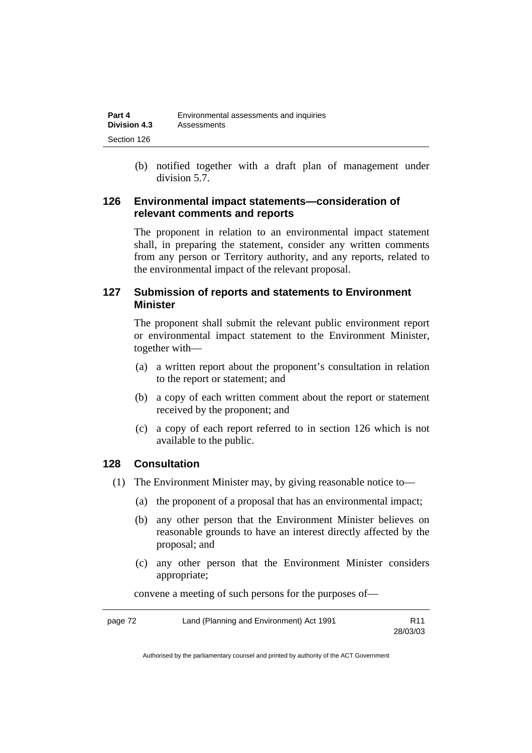(b) notified together with a draft plan of management under division 5.7.

### 126 Environmental impact statements—consideration of relevant comments and reports

The proponent in relation to an environmental impact statement shall, in preparing the statement, consider any written comments from any person or Territory authority, and any reports, related to the environmental impact of the relevant proposal.

### 127 Submission of reports and statements to Environment Minister

The proponent shall submit the relevant public environment report or environmental impact statement to the Environment Minister, together with—

(a) a written report about the proponent's consultation in relation to the report or statement; and

(b) a copy of each written comment about the report or statement received by the proponent; and

(c) a copy of each report referred to in section 126 which is not available to the public.

### 128 Consultation

(1) The Environment Minister may, by giving reasonable notice to—

(a) the proponent of a proposal that has an environmental impact;

(b) any other person that the Environment Minister believes on reasonable grounds to have an interest directly affected by the proposal; and

(c) any other person that the Environment Minister considers appropriate;

convene a meeting of such persons for the purposes of—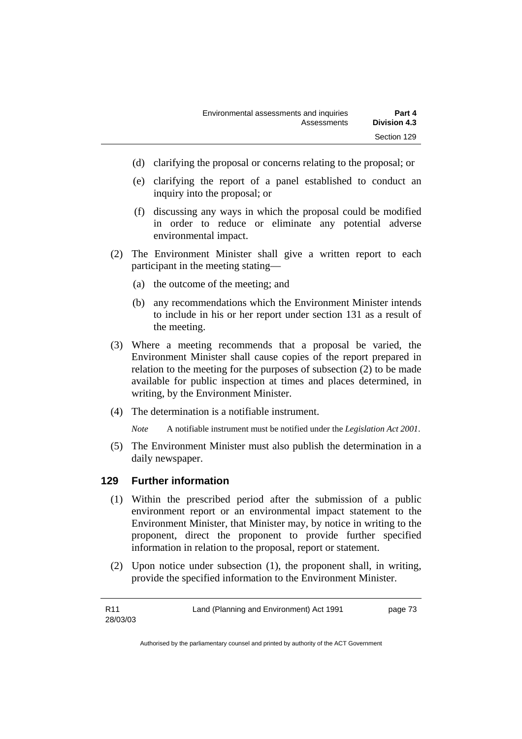(d) clarifying the proposal or concerns relating to the proposal; or

(e) clarifying the report of a panel established to conduct an inquiry into the proposal; or

(f) discussing any ways in which the proposal could be modified in order to reduce or eliminate any potential adverse environmental impact.

(2) The Environment Minister shall give a written report to each participant in the meeting stating—

(a) the outcome of the meeting; and

(b) any recommendations which the Environment Minister intends to include in his or her report under section 131 as a result of the meeting.

(3) Where a meeting recommends that a proposal be varied, the Environment Minister shall cause copies of the report prepared in relation to the meeting for the purposes of subsection (2) to be made available for public inspection at times and places determined, in writing, by the Environment Minister.

(4) The determination is a notifiable instrument.

*Note* A notifiable instrument must be notified under the *Legislation Act 2001*.

(5) The Environment Minister must also publish the determination in a daily newspaper.

## 129 Further information

(1) Within the prescribed period after the submission of a public environment report or an environmental impact statement to the Environment Minister, that Minister may, by notice in writing to the proponent, direct the proponent to provide further specified information in relation to the proposal, report or statement.

(2) Upon notice under subsection (1), the proponent shall, in writing, provide the specified information to the Environment Minister.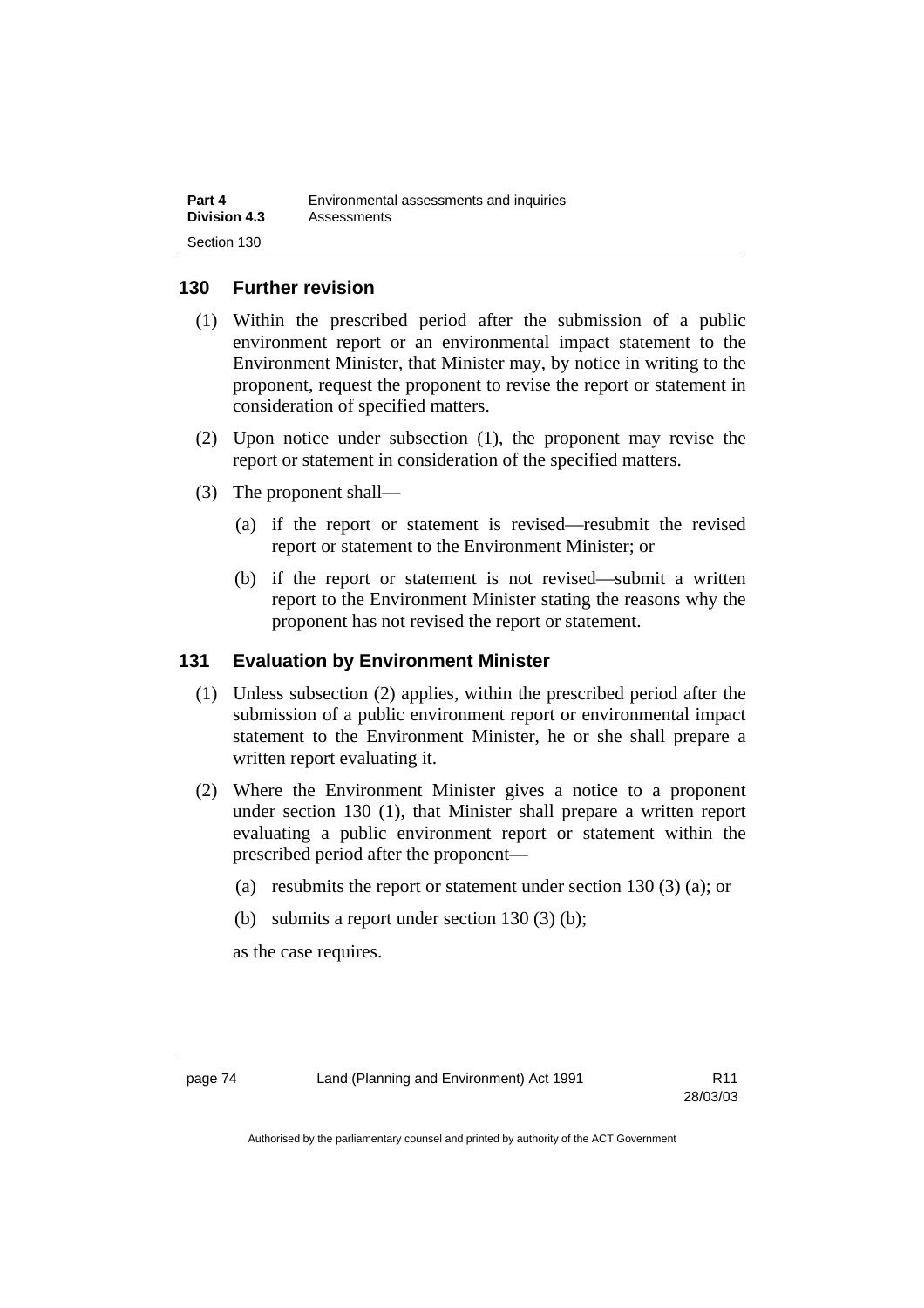### 130 Further revision

(1) Within the prescribed period after the submission of a public environment report or an environmental impact statement to the Environment Minister, that Minister may, by notice in writing to the proponent, request the proponent to revise the report or statement in consideration of specified matters.

(2) Upon notice under subsection (1), the proponent may revise the report or statement in consideration of the specified matters.

(3) The proponent shall—

(a) if the report or statement is revised—resubmit the revised report or statement to the Environment Minister; or

(b) if the report or statement is not revised—submit a written report to the Environment Minister stating the reasons why the proponent has not revised the report or statement.

### 131 Evaluation by Environment Minister

(1) Unless subsection (2) applies, within the prescribed period after the submission of a public environment report or environmental impact statement to the Environment Minister, he or she shall prepare a written report evaluating it.

(2) Where the Environment Minister gives a notice to a proponent under section 130 (1), that Minister shall prepare a written report evaluating a public environment report or statement within the prescribed period after the proponent—

(a) resubmits the report or statement under section 130 (3) (a); or

(b) submits a report under section 130 (3) (b);

as the case requires.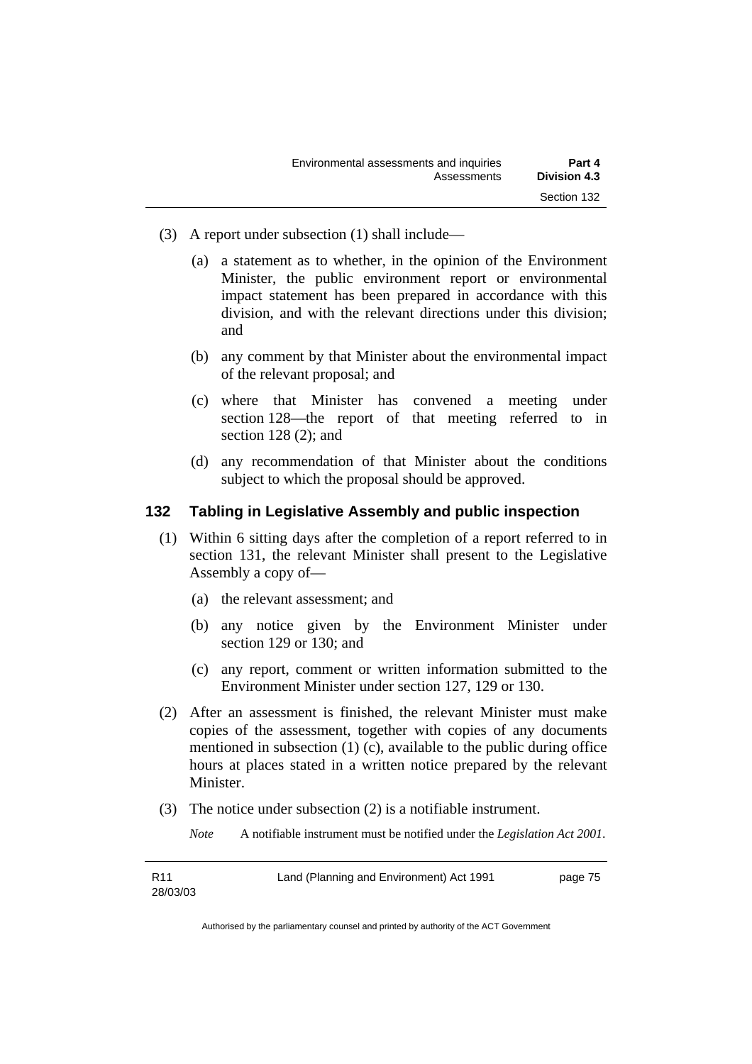(3) A report under subsection (1) shall include—

(a) a statement as to whether, in the opinion of the Environment Minister, the public environment report or environmental impact statement has been prepared in accordance with this division, and with the relevant directions under this division; and

(b) any comment by that Minister about the environmental impact of the relevant proposal; and

(c) where that Minister has convened a meeting under section 128—the report of that meeting referred to in section 128 (2); and

(d) any recommendation of that Minister about the conditions subject to which the proposal should be approved.

## 132 Tabling in Legislative Assembly and public inspection

(1) Within 6 sitting days after the completion of a report referred to in section 131, the relevant Minister shall present to the Legislative Assembly a copy of—

(a) the relevant assessment; and

(b) any notice given by the Environment Minister under section 129 or 130; and

(c) any report, comment or written information submitted to the Environment Minister under section 127, 129 or 130.

(2) After an assessment is finished, the relevant Minister must make copies of the assessment, together with copies of any documents mentioned in subsection (1) (c), available to the public during office hours at places stated in a written notice prepared by the relevant Minister.

(3) The notice under subsection (2) is a notifiable instrument.

*Note* A notifiable instrument must be notified under the *Legislation Act 2001*.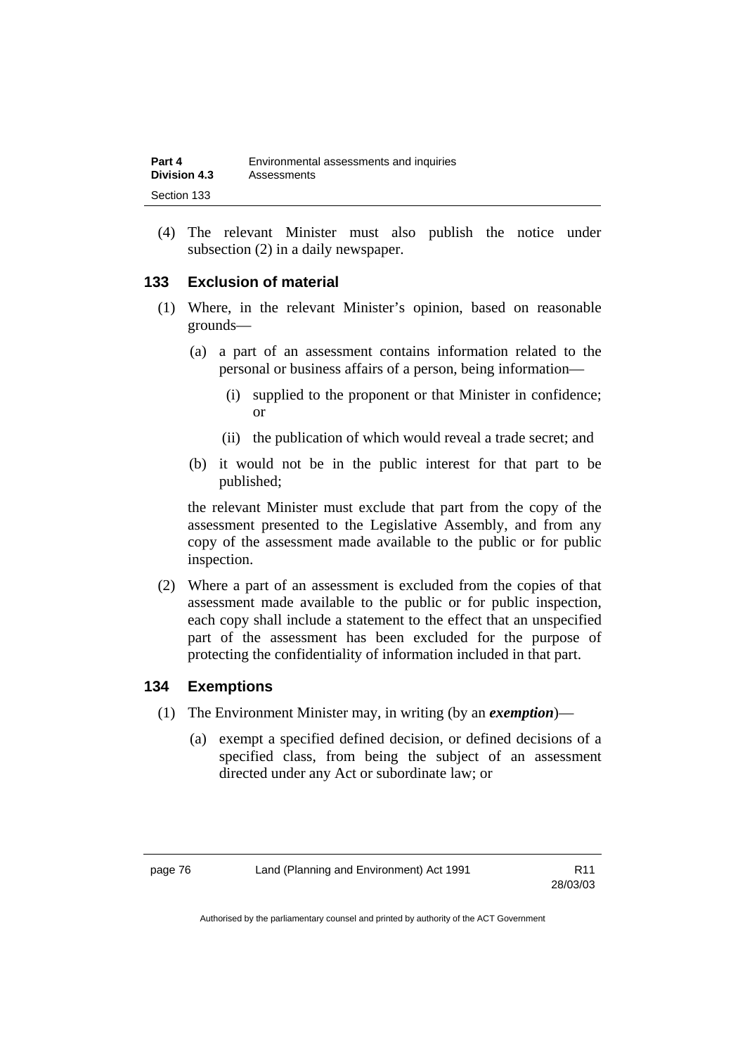(4) The relevant Minister must also publish the notice under subsection (2) in a daily newspaper.

### 133 Exclusion of material

(1) Where, in the relevant Minister's opinion, based on reasonable grounds—

(a) a part of an assessment contains information related to the personal or business affairs of a person, being information—

(i) supplied to the proponent or that Minister in confidence; or

(ii) the publication of which would reveal a trade secret; and

(b) it would not be in the public interest for that part to be published;

the relevant Minister must exclude that part from the copy of the assessment presented to the Legislative Assembly, and from any copy of the assessment made available to the public or for public inspection.

(2) Where a part of an assessment is excluded from the copies of that assessment made available to the public or for public inspection, each copy shall include a statement to the effect that an unspecified part of the assessment has been excluded for the purpose of protecting the confidentiality of information included in that part.

### 134 Exemptions

(1) The Environment Minister may, in writing (by an ***exemption***)—

(a) exempt a specified defined decision, or defined decisions of a specified class, from being the subject of an assessment directed under any Act or subordinate law; or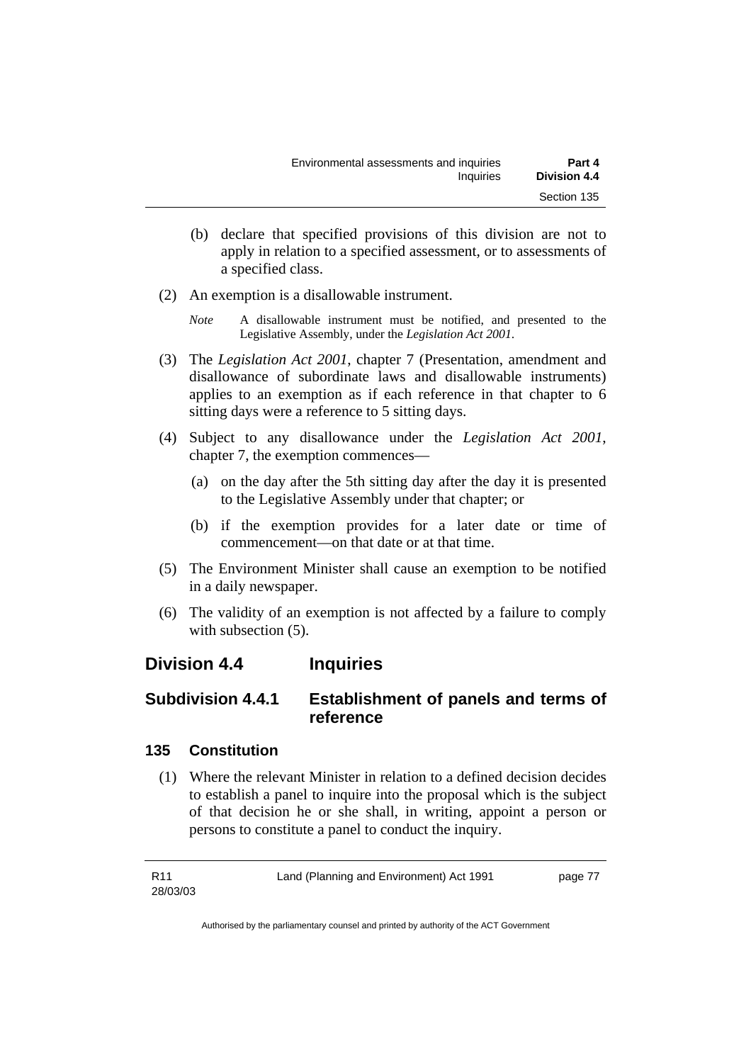(b) declare that specified provisions of this division are not to apply in relation to a specified assessment, or to assessments of a specified class.

(2) An exemption is a disallowable instrument.

*Note* A disallowable instrument must be notified, and presented to the Legislative Assembly, under the *Legislation Act 2001*.

(3) The *Legislation Act 2001*, chapter 7 (Presentation, amendment and disallowance of subordinate laws and disallowable instruments) applies to an exemption as if each reference in that chapter to 6 sitting days were a reference to 5 sitting days.

(4) Subject to any disallowance under the *Legislation Act 2001*, chapter 7, the exemption commences—

(a) on the day after the 5th sitting day after the day it is presented to the Legislative Assembly under that chapter; or

(b) if the exemption provides for a later date or time of commencement—on that date or at that time.

(5) The Environment Minister shall cause an exemption to be notified in a daily newspaper.

(6) The validity of an exemption is not affected by a failure to comply with subsection (5).

## Division 4.4 Inquiries

### Subdivision 4.4.1 Establishment of panels and terms of reference

#### 135 Constitution

(1) Where the relevant Minister in relation to a defined decision decides to establish a panel to inquire into the proposal which is the subject of that decision he or she shall, in writing, appoint a person or persons to constitute a panel to conduct the inquiry.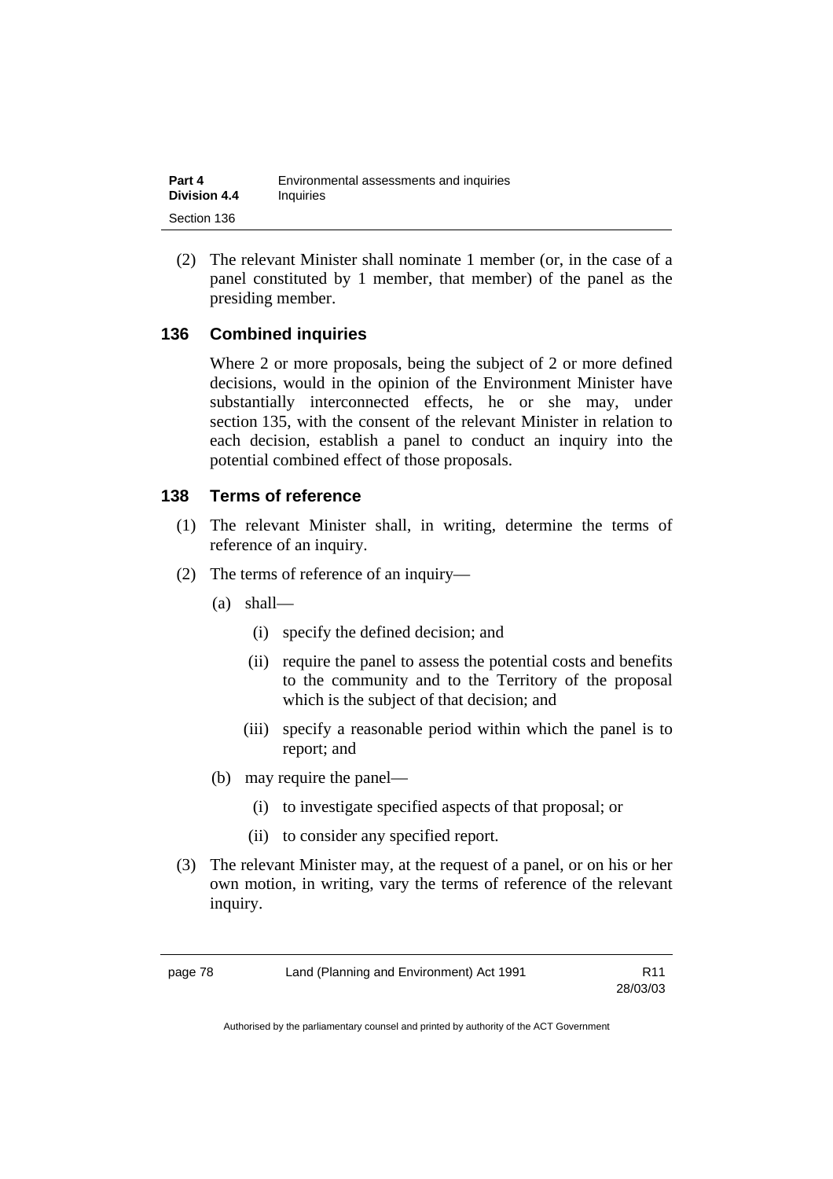(2) The relevant Minister shall nominate 1 member (or, in the case of a panel constituted by 1 member, that member) of the panel as the presiding member.

## 136 Combined inquiries

Where 2 or more proposals, being the subject of 2 or more defined decisions, would in the opinion of the Environment Minister have substantially interconnected effects, he or she may, under section 135, with the consent of the relevant Minister in relation to each decision, establish a panel to conduct an inquiry into the potential combined effect of those proposals.

## 138 Terms of reference

(1) The relevant Minister shall, in writing, determine the terms of reference of an inquiry.

(2) The terms of reference of an inquiry—

(a) shall—

(i) specify the defined decision; and

(ii) require the panel to assess the potential costs and benefits to the community and to the Territory of the proposal which is the subject of that decision; and

(iii) specify a reasonable period within which the panel is to report; and

(b) may require the panel—

(i) to investigate specified aspects of that proposal; or

(ii) to consider any specified report.

(3) The relevant Minister may, at the request of a panel, or on his or her own motion, in writing, vary the terms of reference of the relevant inquiry.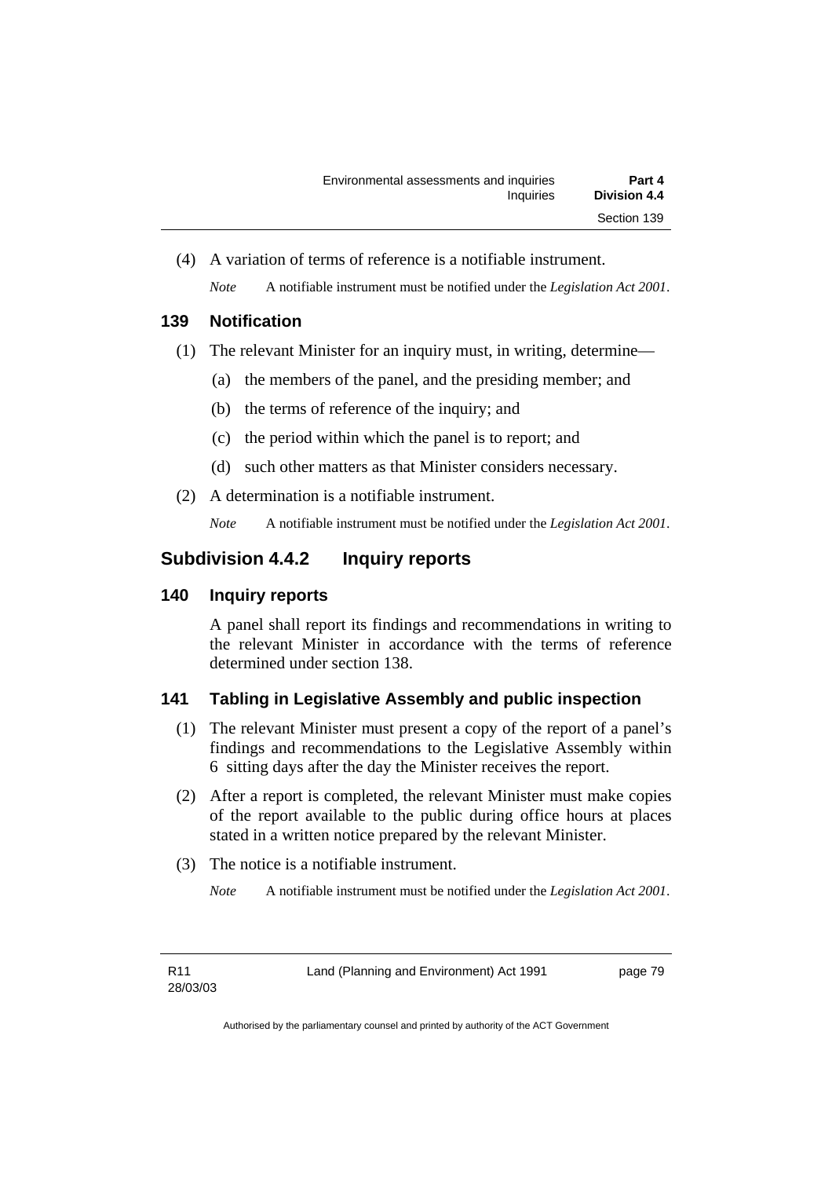(4) A variation of terms of reference is a notifiable instrument.

*Note* A notifiable instrument must be notified under the *Legislation Act 2001*.

### 139 Notification

(1) The relevant Minister for an inquiry must, in writing, determine—

(a) the members of the panel, and the presiding member; and

(b) the terms of reference of the inquiry; and

(c) the period within which the panel is to report; and

(d) such other matters as that Minister considers necessary.

(2) A determination is a notifiable instrument.

*Note* A notifiable instrument must be notified under the *Legislation Act 2001*.

## Subdivision 4.4.2 Inquiry reports

### 140 Inquiry reports

A panel shall report its findings and recommendations in writing to the relevant Minister in accordance with the terms of reference determined under section 138.

### 141 Tabling in Legislative Assembly and public inspection

(1) The relevant Minister must present a copy of the report of a panel's findings and recommendations to the Legislative Assembly within 6 sitting days after the day the Minister receives the report.

(2) After a report is completed, the relevant Minister must make copies of the report available to the public during office hours at places stated in a written notice prepared by the relevant Minister.

(3) The notice is a notifiable instrument.

*Note* A notifiable instrument must be notified under the *Legislation Act 2001*.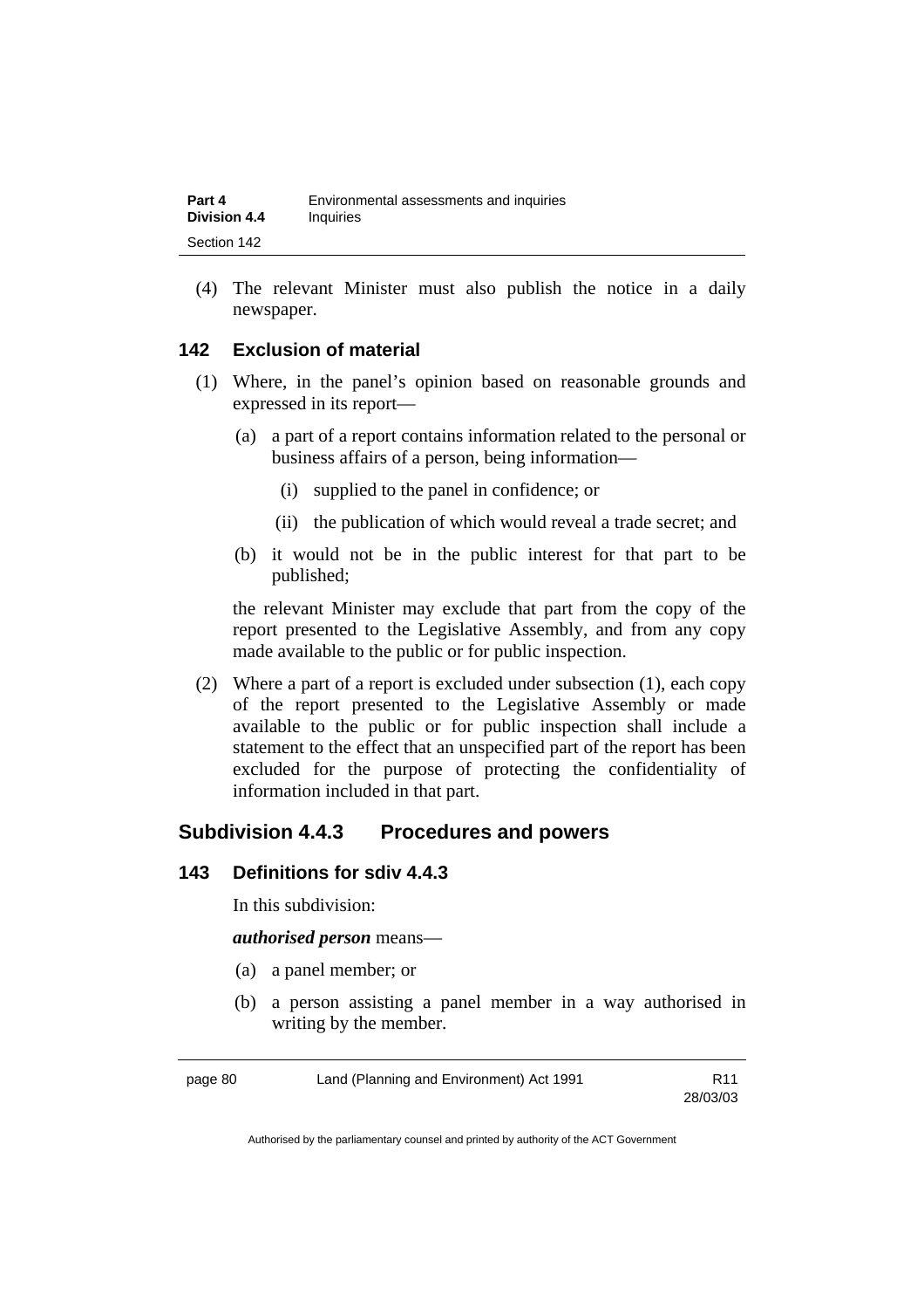(4) The relevant Minister must also publish the notice in a daily newspaper.

### 142 Exclusion of material

(1) Where, in the panel's opinion based on reasonable grounds and expressed in its report—

(a) a part of a report contains information related to the personal or business affairs of a person, being information—

(i) supplied to the panel in confidence; or

(ii) the publication of which would reveal a trade secret; and

(b) it would not be in the public interest for that part to be published;

the relevant Minister may exclude that part from the copy of the report presented to the Legislative Assembly, and from any copy made available to the public or for public inspection.

(2) Where a part of a report is excluded under subsection (1), each copy of the report presented to the Legislative Assembly or made available to the public or for public inspection shall include a statement to the effect that an unspecified part of the report has been excluded for the purpose of protecting the confidentiality of information included in that part.

## Subdivision 4.4.3 Procedures and powers

### 143 Definitions for sdiv 4.4.3

In this subdivision:

***authorised person*** means—

(a) a panel member; or

(b) a person assisting a panel member in a way authorised in writing by the member.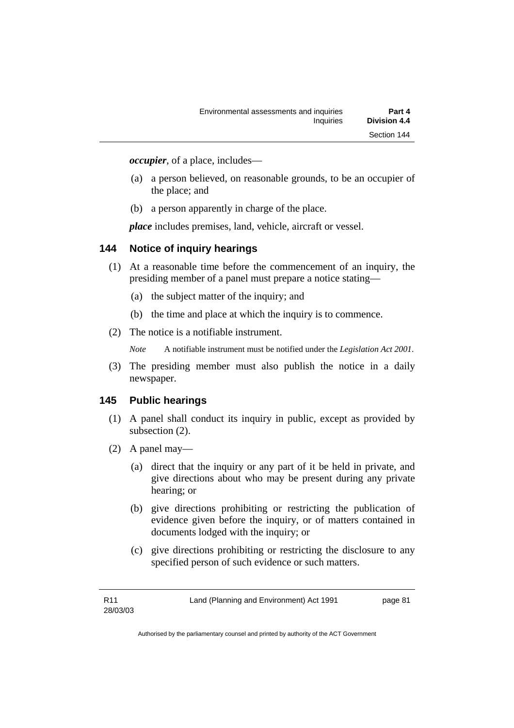***occupier***, of a place, includes—

(a) a person believed, on reasonable grounds, to be an occupier of the place; and

(b) a person apparently in charge of the place.

***place*** includes premises, land, vehicle, aircraft or vessel.

## 144 Notice of inquiry hearings

(1) At a reasonable time before the commencement of an inquiry, the presiding member of a panel must prepare a notice stating—

(a) the subject matter of the inquiry; and

(b) the time and place at which the inquiry is to commence.

(2) The notice is a notifiable instrument.

*Note* A notifiable instrument must be notified under the *Legislation Act 2001*.

(3) The presiding member must also publish the notice in a daily newspaper.

## 145 Public hearings

(1) A panel shall conduct its inquiry in public, except as provided by subsection (2).

(2) A panel may—

(a) direct that the inquiry or any part of it be held in private, and give directions about who may be present during any private hearing; or

(b) give directions prohibiting or restricting the publication of evidence given before the inquiry, or of matters contained in documents lodged with the inquiry; or

(c) give directions prohibiting or restricting the disclosure to any specified person of such evidence or such matters.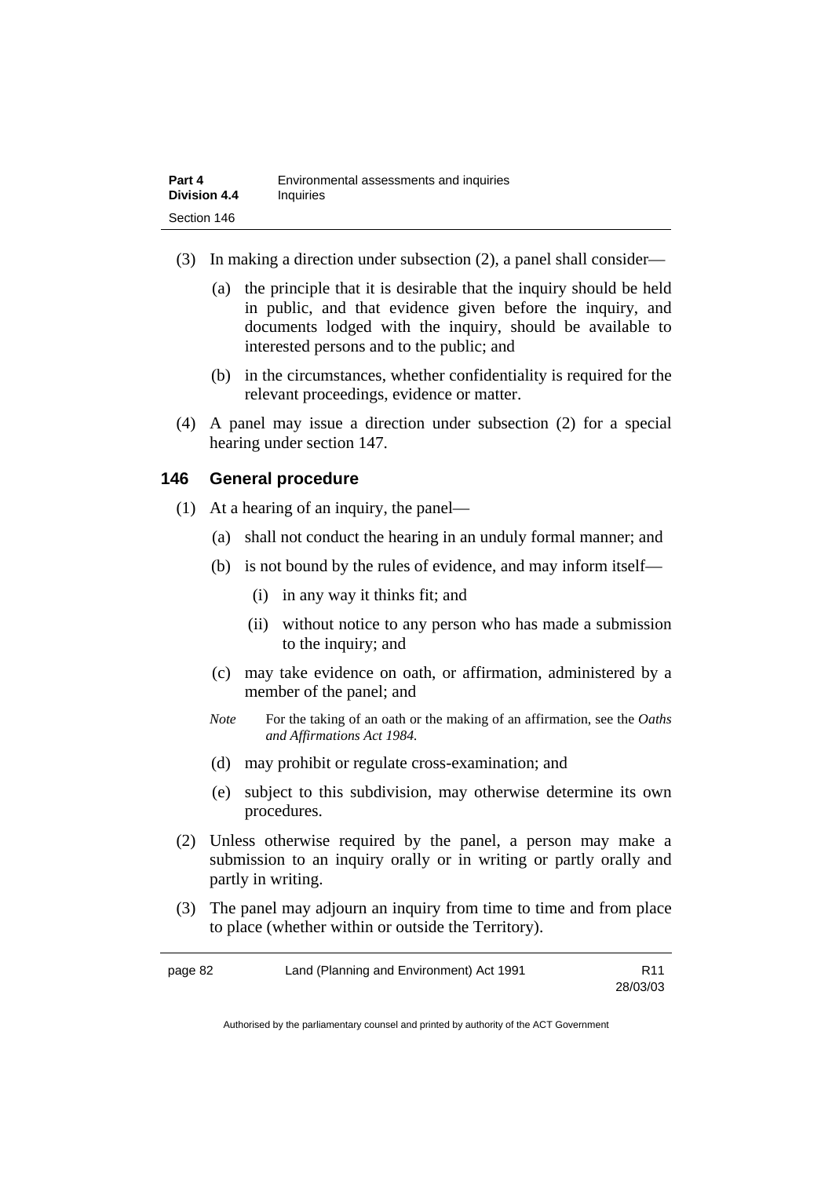(3) In making a direction under subsection (2), a panel shall consider—

   (a) the principle that it is desirable that the inquiry should be held in public, and that evidence given before the inquiry, and documents lodged with the inquiry, should be available to interested persons and to the public; and

   (b) in the circumstances, whether confidentiality is required for the relevant proceedings, evidence or matter.

(4) A panel may issue a direction under subsection (2) for a special hearing under section 147.

### 146 General procedure

(1) At a hearing of an inquiry, the panel—

   (a) shall not conduct the hearing in an unduly formal manner; and

   (b) is not bound by the rules of evidence, and may inform itself—

      (i) in any way it thinks fit; and

      (ii) without notice to any person who has made a submission to the inquiry; and

   (c) may take evidence on oath, or affirmation, administered by a member of the panel; and

   *Note* For the taking of an oath or the making of an affirmation, see the *Oaths and Affirmations Act 1984.*

   (d) may prohibit or regulate cross-examination; and

   (e) subject to this subdivision, may otherwise determine its own procedures.

(2) Unless otherwise required by the panel, a person may make a submission to an inquiry orally or in writing or partly orally and partly in writing.

(3) The panel may adjourn an inquiry from time to time and from place to place (whether within or outside the Territory).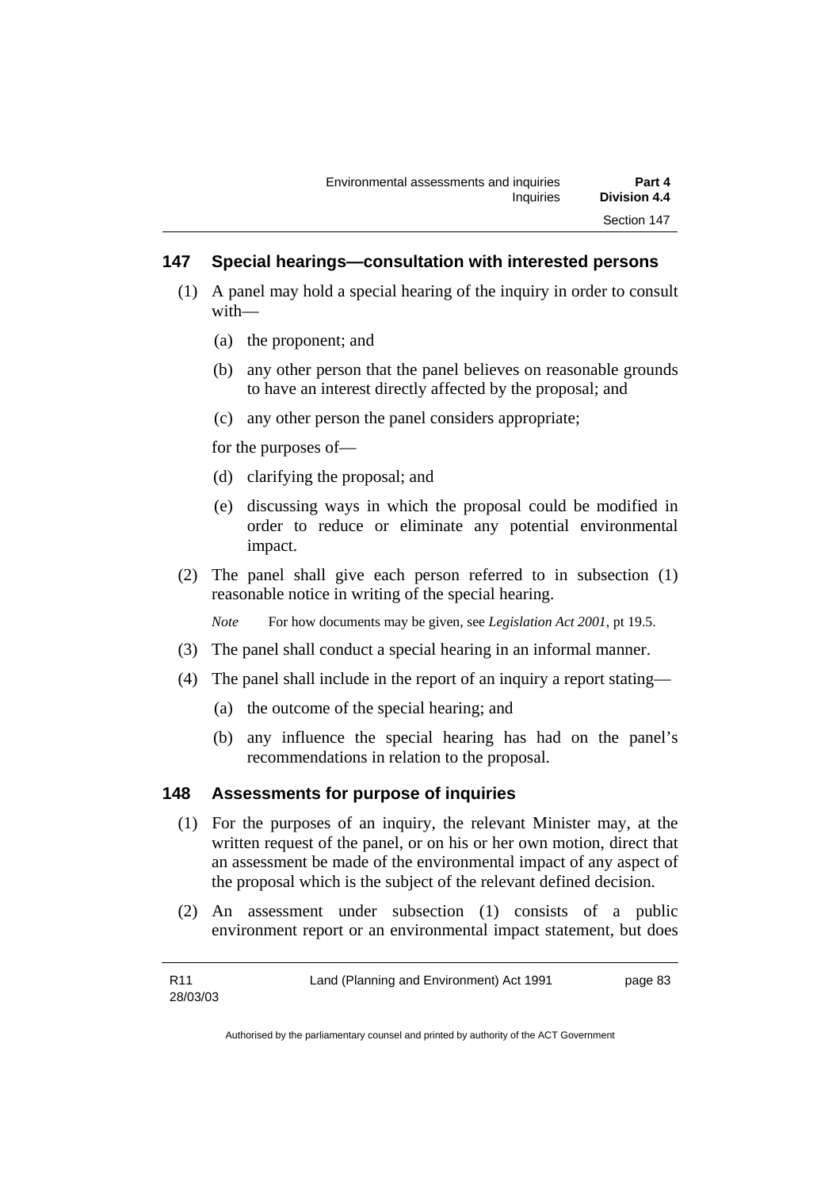## 147 Special hearings—consultation with interested persons

(1) A panel may hold a special hearing of the inquiry in order to consult with—

(a) the proponent; and

(b) any other person that the panel believes on reasonable grounds to have an interest directly affected by the proposal; and

(c) any other person the panel considers appropriate;

for the purposes of—

(d) clarifying the proposal; and

(e) discussing ways in which the proposal could be modified in order to reduce or eliminate any potential environmental impact.

(2) The panel shall give each person referred to in subsection (1) reasonable notice in writing of the special hearing.

*Note* For how documents may be given, see *Legislation Act 2001*, pt 19.5.

(3) The panel shall conduct a special hearing in an informal manner.

(4) The panel shall include in the report of an inquiry a report stating—

(a) the outcome of the special hearing; and

(b) any influence the special hearing has had on the panel's recommendations in relation to the proposal.

## 148 Assessments for purpose of inquiries

(1) For the purposes of an inquiry, the relevant Minister may, at the written request of the panel, or on his or her own motion, direct that an assessment be made of the environmental impact of any aspect of the proposal which is the subject of the relevant defined decision.

(2) An assessment under subsection (1) consists of a public environment report or an environmental impact statement, but does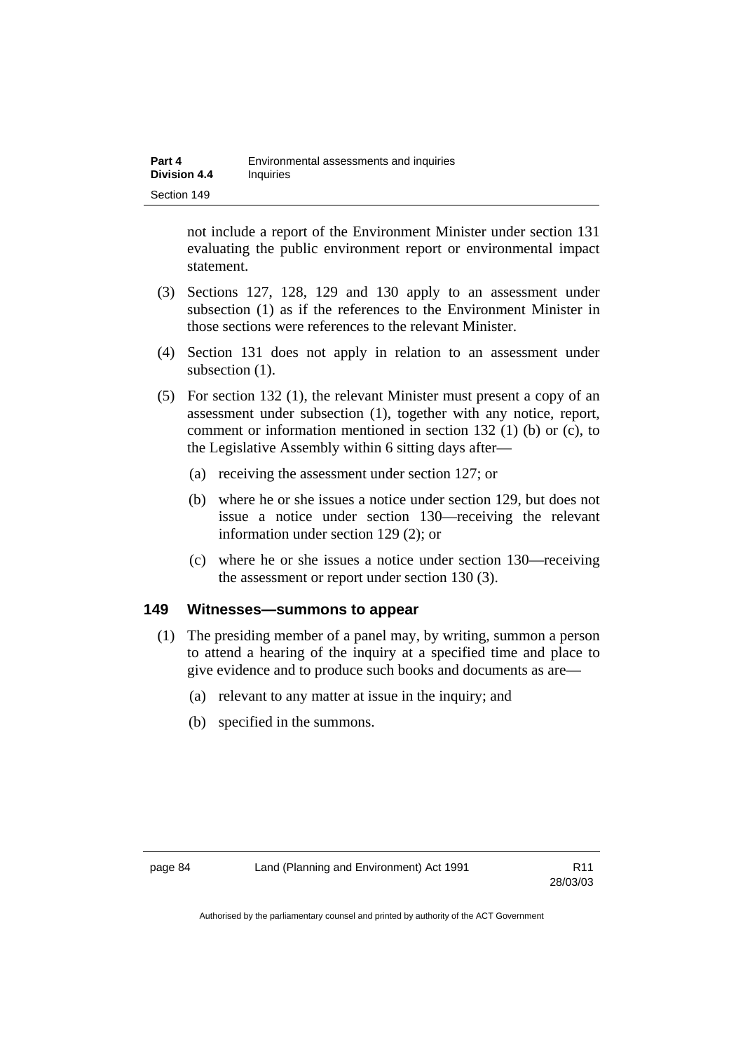not include a report of the Environment Minister under section 131 evaluating the public environment report or environmental impact statement.

(3) Sections 127, 128, 129 and 130 apply to an assessment under subsection (1) as if the references to the Environment Minister in those sections were references to the relevant Minister.

(4) Section 131 does not apply in relation to an assessment under subsection (1).

(5) For section 132 (1), the relevant Minister must present a copy of an assessment under subsection (1), together with any notice, report, comment or information mentioned in section 132 (1) (b) or (c), to the Legislative Assembly within 6 sitting days after—

(a) receiving the assessment under section 127; or

(b) where he or she issues a notice under section 129, but does not issue a notice under section 130—receiving the relevant information under section 129 (2); or

(c) where he or she issues a notice under section 130—receiving the assessment or report under section 130 (3).

### 149 Witnesses—summons to appear

(1) The presiding member of a panel may, by writing, summon a person to attend a hearing of the inquiry at a specified time and place to give evidence and to produce such books and documents as are—

(a) relevant to any matter at issue in the inquiry; and

(b) specified in the summons.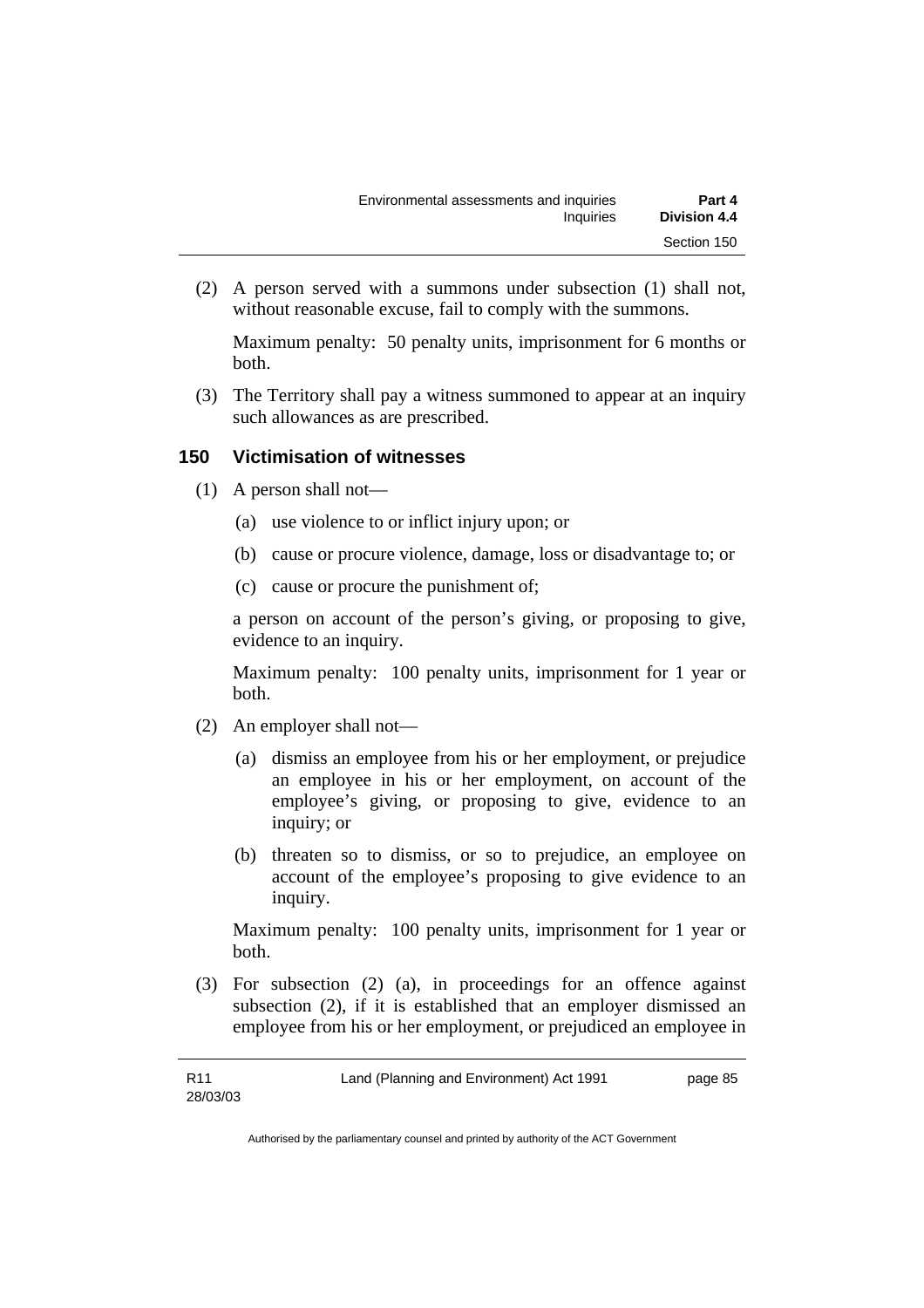(2) A person served with a summons under subsection (1) shall not, without reasonable excuse, fail to comply with the summons.

Maximum penalty: 50 penalty units, imprisonment for 6 months or both.

(3) The Territory shall pay a witness summoned to appear at an inquiry such allowances as are prescribed.

### 150 Victimisation of witnesses

(1) A person shall not—

(a) use violence to or inflict injury upon; or

(b) cause or procure violence, damage, loss or disadvantage to; or

(c) cause or procure the punishment of;

a person on account of the person's giving, or proposing to give, evidence to an inquiry.

Maximum penalty: 100 penalty units, imprisonment for 1 year or both.

(2) An employer shall not—

(a) dismiss an employee from his or her employment, or prejudice an employee in his or her employment, on account of the employee's giving, or proposing to give, evidence to an inquiry; or

(b) threaten so to dismiss, or so to prejudice, an employee on account of the employee's proposing to give evidence to an inquiry.

Maximum penalty: 100 penalty units, imprisonment for 1 year or both.

(3) For subsection (2) (a), in proceedings for an offence against subsection (2), if it is established that an employer dismissed an employee from his or her employment, or prejudiced an employee in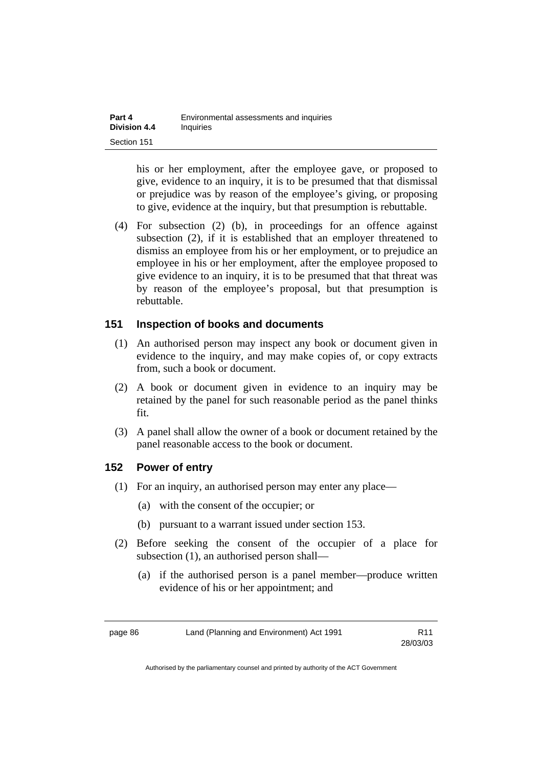his or her employment, after the employee gave, or proposed to give, evidence to an inquiry, it is to be presumed that that dismissal or prejudice was by reason of the employee's giving, or proposing to give, evidence at the inquiry, but that presumption is rebuttable.

(4) For subsection (2) (b), in proceedings for an offence against subsection (2), if it is established that an employer threatened to dismiss an employee from his or her employment, or to prejudice an employee in his or her employment, after the employee proposed to give evidence to an inquiry, it is to be presumed that that threat was by reason of the employee's proposal, but that presumption is rebuttable.

### 151 Inspection of books and documents

(1) An authorised person may inspect any book or document given in evidence to the inquiry, and may make copies of, or copy extracts from, such a book or document.

(2) A book or document given in evidence to an inquiry may be retained by the panel for such reasonable period as the panel thinks fit.

(3) A panel shall allow the owner of a book or document retained by the panel reasonable access to the book or document.

### 152 Power of entry

(1) For an inquiry, an authorised person may enter any place—

(a) with the consent of the occupier; or

(b) pursuant to a warrant issued under section 153.

(2) Before seeking the consent of the occupier of a place for subsection (1), an authorised person shall—

(a) if the authorised person is a panel member—produce written evidence of his or her appointment; and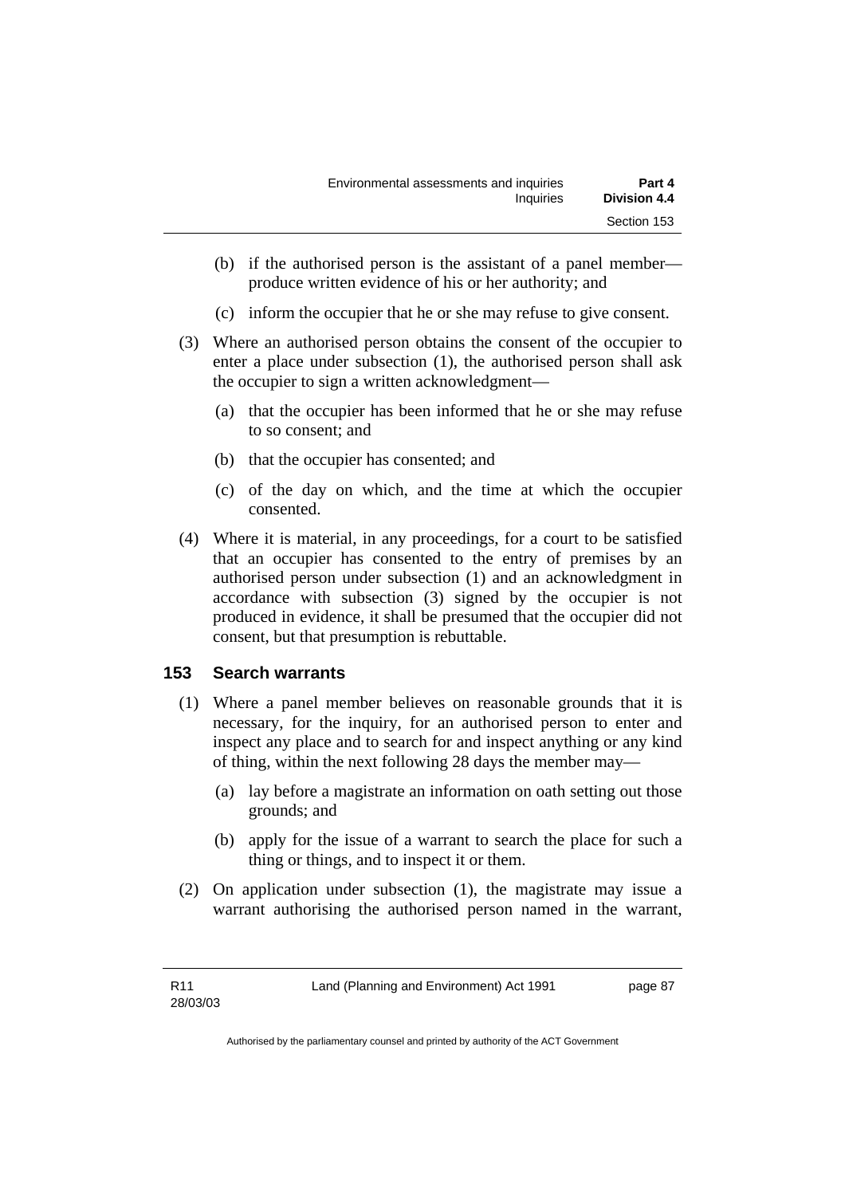(b) if the authorised person is the assistant of a panel member—produce written evidence of his or her authority; and

(c) inform the occupier that he or she may refuse to give consent.

(3) Where an authorised person obtains the consent of the occupier to enter a place under subsection (1), the authorised person shall ask the occupier to sign a written acknowledgment—

(a) that the occupier has been informed that he or she may refuse to so consent; and

(b) that the occupier has consented; and

(c) of the day on which, and the time at which the occupier consented.

(4) Where it is material, in any proceedings, for a court to be satisfied that an occupier has consented to the entry of premises by an authorised person under subsection (1) and an acknowledgment in accordance with subsection (3) signed by the occupier is not produced in evidence, it shall be presumed that the occupier did not consent, but that presumption is rebuttable.

## 153 Search warrants

(1) Where a panel member believes on reasonable grounds that it is necessary, for the inquiry, for an authorised person to enter and inspect any place and to search for and inspect anything or any kind of thing, within the next following 28 days the member may—

(a) lay before a magistrate an information on oath setting out those grounds; and

(b) apply for the issue of a warrant to search the place for such a thing or things, and to inspect it or them.

(2) On application under subsection (1), the magistrate may issue a warrant authorising the authorised person named in the warrant,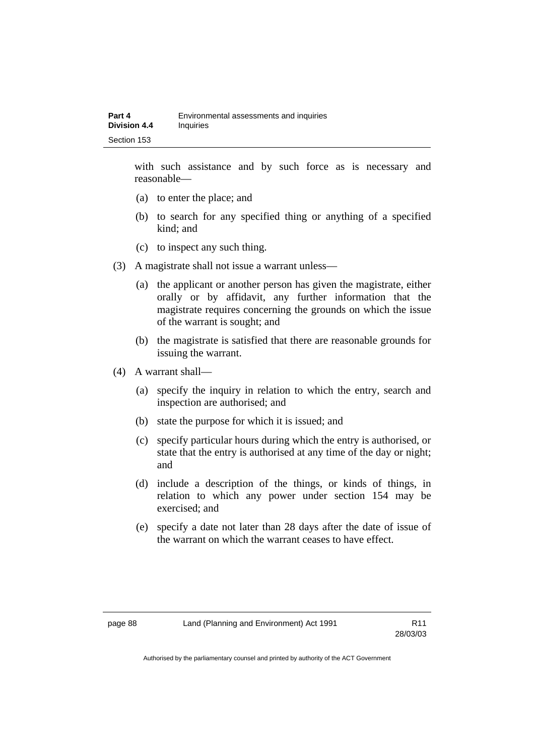with such assistance and by such force as is necessary and reasonable—

(a) to enter the place; and

(b) to search for any specified thing or anything of a specified kind; and

(c) to inspect any such thing.

(3) A magistrate shall not issue a warrant unless—

(a) the applicant or another person has given the magistrate, either orally or by affidavit, any further information that the magistrate requires concerning the grounds on which the issue of the warrant is sought; and

(b) the magistrate is satisfied that there are reasonable grounds for issuing the warrant.

(4) A warrant shall—

(a) specify the inquiry in relation to which the entry, search and inspection are authorised; and

(b) state the purpose for which it is issued; and

(c) specify particular hours during which the entry is authorised, or state that the entry is authorised at any time of the day or night; and

(d) include a description of the things, or kinds of things, in relation to which any power under section 154 may be exercised; and

(e) specify a date not later than 28 days after the date of issue of the warrant on which the warrant ceases to have effect.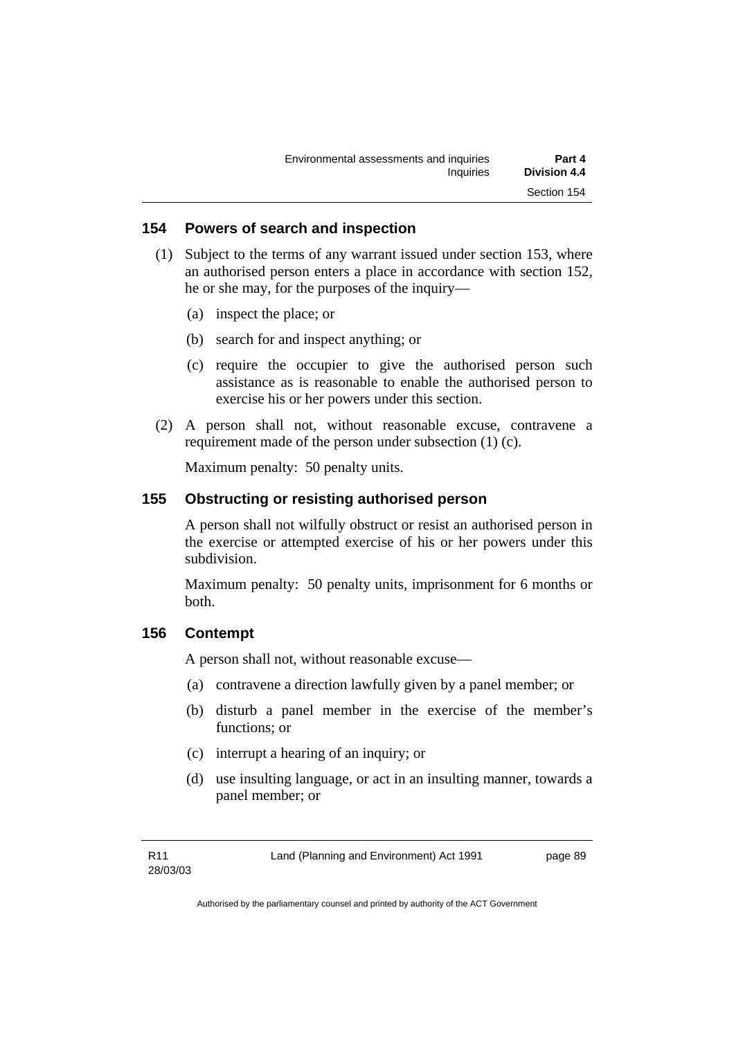## 154 Powers of search and inspection

(1) Subject to the terms of any warrant issued under section 153, where an authorised person enters a place in accordance with section 152, he or she may, for the purposes of the inquiry—

(a) inspect the place; or

(b) search for and inspect anything; or

(c) require the occupier to give the authorised person such assistance as is reasonable to enable the authorised person to exercise his or her powers under this section.

(2) A person shall not, without reasonable excuse, contravene a requirement made of the person under subsection (1) (c).

Maximum penalty: 50 penalty units.

## 155 Obstructing or resisting authorised person

A person shall not wilfully obstruct or resist an authorised person in the exercise or attempted exercise of his or her powers under this subdivision.

Maximum penalty: 50 penalty units, imprisonment for 6 months or both.

## 156 Contempt

A person shall not, without reasonable excuse—

(a) contravene a direction lawfully given by a panel member; or

(b) disturb a panel member in the exercise of the member's functions; or

(c) interrupt a hearing of an inquiry; or

(d) use insulting language, or act in an insulting manner, towards a panel member; or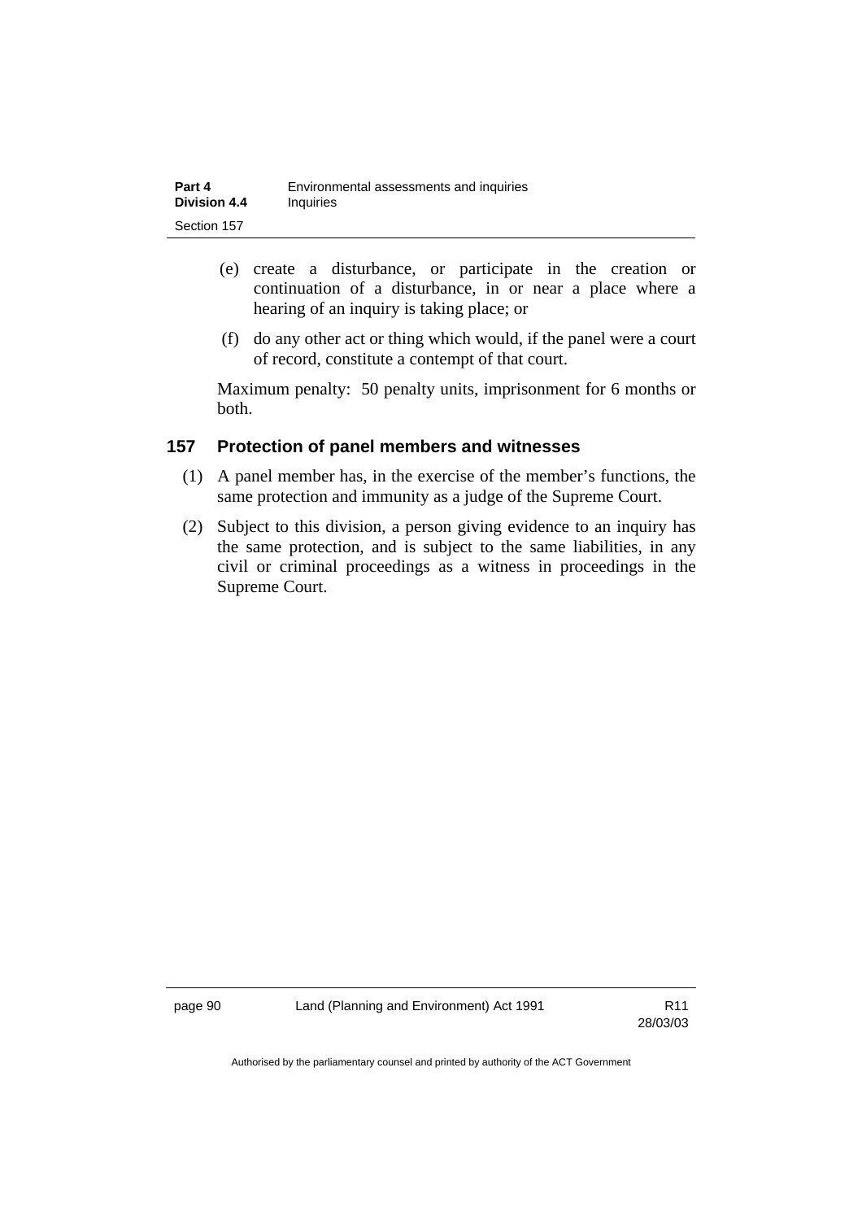(e) create a disturbance, or participate in the creation or continuation of a disturbance, in or near a place where a hearing of an inquiry is taking place; or

(f) do any other act or thing which would, if the panel were a court of record, constitute a contempt of that court.

Maximum penalty: 50 penalty units, imprisonment for 6 months or both.

### 157 Protection of panel members and witnesses

(1) A panel member has, in the exercise of the member's functions, the same protection and immunity as a judge of the Supreme Court.

(2) Subject to this division, a person giving evidence to an inquiry has the same protection, and is subject to the same liabilities, in any civil or criminal proceedings as a witness in proceedings in the Supreme Court.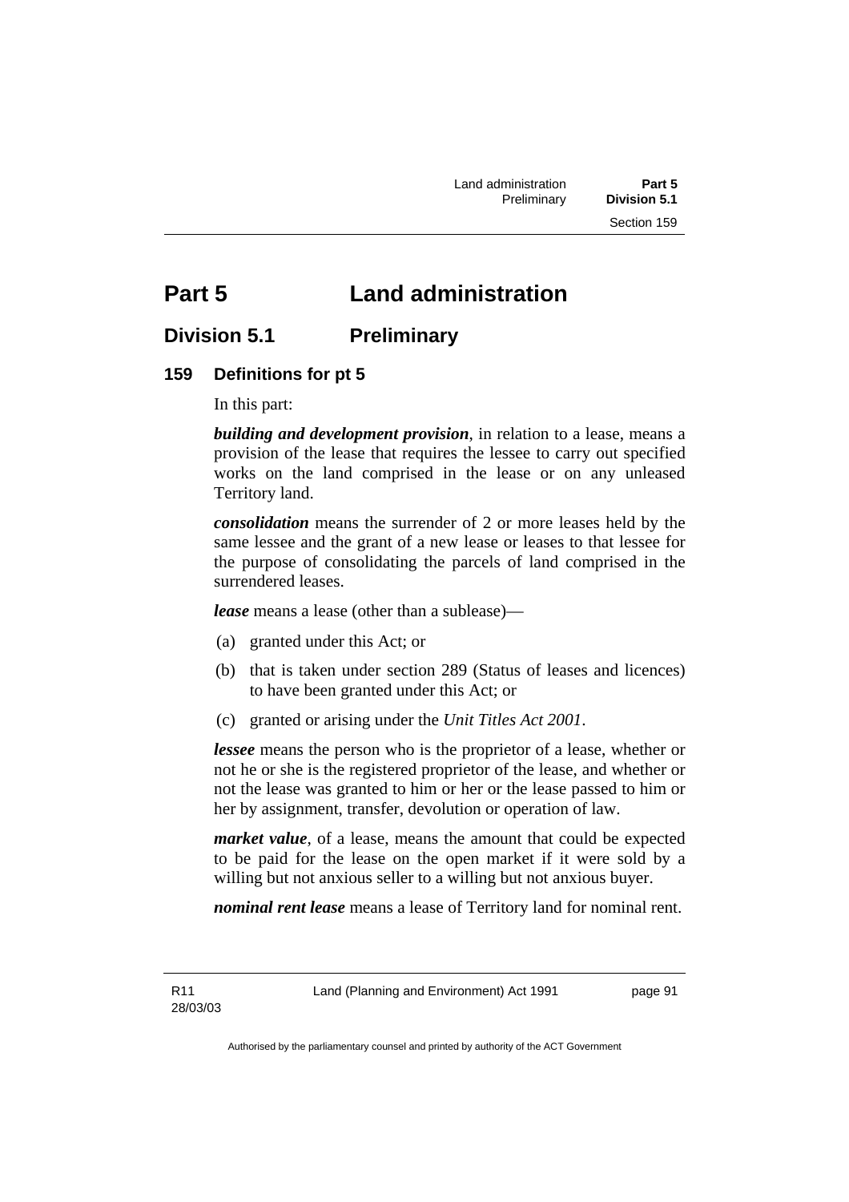# Part 5 Land administration

## Division 5.1 Preliminary

### 159 Definitions for pt 5

In this part:

***building and development provision***, in relation to a lease, means a provision of the lease that requires the lessee to carry out specified works on the land comprised in the lease or on any unleased Territory land.

***consolidation*** means the surrender of 2 or more leases held by the same lessee and the grant of a new lease or leases to that lessee for the purpose of consolidating the parcels of land comprised in the surrendered leases.

***lease*** means a lease (other than a sublease)—

(a) granted under this Act; or

(b) that is taken under section 289 (Status of leases and licences) to have been granted under this Act; or

(c) granted or arising under the *Unit Titles Act 2001*.

***lessee*** means the person who is the proprietor of a lease, whether or not he or she is the registered proprietor of the lease, and whether or not the lease was granted to him or her or the lease passed to him or her by assignment, transfer, devolution or operation of law.

***market value***, of a lease, means the amount that could be expected to be paid for the lease on the open market if it were sold by a willing but not anxious seller to a willing but not anxious buyer.

***nominal rent lease*** means a lease of Territory land for nominal rent.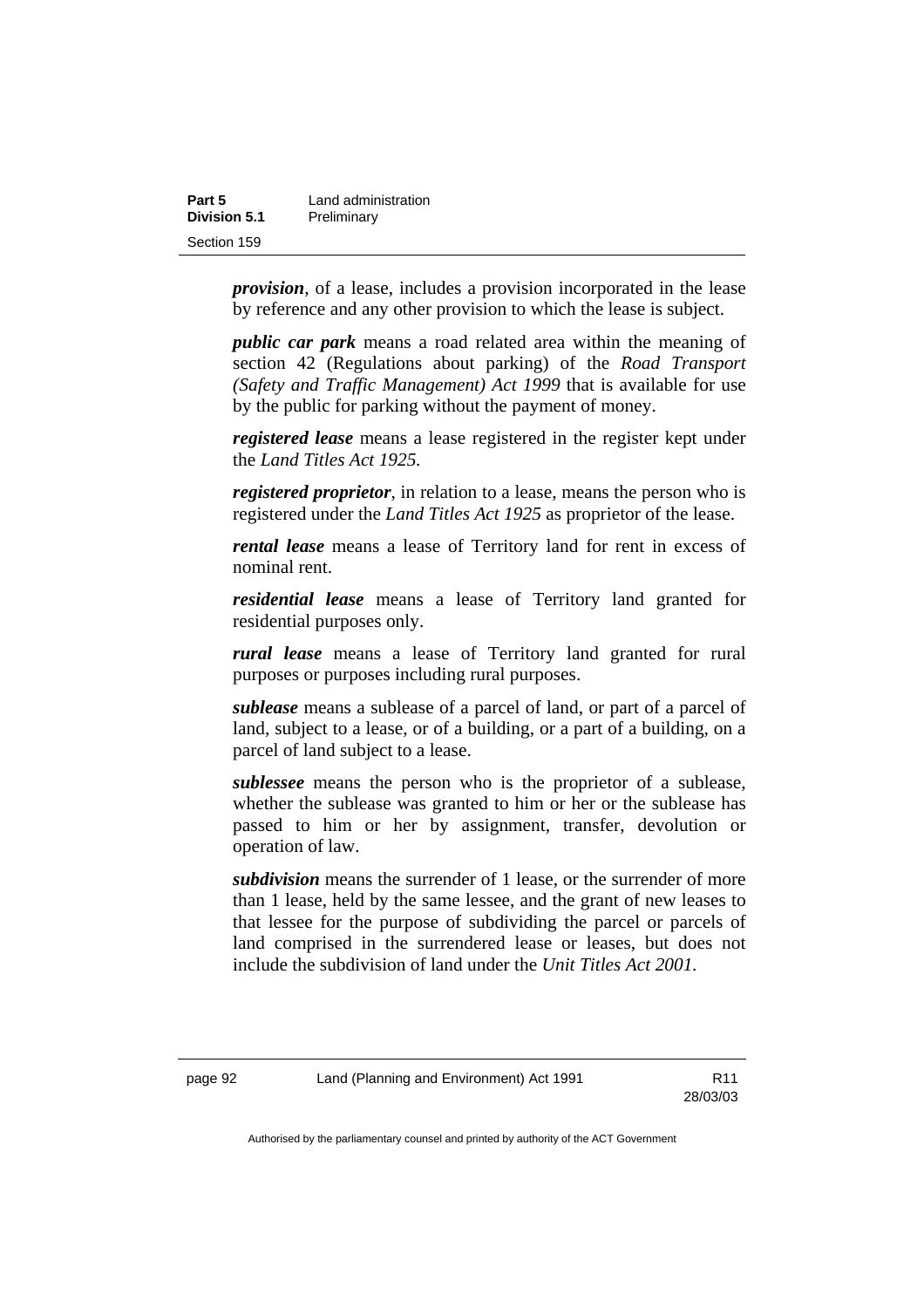***provision***, of a lease, includes a provision incorporated in the lease by reference and any other provision to which the lease is subject.

***public car park*** means a road related area within the meaning of section 42 (Regulations about parking) of the *Road Transport (Safety and Traffic Management) Act 1999* that is available for use by the public for parking without the payment of money.

***registered lease*** means a lease registered in the register kept under the *Land Titles Act 1925*.

***registered proprietor***, in relation to a lease, means the person who is registered under the *Land Titles Act 1925* as proprietor of the lease.

***rental lease*** means a lease of Territory land for rent in excess of nominal rent.

***residential lease*** means a lease of Territory land granted for residential purposes only.

***rural lease*** means a lease of Territory land granted for rural purposes or purposes including rural purposes.

***sublease*** means a sublease of a parcel of land, or part of a parcel of land, subject to a lease, or of a building, or a part of a building, on a parcel of land subject to a lease.

***sublessee*** means the person who is the proprietor of a sublease, whether the sublease was granted to him or her or the sublease has passed to him or her by assignment, transfer, devolution or operation of law.

***subdivision*** means the surrender of 1 lease, or the surrender of more than 1 lease, held by the same lessee, and the grant of new leases to that lessee for the purpose of subdividing the parcel or parcels of land comprised in the surrendered lease or leases, but does not include the subdivision of land under the *Unit Titles Act 2001*.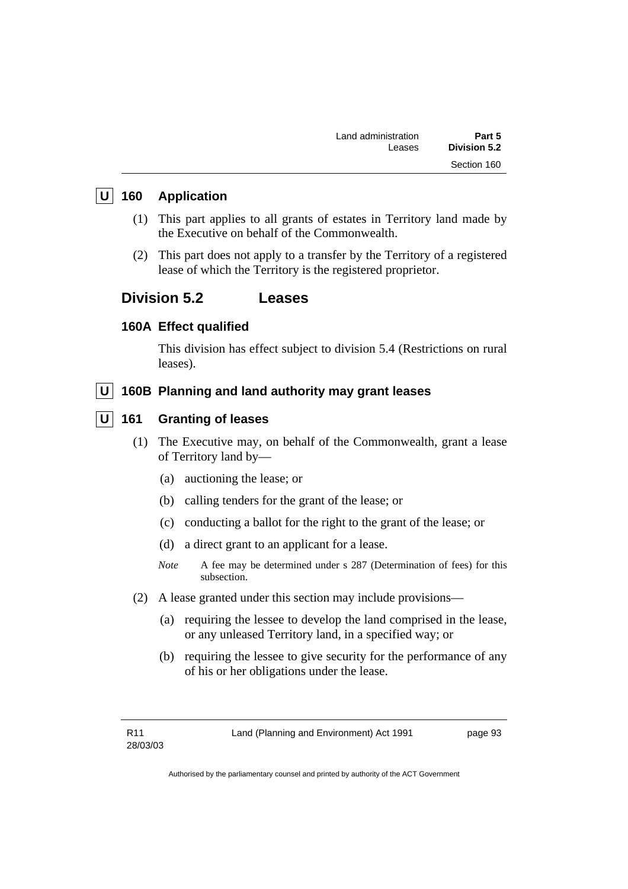**U** **160 Application**

(1) This part applies to all grants of estates in Territory land made by the Executive on behalf of the Commonwealth.

(2) This part does not apply to a transfer by the Territory of a registered lease of which the Territory is the registered proprietor.

## Division 5.2 Leases

### 160A Effect qualified

This division has effect subject to division 5.4 (Restrictions on rural leases).

**U** **160B Planning and land authority may grant leases**

**U** **161 Granting of leases**

(1) The Executive may, on behalf of the Commonwealth, grant a lease of Territory land by—

(a) auctioning the lease; or

(b) calling tenders for the grant of the lease; or

(c) conducting a ballot for the right to the grant of the lease; or

(d) a direct grant to an applicant for a lease.

*Note* A fee may be determined under s 287 (Determination of fees) for this subsection.

(2) A lease granted under this section may include provisions—

(a) requiring the lessee to develop the land comprised in the lease, or any unleased Territory land, in a specified way; or

(b) requiring the lessee to give security for the performance of any of his or her obligations under the lease.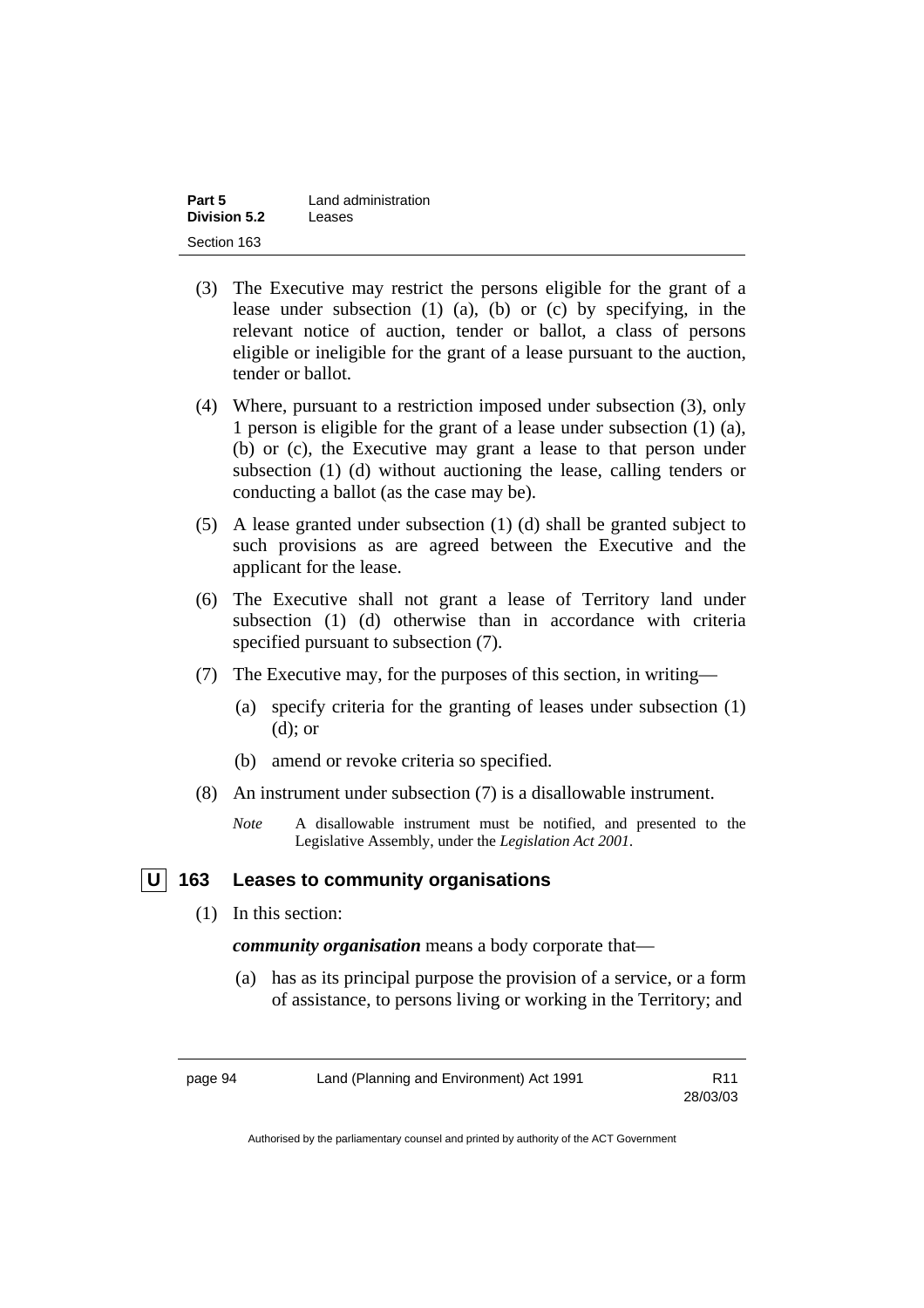(3) The Executive may restrict the persons eligible for the grant of a lease under subsection (1) (a), (b) or (c) by specifying, in the relevant notice of auction, tender or ballot, a class of persons eligible or ineligible for the grant of a lease pursuant to the auction, tender or ballot.

(4) Where, pursuant to a restriction imposed under subsection (3), only 1 person is eligible for the grant of a lease under subsection (1) (a), (b) or (c), the Executive may grant a lease to that person under subsection (1) (d) without auctioning the lease, calling tenders or conducting a ballot (as the case may be).

(5) A lease granted under subsection (1) (d) shall be granted subject to such provisions as are agreed between the Executive and the applicant for the lease.

(6) The Executive shall not grant a lease of Territory land under subsection (1) (d) otherwise than in accordance with criteria specified pursuant to subsection (7).

(7) The Executive may, for the purposes of this section, in writing—

(a) specify criteria for the granting of leases under subsection (1) (d); or

(b) amend or revoke criteria so specified.

(8) An instrument under subsection (7) is a disallowable instrument.

*Note* A disallowable instrument must be notified, and presented to the Legislative Assembly, under the *Legislation Act 2001*.

## U 163 Leases to community organisations

(1) In this section:

***community organisation*** means a body corporate that—

(a) has as its principal purpose the provision of a service, or a form of assistance, to persons living or working in the Territory; and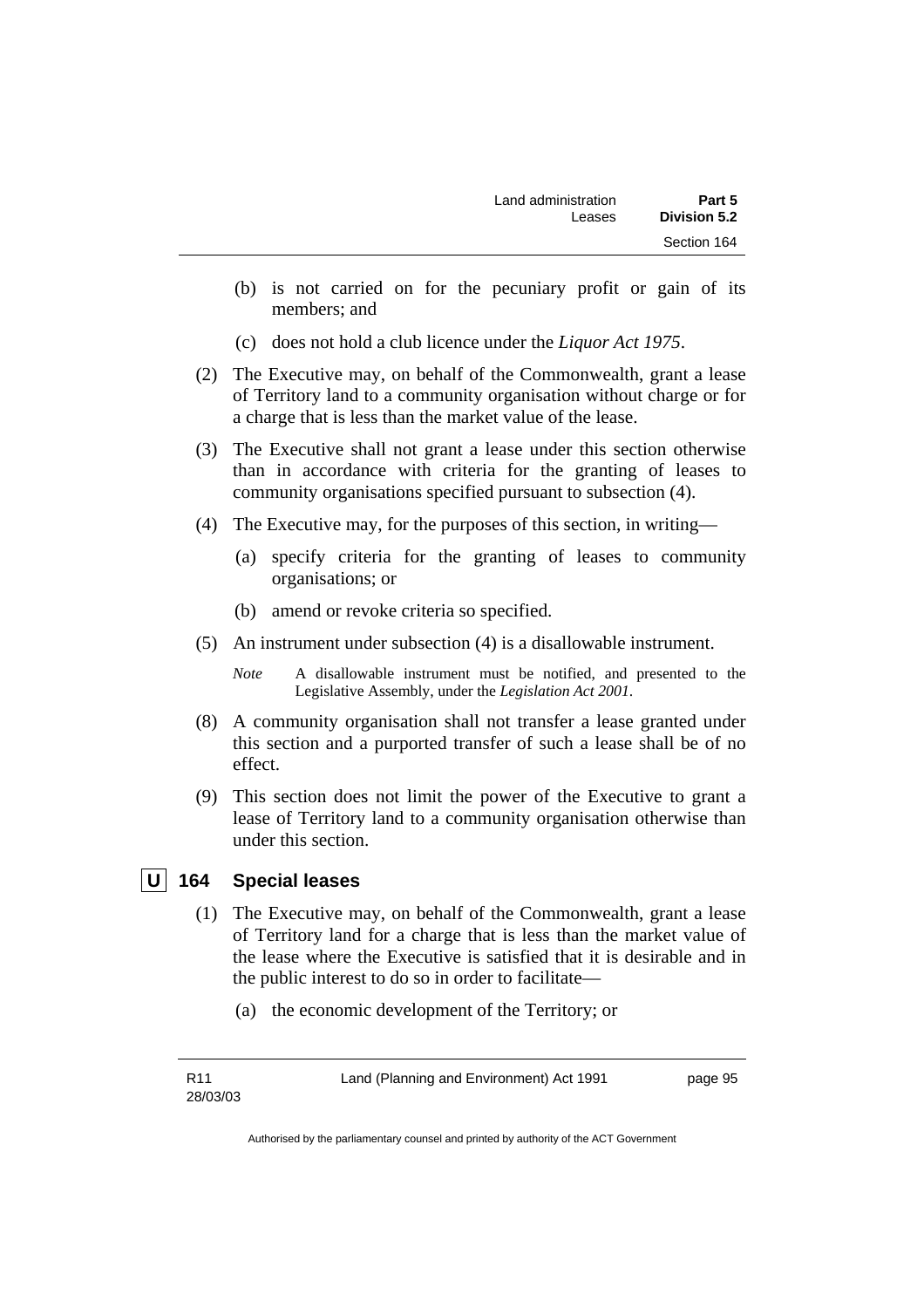(b) is not carried on for the pecuniary profit or gain of its members; and

(c) does not hold a club licence under the *Liquor Act 1975*.

(2) The Executive may, on behalf of the Commonwealth, grant a lease of Territory land to a community organisation without charge or for a charge that is less than the market value of the lease.

(3) The Executive shall not grant a lease under this section otherwise than in accordance with criteria for the granting of leases to community organisations specified pursuant to subsection (4).

(4) The Executive may, for the purposes of this section, in writing—

(a) specify criteria for the granting of leases to community organisations; or

(b) amend or revoke criteria so specified.

(5) An instrument under subsection (4) is a disallowable instrument.

*Note* A disallowable instrument must be notified, and presented to the Legislative Assembly, under the *Legislation Act 2001*.

(8) A community organisation shall not transfer a lease granted under this section and a purported transfer of such a lease shall be of no effect.

(9) This section does not limit the power of the Executive to grant a lease of Territory land to a community organisation otherwise than under this section.

## U 164 Special leases

(1) The Executive may, on behalf of the Commonwealth, grant a lease of Territory land for a charge that is less than the market value of the lease where the Executive is satisfied that it is desirable and in the public interest to do so in order to facilitate—

(a) the economic development of the Territory; or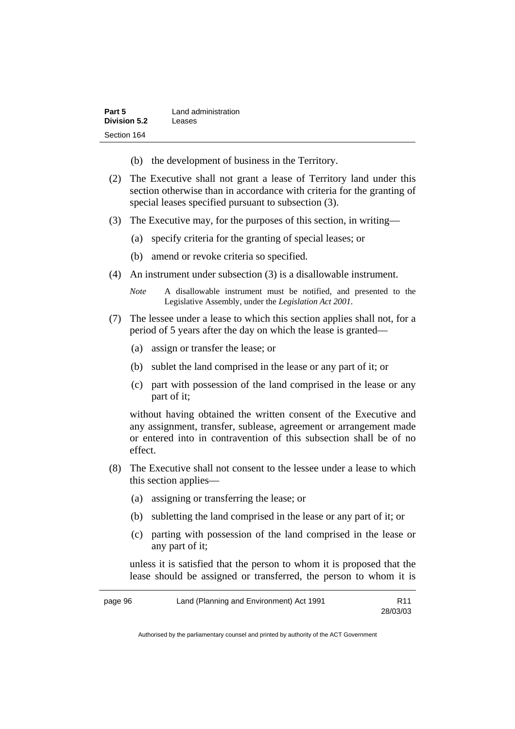(b) the development of business in the Territory.

(2) The Executive shall not grant a lease of Territory land under this section otherwise than in accordance with criteria for the granting of special leases specified pursuant to subsection (3).

(3) The Executive may, for the purposes of this section, in writing—

(a) specify criteria for the granting of special leases; or

(b) amend or revoke criteria so specified.

(4) An instrument under subsection (3) is a disallowable instrument.

*Note* A disallowable instrument must be notified, and presented to the Legislative Assembly, under the *Legislation Act 2001*.

(7) The lessee under a lease to which this section applies shall not, for a period of 5 years after the day on which the lease is granted—

(a) assign or transfer the lease; or

(b) sublet the land comprised in the lease or any part of it; or

(c) part with possession of the land comprised in the lease or any part of it;

without having obtained the written consent of the Executive and any assignment, transfer, sublease, agreement or arrangement made or entered into in contravention of this subsection shall be of no effect.

(8) The Executive shall not consent to the lessee under a lease to which this section applies—

(a) assigning or transferring the lease; or

(b) subletting the land comprised in the lease or any part of it; or

(c) parting with possession of the land comprised in the lease or any part of it;

unless it is satisfied that the person to whom it is proposed that the lease should be assigned or transferred, the person to whom it is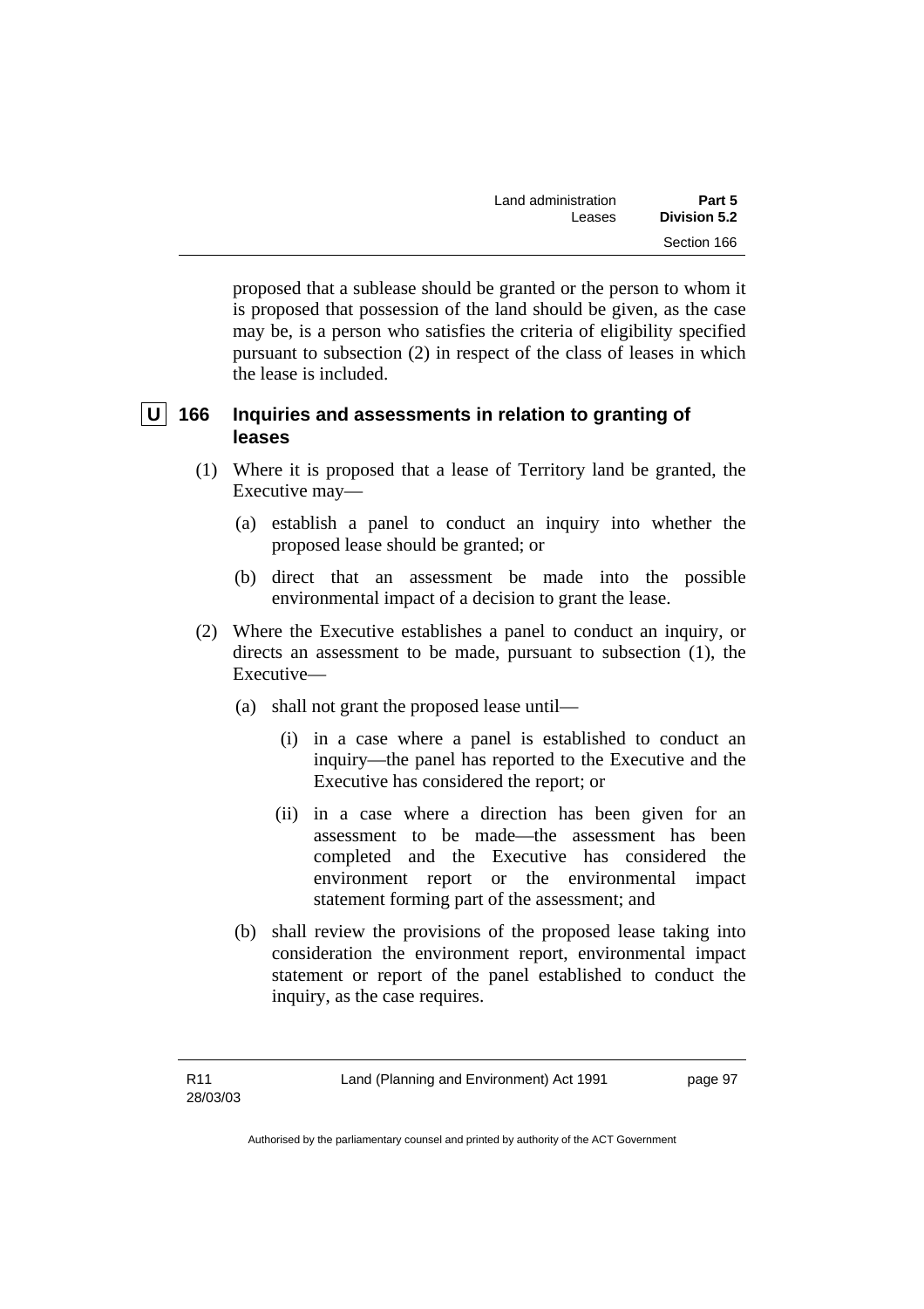proposed that a sublease should be granted or the person to whom it is proposed that possession of the land should be given, as the case may be, is a person who satisfies the criteria of eligibility specified pursuant to subsection (2) in respect of the class of leases in which the lease is included.

### U 166 Inquiries and assessments in relation to granting of leases

(1) Where it is proposed that a lease of Territory land be granted, the Executive may—

(a) establish a panel to conduct an inquiry into whether the proposed lease should be granted; or

(b) direct that an assessment be made into the possible environmental impact of a decision to grant the lease.

(2) Where the Executive establishes a panel to conduct an inquiry, or directs an assessment to be made, pursuant to subsection (1), the Executive—

(a) shall not grant the proposed lease until—

(i) in a case where a panel is established to conduct an inquiry—the panel has reported to the Executive and the Executive has considered the report; or

(ii) in a case where a direction has been given for an assessment to be made—the assessment has been completed and the Executive has considered the environment report or the environmental impact statement forming part of the assessment; and

(b) shall review the provisions of the proposed lease taking into consideration the environment report, environmental impact statement or report of the panel established to conduct the inquiry, as the case requires.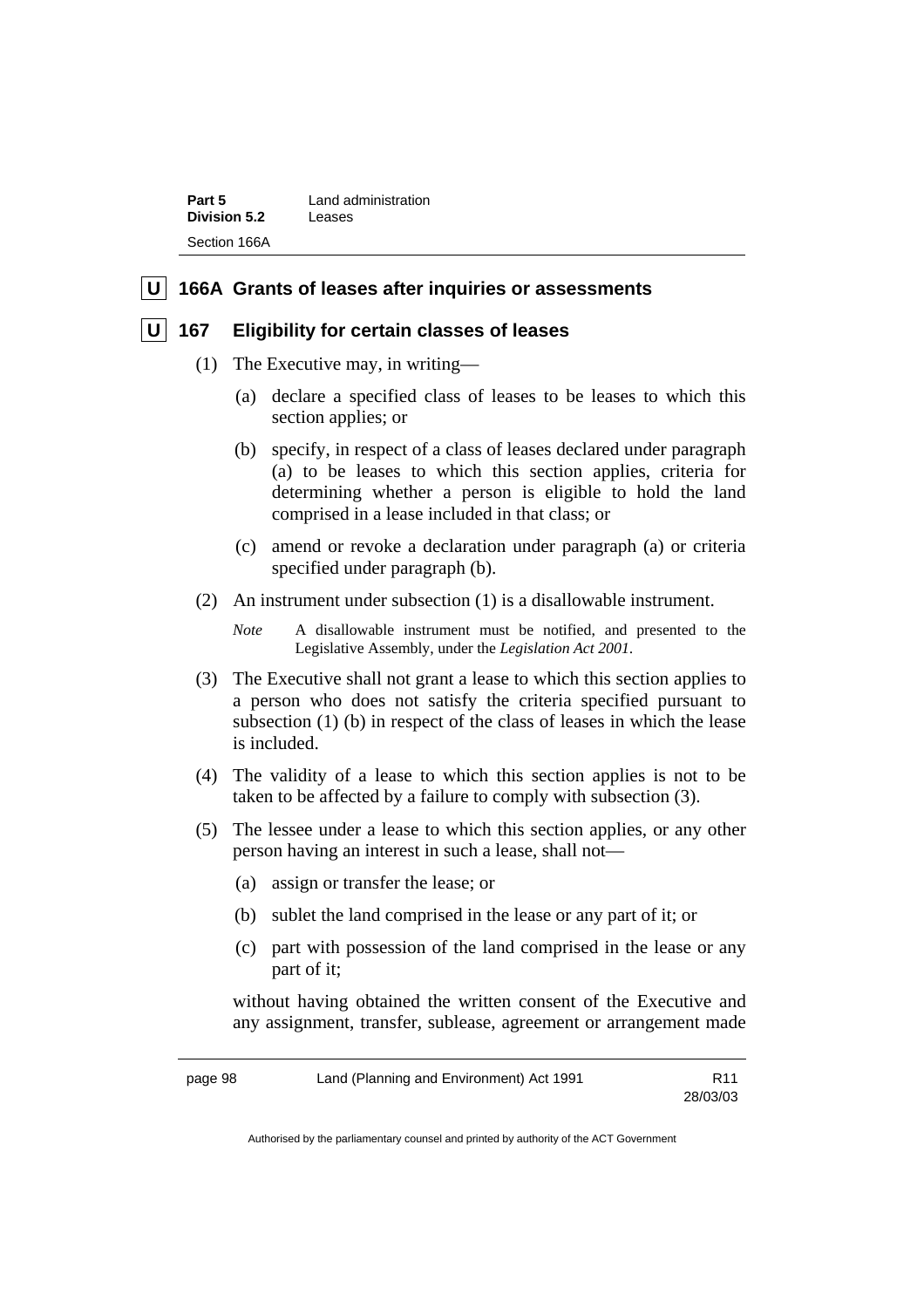**U** **166A Grants of leases after inquiries or assessments**

**U** **167 Eligibility for certain classes of leases**

(1) The Executive may, in writing—

(a) declare a specified class of leases to be leases to which this section applies; or

(b) specify, in respect of a class of leases declared under paragraph (a) to be leases to which this section applies, criteria for determining whether a person is eligible to hold the land comprised in a lease included in that class; or

(c) amend or revoke a declaration under paragraph (a) or criteria specified under paragraph (b).

(2) An instrument under subsection (1) is a disallowable instrument.

*Note* A disallowable instrument must be notified, and presented to the Legislative Assembly, under the *Legislation Act 2001*.

(3) The Executive shall not grant a lease to which this section applies to a person who does not satisfy the criteria specified pursuant to subsection (1) (b) in respect of the class of leases in which the lease is included.

(4) The validity of a lease to which this section applies is not to be taken to be affected by a failure to comply with subsection (3).

(5) The lessee under a lease to which this section applies, or any other person having an interest in such a lease, shall not—

(a) assign or transfer the lease; or

(b) sublet the land comprised in the lease or any part of it; or

(c) part with possession of the land comprised in the lease or any part of it;

without having obtained the written consent of the Executive and any assignment, transfer, sublease, agreement or arrangement made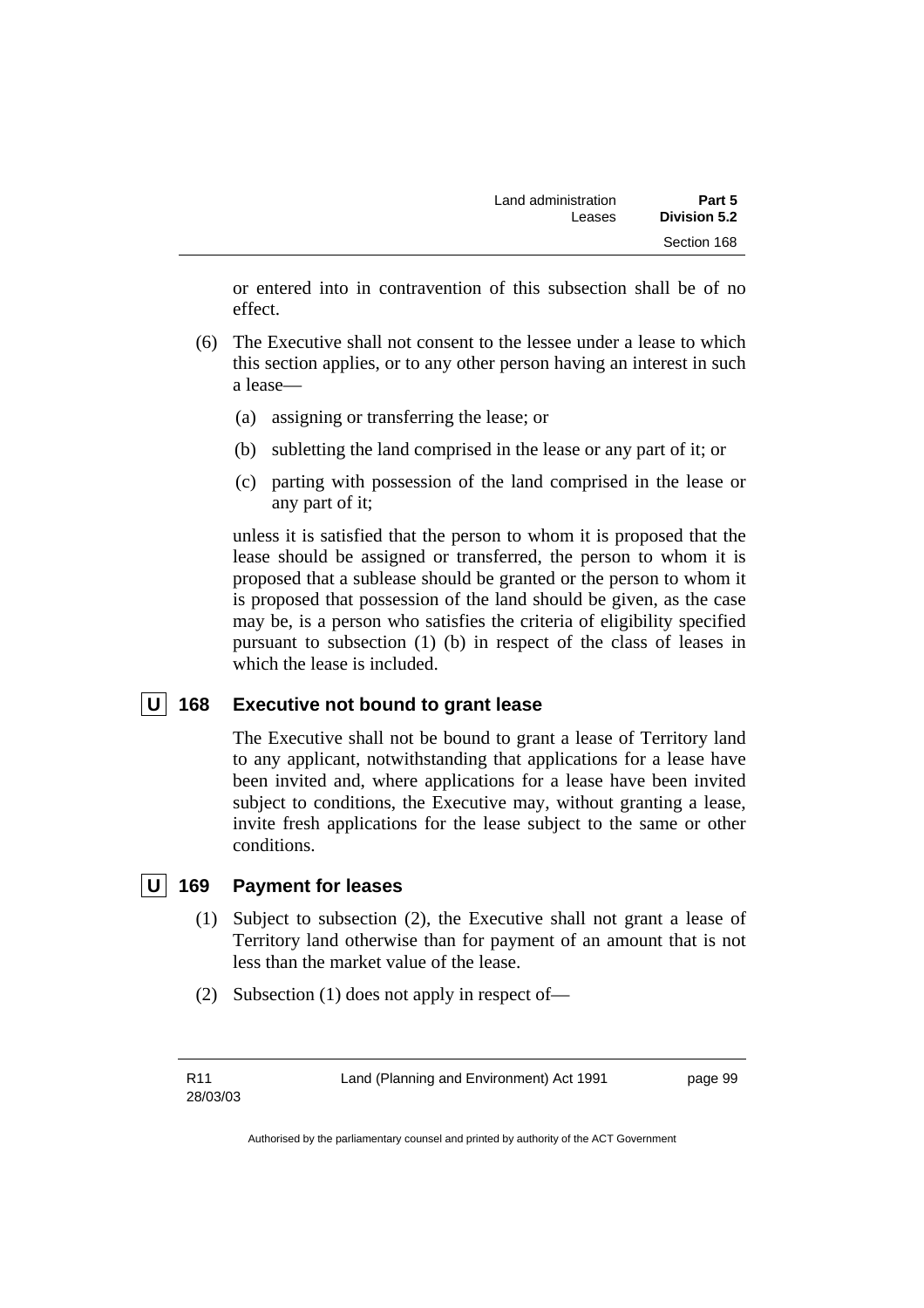or entered into in contravention of this subsection shall be of no effect.

(6) The Executive shall not consent to the lessee under a lease to which this section applies, or to any other person having an interest in such a lease—

(a) assigning or transferring the lease; or

(b) subletting the land comprised in the lease or any part of it; or

(c) parting with possession of the land comprised in the lease or any part of it;

unless it is satisfied that the person to whom it is proposed that the lease should be assigned or transferred, the person to whom it is proposed that a sublease should be granted or the person to whom it is proposed that possession of the land should be given, as the case may be, is a person who satisfies the criteria of eligibility specified pursuant to subsection (1) (b) in respect of the class of leases in which the lease is included.

## U 168 Executive not bound to grant lease

The Executive shall not be bound to grant a lease of Territory land to any applicant, notwithstanding that applications for a lease have been invited and, where applications for a lease have been invited subject to conditions, the Executive may, without granting a lease, invite fresh applications for the lease subject to the same or other conditions.

## U 169 Payment for leases

(1) Subject to subsection (2), the Executive shall not grant a lease of Territory land otherwise than for payment of an amount that is not less than the market value of the lease.

(2) Subsection (1) does not apply in respect of—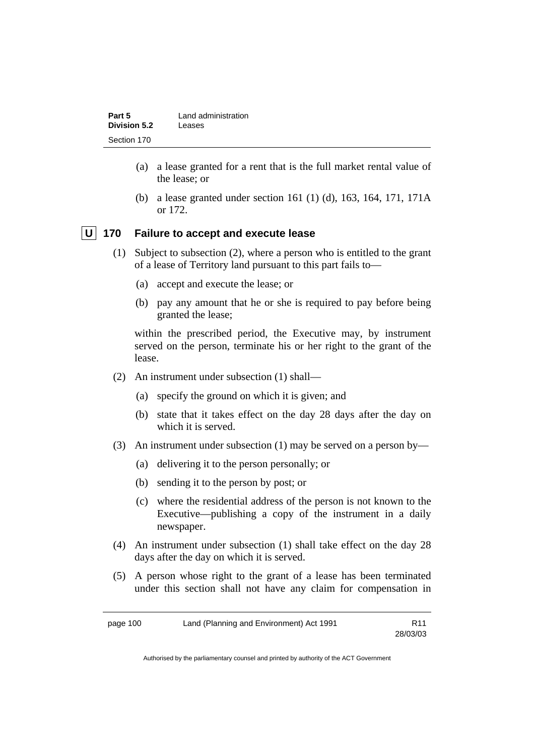(a) a lease granted for a rent that is the full market rental value of the lease; or

(b) a lease granted under section 161 (1) (d), 163, 164, 171, 171A or 172.

### U 170 Failure to accept and execute lease

(1) Subject to subsection (2), where a person who is entitled to the grant of a lease of Territory land pursuant to this part fails to—

(a) accept and execute the lease; or

(b) pay any amount that he or she is required to pay before being granted the lease;

within the prescribed period, the Executive may, by instrument served on the person, terminate his or her right to the grant of the lease.

(2) An instrument under subsection (1) shall—

(a) specify the ground on which it is given; and

(b) state that it takes effect on the day 28 days after the day on which it is served.

(3) An instrument under subsection (1) may be served on a person by—

(a) delivering it to the person personally; or

(b) sending it to the person by post; or

(c) where the residential address of the person is not known to the Executive—publishing a copy of the instrument in a daily newspaper.

(4) An instrument under subsection (1) shall take effect on the day 28 days after the day on which it is served.

(5) A person whose right to the grant of a lease has been terminated under this section shall not have any claim for compensation in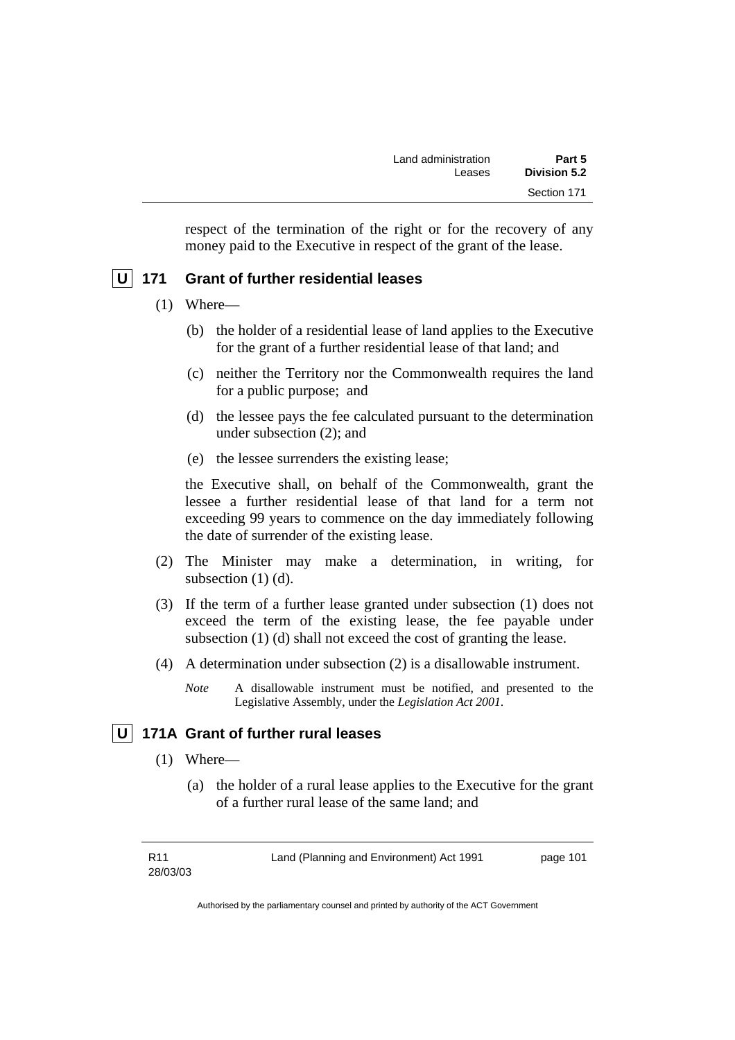respect of the termination of the right or for the recovery of any money paid to the Executive in respect of the grant of the lease.

### U 171 Grant of further residential leases

(1) Where—

(b) the holder of a residential lease of land applies to the Executive for the grant of a further residential lease of that land; and

(c) neither the Territory nor the Commonwealth requires the land for a public purpose; and

(d) the lessee pays the fee calculated pursuant to the determination under subsection (2); and

(e) the lessee surrenders the existing lease;

the Executive shall, on behalf of the Commonwealth, grant the lessee a further residential lease of that land for a term not exceeding 99 years to commence on the day immediately following the date of surrender of the existing lease.

(2) The Minister may make a determination, in writing, for subsection (1) (d).

(3) If the term of a further lease granted under subsection (1) does not exceed the term of the existing lease, the fee payable under subsection (1) (d) shall not exceed the cost of granting the lease.

(4) A determination under subsection (2) is a disallowable instrument.

*Note* A disallowable instrument must be notified, and presented to the Legislative Assembly, under the *Legislation Act 2001*.

### U 171A Grant of further rural leases

(1) Where—

(a) the holder of a rural lease applies to the Executive for the grant of a further rural lease of the same land; and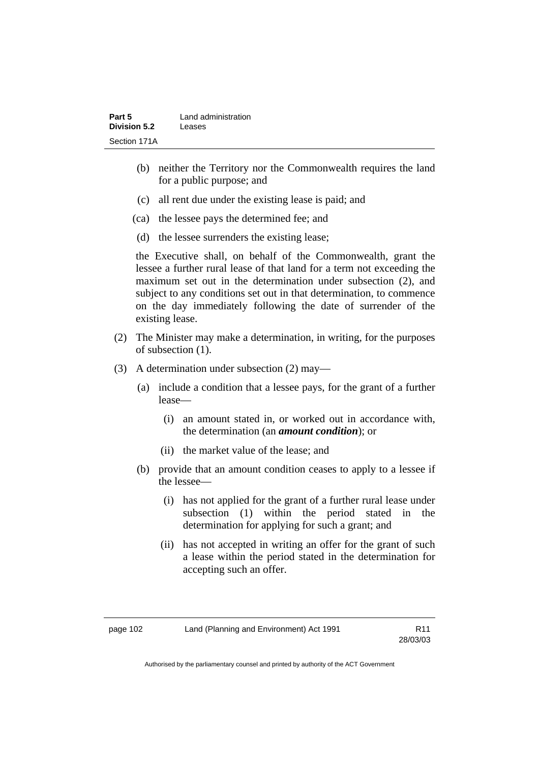(b) neither the Territory nor the Commonwealth requires the land for a public purpose; and

(c) all rent due under the existing lease is paid; and

(ca) the lessee pays the determined fee; and

(d) the lessee surrenders the existing lease;

the Executive shall, on behalf of the Commonwealth, grant the lessee a further rural lease of that land for a term not exceeding the maximum set out in the determination under subsection (2), and subject to any conditions set out in that determination, to commence on the day immediately following the date of surrender of the existing lease.

(2) The Minister may make a determination, in writing, for the purposes of subsection (1).

(3) A determination under subsection (2) may—

(a) include a condition that a lessee pays, for the grant of a further lease—

(i) an amount stated in, or worked out in accordance with, the determination (an ***amount condition***); or

(ii) the market value of the lease; and

(b) provide that an amount condition ceases to apply to a lessee if the lessee—

(i) has not applied for the grant of a further rural lease under subsection (1) within the period stated in the determination for applying for such a grant; and

(ii) has not accepted in writing an offer for the grant of such a lease within the period stated in the determination for accepting such an offer.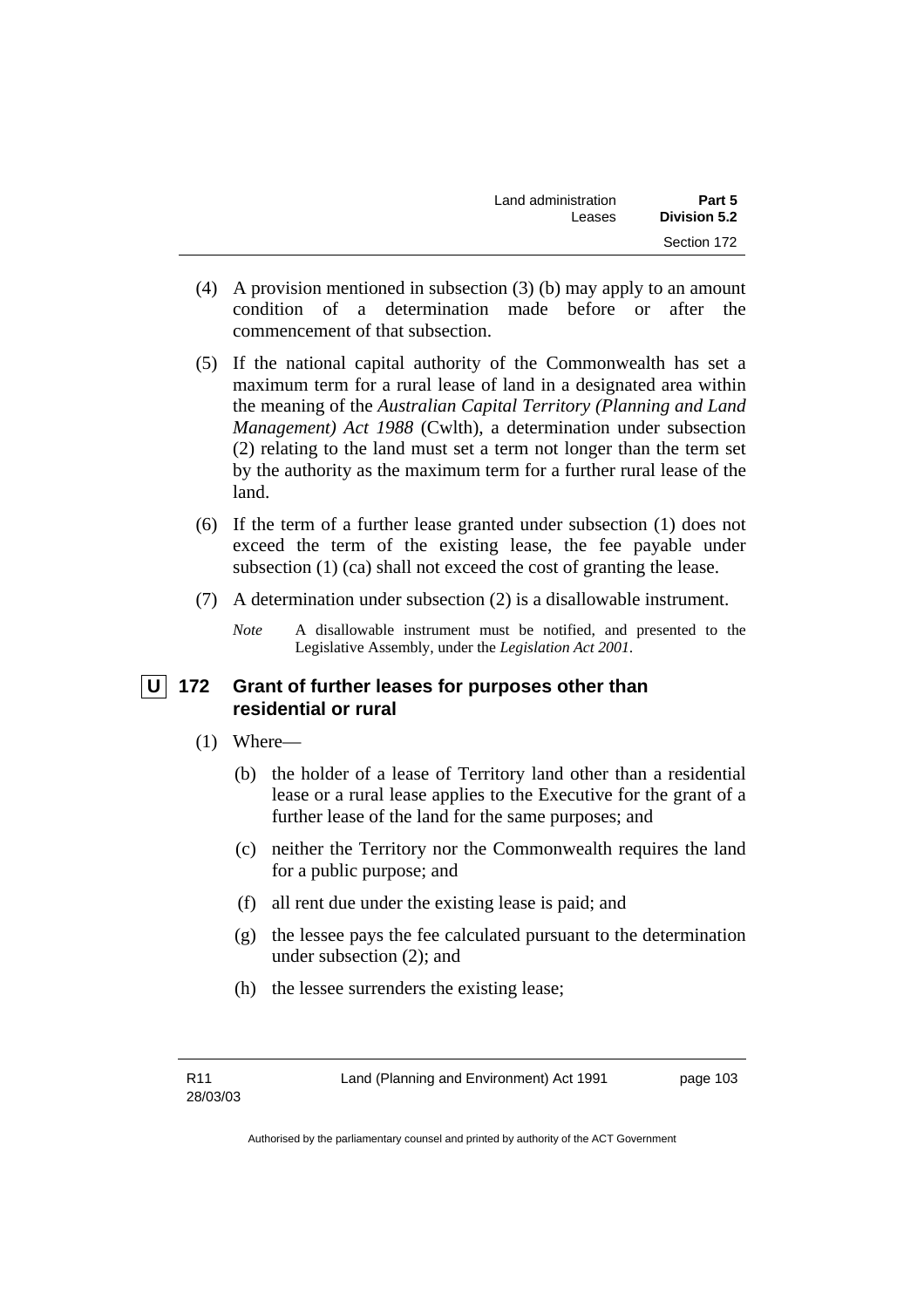(4) A provision mentioned in subsection (3) (b) may apply to an amount condition of a determination made before or after the commencement of that subsection.

(5) If the national capital authority of the Commonwealth has set a maximum term for a rural lease of land in a designated area within the meaning of the *Australian Capital Territory (Planning and Land Management) Act 1988* (Cwlth), a determination under subsection (2) relating to the land must set a term not longer than the term set by the authority as the maximum term for a further rural lease of the land.

(6) If the term of a further lease granted under subsection (1) does not exceed the term of the existing lease, the fee payable under subsection (1) (ca) shall not exceed the cost of granting the lease.

(7) A determination under subsection (2) is a disallowable instrument.

*Note* A disallowable instrument must be notified, and presented to the Legislative Assembly, under the *Legislation Act 2001*.

### U 172 Grant of further leases for purposes other than residential or rural

(1) Where—

(b) the holder of a lease of Territory land other than a residential lease or a rural lease applies to the Executive for the grant of a further lease of the land for the same purposes; and

(c) neither the Territory nor the Commonwealth requires the land for a public purpose; and

(f) all rent due under the existing lease is paid; and

(g) the lessee pays the fee calculated pursuant to the determination under subsection (2); and

(h) the lessee surrenders the existing lease;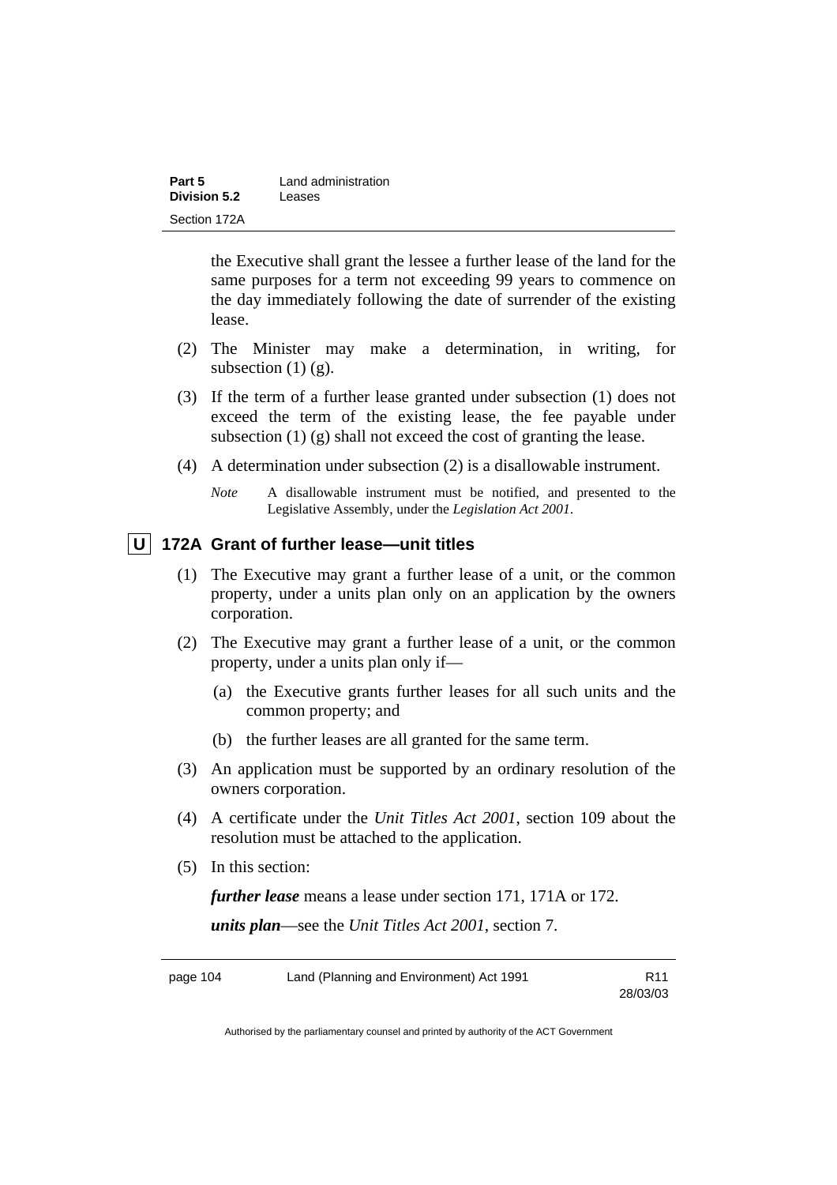the Executive shall grant the lessee a further lease of the land for the same purposes for a term not exceeding 99 years to commence on the day immediately following the date of surrender of the existing lease.

(2) The Minister may make a determination, in writing, for subsection (1) (g).

(3) If the term of a further lease granted under subsection (1) does not exceed the term of the existing lease, the fee payable under subsection (1) (g) shall not exceed the cost of granting the lease.

(4) A determination under subsection (2) is a disallowable instrument.

*Note* A disallowable instrument must be notified, and presented to the Legislative Assembly, under the *Legislation Act 2001*.

### U 172A Grant of further lease—unit titles

(1) The Executive may grant a further lease of a unit, or the common property, under a units plan only on an application by the owners corporation.

(2) The Executive may grant a further lease of a unit, or the common property, under a units plan only if—

(a) the Executive grants further leases for all such units and the common property; and

(b) the further leases are all granted for the same term.

(3) An application must be supported by an ordinary resolution of the owners corporation.

(4) A certificate under the *Unit Titles Act 2001*, section 109 about the resolution must be attached to the application.

(5) In this section:

***further lease*** means a lease under section 171, 171A or 172.

***units plan***—see the *Unit Titles Act 2001*, section 7.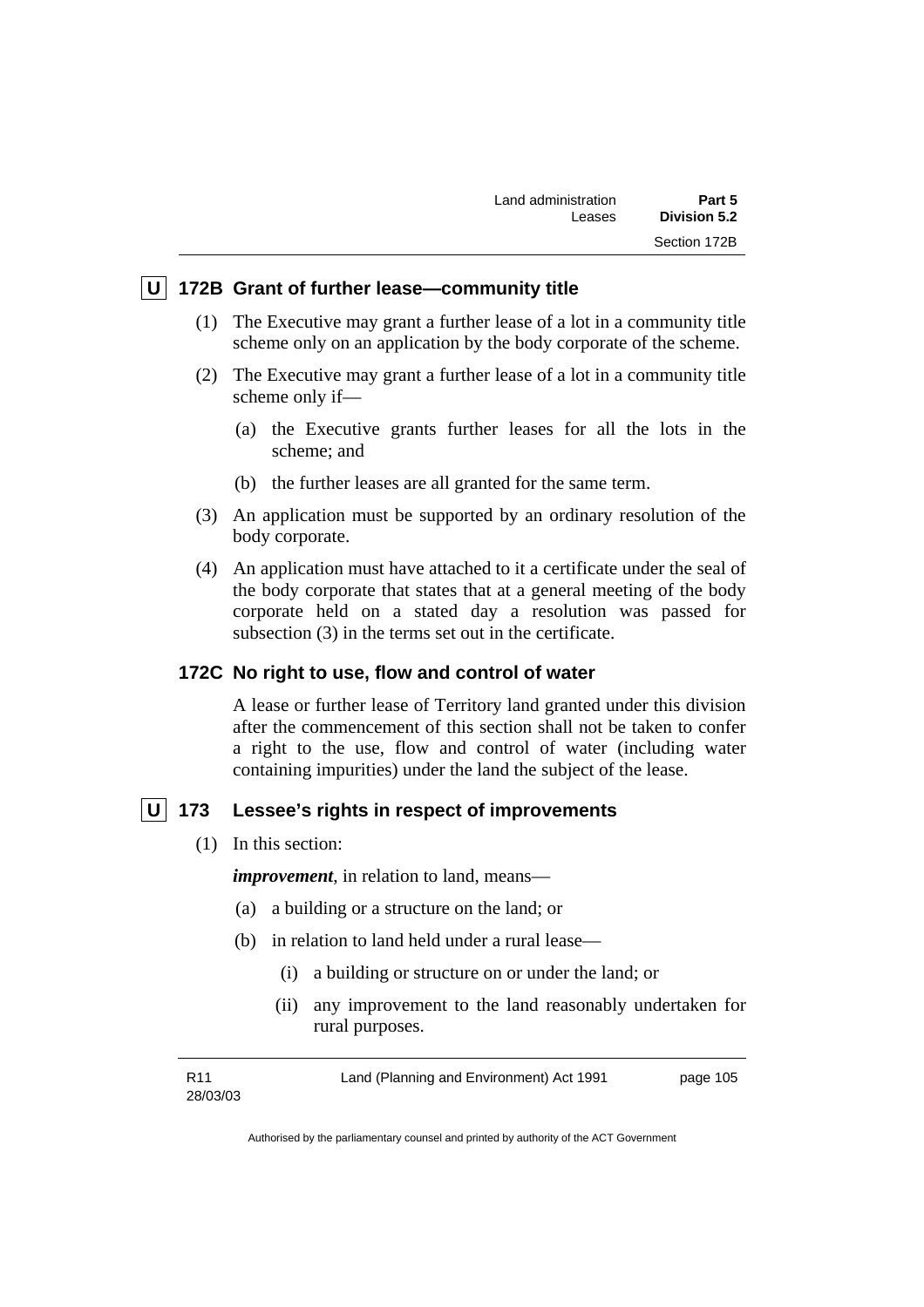## U 172B Grant of further lease—community title

(1) The Executive may grant a further lease of a lot in a community title scheme only on an application by the body corporate of the scheme.

(2) The Executive may grant a further lease of a lot in a community title scheme only if—

(a) the Executive grants further leases for all the lots in the scheme; and

(b) the further leases are all granted for the same term.

(3) An application must be supported by an ordinary resolution of the body corporate.

(4) An application must have attached to it a certificate under the seal of the body corporate that states that at a general meeting of the body corporate held on a stated day a resolution was passed for subsection (3) in the terms set out in the certificate.

## 172C No right to use, flow and control of water

A lease or further lease of Territory land granted under this division after the commencement of this section shall not be taken to confer a right to the use, flow and control of water (including water containing impurities) under the land the subject of the lease.

## U 173 Lessee's rights in respect of improvements

(1) In this section:

***improvement***, in relation to land, means—

(a) a building or a structure on the land; or

(b) in relation to land held under a rural lease—

(i) a building or structure on or under the land; or

(ii) any improvement to the land reasonably undertaken for rural purposes.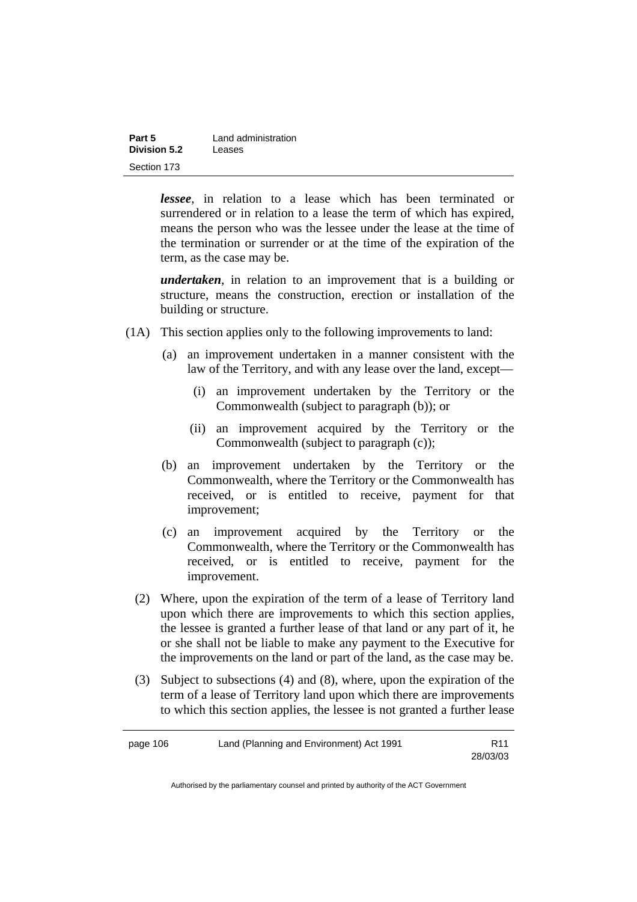***lessee***, in relation to a lease which has been terminated or surrendered or in relation to a lease the term of which has expired, means the person who was the lessee under the lease at the time of the termination or surrender or at the time of the expiration of the term, as the case may be.

***undertaken***, in relation to an improvement that is a building or structure, means the construction, erection or installation of the building or structure.

(1A) This section applies only to the following improvements to land:

(a) an improvement undertaken in a manner consistent with the law of the Territory, and with any lease over the land, except—

(i) an improvement undertaken by the Territory or the Commonwealth (subject to paragraph (b)); or

(ii) an improvement acquired by the Territory or the Commonwealth (subject to paragraph (c));

(b) an improvement undertaken by the Territory or the Commonwealth, where the Territory or the Commonwealth has received, or is entitled to receive, payment for that improvement;

(c) an improvement acquired by the Territory or the Commonwealth, where the Territory or the Commonwealth has received, or is entitled to receive, payment for the improvement.

(2) Where, upon the expiration of the term of a lease of Territory land upon which there are improvements to which this section applies, the lessee is granted a further lease of that land or any part of it, he or she shall not be liable to make any payment to the Executive for the improvements on the land or part of the land, as the case may be.

(3) Subject to subsections (4) and (8), where, upon the expiration of the term of a lease of Territory land upon which there are improvements to which this section applies, the lessee is not granted a further lease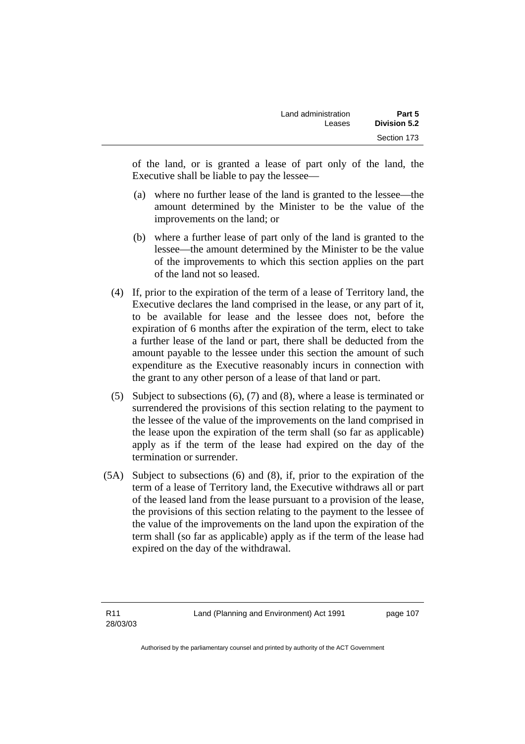of the land, or is granted a lease of part only of the land, the Executive shall be liable to pay the lessee—

(a) where no further lease of the land is granted to the lessee—the amount determined by the Minister to be the value of the improvements on the land; or

(b) where a further lease of part only of the land is granted to the lessee—the amount determined by the Minister to be the value of the improvements to which this section applies on the part of the land not so leased.

(4) If, prior to the expiration of the term of a lease of Territory land, the Executive declares the land comprised in the lease, or any part of it, to be available for lease and the lessee does not, before the expiration of 6 months after the expiration of the term, elect to take a further lease of the land or part, there shall be deducted from the amount payable to the lessee under this section the amount of such expenditure as the Executive reasonably incurs in connection with the grant to any other person of a lease of that land or part.

(5) Subject to subsections (6), (7) and (8), where a lease is terminated or surrendered the provisions of this section relating to the payment to the lessee of the value of the improvements on the land comprised in the lease upon the expiration of the term shall (so far as applicable) apply as if the term of the lease had expired on the day of the termination or surrender.

(5A) Subject to subsections (6) and (8), if, prior to the expiration of the term of a lease of Territory land, the Executive withdraws all or part of the leased land from the lease pursuant to a provision of the lease, the provisions of this section relating to the payment to the lessee of the value of the improvements on the land upon the expiration of the term shall (so far as applicable) apply as if the term of the lease had expired on the day of the withdrawal.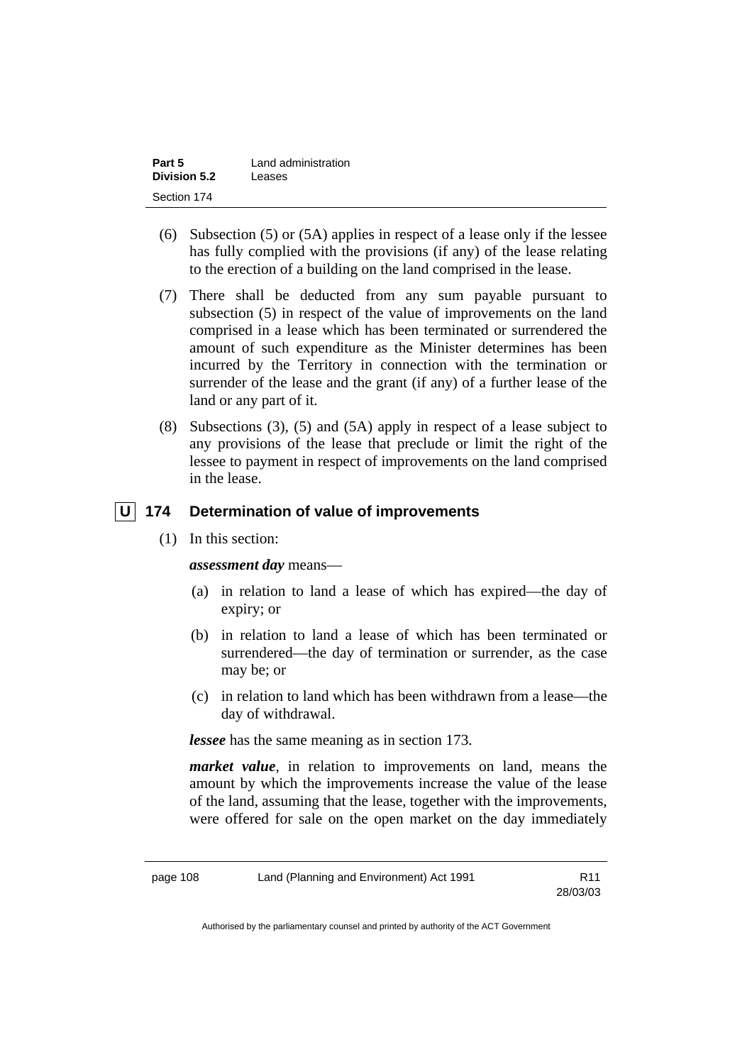(6) Subsection (5) or (5A) applies in respect of a lease only if the lessee has fully complied with the provisions (if any) of the lease relating to the erection of a building on the land comprised in the lease.

(7) There shall be deducted from any sum payable pursuant to subsection (5) in respect of the value of improvements on the land comprised in a lease which has been terminated or surrendered the amount of such expenditure as the Minister determines has been incurred by the Territory in connection with the termination or surrender of the lease and the grant (if any) of a further lease of the land or any part of it.

(8) Subsections (3), (5) and (5A) apply in respect of a lease subject to any provisions of the lease that preclude or limit the right of the lessee to payment in respect of improvements on the land comprised in the lease.

## U 174 Determination of value of improvements

(1) In this section:

***assessment day*** means—

(a) in relation to land a lease of which has expired—the day of expiry; or

(b) in relation to land a lease of which has been terminated or surrendered—the day of termination or surrender, as the case may be; or

(c) in relation to land which has been withdrawn from a lease—the day of withdrawal.

***lessee*** has the same meaning as in section 173.

***market value***, in relation to improvements on land, means the amount by which the improvements increase the value of the lease of the land, assuming that the lease, together with the improvements, were offered for sale on the open market on the day immediately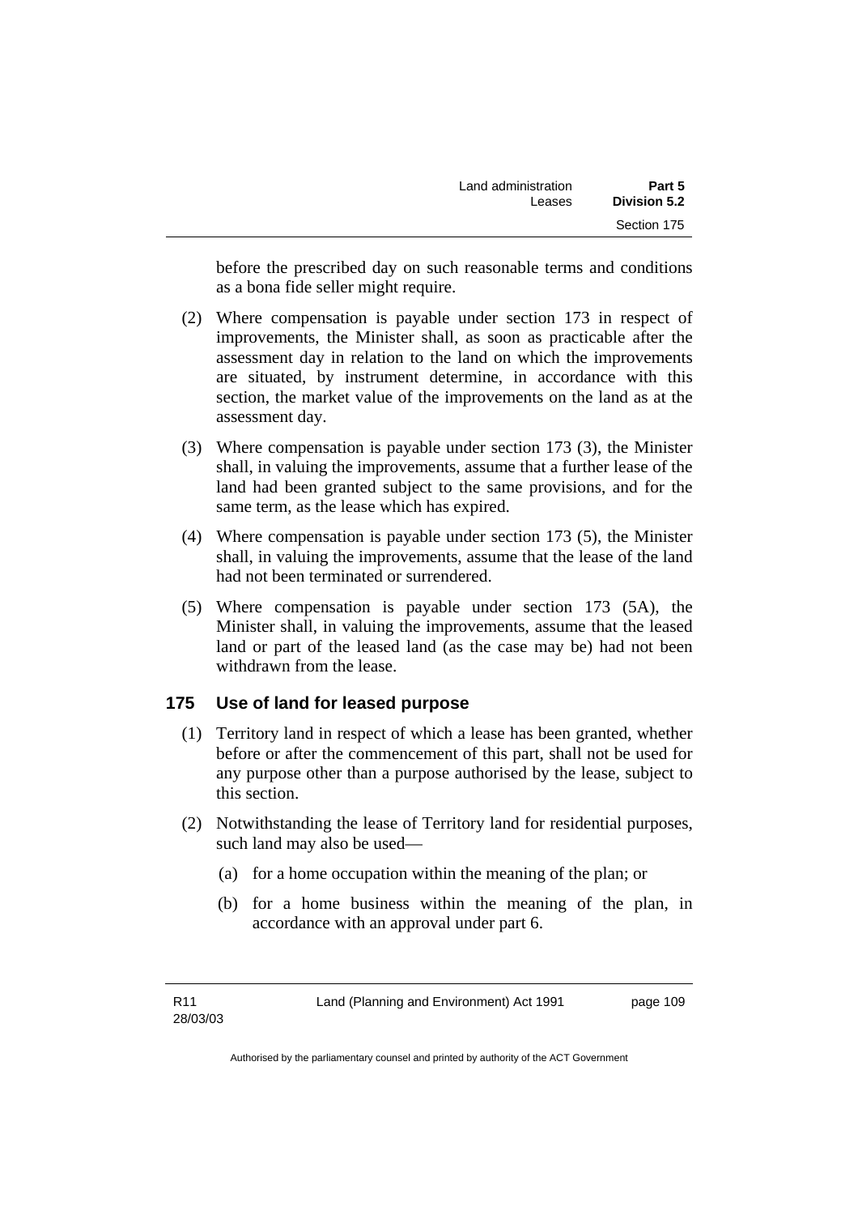before the prescribed day on such reasonable terms and conditions as a bona fide seller might require.

(2) Where compensation is payable under section 173 in respect of improvements, the Minister shall, as soon as practicable after the assessment day in relation to the land on which the improvements are situated, by instrument determine, in accordance with this section, the market value of the improvements on the land as at the assessment day.

(3) Where compensation is payable under section 173 (3), the Minister shall, in valuing the improvements, assume that a further lease of the land had been granted subject to the same provisions, and for the same term, as the lease which has expired.

(4) Where compensation is payable under section 173 (5), the Minister shall, in valuing the improvements, assume that the lease of the land had not been terminated or surrendered.

(5) Where compensation is payable under section 173 (5A), the Minister shall, in valuing the improvements, assume that the leased land or part of the leased land (as the case may be) had not been withdrawn from the lease.

## 175 Use of land for leased purpose

(1) Territory land in respect of which a lease has been granted, whether before or after the commencement of this part, shall not be used for any purpose other than a purpose authorised by the lease, subject to this section.

(2) Notwithstanding the lease of Territory land for residential purposes, such land may also be used—

(a) for a home occupation within the meaning of the plan; or

(b) for a home business within the meaning of the plan, in accordance with an approval under part 6.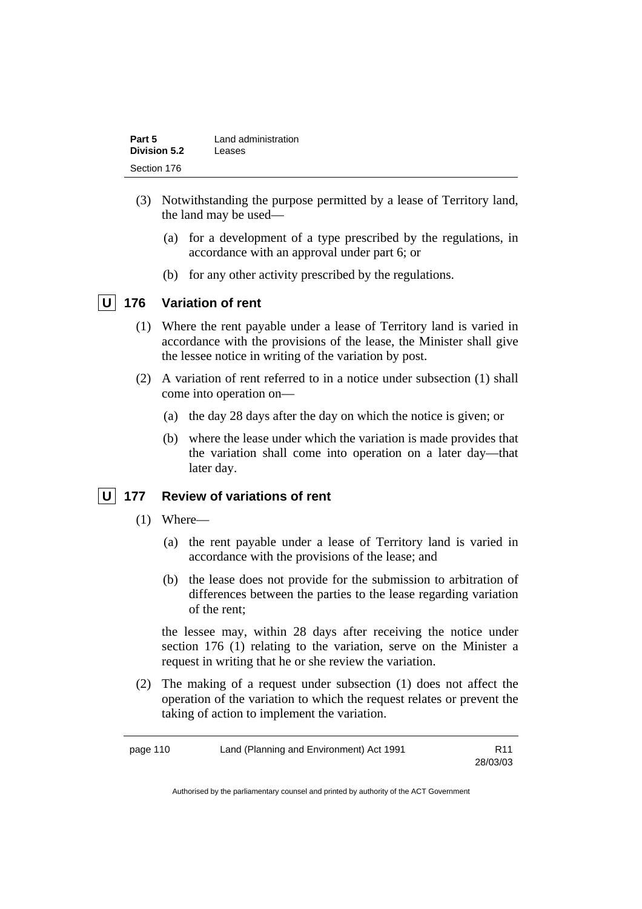(3) Notwithstanding the purpose permitted by a lease of Territory land, the land may be used—

(a) for a development of a type prescribed by the regulations, in accordance with an approval under part 6; or

(b) for any other activity prescribed by the regulations.

## U 176 Variation of rent

(1) Where the rent payable under a lease of Territory land is varied in accordance with the provisions of the lease, the Minister shall give the lessee notice in writing of the variation by post.

(2) A variation of rent referred to in a notice under subsection (1) shall come into operation on—

(a) the day 28 days after the day on which the notice is given; or

(b) where the lease under which the variation is made provides that the variation shall come into operation on a later day—that later day.

## U 177 Review of variations of rent

(1) Where—

(a) the rent payable under a lease of Territory land is varied in accordance with the provisions of the lease; and

(b) the lease does not provide for the submission to arbitration of differences between the parties to the lease regarding variation of the rent;

the lessee may, within 28 days after receiving the notice under section 176 (1) relating to the variation, serve on the Minister a request in writing that he or she review the variation.

(2) The making of a request under subsection (1) does not affect the operation of the variation to which the request relates or prevent the taking of action to implement the variation.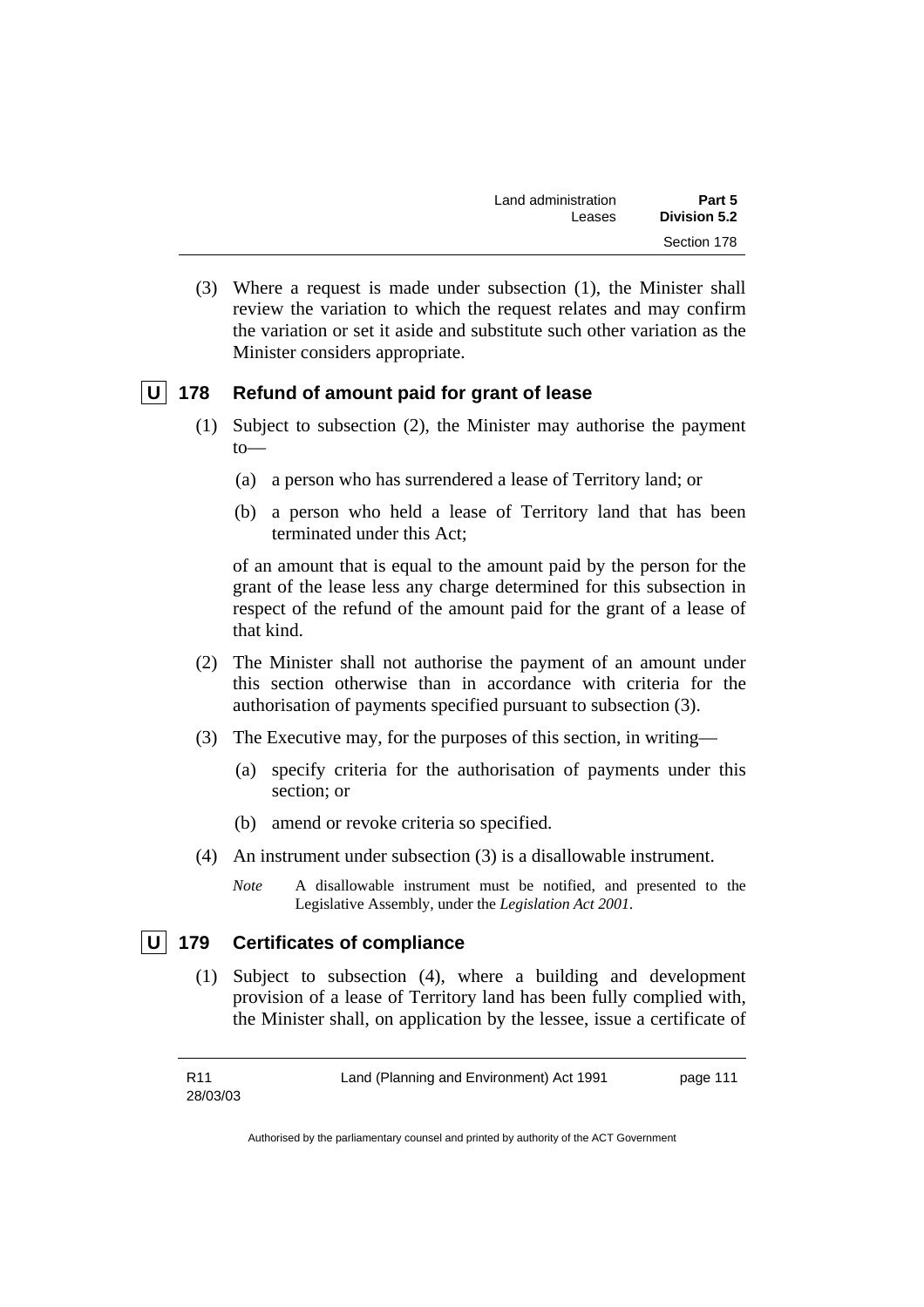(3) Where a request is made under subsection (1), the Minister shall review the variation to which the request relates and may confirm the variation or set it aside and substitute such other variation as the Minister considers appropriate.

## U 178 Refund of amount paid for grant of lease

(1) Subject to subsection (2), the Minister may authorise the payment to—

(a) a person who has surrendered a lease of Territory land; or

(b) a person who held a lease of Territory land that has been terminated under this Act;

of an amount that is equal to the amount paid by the person for the grant of the lease less any charge determined for this subsection in respect of the refund of the amount paid for the grant of a lease of that kind.

(2) The Minister shall not authorise the payment of an amount under this section otherwise than in accordance with criteria for the authorisation of payments specified pursuant to subsection (3).

(3) The Executive may, for the purposes of this section, in writing—

(a) specify criteria for the authorisation of payments under this section; or

(b) amend or revoke criteria so specified.

(4) An instrument under subsection (3) is a disallowable instrument.

*Note* A disallowable instrument must be notified, and presented to the Legislative Assembly, under the *Legislation Act 2001*.

## U 179 Certificates of compliance

(1) Subject to subsection (4), where a building and development provision of a lease of Territory land has been fully complied with, the Minister shall, on application by the lessee, issue a certificate of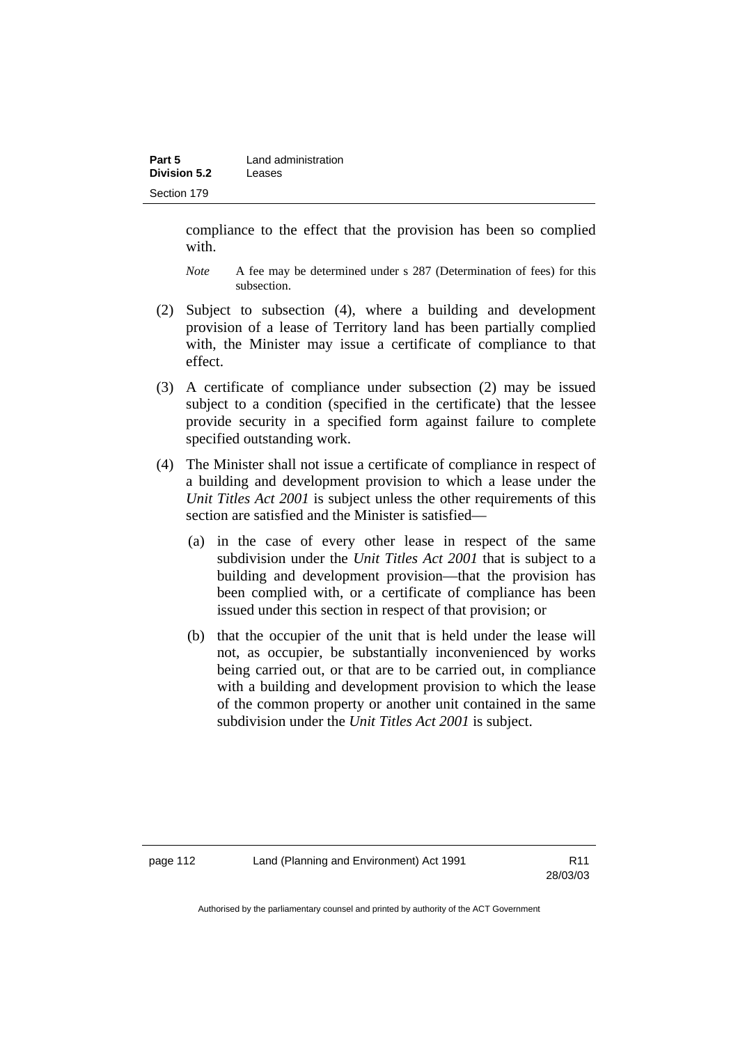compliance to the effect that the provision has been so complied with.

*Note* A fee may be determined under s 287 (Determination of fees) for this subsection.

(2) Subject to subsection (4), where a building and development provision of a lease of Territory land has been partially complied with, the Minister may issue a certificate of compliance to that effect.

(3) A certificate of compliance under subsection (2) may be issued subject to a condition (specified in the certificate) that the lessee provide security in a specified form against failure to complete specified outstanding work.

(4) The Minister shall not issue a certificate of compliance in respect of a building and development provision to which a lease under the *Unit Titles Act 2001* is subject unless the other requirements of this section are satisfied and the Minister is satisfied—

(a) in the case of every other lease in respect of the same subdivision under the *Unit Titles Act 2001* that is subject to a building and development provision—that the provision has been complied with, or a certificate of compliance has been issued under this section in respect of that provision; or

(b) that the occupier of the unit that is held under the lease will not, as occupier, be substantially inconvenienced by works being carried out, or that are to be carried out, in compliance with a building and development provision to which the lease of the common property or another unit contained in the same subdivision under the *Unit Titles Act 2001* is subject.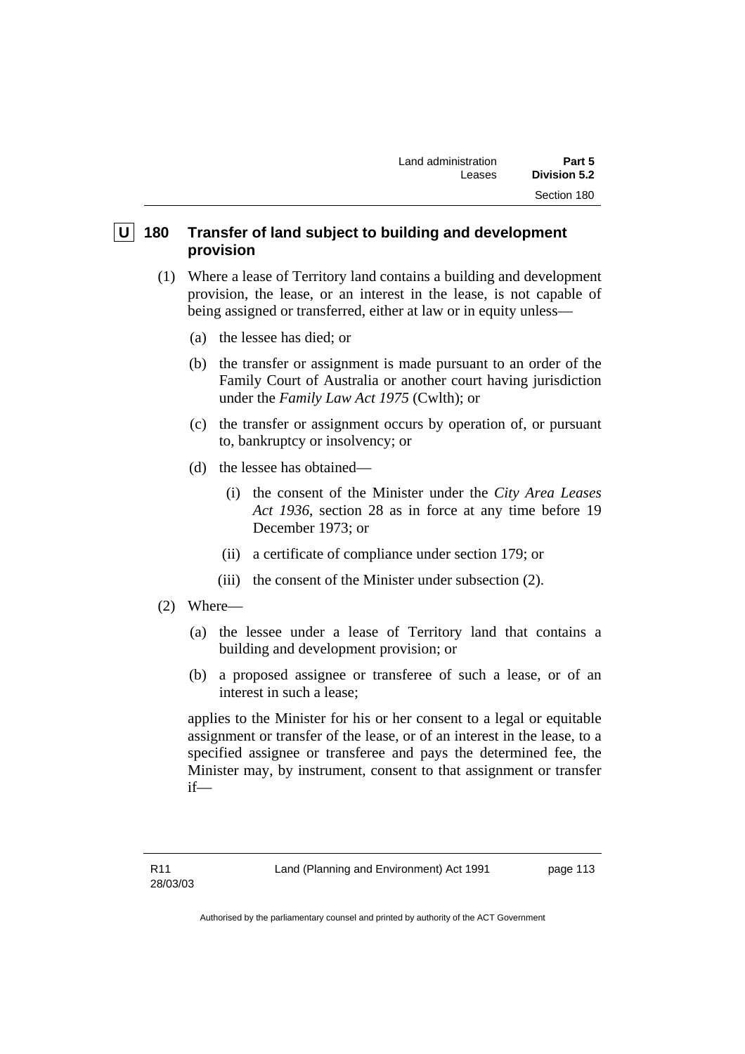## U 180 Transfer of land subject to building and development provision

(1) Where a lease of Territory land contains a building and development provision, the lease, or an interest in the lease, is not capable of being assigned or transferred, either at law or in equity unless—

(a) the lessee has died; or

(b) the transfer or assignment is made pursuant to an order of the Family Court of Australia or another court having jurisdiction under the *Family Law Act 1975* (Cwlth); or

(c) the transfer or assignment occurs by operation of, or pursuant to, bankruptcy or insolvency; or

(d) the lessee has obtained—

(i) the consent of the Minister under the *City Area Leases Act 1936*, section 28 as in force at any time before 19 December 1973; or

(ii) a certificate of compliance under section 179; or

(iii) the consent of the Minister under subsection (2).

(2) Where—

(a) the lessee under a lease of Territory land that contains a building and development provision; or

(b) a proposed assignee or transferee of such a lease, or of an interest in such a lease;

applies to the Minister for his or her consent to a legal or equitable assignment or transfer of the lease, or of an interest in the lease, to a specified assignee or transferee and pays the determined fee, the Minister may, by instrument, consent to that assignment or transfer if—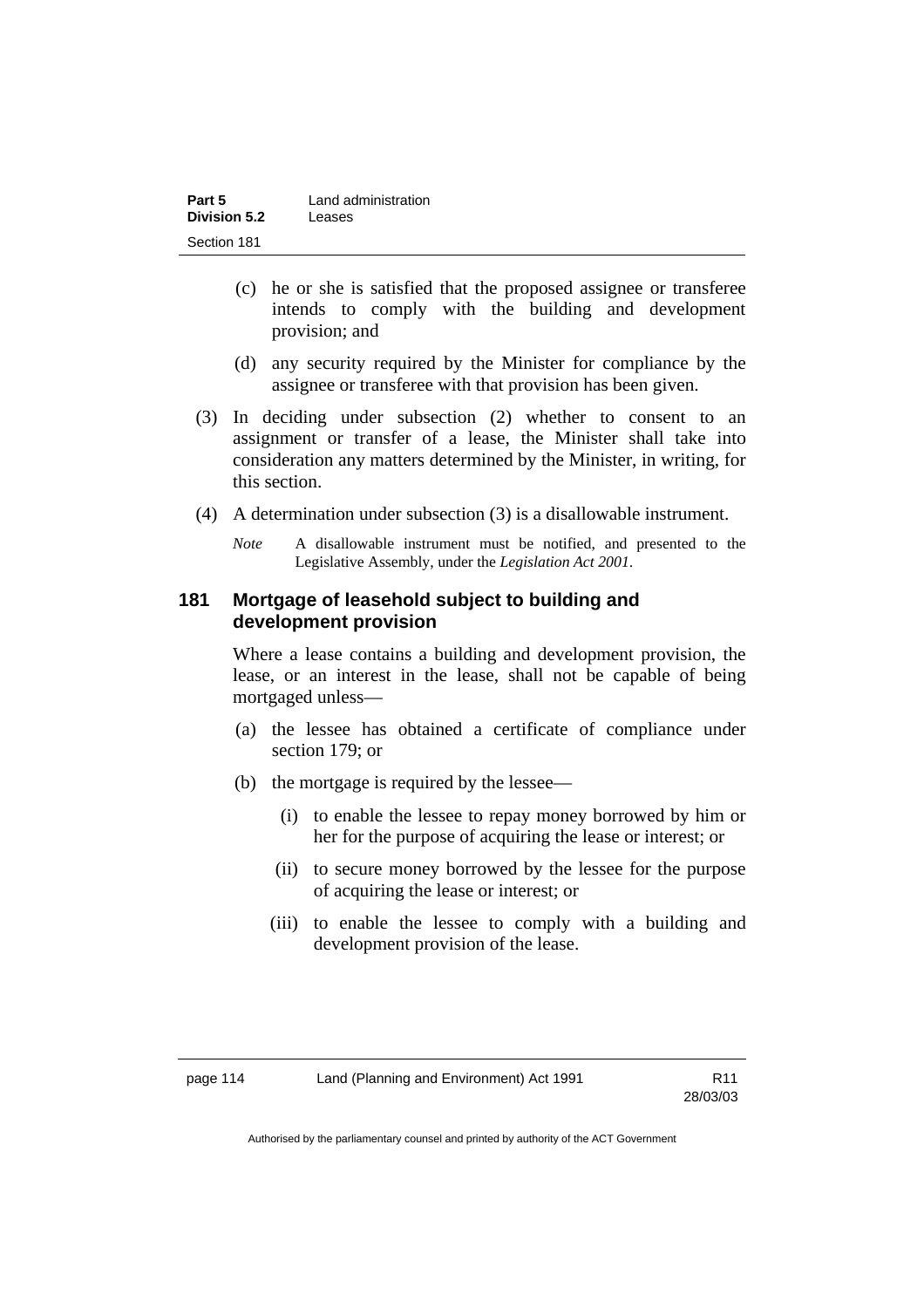(c) he or she is satisfied that the proposed assignee or transferee intends to comply with the building and development provision; and

(d) any security required by the Minister for compliance by the assignee or transferee with that provision has been given.

(3) In deciding under subsection (2) whether to consent to an assignment or transfer of a lease, the Minister shall take into consideration any matters determined by the Minister, in writing, for this section.

(4) A determination under subsection (3) is a disallowable instrument.

*Note* A disallowable instrument must be notified, and presented to the Legislative Assembly, under the *Legislation Act 2001*.

### 181 Mortgage of leasehold subject to building and development provision

Where a lease contains a building and development provision, the lease, or an interest in the lease, shall not be capable of being mortgaged unless—

(a) the lessee has obtained a certificate of compliance under section 179; or

(b) the mortgage is required by the lessee—

(i) to enable the lessee to repay money borrowed by him or her for the purpose of acquiring the lease or interest; or

(ii) to secure money borrowed by the lessee for the purpose of acquiring the lease or interest; or

(iii) to enable the lessee to comply with a building and development provision of the lease.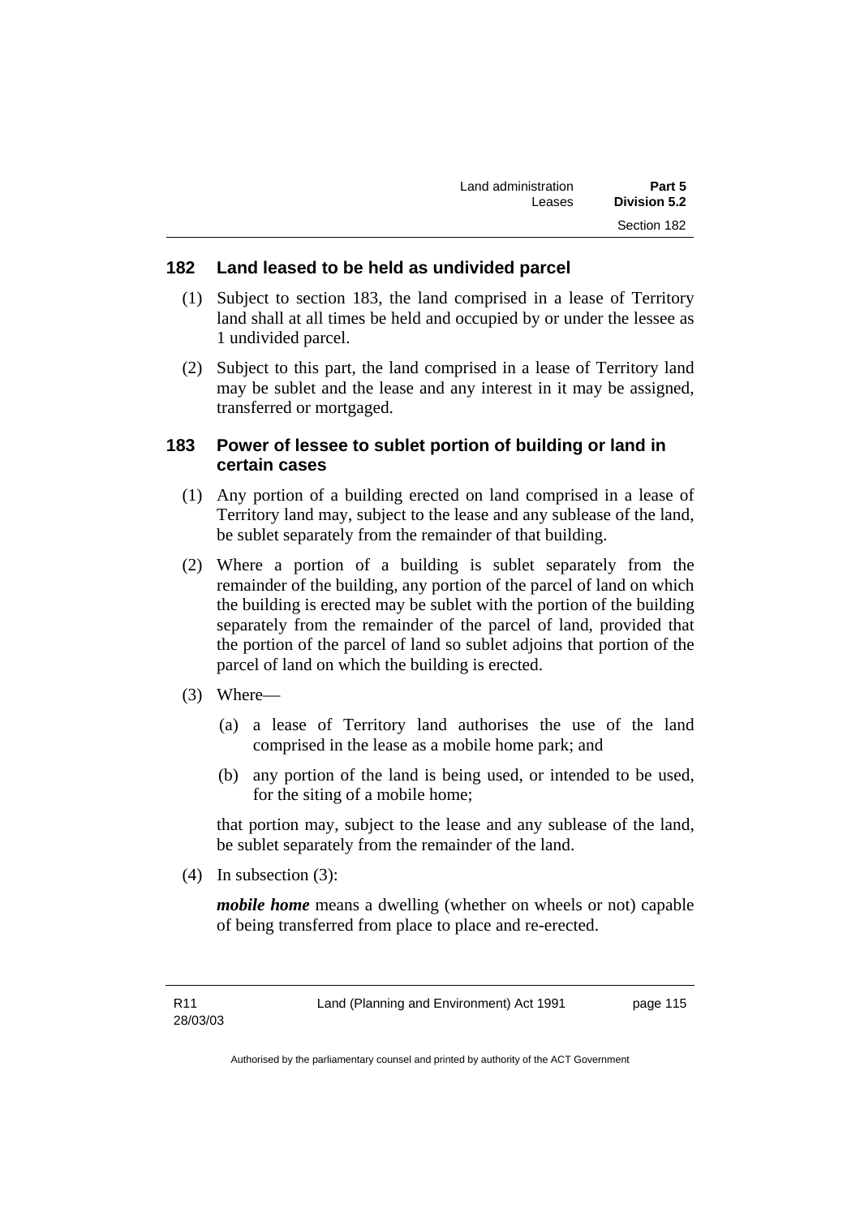## 182 Land leased to be held as undivided parcel

(1) Subject to section 183, the land comprised in a lease of Territory land shall at all times be held and occupied by or under the lessee as 1 undivided parcel.

(2) Subject to this part, the land comprised in a lease of Territory land may be sublet and the lease and any interest in it may be assigned, transferred or mortgaged.

## 183 Power of lessee to sublet portion of building or land in certain cases

(1) Any portion of a building erected on land comprised in a lease of Territory land may, subject to the lease and any sublease of the land, be sublet separately from the remainder of that building.

(2) Where a portion of a building is sublet separately from the remainder of the building, any portion of the parcel of land on which the building is erected may be sublet with the portion of the building separately from the remainder of the parcel of land, provided that the portion of the parcel of land so sublet adjoins that portion of the parcel of land on which the building is erected.

(3) Where—

(a) a lease of Territory land authorises the use of the land comprised in the lease as a mobile home park; and

(b) any portion of the land is being used, or intended to be used, for the siting of a mobile home;

that portion may, subject to the lease and any sublease of the land, be sublet separately from the remainder of the land.

(4) In subsection (3):

***mobile home*** means a dwelling (whether on wheels or not) capable of being transferred from place to place and re-erected.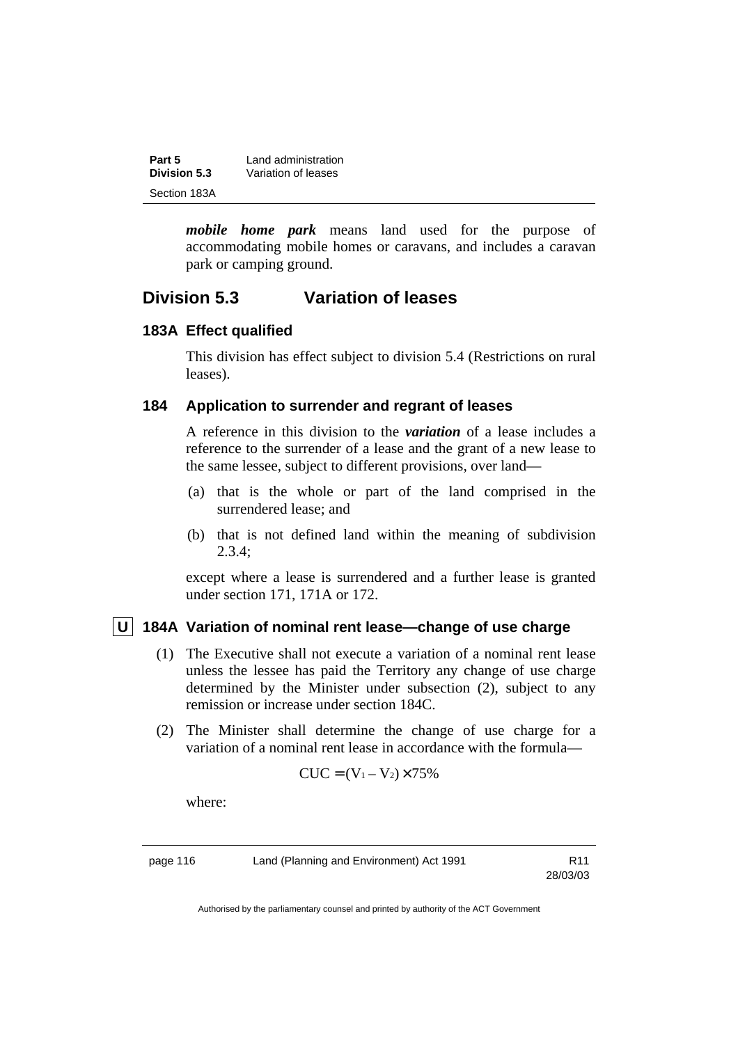***mobile home park*** means land used for the purpose of accommodating mobile homes or caravans, and includes a caravan park or camping ground.

## Division 5.3 Variation of leases

### 183A Effect qualified

This division has effect subject to division 5.4 (Restrictions on rural leases).

### 184 Application to surrender and regrant of leases

A reference in this division to the ***variation*** of a lease includes a reference to the surrender of a lease and the grant of a new lease to the same lessee, subject to different provisions, over land—

(a) that is the whole or part of the land comprised in the surrendered lease; and

(b) that is not defined land within the meaning of subdivision 2.3.4;

except where a lease is surrendered and a further lease is granted under section 171, 171A or 172.

### U 184A Variation of nominal rent lease—change of use charge

(1) The Executive shall not execute a variation of a nominal rent lease unless the lessee has paid the Territory any change of use charge determined by the Minister under subsection (2), subject to any remission or increase under section 184C.

(2) The Minister shall determine the change of use charge for a variation of a nominal rent lease in accordance with the formula—

$$CUC = (V_1 - V_2) \times 75\%$$

where: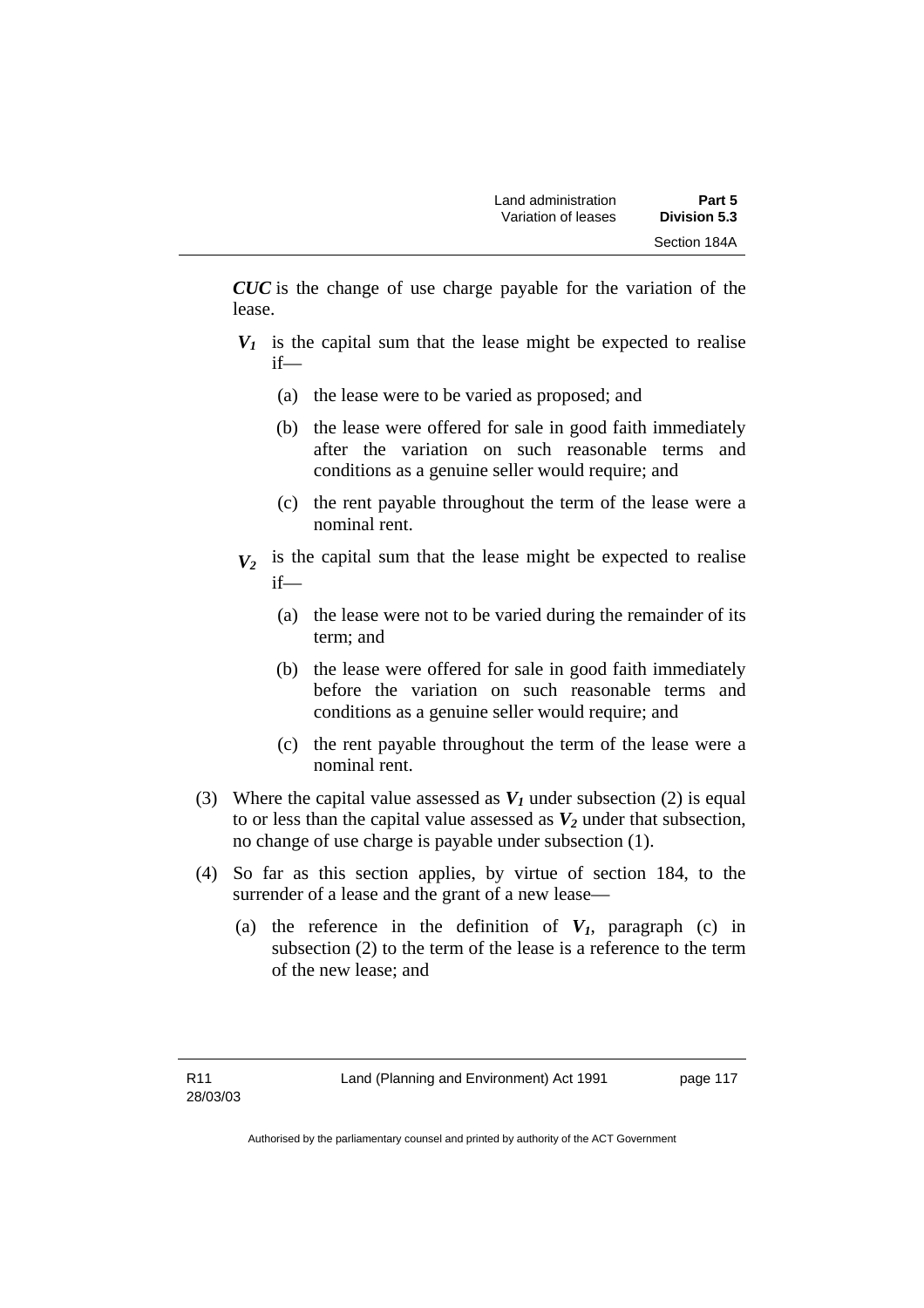***CUC*** is the change of use charge payable for the variation of the lease.

***$V_1$*** is the capital sum that the lease might be expected to realise if—

(a) the lease were to be varied as proposed; and

(b) the lease were offered for sale in good faith immediately after the variation on such reasonable terms and conditions as a genuine seller would require; and

(c) the rent payable throughout the term of the lease were a nominal rent.

***$V_2$*** is the capital sum that the lease might be expected to realise if—

(a) the lease were not to be varied during the remainder of its term; and

(b) the lease were offered for sale in good faith immediately before the variation on such reasonable terms and conditions as a genuine seller would require; and

(c) the rent payable throughout the term of the lease were a nominal rent.

(3) Where the capital value assessed as ***$V_1$*** under subsection (2) is equal to or less than the capital value assessed as ***$V_2$*** under that subsection, no change of use charge is payable under subsection (1).

(4) So far as this section applies, by virtue of section 184, to the surrender of a lease and the grant of a new lease—

(a) the reference in the definition of ***$V_1$***, paragraph (c) in subsection (2) to the term of the lease is a reference to the term of the new lease; and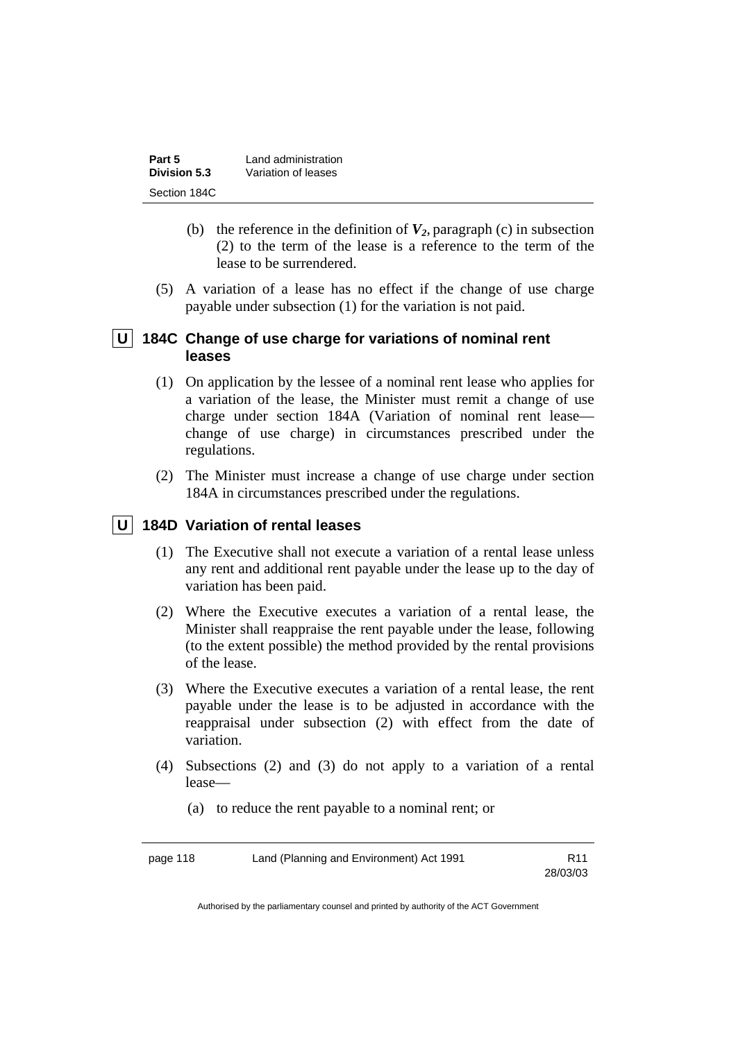(b) the reference in the definition of $V_2$, paragraph (c) in subsection (2) to the term of the lease is a reference to the term of the lease to be surrendered.

(5) A variation of a lease has no effect if the change of use charge payable under subsection (1) for the variation is not paid.

### U 184C Change of use charge for variations of nominal rent leases

(1) On application by the lessee of a nominal rent lease who applies for a variation of the lease, the Minister must remit a change of use charge under section 184A (Variation of nominal rent lease—change of use charge) in circumstances prescribed under the regulations.

(2) The Minister must increase a change of use charge under section 184A in circumstances prescribed under the regulations.

### U 184D Variation of rental leases

(1) The Executive shall not execute a variation of a rental lease unless any rent and additional rent payable under the lease up to the day of variation has been paid.

(2) Where the Executive executes a variation of a rental lease, the Minister shall reappraise the rent payable under the lease, following (to the extent possible) the method provided by the rental provisions of the lease.

(3) Where the Executive executes a variation of a rental lease, the rent payable under the lease is to be adjusted in accordance with the reappraisal under subsection (2) with effect from the date of variation.

(4) Subsections (2) and (3) do not apply to a variation of a rental lease—

(a) to reduce the rent payable to a nominal rent; or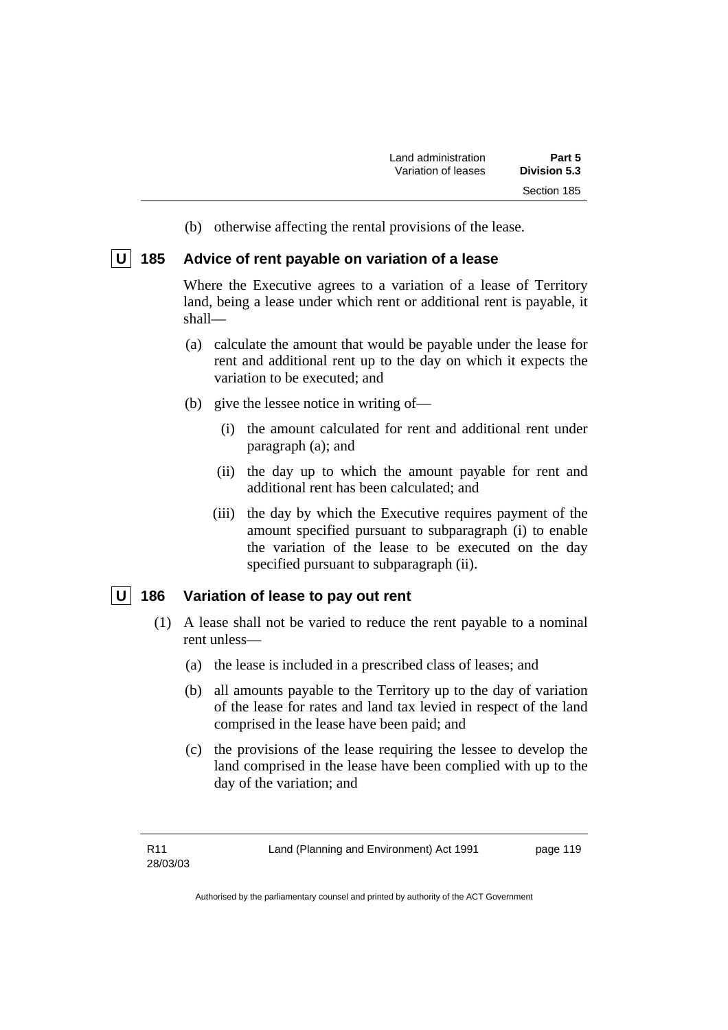(b) otherwise affecting the rental provisions of the lease.

## U 185 Advice of rent payable on variation of a lease

Where the Executive agrees to a variation of a lease of Territory land, being a lease under which rent or additional rent is payable, it shall—

(a) calculate the amount that would be payable under the lease for rent and additional rent up to the day on which it expects the variation to be executed; and

(b) give the lessee notice in writing of—

(i) the amount calculated for rent and additional rent under paragraph (a); and

(ii) the day up to which the amount payable for rent and additional rent has been calculated; and

(iii) the day by which the Executive requires payment of the amount specified pursuant to subparagraph (i) to enable the variation of the lease to be executed on the day specified pursuant to subparagraph (ii).

## U 186 Variation of lease to pay out rent

(1) A lease shall not be varied to reduce the rent payable to a nominal rent unless—

(a) the lease is included in a prescribed class of leases; and

(b) all amounts payable to the Territory up to the day of variation of the lease for rates and land tax levied in respect of the land comprised in the lease have been paid; and

(c) the provisions of the lease requiring the lessee to develop the land comprised in the lease have been complied with up to the day of the variation; and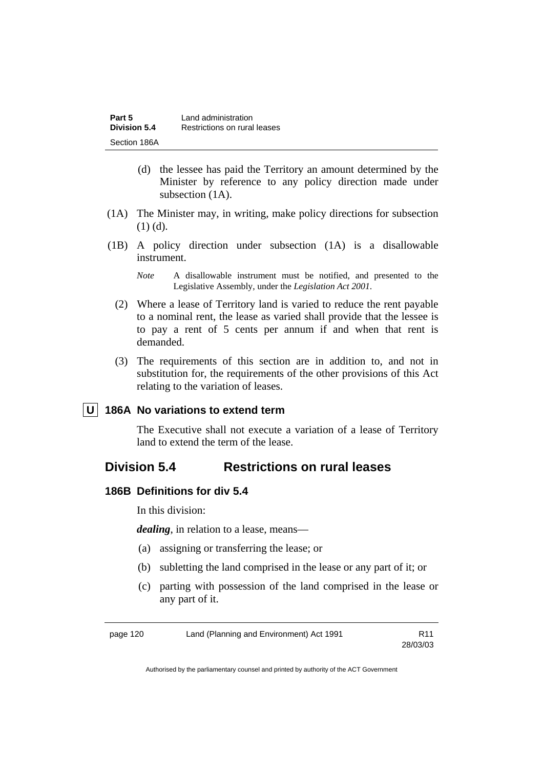(d) the lessee has paid the Territory an amount determined by the Minister by reference to any policy direction made under subsection (1A).

(1A) The Minister may, in writing, make policy directions for subsection (1) (d).

(1B) A policy direction under subsection (1A) is a disallowable instrument.

*Note* A disallowable instrument must be notified, and presented to the Legislative Assembly, under the *Legislation Act 2001*.

(2) Where a lease of Territory land is varied to reduce the rent payable to a nominal rent, the lease as varied shall provide that the lessee is to pay a rent of 5 cents per annum if and when that rent is demanded.

(3) The requirements of this section are in addition to, and not in substitution for, the requirements of the other provisions of this Act relating to the variation of leases.

### U 186A No variations to extend term

The Executive shall not execute a variation of a lease of Territory land to extend the term of the lease.

## Division 5.4 Restrictions on rural leases

### 186B Definitions for div 5.4

In this division:

***dealing***, in relation to a lease, means—

(a) assigning or transferring the lease; or

(b) subletting the land comprised in the lease or any part of it; or

(c) parting with possession of the land comprised in the lease or any part of it.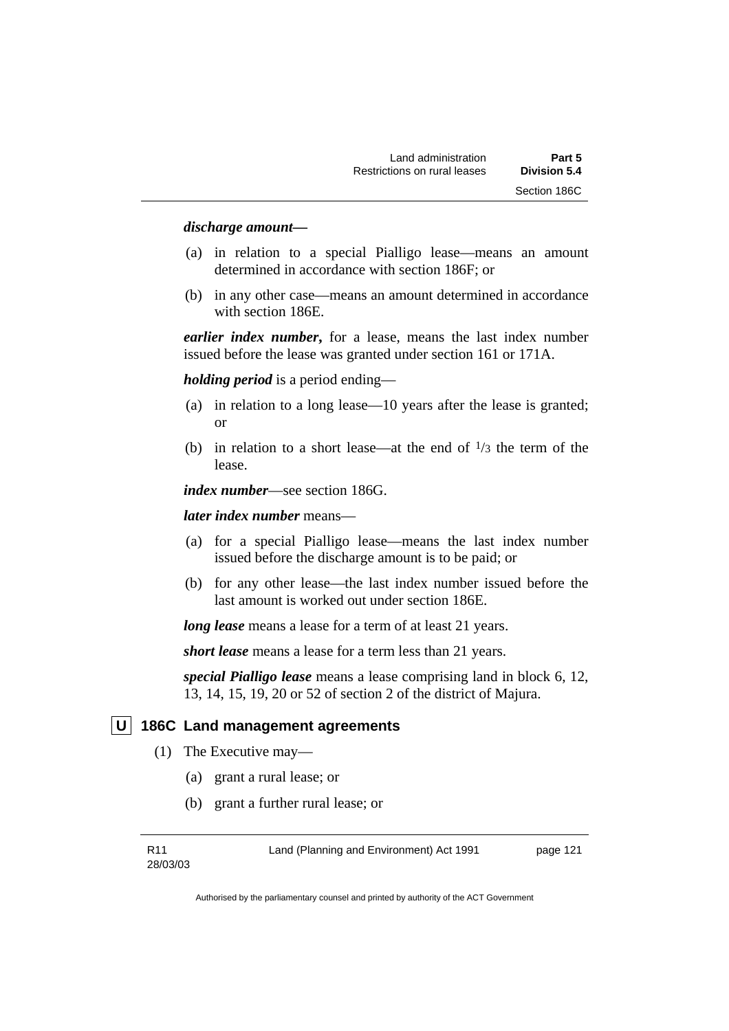***discharge amount*—**

(a) in relation to a special Pialligo lease—means an amount determined in accordance with section 186F; or

(b) in any other case—means an amount determined in accordance with section 186E.

***earlier index number*,** for a lease, means the last index number issued before the lease was granted under section 161 or 171A.

***holding period*** is a period ending—

(a) in relation to a long lease—10 years after the lease is granted; or

(b) in relation to a short lease—at the end of $^{1}/_{3}$ the term of the lease.

***index number***—see section 186G.

***later index number*** means—

(a) for a special Pialligo lease—means the last index number issued before the discharge amount is to be paid; or

(b) for any other lease—the last index number issued before the last amount is worked out under section 186E.

***long lease*** means a lease for a term of at least 21 years.

***short lease*** means a lease for a term less than 21 years.

***special Pialligo lease*** means a lease comprising land in block 6, 12, 13, 14, 15, 19, 20 or 52 of section 2 of the district of Majura.

## U 186C Land management agreements

(1) The Executive may—

(a) grant a rural lease; or

(b) grant a further rural lease; or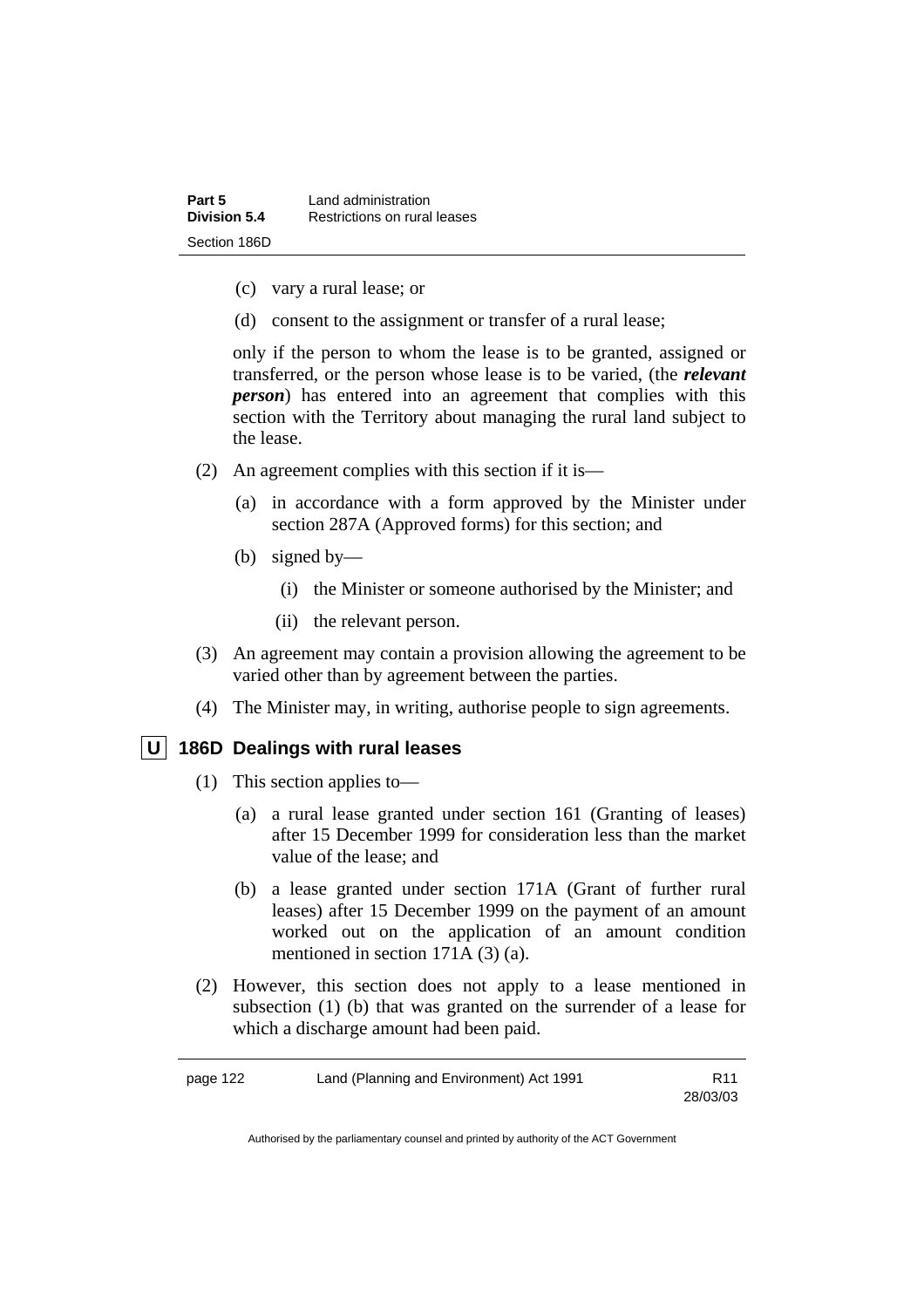(c) vary a rural lease; or

(d) consent to the assignment or transfer of a rural lease;

only if the person to whom the lease is to be granted, assigned or transferred, or the person whose lease is to be varied, (the ***relevant person***) has entered into an agreement that complies with this section with the Territory about managing the rural land subject to the lease.

(2) An agreement complies with this section if it is—

(a) in accordance with a form approved by the Minister under section 287A (Approved forms) for this section; and

(b) signed by—

(i) the Minister or someone authorised by the Minister; and

(ii) the relevant person.

(3) An agreement may contain a provision allowing the agreement to be varied other than by agreement between the parties.

(4) The Minister may, in writing, authorise people to sign agreements.

## U 186D Dealings with rural leases

(1) This section applies to—

(a) a rural lease granted under section 161 (Granting of leases) after 15 December 1999 for consideration less than the market value of the lease; and

(b) a lease granted under section 171A (Grant of further rural leases) after 15 December 1999 on the payment of an amount worked out on the application of an amount condition mentioned in section 171A (3) (a).

(2) However, this section does not apply to a lease mentioned in subsection (1) (b) that was granted on the surrender of a lease for which a discharge amount had been paid.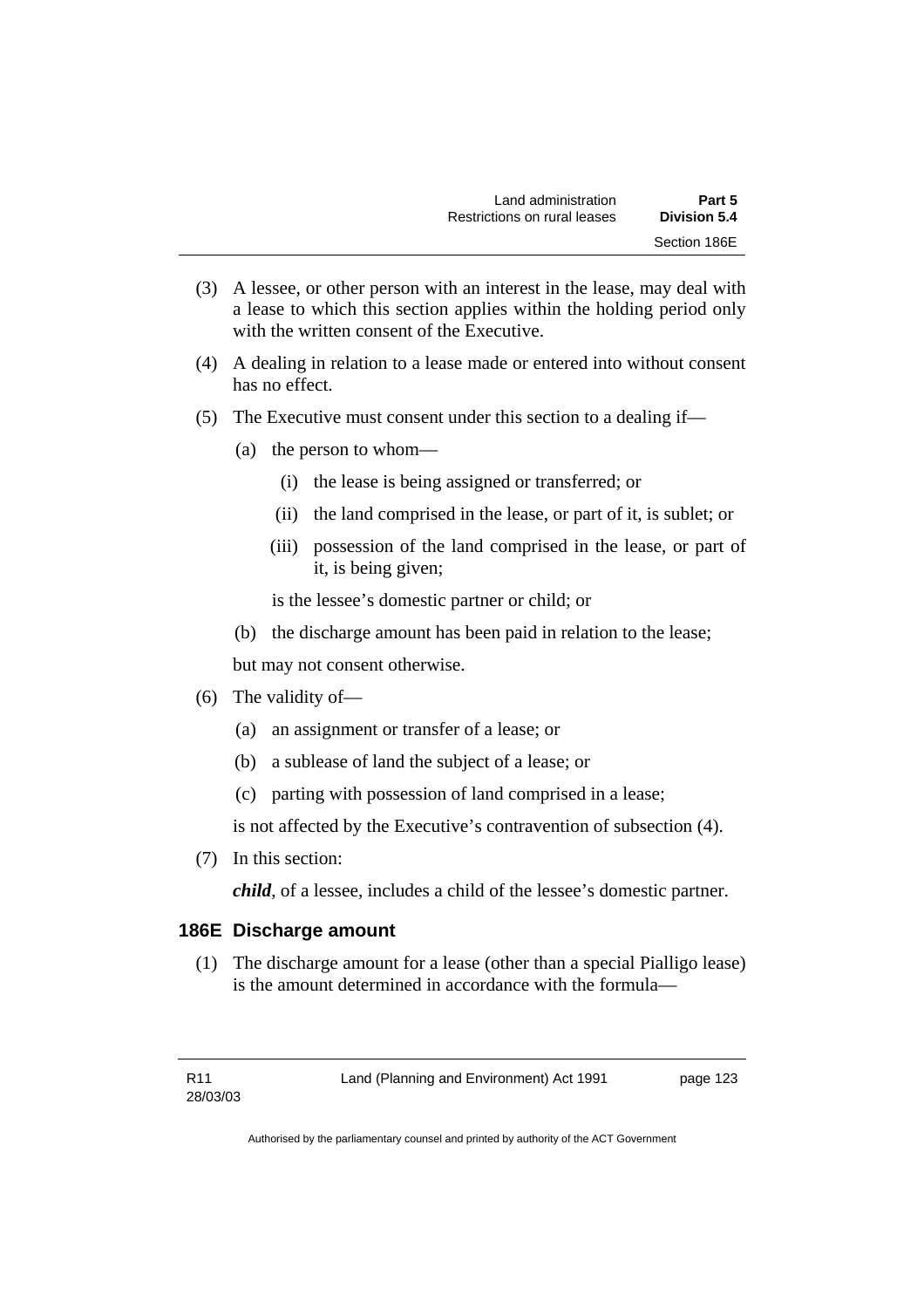(3) A lessee, or other person with an interest in the lease, may deal with a lease to which this section applies within the holding period only with the written consent of the Executive.

(4) A dealing in relation to a lease made or entered into without consent has no effect.

(5) The Executive must consent under this section to a dealing if—

   (a) the person to whom—

      (i) the lease is being assigned or transferred; or

      (ii) the land comprised in the lease, or part of it, is sublet; or

      (iii) possession of the land comprised in the lease, or part of it, is being given;

   is the lessee's domestic partner or child; or

   (b) the discharge amount has been paid in relation to the lease;

   but may not consent otherwise.

(6) The validity of—

   (a) an assignment or transfer of a lease; or

   (b) a sublease of land the subject of a lease; or

   (c) parting with possession of land comprised in a lease;

   is not affected by the Executive's contravention of subsection (4).

(7) In this section:

   ***child***, of a lessee, includes a child of the lessee's domestic partner.

### 186E Discharge amount

(1) The discharge amount for a lease (other than a special Pialligo lease) is the amount determined in accordance with the formula—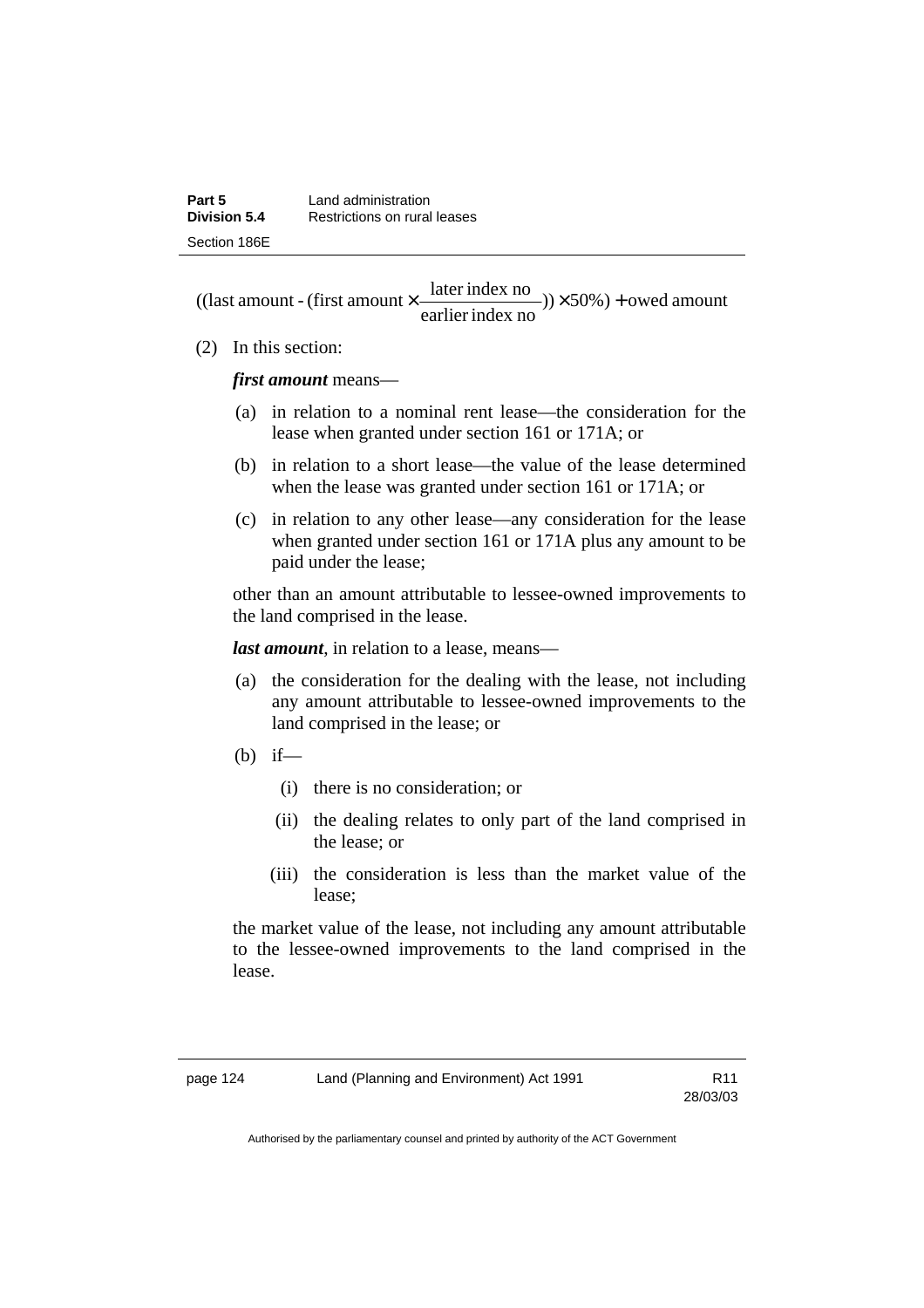$$((\text{last amount} - (\text{first amount} \times \frac{\text{later index no}}{\text{earlier index no}})) \times 50\%) + \text{owed amount}$$

(2) In this section:

***first amount*** means—

(a) in relation to a nominal rent lease—the consideration for the lease when granted under section 161 or 171A; or

(b) in relation to a short lease—the value of the lease determined when the lease was granted under section 161 or 171A; or

(c) in relation to any other lease—any consideration for the lease when granted under section 161 or 171A plus any amount to be paid under the lease;

other than an amount attributable to lessee-owned improvements to the land comprised in the lease.

***last amount***, in relation to a lease, means—

(a) the consideration for the dealing with the lease, not including any amount attributable to lessee-owned improvements to the land comprised in the lease; or

(b) if—

(i) there is no consideration; or

(ii) the dealing relates to only part of the land comprised in the lease; or

(iii) the consideration is less than the market value of the lease;

the market value of the lease, not including any amount attributable to the lessee-owned improvements to the land comprised in the lease.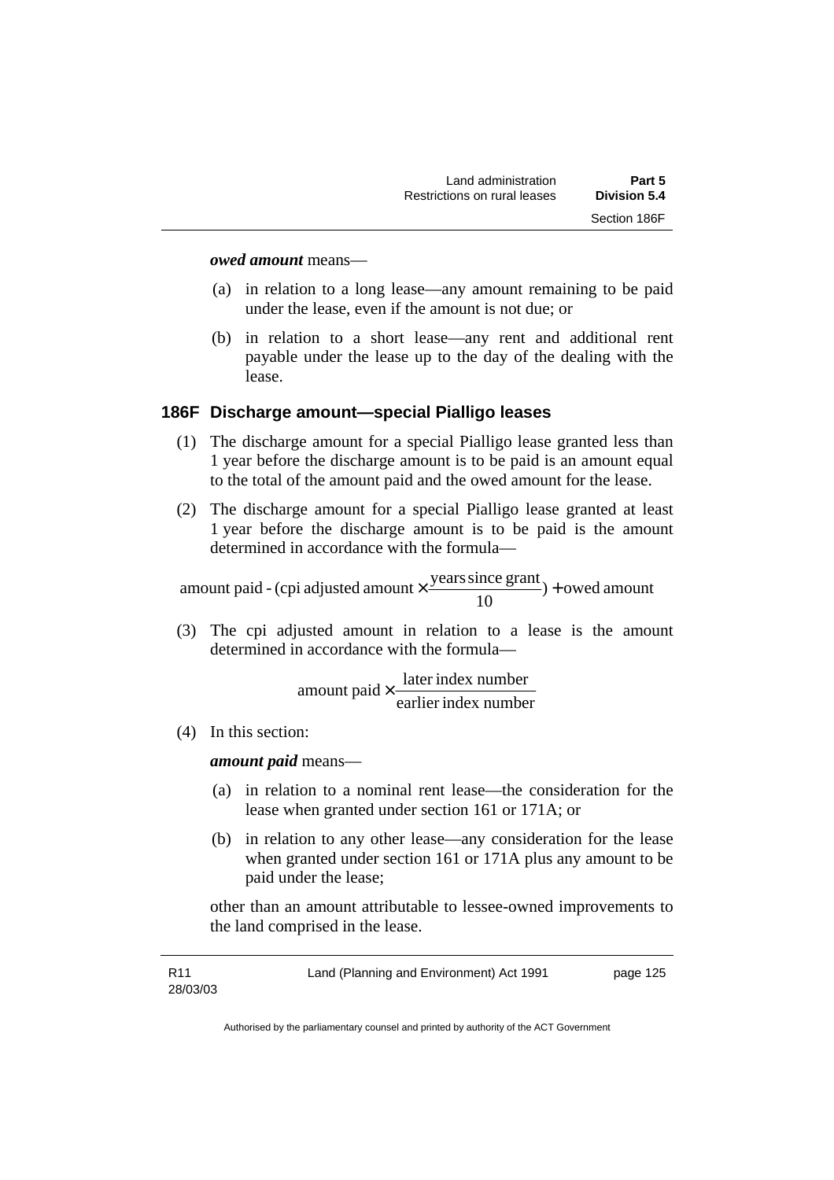***owed amount*** means—

(a) in relation to a long lease—any amount remaining to be paid under the lease, even if the amount is not due; or

(b) in relation to a short lease—any rent and additional rent payable under the lease up to the day of the dealing with the lease.

### 186F Discharge amount—special Pialligo leases

(1) The discharge amount for a special Pialligo lease granted less than 1 year before the discharge amount is to be paid is an amount equal to the total of the amount paid and the owed amount for the lease.

(2) The discharge amount for a special Pialligo lease granted at least 1 year before the discharge amount is to be paid is the amount determined in accordance with the formula—

$$\text{amount paid} - (\text{cpi adjusted amount} \times \frac{\text{years since grant}}{10}) + \text{owed amount}$$

(3) The cpi adjusted amount in relation to a lease is the amount determined in accordance with the formula—

$$\text{amount paid} \times \frac{\text{later index number}}{\text{earlier index number}}$$

(4) In this section:

***amount paid*** means—

(a) in relation to a nominal rent lease—the consideration for the lease when granted under section 161 or 171A; or

(b) in relation to any other lease—any consideration for the lease when granted under section 161 or 171A plus any amount to be paid under the lease;

other than an amount attributable to lessee-owned improvements to the land comprised in the lease.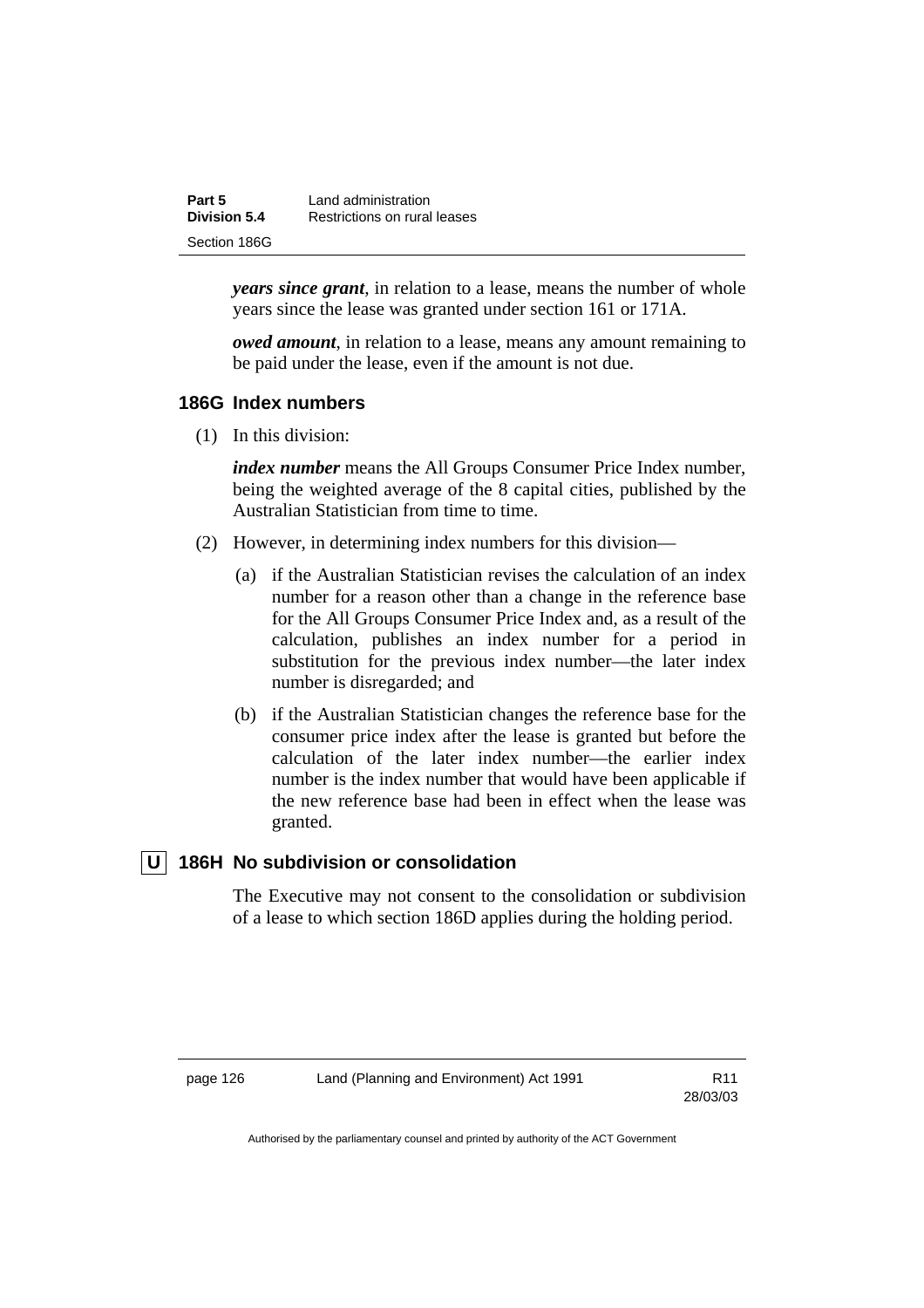***years since grant***, in relation to a lease, means the number of whole years since the lease was granted under section 161 or 171A.

***owed amount***, in relation to a lease, means any amount remaining to be paid under the lease, even if the amount is not due.

### 186G Index numbers

(1) In this division:

***index number*** means the All Groups Consumer Price Index number, being the weighted average of the 8 capital cities, published by the Australian Statistician from time to time.

(2) However, in determining index numbers for this division—

(a) if the Australian Statistician revises the calculation of an index number for a reason other than a change in the reference base for the All Groups Consumer Price Index and, as a result of the calculation, publishes an index number for a period in substitution for the previous index number—the later index number is disregarded; and

(b) if the Australian Statistician changes the reference base for the consumer price index after the lease is granted but before the calculation of the later index number—the earlier index number is the index number that would have been applicable if the new reference base had been in effect when the lease was granted.

### U 186H No subdivision or consolidation

The Executive may not consent to the consolidation or subdivision of a lease to which section 186D applies during the holding period.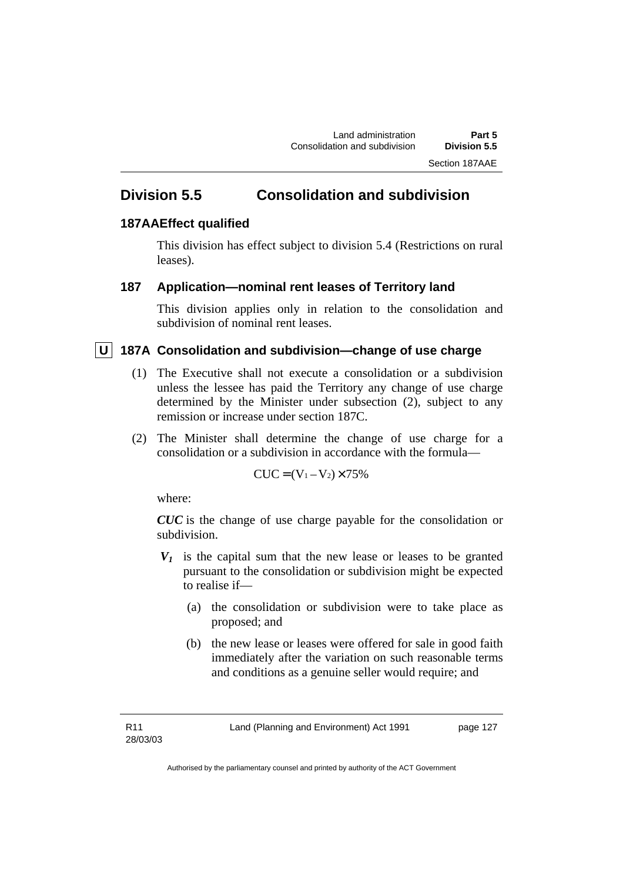## Division 5.5 Consolidation and subdivision

### 187AAE Effect qualified

This division has effect subject to division 5.4 (Restrictions on rural leases).

### 187 Application—nominal rent leases of Territory land

This division applies only in relation to the consolidation and subdivision of nominal rent leases.

### U 187A Consolidation and subdivision—change of use charge

(1) The Executive shall not execute a consolidation or a subdivision unless the lessee has paid the Territory any change of use charge determined by the Minister under subsection (2), subject to any remission or increase under section 187C.

(2) The Minister shall determine the change of use charge for a consolidation or a subdivision in accordance with the formula—

$$CUC = (V_1 - V_2) \times 75\%$$

where:

***CUC*** is the change of use charge payable for the consolidation or subdivision.

$\boldsymbol{V_1}$ is the capital sum that the new lease or leases to be granted pursuant to the consolidation or subdivision might be expected to realise if—

(a) the consolidation or subdivision were to take place as proposed; and

(b) the new lease or leases were offered for sale in good faith immediately after the variation on such reasonable terms and conditions as a genuine seller would require; and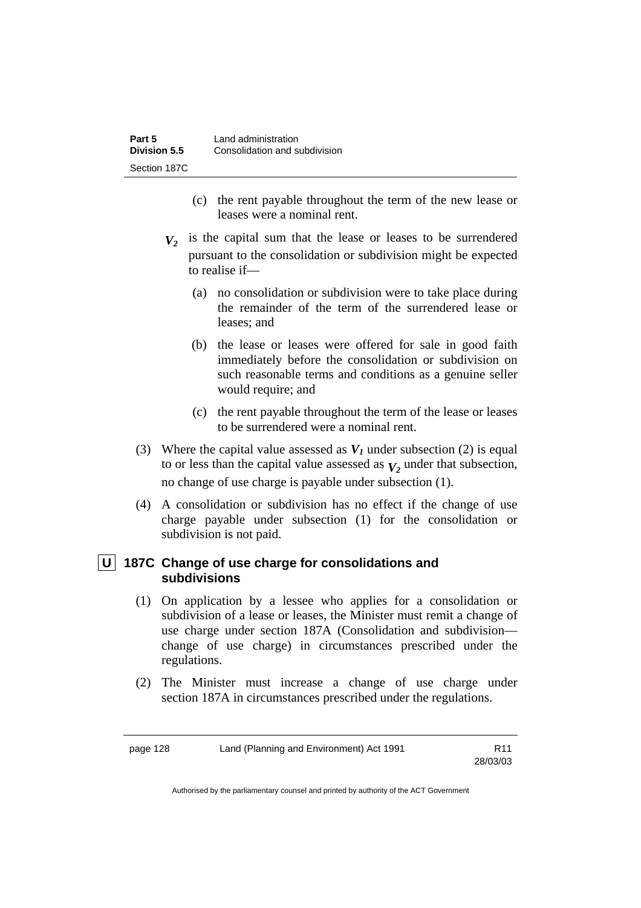(c) the rent payable throughout the term of the new lease or leases were a nominal rent.

$V_2$ is the capital sum that the lease or leases to be surrendered pursuant to the consolidation or subdivision might be expected to realise if—

(a) no consolidation or subdivision were to take place during the remainder of the term of the surrendered lease or leases; and

(b) the lease or leases were offered for sale in good faith immediately before the consolidation or subdivision on such reasonable terms and conditions as a genuine seller would require; and

(c) the rent payable throughout the term of the lease or leases to be surrendered were a nominal rent.

(3) Where the capital value assessed as $V_1$ under subsection (2) is equal to or less than the capital value assessed as $V_2$ under that subsection, no change of use charge is payable under subsection (1).

(4) A consolidation or subdivision has no effect if the change of use charge payable under subsection (1) for the consolidation or subdivision is not paid.

### U 187C Change of use charge for consolidations and subdivisions

(1) On application by a lessee who applies for a consolidation or subdivision of a lease or leases, the Minister must remit a change of use charge under section 187A (Consolidation and subdivision—change of use charge) in circumstances prescribed under the regulations.

(2) The Minister must increase a change of use charge under section 187A in circumstances prescribed under the regulations.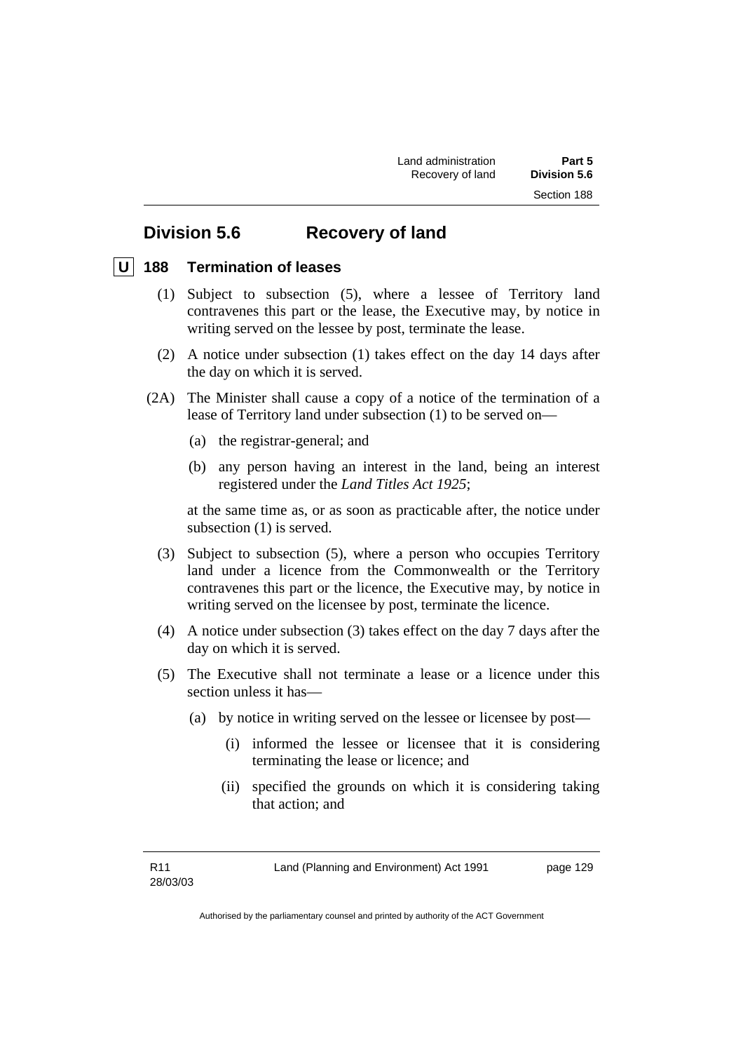## Division 5.6 Recovery of land

### U 188 Termination of leases

(1) Subject to subsection (5), where a lessee of Territory land contravenes this part or the lease, the Executive may, by notice in writing served on the lessee by post, terminate the lease.

(2) A notice under subsection (1) takes effect on the day 14 days after the day on which it is served.

(2A) The Minister shall cause a copy of a notice of the termination of a lease of Territory land under subsection (1) to be served on—

(a) the registrar-general; and

(b) any person having an interest in the land, being an interest registered under the *Land Titles Act 1925*;

at the same time as, or as soon as practicable after, the notice under subsection (1) is served.

(3) Subject to subsection (5), where a person who occupies Territory land under a licence from the Commonwealth or the Territory contravenes this part or the licence, the Executive may, by notice in writing served on the licensee by post, terminate the licence.

(4) A notice under subsection (3) takes effect on the day 7 days after the day on which it is served.

(5) The Executive shall not terminate a lease or a licence under this section unless it has—

(a) by notice in writing served on the lessee or licensee by post—

(i) informed the lessee or licensee that it is considering terminating the lease or licence; and

(ii) specified the grounds on which it is considering taking that action; and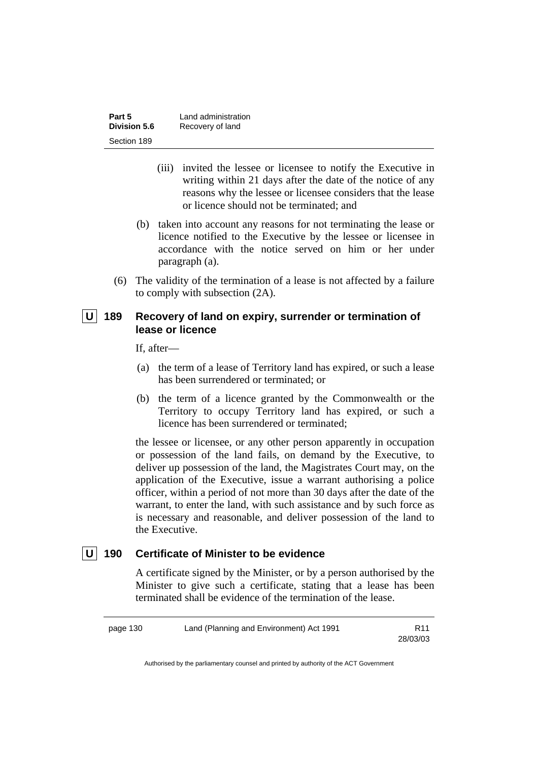(iii) invited the lessee or licensee to notify the Executive in writing within 21 days after the date of the notice of any reasons why the lessee or licensee considers that the lease or licence should not be terminated; and

(b) taken into account any reasons for not terminating the lease or licence notified to the Executive by the lessee or licensee in accordance with the notice served on him or her under paragraph (a).

(6) The validity of the termination of a lease is not affected by a failure to comply with subsection (2A).

## U 189 Recovery of land on expiry, surrender or termination of lease or licence

If, after—

(a) the term of a lease of Territory land has expired, or such a lease has been surrendered or terminated; or

(b) the term of a licence granted by the Commonwealth or the Territory to occupy Territory land has expired, or such a licence has been surrendered or terminated;

the lessee or licensee, or any other person apparently in occupation or possession of the land fails, on demand by the Executive, to deliver up possession of the land, the Magistrates Court may, on the application of the Executive, issue a warrant authorising a police officer, within a period of not more than 30 days after the date of the warrant, to enter the land, with such assistance and by such force as is necessary and reasonable, and deliver possession of the land to the Executive.

## U 190 Certificate of Minister to be evidence

A certificate signed by the Minister, or by a person authorised by the Minister to give such a certificate, stating that a lease has been terminated shall be evidence of the termination of the lease.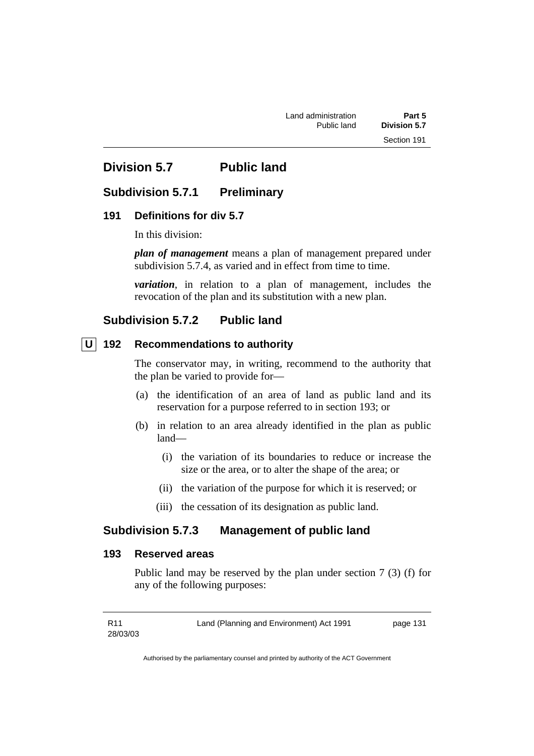## Division 5.7 Public land

### Subdivision 5.7.1 Preliminary

#### 191 Definitions for div 5.7

In this division:

***plan of management*** means a plan of management prepared under subdivision 5.7.4, as varied and in effect from time to time.

***variation***, in relation to a plan of management, includes the revocation of the plan and its substitution with a new plan.

### Subdivision 5.7.2 Public land

#### U 192 Recommendations to authority

The conservator may, in writing, recommend to the authority that the plan be varied to provide for—

(a) the identification of an area of land as public land and its reservation for a purpose referred to in section 193; or

(b) in relation to an area already identified in the plan as public land—

(i) the variation of its boundaries to reduce or increase the size or the area, or to alter the shape of the area; or

(ii) the variation of the purpose for which it is reserved; or

(iii) the cessation of its designation as public land.

### Subdivision 5.7.3 Management of public land

#### 193 Reserved areas

Public land may be reserved by the plan under section 7 (3) (f) for any of the following purposes: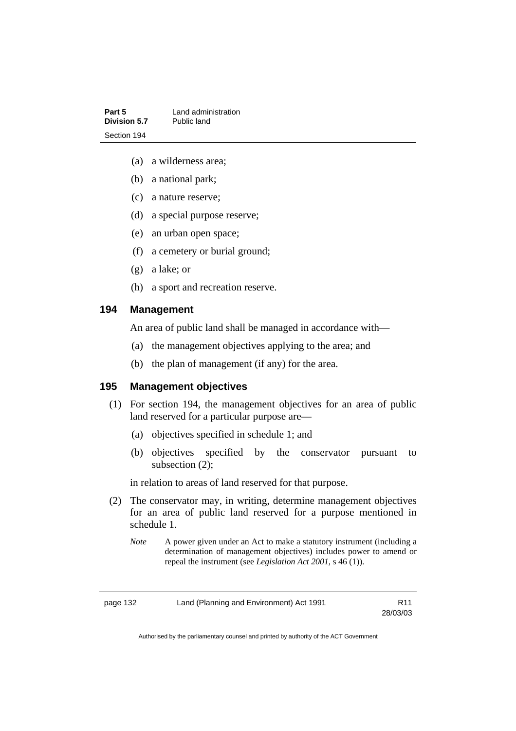(a) a wilderness area;

(b) a national park;

(c) a nature reserve;

(d) a special purpose reserve;

(e) an urban open space;

(f) a cemetery or burial ground;

(g) a lake; or

(h) a sport and recreation reserve.

### 194 Management

An area of public land shall be managed in accordance with—

(a) the management objectives applying to the area; and

(b) the plan of management (if any) for the area.

### 195 Management objectives

(1) For section 194, the management objectives for an area of public land reserved for a particular purpose are—

(a) objectives specified in schedule 1; and

(b) objectives specified by the conservator pursuant to subsection (2);

in relation to areas of land reserved for that purpose.

(2) The conservator may, in writing, determine management objectives for an area of public land reserved for a purpose mentioned in schedule 1.

*Note* A power given under an Act to make a statutory instrument (including a determination of management objectives) includes power to amend or repeal the instrument (see *Legislation Act 2001*, s 46 (1)).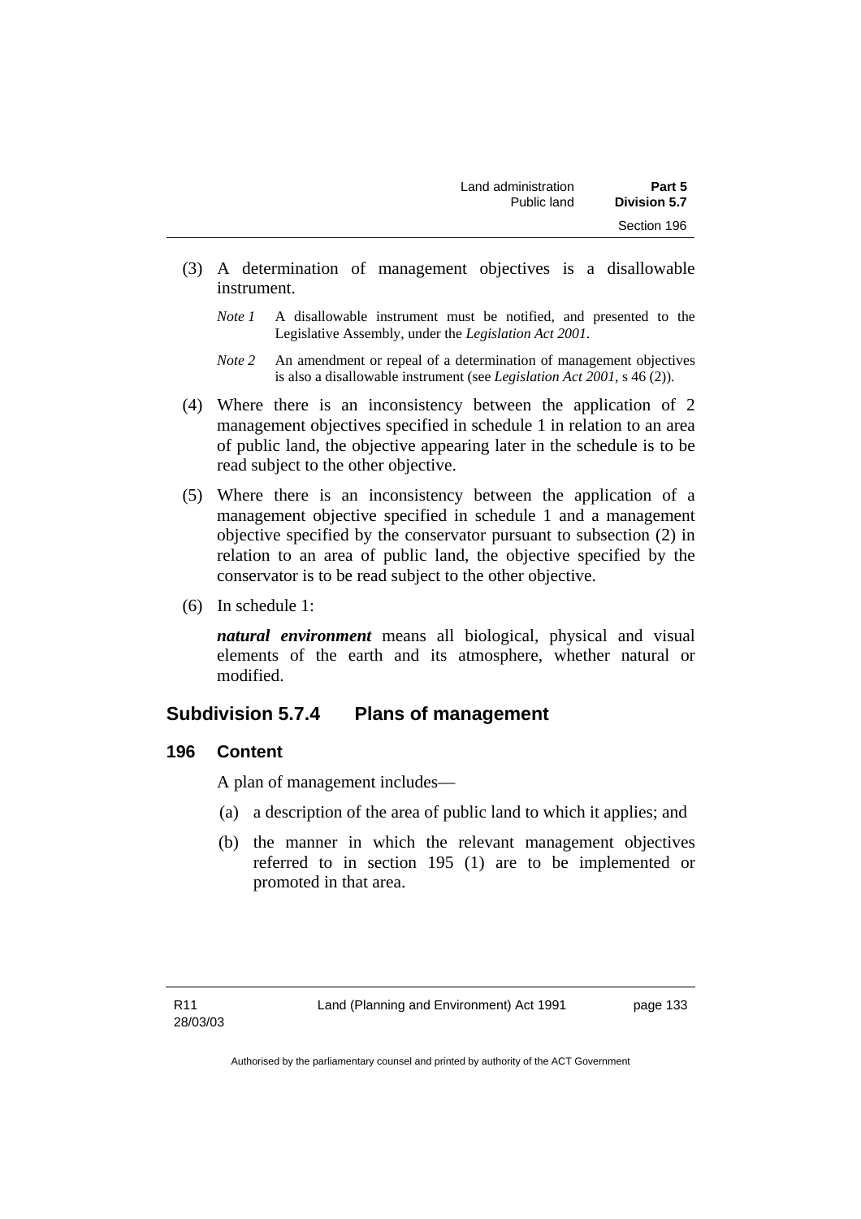(3) A determination of management objectives is a disallowable instrument.

*Note 1* A disallowable instrument must be notified, and presented to the Legislative Assembly, under the *Legislation Act 2001*.

*Note 2* An amendment or repeal of a determination of management objectives is also a disallowable instrument (see *Legislation Act 2001*, s 46 (2)).

(4) Where there is an inconsistency between the application of 2 management objectives specified in schedule 1 in relation to an area of public land, the objective appearing later in the schedule is to be read subject to the other objective.

(5) Where there is an inconsistency between the application of a management objective specified in schedule 1 and a management objective specified by the conservator pursuant to subsection (2) in relation to an area of public land, the objective specified by the conservator is to be read subject to the other objective.

(6) In schedule 1:

***natural environment*** means all biological, physical and visual elements of the earth and its atmosphere, whether natural or modified.

## Subdivision 5.7.4 Plans of management

### 196 Content

A plan of management includes—

(a) a description of the area of public land to which it applies; and

(b) the manner in which the relevant management objectives referred to in section 195 (1) are to be implemented or promoted in that area.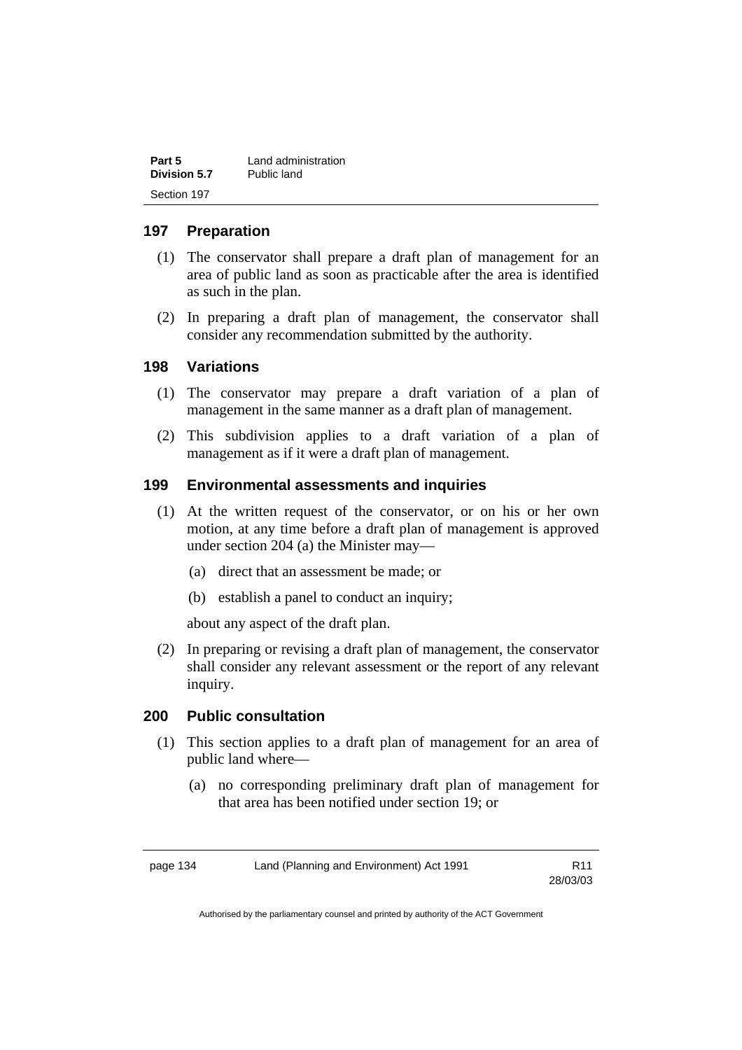## 197 Preparation

(1) The conservator shall prepare a draft plan of management for an area of public land as soon as practicable after the area is identified as such in the plan.

(2) In preparing a draft plan of management, the conservator shall consider any recommendation submitted by the authority.

## 198 Variations

(1) The conservator may prepare a draft variation of a plan of management in the same manner as a draft plan of management.

(2) This subdivision applies to a draft variation of a plan of management as if it were a draft plan of management.

## 199 Environmental assessments and inquiries

(1) At the written request of the conservator, or on his or her own motion, at any time before a draft plan of management is approved under section 204 (a) the Minister may—

(a) direct that an assessment be made; or

(b) establish a panel to conduct an inquiry;

about any aspect of the draft plan.

(2) In preparing or revising a draft plan of management, the conservator shall consider any relevant assessment or the report of any relevant inquiry.

## 200 Public consultation

(1) This section applies to a draft plan of management for an area of public land where—

(a) no corresponding preliminary draft plan of management for that area has been notified under section 19; or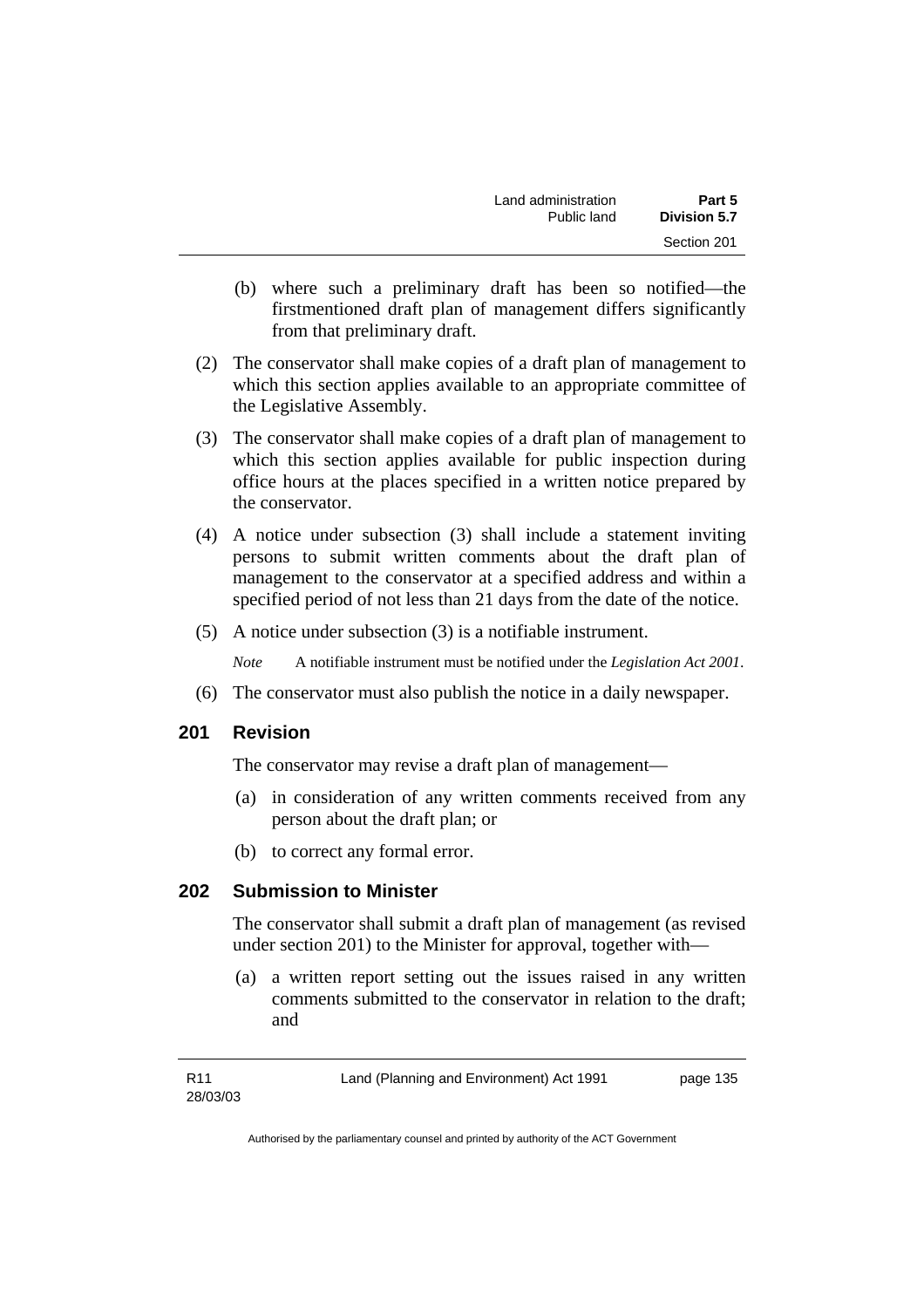(b) where such a preliminary draft has been so notified—the firstmentioned draft plan of management differs significantly from that preliminary draft.

(2) The conservator shall make copies of a draft plan of management to which this section applies available to an appropriate committee of the Legislative Assembly.

(3) The conservator shall make copies of a draft plan of management to which this section applies available for public inspection during office hours at the places specified in a written notice prepared by the conservator.

(4) A notice under subsection (3) shall include a statement inviting persons to submit written comments about the draft plan of management to the conservator at a specified address and within a specified period of not less than 21 days from the date of the notice.

(5) A notice under subsection (3) is a notifiable instrument.

*Note* A notifiable instrument must be notified under the *Legislation Act 2001*.

(6) The conservator must also publish the notice in a daily newspaper.

## 201 Revision

The conservator may revise a draft plan of management—

(a) in consideration of any written comments received from any person about the draft plan; or

(b) to correct any formal error.

## 202 Submission to Minister

The conservator shall submit a draft plan of management (as revised under section 201) to the Minister for approval, together with—

(a) a written report setting out the issues raised in any written comments submitted to the conservator in relation to the draft; and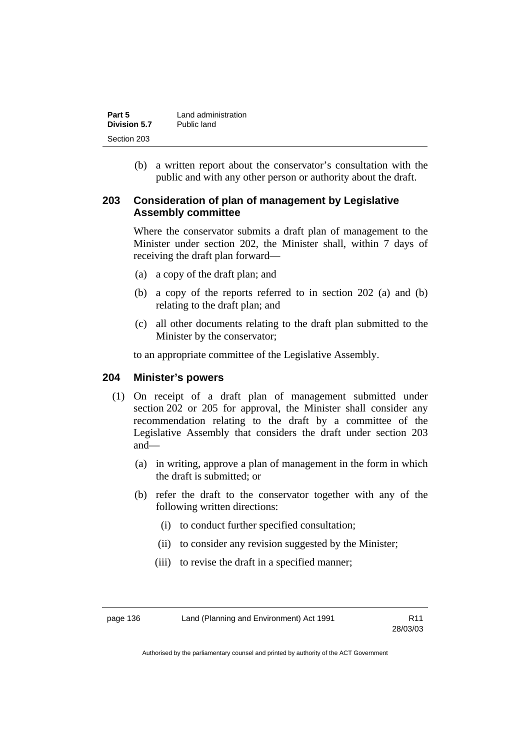(b) a written report about the conservator's consultation with the public and with any other person or authority about the draft.

### 203 Consideration of plan of management by Legislative Assembly committee

Where the conservator submits a draft plan of management to the Minister under section 202, the Minister shall, within 7 days of receiving the draft plan forward—

(a) a copy of the draft plan; and

(b) a copy of the reports referred to in section 202 (a) and (b) relating to the draft plan; and

(c) all other documents relating to the draft plan submitted to the Minister by the conservator;

to an appropriate committee of the Legislative Assembly.

### 204 Minister's powers

(1) On receipt of a draft plan of management submitted under section 202 or 205 for approval, the Minister shall consider any recommendation relating to the draft by a committee of the Legislative Assembly that considers the draft under section 203 and—

(a) in writing, approve a plan of management in the form in which the draft is submitted; or

(b) refer the draft to the conservator together with any of the following written directions:

(i) to conduct further specified consultation;

(ii) to consider any revision suggested by the Minister;

(iii) to revise the draft in a specified manner;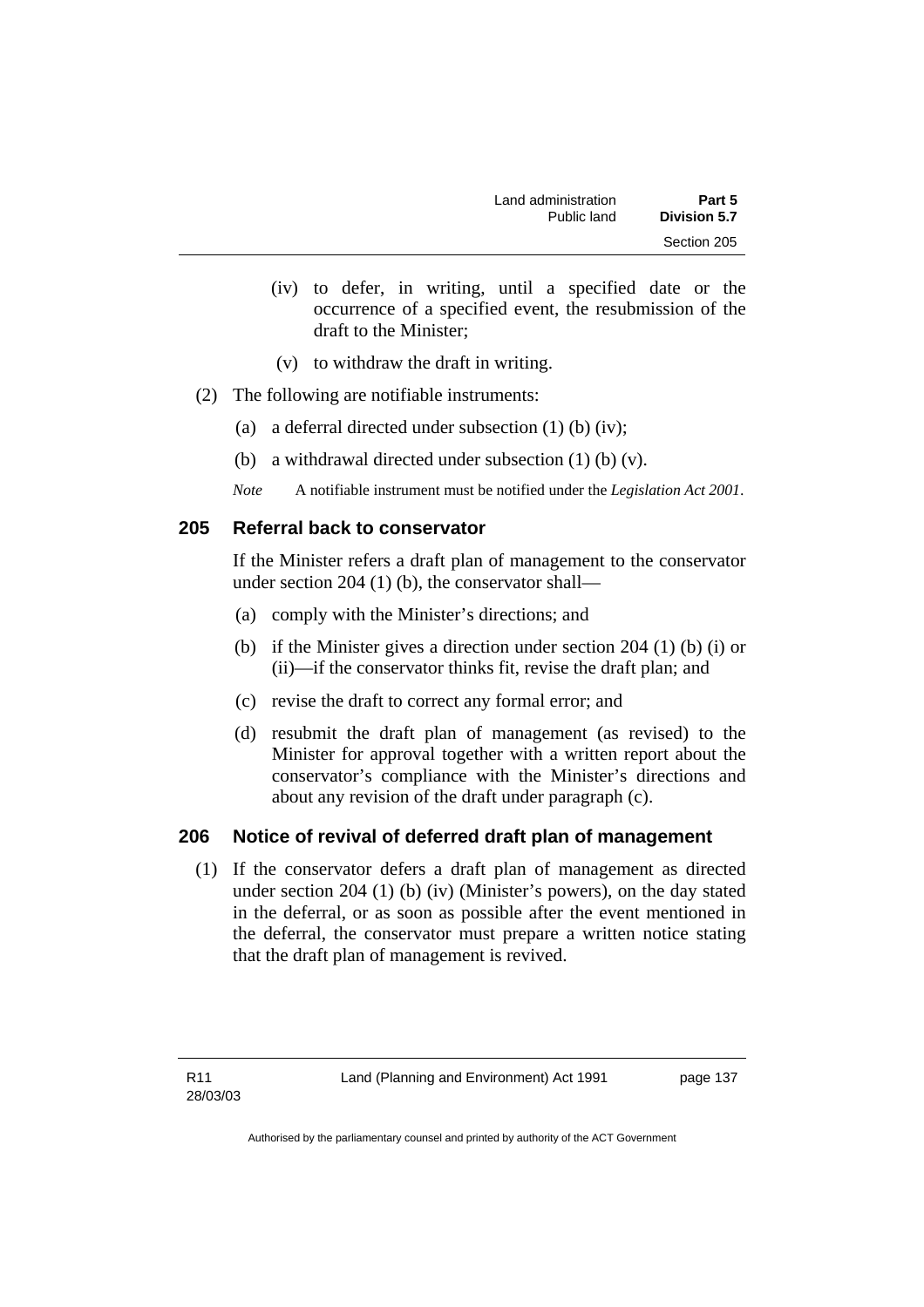(iv) to defer, in writing, until a specified date or the occurrence of a specified event, the resubmission of the draft to the Minister;

(v) to withdraw the draft in writing.

(2) The following are notifiable instruments:

(a) a deferral directed under subsection (1) (b) (iv);

(b) a withdrawal directed under subsection (1) (b) (v).

*Note* A notifiable instrument must be notified under the *Legislation Act 2001*.

## 205 Referral back to conservator

If the Minister refers a draft plan of management to the conservator under section 204 (1) (b), the conservator shall—

(a) comply with the Minister's directions; and

(b) if the Minister gives a direction under section 204 (1) (b) (i) or (ii)—if the conservator thinks fit, revise the draft plan; and

(c) revise the draft to correct any formal error; and

(d) resubmit the draft plan of management (as revised) to the Minister for approval together with a written report about the conservator's compliance with the Minister's directions and about any revision of the draft under paragraph (c).

## 206 Notice of revival of deferred draft plan of management

(1) If the conservator defers a draft plan of management as directed under section 204 (1) (b) (iv) (Minister's powers), on the day stated in the deferral, or as soon as possible after the event mentioned in the deferral, the conservator must prepare a written notice stating that the draft plan of management is revived.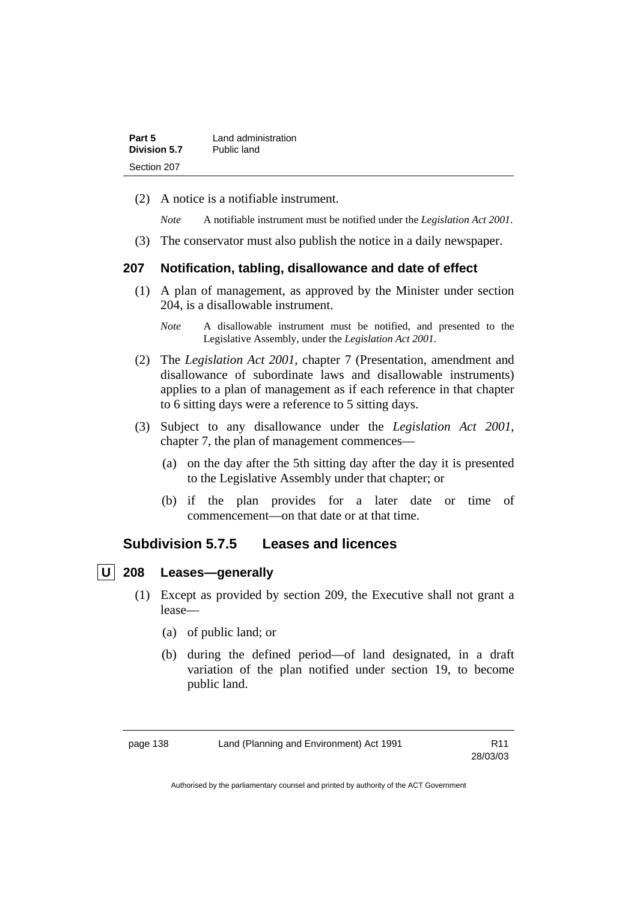(2) A notice is a notifiable instrument.

*Note* A notifiable instrument must be notified under the *Legislation Act 2001*.

(3) The conservator must also publish the notice in a daily newspaper.

### 207 Notification, tabling, disallowance and date of effect

(1) A plan of management, as approved by the Minister under section 204, is a disallowable instrument.

*Note* A disallowable instrument must be notified, and presented to the Legislative Assembly, under the *Legislation Act 2001*.

(2) The *Legislation Act 2001*, chapter 7 (Presentation, amendment and disallowance of subordinate laws and disallowable instruments) applies to a plan of management as if each reference in that chapter to 6 sitting days were a reference to 5 sitting days.

(3) Subject to any disallowance under the *Legislation Act 2001*, chapter 7, the plan of management commences—

(a) on the day after the 5th sitting day after the day it is presented to the Legislative Assembly under that chapter; or

(b) if the plan provides for a later date or time of commencement—on that date or at that time.

## Subdivision 5.7.5 Leases and licences

### U 208 Leases—generally

(1) Except as provided by section 209, the Executive shall not grant a lease—

(a) of public land; or

(b) during the defined period—of land designated, in a draft variation of the plan notified under section 19, to become public land.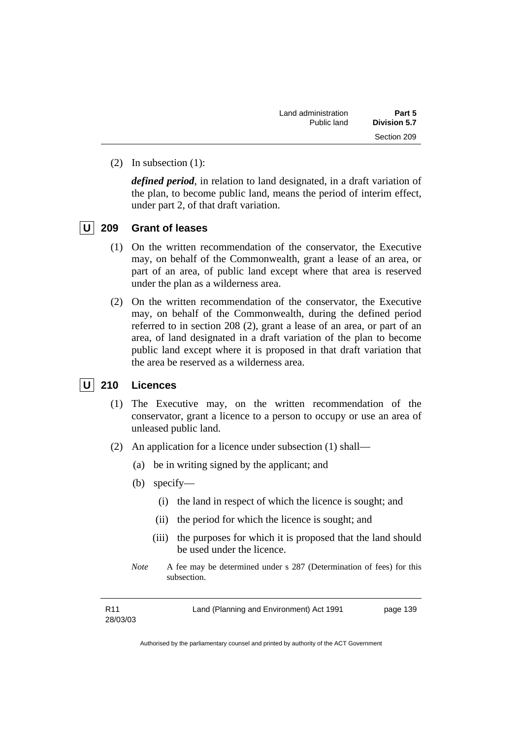(2) In subsection (1):

***defined period***, in relation to land designated, in a draft variation of the plan, to become public land, means the period of interim effect, under part 2, of that draft variation.

## U 209 Grant of leases

(1) On the written recommendation of the conservator, the Executive may, on behalf of the Commonwealth, grant a lease of an area, or part of an area, of public land except where that area is reserved under the plan as a wilderness area.

(2) On the written recommendation of the conservator, the Executive may, on behalf of the Commonwealth, during the defined period referred to in section 208 (2), grant a lease of an area, or part of an area, of land designated in a draft variation of the plan to become public land except where it is proposed in that draft variation that the area be reserved as a wilderness area.

## U 210 Licences

(1) The Executive may, on the written recommendation of the conservator, grant a licence to a person to occupy or use an area of unleased public land.

(2) An application for a licence under subsection (1) shall—

(a) be in writing signed by the applicant; and

(b) specify—

(i) the land in respect of which the licence is sought; and

(ii) the period for which the licence is sought; and

(iii) the purposes for which it is proposed that the land should be used under the licence.

*Note* A fee may be determined under s 287 (Determination of fees) for this subsection.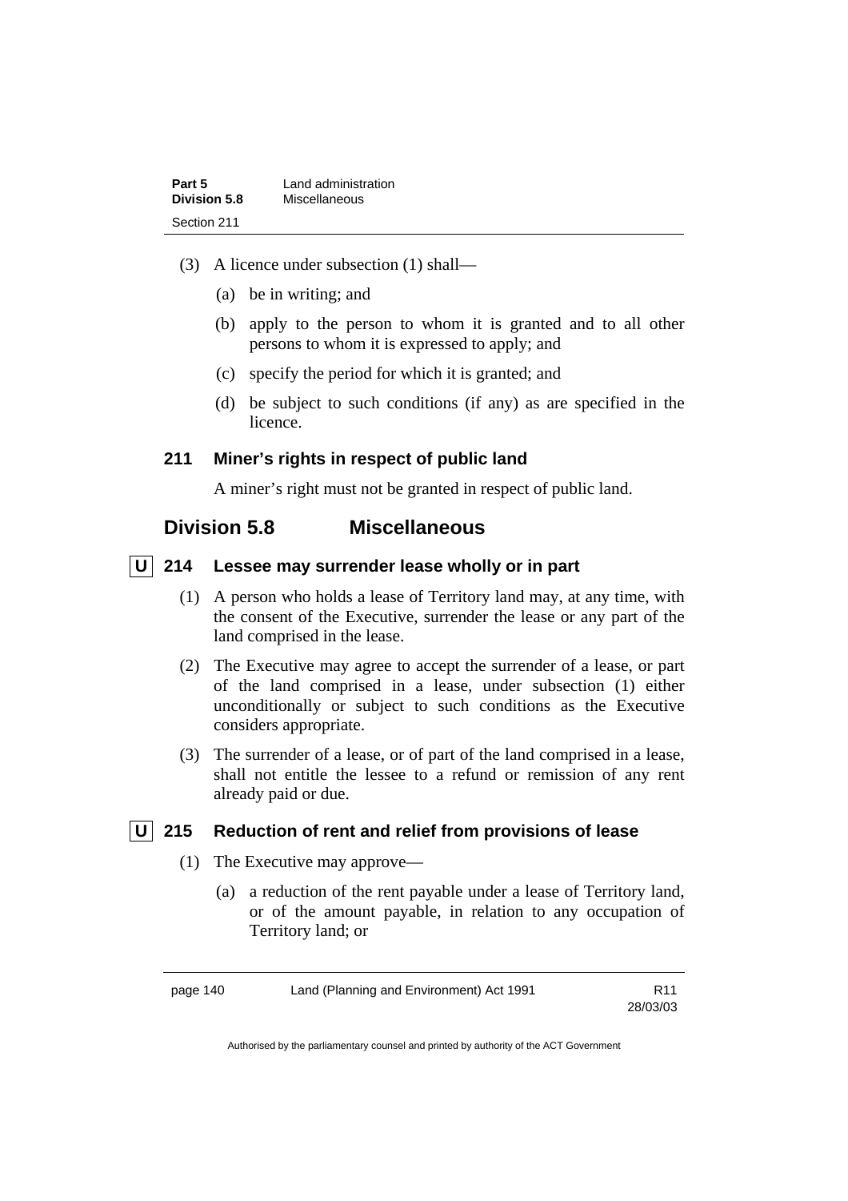(3) A licence under subsection (1) shall—

(a) be in writing; and

(b) apply to the person to whom it is granted and to all other persons to whom it is expressed to apply; and

(c) specify the period for which it is granted; and

(d) be subject to such conditions (if any) as are specified in the licence.

### 211 Miner's rights in respect of public land

A miner's right must not be granted in respect of public land.

## Division 5.8 Miscellaneous

### U 214 Lessee may surrender lease wholly or in part

(1) A person who holds a lease of Territory land may, at any time, with the consent of the Executive, surrender the lease or any part of the land comprised in the lease.

(2) The Executive may agree to accept the surrender of a lease, or part of the land comprised in a lease, under subsection (1) either unconditionally or subject to such conditions as the Executive considers appropriate.

(3) The surrender of a lease, or of part of the land comprised in a lease, shall not entitle the lessee to a refund or remission of any rent already paid or due.

### U 215 Reduction of rent and relief from provisions of lease

(1) The Executive may approve—

(a) a reduction of the rent payable under a lease of Territory land, or of the amount payable, in relation to any occupation of Territory land; or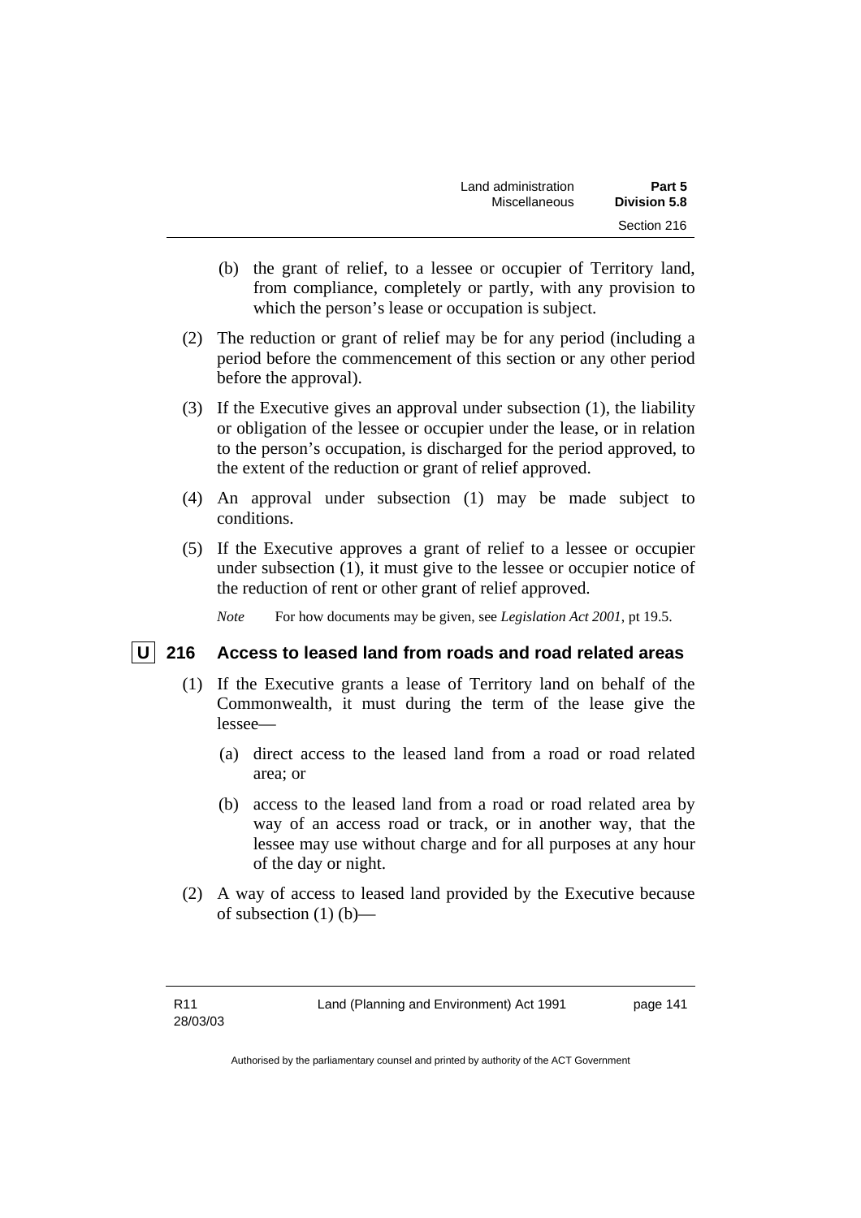(b) the grant of relief, to a lessee or occupier of Territory land, from compliance, completely or partly, with any provision to which the person's lease or occupation is subject.

(2) The reduction or grant of relief may be for any period (including a period before the commencement of this section or any other period before the approval).

(3) If the Executive gives an approval under subsection (1), the liability or obligation of the lessee or occupier under the lease, or in relation to the person's occupation, is discharged for the period approved, to the extent of the reduction or grant of relief approved.

(4) An approval under subsection (1) may be made subject to conditions.

(5) If the Executive approves a grant of relief to a lessee or occupier under subsection (1), it must give to the lessee or occupier notice of the reduction of rent or other grant of relief approved.

*Note* For how documents may be given, see *Legislation Act 2001*, pt 19.5.

### U 216 Access to leased land from roads and road related areas

(1) If the Executive grants a lease of Territory land on behalf of the Commonwealth, it must during the term of the lease give the lessee—

(a) direct access to the leased land from a road or road related area; or

(b) access to the leased land from a road or road related area by way of an access road or track, or in another way, that the lessee may use without charge and for all purposes at any hour of the day or night.

(2) A way of access to leased land provided by the Executive because of subsection (1) (b)—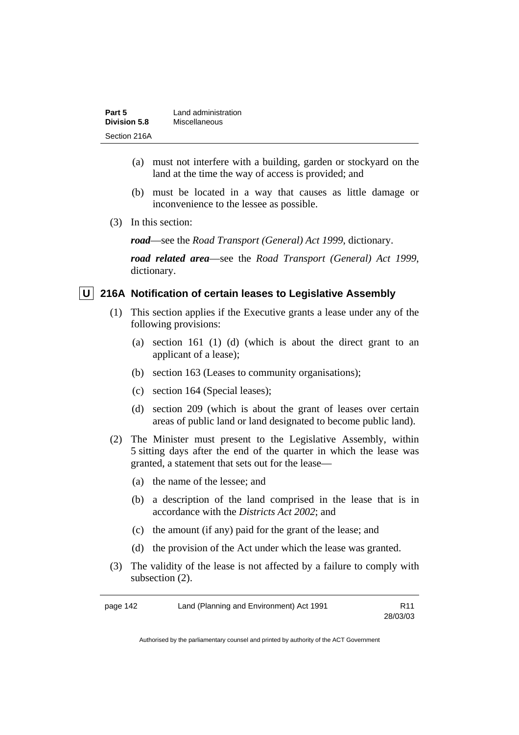(a) must not interfere with a building, garden or stockyard on the land at the time the way of access is provided; and

(b) must be located in a way that causes as little damage or inconvenience to the lessee as possible.

(3) In this section:

***road***—see the *Road Transport (General) Act 1999*, dictionary.

***road related area***—see the *Road Transport (General) Act 1999*, dictionary.

### U 216A Notification of certain leases to Legislative Assembly

(1) This section applies if the Executive grants a lease under any of the following provisions:

(a) section 161 (1) (d) (which is about the direct grant to an applicant of a lease);

(b) section 163 (Leases to community organisations);

(c) section 164 (Special leases);

(d) section 209 (which is about the grant of leases over certain areas of public land or land designated to become public land).

(2) The Minister must present to the Legislative Assembly, within 5 sitting days after the end of the quarter in which the lease was granted, a statement that sets out for the lease—

(a) the name of the lessee; and

(b) a description of the land comprised in the lease that is in accordance with the *Districts Act 2002*; and

(c) the amount (if any) paid for the grant of the lease; and

(d) the provision of the Act under which the lease was granted.

(3) The validity of the lease is not affected by a failure to comply with subsection (2).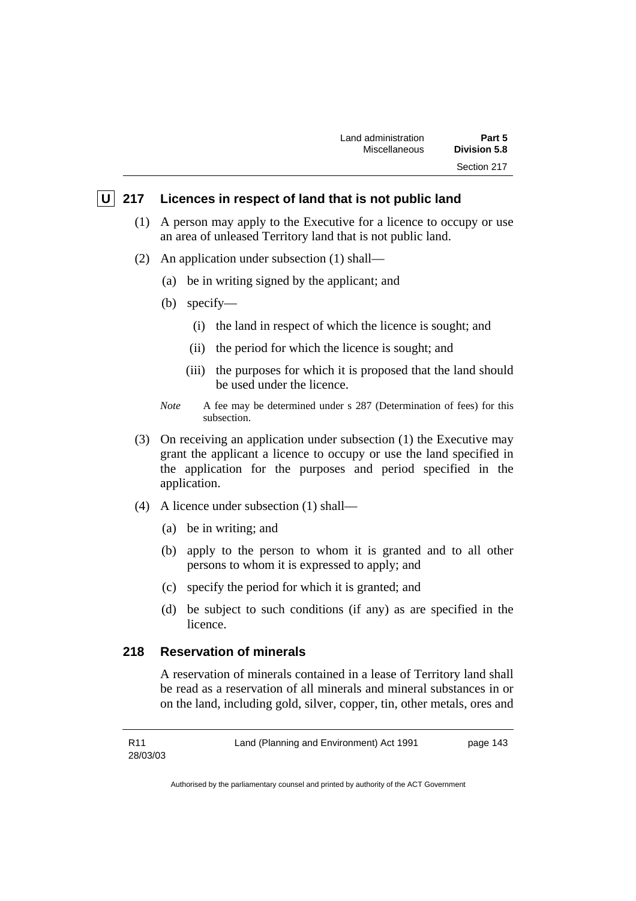## U 217 Licences in respect of land that is not public land

(1) A person may apply to the Executive for a licence to occupy or use an area of unleased Territory land that is not public land.

(2) An application under subsection (1) shall—

(a) be in writing signed by the applicant; and

(b) specify—

(i) the land in respect of which the licence is sought; and

(ii) the period for which the licence is sought; and

(iii) the purposes for which it is proposed that the land should be used under the licence.

*Note* A fee may be determined under s 287 (Determination of fees) for this subsection.

(3) On receiving an application under subsection (1) the Executive may grant the applicant a licence to occupy or use the land specified in the application for the purposes and period specified in the application.

(4) A licence under subsection (1) shall—

(a) be in writing; and

(b) apply to the person to whom it is granted and to all other persons to whom it is expressed to apply; and

(c) specify the period for which it is granted; and

(d) be subject to such conditions (if any) as are specified in the licence.

## 218 Reservation of minerals

A reservation of minerals contained in a lease of Territory land shall be read as a reservation of all minerals and mineral substances in or on the land, including gold, silver, copper, tin, other metals, ores and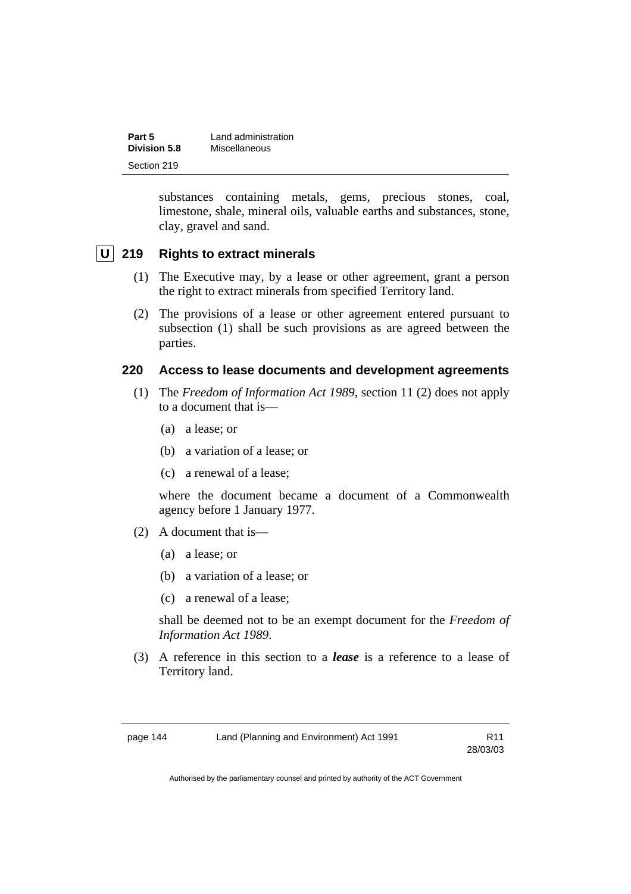substances containing metals, gems, precious stones, coal, limestone, shale, mineral oils, valuable earths and substances, stone, clay, gravel and sand.

## U 219 Rights to extract minerals

(1) The Executive may, by a lease or other agreement, grant a person the right to extract minerals from specified Territory land.

(2) The provisions of a lease or other agreement entered pursuant to subsection (1) shall be such provisions as are agreed between the parties.

## 220 Access to lease documents and development agreements

(1) The *Freedom of Information Act 1989*, section 11 (2) does not apply to a document that is—

(a) a lease; or

(b) a variation of a lease; or

(c) a renewal of a lease;

where the document became a document of a Commonwealth agency before 1 January 1977.

(2) A document that is—

(a) a lease; or

(b) a variation of a lease; or

(c) a renewal of a lease;

shall be deemed not to be an exempt document for the *Freedom of Information Act 1989*.

(3) A reference in this section to a ***lease*** is a reference to a lease of Territory land.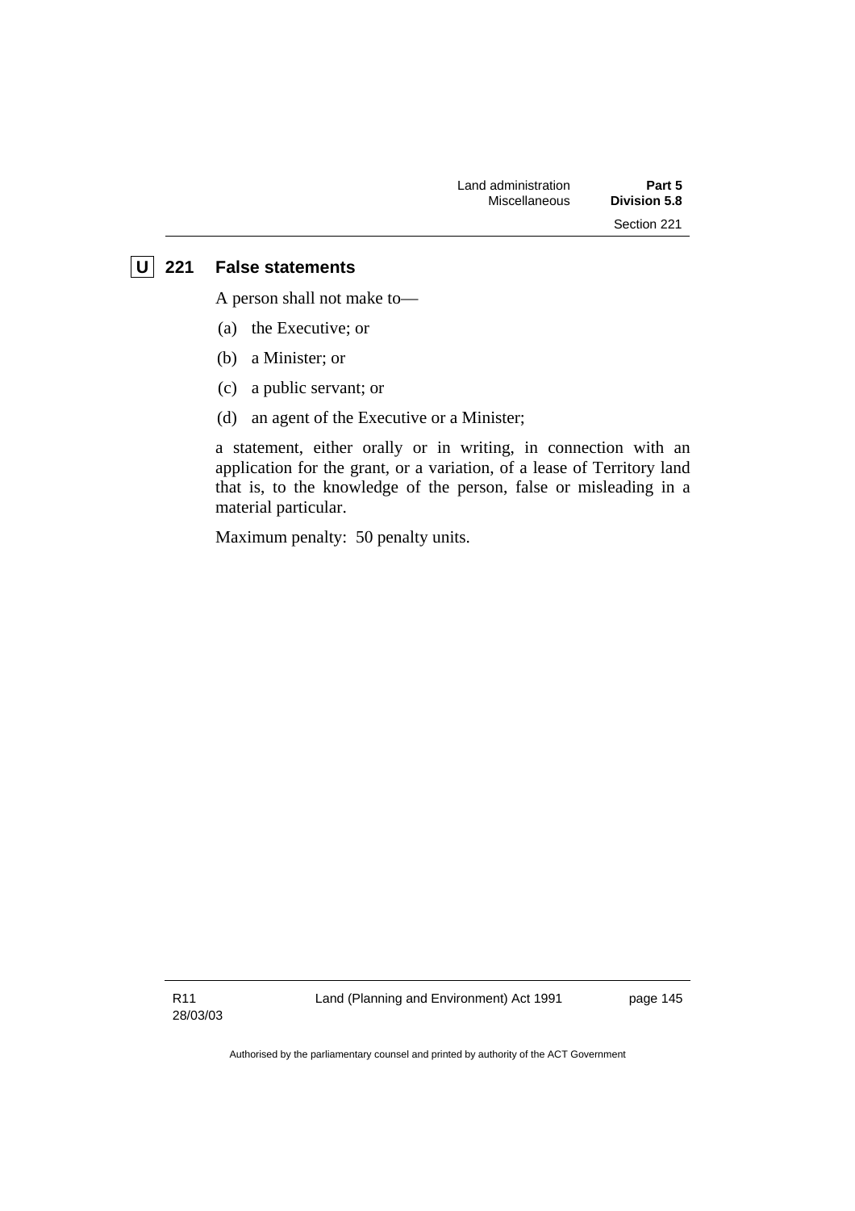## U 221 False statements

A person shall not make to—

(a) the Executive; or

(b) a Minister; or

(c) a public servant; or

(d) an agent of the Executive or a Minister;

a statement, either orally or in writing, in connection with an application for the grant, or a variation, of a lease of Territory land that is, to the knowledge of the person, false or misleading in a material particular.

Maximum penalty: 50 penalty units.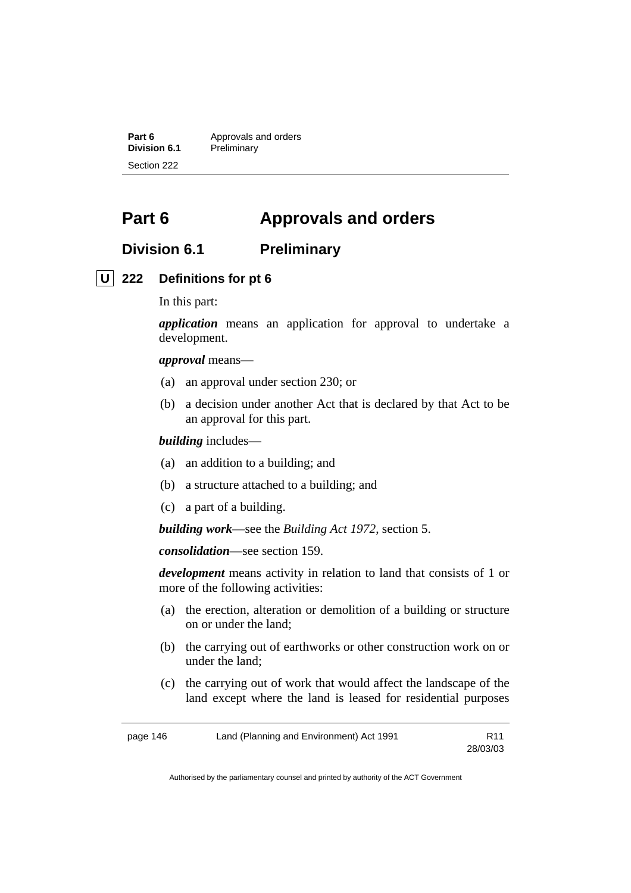# Part 6 Approvals and orders

## Division 6.1 Preliminary

### U 222 Definitions for pt 6

In this part:

***application*** means an application for approval to undertake a development.

***approval*** means—

(a) an approval under section 230; or

(b) a decision under another Act that is declared by that Act to be an approval for this part.

***building*** includes—

(a) an addition to a building; and

(b) a structure attached to a building; and

(c) a part of a building.

***building work***—see the *Building Act 1972*, section 5.

***consolidation***—see section 159.

***development*** means activity in relation to land that consists of 1 or more of the following activities:

(a) the erection, alteration or demolition of a building or structure on or under the land;

(b) the carrying out of earthworks or other construction work on or under the land;

(c) the carrying out of work that would affect the landscape of the land except where the land is leased for residential purposes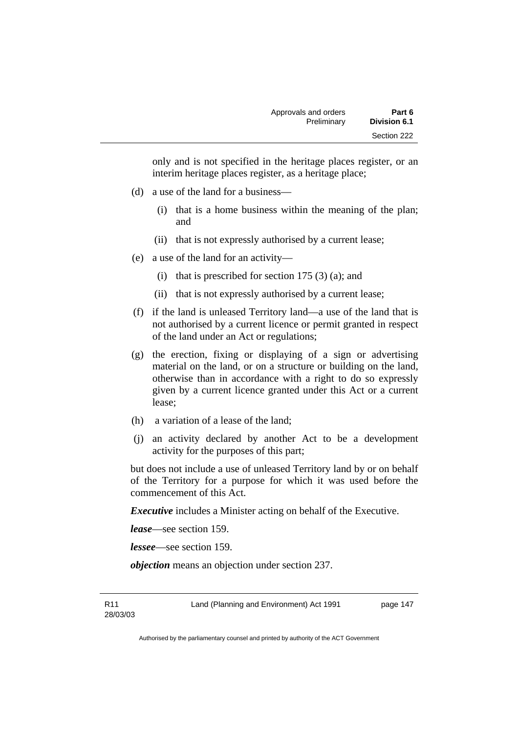only and is not specified in the heritage places register, or an interim heritage places register, as a heritage place;

(d) a use of the land for a business—

  (i) that is a home business within the meaning of the plan; and

  (ii) that is not expressly authorised by a current lease;

(e) a use of the land for an activity—

  (i) that is prescribed for section 175 (3) (a); and

  (ii) that is not expressly authorised by a current lease;

(f) if the land is unleased Territory land—a use of the land that is not authorised by a current licence or permit granted in respect of the land under an Act or regulations;

(g) the erection, fixing or displaying of a sign or advertising material on the land, or on a structure or building on the land, otherwise than in accordance with a right to do so expressly given by a current licence granted under this Act or a current lease;

(h) a variation of a lease of the land;

(j) an activity declared by another Act to be a development activity for the purposes of this part;

but does not include a use of unleased Territory land by or on behalf of the Territory for a purpose for which it was used before the commencement of this Act.

***Executive*** includes a Minister acting on behalf of the Executive.

***lease***—see section 159.

***lessee***—see section 159.

***objection*** means an objection under section 237.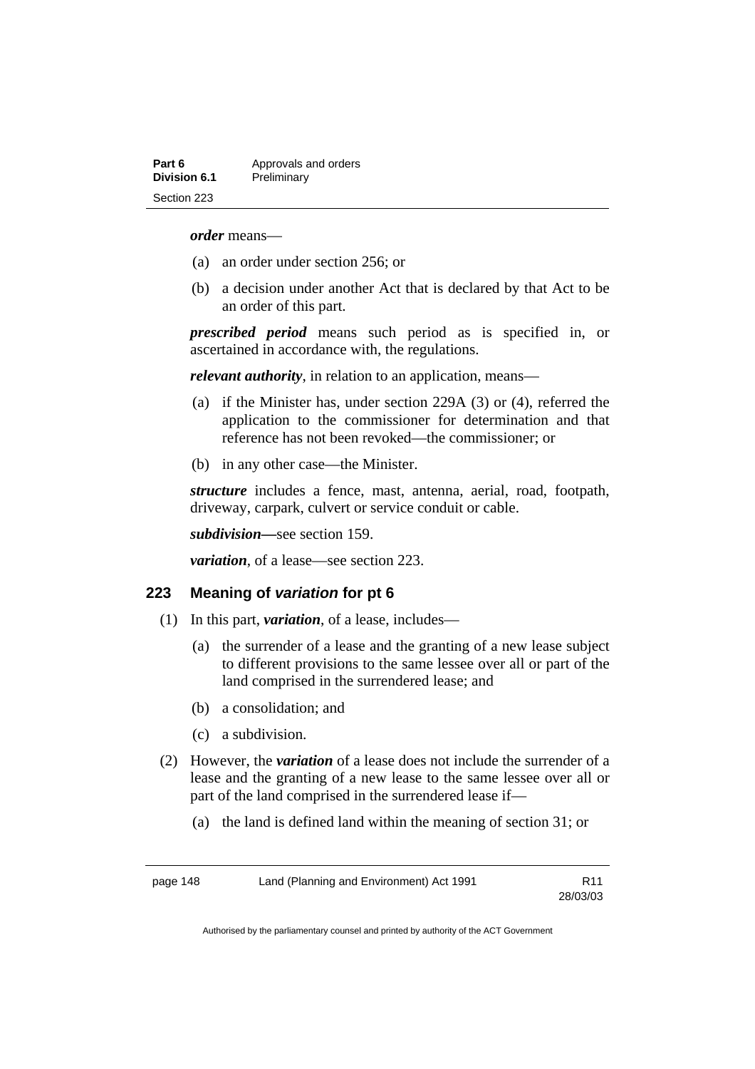***order*** means—

(a) an order under section 256; or

(b) a decision under another Act that is declared by that Act to be an order of this part.

***prescribed period*** means such period as is specified in, or ascertained in accordance with, the regulations.

***relevant authority***, in relation to an application, means—

(a) if the Minister has, under section 229A (3) or (4), referred the application to the commissioner for determination and that reference has not been revoked—the commissioner; or

(b) in any other case—the Minister.

***structure*** includes a fence, mast, antenna, aerial, road, footpath, driveway, carpark, culvert or service conduit or cable.

***subdivision***—see section 159.

***variation***, of a lease—see section 223.

### 223 Meaning of *variation* for pt 6

(1) In this part, ***variation***, of a lease, includes—

(a) the surrender of a lease and the granting of a new lease subject to different provisions to the same lessee over all or part of the land comprised in the surrendered lease; and

(b) a consolidation; and

(c) a subdivision.

(2) However, the ***variation*** of a lease does not include the surrender of a lease and the granting of a new lease to the same lessee over all or part of the land comprised in the surrendered lease if—

(a) the land is defined land within the meaning of section 31; or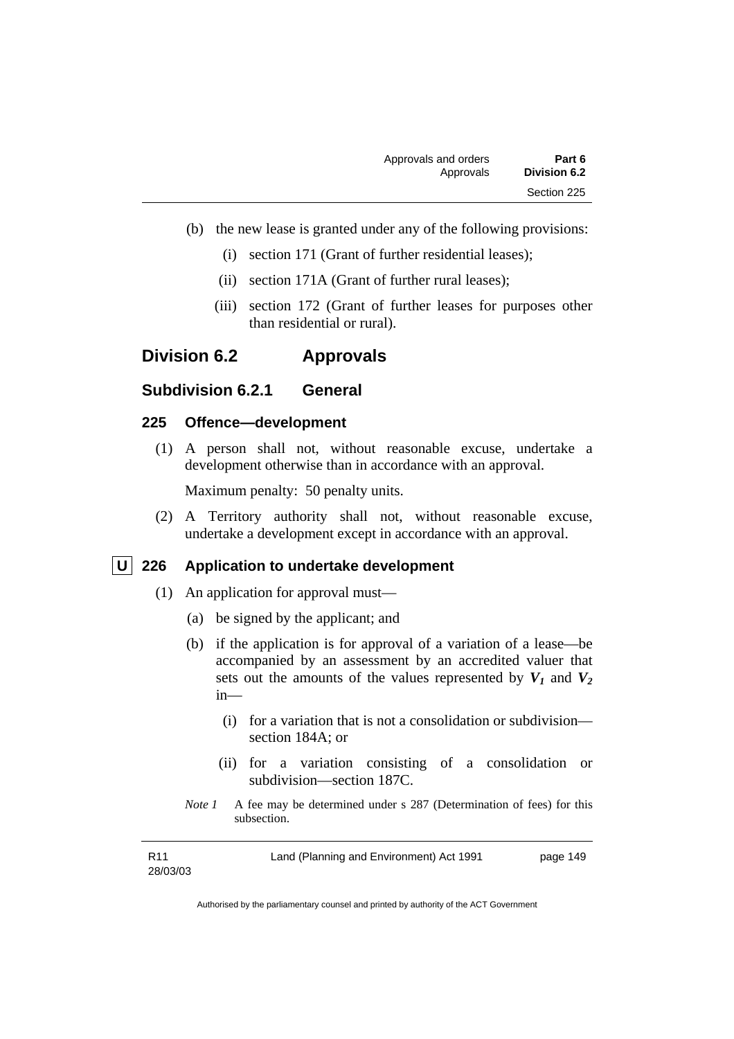(b) the new lease is granted under any of the following provisions:

   (i) section 171 (Grant of further residential leases);

   (ii) section 171A (Grant of further rural leases);

   (iii) section 172 (Grant of further leases for purposes other than residential or rural).

## Division 6.2 Approvals

### Subdivision 6.2.1 General

#### 225 Offence—development

(1) A person shall not, without reasonable excuse, undertake a development otherwise than in accordance with an approval.

Maximum penalty: 50 penalty units.

(2) A Territory authority shall not, without reasonable excuse, undertake a development except in accordance with an approval.

#### U 226 Application to undertake development

(1) An application for approval must—

(a) be signed by the applicant; and

(b) if the application is for approval of a variation of a lease—be accompanied by an assessment by an accredited valuer that sets out the amounts of the values represented by $V_1$ and $V_2$ in—

   (i) for a variation that is not a consolidation or subdivision—section 184A; or

   (ii) for a variation consisting of a consolidation or subdivision—section 187C.

*Note 1* A fee may be determined under s 287 (Determination of fees) for this subsection.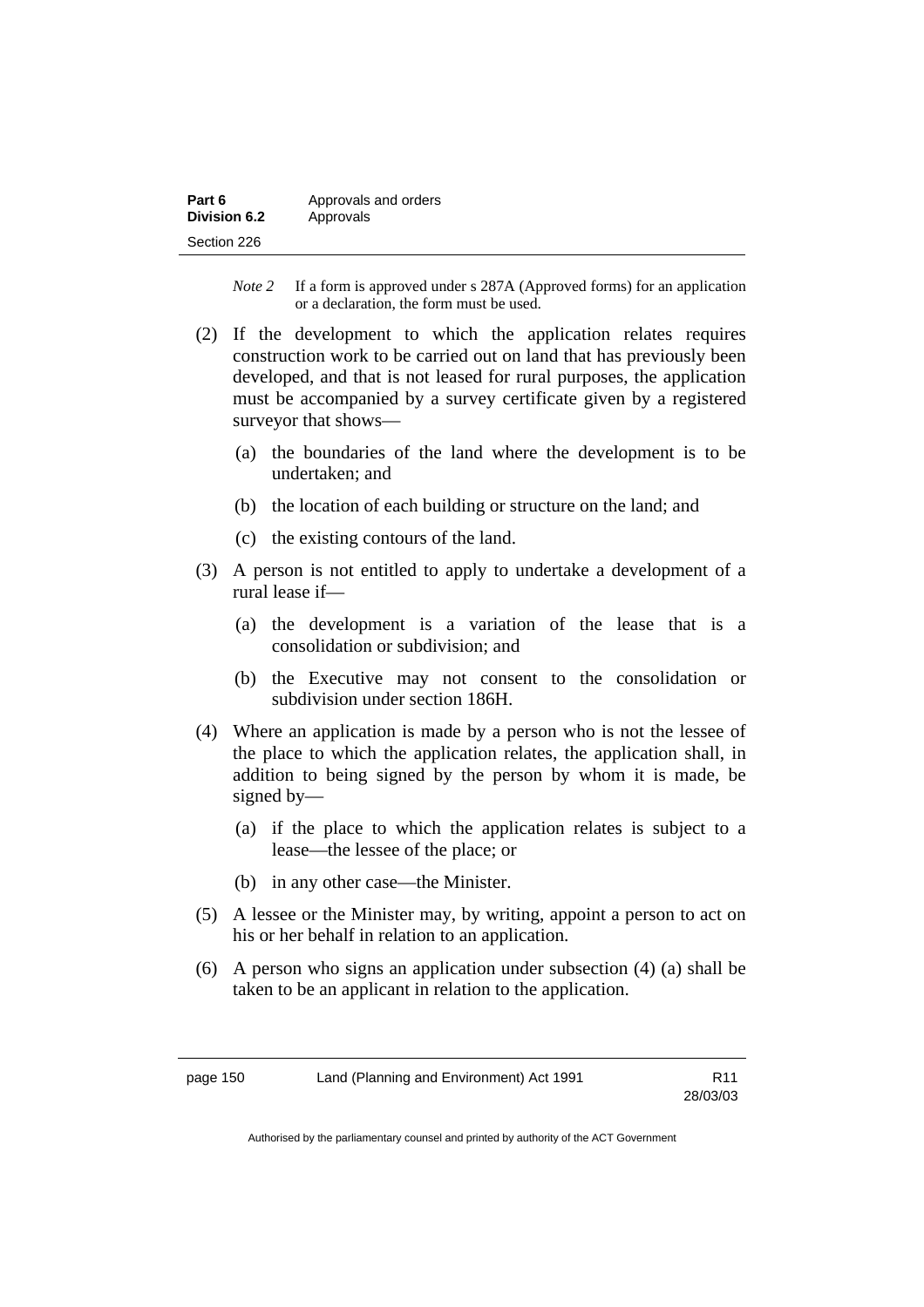*Note 2* If a form is approved under s 287A (Approved forms) for an application or a declaration, the form must be used.

(2) If the development to which the application relates requires construction work to be carried out on land that has previously been developed, and that is not leased for rural purposes, the application must be accompanied by a survey certificate given by a registered surveyor that shows—

(a) the boundaries of the land where the development is to be undertaken; and

(b) the location of each building or structure on the land; and

(c) the existing contours of the land.

(3) A person is not entitled to apply to undertake a development of a rural lease if—

(a) the development is a variation of the lease that is a consolidation or subdivision; and

(b) the Executive may not consent to the consolidation or subdivision under section 186H.

(4) Where an application is made by a person who is not the lessee of the place to which the application relates, the application shall, in addition to being signed by the person by whom it is made, be signed by—

(a) if the place to which the application relates is subject to a lease—the lessee of the place; or

(b) in any other case—the Minister.

(5) A lessee or the Minister may, by writing, appoint a person to act on his or her behalf in relation to an application.

(6) A person who signs an application under subsection (4) (a) shall be taken to be an applicant in relation to the application.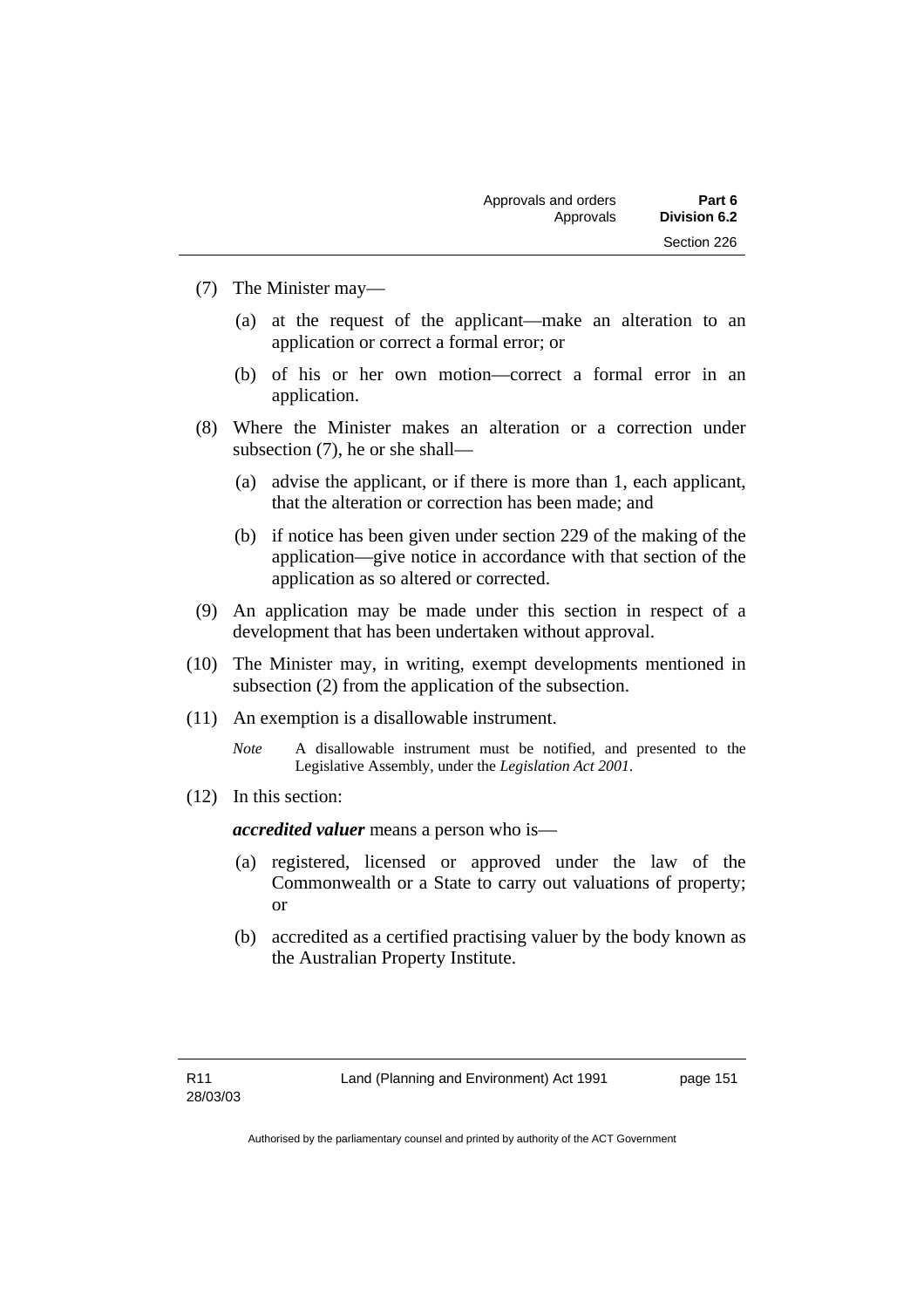(7) The Minister may—

 (a) at the request of the applicant—make an alteration to an application or correct a formal error; or

 (b) of his or her own motion—correct a formal error in an application.

(8) Where the Minister makes an alteration or a correction under subsection (7), he or she shall—

 (a) advise the applicant, or if there is more than 1, each applicant, that the alteration or correction has been made; and

 (b) if notice has been given under section 229 of the making of the application—give notice in accordance with that section of the application as so altered or corrected.

(9) An application may be made under this section in respect of a development that has been undertaken without approval.

(10) The Minister may, in writing, exempt developments mentioned in subsection (2) from the application of the subsection.

(11) An exemption is a disallowable instrument.

*Note* A disallowable instrument must be notified, and presented to the Legislative Assembly, under the *Legislation Act 2001*.

(12) In this section:

***accredited valuer*** means a person who is—

 (a) registered, licensed or approved under the law of the Commonwealth or a State to carry out valuations of property; or

 (b) accredited as a certified practising valuer by the body known as the Australian Property Institute.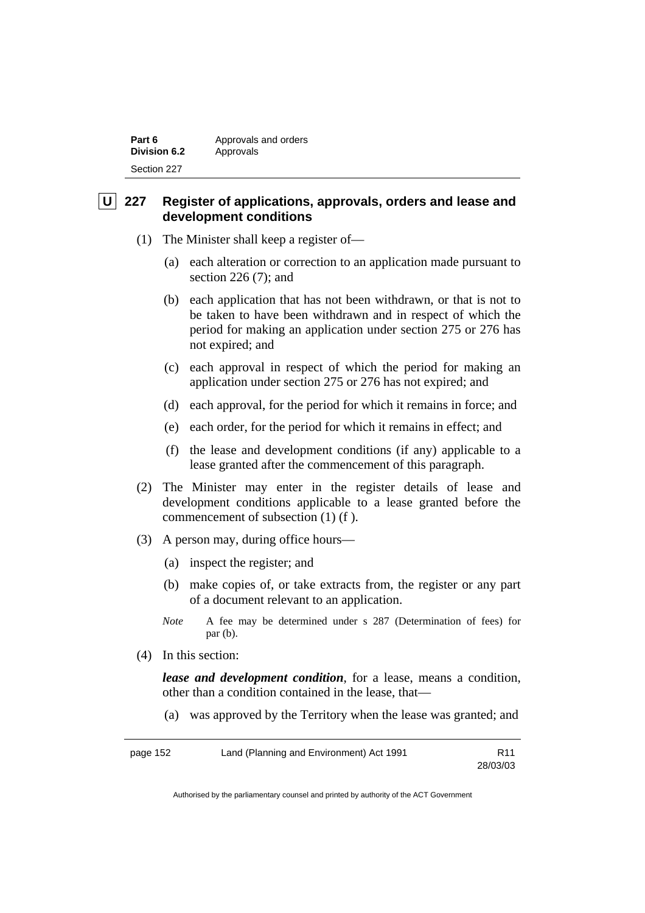## U 227 Register of applications, approvals, orders and lease and development conditions

(1) The Minister shall keep a register of—

(a) each alteration or correction to an application made pursuant to section 226 (7); and

(b) each application that has not been withdrawn, or that is not to be taken to have been withdrawn and in respect of which the period for making an application under section 275 or 276 has not expired; and

(c) each approval in respect of which the period for making an application under section 275 or 276 has not expired; and

(d) each approval, for the period for which it remains in force; and

(e) each order, for the period for which it remains in effect; and

(f) the lease and development conditions (if any) applicable to a lease granted after the commencement of this paragraph.

(2) The Minister may enter in the register details of lease and development conditions applicable to a lease granted before the commencement of subsection (1) (f ).

(3) A person may, during office hours—

(a) inspect the register; and

(b) make copies of, or take extracts from, the register or any part of a document relevant to an application.

*Note* A fee may be determined under s 287 (Determination of fees) for par (b).

(4) In this section:

***lease and development condition***, for a lease, means a condition, other than a condition contained in the lease, that—

(a) was approved by the Territory when the lease was granted; and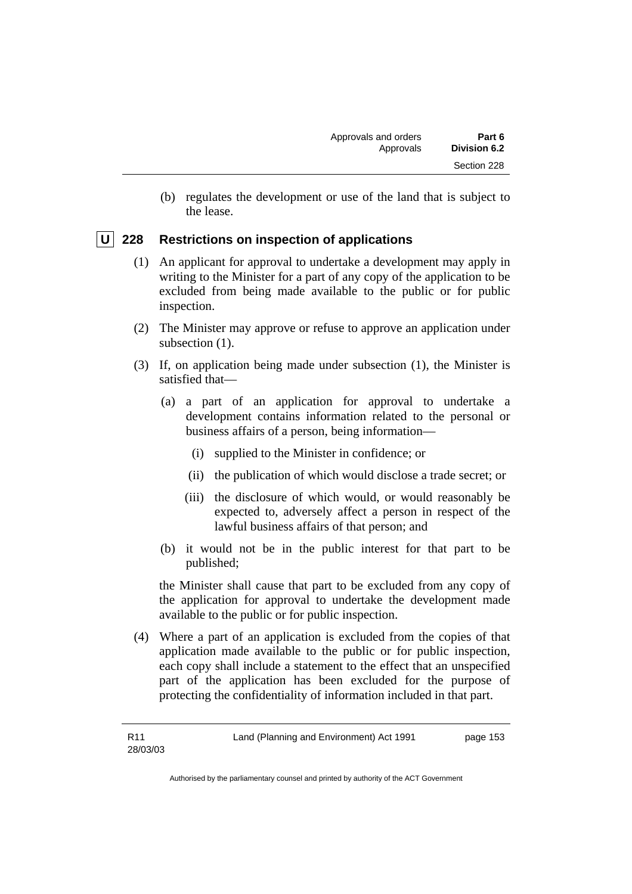(b) regulates the development or use of the land that is subject to the lease.

## U 228 Restrictions on inspection of applications

(1) An applicant for approval to undertake a development may apply in writing to the Minister for a part of any copy of the application to be excluded from being made available to the public or for public inspection.

(2) The Minister may approve or refuse to approve an application under subsection (1).

(3) If, on application being made under subsection (1), the Minister is satisfied that—

(a) a part of an application for approval to undertake a development contains information related to the personal or business affairs of a person, being information—

(i) supplied to the Minister in confidence; or

(ii) the publication of which would disclose a trade secret; or

(iii) the disclosure of which would, or would reasonably be expected to, adversely affect a person in respect of the lawful business affairs of that person; and

(b) it would not be in the public interest for that part to be published;

the Minister shall cause that part to be excluded from any copy of the application for approval to undertake the development made available to the public or for public inspection.

(4) Where a part of an application is excluded from the copies of that application made available to the public or for public inspection, each copy shall include a statement to the effect that an unspecified part of the application has been excluded for the purpose of protecting the confidentiality of information included in that part.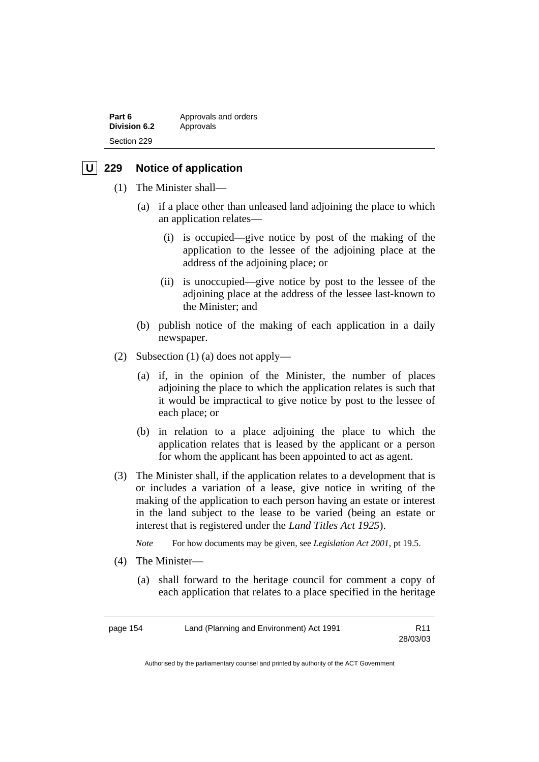## U 229 Notice of application

(1) The Minister shall—

(a) if a place other than unleased land adjoining the place to which an application relates—

(i) is occupied—give notice by post of the making of the application to the lessee of the adjoining place at the address of the adjoining place; or

(ii) is unoccupied—give notice by post to the lessee of the adjoining place at the address of the lessee last-known to the Minister; and

(b) publish notice of the making of each application in a daily newspaper.

(2) Subsection (1) (a) does not apply—

(a) if, in the opinion of the Minister, the number of places adjoining the place to which the application relates is such that it would be impractical to give notice by post to the lessee of each place; or

(b) in relation to a place adjoining the place to which the application relates that is leased by the applicant or a person for whom the applicant has been appointed to act as agent.

(3) The Minister shall, if the application relates to a development that is or includes a variation of a lease, give notice in writing of the making of the application to each person having an estate or interest in the land subject to the lease to be varied (being an estate or interest that is registered under the *Land Titles Act 1925*).

*Note* For how documents may be given, see *Legislation Act 2001*, pt 19.5.

(4) The Minister—

(a) shall forward to the heritage council for comment a copy of each application that relates to a place specified in the heritage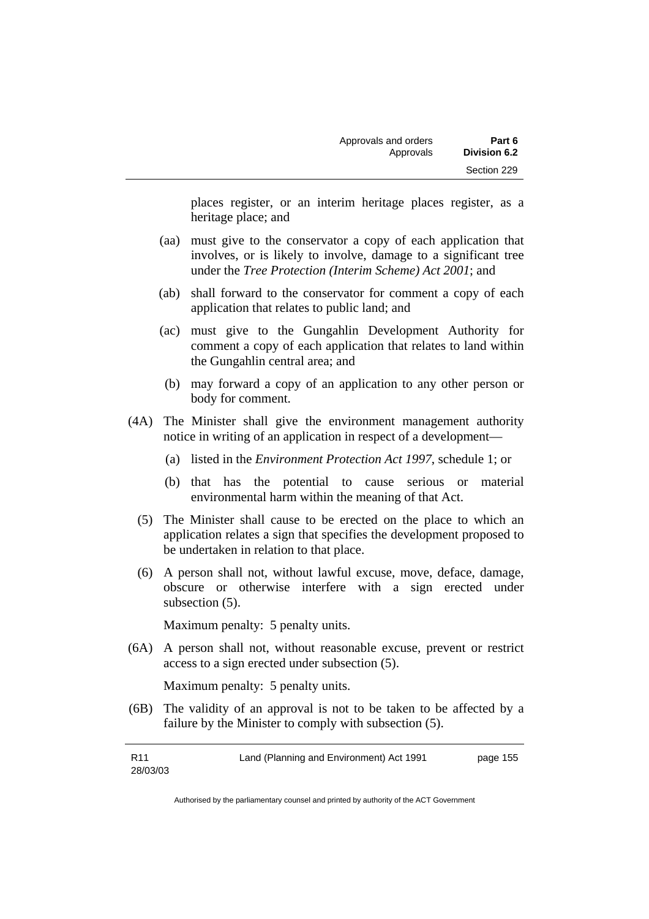places register, or an interim heritage places register, as a heritage place; and

(aa) must give to the conservator a copy of each application that involves, or is likely to involve, damage to a significant tree under the *Tree Protection (Interim Scheme) Act 2001*; and

(ab) shall forward to the conservator for comment a copy of each application that relates to public land; and

(ac) must give to the Gungahlin Development Authority for comment a copy of each application that relates to land within the Gungahlin central area; and

(b) may forward a copy of an application to any other person or body for comment.

(4A) The Minister shall give the environment management authority notice in writing of an application in respect of a development—

(a) listed in the *Environment Protection Act 1997*, schedule 1; or

(b) that has the potential to cause serious or material environmental harm within the meaning of that Act.

(5) The Minister shall cause to be erected on the place to which an application relates a sign that specifies the development proposed to be undertaken in relation to that place.

(6) A person shall not, without lawful excuse, move, deface, damage, obscure or otherwise interfere with a sign erected under subsection (5).

Maximum penalty: 5 penalty units.

(6A) A person shall not, without reasonable excuse, prevent or restrict access to a sign erected under subsection (5).

Maximum penalty: 5 penalty units.

(6B) The validity of an approval is not to be taken to be affected by a failure by the Minister to comply with subsection (5).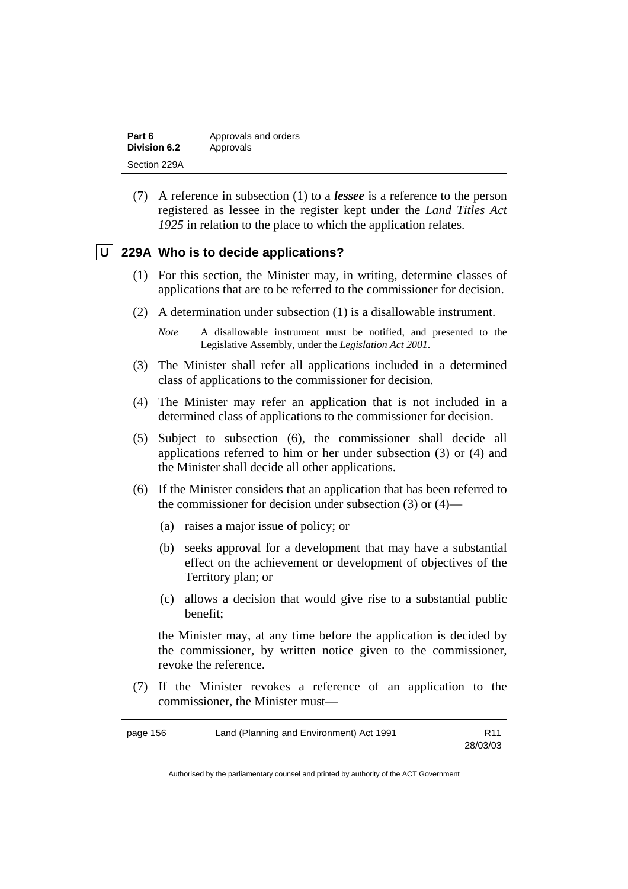(7) A reference in subsection (1) to a ***lessee*** is a reference to the person registered as lessee in the register kept under the *Land Titles Act 1925* in relation to the place to which the application relates.

### U 229A Who is to decide applications?

(1) For this section, the Minister may, in writing, determine classes of applications that are to be referred to the commissioner for decision.

(2) A determination under subsection (1) is a disallowable instrument.

*Note* A disallowable instrument must be notified, and presented to the Legislative Assembly, under the *Legislation Act 2001*.

(3) The Minister shall refer all applications included in a determined class of applications to the commissioner for decision.

(4) The Minister may refer an application that is not included in a determined class of applications to the commissioner for decision.

(5) Subject to subsection (6), the commissioner shall decide all applications referred to him or her under subsection (3) or (4) and the Minister shall decide all other applications.

(6) If the Minister considers that an application that has been referred to the commissioner for decision under subsection (3) or (4)—

(a) raises a major issue of policy; or

(b) seeks approval for a development that may have a substantial effect on the achievement or development of objectives of the Territory plan; or

(c) allows a decision that would give rise to a substantial public benefit;

the Minister may, at any time before the application is decided by the commissioner, by written notice given to the commissioner, revoke the reference.

(7) If the Minister revokes a reference of an application to the commissioner, the Minister must—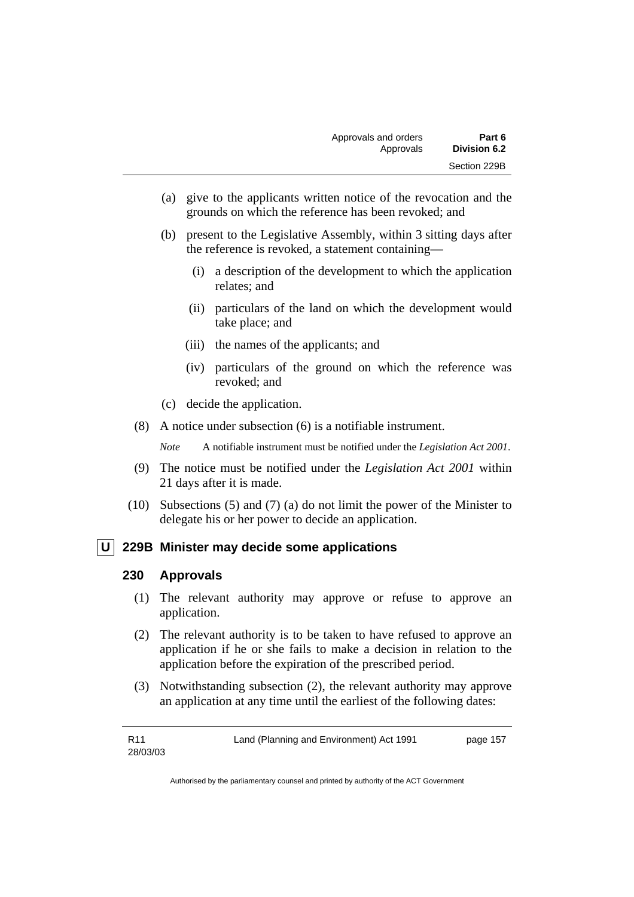(a) give to the applicants written notice of the revocation and the grounds on which the reference has been revoked; and

(b) present to the Legislative Assembly, within 3 sitting days after the reference is revoked, a statement containing—

   (i) a description of the development to which the application relates; and

   (ii) particulars of the land on which the development would take place; and

   (iii) the names of the applicants; and

   (iv) particulars of the ground on which the reference was revoked; and

(c) decide the application.

(8) A notice under subsection (6) is a notifiable instrument.

*Note* A notifiable instrument must be notified under the *Legislation Act 2001*.

(9) The notice must be notified under the *Legislation Act 2001* within 21 days after it is made.

(10) Subsections (5) and (7) (a) do not limit the power of the Minister to delegate his or her power to decide an application.

### U 229B Minister may decide some applications

### 230 Approvals

(1) The relevant authority may approve or refuse to approve an application.

(2) The relevant authority is to be taken to have refused to approve an application if he or she fails to make a decision in relation to the application before the expiration of the prescribed period.

(3) Notwithstanding subsection (2), the relevant authority may approve an application at any time until the earliest of the following dates: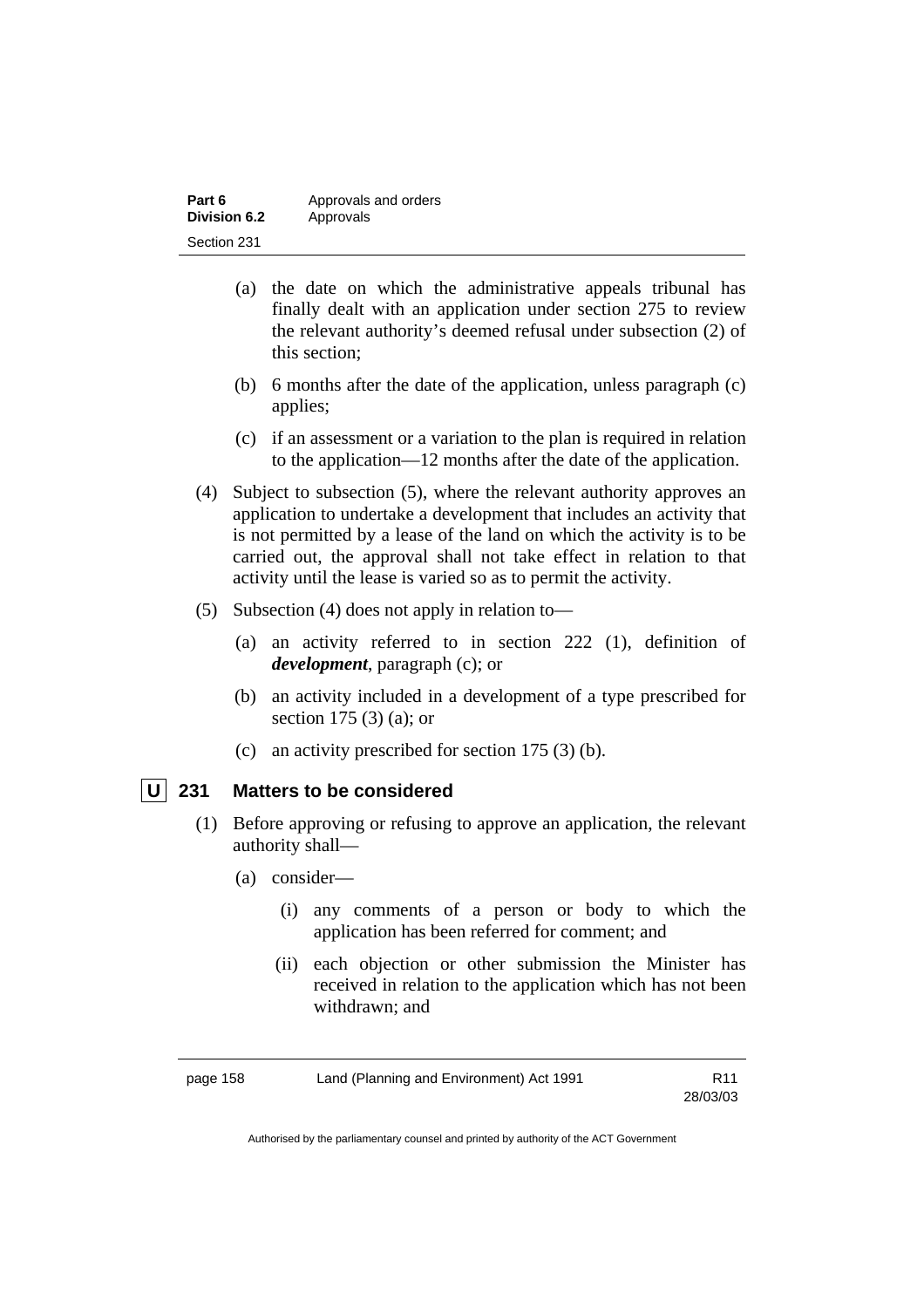(a) the date on which the administrative appeals tribunal has finally dealt with an application under section 275 to review the relevant authority's deemed refusal under subsection (2) of this section;

(b) 6 months after the date of the application, unless paragraph (c) applies;

(c) if an assessment or a variation to the plan is required in relation to the application—12 months after the date of the application.

(4) Subject to subsection (5), where the relevant authority approves an application to undertake a development that includes an activity that is not permitted by a lease of the land on which the activity is to be carried out, the approval shall not take effect in relation to that activity until the lease is varied so as to permit the activity.

(5) Subsection (4) does not apply in relation to—

(a) an activity referred to in section 222 (1), definition of ***development***, paragraph (c); or

(b) an activity included in a development of a type prescribed for section 175 (3) (a); or

(c) an activity prescribed for section 175 (3) (b).

## U 231 Matters to be considered

(1) Before approving or refusing to approve an application, the relevant authority shall—

(a) consider—

(i) any comments of a person or body to which the application has been referred for comment; and

(ii) each objection or other submission the Minister has received in relation to the application which has not been withdrawn; and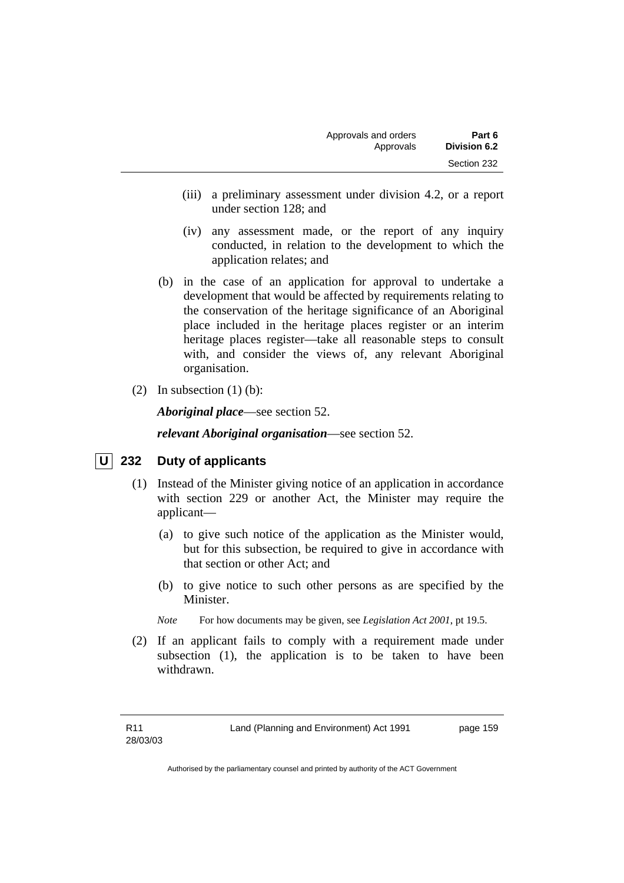(iii) a preliminary assessment under division 4.2, or a report under section 128; and

(iv) any assessment made, or the report of any inquiry conducted, in relation to the development to which the application relates; and

(b) in the case of an application for approval to undertake a development that would be affected by requirements relating to the conservation of the heritage significance of an Aboriginal place included in the heritage places register or an interim heritage places register—take all reasonable steps to consult with, and consider the views of, any relevant Aboriginal organisation.

(2) In subsection (1) (b):

***Aboriginal place***—see section 52.

***relevant Aboriginal organisation***—see section 52.

### U 232 Duty of applicants

(1) Instead of the Minister giving notice of an application in accordance with section 229 or another Act, the Minister may require the applicant—

(a) to give such notice of the application as the Minister would, but for this subsection, be required to give in accordance with that section or other Act; and

(b) to give notice to such other persons as are specified by the Minister.

*Note* For how documents may be given, see *Legislation Act 2001*, pt 19.5.

(2) If an applicant fails to comply with a requirement made under subsection (1), the application is to be taken to have been withdrawn.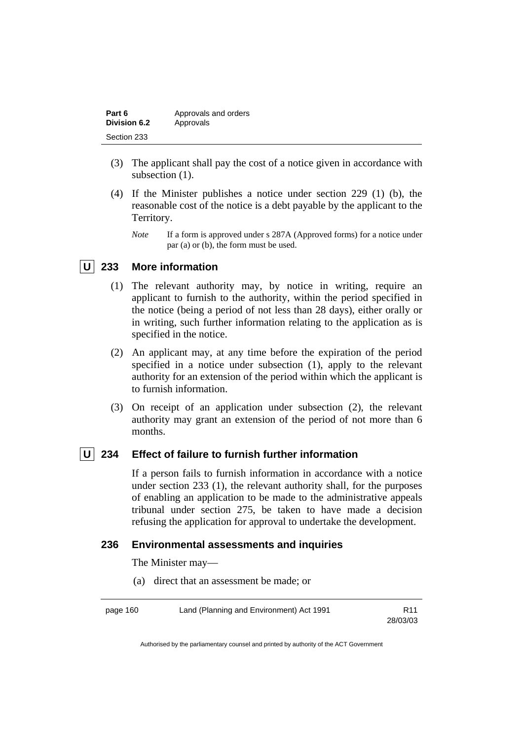(3) The applicant shall pay the cost of a notice given in accordance with subsection (1).

(4) If the Minister publishes a notice under section 229 (1) (b), the reasonable cost of the notice is a debt payable by the applicant to the Territory.

*Note* If a form is approved under s 287A (Approved forms) for a notice under par (a) or (b), the form must be used.

### U 233 More information

(1) The relevant authority may, by notice in writing, require an applicant to furnish to the authority, within the period specified in the notice (being a period of not less than 28 days), either orally or in writing, such further information relating to the application as is specified in the notice.

(2) An applicant may, at any time before the expiration of the period specified in a notice under subsection (1), apply to the relevant authority for an extension of the period within which the applicant is to furnish information.

(3) On receipt of an application under subsection (2), the relevant authority may grant an extension of the period of not more than 6 months.

### U 234 Effect of failure to furnish further information

If a person fails to furnish information in accordance with a notice under section 233 (1), the relevant authority shall, for the purposes of enabling an application to be made to the administrative appeals tribunal under section 275, be taken to have made a decision refusing the application for approval to undertake the development.

### 236 Environmental assessments and inquiries

The Minister may—

(a) direct that an assessment be made; or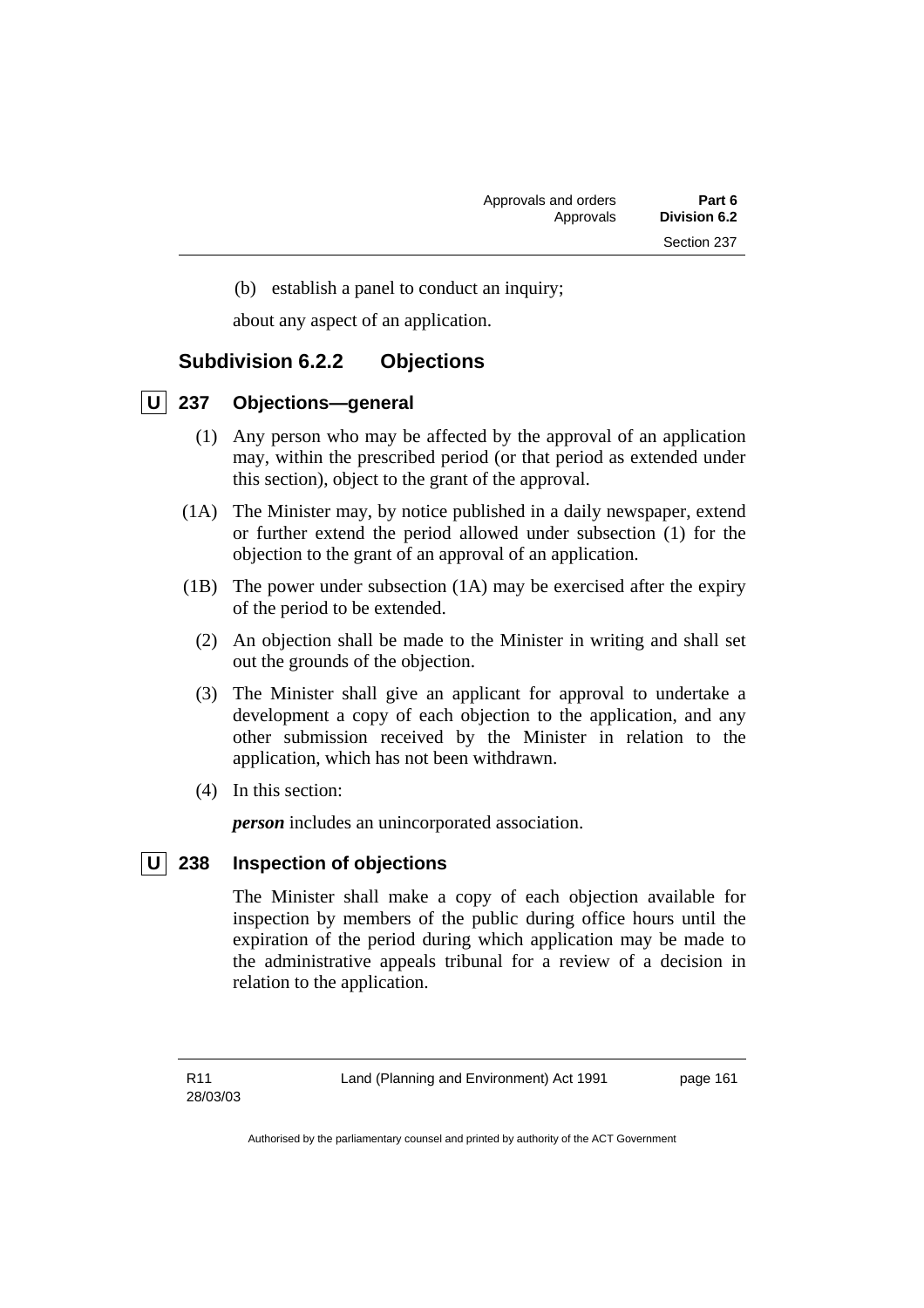(b) establish a panel to conduct an inquiry;

about any aspect of an application.

### Subdivision 6.2.2 Objections

#### U 237 Objections—general

(1) Any person who may be affected by the approval of an application may, within the prescribed period (or that period as extended under this section), object to the grant of the approval.

(1A) The Minister may, by notice published in a daily newspaper, extend or further extend the period allowed under subsection (1) for the objection to the grant of an approval of an application.

(1B) The power under subsection (1A) may be exercised after the expiry of the period to be extended.

(2) An objection shall be made to the Minister in writing and shall set out the grounds of the objection.

(3) The Minister shall give an applicant for approval to undertake a development a copy of each objection to the application, and any other submission received by the Minister in relation to the application, which has not been withdrawn.

(4) In this section:

***person*** includes an unincorporated association.

#### U 238 Inspection of objections

The Minister shall make a copy of each objection available for inspection by members of the public during office hours until the expiration of the period during which application may be made to the administrative appeals tribunal for a review of a decision in relation to the application.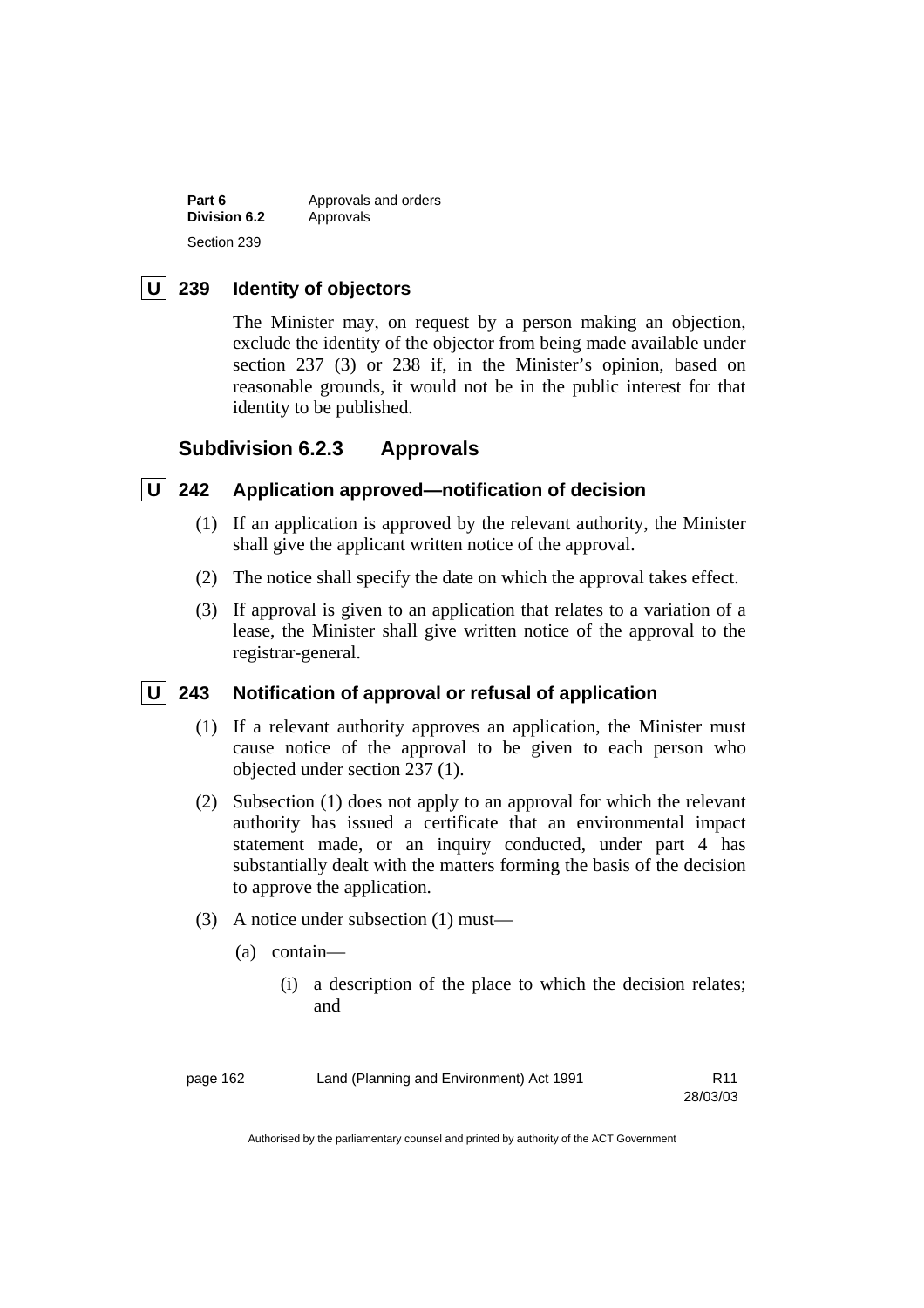**U** **239 Identity of objectors**

The Minister may, on request by a person making an objection, exclude the identity of the objector from being made available under section 237 (3) or 238 if, in the Minister's opinion, based on reasonable grounds, it would not be in the public interest for that identity to be published.

## Subdivision 6.2.3 Approvals

**U** **242 Application approved—notification of decision**

(1) If an application is approved by the relevant authority, the Minister shall give the applicant written notice of the approval.

(2) The notice shall specify the date on which the approval takes effect.

(3) If approval is given to an application that relates to a variation of a lease, the Minister shall give written notice of the approval to the registrar-general.

**U** **243 Notification of approval or refusal of application**

(1) If a relevant authority approves an application, the Minister must cause notice of the approval to be given to each person who objected under section 237 (1).

(2) Subsection (1) does not apply to an approval for which the relevant authority has issued a certificate that an environmental impact statement made, or an inquiry conducted, under part 4 has substantially dealt with the matters forming the basis of the decision to approve the application.

(3) A notice under subsection (1) must—

(a) contain—

(i) a description of the place to which the decision relates; and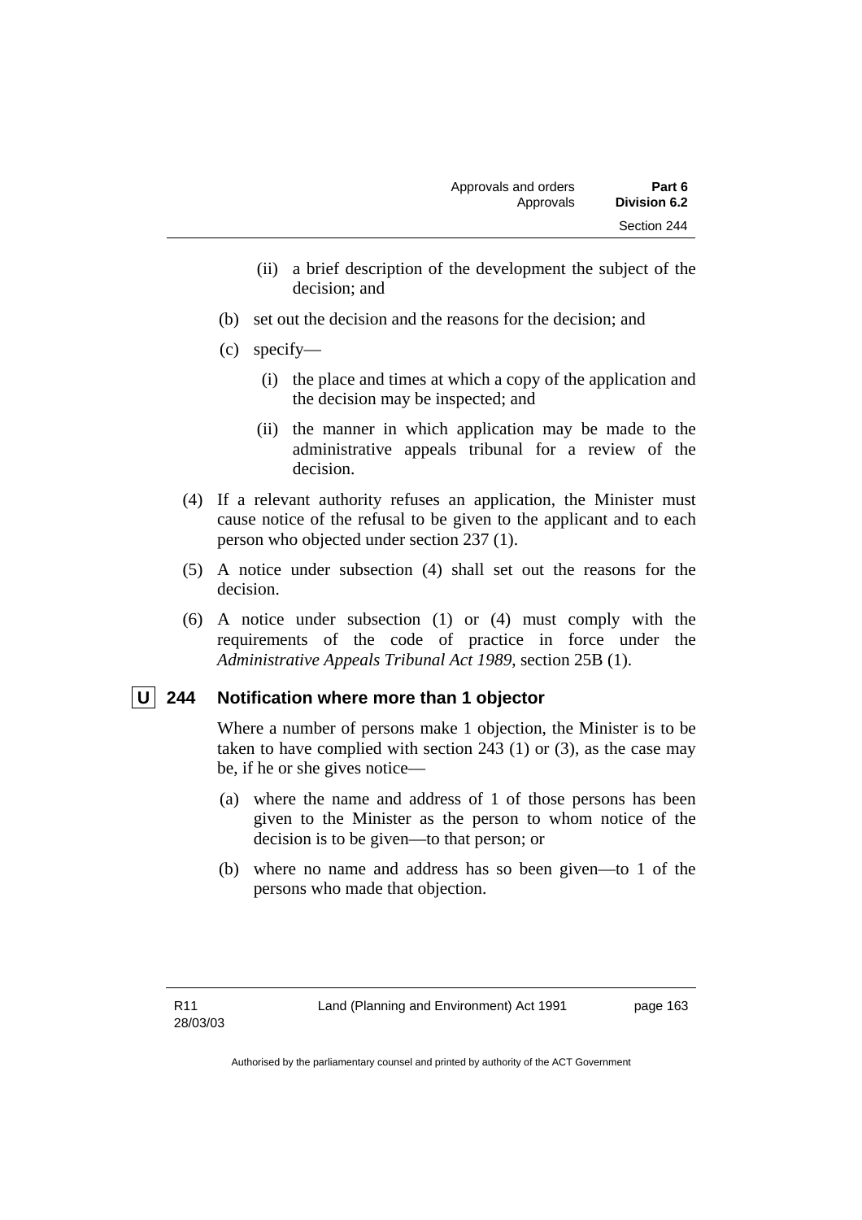(ii) a brief description of the development the subject of the decision; and

(b) set out the decision and the reasons for the decision; and

(c) specify—

(i) the place and times at which a copy of the application and the decision may be inspected; and

(ii) the manner in which application may be made to the administrative appeals tribunal for a review of the decision.

(4) If a relevant authority refuses an application, the Minister must cause notice of the refusal to be given to the applicant and to each person who objected under section 237 (1).

(5) A notice under subsection (4) shall set out the reasons for the decision.

(6) A notice under subsection (1) or (4) must comply with the requirements of the code of practice in force under the *Administrative Appeals Tribunal Act 1989*, section 25B (1).

### U 244 Notification where more than 1 objector

Where a number of persons make 1 objection, the Minister is to be taken to have complied with section 243 (1) or (3), as the case may be, if he or she gives notice—

(a) where the name and address of 1 of those persons has been given to the Minister as the person to whom notice of the decision is to be given—to that person; or

(b) where no name and address has so been given—to 1 of the persons who made that objection.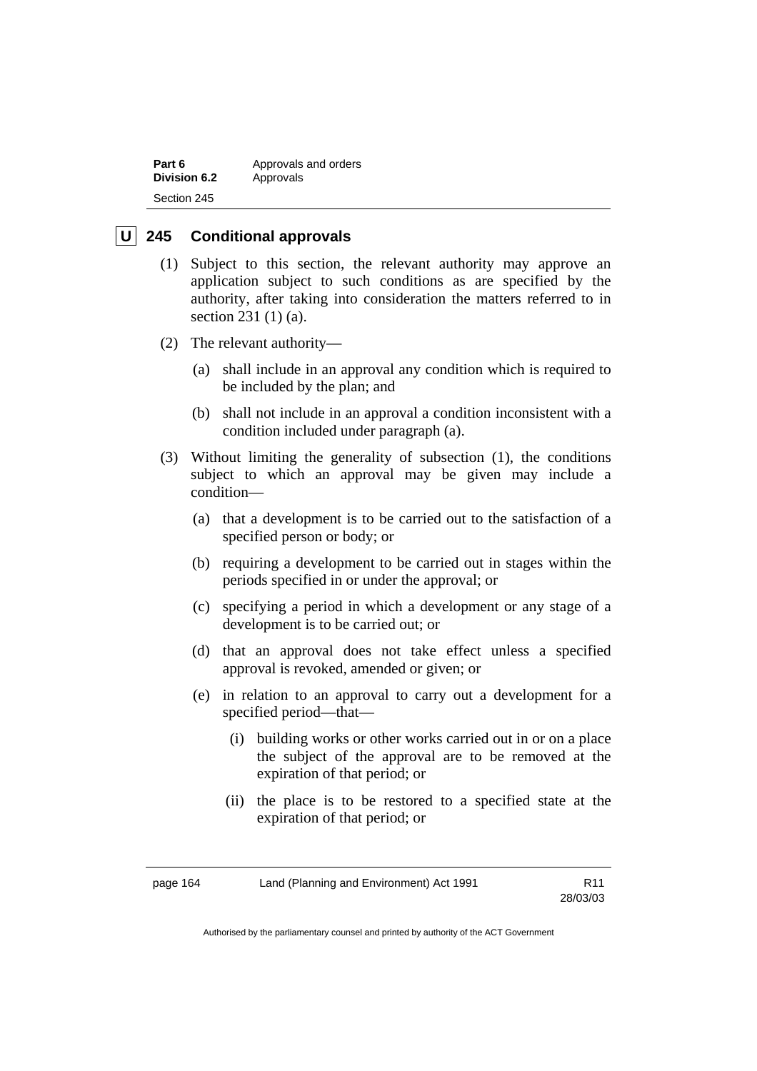## U 245 Conditional approvals

(1) Subject to this section, the relevant authority may approve an application subject to such conditions as are specified by the authority, after taking into consideration the matters referred to in section 231 (1) (a).

(2) The relevant authority—

(a) shall include in an approval any condition which is required to be included by the plan; and

(b) shall not include in an approval a condition inconsistent with a condition included under paragraph (a).

(3) Without limiting the generality of subsection (1), the conditions subject to which an approval may be given may include a condition—

(a) that a development is to be carried out to the satisfaction of a specified person or body; or

(b) requiring a development to be carried out in stages within the periods specified in or under the approval; or

(c) specifying a period in which a development or any stage of a development is to be carried out; or

(d) that an approval does not take effect unless a specified approval is revoked, amended or given; or

(e) in relation to an approval to carry out a development for a specified period—that—

(i) building works or other works carried out in or on a place the subject of the approval are to be removed at the expiration of that period; or

(ii) the place is to be restored to a specified state at the expiration of that period; or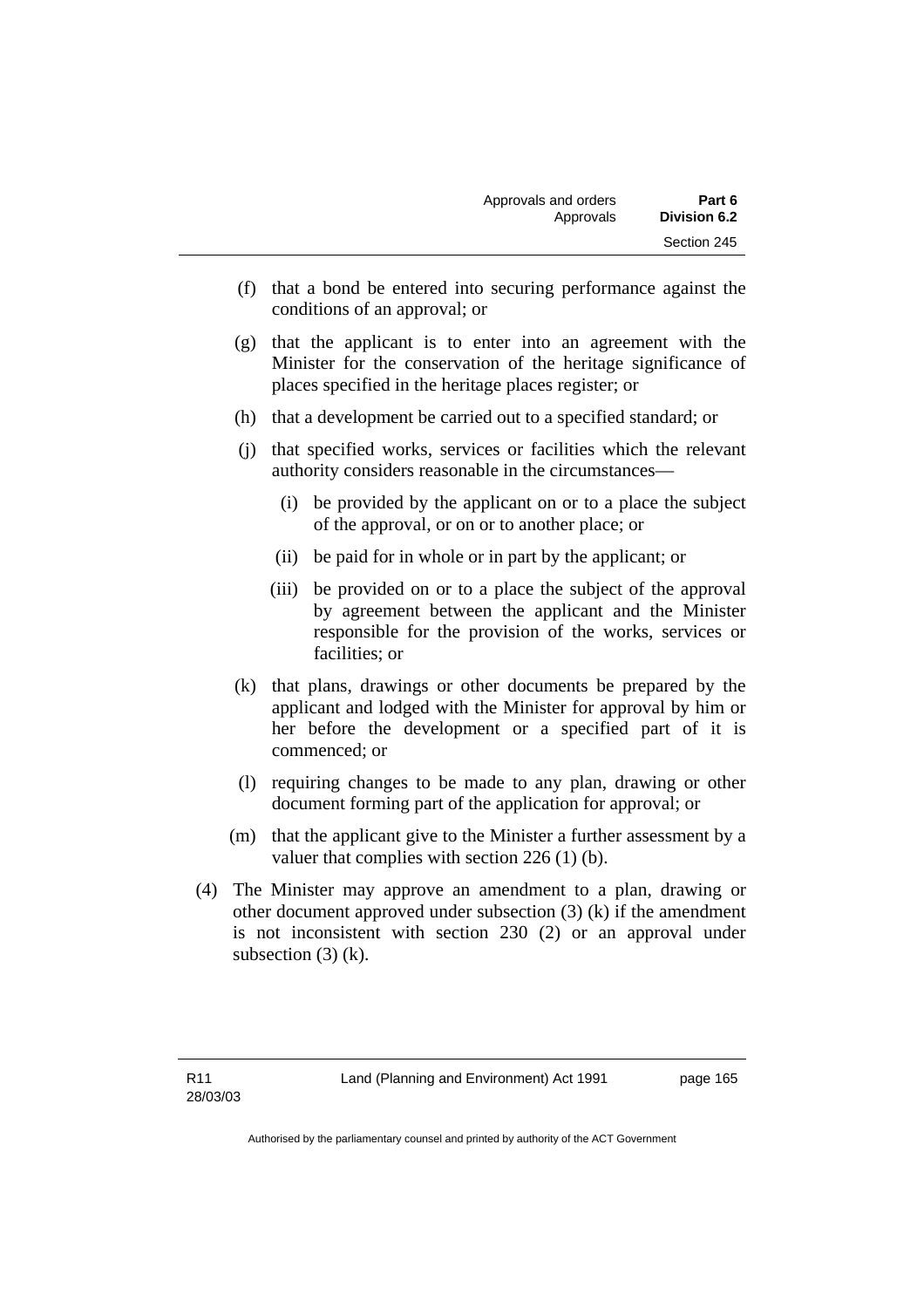(f) that a bond be entered into securing performance against the conditions of an approval; or

(g) that the applicant is to enter into an agreement with the Minister for the conservation of the heritage significance of places specified in the heritage places register; or

(h) that a development be carried out to a specified standard; or

(j) that specified works, services or facilities which the relevant authority considers reasonable in the circumstances—

   (i) be provided by the applicant on or to a place the subject of the approval, or on or to another place; or

   (ii) be paid for in whole or in part by the applicant; or

   (iii) be provided on or to a place the subject of the approval by agreement between the applicant and the Minister responsible for the provision of the works, services or facilities; or

(k) that plans, drawings or other documents be prepared by the applicant and lodged with the Minister for approval by him or her before the development or a specified part of it is commenced; or

(l) requiring changes to be made to any plan, drawing or other document forming part of the application for approval; or

(m) that the applicant give to the Minister a further assessment by a valuer that complies with section 226 (1) (b).

(4) The Minister may approve an amendment to a plan, drawing or other document approved under subsection (3) (k) if the amendment is not inconsistent with section 230 (2) or an approval under subsection (3) (k).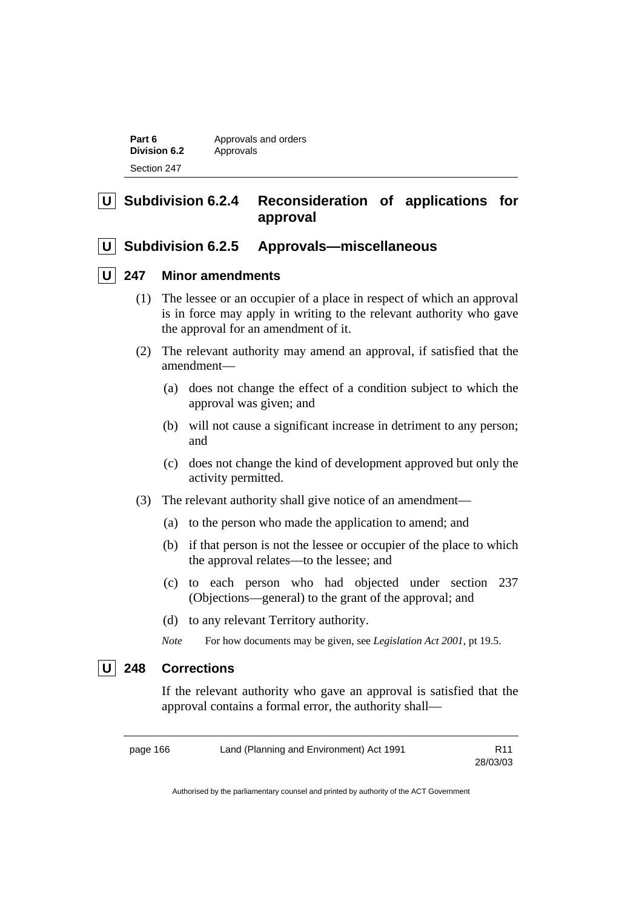## U Subdivision 6.2.4 Reconsideration of applications for approval

## U Subdivision 6.2.5 Approvals—miscellaneous

### U 247 Minor amendments

(1) The lessee or an occupier of a place in respect of which an approval is in force may apply in writing to the relevant authority who gave the approval for an amendment of it.

(2) The relevant authority may amend an approval, if satisfied that the amendment—

(a) does not change the effect of a condition subject to which the approval was given; and

(b) will not cause a significant increase in detriment to any person; and

(c) does not change the kind of development approved but only the activity permitted.

(3) The relevant authority shall give notice of an amendment—

(a) to the person who made the application to amend; and

(b) if that person is not the lessee or occupier of the place to which the approval relates—to the lessee; and

(c) to each person who had objected under section 237 (Objections—general) to the grant of the approval; and

(d) to any relevant Territory authority.

*Note* For how documents may be given, see *Legislation Act 2001*, pt 19.5.

### U 248 Corrections

If the relevant authority who gave an approval is satisfied that the approval contains a formal error, the authority shall—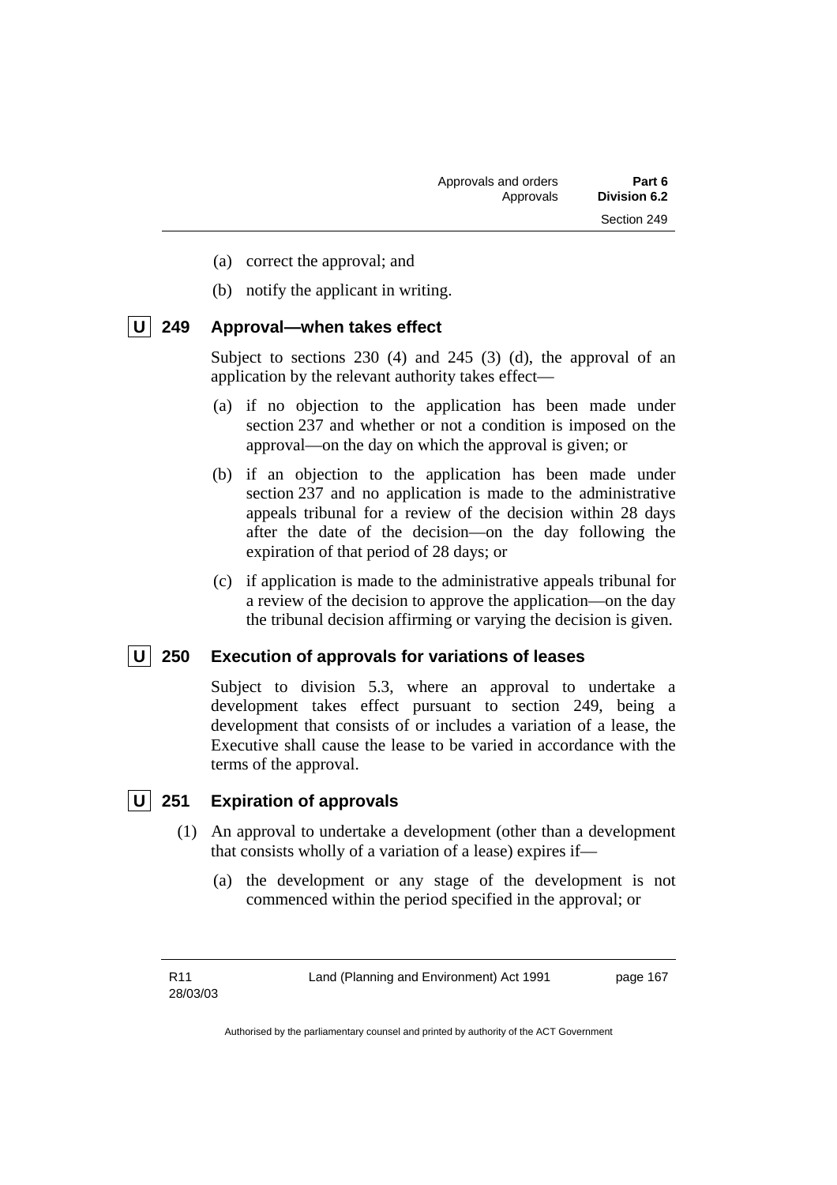(a) correct the approval; and

(b) notify the applicant in writing.

### U 249 Approval—when takes effect

Subject to sections 230 (4) and 245 (3) (d), the approval of an application by the relevant authority takes effect—

(a) if no objection to the application has been made under section 237 and whether or not a condition is imposed on the approval—on the day on which the approval is given; or

(b) if an objection to the application has been made under section 237 and no application is made to the administrative appeals tribunal for a review of the decision within 28 days after the date of the decision—on the day following the expiration of that period of 28 days; or

(c) if application is made to the administrative appeals tribunal for a review of the decision to approve the application—on the day the tribunal decision affirming or varying the decision is given.

### U 250 Execution of approvals for variations of leases

Subject to division 5.3, where an approval to undertake a development takes effect pursuant to section 249, being a development that consists of or includes a variation of a lease, the Executive shall cause the lease to be varied in accordance with the terms of the approval.

### U 251 Expiration of approvals

(1) An approval to undertake a development (other than a development that consists wholly of a variation of a lease) expires if—

(a) the development or any stage of the development is not commenced within the period specified in the approval; or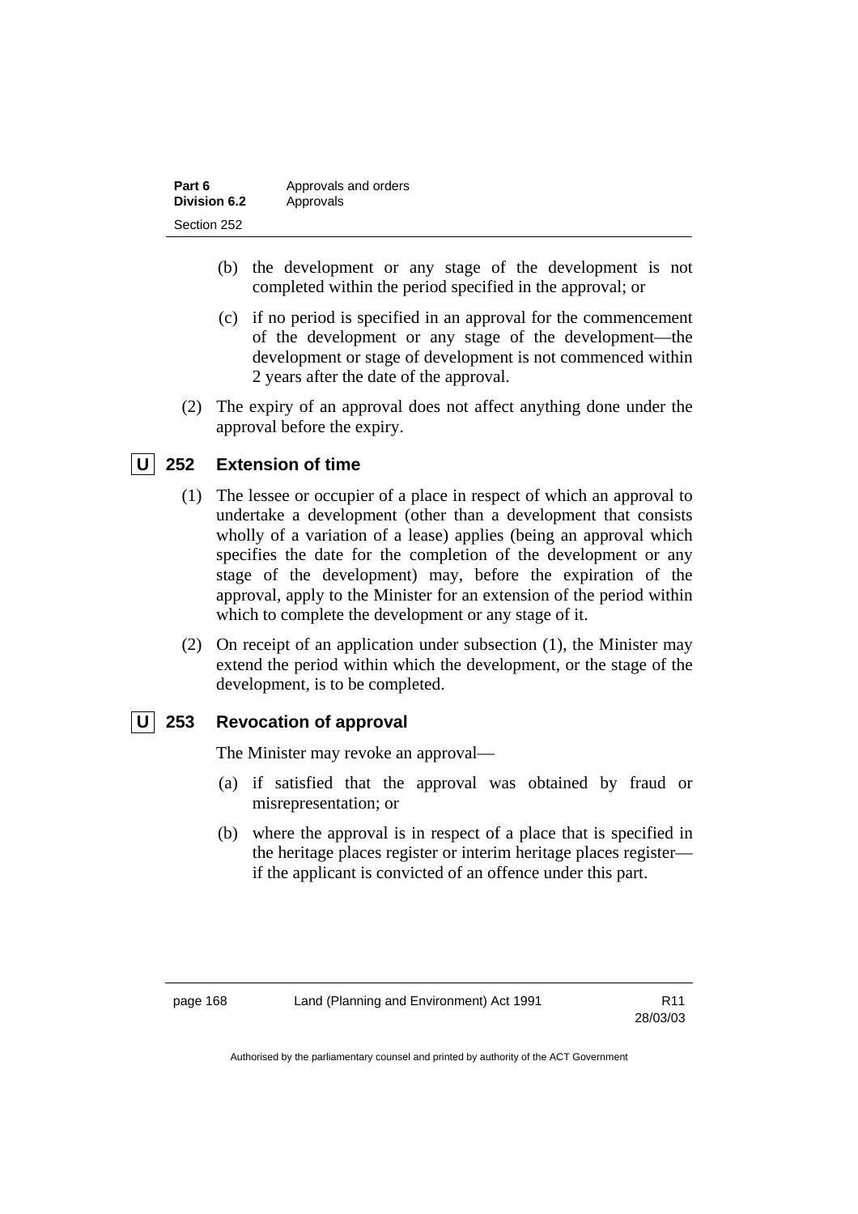(b) the development or any stage of the development is not completed within the period specified in the approval; or

(c) if no period is specified in an approval for the commencement of the development or any stage of the development—the development or stage of development is not commenced within 2 years after the date of the approval.

(2) The expiry of an approval does not affect anything done under the approval before the expiry.

### U 252 Extension of time

(1) The lessee or occupier of a place in respect of which an approval to undertake a development (other than a development that consists wholly of a variation of a lease) applies (being an approval which specifies the date for the completion of the development or any stage of the development) may, before the expiration of the approval, apply to the Minister for an extension of the period within which to complete the development or any stage of it.

(2) On receipt of an application under subsection (1), the Minister may extend the period within which the development, or the stage of the development, is to be completed.

### U 253 Revocation of approval

The Minister may revoke an approval—

(a) if satisfied that the approval was obtained by fraud or misrepresentation; or

(b) where the approval is in respect of a place that is specified in the heritage places register or interim heritage places register—if the applicant is convicted of an offence under this part.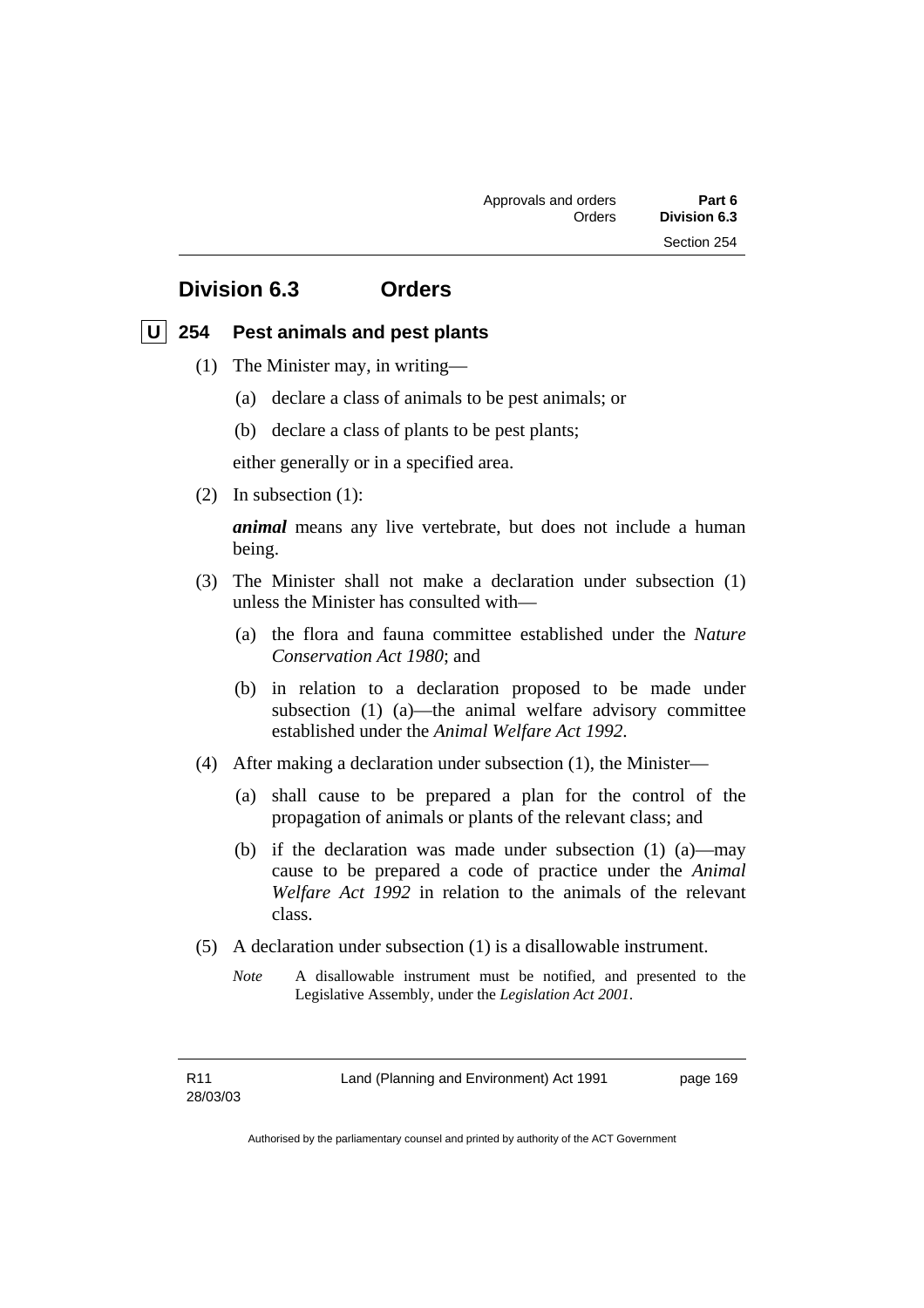## Division 6.3 Orders

### U 254 Pest animals and pest plants

(1) The Minister may, in writing—

(a) declare a class of animals to be pest animals; or

(b) declare a class of plants to be pest plants;

either generally or in a specified area.

(2) In subsection (1):

***animal*** means any live vertebrate, but does not include a human being.

(3) The Minister shall not make a declaration under subsection (1) unless the Minister has consulted with—

(a) the flora and fauna committee established under the *Nature Conservation Act 1980*; and

(b) in relation to a declaration proposed to be made under subsection (1) (a)—the animal welfare advisory committee established under the *Animal Welfare Act 1992*.

(4) After making a declaration under subsection (1), the Minister—

(a) shall cause to be prepared a plan for the control of the propagation of animals or plants of the relevant class; and

(b) if the declaration was made under subsection (1) (a)—may cause to be prepared a code of practice under the *Animal Welfare Act 1992* in relation to the animals of the relevant class.

(5) A declaration under subsection (1) is a disallowable instrument.

*Note* A disallowable instrument must be notified, and presented to the Legislative Assembly, under the *Legislation Act 2001*.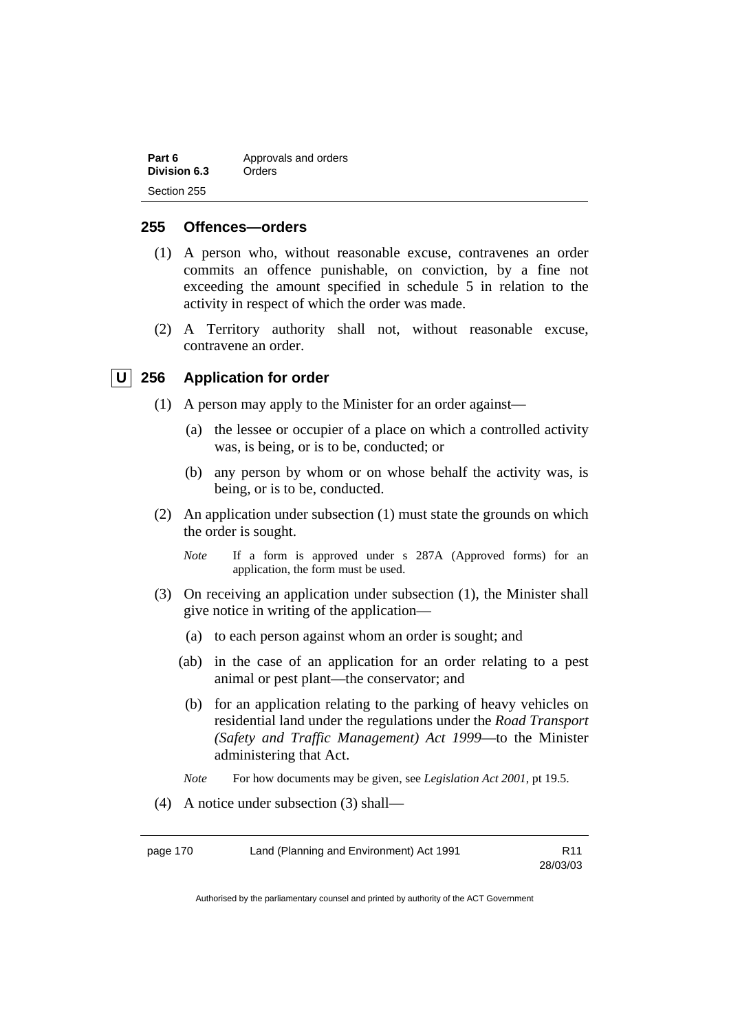## 255 Offences—orders

(1) A person who, without reasonable excuse, contravenes an order commits an offence punishable, on conviction, by a fine not exceeding the amount specified in schedule 5 in relation to the activity in respect of which the order was made.

(2) A Territory authority shall not, without reasonable excuse, contravene an order.

## U 256 Application for order

(1) A person may apply to the Minister for an order against—

(a) the lessee or occupier of a place on which a controlled activity was, is being, or is to be, conducted; or

(b) any person by whom or on whose behalf the activity was, is being, or is to be, conducted.

(2) An application under subsection (1) must state the grounds on which the order is sought.

*Note* If a form is approved under s 287A (Approved forms) for an application, the form must be used.

(3) On receiving an application under subsection (1), the Minister shall give notice in writing of the application—

(a) to each person against whom an order is sought; and

(ab) in the case of an application for an order relating to a pest animal or pest plant—the conservator; and

(b) for an application relating to the parking of heavy vehicles on residential land under the regulations under the *Road Transport (Safety and Traffic Management) Act 1999*—to the Minister administering that Act.

*Note* For how documents may be given, see *Legislation Act 2001*, pt 19.5.

(4) A notice under subsection (3) shall—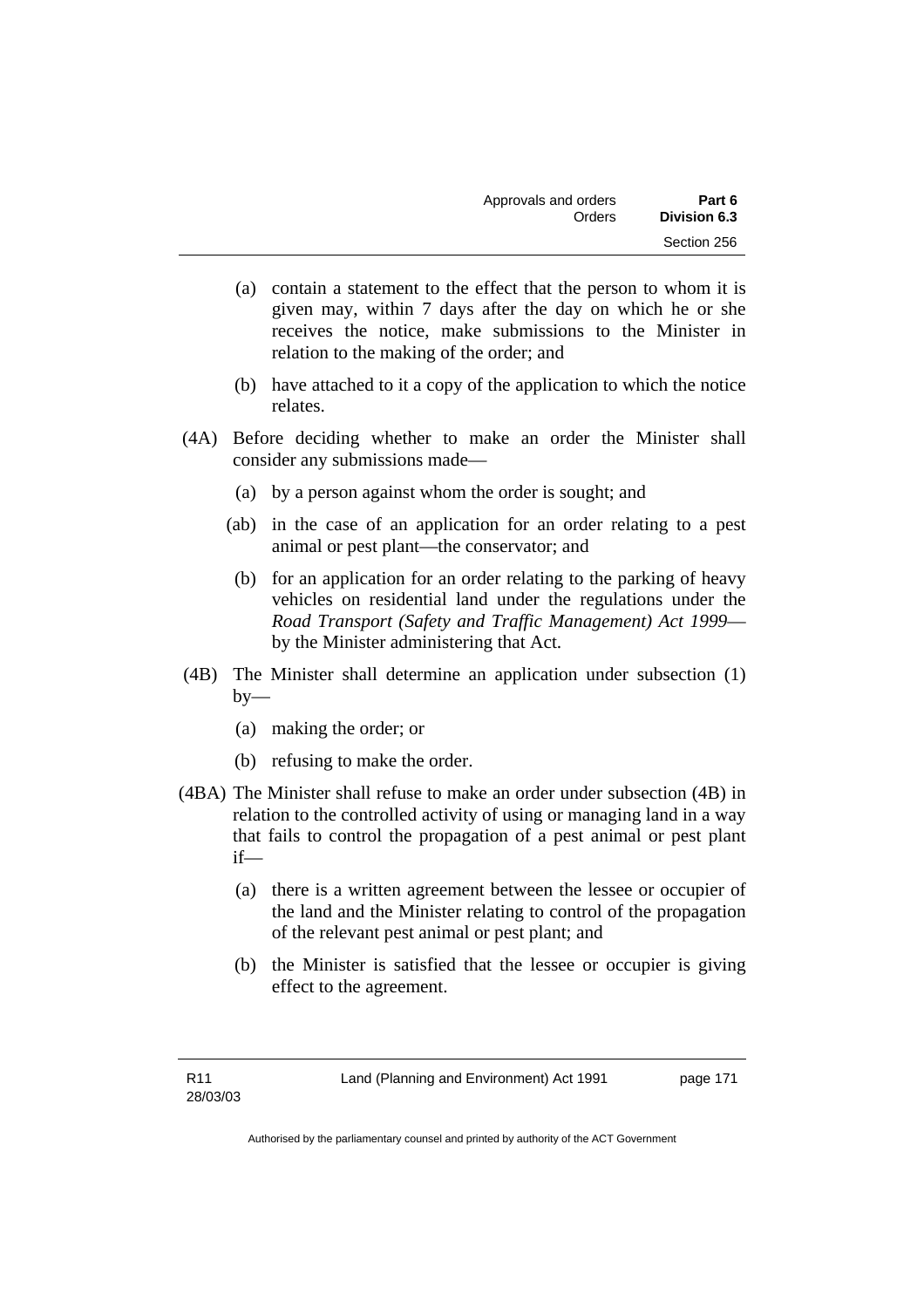(a) contain a statement to the effect that the person to whom it is given may, within 7 days after the day on which he or she receives the notice, make submissions to the Minister in relation to the making of the order; and

(b) have attached to it a copy of the application to which the notice relates.

(4A) Before deciding whether to make an order the Minister shall consider any submissions made—

(a) by a person against whom the order is sought; and

(ab) in the case of an application for an order relating to a pest animal or pest plant—the conservator; and

(b) for an application for an order relating to the parking of heavy vehicles on residential land under the regulations under the *Road Transport (Safety and Traffic Management) Act 1999*—by the Minister administering that Act.

(4B) The Minister shall determine an application under subsection (1) by—

(a) making the order; or

(b) refusing to make the order.

(4BA) The Minister shall refuse to make an order under subsection (4B) in relation to the controlled activity of using or managing land in a way that fails to control the propagation of a pest animal or pest plant if—

(a) there is a written agreement between the lessee or occupier of the land and the Minister relating to control of the propagation of the relevant pest animal or pest plant; and

(b) the Minister is satisfied that the lessee or occupier is giving effect to the agreement.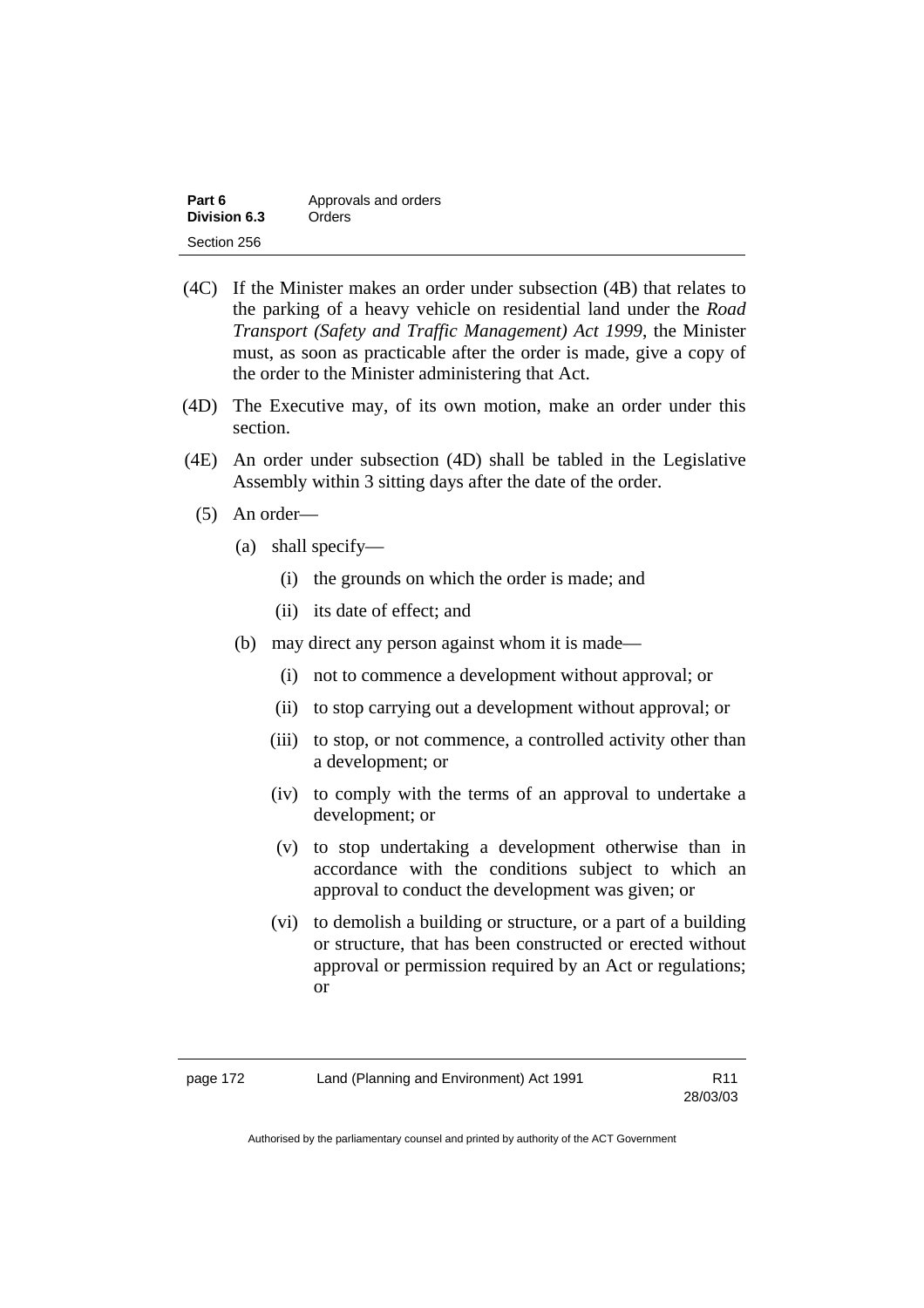(4C) If the Minister makes an order under subsection (4B) that relates to the parking of a heavy vehicle on residential land under the *Road Transport (Safety and Traffic Management) Act 1999*, the Minister must, as soon as practicable after the order is made, give a copy of the order to the Minister administering that Act.

(4D) The Executive may, of its own motion, make an order under this section.

(4E) An order under subsection (4D) shall be tabled in the Legislative Assembly within 3 sitting days after the date of the order.

(5) An order—

(a) shall specify—

(i) the grounds on which the order is made; and

(ii) its date of effect; and

(b) may direct any person against whom it is made—

(i) not to commence a development without approval; or

(ii) to stop carrying out a development without approval; or

(iii) to stop, or not commence, a controlled activity other than a development; or

(iv) to comply with the terms of an approval to undertake a development; or

(v) to stop undertaking a development otherwise than in accordance with the conditions subject to which an approval to conduct the development was given; or

(vi) to demolish a building or structure, or a part of a building or structure, that has been constructed or erected without approval or permission required by an Act or regulations; or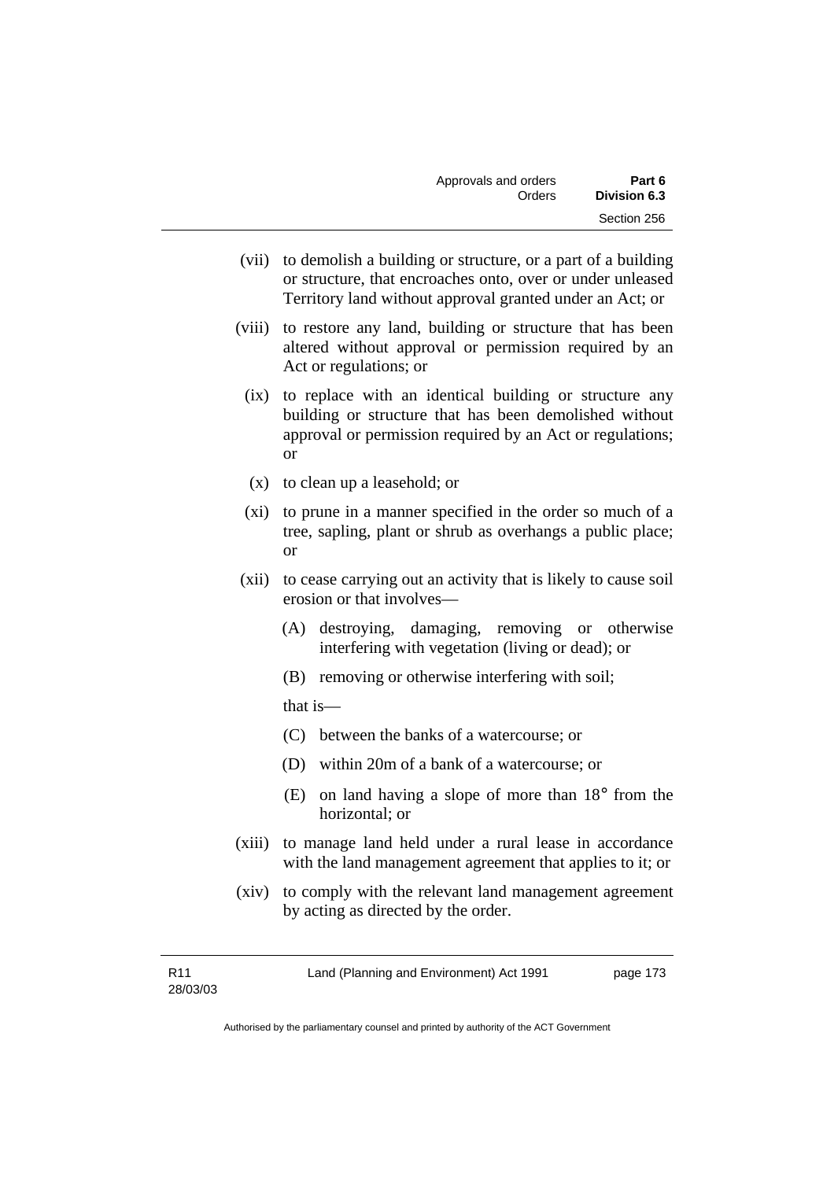(vii) to demolish a building or structure, or a part of a building or structure, that encroaches onto, over or under unleased Territory land without approval granted under an Act; or

(viii) to restore any land, building or structure that has been altered without approval or permission required by an Act or regulations; or

(ix) to replace with an identical building or structure any building or structure that has been demolished without approval or permission required by an Act or regulations; or

(x) to clean up a leasehold; or

(xi) to prune in a manner specified in the order so much of a tree, sapling, plant or shrub as overhangs a public place; or

(xii) to cease carrying out an activity that is likely to cause soil erosion or that involves—

(A) destroying, damaging, removing or otherwise interfering with vegetation (living or dead); or

(B) removing or otherwise interfering with soil;

that is—

(C) between the banks of a watercourse; or

(D) within 20m of a bank of a watercourse; or

(E) on land having a slope of more than 18° from the horizontal; or

(xiii) to manage land held under a rural lease in accordance with the land management agreement that applies to it; or

(xiv) to comply with the relevant land management agreement by acting as directed by the order.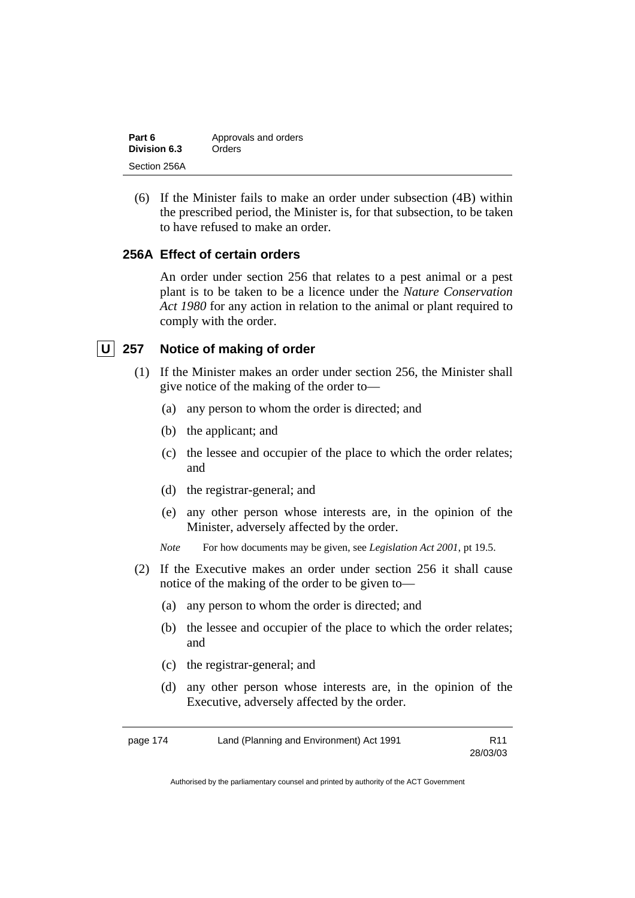(6) If the Minister fails to make an order under subsection (4B) within the prescribed period, the Minister is, for that subsection, to be taken to have refused to make an order.

### 256A Effect of certain orders

An order under section 256 that relates to a pest animal or a pest plant is to be taken to be a licence under the *Nature Conservation Act 1980* for any action in relation to the animal or plant required to comply with the order.

### U 257 Notice of making of order

(1) If the Minister makes an order under section 256, the Minister shall give notice of the making of the order to—

(a) any person to whom the order is directed; and

(b) the applicant; and

(c) the lessee and occupier of the place to which the order relates; and

(d) the registrar-general; and

(e) any other person whose interests are, in the opinion of the Minister, adversely affected by the order.

*Note* For how documents may be given, see *Legislation Act 2001*, pt 19.5.

(2) If the Executive makes an order under section 256 it shall cause notice of the making of the order to be given to—

(a) any person to whom the order is directed; and

(b) the lessee and occupier of the place to which the order relates; and

(c) the registrar-general; and

(d) any other person whose interests are, in the opinion of the Executive, adversely affected by the order.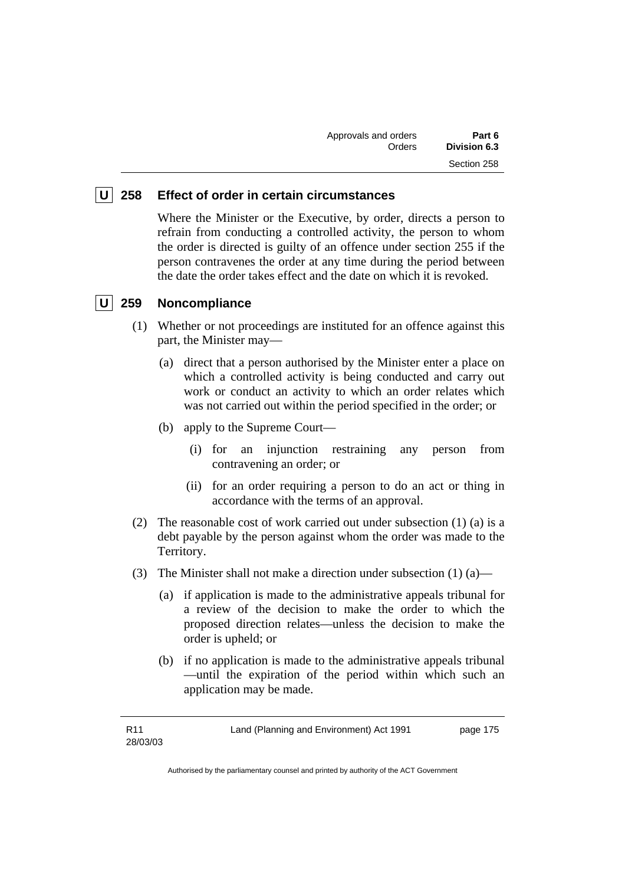### U 258 Effect of order in certain circumstances

Where the Minister or the Executive, by order, directs a person to refrain from conducting a controlled activity, the person to whom the order is directed is guilty of an offence under section 255 if the person contravenes the order at any time during the period between the date the order takes effect and the date on which it is revoked.

### U 259 Noncompliance

(1) Whether or not proceedings are instituted for an offence against this part, the Minister may—

(a) direct that a person authorised by the Minister enter a place on which a controlled activity is being conducted and carry out work or conduct an activity to which an order relates which was not carried out within the period specified in the order; or

(b) apply to the Supreme Court—

(i) for an injunction restraining any person from contravening an order; or

(ii) for an order requiring a person to do an act or thing in accordance with the terms of an approval.

(2) The reasonable cost of work carried out under subsection (1) (a) is a debt payable by the person against whom the order was made to the Territory.

(3) The Minister shall not make a direction under subsection (1) (a)—

(a) if application is made to the administrative appeals tribunal for a review of the decision to make the order to which the proposed direction relates—unless the decision to make the order is upheld; or

(b) if no application is made to the administrative appeals tribunal—until the expiration of the period within which such an application may be made.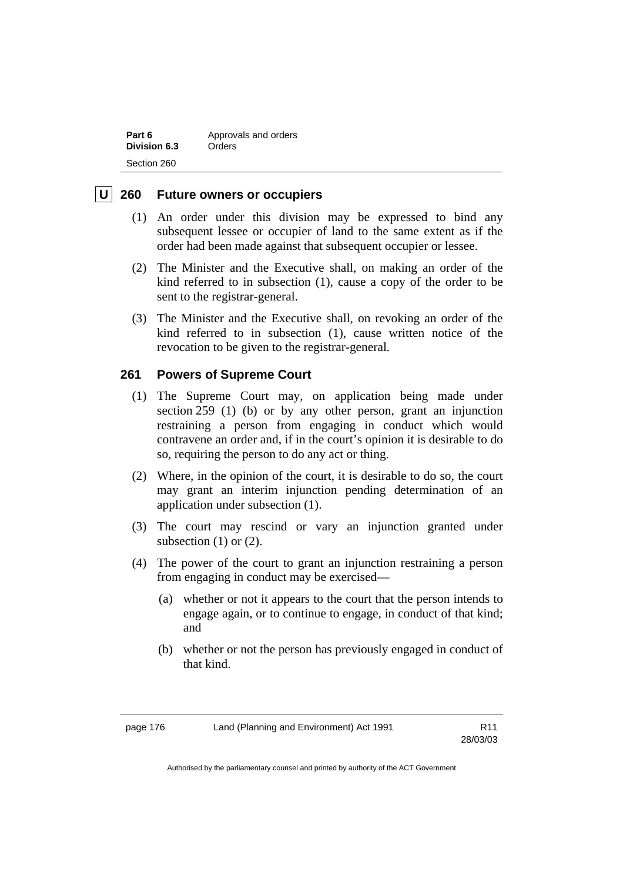### U 260 Future owners or occupiers

(1) An order under this division may be expressed to bind any subsequent lessee or occupier of land to the same extent as if the order had been made against that subsequent occupier or lessee.

(2) The Minister and the Executive shall, on making an order of the kind referred to in subsection (1), cause a copy of the order to be sent to the registrar-general.

(3) The Minister and the Executive shall, on revoking an order of the kind referred to in subsection (1), cause written notice of the revocation to be given to the registrar-general.

### 261 Powers of Supreme Court

(1) The Supreme Court may, on application being made under section 259 (1) (b) or by any other person, grant an injunction restraining a person from engaging in conduct which would contravene an order and, if in the court's opinion it is desirable to do so, requiring the person to do any act or thing.

(2) Where, in the opinion of the court, it is desirable to do so, the court may grant an interim injunction pending determination of an application under subsection (1).

(3) The court may rescind or vary an injunction granted under subsection (1) or (2).

(4) The power of the court to grant an injunction restraining a person from engaging in conduct may be exercised—

- (a) whether or not it appears to the court that the person intends to engage again, or to continue to engage, in conduct of that kind; and
- (b) whether or not the person has previously engaged in conduct of that kind.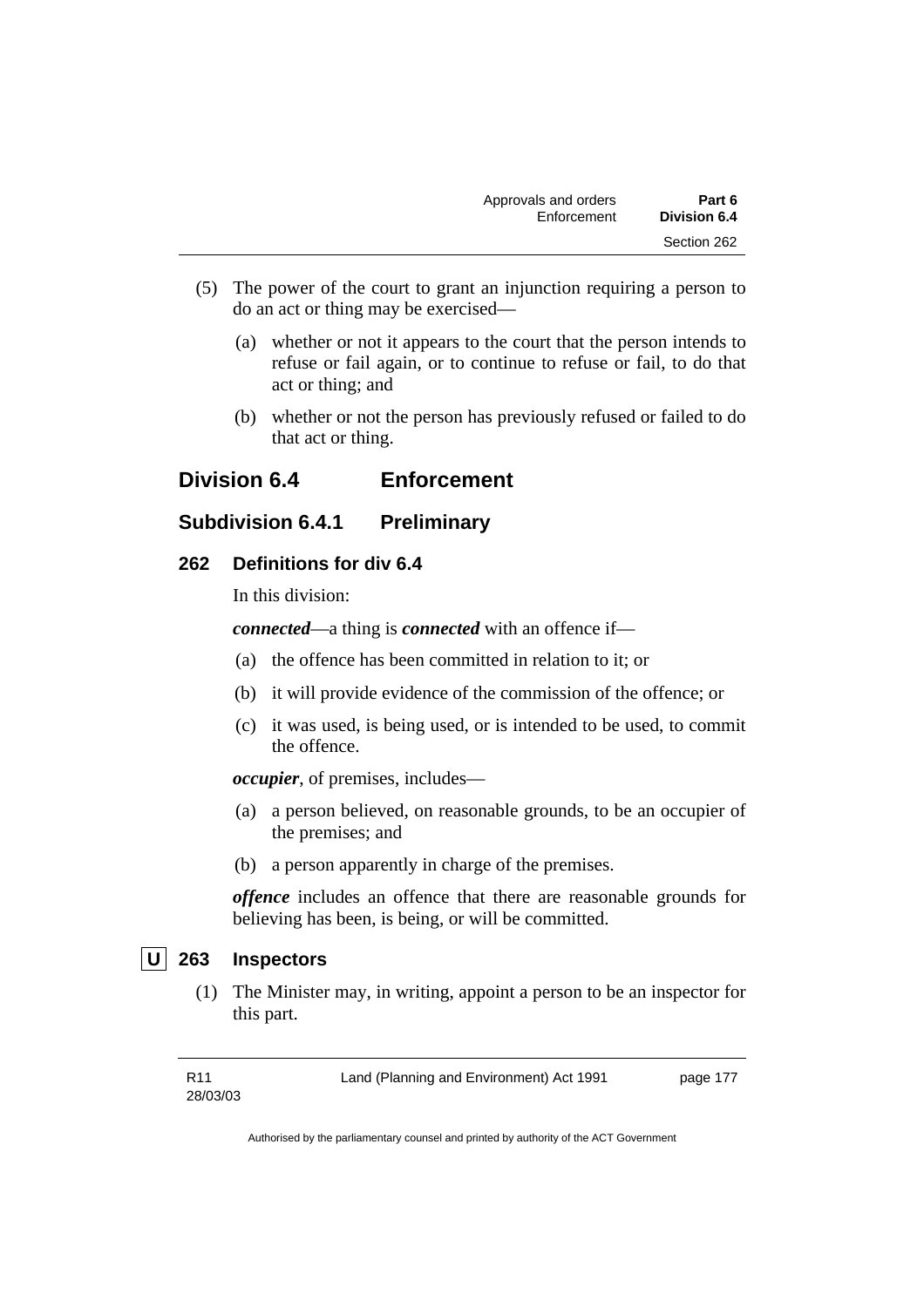(5) The power of the court to grant an injunction requiring a person to do an act or thing may be exercised—

(a) whether or not it appears to the court that the person intends to refuse or fail again, or to continue to refuse or fail, to do that act or thing; and

(b) whether or not the person has previously refused or failed to do that act or thing.

## Division 6.4 Enforcement

### Subdivision 6.4.1 Preliminary

#### 262 Definitions for div 6.4

In this division:

***connected***—a thing is ***connected*** with an offence if—

(a) the offence has been committed in relation to it; or

(b) it will provide evidence of the commission of the offence; or

(c) it was used, is being used, or is intended to be used, to commit the offence.

***occupier***, of premises, includes—

(a) a person believed, on reasonable grounds, to be an occupier of the premises; and

(b) a person apparently in charge of the premises.

***offence*** includes an offence that there are reasonable grounds for believing has been, is being, or will be committed.

#### U 263 Inspectors

(1) The Minister may, in writing, appoint a person to be an inspector for this part.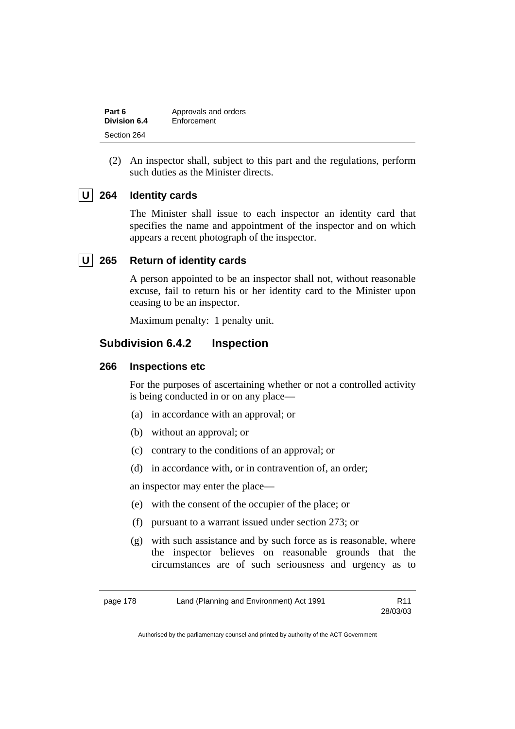(2) An inspector shall, subject to this part and the regulations, perform such duties as the Minister directs.

### U 264 Identity cards

The Minister shall issue to each inspector an identity card that specifies the name and appointment of the inspector and on which appears a recent photograph of the inspector.

### U 265 Return of identity cards

A person appointed to be an inspector shall not, without reasonable excuse, fail to return his or her identity card to the Minister upon ceasing to be an inspector.

Maximum penalty: 1 penalty unit.

## Subdivision 6.4.2 Inspection

### 266 Inspections etc

For the purposes of ascertaining whether or not a controlled activity is being conducted in or on any place—

(a) in accordance with an approval; or

(b) without an approval; or

(c) contrary to the conditions of an approval; or

(d) in accordance with, or in contravention of, an order;

an inspector may enter the place—

(e) with the consent of the occupier of the place; or

(f) pursuant to a warrant issued under section 273; or

(g) with such assistance and by such force as is reasonable, where the inspector believes on reasonable grounds that the circumstances are of such seriousness and urgency as to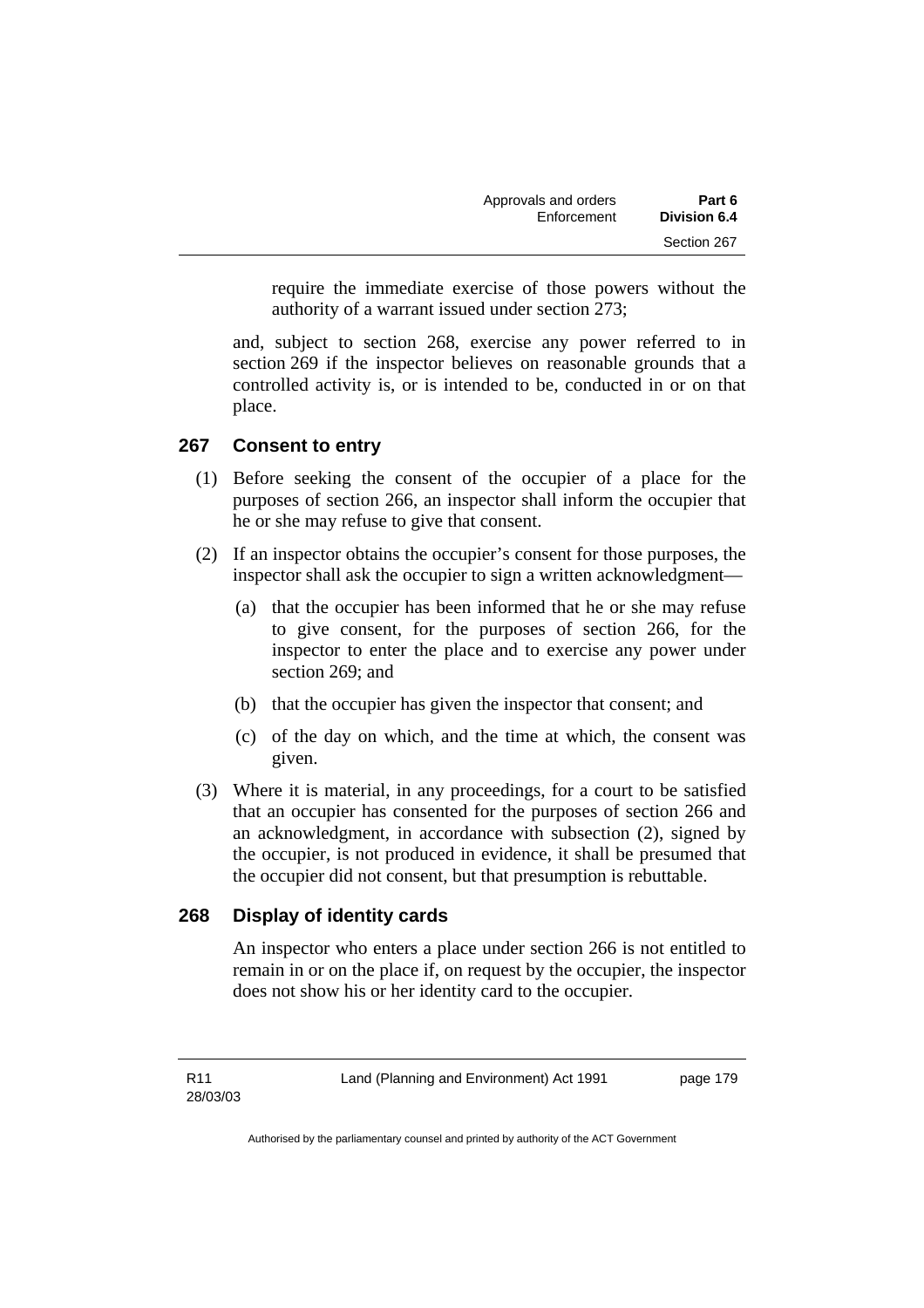require the immediate exercise of those powers without the authority of a warrant issued under section 273;

and, subject to section 268, exercise any power referred to in section 269 if the inspector believes on reasonable grounds that a controlled activity is, or is intended to be, conducted in or on that place.

## 267 Consent to entry

(1) Before seeking the consent of the occupier of a place for the purposes of section 266, an inspector shall inform the occupier that he or she may refuse to give that consent.

(2) If an inspector obtains the occupier's consent for those purposes, the inspector shall ask the occupier to sign a written acknowledgment—

(a) that the occupier has been informed that he or she may refuse to give consent, for the purposes of section 266, for the inspector to enter the place and to exercise any power under section 269; and

(b) that the occupier has given the inspector that consent; and

(c) of the day on which, and the time at which, the consent was given.

(3) Where it is material, in any proceedings, for a court to be satisfied that an occupier has consented for the purposes of section 266 and an acknowledgment, in accordance with subsection (2), signed by the occupier, is not produced in evidence, it shall be presumed that the occupier did not consent, but that presumption is rebuttable.

## 268 Display of identity cards

An inspector who enters a place under section 266 is not entitled to remain in or on the place if, on request by the occupier, the inspector does not show his or her identity card to the occupier.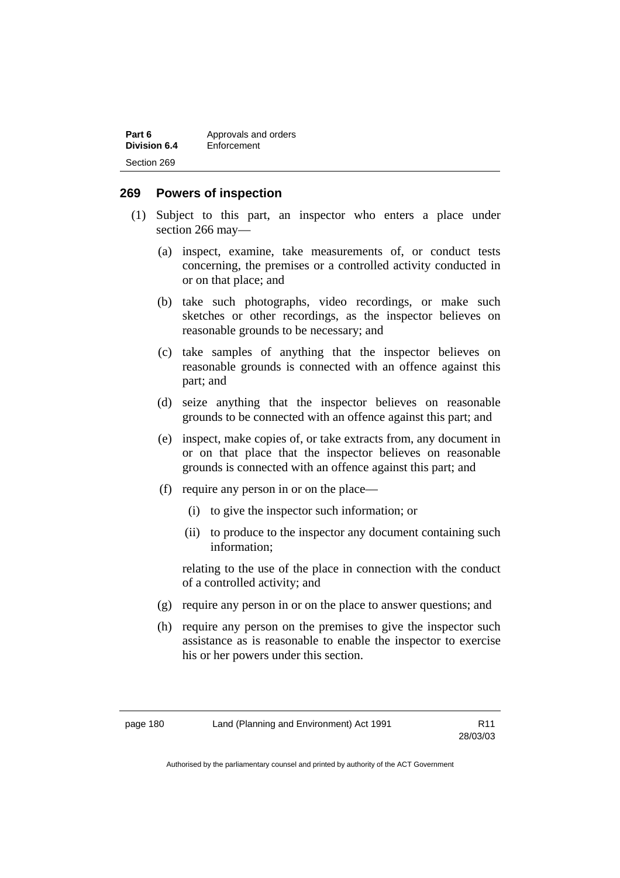## 269 Powers of inspection

(1) Subject to this part, an inspector who enters a place under section 266 may—

(a) inspect, examine, take measurements of, or conduct tests concerning, the premises or a controlled activity conducted in or on that place; and

(b) take such photographs, video recordings, or make such sketches or other recordings, as the inspector believes on reasonable grounds to be necessary; and

(c) take samples of anything that the inspector believes on reasonable grounds is connected with an offence against this part; and

(d) seize anything that the inspector believes on reasonable grounds to be connected with an offence against this part; and

(e) inspect, make copies of, or take extracts from, any document in or on that place that the inspector believes on reasonable grounds is connected with an offence against this part; and

(f) require any person in or on the place—

(i) to give the inspector such information; or

(ii) to produce to the inspector any document containing such information;

relating to the use of the place in connection with the conduct of a controlled activity; and

(g) require any person in or on the place to answer questions; and

(h) require any person on the premises to give the inspector such assistance as is reasonable to enable the inspector to exercise his or her powers under this section.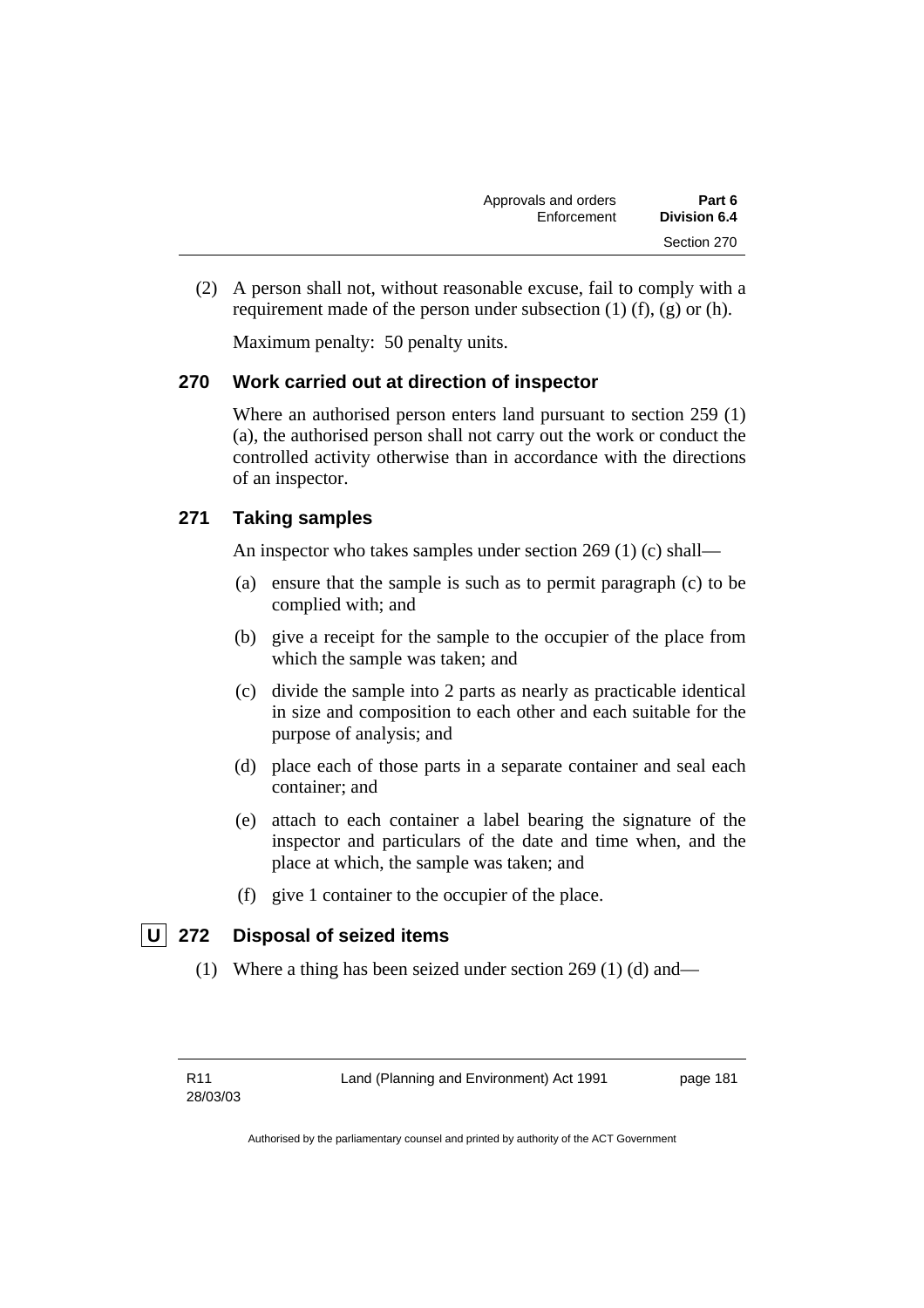(2) A person shall not, without reasonable excuse, fail to comply with a requirement made of the person under subsection (1) (f), (g) or (h).

Maximum penalty: 50 penalty units.

### 270 Work carried out at direction of inspector

Where an authorised person enters land pursuant to section 259 (1) (a), the authorised person shall not carry out the work or conduct the controlled activity otherwise than in accordance with the directions of an inspector.

### 271 Taking samples

An inspector who takes samples under section 269 (1) (c) shall—

(a) ensure that the sample is such as to permit paragraph (c) to be complied with; and

(b) give a receipt for the sample to the occupier of the place from which the sample was taken; and

(c) divide the sample into 2 parts as nearly as practicable identical in size and composition to each other and each suitable for the purpose of analysis; and

(d) place each of those parts in a separate container and seal each container; and

(e) attach to each container a label bearing the signature of the inspector and particulars of the date and time when, and the place at which, the sample was taken; and

(f) give 1 container to the occupier of the place.

### U 272 Disposal of seized items

(1) Where a thing has been seized under section 269 (1) (d) and—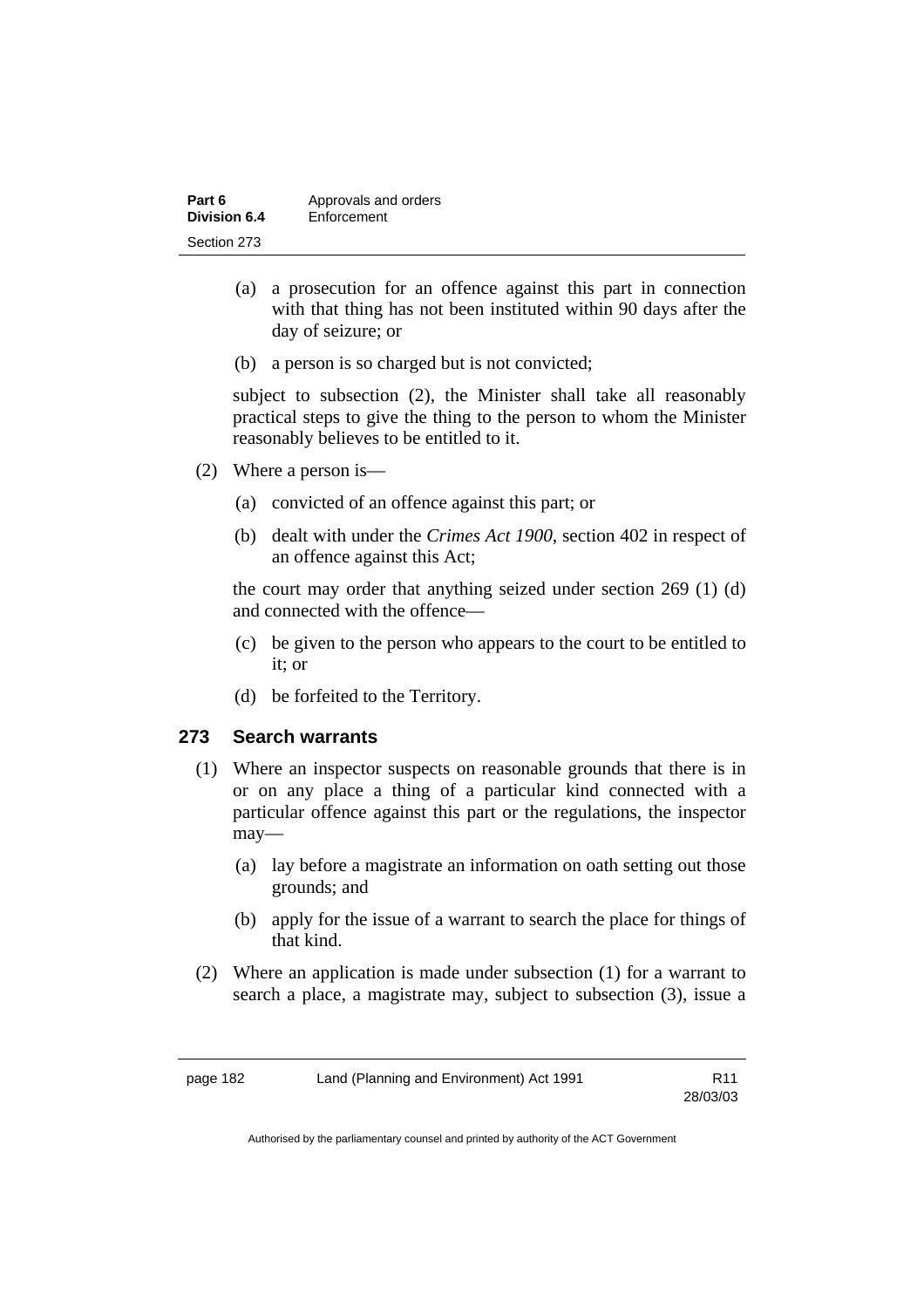(a) a prosecution for an offence against this part in connection with that thing has not been instituted within 90 days after the day of seizure; or

(b) a person is so charged but is not convicted;

subject to subsection (2), the Minister shall take all reasonably practical steps to give the thing to the person to whom the Minister reasonably believes to be entitled to it.

(2) Where a person is—

(a) convicted of an offence against this part; or

(b) dealt with under the *Crimes Act 1900*, section 402 in respect of an offence against this Act;

the court may order that anything seized under section 269 (1) (d) and connected with the offence—

(c) be given to the person who appears to the court to be entitled to it; or

(d) be forfeited to the Territory.

## 273 Search warrants

(1) Where an inspector suspects on reasonable grounds that there is in or on any place a thing of a particular kind connected with a particular offence against this part or the regulations, the inspector may—

(a) lay before a magistrate an information on oath setting out those grounds; and

(b) apply for the issue of a warrant to search the place for things of that kind.

(2) Where an application is made under subsection (1) for a warrant to search a place, a magistrate may, subject to subsection (3), issue a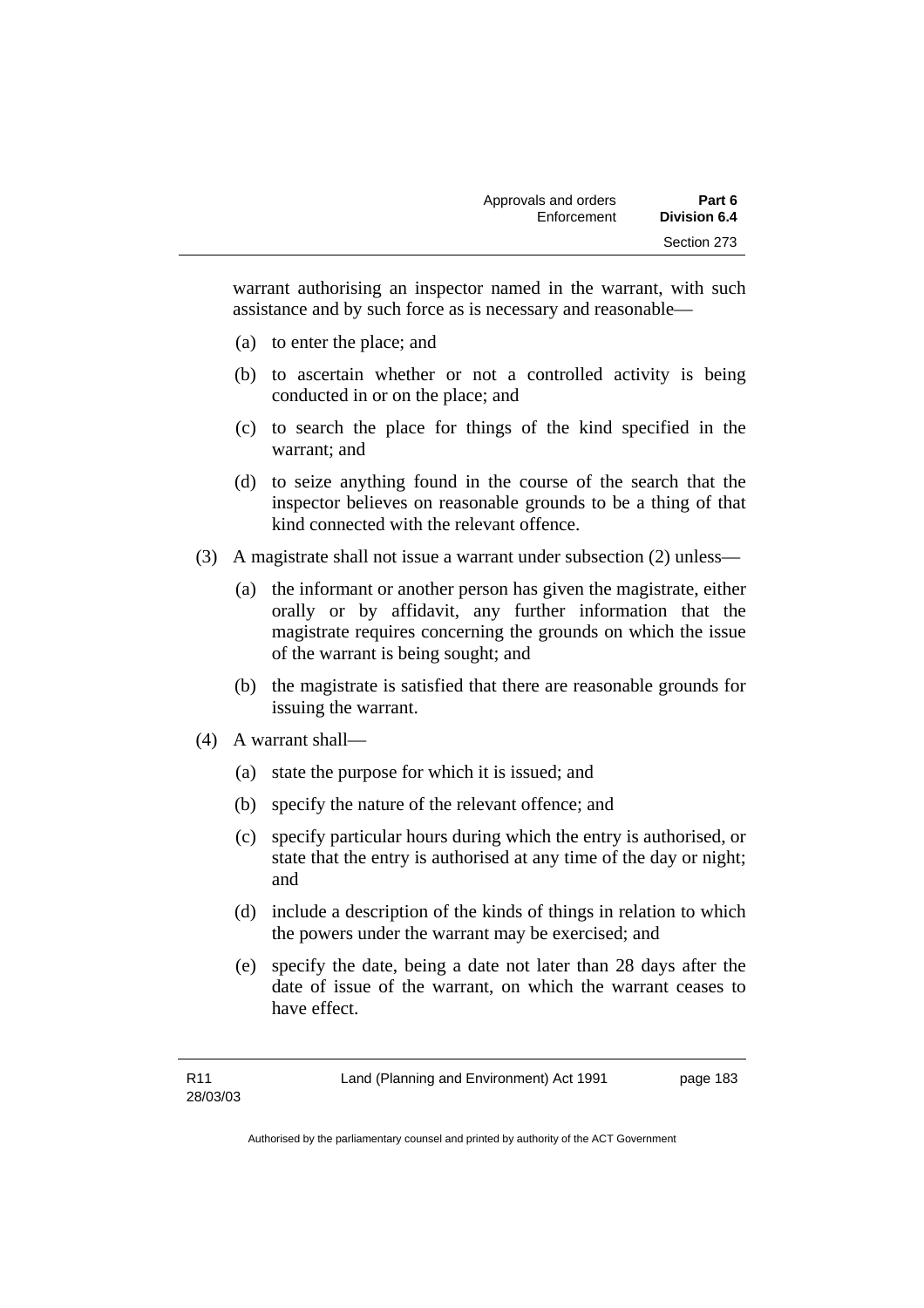warrant authorising an inspector named in the warrant, with such assistance and by such force as is necessary and reasonable—

(a) to enter the place; and

(b) to ascertain whether or not a controlled activity is being conducted in or on the place; and

(c) to search the place for things of the kind specified in the warrant; and

(d) to seize anything found in the course of the search that the inspector believes on reasonable grounds to be a thing of that kind connected with the relevant offence.

(3) A magistrate shall not issue a warrant under subsection (2) unless—

(a) the informant or another person has given the magistrate, either orally or by affidavit, any further information that the magistrate requires concerning the grounds on which the issue of the warrant is being sought; and

(b) the magistrate is satisfied that there are reasonable grounds for issuing the warrant.

(4) A warrant shall—

(a) state the purpose for which it is issued; and

(b) specify the nature of the relevant offence; and

(c) specify particular hours during which the entry is authorised, or state that the entry is authorised at any time of the day or night; and

(d) include a description of the kinds of things in relation to which the powers under the warrant may be exercised; and

(e) specify the date, being a date not later than 28 days after the date of issue of the warrant, on which the warrant ceases to have effect.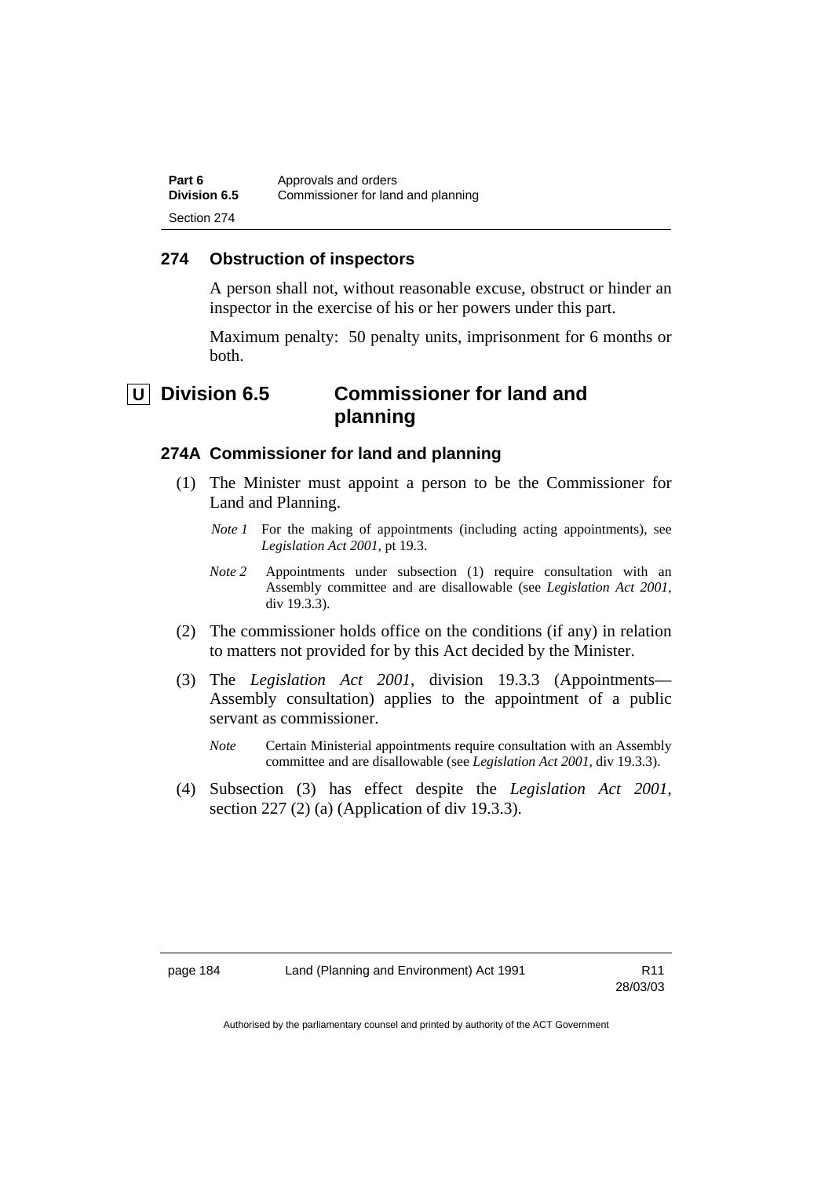## 274 Obstruction of inspectors

A person shall not, without reasonable excuse, obstruct or hinder an inspector in the exercise of his or her powers under this part.

Maximum penalty: 50 penalty units, imprisonment for 6 months or both.

# U Division 6.5 Commissioner for land and planning

## 274A Commissioner for land and planning

(1) The Minister must appoint a person to be the Commissioner for Land and Planning.

*Note 1* For the making of appointments (including acting appointments), see *Legislation Act 2001*, pt 19.3.

*Note 2* Appointments under subsection (1) require consultation with an Assembly committee and are disallowable (see *Legislation Act 2001*, div 19.3.3).

(2) The commissioner holds office on the conditions (if any) in relation to matters not provided for by this Act decided by the Minister.

(3) The *Legislation Act 2001*, division 19.3.3 (Appointments—Assembly consultation) applies to the appointment of a public servant as commissioner.

*Note* Certain Ministerial appointments require consultation with an Assembly committee and are disallowable (see *Legislation Act 2001*, div 19.3.3).

(4) Subsection (3) has effect despite the *Legislation Act 2001*, section 227 (2) (a) (Application of div 19.3.3).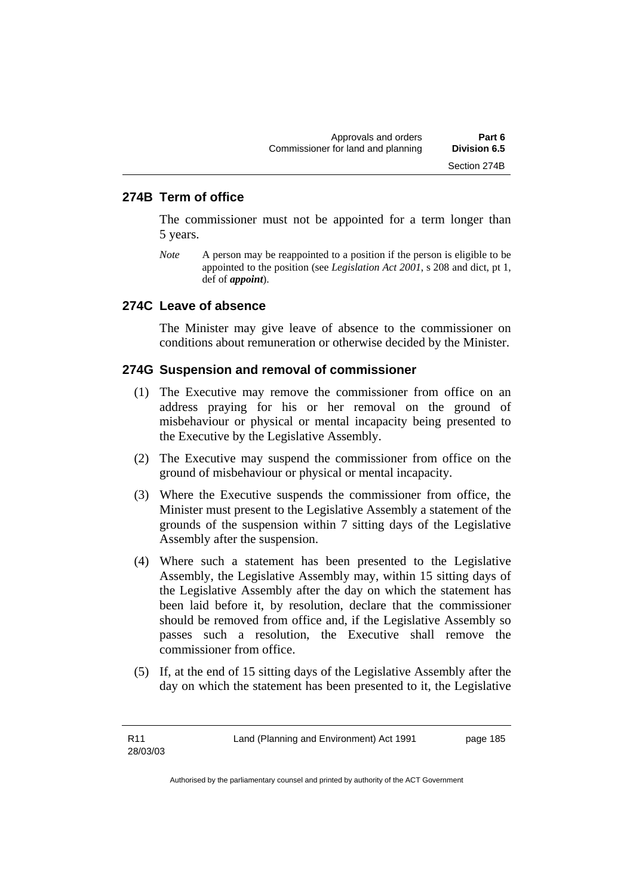### 274B Term of office

The commissioner must not be appointed for a term longer than 5 years.

*Note* A person may be reappointed to a position if the person is eligible to be appointed to the position (see *Legislation Act 2001*, s 208 and dict, pt 1, def of ***appoint***).

### 274C Leave of absence

The Minister may give leave of absence to the commissioner on conditions about remuneration or otherwise decided by the Minister.

### 274G Suspension and removal of commissioner

(1) The Executive may remove the commissioner from office on an address praying for his or her removal on the ground of misbehaviour or physical or mental incapacity being presented to the Executive by the Legislative Assembly.

(2) The Executive may suspend the commissioner from office on the ground of misbehaviour or physical or mental incapacity.

(3) Where the Executive suspends the commissioner from office, the Minister must present to the Legislative Assembly a statement of the grounds of the suspension within 7 sitting days of the Legislative Assembly after the suspension.

(4) Where such a statement has been presented to the Legislative Assembly, the Legislative Assembly may, within 15 sitting days of the Legislative Assembly after the day on which the statement has been laid before it, by resolution, declare that the commissioner should be removed from office and, if the Legislative Assembly so passes such a resolution, the Executive shall remove the commissioner from office.

(5) If, at the end of 15 sitting days of the Legislative Assembly after the day on which the statement has been presented to it, the Legislative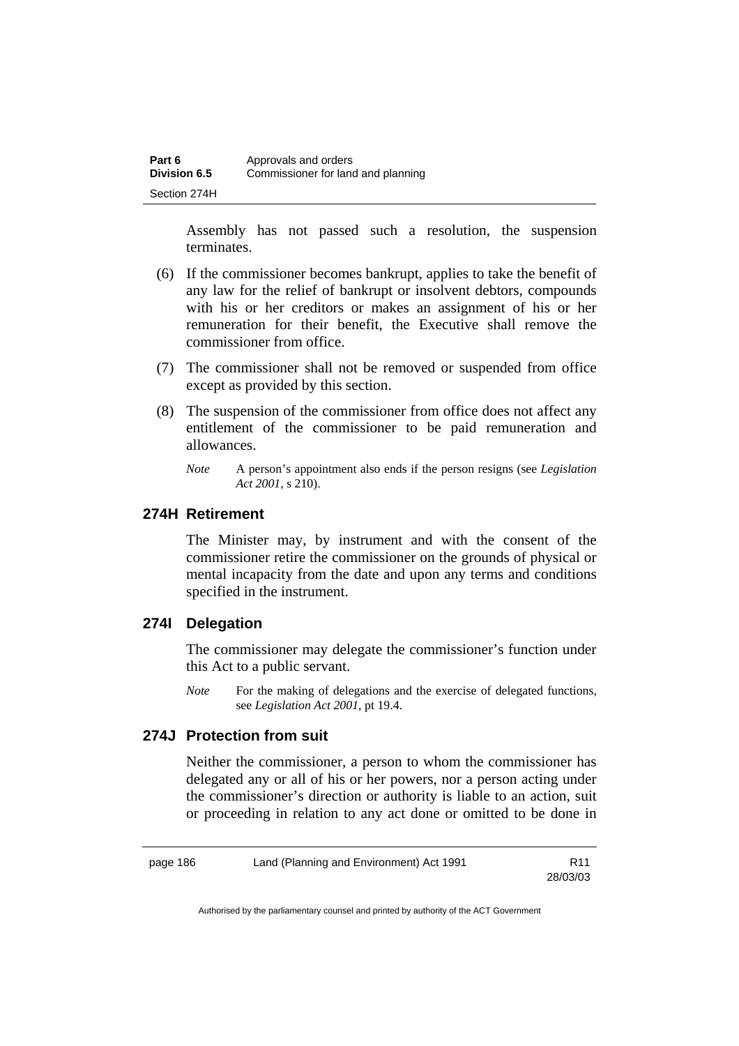Assembly has not passed such a resolution, the suspension terminates.

(6) If the commissioner becomes bankrupt, applies to take the benefit of any law for the relief of bankrupt or insolvent debtors, compounds with his or her creditors or makes an assignment of his or her remuneration for their benefit, the Executive shall remove the commissioner from office.

(7) The commissioner shall not be removed or suspended from office except as provided by this section.

(8) The suspension of the commissioner from office does not affect any entitlement of the commissioner to be paid remuneration and allowances.

*Note* A person's appointment also ends if the person resigns (see *Legislation Act 2001*, s 210).

## 274H Retirement

The Minister may, by instrument and with the consent of the commissioner retire the commissioner on the grounds of physical or mental incapacity from the date and upon any terms and conditions specified in the instrument.

## 274I Delegation

The commissioner may delegate the commissioner's function under this Act to a public servant.

*Note* For the making of delegations and the exercise of delegated functions, see *Legislation Act 2001*, pt 19.4.

## 274J Protection from suit

Neither the commissioner, a person to whom the commissioner has delegated any or all of his or her powers, nor a person acting under the commissioner's direction or authority is liable to an action, suit or proceeding in relation to any act done or omitted to be done in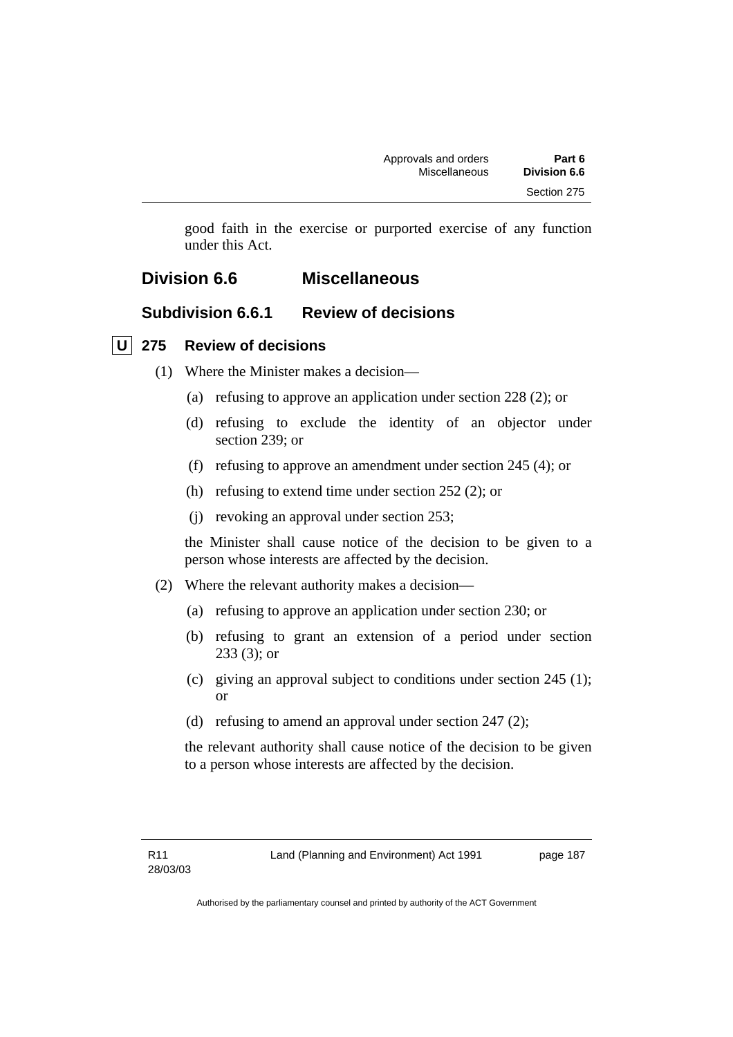good faith in the exercise or purported exercise of any function under this Act.

## Division 6.6 Miscellaneous

### Subdivision 6.6.1 Review of decisions

#### U 275 Review of decisions

(1) Where the Minister makes a decision—

(a) refusing to approve an application under section 228 (2); or

(d) refusing to exclude the identity of an objector under section 239; or

(f) refusing to approve an amendment under section 245 (4); or

(h) refusing to extend time under section 252 (2); or

(j) revoking an approval under section 253;

the Minister shall cause notice of the decision to be given to a person whose interests are affected by the decision.

(2) Where the relevant authority makes a decision—

(a) refusing to approve an application under section 230; or

(b) refusing to grant an extension of a period under section 233 (3); or

(c) giving an approval subject to conditions under section 245 (1); or

(d) refusing to amend an approval under section 247 (2);

the relevant authority shall cause notice of the decision to be given to a person whose interests are affected by the decision.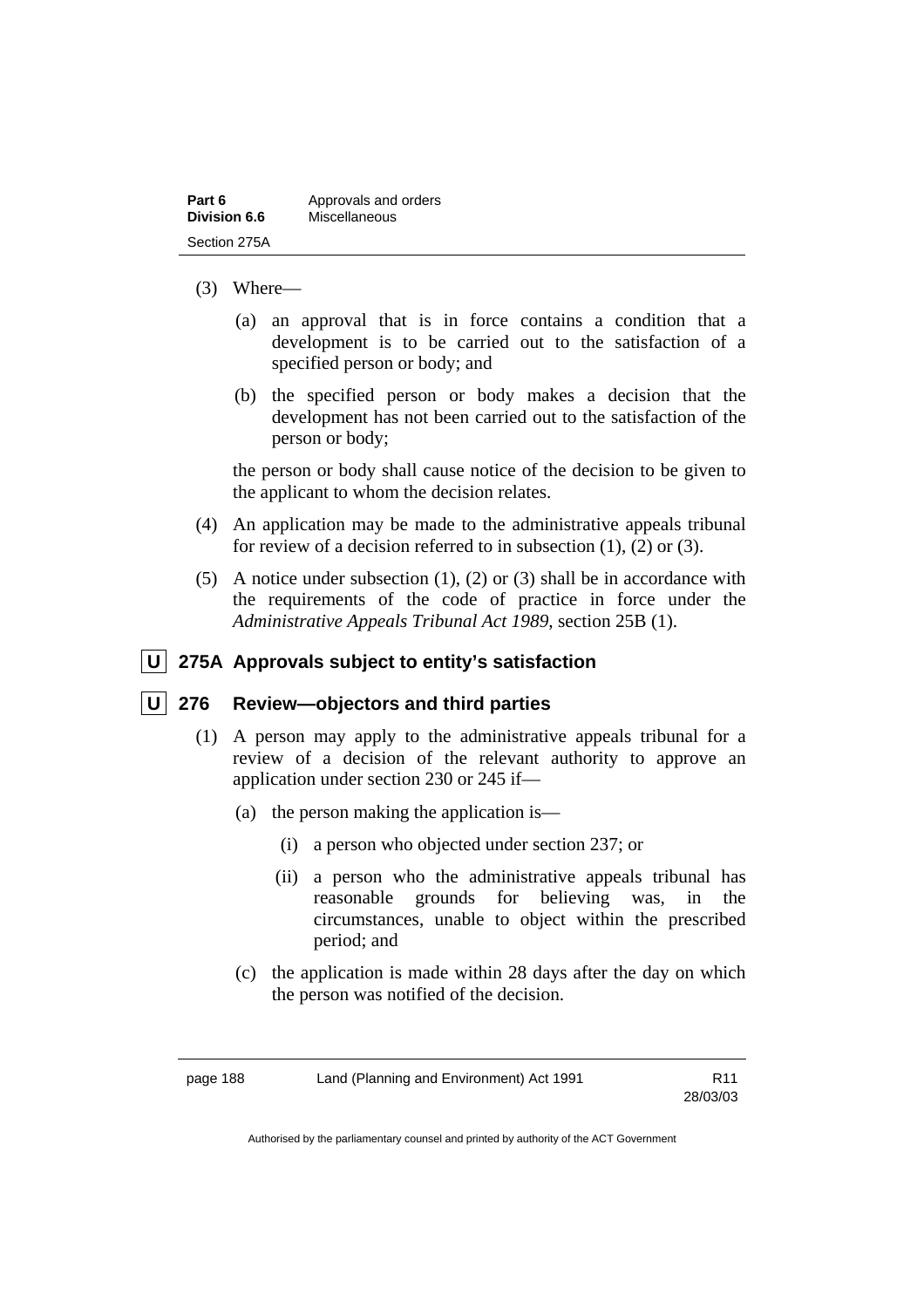(3) Where—

(a) an approval that is in force contains a condition that a development is to be carried out to the satisfaction of a specified person or body; and

(b) the specified person or body makes a decision that the development has not been carried out to the satisfaction of the person or body;

the person or body shall cause notice of the decision to be given to the applicant to whom the decision relates.

(4) An application may be made to the administrative appeals tribunal for review of a decision referred to in subsection (1), (2) or (3).

(5) A notice under subsection (1), (2) or (3) shall be in accordance with the requirements of the code of practice in force under the *Administrative Appeals Tribunal Act 1989*, section 25B (1).

### U 275A Approvals subject to entity's satisfaction

### U 276 Review—objectors and third parties

(1) A person may apply to the administrative appeals tribunal for a review of a decision of the relevant authority to approve an application under section 230 or 245 if—

(a) the person making the application is—

(i) a person who objected under section 237; or

(ii) a person who the administrative appeals tribunal has reasonable grounds for believing was, in the circumstances, unable to object within the prescribed period; and

(c) the application is made within 28 days after the day on which the person was notified of the decision.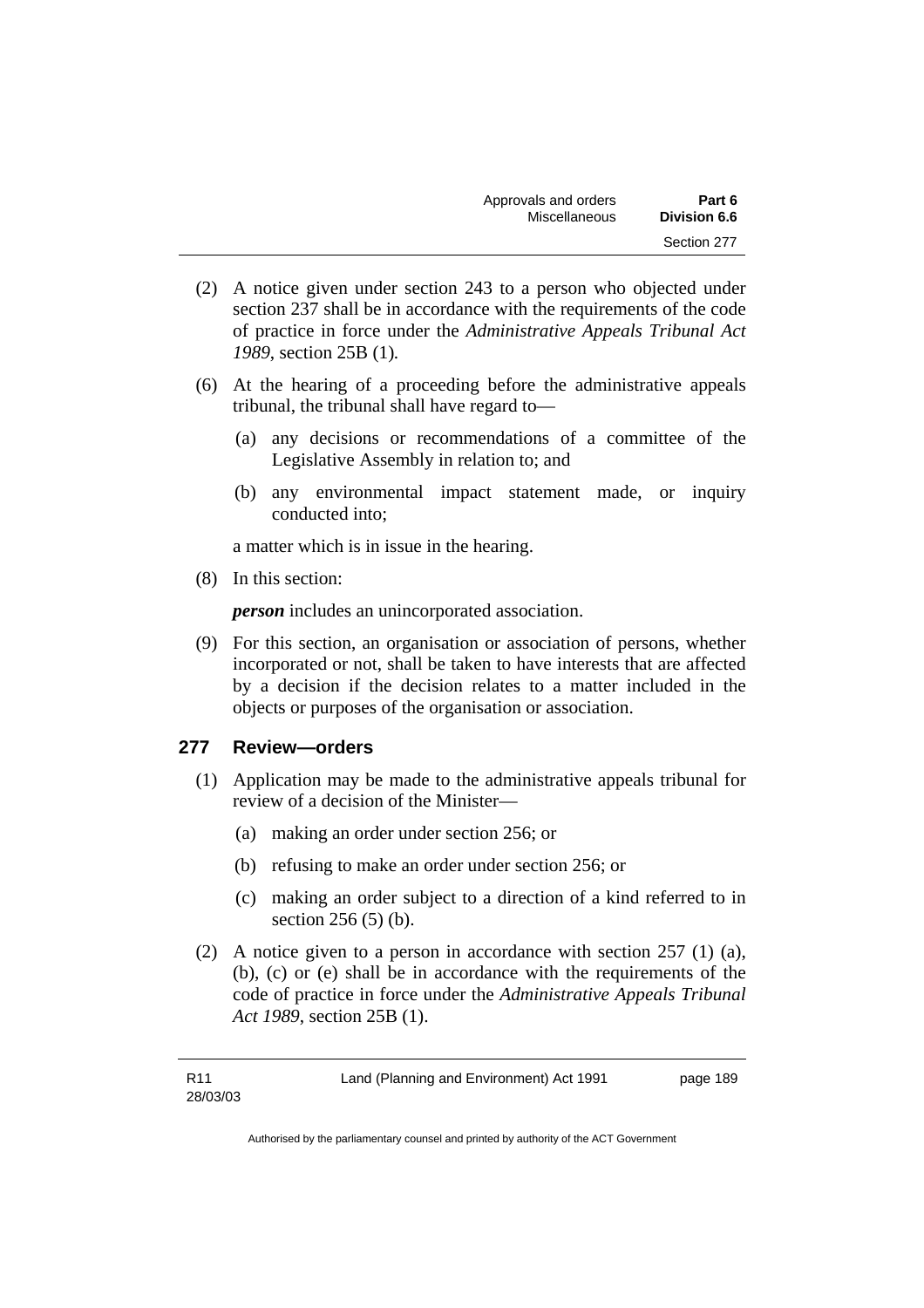(2) A notice given under section 243 to a person who objected under section 237 shall be in accordance with the requirements of the code of practice in force under the *Administrative Appeals Tribunal Act 1989*, section 25B (1)*.*

(6) At the hearing of a proceeding before the administrative appeals tribunal, the tribunal shall have regard to—

(a) any decisions or recommendations of a committee of the Legislative Assembly in relation to; and

(b) any environmental impact statement made, or inquiry conducted into;

a matter which is in issue in the hearing.

(8) In this section:

***person*** includes an unincorporated association.

(9) For this section, an organisation or association of persons, whether incorporated or not, shall be taken to have interests that are affected by a decision if the decision relates to a matter included in the objects or purposes of the organisation or association.

## 277 Review—orders

(1) Application may be made to the administrative appeals tribunal for review of a decision of the Minister—

(a) making an order under section 256; or

(b) refusing to make an order under section 256; or

(c) making an order subject to a direction of a kind referred to in section 256 (5) (b).

(2) A notice given to a person in accordance with section 257 (1) (a), (b), (c) or (e) shall be in accordance with the requirements of the code of practice in force under the *Administrative Appeals Tribunal Act 1989*, section 25B (1).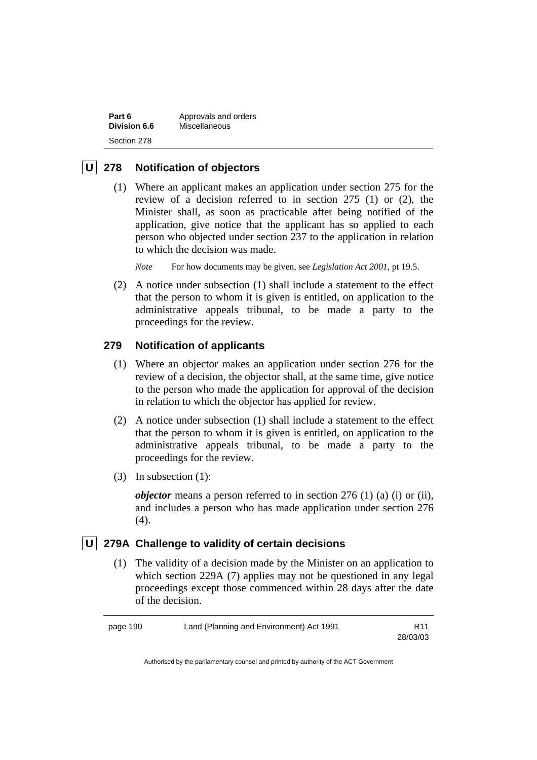## U 278 Notification of objectors

(1) Where an applicant makes an application under section 275 for the review of a decision referred to in section 275 (1) or (2), the Minister shall, as soon as practicable after being notified of the application, give notice that the applicant has so applied to each person who objected under section 237 to the application in relation to which the decision was made.

*Note* For how documents may be given, see *Legislation Act 2001*, pt 19.5.

(2) A notice under subsection (1) shall include a statement to the effect that the person to whom it is given is entitled, on application to the administrative appeals tribunal, to be made a party to the proceedings for the review.

## 279 Notification of applicants

(1) Where an objector makes an application under section 276 for the review of a decision, the objector shall, at the same time, give notice to the person who made the application for approval of the decision in relation to which the objector has applied for review.

(2) A notice under subsection (1) shall include a statement to the effect that the person to whom it is given is entitled, on application to the administrative appeals tribunal, to be made a party to the proceedings for the review.

(3) In subsection (1):

***objector*** means a person referred to in section 276 (1) (a) (i) or (ii), and includes a person who has made application under section 276 (4).

## U 279A Challenge to validity of certain decisions

(1) The validity of a decision made by the Minister on an application to which section 229A (7) applies may not be questioned in any legal proceedings except those commenced within 28 days after the date of the decision.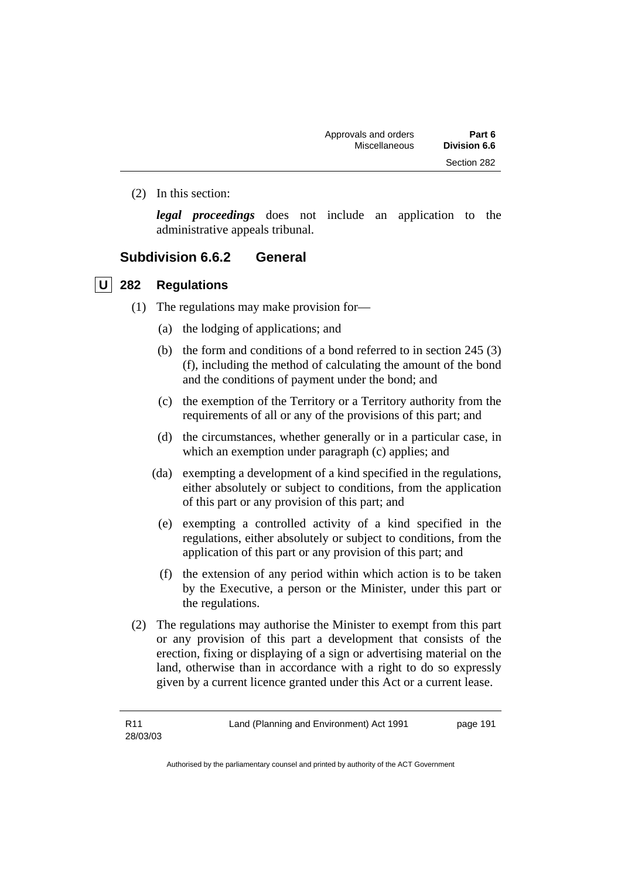(2) In this section:

***legal proceedings*** does not include an application to the administrative appeals tribunal.

## Subdivision 6.6.2 General

### U 282 Regulations

(1) The regulations may make provision for—

(a) the lodging of applications; and

(b) the form and conditions of a bond referred to in section 245 (3) (f), including the method of calculating the amount of the bond and the conditions of payment under the bond; and

(c) the exemption of the Territory or a Territory authority from the requirements of all or any of the provisions of this part; and

(d) the circumstances, whether generally or in a particular case, in which an exemption under paragraph (c) applies; and

(da) exempting a development of a kind specified in the regulations, either absolutely or subject to conditions, from the application of this part or any provision of this part; and

(e) exempting a controlled activity of a kind specified in the regulations, either absolutely or subject to conditions, from the application of this part or any provision of this part; and

(f) the extension of any period within which action is to be taken by the Executive, a person or the Minister, under this part or the regulations.

(2) The regulations may authorise the Minister to exempt from this part or any provision of this part a development that consists of the erection, fixing or displaying of a sign or advertising material on the land, otherwise than in accordance with a right to do so expressly given by a current licence granted under this Act or a current lease.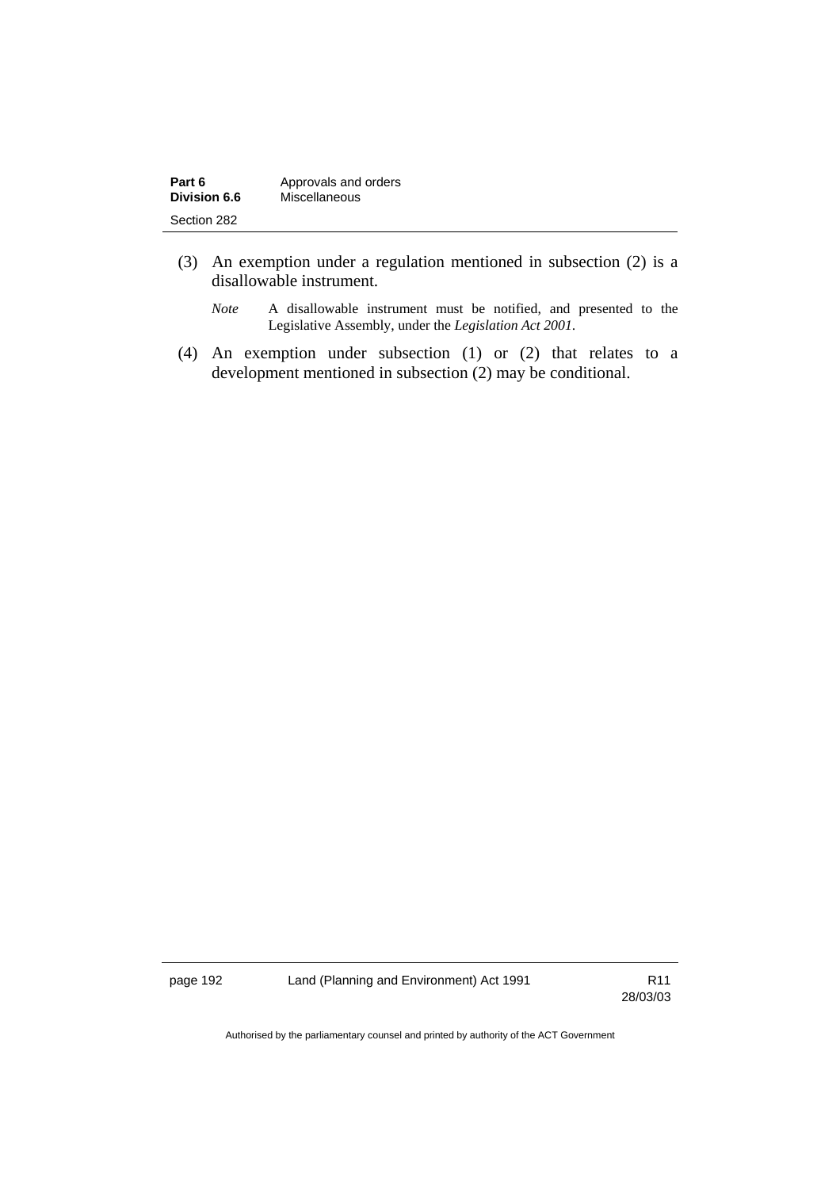(3) An exemption under a regulation mentioned in subsection (2) is a disallowable instrument.

*Note* A disallowable instrument must be notified, and presented to the Legislative Assembly, under the *Legislation Act 2001*.

(4) An exemption under subsection (1) or (2) that relates to a development mentioned in subsection (2) may be conditional.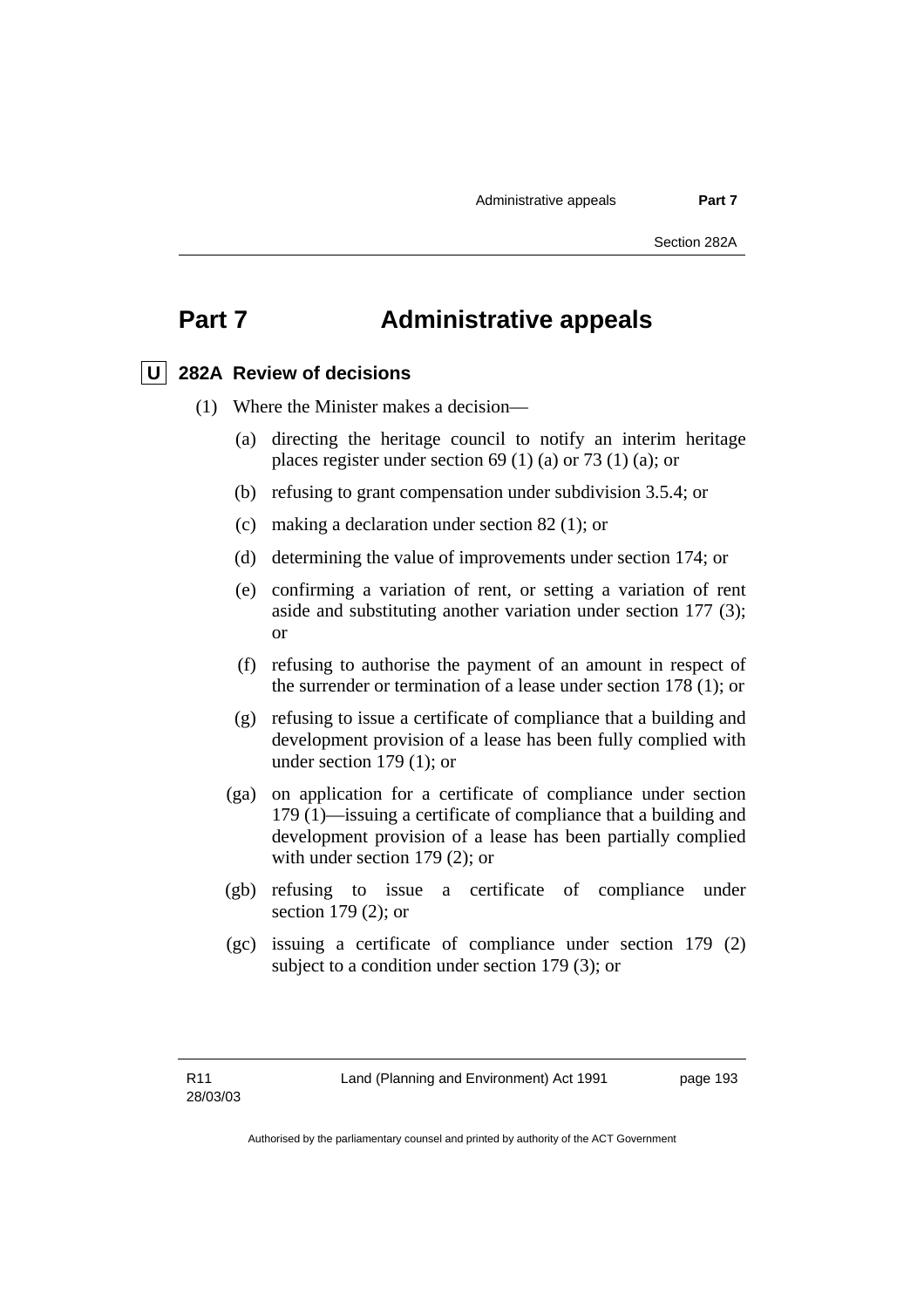# Part 7 Administrative appeals

## U 282A Review of decisions

(1) Where the Minister makes a decision—

(a) directing the heritage council to notify an interim heritage places register under section 69 (1) (a) or 73 (1) (a); or

(b) refusing to grant compensation under subdivision 3.5.4; or

(c) making a declaration under section 82 (1); or

(d) determining the value of improvements under section 174; or

(e) confirming a variation of rent, or setting a variation of rent aside and substituting another variation under section 177 (3); or

(f) refusing to authorise the payment of an amount in respect of the surrender or termination of a lease under section 178 (1); or

(g) refusing to issue a certificate of compliance that a building and development provision of a lease has been fully complied with under section 179 (1); or

(ga) on application for a certificate of compliance under section 179 (1)—issuing a certificate of compliance that a building and development provision of a lease has been partially complied with under section 179 (2); or

(gb) refusing to issue a certificate of compliance under section 179 (2); or

(gc) issuing a certificate of compliance under section 179 (2) subject to a condition under section 179 (3); or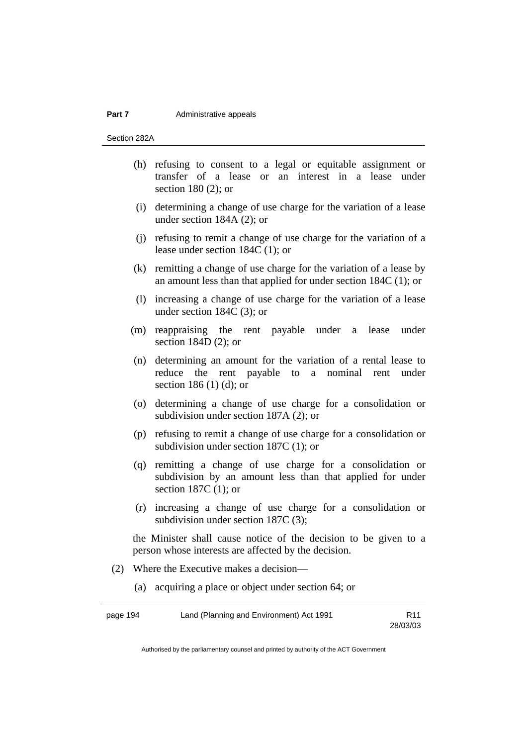(h) refusing to consent to a legal or equitable assignment or transfer of a lease or an interest in a lease under section 180 (2); or

(i) determining a change of use charge for the variation of a lease under section 184A (2); or

(j) refusing to remit a change of use charge for the variation of a lease under section 184C (1); or

(k) remitting a change of use charge for the variation of a lease by an amount less than that applied for under section 184C (1); or

(l) increasing a change of use charge for the variation of a lease under section 184C (3); or

(m) reappraising the rent payable under a lease under section 184D (2); or

(n) determining an amount for the variation of a rental lease to reduce the rent payable to a nominal rent under section 186 (1) (d); or

(o) determining a change of use charge for a consolidation or subdivision under section 187A (2); or

(p) refusing to remit a change of use charge for a consolidation or subdivision under section 187C (1); or

(q) remitting a change of use charge for a consolidation or subdivision by an amount less than that applied for under section 187C (1); or

(r) increasing a change of use charge for a consolidation or subdivision under section 187C (3);

the Minister shall cause notice of the decision to be given to a person whose interests are affected by the decision.

(2) Where the Executive makes a decision—

(a) acquiring a place or object under section 64; or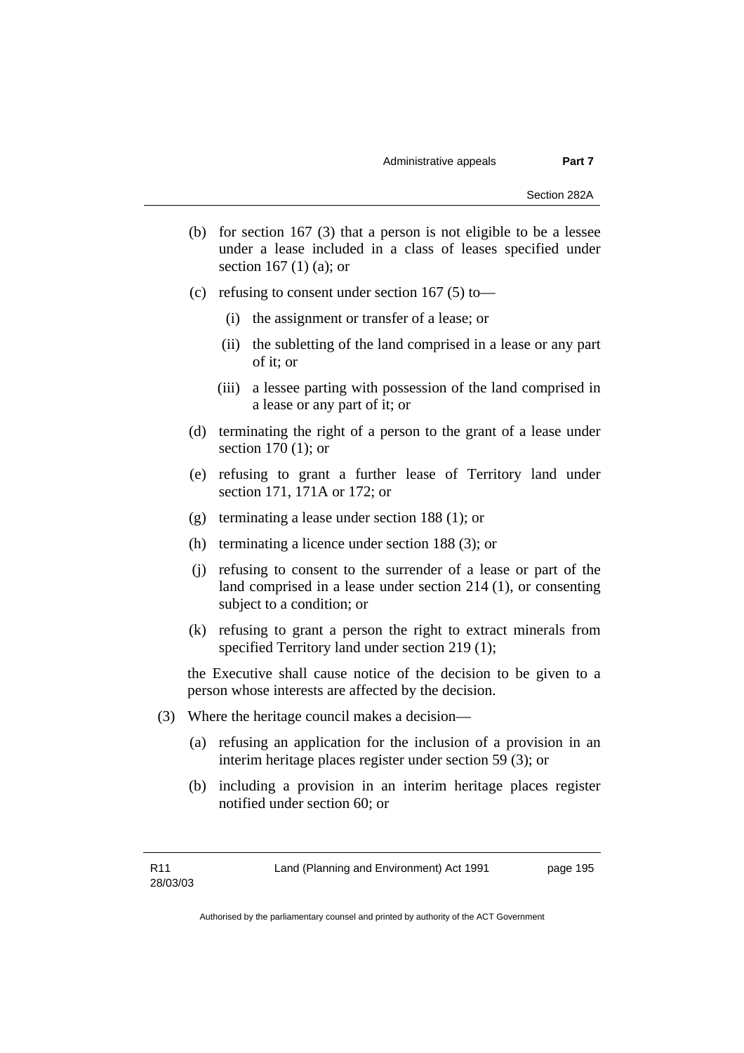(b) for section 167 (3) that a person is not eligible to be a lessee under a lease included in a class of leases specified under section 167 (1) (a); or

(c) refusing to consent under section 167 (5) to—

(i) the assignment or transfer of a lease; or

(ii) the subletting of the land comprised in a lease or any part of it; or

(iii) a lessee parting with possession of the land comprised in a lease or any part of it; or

(d) terminating the right of a person to the grant of a lease under section 170 (1); or

(e) refusing to grant a further lease of Territory land under section 171, 171A or 172; or

(g) terminating a lease under section 188 (1); or

(h) terminating a licence under section 188 (3); or

(j) refusing to consent to the surrender of a lease or part of the land comprised in a lease under section 214 (1), or consenting subject to a condition; or

(k) refusing to grant a person the right to extract minerals from specified Territory land under section 219 (1);

the Executive shall cause notice of the decision to be given to a person whose interests are affected by the decision.

(3) Where the heritage council makes a decision—

(a) refusing an application for the inclusion of a provision in an interim heritage places register under section 59 (3); or

(b) including a provision in an interim heritage places register notified under section 60; or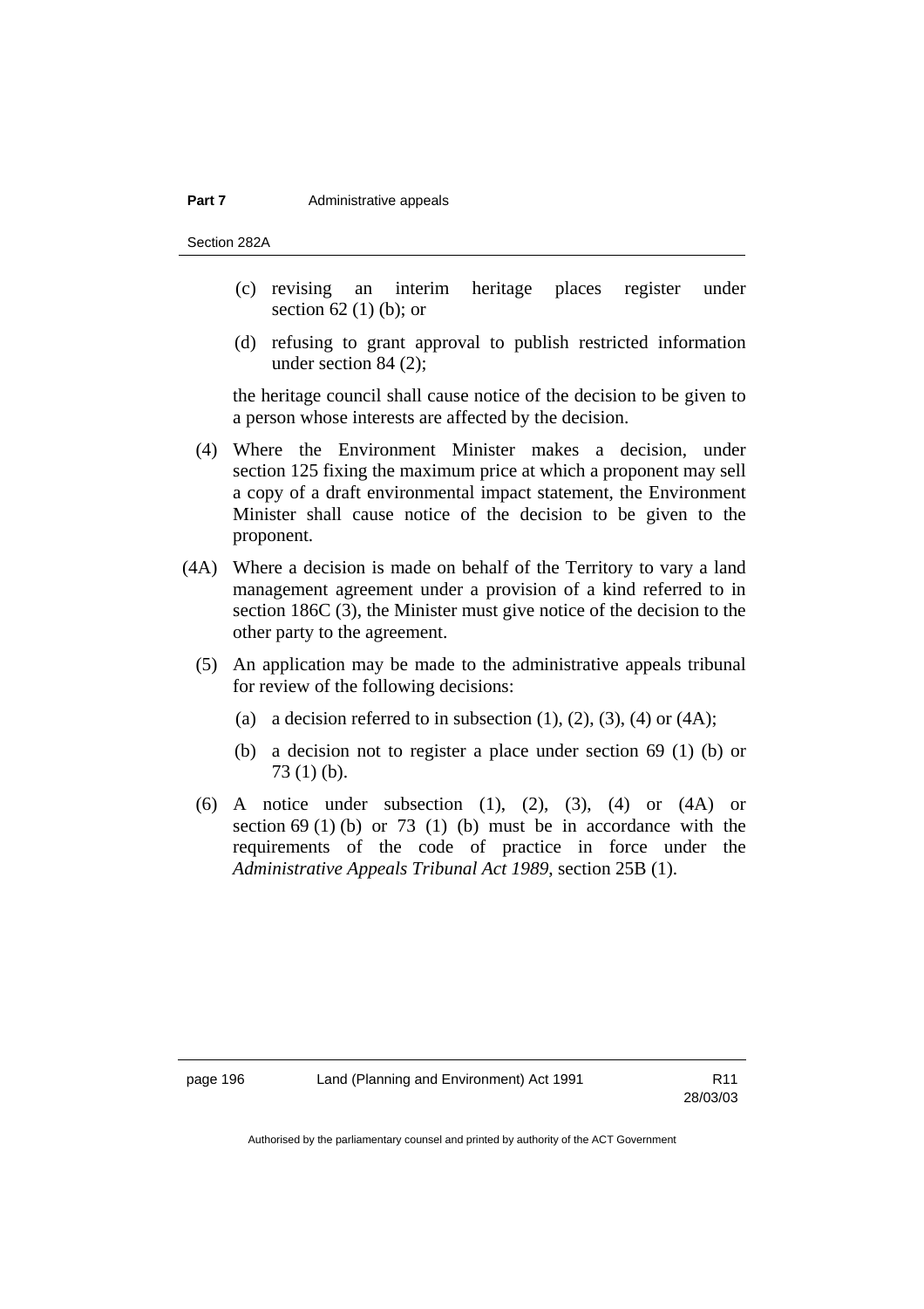(c) revising an interim heritage places register under section 62 (1) (b); or

(d) refusing to grant approval to publish restricted information under section 84 (2);

the heritage council shall cause notice of the decision to be given to a person whose interests are affected by the decision.

(4) Where the Environment Minister makes a decision, under section 125 fixing the maximum price at which a proponent may sell a copy of a draft environmental impact statement, the Environment Minister shall cause notice of the decision to be given to the proponent.

(4A) Where a decision is made on behalf of the Territory to vary a land management agreement under a provision of a kind referred to in section 186C (3), the Minister must give notice of the decision to the other party to the agreement.

(5) An application may be made to the administrative appeals tribunal for review of the following decisions:

(a) a decision referred to in subsection (1), (2), (3), (4) or (4A);

(b) a decision not to register a place under section 69 (1) (b) or 73 (1) (b).

(6) A notice under subsection (1), (2), (3), (4) or (4A) or section 69 (1) (b) or 73 (1) (b) must be in accordance with the requirements of the code of practice in force under the *Administrative Appeals Tribunal Act 1989*, section 25B (1).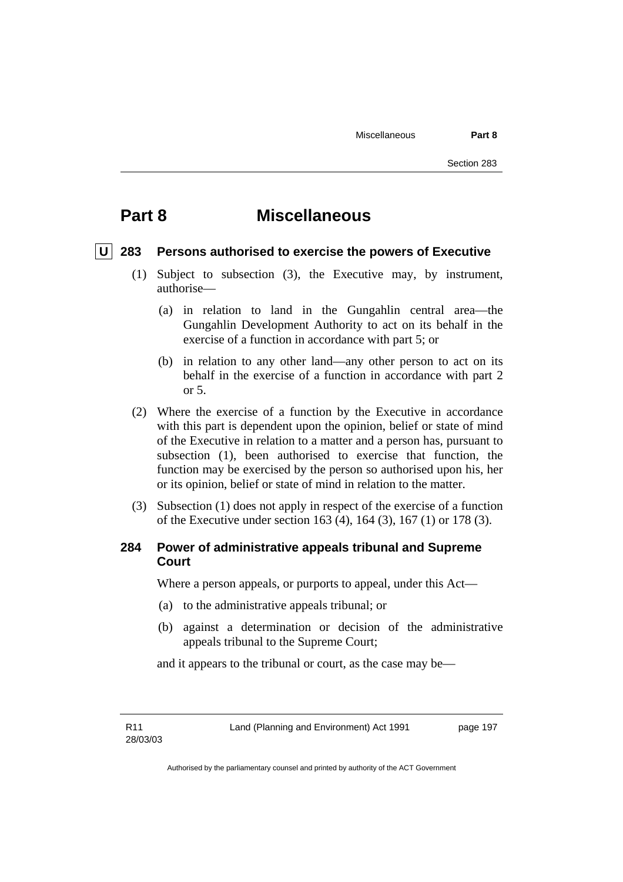# Part 8 Miscellaneous

## U 283 Persons authorised to exercise the powers of Executive

(1) Subject to subsection (3), the Executive may, by instrument, authorise—

(a) in relation to land in the Gungahlin central area—the Gungahlin Development Authority to act on its behalf in the exercise of a function in accordance with part 5; or

(b) in relation to any other land—any other person to act on its behalf in the exercise of a function in accordance with part 2 or 5.

(2) Where the exercise of a function by the Executive in accordance with this part is dependent upon the opinion, belief or state of mind of the Executive in relation to a matter and a person has, pursuant to subsection (1), been authorised to exercise that function, the function may be exercised by the person so authorised upon his, her or its opinion, belief or state of mind in relation to the matter.

(3) Subsection (1) does not apply in respect of the exercise of a function of the Executive under section 163 (4), 164 (3), 167 (1) or 178 (3).

## 284 Power of administrative appeals tribunal and Supreme Court

Where a person appeals, or purports to appeal, under this Act—

(a) to the administrative appeals tribunal; or

(b) against a determination or decision of the administrative appeals tribunal to the Supreme Court;

and it appears to the tribunal or court, as the case may be—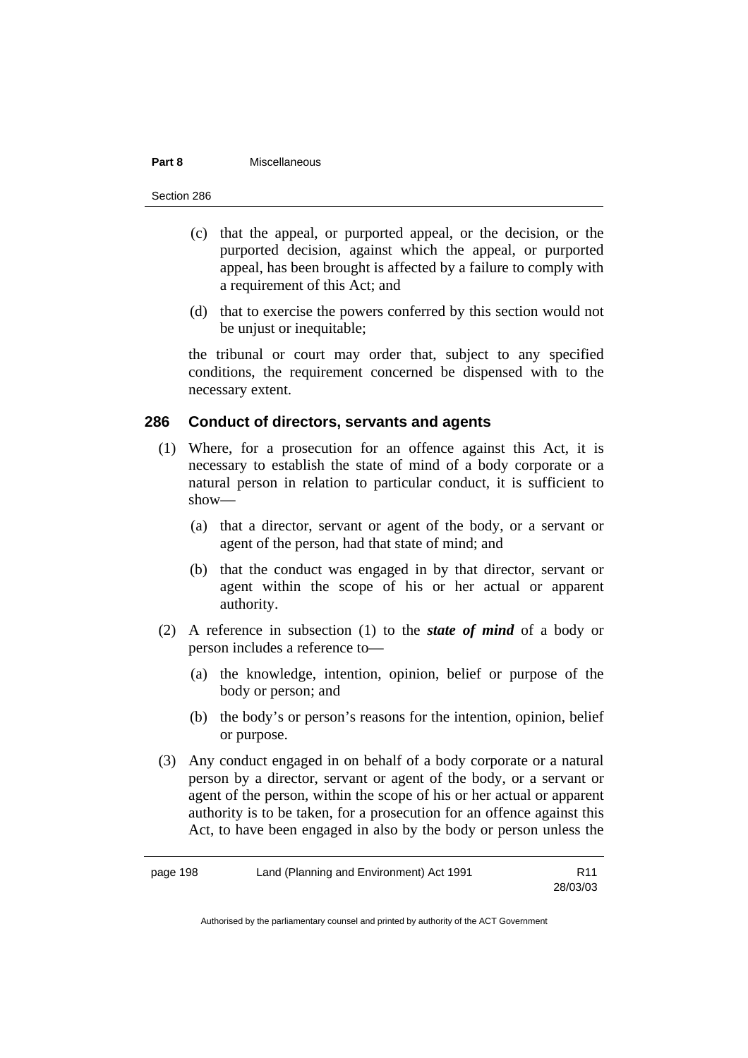(c) that the appeal, or purported appeal, or the decision, or the purported decision, against which the appeal, or purported appeal, has been brought is affected by a failure to comply with a requirement of this Act; and

(d) that to exercise the powers conferred by this section would not be unjust or inequitable;

the tribunal or court may order that, subject to any specified conditions, the requirement concerned be dispensed with to the necessary extent.

## 286 Conduct of directors, servants and agents

(1) Where, for a prosecution for an offence against this Act, it is necessary to establish the state of mind of a body corporate or a natural person in relation to particular conduct, it is sufficient to show—

(a) that a director, servant or agent of the body, or a servant or agent of the person, had that state of mind; and

(b) that the conduct was engaged in by that director, servant or agent within the scope of his or her actual or apparent authority.

(2) A reference in subsection (1) to the ***state of mind*** of a body or person includes a reference to—

(a) the knowledge, intention, opinion, belief or purpose of the body or person; and

(b) the body's or person's reasons for the intention, opinion, belief or purpose.

(3) Any conduct engaged in on behalf of a body corporate or a natural person by a director, servant or agent of the body, or a servant or agent of the person, within the scope of his or her actual or apparent authority is to be taken, for a prosecution for an offence against this Act, to have been engaged in also by the body or person unless the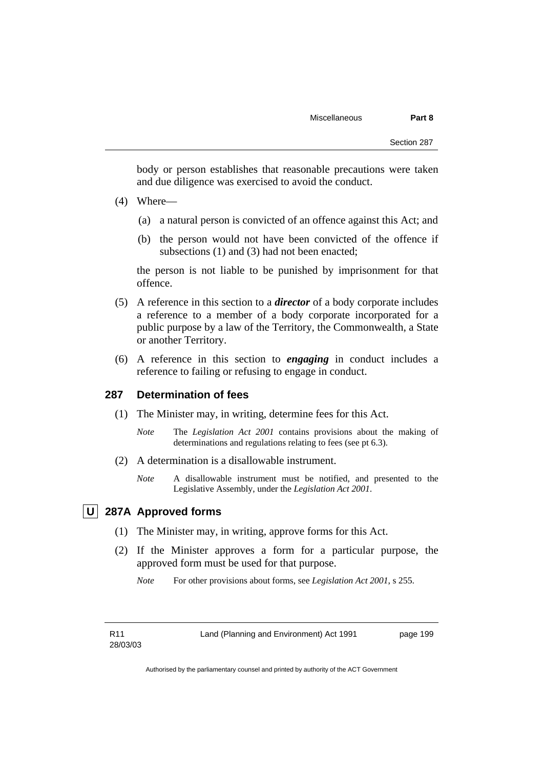body or person establishes that reasonable precautions were taken and due diligence was exercised to avoid the conduct.

(4) Where—

(a) a natural person is convicted of an offence against this Act; and

(b) the person would not have been convicted of the offence if subsections (1) and (3) had not been enacted;

the person is not liable to be punished by imprisonment for that offence.

(5) A reference in this section to a ***director*** of a body corporate includes a reference to a member of a body corporate incorporated for a public purpose by a law of the Territory, the Commonwealth, a State or another Territory.

(6) A reference in this section to ***engaging*** in conduct includes a reference to failing or refusing to engage in conduct.

### 287 Determination of fees

(1) The Minister may, in writing, determine fees for this Act.

*Note* The *Legislation Act 2001* contains provisions about the making of determinations and regulations relating to fees (see pt 6.3).

(2) A determination is a disallowable instrument.

*Note* A disallowable instrument must be notified, and presented to the Legislative Assembly, under the *Legislation Act 2001*.

### U 287A Approved forms

(1) The Minister may, in writing, approve forms for this Act.

(2) If the Minister approves a form for a particular purpose, the approved form must be used for that purpose.

*Note* For other provisions about forms, see *Legislation Act 2001*, s 255.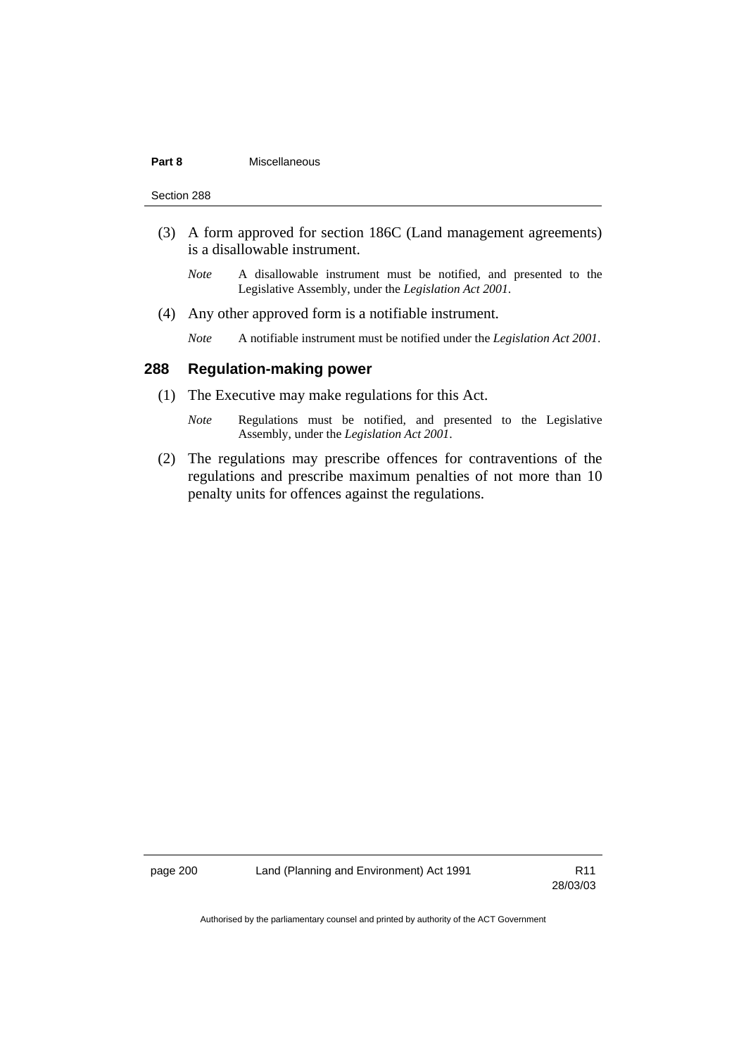(3) A form approved for section 186C (Land management agreements) is a disallowable instrument.

*Note* A disallowable instrument must be notified, and presented to the Legislative Assembly, under the *Legislation Act 2001*.

(4) Any other approved form is a notifiable instrument.

*Note* A notifiable instrument must be notified under the *Legislation Act 2001*.

### 288 Regulation-making power

(1) The Executive may make regulations for this Act.

*Note* Regulations must be notified, and presented to the Legislative Assembly, under the *Legislation Act 2001*.

(2) The regulations may prescribe offences for contraventions of the regulations and prescribe maximum penalties of not more than 10 penalty units for offences against the regulations.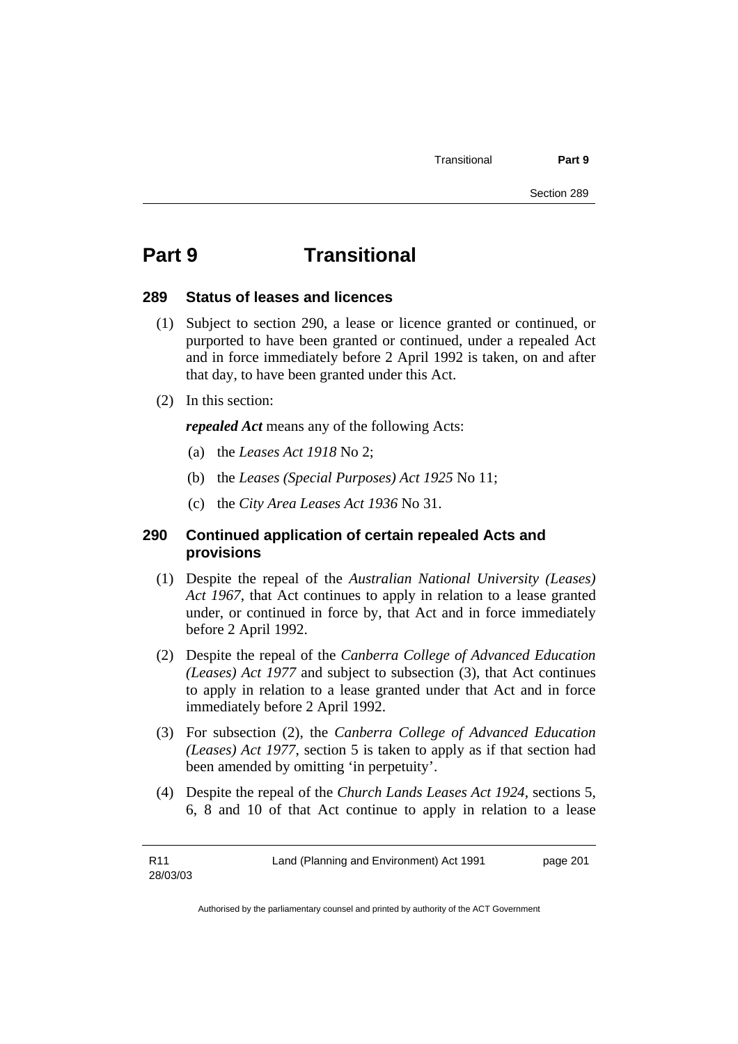# Part 9 Transitional

## 289 Status of leases and licences

(1) Subject to section 290, a lease or licence granted or continued, or purported to have been granted or continued, under a repealed Act and in force immediately before 2 April 1992 is taken, on and after that day, to have been granted under this Act.

(2) In this section:

***repealed Act*** means any of the following Acts:

(a) the *Leases Act 1918* No 2;

(b) the *Leases (Special Purposes) Act 1925* No 11;

(c) the *City Area Leases Act 1936* No 31.

## 290 Continued application of certain repealed Acts and provisions

(1) Despite the repeal of the *Australian National University (Leases) Act 1967*, that Act continues to apply in relation to a lease granted under, or continued in force by, that Act and in force immediately before 2 April 1992.

(2) Despite the repeal of the *Canberra College of Advanced Education (Leases) Act 1977* and subject to subsection (3), that Act continues to apply in relation to a lease granted under that Act and in force immediately before 2 April 1992.

(3) For subsection (2), the *Canberra College of Advanced Education (Leases) Act 1977*, section 5 is taken to apply as if that section had been amended by omitting 'in perpetuity'.

(4) Despite the repeal of the *Church Lands Leases Act 1924*, sections 5, 6, 8 and 10 of that Act continue to apply in relation to a lease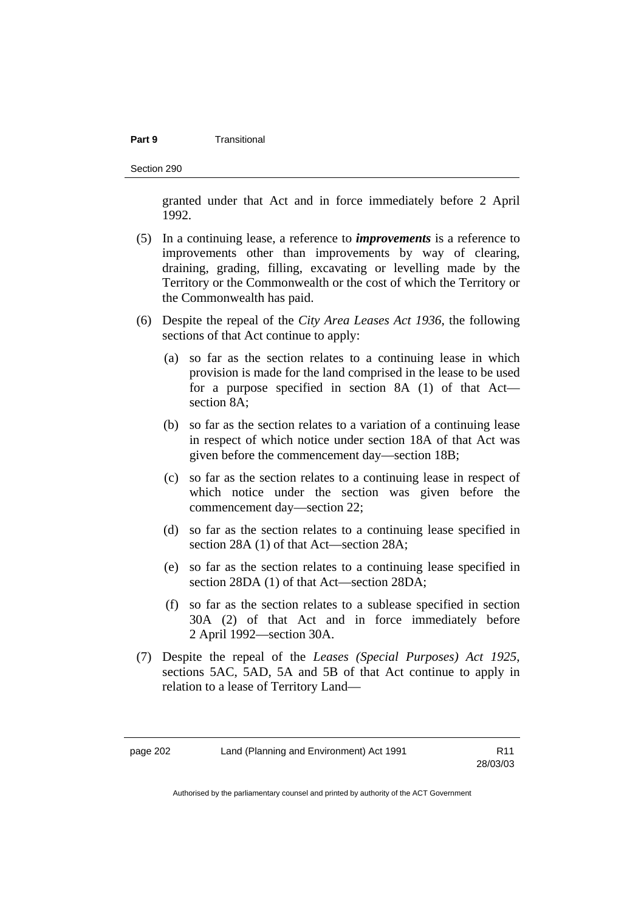granted under that Act and in force immediately before 2 April 1992.

(5) In a continuing lease, a reference to ***improvements*** is a reference to improvements other than improvements by way of clearing, draining, grading, filling, excavating or levelling made by the Territory or the Commonwealth or the cost of which the Territory or the Commonwealth has paid.

(6) Despite the repeal of the *City Area Leases Act 1936*, the following sections of that Act continue to apply:

(a) so far as the section relates to a continuing lease in which provision is made for the land comprised in the lease to be used for a purpose specified in section 8A (1) of that Act—section 8A;

(b) so far as the section relates to a variation of a continuing lease in respect of which notice under section 18A of that Act was given before the commencement day—section 18B;

(c) so far as the section relates to a continuing lease in respect of which notice under the section was given before the commencement day—section 22;

(d) so far as the section relates to a continuing lease specified in section 28A (1) of that Act—section 28A;

(e) so far as the section relates to a continuing lease specified in section 28DA (1) of that Act—section 28DA;

(f) so far as the section relates to a sublease specified in section 30A (2) of that Act and in force immediately before 2 April 1992—section 30A.

(7) Despite the repeal of the *Leases (Special Purposes) Act 1925*, sections 5AC, 5AD, 5A and 5B of that Act continue to apply in relation to a lease of Territory Land—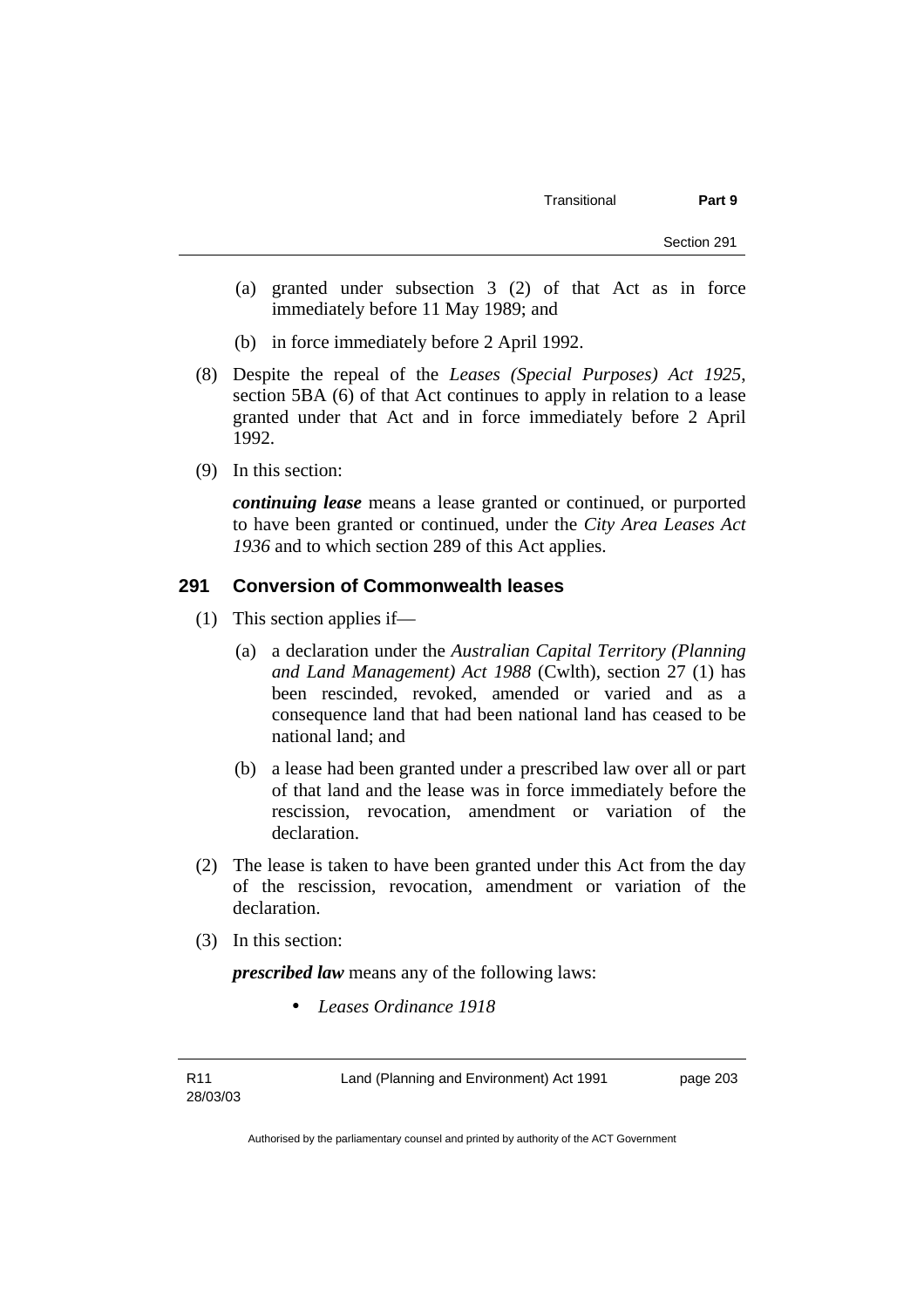(a) granted under subsection 3 (2) of that Act as in force immediately before 11 May 1989; and

(b) in force immediately before 2 April 1992.

(8) Despite the repeal of the *Leases (Special Purposes) Act 1925*, section 5BA (6) of that Act continues to apply in relation to a lease granted under that Act and in force immediately before 2 April 1992.

(9) In this section:

***continuing lease*** means a lease granted or continued, or purported to have been granted or continued, under the *City Area Leases Act 1936* and to which section 289 of this Act applies.

## 291 Conversion of Commonwealth leases

(1) This section applies if—

(a) a declaration under the *Australian Capital Territory (Planning and Land Management) Act 1988* (Cwlth), section 27 (1) has been rescinded, revoked, amended or varied and as a consequence land that had been national land has ceased to be national land; and

(b) a lease had been granted under a prescribed law over all or part of that land and the lease was in force immediately before the rescission, revocation, amendment or variation of the declaration.

(2) The lease is taken to have been granted under this Act from the day of the rescission, revocation, amendment or variation of the declaration.

(3) In this section:

***prescribed law*** means any of the following laws:

- *Leases Ordinance 1918*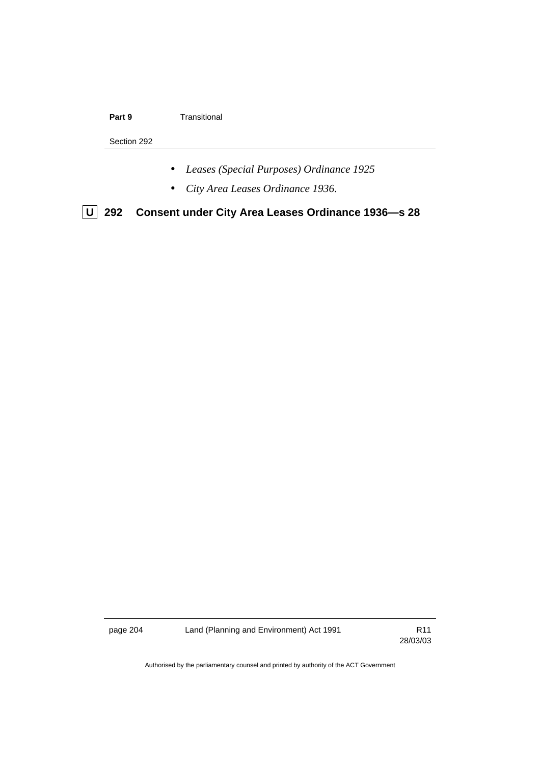- *Leases (Special Purposes) Ordinance 1925*
- *City Area Leases Ordinance 1936*.

## U 292 Consent under City Area Leases Ordinance 1936—s 28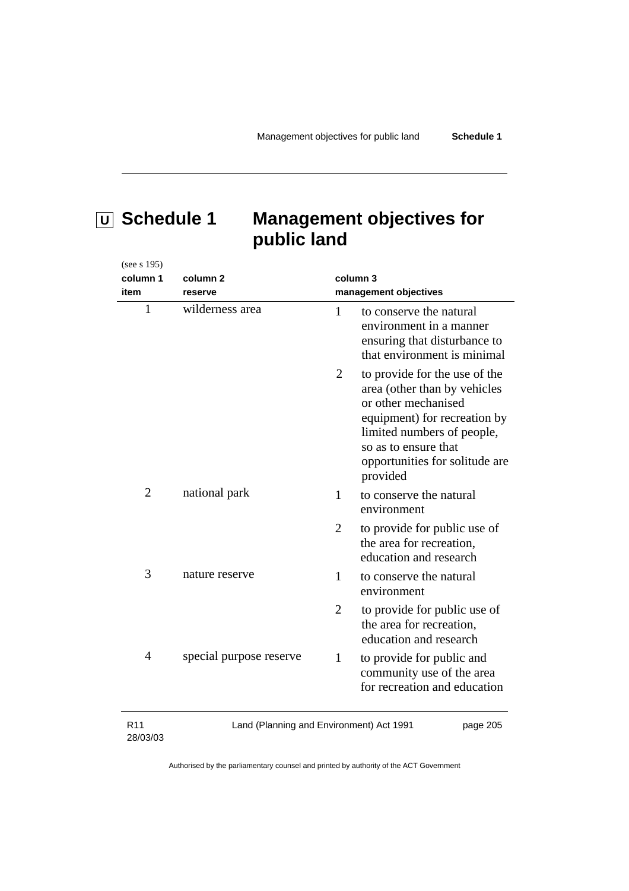# U Schedule 1 Management objectives for public land

(see s 195)

| column 1 item | column 2 reserve | column 3 management objectives |
|---|---|---|
| 1 | wilderness area | 1 to conserve the natural environment in a manner ensuring that disturbance to that environment is minimal |
| | | 2 to provide for the use of the area (other than by vehicles or other mechanised equipment) for recreation by limited numbers of people, so as to ensure that opportunities for solitude are provided |
| 2 | national park | 1 to conserve the natural environment |
| | | 2 to provide for public use of the area for recreation, education and research |
| 3 | nature reserve | 1 to conserve the natural environment |
| | | 2 to provide for public use of the area for recreation, education and research |
| 4 | special purpose reserve | 1 to provide for public and community use of the area for recreation and education |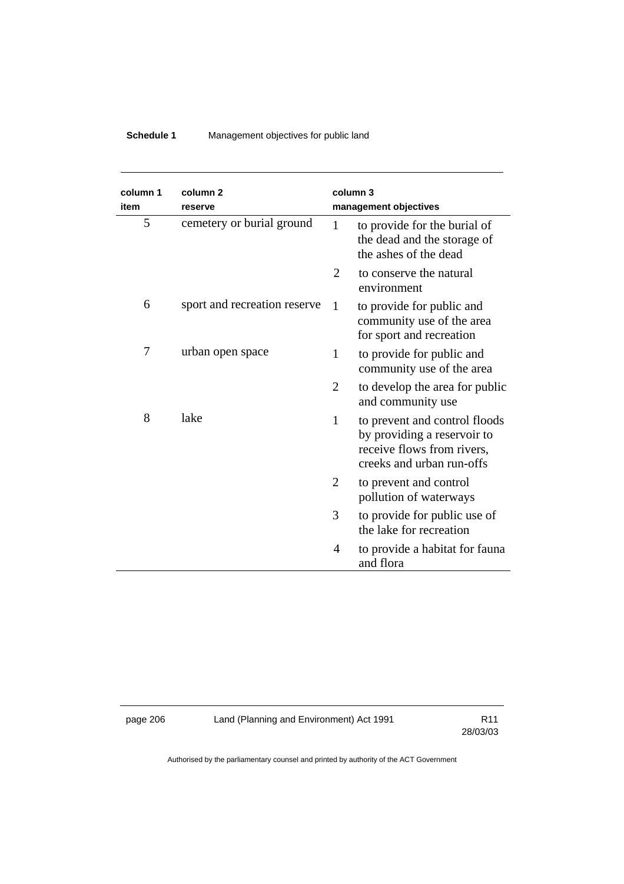| column 1 item | column 2 reserve | column 3 management objectives |
|---|---|---|
| 5 | cemetery or burial ground | 1 to provide for the burial of the dead and the storage of the ashes of the dead |
| | | 2 to conserve the natural environment |
| 6 | sport and recreation reserve | 1 to provide for public and community use of the area for sport and recreation |
| 7 | urban open space | 1 to provide for public and community use of the area |
| | | 2 to develop the area for public and community use |
| 8 | lake | 1 to prevent and control floods by providing a reservoir to receive flows from rivers, creeks and urban run-offs |
| | | 2 to prevent and control pollution of waterways |
| | | 3 to provide for public use of the lake for recreation |
| | | 4 to provide a habitat for fauna and flora |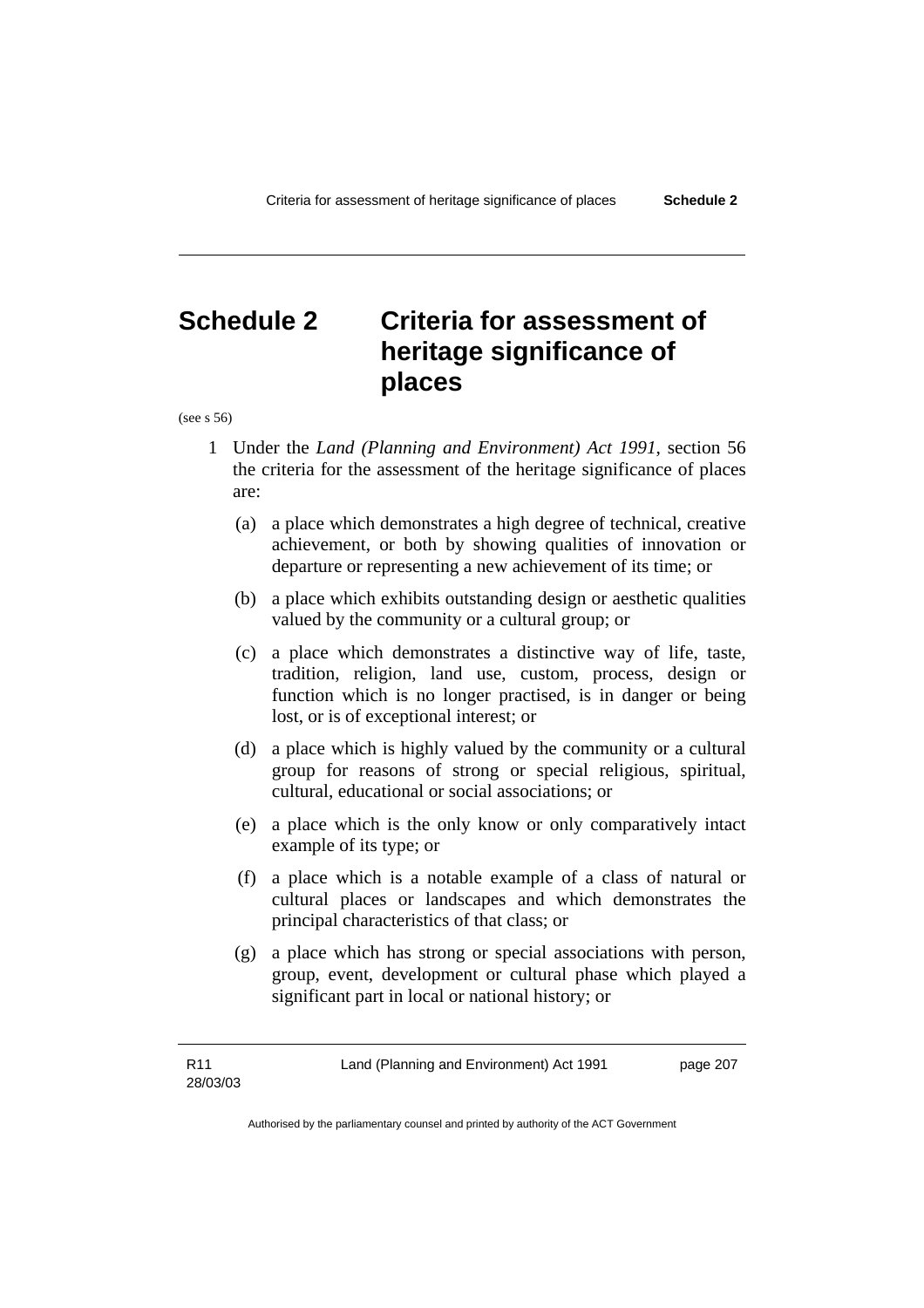# Schedule 2 Criteria for assessment of heritage significance of places

(see s 56)

1 Under the *Land (Planning and Environment) Act 1991*, section 56 the criteria for the assessment of the heritage significance of places are:

(a) a place which demonstrates a high degree of technical, creative achievement, or both by showing qualities of innovation or departure or representing a new achievement of its time; or

(b) a place which exhibits outstanding design or aesthetic qualities valued by the community or a cultural group; or

(c) a place which demonstrates a distinctive way of life, taste, tradition, religion, land use, custom, process, design or function which is no longer practised, is in danger or being lost, or is of exceptional interest; or

(d) a place which is highly valued by the community or a cultural group for reasons of strong or special religious, spiritual, cultural, educational or social associations; or

(e) a place which is the only know or only comparatively intact example of its type; or

(f) a place which is a notable example of a class of natural or cultural places or landscapes and which demonstrates the principal characteristics of that class; or

(g) a place which has strong or special associations with person, group, event, development or cultural phase which played a significant part in local or national history; or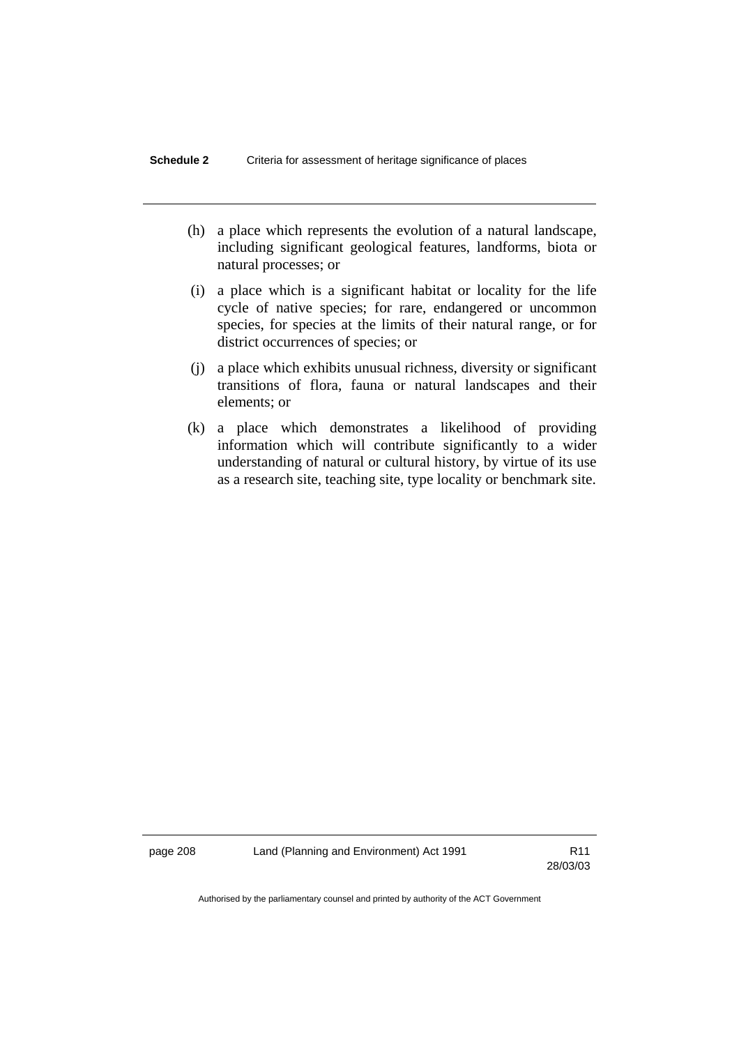(h) a place which represents the evolution of a natural landscape, including significant geological features, landforms, biota or natural processes; or

(i) a place which is a significant habitat or locality for the life cycle of native species; for rare, endangered or uncommon species, for species at the limits of their natural range, or for district occurrences of species; or

(j) a place which exhibits unusual richness, diversity or significant transitions of flora, fauna or natural landscapes and their elements; or

(k) a place which demonstrates a likelihood of providing information which will contribute significantly to a wider understanding of natural or cultural history, by virtue of its use as a research site, teaching site, type locality or benchmark site.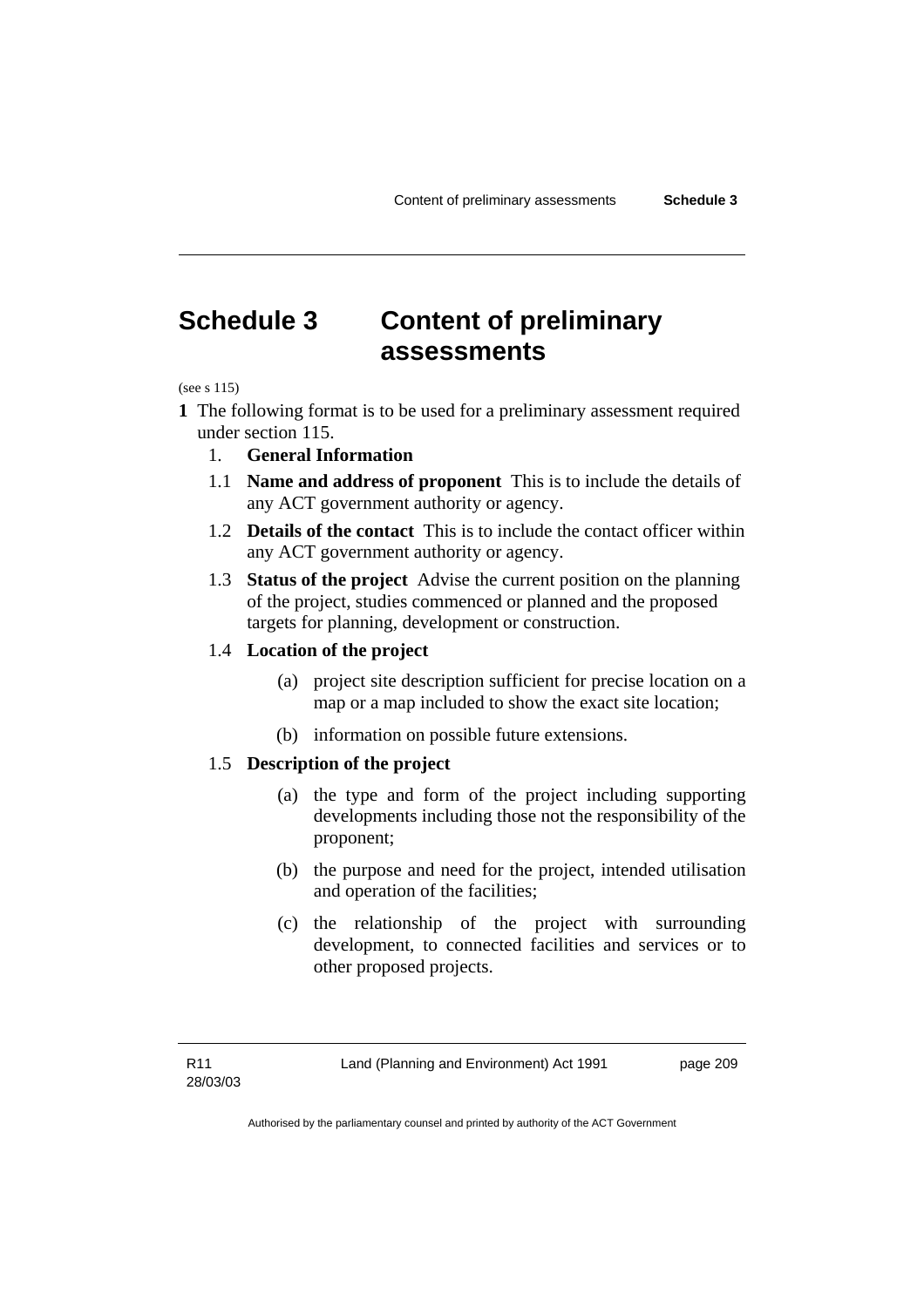# Schedule 3 Content of preliminary assessments

(see s 115)

**1** The following format is to be used for a preliminary assessment required under section 115.

1. **General Information**

1.1 **Name and address of proponent** This is to include the details of any ACT government authority or agency.

1.2 **Details of the contact** This is to include the contact officer within any ACT government authority or agency.

1.3 **Status of the project** Advise the current position on the planning of the project, studies commenced or planned and the proposed targets for planning, development or construction.

1.4 **Location of the project**

(a) project site description sufficient for precise location on a map or a map included to show the exact site location;

(b) information on possible future extensions.

1.5 **Description of the project**

(a) the type and form of the project including supporting developments including those not the responsibility of the proponent;

(b) the purpose and need for the project, intended utilisation and operation of the facilities;

(c) the relationship of the project with surrounding development, to connected facilities and services or to other proposed projects.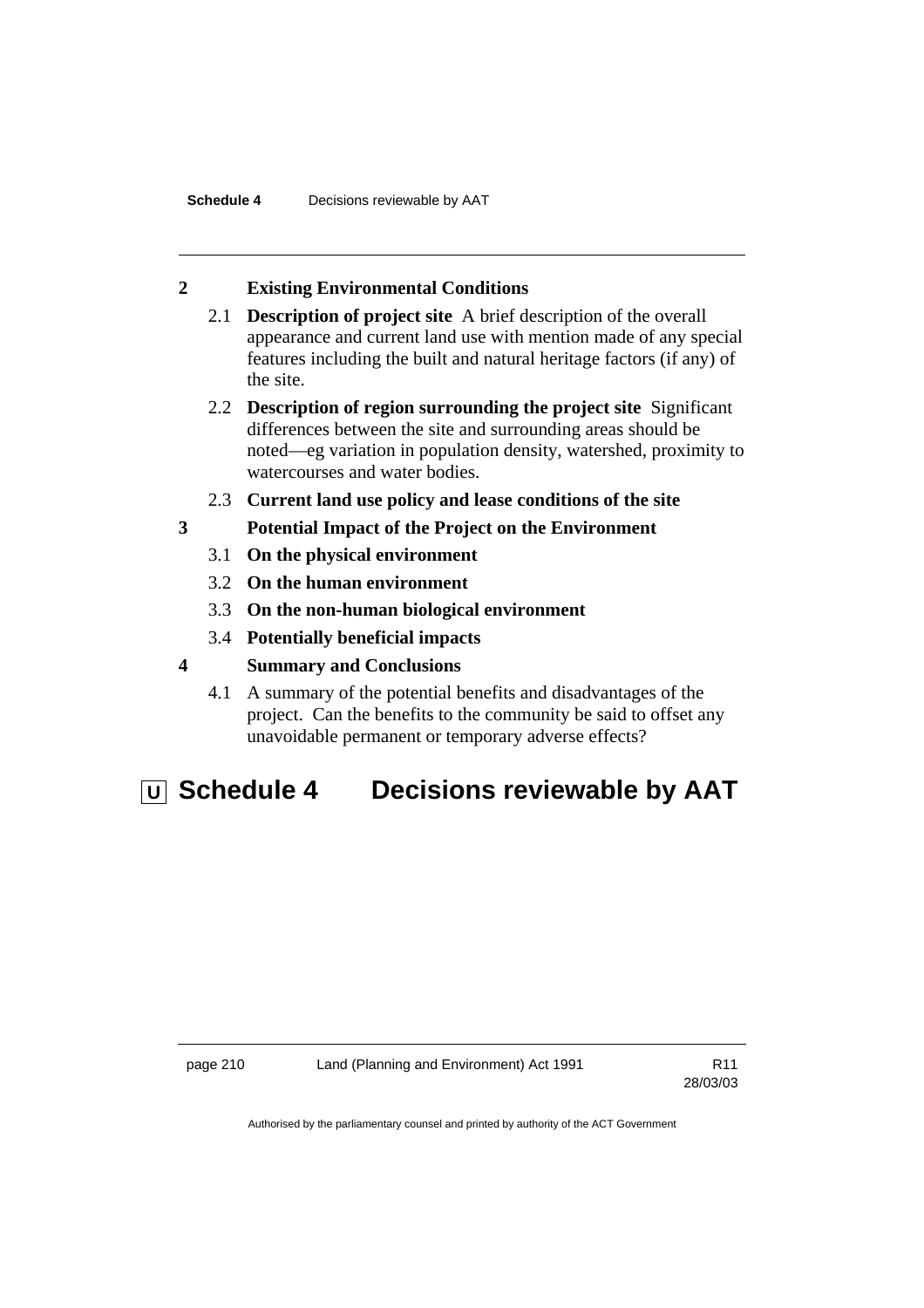**2 Existing Environmental Conditions**

2.1 **Description of project site** A brief description of the overall appearance and current land use with mention made of any special features including the built and natural heritage factors (if any) of the site.

2.2 **Description of region surrounding the project site** Significant differences between the site and surrounding areas should be noted—eg variation in population density, watershed, proximity to watercourses and water bodies.

2.3 **Current land use policy and lease conditions of the site**

**3 Potential Impact of the Project on the Environment**

3.1 **On the physical environment**

3.2 **On the human environment**

3.3 **On the non-human biological environment**

3.4 **Potentially beneficial impacts**

**4 Summary and Conclusions**

4.1 A summary of the potential benefits and disadvantages of the project. Can the benefits to the community be said to offset any unavoidable permanent or temporary adverse effects?

# U Schedule 4 Decisions reviewable by AAT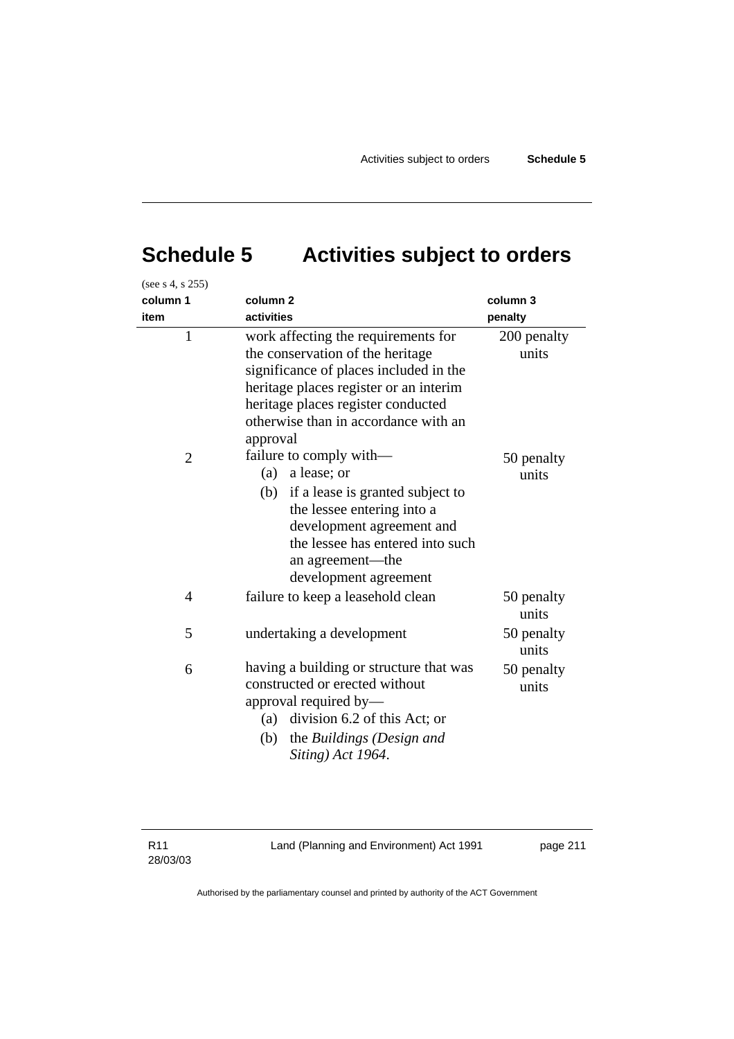# Schedule 5 Activities subject to orders

(see s 4, s 255)

| column 1<br>item | column 2<br>activities | column 3<br>penalty |
|---|---|---|
| 1 | work affecting the requirements for the conservation of the heritage significance of places included in the heritage places register or an interim heritage places register conducted otherwise than in accordance with an approval | 200 penalty units |
| 2 | failure to comply with—<br>(a) a lease; or<br>(b) if a lease is granted subject to the lessee entering into a development agreement and the lessee has entered into such an agreement—the development agreement | 50 penalty units |
| 4 | failure to keep a leasehold clean | 50 penalty units |
| 5 | undertaking a development | 50 penalty units |
| 6 | having a building or structure that was constructed or erected without approval required by—<br>(a) division 6.2 of this Act; or<br>(b) the *Buildings (Design and Siting) Act 1964*. | 50 penalty units |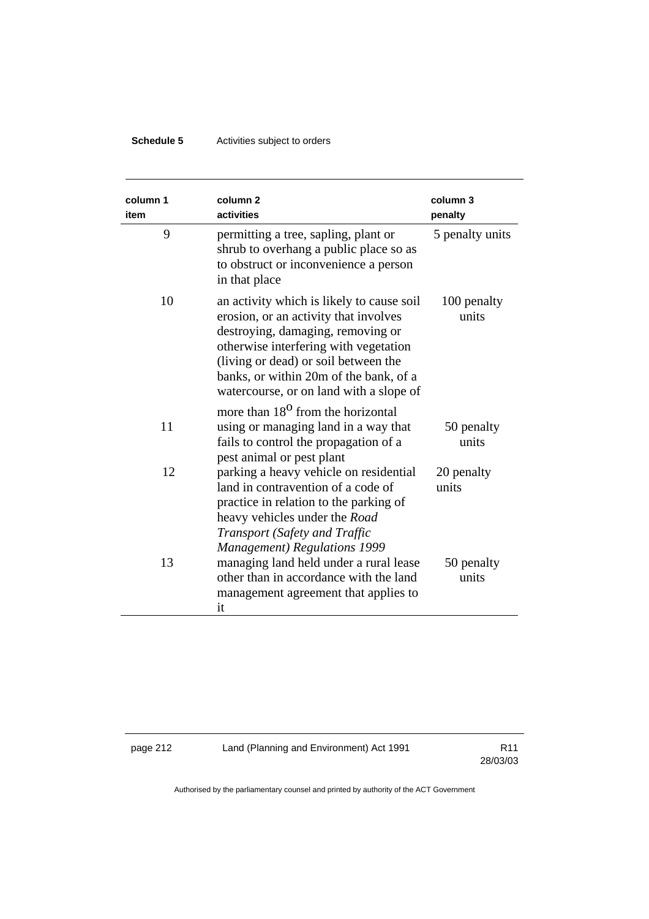| column 1 item | column 2 activities | column 3 penalty |
|---|---|---|
| 9 | permitting a tree, sapling, plant or shrub to overhang a public place so as to obstruct or inconvenience a person in that place | 5 penalty units |
| 10 | an activity which is likely to cause soil erosion, or an activity that involves destroying, damaging, removing or otherwise interfering with vegetation (living or dead) or soil between the banks, or within 20m of the bank, of a watercourse, or on land with a slope of more than $18^{o}$ from the horizontal | 100 penalty units |
| 11 | using or managing land in a way that fails to control the propagation of a pest animal or pest plant | 50 penalty units |
| 12 | parking a heavy vehicle on residential land in contravention of a code of practice in relation to the parking of heavy vehicles under the *Road Transport (Safety and Traffic Management) Regulations 1999* | 20 penalty units |
| 13 | managing land held under a rural lease other than in accordance with the land management agreement that applies to it | 50 penalty units |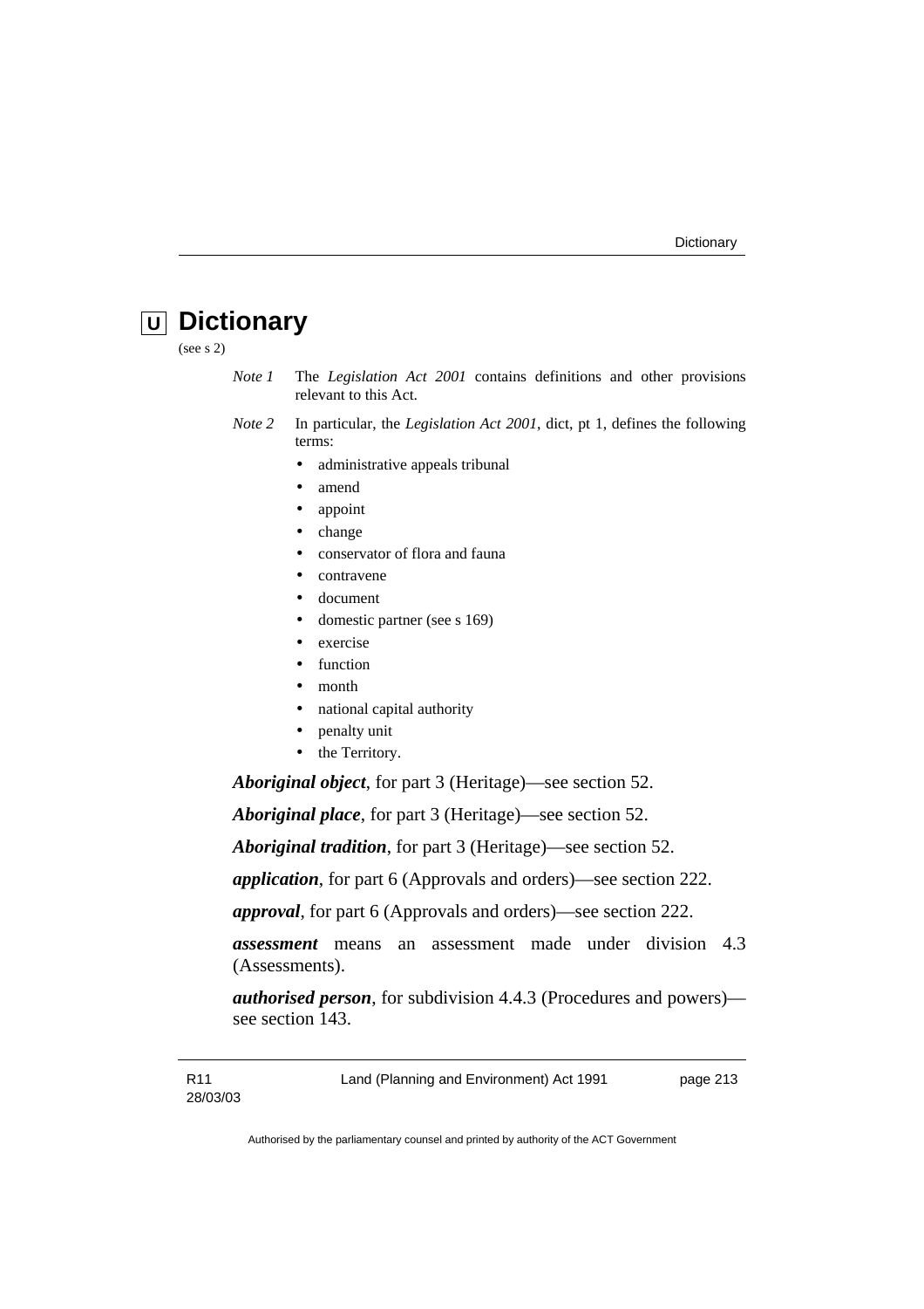# Dictionary

(see s 2)

*Note 1* The *Legislation Act 2001* contains definitions and other provisions relevant to this Act.

*Note 2* In particular, the *Legislation Act 2001*, dict, pt 1, defines the following terms:

- administrative appeals tribunal
- amend
- appoint
- change
- conservator of flora and fauna
- contravene
- document
- domestic partner (see s 169)
- exercise
- function
- month
- national capital authority
- penalty unit
- the Territory.

***Aboriginal object***, for part 3 (Heritage)—see section 52.

***Aboriginal place***, for part 3 (Heritage)—see section 52.

***Aboriginal tradition***, for part 3 (Heritage)—see section 52.

***application***, for part 6 (Approvals and orders)—see section 222.

***approval***, for part 6 (Approvals and orders)—see section 222.

***assessment*** means an assessment made under division 4.3 (Assessments).

***authorised person***, for subdivision 4.4.3 (Procedures and powers)—see section 143.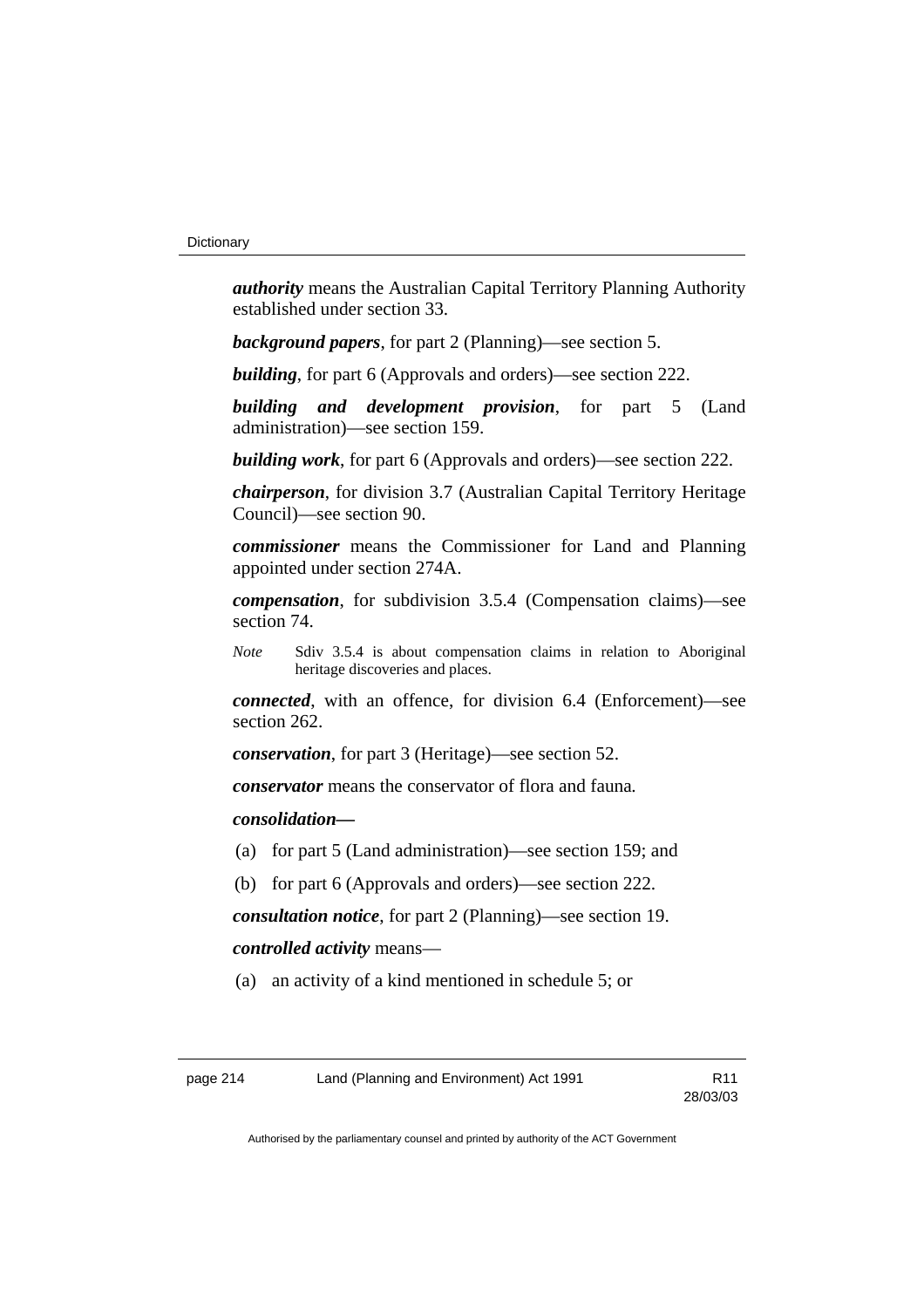***authority*** means the Australian Capital Territory Planning Authority established under section 33.

***background papers***, for part 2 (Planning)—see section 5.

***building***, for part 6 (Approvals and orders)—see section 222.

***building and development provision***, for part 5 (Land administration)—see section 159.

***building work***, for part 6 (Approvals and orders)—see section 222.

***chairperson***, for division 3.7 (Australian Capital Territory Heritage Council)—see section 90.

***commissioner*** means the Commissioner for Land and Planning appointed under section 274A.

***compensation***, for subdivision 3.5.4 (Compensation claims)—see section 74.

*Note* Sdiv 3.5.4 is about compensation claims in relation to Aboriginal heritage discoveries and places.

***connected***, with an offence, for division 6.4 (Enforcement)—see section 262.

***conservation***, for part 3 (Heritage)—see section 52.

***conservator*** means the conservator of flora and fauna.

***consolidation—***

(a) for part 5 (Land administration)—see section 159; and

(b) for part 6 (Approvals and orders)—see section 222.

***consultation notice***, for part 2 (Planning)—see section 19.

***controlled activity*** means—

(a) an activity of a kind mentioned in schedule 5; or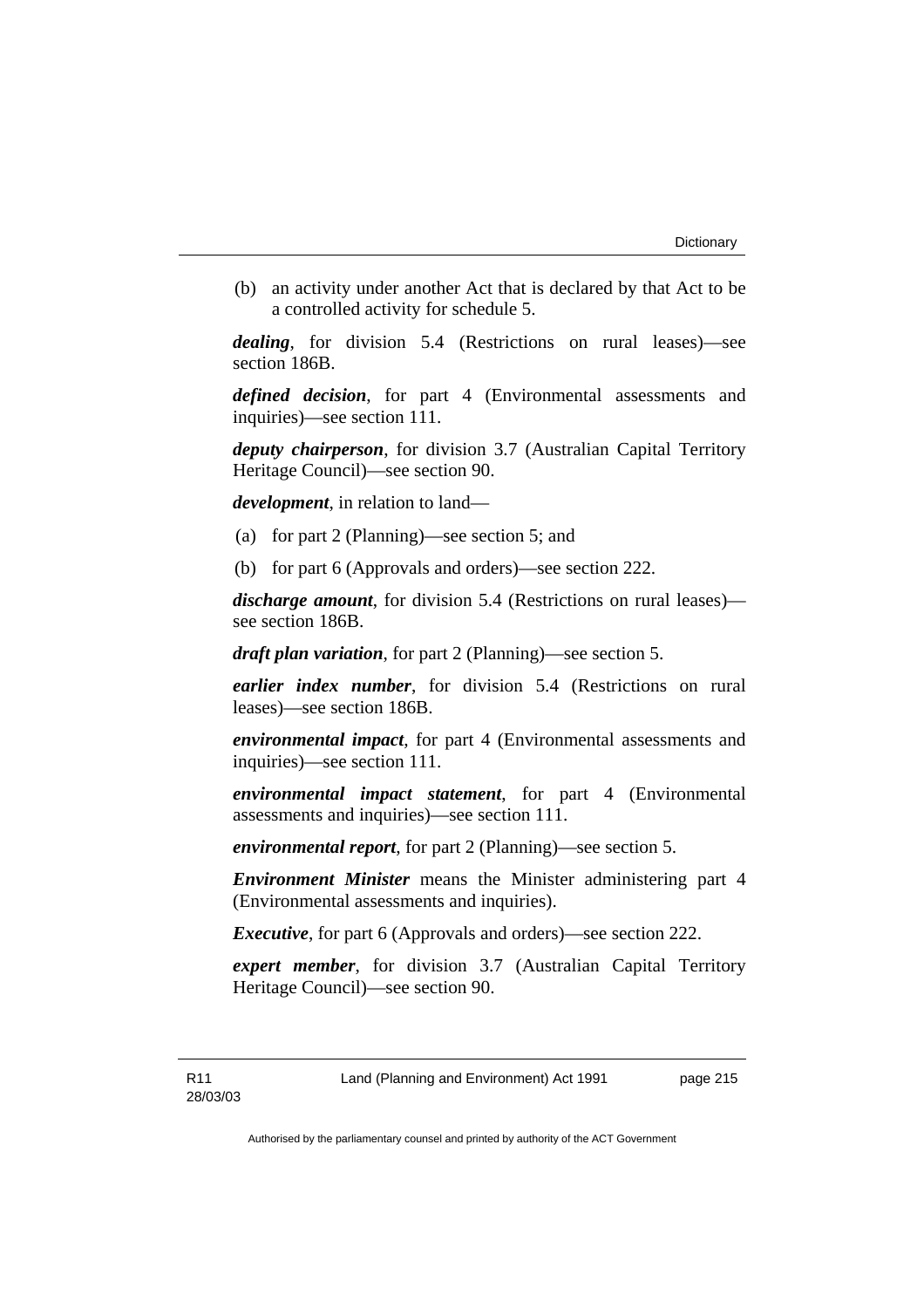(b) an activity under another Act that is declared by that Act to be a controlled activity for schedule 5.

***dealing***, for division 5.4 (Restrictions on rural leases)—see section 186B.

***defined decision***, for part 4 (Environmental assessments and inquiries)—see section 111.

***deputy chairperson***, for division 3.7 (Australian Capital Territory Heritage Council)—see section 90.

***development***, in relation to land—

(a) for part 2 (Planning)—see section 5; and

(b) for part 6 (Approvals and orders)—see section 222.

***discharge amount***, for division 5.4 (Restrictions on rural leases)—see section 186B.

***draft plan variation***, for part 2 (Planning)—see section 5.

***earlier index number***, for division 5.4 (Restrictions on rural leases)—see section 186B.

***environmental impact***, for part 4 (Environmental assessments and inquiries)—see section 111.

***environmental impact statement***, for part 4 (Environmental assessments and inquiries)—see section 111.

***environmental report***, for part 2 (Planning)—see section 5.

***Environment Minister*** means the Minister administering part 4 (Environmental assessments and inquiries).

***Executive***, for part 6 (Approvals and orders)—see section 222.

***expert member***, for division 3.7 (Australian Capital Territory Heritage Council)—see section 90.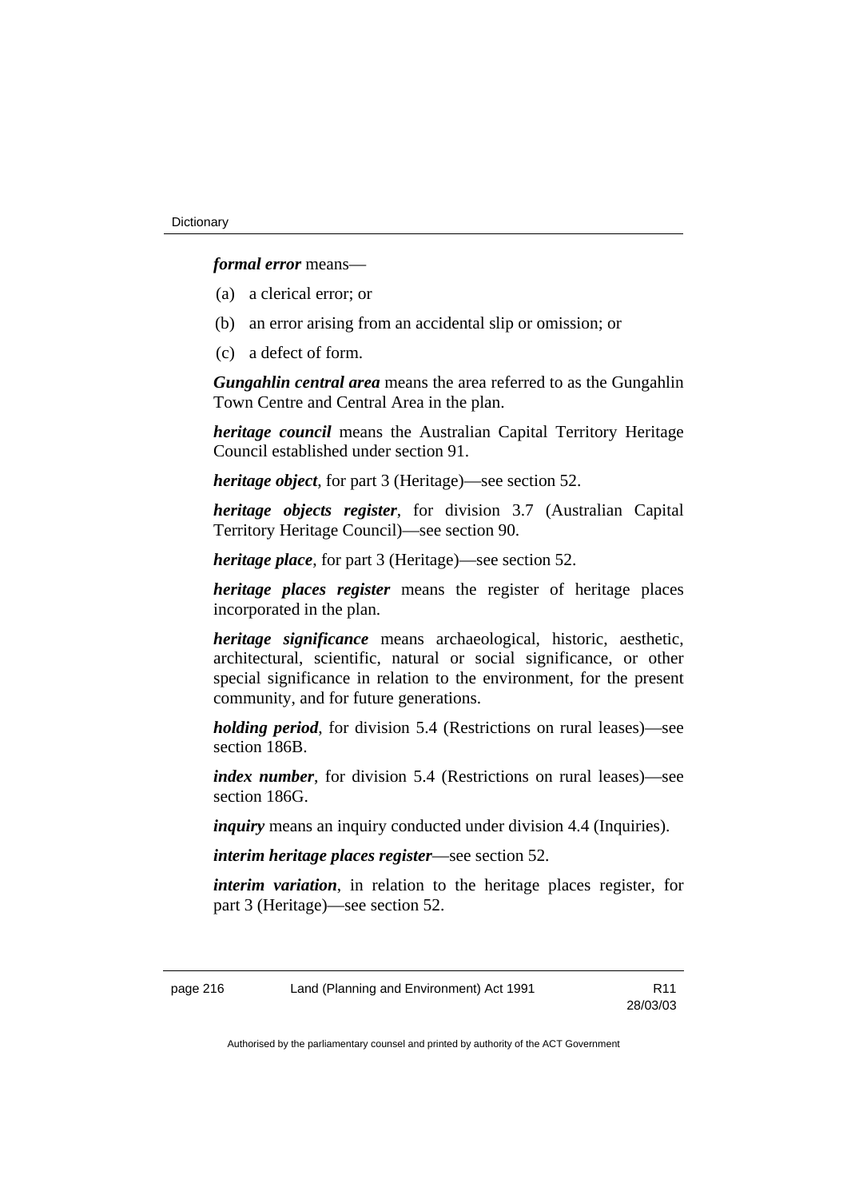***formal error*** means—

(a) a clerical error; or

(b) an error arising from an accidental slip or omission; or

(c) a defect of form.

***Gungahlin central area*** means the area referred to as the Gungahlin Town Centre and Central Area in the plan.

***heritage council*** means the Australian Capital Territory Heritage Council established under section 91.

***heritage object***, for part 3 (Heritage)—see section 52.

***heritage objects register***, for division 3.7 (Australian Capital Territory Heritage Council)—see section 90.

***heritage place***, for part 3 (Heritage)—see section 52.

***heritage places register*** means the register of heritage places incorporated in the plan.

***heritage significance*** means archaeological, historic, aesthetic, architectural, scientific, natural or social significance, or other special significance in relation to the environment, for the present community, and for future generations.

***holding period***, for division 5.4 (Restrictions on rural leases)—see section 186B.

***index number***, for division 5.4 (Restrictions on rural leases)—see section 186G.

***inquiry*** means an inquiry conducted under division 4.4 (Inquiries).

***interim heritage places register***—see section 52.

***interim variation***, in relation to the heritage places register, for part 3 (Heritage)—see section 52.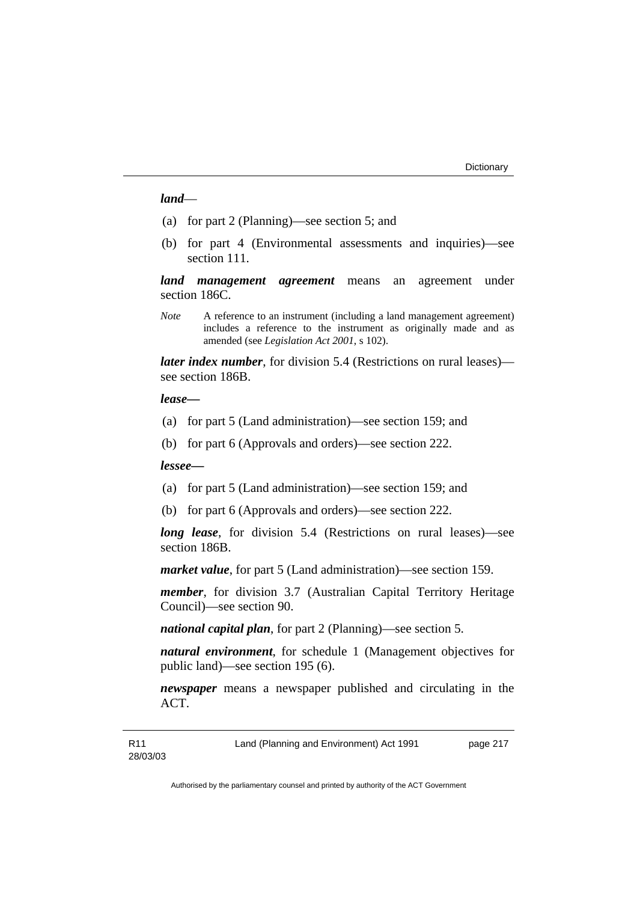***land***—

(a) for part 2 (Planning)—see section 5; and

(b) for part 4 (Environmental assessments and inquiries)—see section 111.

***land management agreement*** means an agreement under section 186C.

*Note* A reference to an instrument (including a land management agreement) includes a reference to the instrument as originally made and as amended (see *Legislation Act 2001*, s 102).

***later index number***, for division 5.4 (Restrictions on rural leases)—see section 186B.

***lease—***

(a) for part 5 (Land administration)—see section 159; and

(b) for part 6 (Approvals and orders)—see section 222.

***lessee—***

(a) for part 5 (Land administration)—see section 159; and

(b) for part 6 (Approvals and orders)—see section 222.

***long lease***, for division 5.4 (Restrictions on rural leases)—see section 186B.

***market value***, for part 5 (Land administration)—see section 159.

***member***, for division 3.7 (Australian Capital Territory Heritage Council)—see section 90.

***national capital plan***, for part 2 (Planning)—see section 5.

***natural environment***, for schedule 1 (Management objectives for public land)—see section 195 (6).

***newspaper*** means a newspaper published and circulating in the ACT.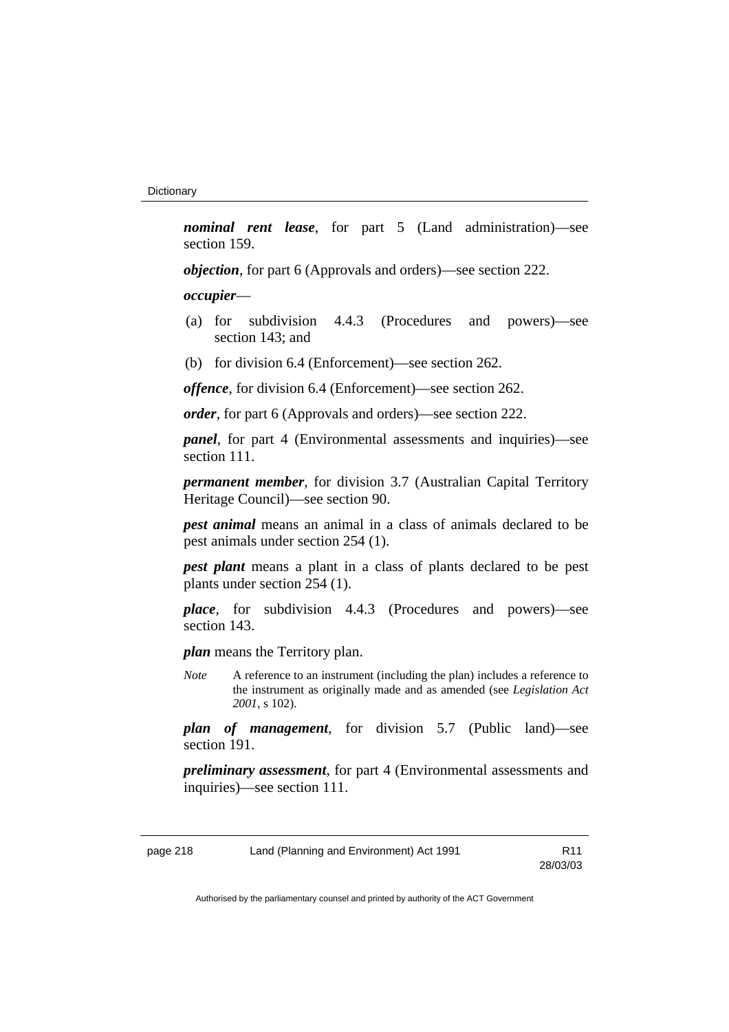***nominal rent lease***, for part 5 (Land administration)—see section 159.

***objection***, for part 6 (Approvals and orders)—see section 222.

***occupier***—

(a) for subdivision 4.4.3 (Procedures and powers)—see section 143; and

(b) for division 6.4 (Enforcement)—see section 262.

***offence***, for division 6.4 (Enforcement)—see section 262.

***order***, for part 6 (Approvals and orders)—see section 222.

***panel***, for part 4 (Environmental assessments and inquiries)—see section 111.

***permanent member***, for division 3.7 (Australian Capital Territory Heritage Council)—see section 90.

***pest animal*** means an animal in a class of animals declared to be pest animals under section 254 (1).

***pest plant*** means a plant in a class of plants declared to be pest plants under section 254 (1).

***place***, for subdivision 4.4.3 (Procedures and powers)—see section 143.

***plan*** means the Territory plan.

*Note* A reference to an instrument (including the plan) includes a reference to the instrument as originally made and as amended (see *Legislation Act 2001*, s 102).

***plan of management***, for division 5.7 (Public land)—see section 191.

***preliminary assessment***, for part 4 (Environmental assessments and inquiries)—see section 111.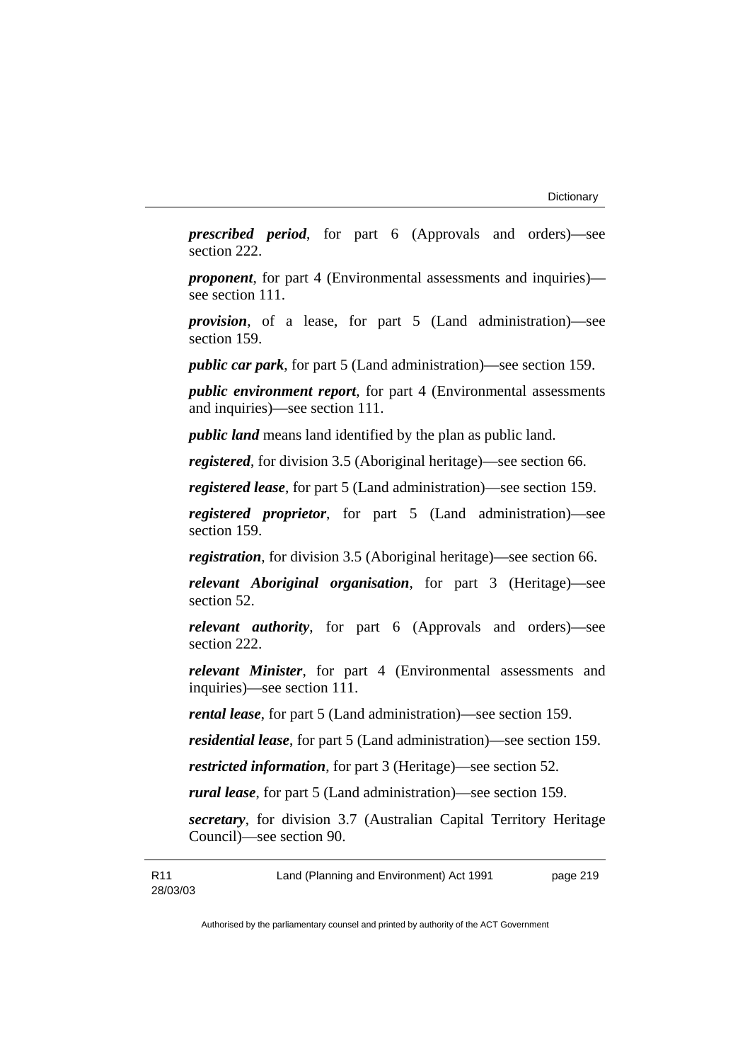***prescribed period***, for part 6 (Approvals and orders)—see section 222.

***proponent***, for part 4 (Environmental assessments and inquiries)—see section 111.

***provision***, of a lease, for part 5 (Land administration)—see section 159.

***public car park***, for part 5 (Land administration)—see section 159.

***public environment report***, for part 4 (Environmental assessments and inquiries)—see section 111.

***public land*** means land identified by the plan as public land.

***registered***, for division 3.5 (Aboriginal heritage)—see section 66.

***registered lease***, for part 5 (Land administration)—see section 159.

***registered proprietor***, for part 5 (Land administration)—see section 159.

***registration***, for division 3.5 (Aboriginal heritage)—see section 66.

***relevant Aboriginal organisation***, for part 3 (Heritage)—see section 52.

***relevant authority***, for part 6 (Approvals and orders)—see section 222.

***relevant Minister***, for part 4 (Environmental assessments and inquiries)—see section 111.

***rental lease***, for part 5 (Land administration)—see section 159.

***residential lease***, for part 5 (Land administration)—see section 159.

***restricted information***, for part 3 (Heritage)—see section 52.

***rural lease***, for part 5 (Land administration)—see section 159.

***secretary***, for division 3.7 (Australian Capital Territory Heritage Council)—see section 90.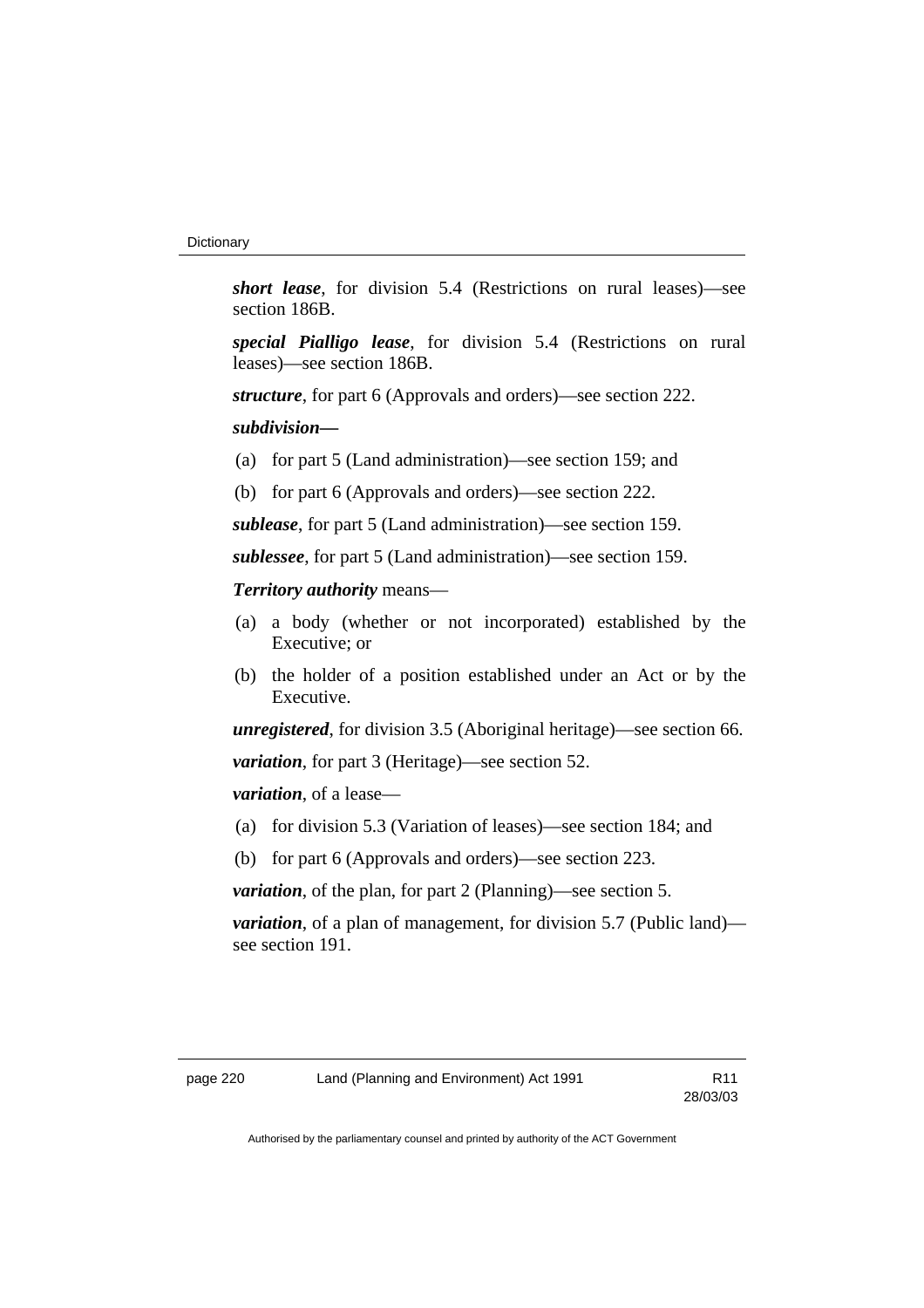***short lease***, for division 5.4 (Restrictions on rural leases)—see section 186B.

***special Pialligo lease***, for division 5.4 (Restrictions on rural leases)—see section 186B.

***structure***, for part 6 (Approvals and orders)—see section 222.

***subdivision—***

(a) for part 5 (Land administration)—see section 159; and

(b) for part 6 (Approvals and orders)—see section 222.

***sublease***, for part 5 (Land administration)—see section 159.

***sublessee***, for part 5 (Land administration)—see section 159.

***Territory authority*** means—

(a) a body (whether or not incorporated) established by the Executive; or

(b) the holder of a position established under an Act or by the Executive.

***unregistered***, for division 3.5 (Aboriginal heritage)—see section 66.

***variation***, for part 3 (Heritage)—see section 52.

***variation***, of a lease—

(a) for division 5.3 (Variation of leases)—see section 184; and

(b) for part 6 (Approvals and orders)—see section 223.

***variation***, of the plan, for part 2 (Planning)—see section 5.

***variation***, of a plan of management, for division 5.7 (Public land)—see section 191.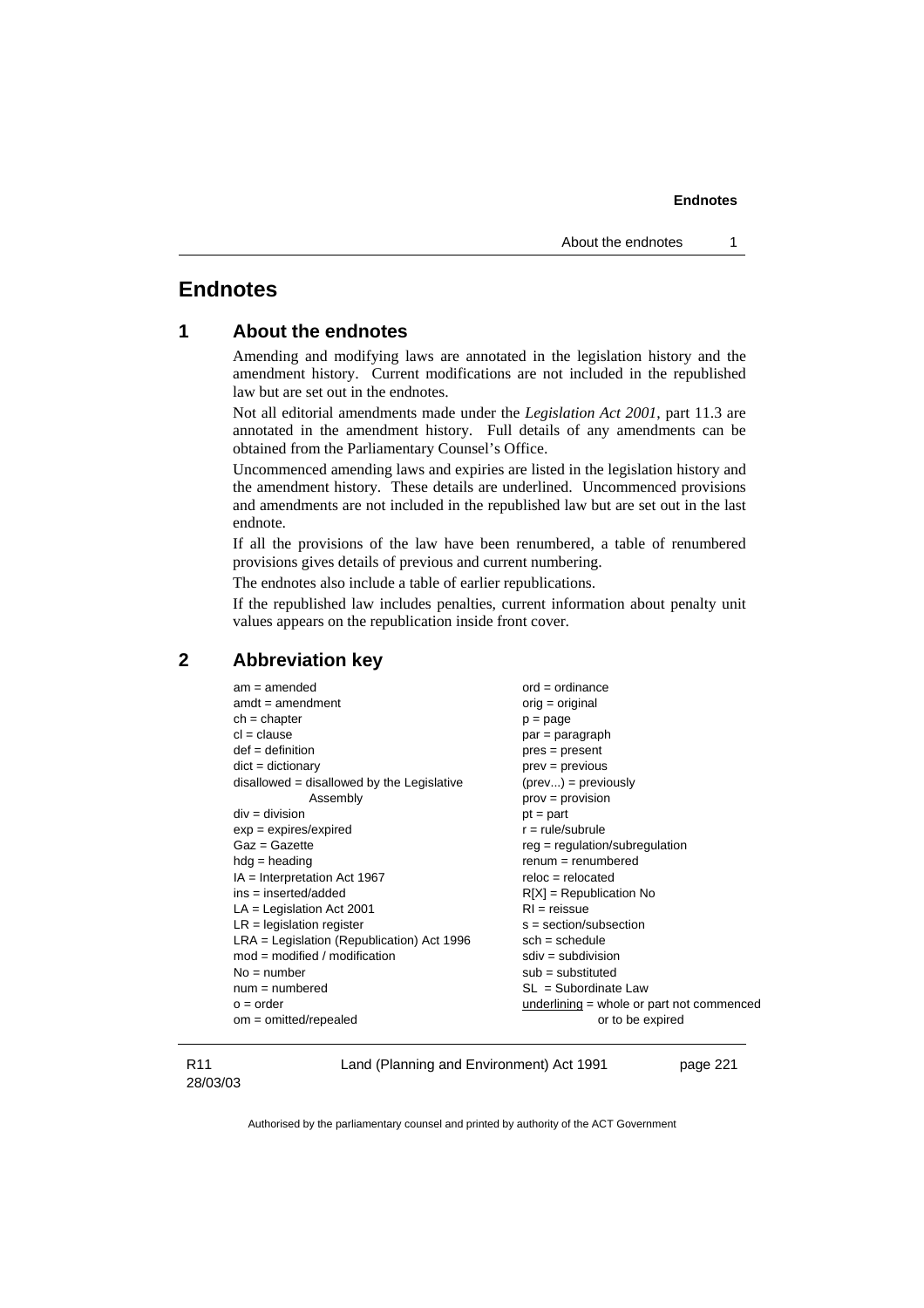# Endnotes

## 1 About the endnotes

Amending and modifying laws are annotated in the legislation history and the amendment history. Current modifications are not included in the republished law but are set out in the endnotes.

Not all editorial amendments made under the *Legislation Act 2001*, part 11.3 are annotated in the amendment history. Full details of any amendments can be obtained from the Parliamentary Counsel's Office.

Uncommenced amending laws and expiries are listed in the legislation history and the amendment history. These details are underlined. Uncommenced provisions and amendments are not included in the republished law but are set out in the last endnote.

If all the provisions of the law have been renumbered, a table of renumbered provisions gives details of previous and current numbering.

The endnotes also include a table of earlier republications.

If the republished law includes penalties, current information about penalty unit values appears on the republication inside front cover.

## 2 Abbreviation key

am = amended
amdt = amendment
ch = chapter
cl = clause
def = definition
dict = dictionary
disallowed = disallowed by the Legislative Assembly
div = division
exp = expires/expired
Gaz = Gazette
hdg = heading
IA = Interpretation Act 1967
ins = inserted/added
LA = Legislation Act 2001
LR = legislation register
LRA = Legislation (Republication) Act 1996
mod = modified / modification
No = number
num = numbered
o = order
om = omitted/repealed
ord = ordinance
orig = original
p = page
par = paragraph
pres = present
prev = previous
(prev...) = previously
prov = provision
pt = part
r = rule/subrule
reg = regulation/subregulation
renum = renumbered
reloc = relocated
R[X] = Republication No
RI = reissue
s = section/subsection
sch = schedule
sdiv = subdivision
sub = substituted
SL = Subordinate Law
underlining = whole or part not commenced or to be expired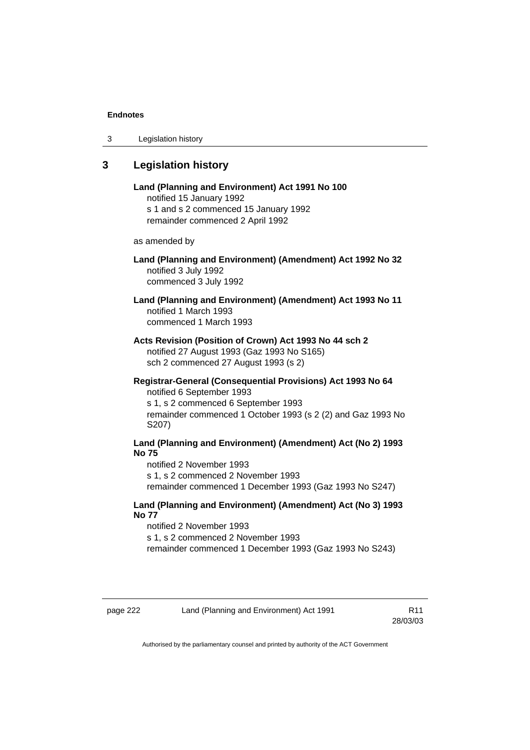## 3 Legislation history

**Land (Planning and Environment) Act 1991 No 100**
notified 15 January 1992
s 1 and s 2 commenced 15 January 1992
remainder commenced 2 April 1992

as amended by

**Land (Planning and Environment) (Amendment) Act 1992 No 32**
notified 3 July 1992
commenced 3 July 1992

**Land (Planning and Environment) (Amendment) Act 1993 No 11**
notified 1 March 1993
commenced 1 March 1993

**Acts Revision (Position of Crown) Act 1993 No 44 sch 2**
notified 27 August 1993 (Gaz 1993 No S165)
sch 2 commenced 27 August 1993 (s 2)

**Registrar-General (Consequential Provisions) Act 1993 No 64**
notified 6 September 1993
s 1, s 2 commenced 6 September 1993
remainder commenced 1 October 1993 (s 2 (2) and Gaz 1993 No S207)

**Land (Planning and Environment) (Amendment) Act (No 2) 1993 No 75**
notified 2 November 1993
s 1, s 2 commenced 2 November 1993
remainder commenced 1 December 1993 (Gaz 1993 No S247)

**Land (Planning and Environment) (Amendment) Act (No 3) 1993 No 77**
notified 2 November 1993
s 1, s 2 commenced 2 November 1993
remainder commenced 1 December 1993 (Gaz 1993 No S243)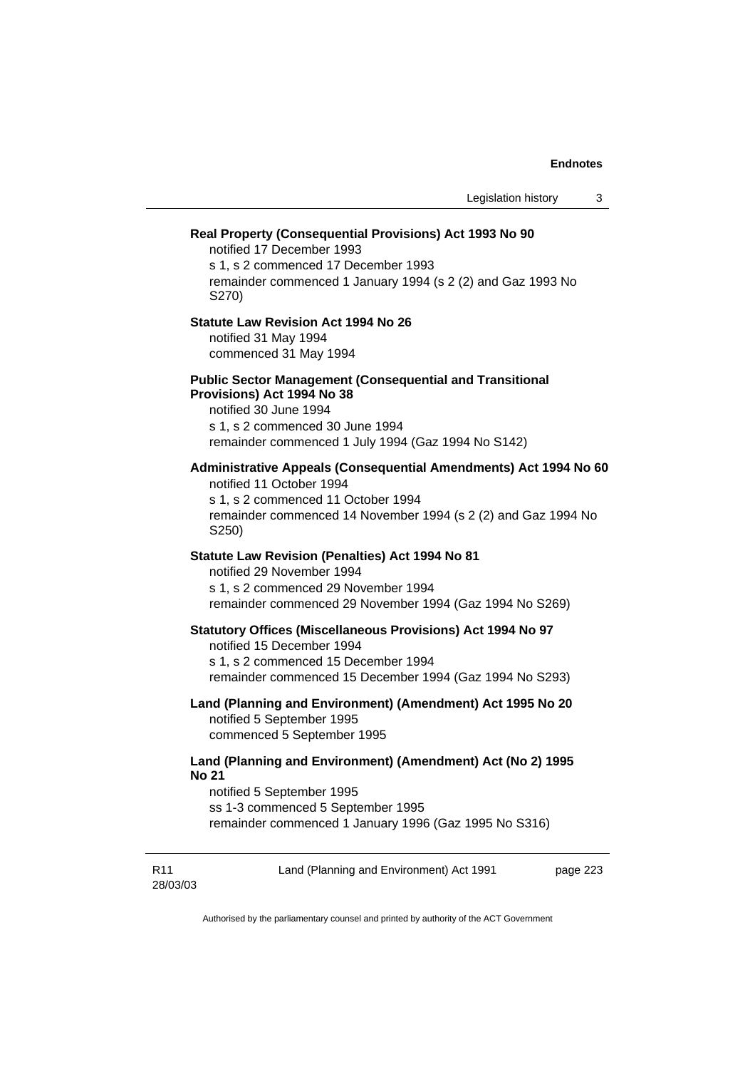**Real Property (Consequential Provisions) Act 1993 No 90**

notified 17 December 1993
s 1, s 2 commenced 17 December 1993
remainder commenced 1 January 1994 (s 2 (2) and Gaz 1993 No S270)

**Statute Law Revision Act 1994 No 26**

notified 31 May 1994
commenced 31 May 1994

**Public Sector Management (Consequential and Transitional Provisions) Act 1994 No 38**

notified 30 June 1994
s 1, s 2 commenced 30 June 1994
remainder commenced 1 July 1994 (Gaz 1994 No S142)

**Administrative Appeals (Consequential Amendments) Act 1994 No 60**

notified 11 October 1994
s 1, s 2 commenced 11 October 1994
remainder commenced 14 November 1994 (s 2 (2) and Gaz 1994 No S250)

**Statute Law Revision (Penalties) Act 1994 No 81**

notified 29 November 1994
s 1, s 2 commenced 29 November 1994
remainder commenced 29 November 1994 (Gaz 1994 No S269)

**Statutory Offices (Miscellaneous Provisions) Act 1994 No 97**

notified 15 December 1994
s 1, s 2 commenced 15 December 1994
remainder commenced 15 December 1994 (Gaz 1994 No S293)

**Land (Planning and Environment) (Amendment) Act 1995 No 20**

notified 5 September 1995
commenced 5 September 1995

**Land (Planning and Environment) (Amendment) Act (No 2) 1995 No 21**

notified 5 September 1995
ss 1-3 commenced 5 September 1995
remainder commenced 1 January 1996 (Gaz 1995 No S316)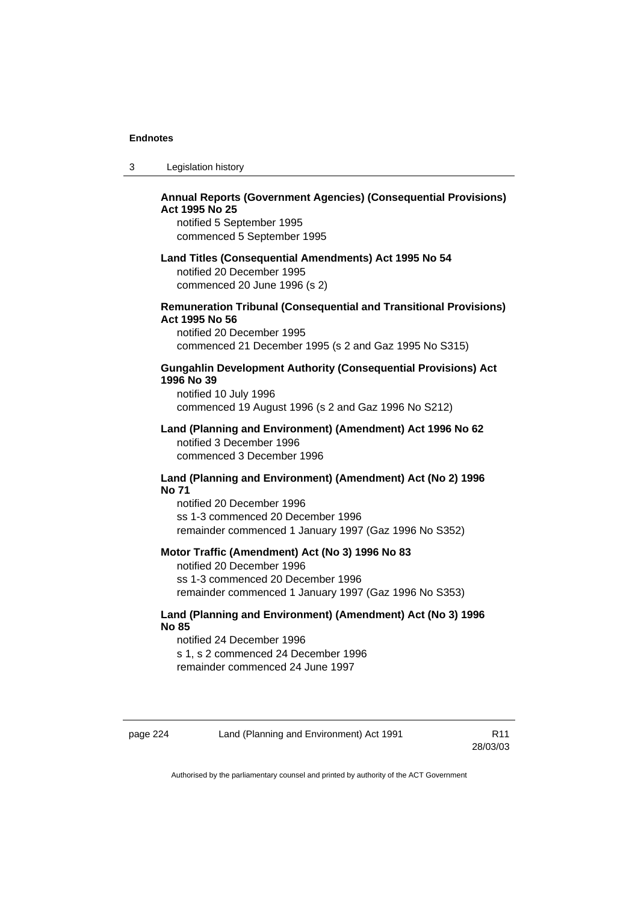**Annual Reports (Government Agencies) (Consequential Provisions) Act 1995 No 25**

notified 5 September 1995
commenced 5 September 1995

**Land Titles (Consequential Amendments) Act 1995 No 54**

notified 20 December 1995
commenced 20 June 1996 (s 2)

**Remuneration Tribunal (Consequential and Transitional Provisions) Act 1995 No 56**

notified 20 December 1995
commenced 21 December 1995 (s 2 and Gaz 1995 No S315)

**Gungahlin Development Authority (Consequential Provisions) Act 1996 No 39**

notified 10 July 1996
commenced 19 August 1996 (s 2 and Gaz 1996 No S212)

**Land (Planning and Environment) (Amendment) Act 1996 No 62**

notified 3 December 1996
commenced 3 December 1996

**Land (Planning and Environment) (Amendment) Act (No 2) 1996 No 71**

notified 20 December 1996
ss 1-3 commenced 20 December 1996
remainder commenced 1 January 1997 (Gaz 1996 No S352)

**Motor Traffic (Amendment) Act (No 3) 1996 No 83**

notified 20 December 1996
ss 1-3 commenced 20 December 1996
remainder commenced 1 January 1997 (Gaz 1996 No S353)

**Land (Planning and Environment) (Amendment) Act (No 3) 1996 No 85**

notified 24 December 1996
s 1, s 2 commenced 24 December 1996
remainder commenced 24 June 1997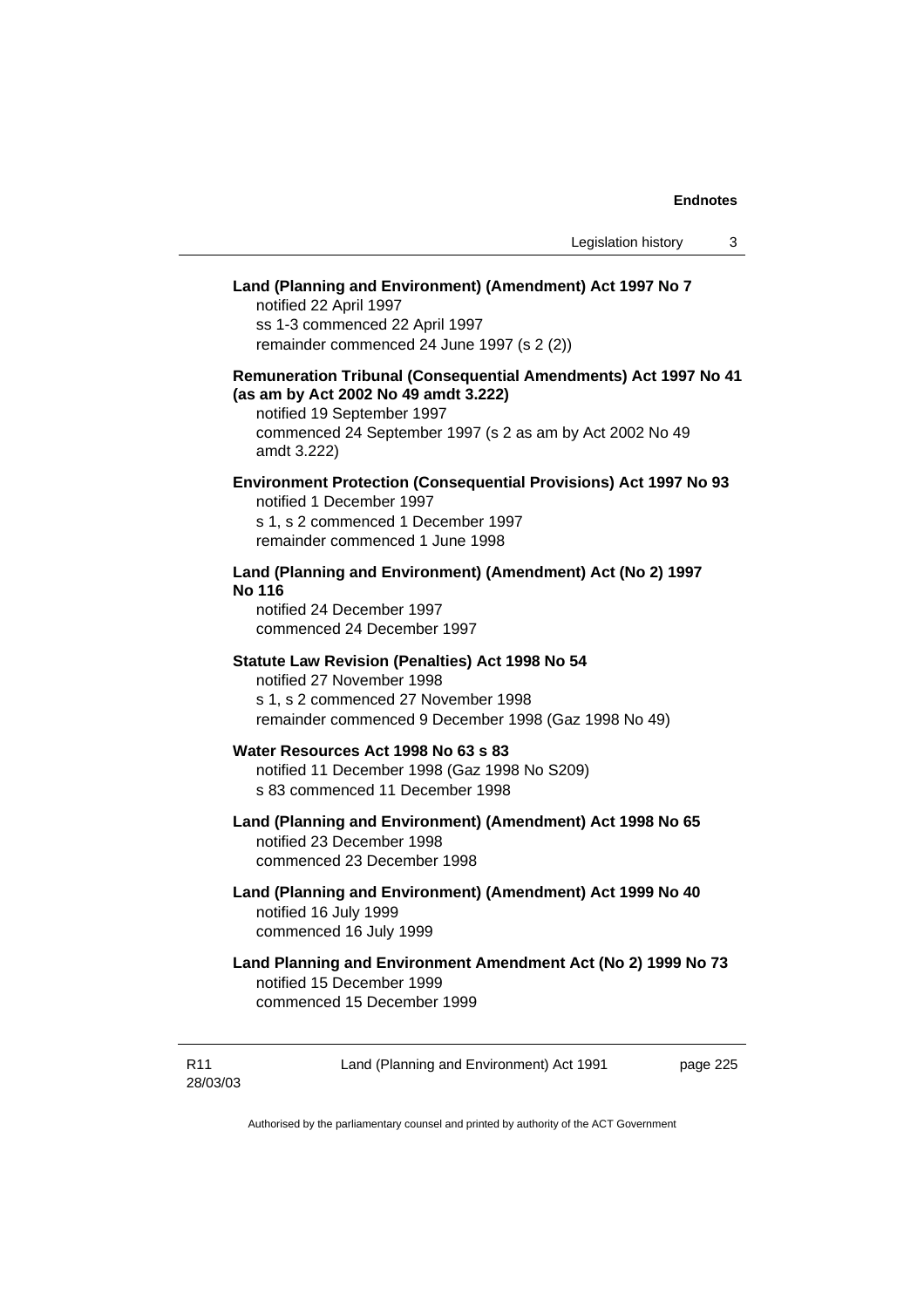**Land (Planning and Environment) (Amendment) Act 1997 No 7**
notified 22 April 1997
ss 1-3 commenced 22 April 1997
remainder commenced 24 June 1997 (s 2 (2))

**Remuneration Tribunal (Consequential Amendments) Act 1997 No 41 (as am by Act 2002 No 49 amdt 3.222)**
notified 19 September 1997
commenced 24 September 1997 (s 2 as am by Act 2002 No 49 amdt 3.222)

**Environment Protection (Consequential Provisions) Act 1997 No 93**
notified 1 December 1997
s 1, s 2 commenced 1 December 1997
remainder commenced 1 June 1998

**Land (Planning and Environment) (Amendment) Act (No 2) 1997 No 116**
notified 24 December 1997
commenced 24 December 1997

**Statute Law Revision (Penalties) Act 1998 No 54**
notified 27 November 1998
s 1, s 2 commenced 27 November 1998
remainder commenced 9 December 1998 (Gaz 1998 No 49)

**Water Resources Act 1998 No 63 s 83**
notified 11 December 1998 (Gaz 1998 No S209)
s 83 commenced 11 December 1998

**Land (Planning and Environment) (Amendment) Act 1998 No 65**
notified 23 December 1998
commenced 23 December 1998

**Land (Planning and Environment) (Amendment) Act 1999 No 40**
notified 16 July 1999
commenced 16 July 1999

**Land Planning and Environment Amendment Act (No 2) 1999 No 73**
notified 15 December 1999
commenced 15 December 1999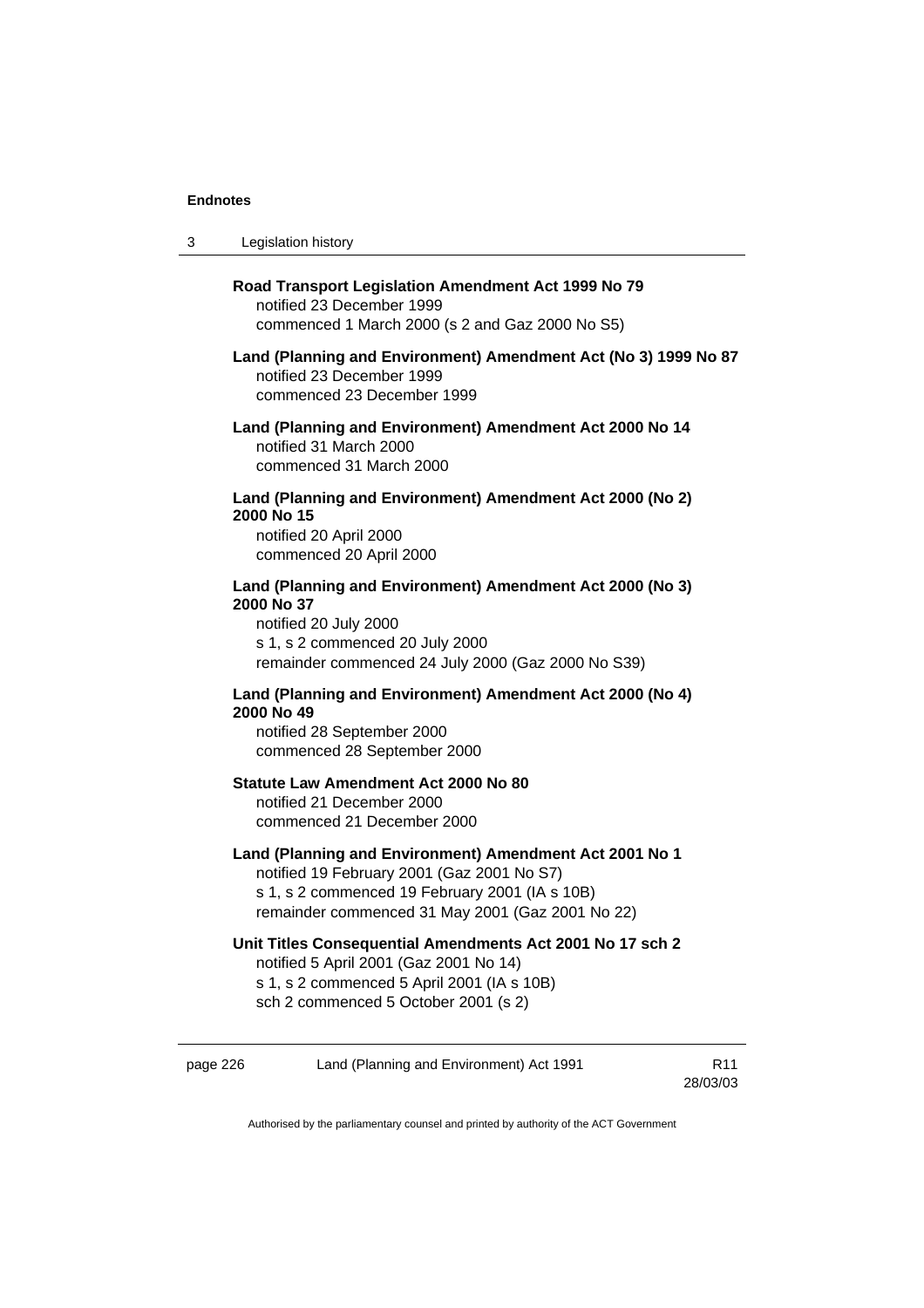**Road Transport Legislation Amendment Act 1999 No 79**
notified 23 December 1999
commenced 1 March 2000 (s 2 and Gaz 2000 No S5)

**Land (Planning and Environment) Amendment Act (No 3) 1999 No 87**
notified 23 December 1999
commenced 23 December 1999

**Land (Planning and Environment) Amendment Act 2000 No 14**
notified 31 March 2000
commenced 31 March 2000

**Land (Planning and Environment) Amendment Act 2000 (No 2) 2000 No 15**
notified 20 April 2000
commenced 20 April 2000

**Land (Planning and Environment) Amendment Act 2000 (No 3) 2000 No 37**
notified 20 July 2000
s 1, s 2 commenced 20 July 2000
remainder commenced 24 July 2000 (Gaz 2000 No S39)

**Land (Planning and Environment) Amendment Act 2000 (No 4) 2000 No 49**
notified 28 September 2000
commenced 28 September 2000

**Statute Law Amendment Act 2000 No 80**
notified 21 December 2000
commenced 21 December 2000

**Land (Planning and Environment) Amendment Act 2001 No 1**
notified 19 February 2001 (Gaz 2001 No S7)
s 1, s 2 commenced 19 February 2001 (IA s 10B)
remainder commenced 31 May 2001 (Gaz 2001 No 22)

**Unit Titles Consequential Amendments Act 2001 No 17 sch 2**
notified 5 April 2001 (Gaz 2001 No 14)
s 1, s 2 commenced 5 April 2001 (IA s 10B)
sch 2 commenced 5 October 2001 (s 2)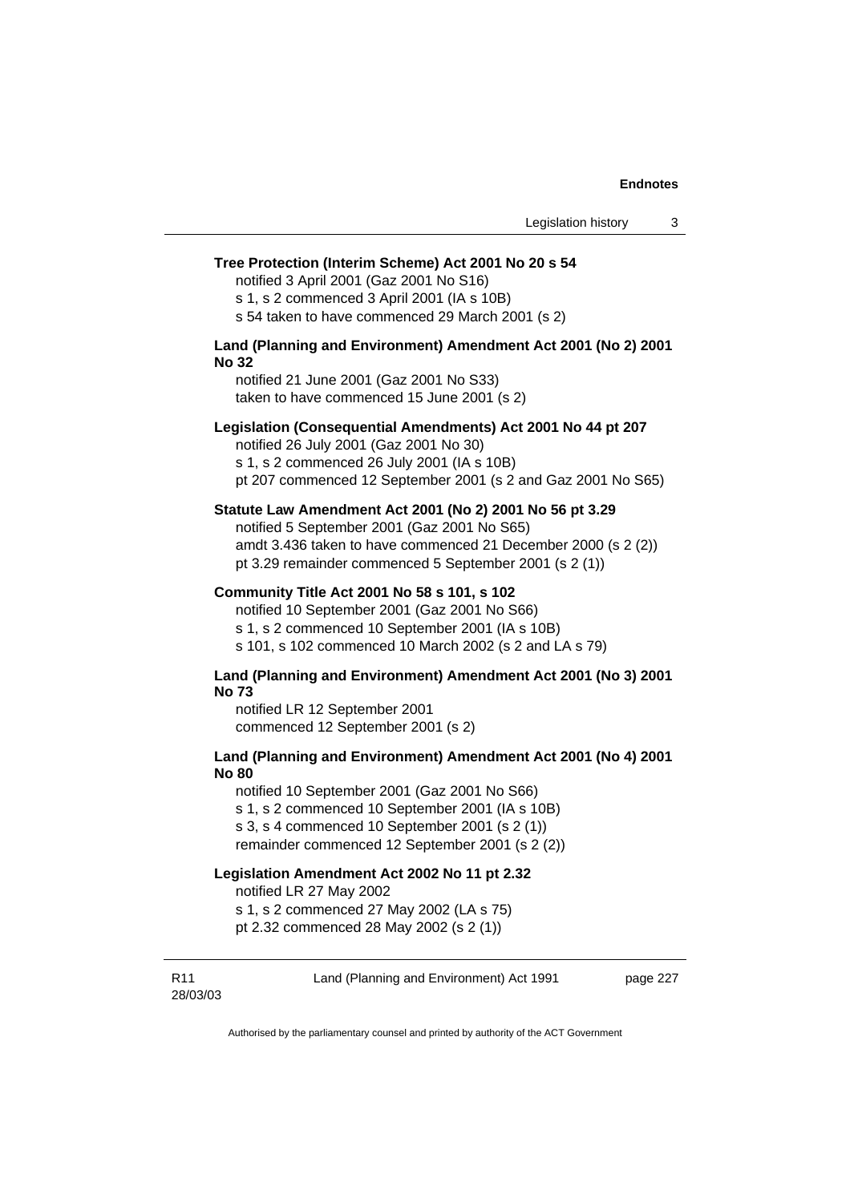**Tree Protection (Interim Scheme) Act 2001 No 20 s 54**

notified 3 April 2001 (Gaz 2001 No S16)
s 1, s 2 commenced 3 April 2001 (IA s 10B)
s 54 taken to have commenced 29 March 2001 (s 2)

**Land (Planning and Environment) Amendment Act 2001 (No 2) 2001 No 32**

notified 21 June 2001 (Gaz 2001 No S33)
taken to have commenced 15 June 2001 (s 2)

**Legislation (Consequential Amendments) Act 2001 No 44 pt 207**

notified 26 July 2001 (Gaz 2001 No 30)
s 1, s 2 commenced 26 July 2001 (IA s 10B)
pt 207 commenced 12 September 2001 (s 2 and Gaz 2001 No S65)

**Statute Law Amendment Act 2001 (No 2) 2001 No 56 pt 3.29**

notified 5 September 2001 (Gaz 2001 No S65)
amdt 3.436 taken to have commenced 21 December 2000 (s 2 (2))
pt 3.29 remainder commenced 5 September 2001 (s 2 (1))

**Community Title Act 2001 No 58 s 101, s 102**

notified 10 September 2001 (Gaz 2001 No S66)
s 1, s 2 commenced 10 September 2001 (IA s 10B)
s 101, s 102 commenced 10 March 2002 (s 2 and LA s 79)

**Land (Planning and Environment) Amendment Act 2001 (No 3) 2001 No 73**

notified LR 12 September 2001
commenced 12 September 2001 (s 2)

**Land (Planning and Environment) Amendment Act 2001 (No 4) 2001 No 80**

notified 10 September 2001 (Gaz 2001 No S66)
s 1, s 2 commenced 10 September 2001 (IA s 10B)
s 3, s 4 commenced 10 September 2001 (s 2 (1))
remainder commenced 12 September 2001 (s 2 (2))

**Legislation Amendment Act 2002 No 11 pt 2.32**

notified LR 27 May 2002
s 1, s 2 commenced 27 May 2002 (LA s 75)
pt 2.32 commenced 28 May 2002 (s 2 (1))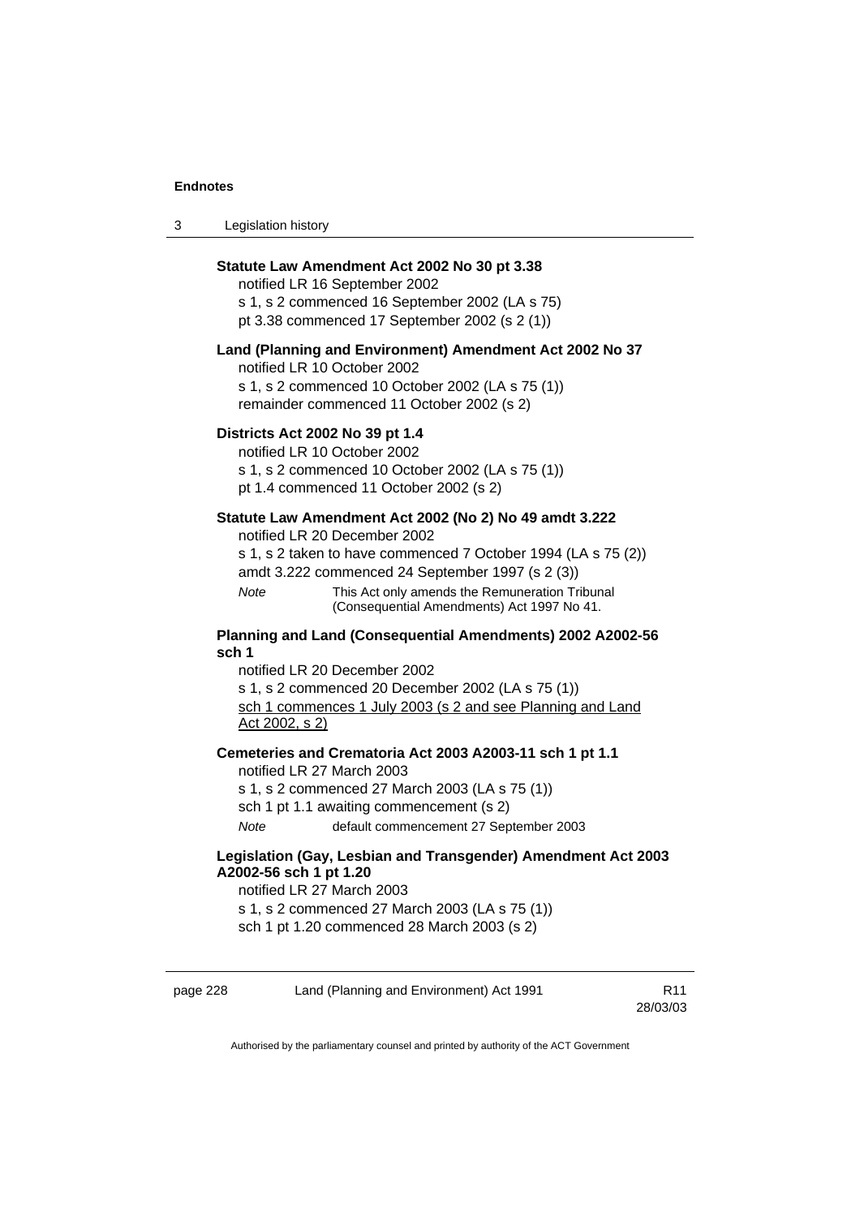**Statute Law Amendment Act 2002 No 30 pt 3.38**

notified LR 16 September 2002
s 1, s 2 commenced 16 September 2002 (LA s 75)
pt 3.38 commenced 17 September 2002 (s 2 (1))

**Land (Planning and Environment) Amendment Act 2002 No 37**

notified LR 10 October 2002
s 1, s 2 commenced 10 October 2002 (LA s 75 (1))
remainder commenced 11 October 2002 (s 2)

**Districts Act 2002 No 39 pt 1.4**

notified LR 10 October 2002
s 1, s 2 commenced 10 October 2002 (LA s 75 (1))
pt 1.4 commenced 11 October 2002 (s 2)

**Statute Law Amendment Act 2002 (No 2) No 49 amdt 3.222**

notified LR 20 December 2002
s 1, s 2 taken to have commenced 7 October 1994 (LA s 75 (2))
amdt 3.222 commenced 24 September 1997 (s 2 (3))

*Note* This Act only amends the Remuneration Tribunal (Consequential Amendments) Act 1997 No 41.

**Planning and Land (Consequential Amendments) 2002 A2002-56 sch 1**

notified LR 20 December 2002
s 1, s 2 commenced 20 December 2002 (LA s 75 (1))
<u>sch 1 commences 1 July 2003 (s 2 and see Planning and Land Act 2002, s 2)</u>

**Cemeteries and Crematoria Act 2003 A2003-11 sch 1 pt 1.1**

notified LR 27 March 2003
s 1, s 2 commenced 27 March 2003 (LA s 75 (1))
sch 1 pt 1.1 awaiting commencement (s 2)

*Note* default commencement 27 September 2003

**Legislation (Gay, Lesbian and Transgender) Amendment Act 2003 A2002-56 sch 1 pt 1.20**

notified LR 27 March 2003
s 1, s 2 commenced 27 March 2003 (LA s 75 (1))
sch 1 pt 1.20 commenced 28 March 2003 (s 2)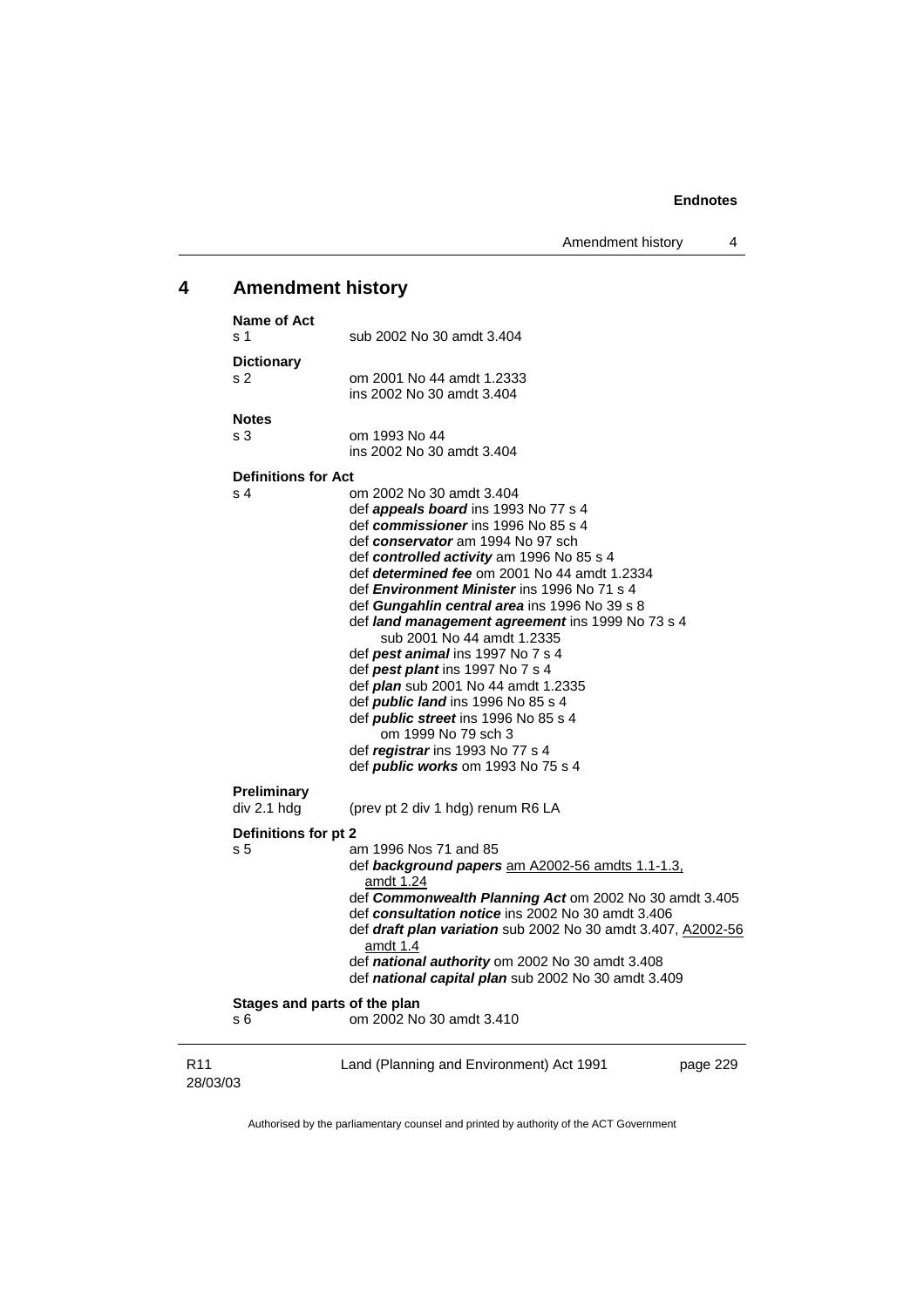## 4 Amendment history

**Name of Act**
s 1 sub 2002 No 30 amdt 3.404

**Dictionary**
s 2 om 2001 No 44 amdt 1.2333
ins 2002 No 30 amdt 3.404

**Notes**
s 3 om 1993 No 44
ins 2002 No 30 amdt 3.404

**Definitions for Act**
s 4 om 2002 No 30 amdt 3.404
def ***appeals board*** ins 1993 No 77 s 4
def ***commissioner*** ins 1996 No 85 s 4
def ***conservator*** am 1994 No 97 sch
def ***controlled activity*** am 1996 No 85 s 4
def ***determined fee*** om 2001 No 44 amdt 1.2334
def ***Environment Minister*** ins 1996 No 71 s 4
def ***Gungahlin central area*** ins 1996 No 39 s 8
def ***land management agreement*** ins 1999 No 73 s 4
sub 2001 No 44 amdt 1.2335
def ***pest animal*** ins 1997 No 7 s 4
def ***pest plant*** ins 1997 No 7 s 4
def ***plan*** sub 2001 No 44 amdt 1.2335
def ***public land*** ins 1996 No 85 s 4
def ***public street*** ins 1996 No 85 s 4
om 1999 No 79 sch 3
def ***registrar*** ins 1993 No 77 s 4
def ***public works*** om 1993 No 75 s 4

**Preliminary**
div 2.1 hdg (prev pt 2 div 1 hdg) renum R6 LA

**Definitions for pt 2**
s 5 am 1996 Nos 71 and 85
def ***background papers*** am A2002-56 amdts 1.1-1.3, amdt 1.24
def ***Commonwealth Planning Act*** om 2002 No 30 amdt 3.405
def ***consultation notice*** ins 2002 No 30 amdt 3.406
def ***draft plan variation*** sub 2002 No 30 amdt 3.407, A2002-56 amdt 1.4
def ***national authority*** om 2002 No 30 amdt 3.408
def ***national capital plan*** sub 2002 No 30 amdt 3.409

**Stages and parts of the plan**
s 6 om 2002 No 30 amdt 3.410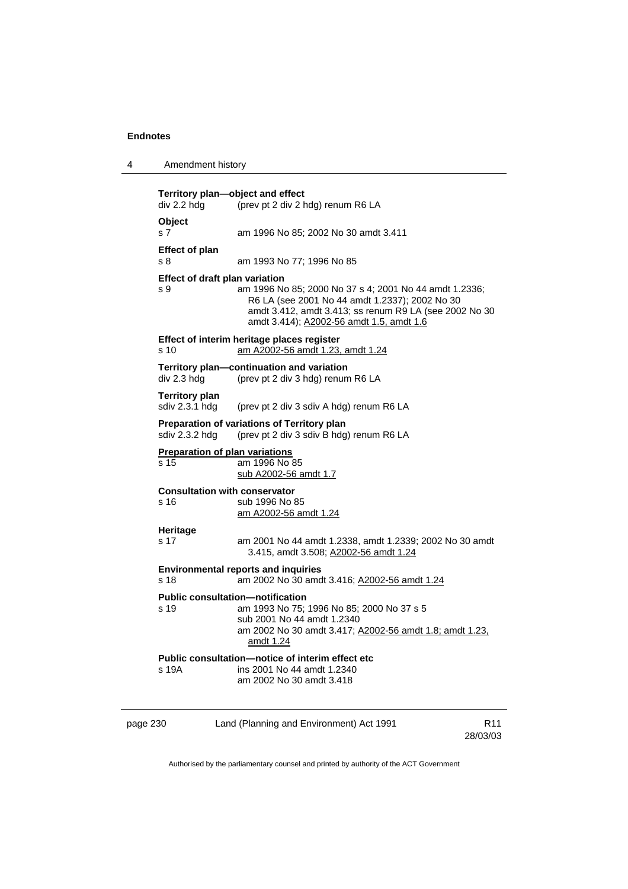**Territory plan—object and effect**
div 2.2 hdg (prev pt 2 div 2 hdg) renum R6 LA

**Object**
s 7 am 1996 No 85; 2002 No 30 amdt 3.411

**Effect of plan**
s 8 am 1993 No 77; 1996 No 85

**Effect of draft plan variation**
s 9 am 1996 No 85; 2000 No 37 s 4; 2001 No 44 amdt 1.2336; R6 LA (see 2001 No 44 amdt 1.2337); 2002 No 30 amdt 3.412, amdt 3.413; ss renum R9 LA (see 2002 No 30 amdt 3.414); A2002-56 amdt 1.5, amdt 1.6

**Effect of interim heritage places register**
s 10 am A2002-56 amdt 1.23, amdt 1.24

**Territory plan—continuation and variation**
div 2.3 hdg (prev pt 2 div 3 hdg) renum R6 LA

**Territory plan**
sdiv 2.3.1 hdg (prev pt 2 div 3 sdiv A hdg) renum R6 LA

**Preparation of variations of Territory plan**
sdiv 2.3.2 hdg (prev pt 2 div 3 sdiv B hdg) renum R6 LA

**Preparation of plan variations**
s 15 am 1996 No 85
sub A2002-56 amdt 1.7

**Consultation with conservator**
s 16 sub 1996 No 85
am A2002-56 amdt 1.24

**Heritage**
s 17 am 2001 No 44 amdt 1.2338, amdt 1.2339; 2002 No 30 amdt 3.415, amdt 3.508; A2002-56 amdt 1.24

**Environmental reports and inquiries**
s 18 am 2002 No 30 amdt 3.416; A2002-56 amdt 1.24

**Public consultation—notification**
s 19 am 1993 No 75; 1996 No 85; 2000 No 37 s 5
sub 2001 No 44 amdt 1.2340
am 2002 No 30 amdt 3.417; A2002-56 amdt 1.8; amdt 1.23, amdt 1.24

**Public consultation—notice of interim effect etc**
s 19A ins 2001 No 44 amdt 1.2340
am 2002 No 30 amdt 3.418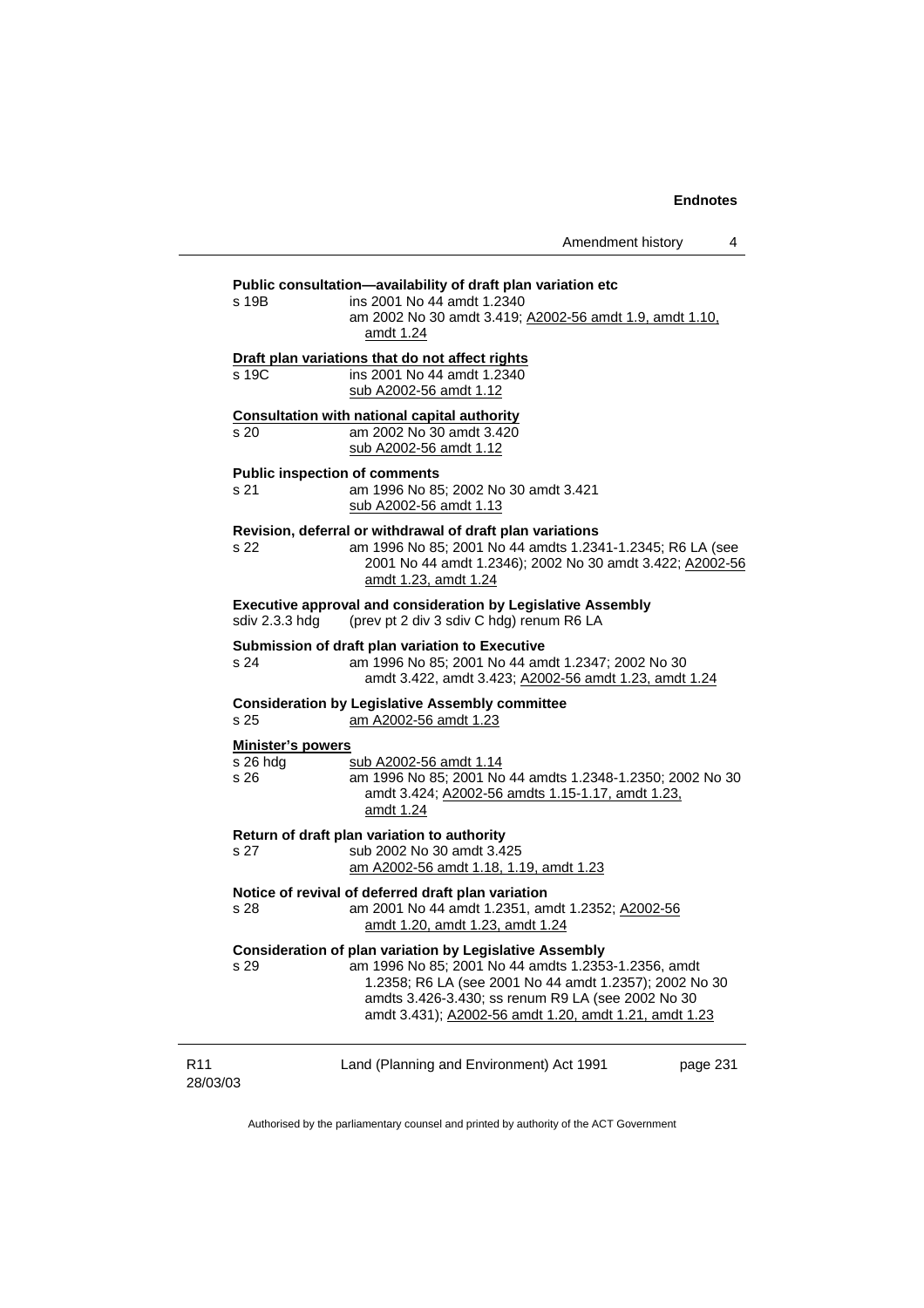**Public consultation—availability of draft plan variation etc**

s 19B ins 2001 No 44 amdt 1.2340
am 2002 No 30 amdt 3.419; A2002-56 amdt 1.9, amdt 1.10, amdt 1.24

**Draft plan variations that do not affect rights**

s 19C ins 2001 No 44 amdt 1.2340
sub A2002-56 amdt 1.12

**Consultation with national capital authority**

s 20 am 2002 No 30 amdt 3.420
sub A2002-56 amdt 1.12

**Public inspection of comments**

s 21 am 1996 No 85; 2002 No 30 amdt 3.421
sub A2002-56 amdt 1.13

**Revision, deferral or withdrawal of draft plan variations**

s 22 am 1996 No 85; 2001 No 44 amdts 1.2341-1.2345; R6 LA (see 2001 No 44 amdt 1.2346); 2002 No 30 amdt 3.422; A2002-56 amdt 1.23, amdt 1.24

**Executive approval and consideration by Legislative Assembly**

sdiv 2.3.3 hdg (prev pt 2 div 3 sdiv C hdg) renum R6 LA

**Submission of draft plan variation to Executive**

s 24 am 1996 No 85; 2001 No 44 amdt 1.2347; 2002 No 30 amdt 3.422, amdt 3.423; A2002-56 amdt 1.23, amdt 1.24

**Consideration by Legislative Assembly committee**

s 25 am A2002-56 amdt 1.23

**Minister's powers**

s 26 hdg sub A2002-56 amdt 1.14
s 26 am 1996 No 85; 2001 No 44 amdts 1.2348-1.2350; 2002 No 30 amdt 3.424; A2002-56 amdts 1.15-1.17, amdt 1.23, amdt 1.24

**Return of draft plan variation to authority**

s 27 sub 2002 No 30 amdt 3.425
am A2002-56 amdt 1.18, 1.19, amdt 1.23

**Notice of revival of deferred draft plan variation**

s 28 am 2001 No 44 amdt 1.2351, amdt 1.2352; A2002-56 amdt 1.20, amdt 1.23, amdt 1.24

**Consideration of plan variation by Legislative Assembly**

s 29 am 1996 No 85; 2001 No 44 amdts 1.2353-1.2356, amdt 1.2358; R6 LA (see 2001 No 44 amdt 1.2357); 2002 No 30 amdts 3.426-3.430; ss renum R9 LA (see 2002 No 30 amdt 3.431); A2002-56 amdt 1.20, amdt 1.21, amdt 1.23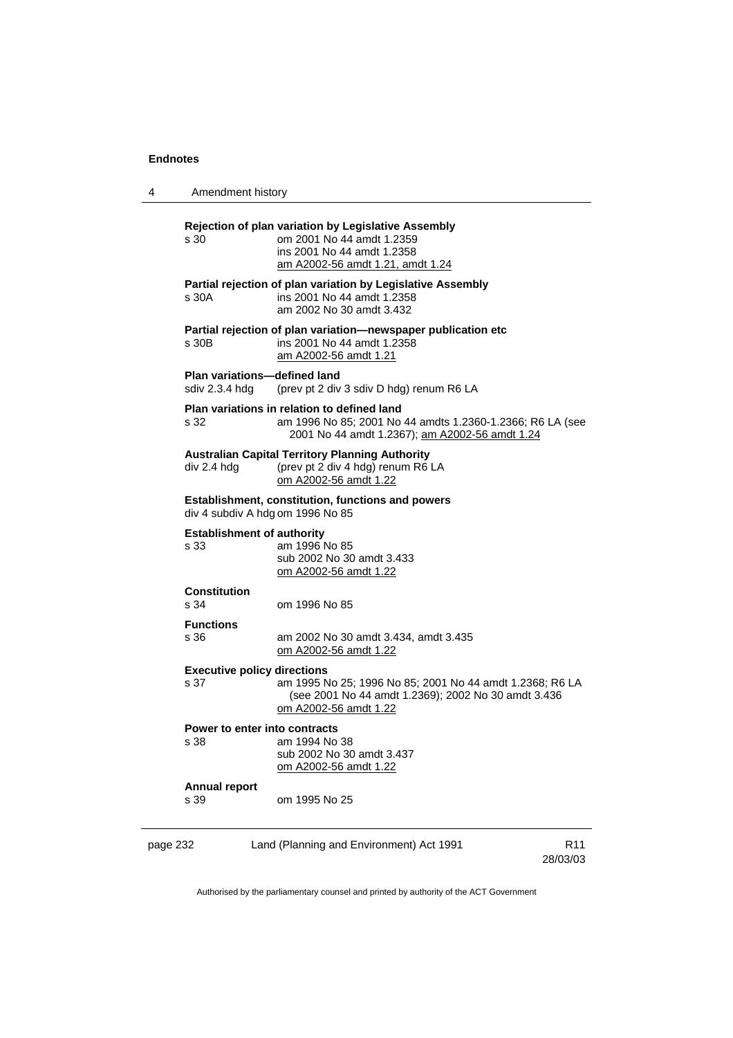**Rejection of plan variation by Legislative Assembly**

s 30 om 2001 No 44 amdt 1.2359
ins 2001 No 44 amdt 1.2358
am A2002-56 amdt 1.21, amdt 1.24

**Partial rejection of plan variation by Legislative Assembly**

s 30A ins 2001 No 44 amdt 1.2358
am 2002 No 30 amdt 3.432

**Partial rejection of plan variation—newspaper publication etc**

s 30B ins 2001 No 44 amdt 1.2358
am A2002-56 amdt 1.21

**Plan variations—defined land**

sdiv 2.3.4 hdg (prev pt 2 div 3 sdiv D hdg) renum R6 LA

**Plan variations in relation to defined land**

s 32 am 1996 No 85; 2001 No 44 amdts 1.2360-1.2366; R6 LA (see 2001 No 44 amdt 1.2367); am A2002-56 amdt 1.24

**Australian Capital Territory Planning Authority**

div 2.4 hdg (prev pt 2 div 4 hdg) renum R6 LA
om A2002-56 amdt 1.22

**Establishment, constitution, functions and powers**

div 4 subdiv A hdg om 1996 No 85

**Establishment of authority**

s 33 am 1996 No 85
sub 2002 No 30 amdt 3.433
om A2002-56 amdt 1.22

**Constitution**

s 34 om 1996 No 85

**Functions**

s 36 am 2002 No 30 amdt 3.434, amdt 3.435
om A2002-56 amdt 1.22

**Executive policy directions**

s 37 am 1995 No 25; 1996 No 85; 2001 No 44 amdt 1.2368; R6 LA (see 2001 No 44 amdt 1.2369); 2002 No 30 amdt 3.436
om A2002-56 amdt 1.22

**Power to enter into contracts**

s 38 am 1994 No 38
sub 2002 No 30 amdt 3.437
om A2002-56 amdt 1.22

**Annual report**

s 39 om 1995 No 25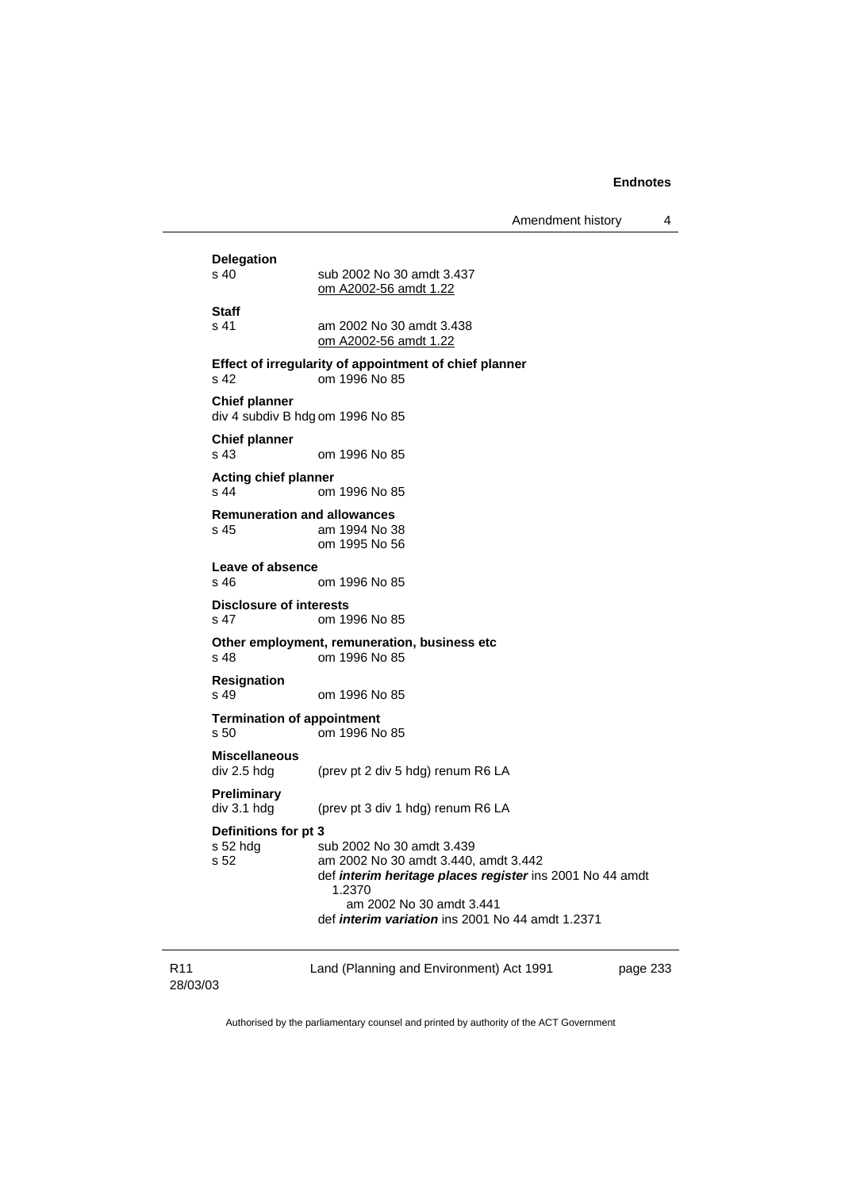**Delegation**

s 40 sub 2002 No 30 amdt 3.437
om A2002-56 amdt 1.22

**Staff**

s 41 am 2002 No 30 amdt 3.438
om A2002-56 amdt 1.22

**Effect of irregularity of appointment of chief planner**

s 42 om 1996 No 85

**Chief planner**

div 4 subdiv B hdg om 1996 No 85

**Chief planner**

s 43 om 1996 No 85

**Acting chief planner**

s 44 om 1996 No 85

**Remuneration and allowances**

s 45 am 1994 No 38
om 1995 No 56

**Leave of absence**

s 46 om 1996 No 85

**Disclosure of interests**

s 47 om 1996 No 85

**Other employment, remuneration, business etc**

s 48 om 1996 No 85

**Resignation**

s 49 om 1996 No 85

**Termination of appointment**

s 50 om 1996 No 85

**Miscellaneous**

div 2.5 hdg (prev pt 2 div 5 hdg) renum R6 LA

**Preliminary**

div 3.1 hdg (prev pt 3 div 1 hdg) renum R6 LA

**Definitions for pt 3**

s 52 hdg sub 2002 No 30 amdt 3.439
s 52 am 2002 No 30 amdt 3.440, amdt 3.442
def ***interim heritage places register*** ins 2001 No 44 amdt 1.2370
am 2002 No 30 amdt 3.441
def ***interim variation*** ins 2001 No 44 amdt 1.2371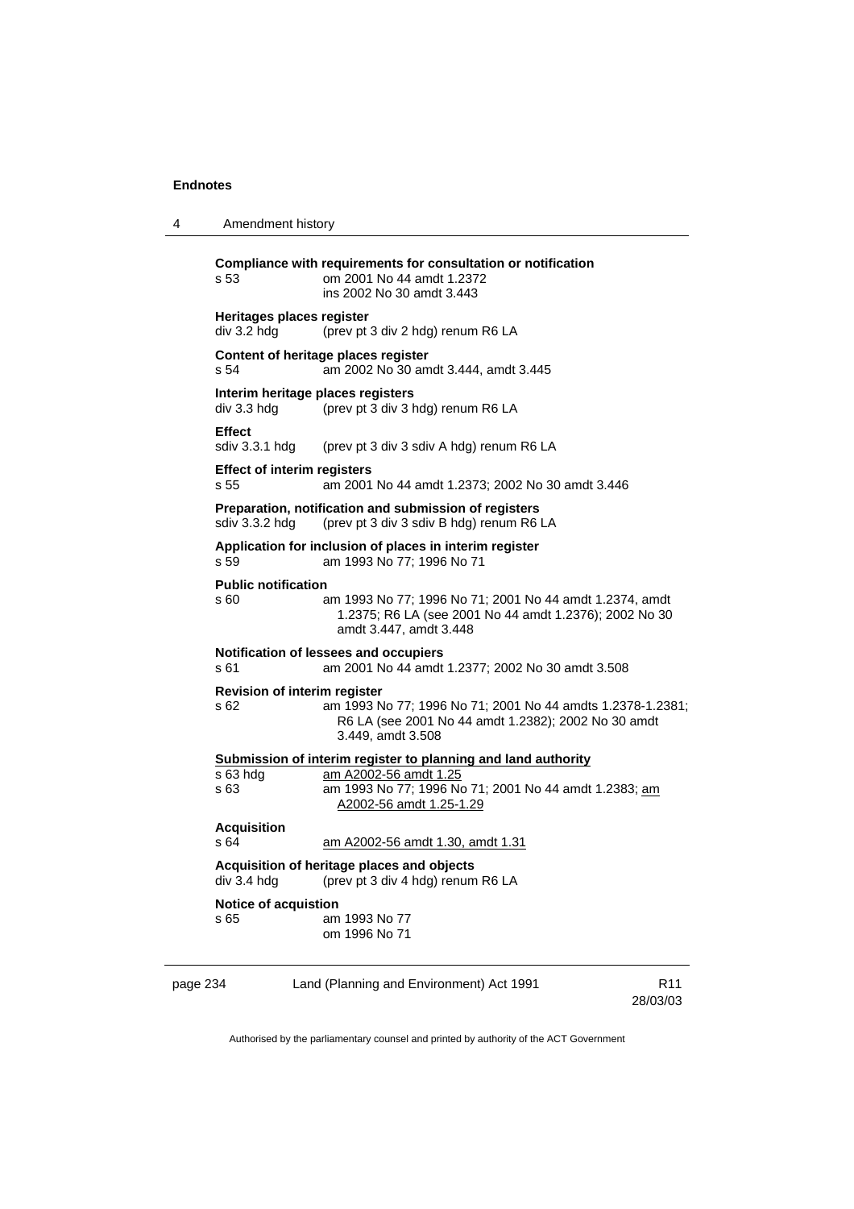**Compliance with requirements for consultation or notification**
s 53 om 2001 No 44 amdt 1.2372
ins 2002 No 30 amdt 3.443

**Heritages places register**
div 3.2 hdg (prev pt 3 div 2 hdg) renum R6 LA

**Content of heritage places register**
s 54 am 2002 No 30 amdt 3.444, amdt 3.445

**Interim heritage places registers**
div 3.3 hdg (prev pt 3 div 3 hdg) renum R6 LA

**Effect**
sdiv 3.3.1 hdg (prev pt 3 div 3 sdiv A hdg) renum R6 LA

**Effect of interim registers**
s 55 am 2001 No 44 amdt 1.2373; 2002 No 30 amdt 3.446

**Preparation, notification and submission of registers**
sdiv 3.3.2 hdg (prev pt 3 div 3 sdiv B hdg) renum R6 LA

**Application for inclusion of places in interim register**
s 59 am 1993 No 77; 1996 No 71

**Public notification**
s 60 am 1993 No 77; 1996 No 71; 2001 No 44 amdt 1.2374, amdt 1.2375; R6 LA (see 2001 No 44 amdt 1.2376); 2002 No 30 amdt 3.447, amdt 3.448

**Notification of lessees and occupiers**
s 61 am 2001 No 44 amdt 1.2377; 2002 No 30 amdt 3.508

**Revision of interim register**
s 62 am 1993 No 77; 1996 No 71; 2001 No 44 amdts 1.2378-1.2381; R6 LA (see 2001 No 44 amdt 1.2382); 2002 No 30 amdt 3.449, amdt 3.508

**Submission of interim register to planning and land authority**
s 63 hdg am A2002-56 amdt 1.25
s 63 am 1993 No 77; 1996 No 71; 2001 No 44 amdt 1.2383; am A2002-56 amdt 1.25-1.29

**Acquisition**
s 64 am A2002-56 amdt 1.30, amdt 1.31

**Acquisition of heritage places and objects**
div 3.4 hdg (prev pt 3 div 4 hdg) renum R6 LA

**Notice of acquistion**
s 65 am 1993 No 77
om 1996 No 71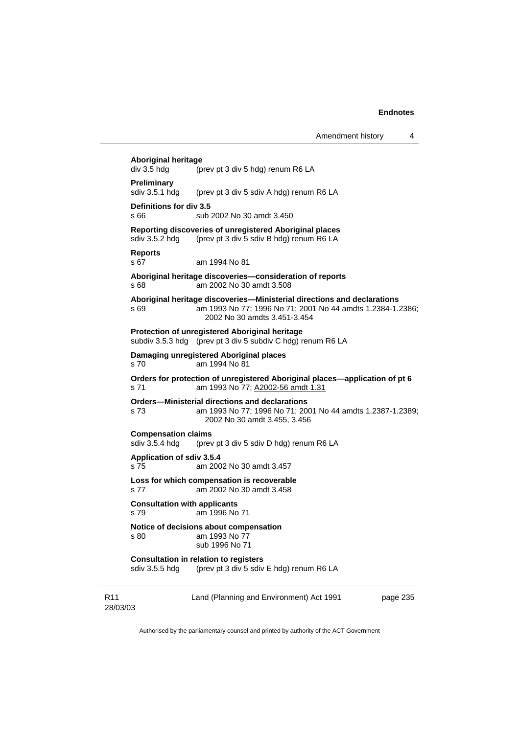**Aboriginal heritage**
div 3.5 hdg (prev pt 3 div 5 hdg) renum R6 LA

**Preliminary**
sdiv 3.5.1 hdg (prev pt 3 div 5 sdiv A hdg) renum R6 LA

**Definitions for div 3.5**
s 66 sub 2002 No 30 amdt 3.450

**Reporting discoveries of unregistered Aboriginal places**
sdiv 3.5.2 hdg (prev pt 3 div 5 sdiv B hdg) renum R6 LA

**Reports**
s 67 am 1994 No 81

**Aboriginal heritage discoveries—consideration of reports**
s 68 am 2002 No 30 amdt 3.508

**Aboriginal heritage discoveries—Ministerial directions and declarations**
s 69 am 1993 No 77; 1996 No 71; 2001 No 44 amdts 1.2384-1.2386; 2002 No 30 amdts 3.451-3.454

**Protection of unregistered Aboriginal heritage**
subdiv 3.5.3 hdg (prev pt 3 div 5 subdiv C hdg) renum R6 LA

**Damaging unregistered Aboriginal places**
s 70 am 1994 No 81

**Orders for protection of unregistered Aboriginal places—application of pt 6**
s 71 am 1993 No 77; A2002-56 amdt 1.31

**Orders—Ministerial directions and declarations**
s 73 am 1993 No 77; 1996 No 71; 2001 No 44 amdts 1.2387-1.2389; 2002 No 30 amdt 3.455, 3.456

**Compensation claims**
sdiv 3.5.4 hdg (prev pt 3 div 5 sdiv D hdg) renum R6 LA

**Application of sdiv 3.5.4**
s 75 am 2002 No 30 amdt 3.457

**Loss for which compensation is recoverable**
s 77 am 2002 No 30 amdt 3.458

**Consultation with applicants**
s 79 am 1996 No 71

**Notice of decisions about compensation**
s 80 am 1993 No 77
sub 1996 No 71

**Consultation in relation to registers**
sdiv 3.5.5 hdg (prev pt 3 div 5 sdiv E hdg) renum R6 LA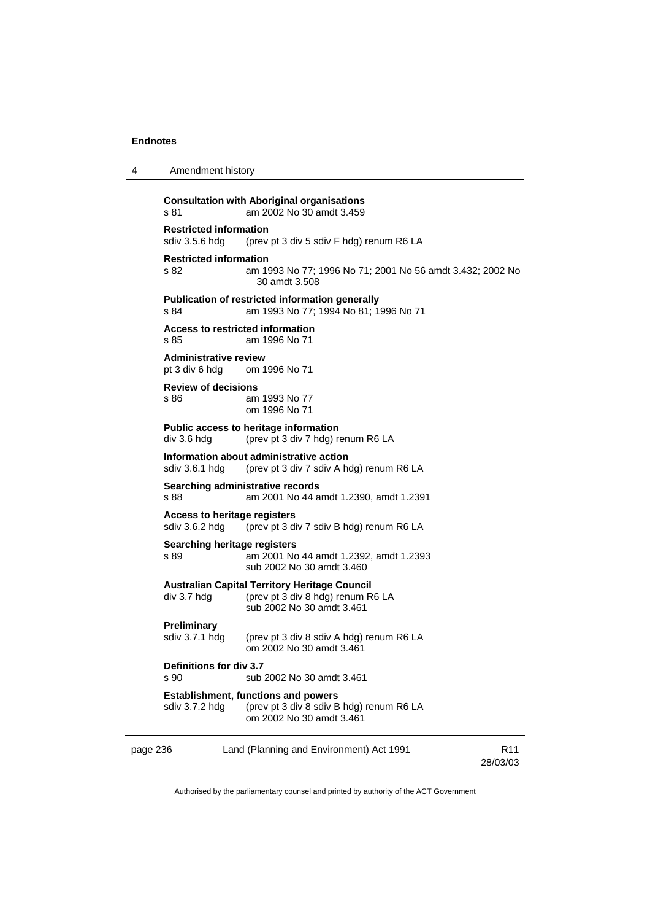**Consultation with Aboriginal organisations**
s 81 am 2002 No 30 amdt 3.459

**Restricted information**
sdiv 3.5.6 hdg (prev pt 3 div 5 sdiv F hdg) renum R6 LA

**Restricted information**
s 82 am 1993 No 77; 1996 No 71; 2001 No 56 amdt 3.432; 2002 No 30 amdt 3.508

**Publication of restricted information generally**
s 84 am 1993 No 77; 1994 No 81; 1996 No 71

**Access to restricted information**
s 85 am 1996 No 71

**Administrative review**
pt 3 div 6 hdg om 1996 No 71

**Review of decisions**
s 86 am 1993 No 77
om 1996 No 71

**Public access to heritage information**
div 3.6 hdg (prev pt 3 div 7 hdg) renum R6 LA

**Information about administrative action**
sdiv 3.6.1 hdg (prev pt 3 div 7 sdiv A hdg) renum R6 LA

**Searching administrative records**
s 88 am 2001 No 44 amdt 1.2390, amdt 1.2391

**Access to heritage registers**
sdiv 3.6.2 hdg (prev pt 3 div 7 sdiv B hdg) renum R6 LA

**Searching heritage registers**
s 89 am 2001 No 44 amdt 1.2392, amdt 1.2393
sub 2002 No 30 amdt 3.460

**Australian Capital Territory Heritage Council**
div 3.7 hdg (prev pt 3 div 8 hdg) renum R6 LA
sub 2002 No 30 amdt 3.461

**Preliminary**
sdiv 3.7.1 hdg (prev pt 3 div 8 sdiv A hdg) renum R6 LA
om 2002 No 30 amdt 3.461

**Definitions for div 3.7**
s 90 sub 2002 No 30 amdt 3.461

**Establishment, functions and powers**
sdiv 3.7.2 hdg (prev pt 3 div 8 sdiv B hdg) renum R6 LA
om 2002 No 30 amdt 3.461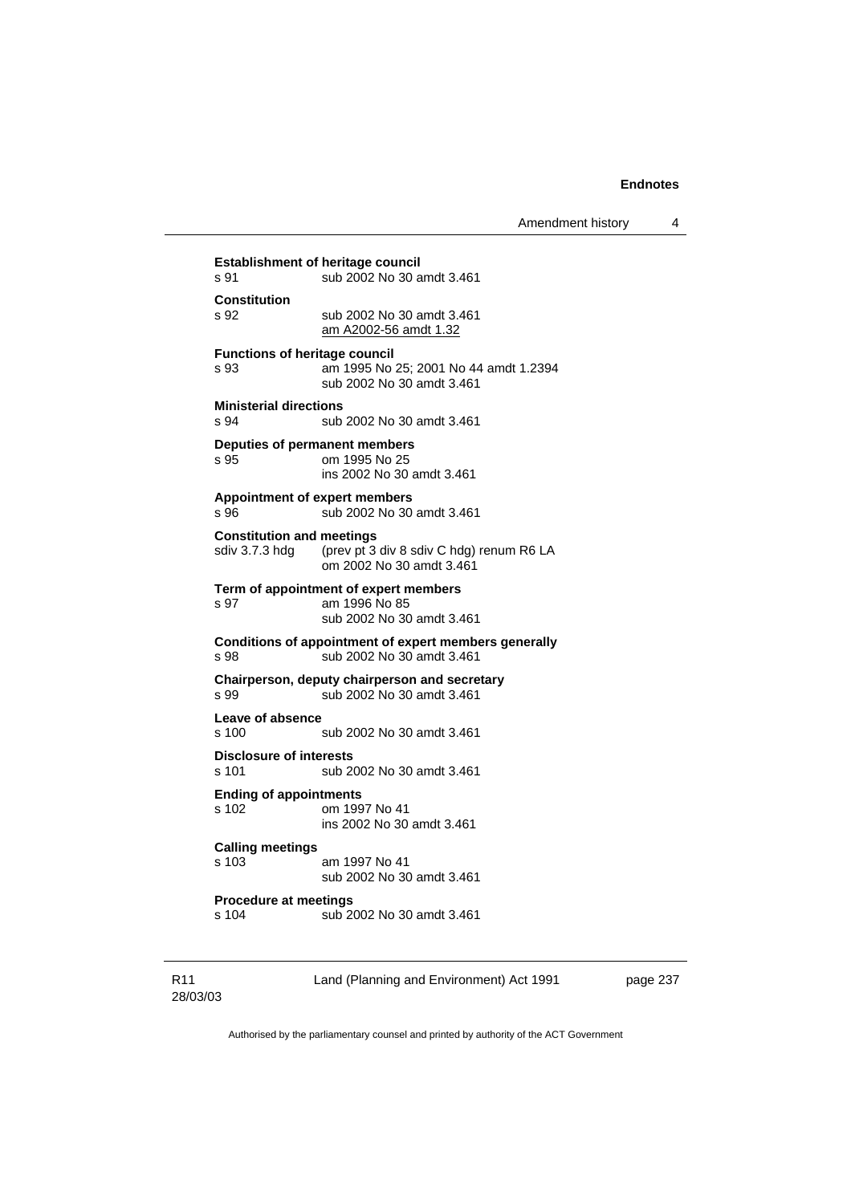**Establishment of heritage council**
s 91 sub 2002 No 30 amdt 3.461

**Constitution**
s 92 sub 2002 No 30 amdt 3.461
am A2002-56 amdt 1.32

**Functions of heritage council**
s 93 am 1995 No 25; 2001 No 44 amdt 1.2394
sub 2002 No 30 amdt 3.461

**Ministerial directions**
s 94 sub 2002 No 30 amdt 3.461

**Deputies of permanent members**
s 95 om 1995 No 25
ins 2002 No 30 amdt 3.461

**Appointment of expert members**
s 96 sub 2002 No 30 amdt 3.461

**Constitution and meetings**
sdiv 3.7.3 hdg (prev pt 3 div 8 sdiv C hdg) renum R6 LA
om 2002 No 30 amdt 3.461

**Term of appointment of expert members**
s 97 am 1996 No 85
sub 2002 No 30 amdt 3.461

**Conditions of appointment of expert members generally**
s 98 sub 2002 No 30 amdt 3.461

**Chairperson, deputy chairperson and secretary**
s 99 sub 2002 No 30 amdt 3.461

**Leave of absence**
s 100 sub 2002 No 30 amdt 3.461

**Disclosure of interests**
s 101 sub 2002 No 30 amdt 3.461

**Ending of appointments**
s 102 om 1997 No 41
ins 2002 No 30 amdt 3.461

**Calling meetings**
s 103 am 1997 No 41
sub 2002 No 30 amdt 3.461

**Procedure at meetings**
s 104 sub 2002 No 30 amdt 3.461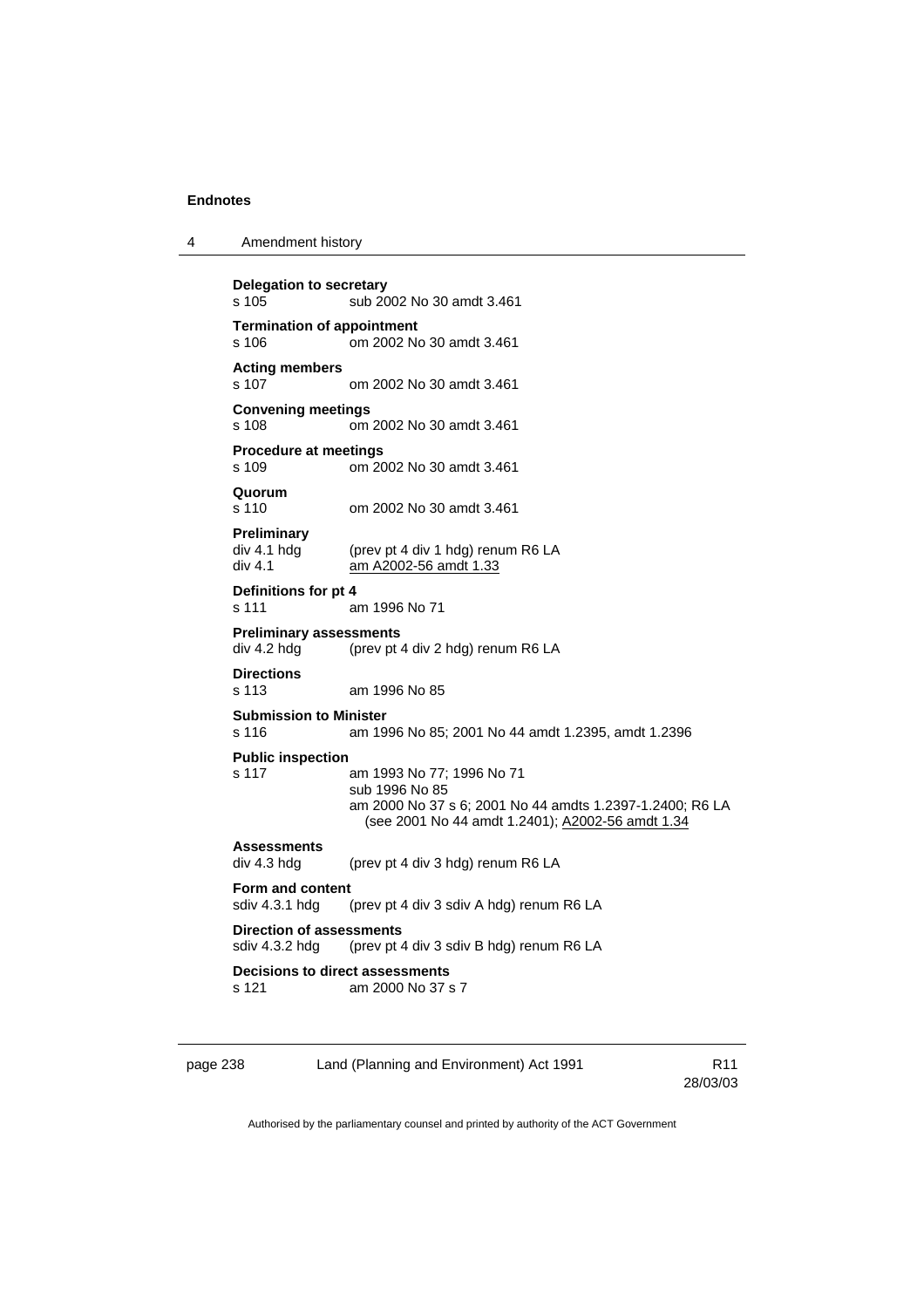**Delegation to secretary**
s 105 sub 2002 No 30 amdt 3.461

**Termination of appointment**
s 106 om 2002 No 30 amdt 3.461

**Acting members**
s 107 om 2002 No 30 amdt 3.461

**Convening meetings**
s 108 om 2002 No 30 amdt 3.461

**Procedure at meetings**
s 109 om 2002 No 30 amdt 3.461

**Quorum**
s 110 om 2002 No 30 amdt 3.461

**Preliminary**
div 4.1 hdg (prev pt 4 div 1 hdg) renum R6 LA
div 4.1 am A2002-56 amdt 1.33

**Definitions for pt 4**
s 111 am 1996 No 71

**Preliminary assessments**
div 4.2 hdg (prev pt 4 div 2 hdg) renum R6 LA

**Directions**
s 113 am 1996 No 85

**Submission to Minister**
s 116 am 1996 No 85; 2001 No 44 amdt 1.2395, amdt 1.2396

**Public inspection**
s 117 am 1993 No 77; 1996 No 71
sub 1996 No 85
am 2000 No 37 s 6; 2001 No 44 amdts 1.2397-1.2400; R6 LA
(see 2001 No 44 amdt 1.2401); A2002-56 amdt 1.34

**Assessments**
div 4.3 hdg (prev pt 4 div 3 hdg) renum R6 LA

**Form and content**
sdiv 4.3.1 hdg (prev pt 4 div 3 sdiv A hdg) renum R6 LA

**Direction of assessments**
sdiv 4.3.2 hdg (prev pt 4 div 3 sdiv B hdg) renum R6 LA

**Decisions to direct assessments**
s 121 am 2000 No 37 s 7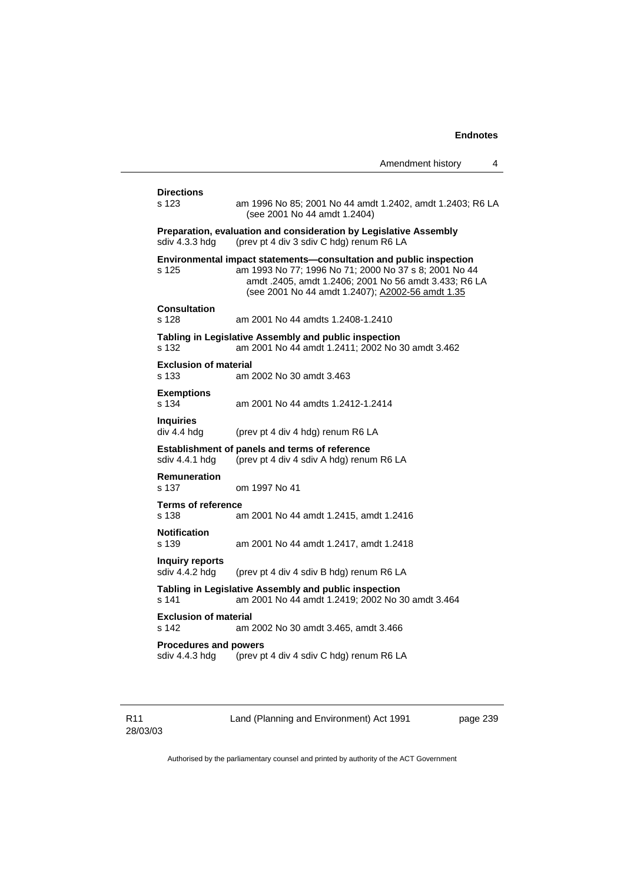**Directions**

s 123 am 1996 No 85; 2001 No 44 amdt 1.2402, amdt 1.2403; R6 LA (see 2001 No 44 amdt 1.2404)

**Preparation, evaluation and consideration by Legislative Assembly**

sdiv 4.3.3 hdg (prev pt 4 div 3 sdiv C hdg) renum R6 LA

**Environmental impact statements—consultation and public inspection**

s 125 am 1993 No 77; 1996 No 71; 2000 No 37 s 8; 2001 No 44 amdt .2405, amdt 1.2406; 2001 No 56 amdt 3.433; R6 LA (see 2001 No 44 amdt 1.2407); A2002-56 amdt 1.35

**Consultation**

s 128 am 2001 No 44 amdts 1.2408-1.2410

**Tabling in Legislative Assembly and public inspection**

s 132 am 2001 No 44 amdt 1.2411; 2002 No 30 amdt 3.462

**Exclusion of material**

s 133 am 2002 No 30 amdt 3.463

**Exemptions**

s 134 am 2001 No 44 amdts 1.2412-1.2414

**Inquiries**

div 4.4 hdg (prev pt 4 div 4 hdg) renum R6 LA

**Establishment of panels and terms of reference**

sdiv 4.4.1 hdg (prev pt 4 div 4 sdiv A hdg) renum R6 LA

**Remuneration**

s 137 om 1997 No 41

**Terms of reference**

s 138 am 2001 No 44 amdt 1.2415, amdt 1.2416

**Notification**

s 139 am 2001 No 44 amdt 1.2417, amdt 1.2418

**Inquiry reports**

sdiv 4.4.2 hdg (prev pt 4 div 4 sdiv B hdg) renum R6 LA

**Tabling in Legislative Assembly and public inspection**

s 141 am 2001 No 44 amdt 1.2419; 2002 No 30 amdt 3.464

**Exclusion of material**

s 142 am 2002 No 30 amdt 3.465, amdt 3.466

**Procedures and powers**

sdiv 4.4.3 hdg (prev pt 4 div 4 sdiv C hdg) renum R6 LA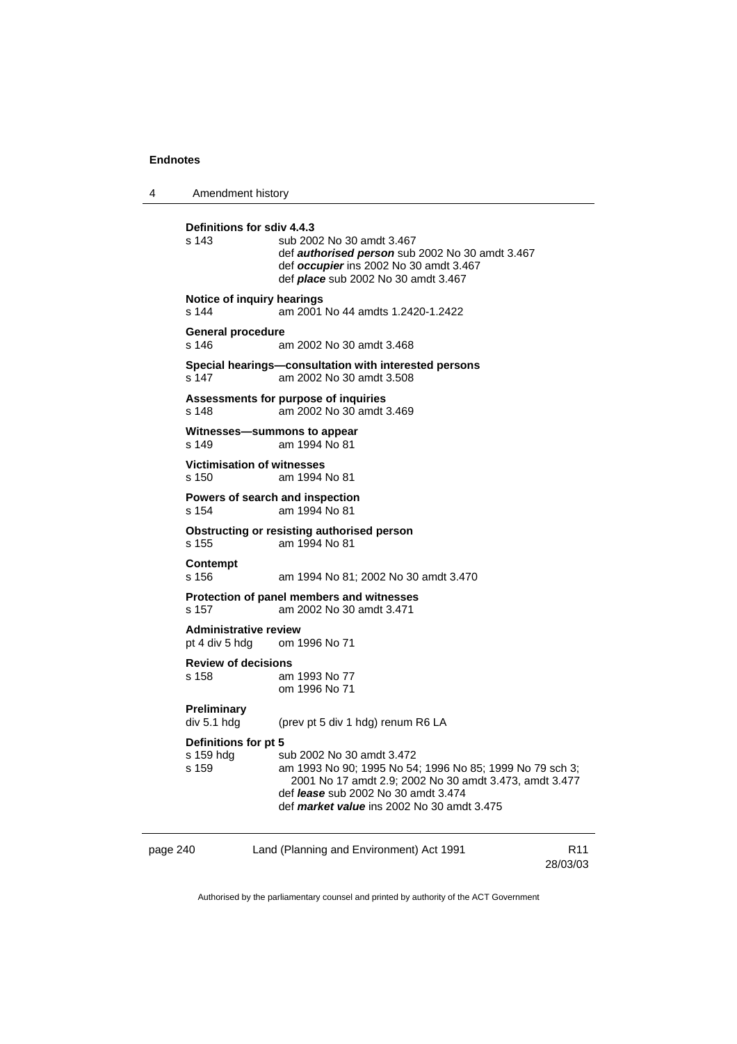**Definitions for sdiv 4.4.3**
s 143 sub 2002 No 30 amdt 3.467
def ***authorised person*** sub 2002 No 30 amdt 3.467
def ***occupier*** ins 2002 No 30 amdt 3.467
def ***place*** sub 2002 No 30 amdt 3.467

**Notice of inquiry hearings**
s 144 am 2001 No 44 amdts 1.2420-1.2422

**General procedure**
s 146 am 2002 No 30 amdt 3.468

**Special hearings—consultation with interested persons**
s 147 am 2002 No 30 amdt 3.508

**Assessments for purpose of inquiries**
s 148 am 2002 No 30 amdt 3.469

**Witnesses—summons to appear**
s 149 am 1994 No 81

**Victimisation of witnesses**
s 150 am 1994 No 81

**Powers of search and inspection**
s 154 am 1994 No 81

**Obstructing or resisting authorised person**
s 155 am 1994 No 81

**Contempt**
s 156 am 1994 No 81; 2002 No 30 amdt 3.470

**Protection of panel members and witnesses**
s 157 am 2002 No 30 amdt 3.471

**Administrative review**
pt 4 div 5 hdg om 1996 No 71

**Review of decisions**
s 158 am 1993 No 77
om 1996 No 71

**Preliminary**
div 5.1 hdg (prev pt 5 div 1 hdg) renum R6 LA

**Definitions for pt 5**
s 159 hdg sub 2002 No 30 amdt 3.472
s 159 am 1993 No 90; 1995 No 54; 1996 No 85; 1999 No 79 sch 3; 2001 No 17 amdt 2.9; 2002 No 30 amdt 3.473, amdt 3.477
def ***lease*** sub 2002 No 30 amdt 3.474
def ***market value*** ins 2002 No 30 amdt 3.475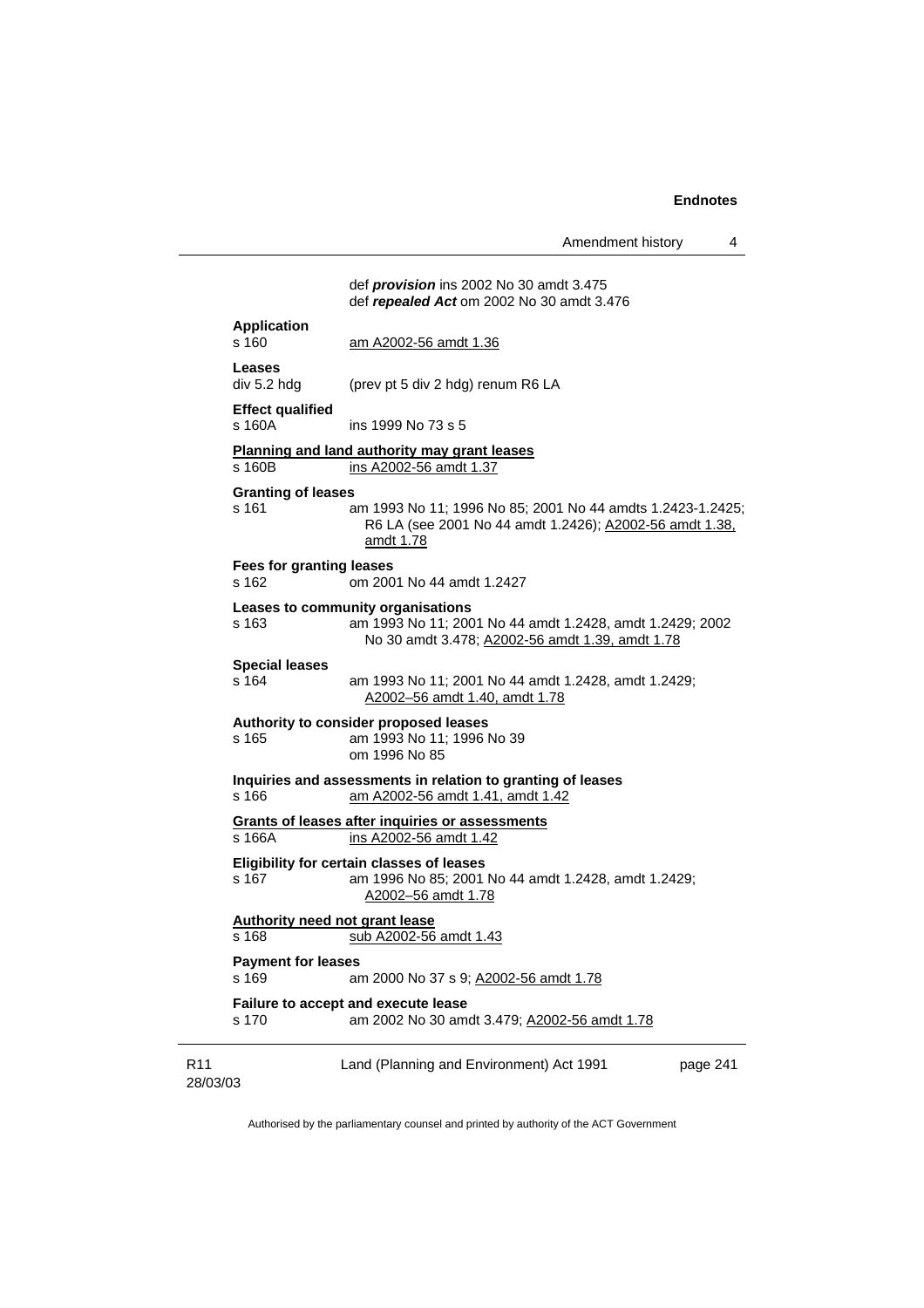def ***provision*** ins 2002 No 30 amdt 3.475
def ***repealed Act*** om 2002 No 30 amdt 3.476

**Application**
s 160 am A2002-56 amdt 1.36

**Leases**
div 5.2 hdg (prev pt 5 div 2 hdg) renum R6 LA

**Effect qualified**
s 160A ins 1999 No 73 s 5

**Planning and land authority may grant leases**
s 160B ins A2002-56 amdt 1.37

**Granting of leases**
s 161 am 1993 No 11; 1996 No 85; 2001 No 44 amdts 1.2423-1.2425; R6 LA (see 2001 No 44 amdt 1.2426); A2002-56 amdt 1.38, amdt 1.78

**Fees for granting leases**
s 162 om 2001 No 44 amdt 1.2427

**Leases to community organisations**
s 163 am 1993 No 11; 2001 No 44 amdt 1.2428, amdt 1.2429; 2002 No 30 amdt 3.478; A2002-56 amdt 1.39, amdt 1.78

**Special leases**
s 164 am 1993 No 11; 2001 No 44 amdt 1.2428, amdt 1.2429; A2002–56 amdt 1.40, amdt 1.78

**Authority to consider proposed leases**
s 165 am 1993 No 11; 1996 No 39
om 1996 No 85

**Inquiries and assessments in relation to granting of leases**
s 166 am A2002-56 amdt 1.41, amdt 1.42

**Grants of leases after inquiries or assessments**
s 166A ins A2002-56 amdt 1.42

**Eligibility for certain classes of leases**
s 167 am 1996 No 85; 2001 No 44 amdt 1.2428, amdt 1.2429; A2002–56 amdt 1.78

**Authority need not grant lease**
s 168 sub A2002-56 amdt 1.43

**Payment for leases**
s 169 am 2000 No 37 s 9; A2002-56 amdt 1.78

**Failure to accept and execute lease**
s 170 am 2002 No 30 amdt 3.479; A2002-56 amdt 1.78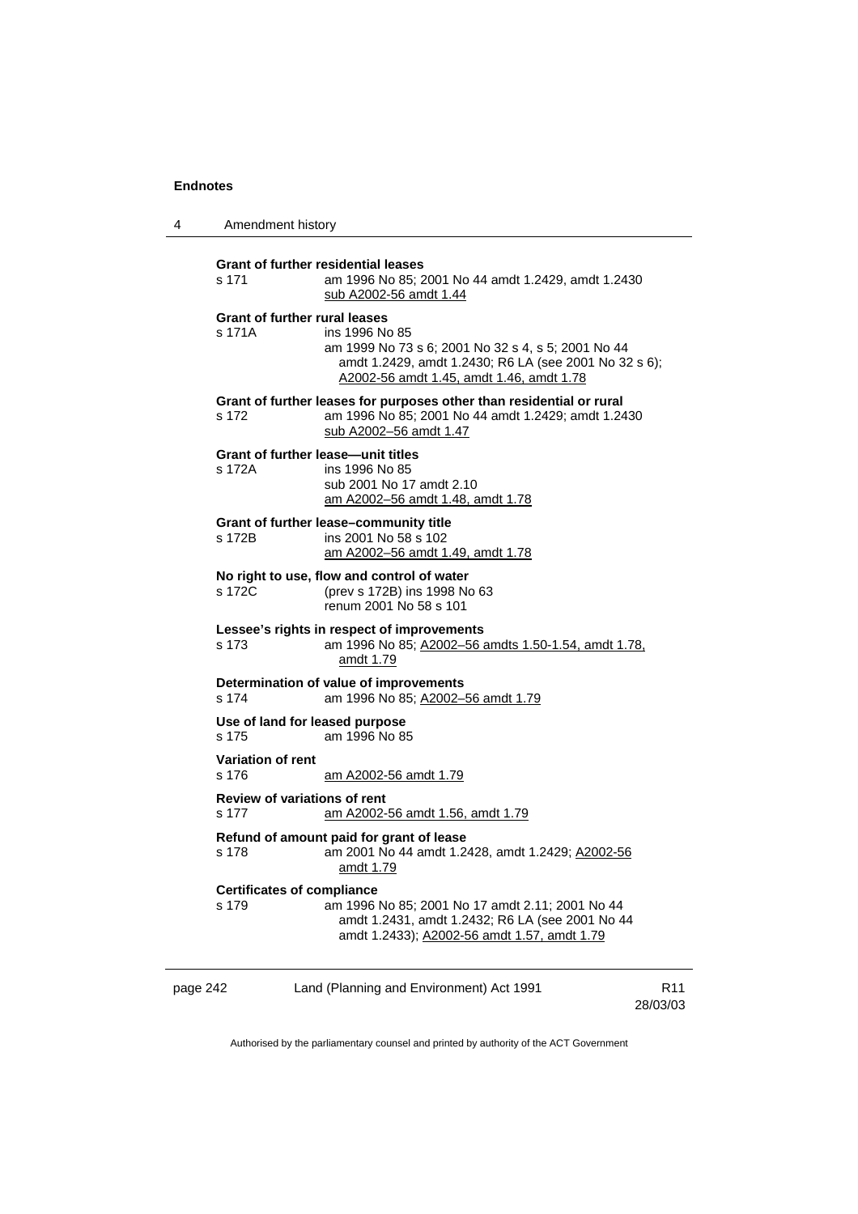**Grant of further residential leases**

s 171 — am 1996 No 85; 2001 No 44 amdt 1.2429, amdt 1.2430; sub A2002-56 amdt 1.44

**Grant of further rural leases**

s 171A — ins 1996 No 85; am 1999 No 73 s 6; 2001 No 32 s 4, s 5; 2001 No 44 amdt 1.2429, amdt 1.2430; R6 LA (see 2001 No 32 s 6); A2002-56 amdt 1.45, amdt 1.46, amdt 1.78

**Grant of further leases for purposes other than residential or rural**

s 172 — am 1996 No 85; 2001 No 44 amdt 1.2429; amdt 1.2430; sub A2002–56 amdt 1.47

**Grant of further lease—unit titles**

s 172A — ins 1996 No 85; sub 2001 No 17 amdt 2.10; am A2002–56 amdt 1.48, amdt 1.78

**Grant of further lease–community title**

s 172B — ins 2001 No 58 s 102; am A2002–56 amdt 1.49, amdt 1.78

**No right to use, flow and control of water**

s 172C — (prev s 172B) ins 1998 No 63; renum 2001 No 58 s 101

**Lessee's rights in respect of improvements**

s 173 — am 1996 No 85; A2002–56 amdts 1.50-1.54, amdt 1.78, amdt 1.79

**Determination of value of improvements**

s 174 — am 1996 No 85; A2002–56 amdt 1.79

**Use of land for leased purpose**

s 175 — am 1996 No 85

**Variation of rent**

s 176 — am A2002-56 amdt 1.79

**Review of variations of rent**

s 177 — am A2002-56 amdt 1.56, amdt 1.79

**Refund of amount paid for grant of lease**

s 178 — am 2001 No 44 amdt 1.2428, amdt 1.2429; A2002-56 amdt 1.79

**Certificates of compliance**

s 179 — am 1996 No 85; 2001 No 17 amdt 2.11; 2001 No 44 amdt 1.2431, amdt 1.2432; R6 LA (see 2001 No 44 amdt 1.2433); A2002-56 amdt 1.57, amdt 1.79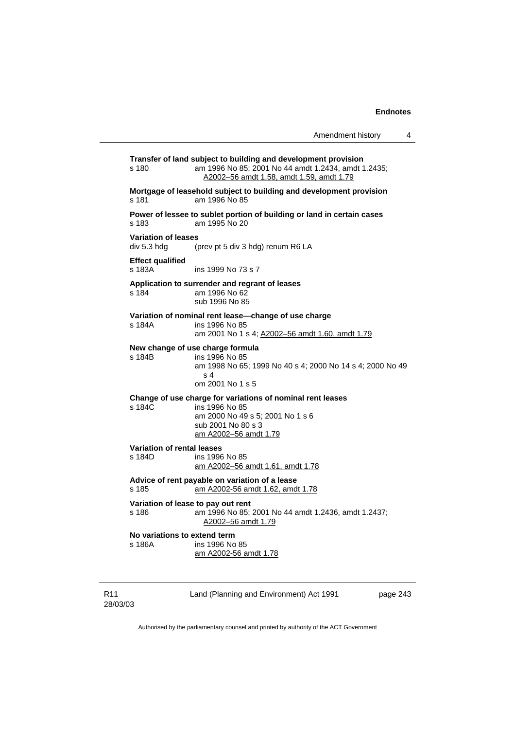**Transfer of land subject to building and development provision**
s 180 am 1996 No 85; 2001 No 44 amdt 1.2434, amdt 1.2435; A2002–56 amdt 1.58, amdt 1.59, amdt 1.79

**Mortgage of leasehold subject to building and development provision**
s 181 am 1996 No 85

**Power of lessee to sublet portion of building or land in certain cases**
s 183 am 1995 No 20

**Variation of leases**
div 5.3 hdg (prev pt 5 div 3 hdg) renum R6 LA

**Effect qualified**
s 183A ins 1999 No 73 s 7

**Application to surrender and regrant of leases**
s 184 am 1996 No 62
sub 1996 No 85

**Variation of nominal rent lease—change of use charge**
s 184A ins 1996 No 85
am 2001 No 1 s 4; A2002–56 amdt 1.60, amdt 1.79

**New change of use charge formula**
s 184B ins 1996 No 85
am 1998 No 65; 1999 No 40 s 4; 2000 No 14 s 4; 2000 No 49 s 4
om 2001 No 1 s 5

**Change of use charge for variations of nominal rent leases**
s 184C ins 1996 No 85
am 2000 No 49 s 5; 2001 No 1 s 6
sub 2001 No 80 s 3
am A2002–56 amdt 1.79

**Variation of rental leases**
s 184D ins 1996 No 85
am A2002–56 amdt 1.61, amdt 1.78

**Advice of rent payable on variation of a lease**
s 185 am A2002-56 amdt 1.62, amdt 1.78

**Variation of lease to pay out rent**
s 186 am 1996 No 85; 2001 No 44 amdt 1.2436, amdt 1.2437; A2002–56 amdt 1.79

**No variations to extend term**
s 186A ins 1996 No 85
am A2002-56 amdt 1.78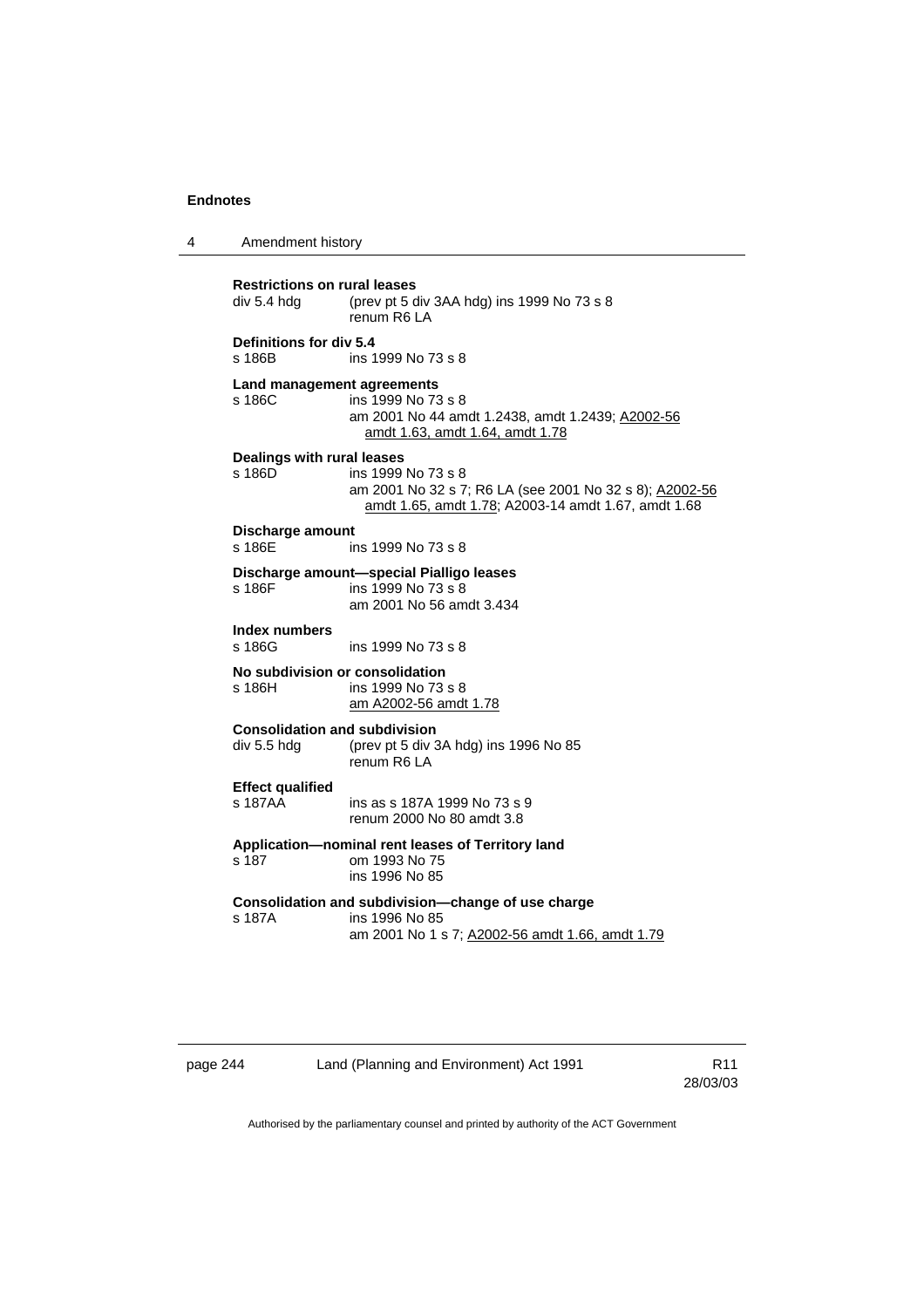**Restrictions on rural leases**
div 5.4 hdg (prev pt 5 div 3AA hdg) ins 1999 No 73 s 8
renum R6 LA

**Definitions for div 5.4**
s 186B ins 1999 No 73 s 8

**Land management agreements**
s 186C ins 1999 No 73 s 8
am 2001 No 44 amdt 1.2438, amdt 1.2439; A2002-56 amdt 1.63, amdt 1.64, amdt 1.78

**Dealings with rural leases**
s 186D ins 1999 No 73 s 8
am 2001 No 32 s 7; R6 LA (see 2001 No 32 s 8); A2002-56 amdt 1.65, amdt 1.78; A2003-14 amdt 1.67, amdt 1.68

**Discharge amount**
s 186E ins 1999 No 73 s 8

**Discharge amount—special Pialligo leases**
s 186F ins 1999 No 73 s 8
am 2001 No 56 amdt 3.434

**Index numbers**
s 186G ins 1999 No 73 s 8

**No subdivision or consolidation**
s 186H ins 1999 No 73 s 8
am A2002-56 amdt 1.78

**Consolidation and subdivision**
div 5.5 hdg (prev pt 5 div 3A hdg) ins 1996 No 85
renum R6 LA

**Effect qualified**
s 187AA ins as s 187A 1999 No 73 s 9
renum 2000 No 80 amdt 3.8

**Application—nominal rent leases of Territory land**
s 187 om 1993 No 75
ins 1996 No 85

**Consolidation and subdivision—change of use charge**
s 187A ins 1996 No 85
am 2001 No 1 s 7; A2002-56 amdt 1.66, amdt 1.79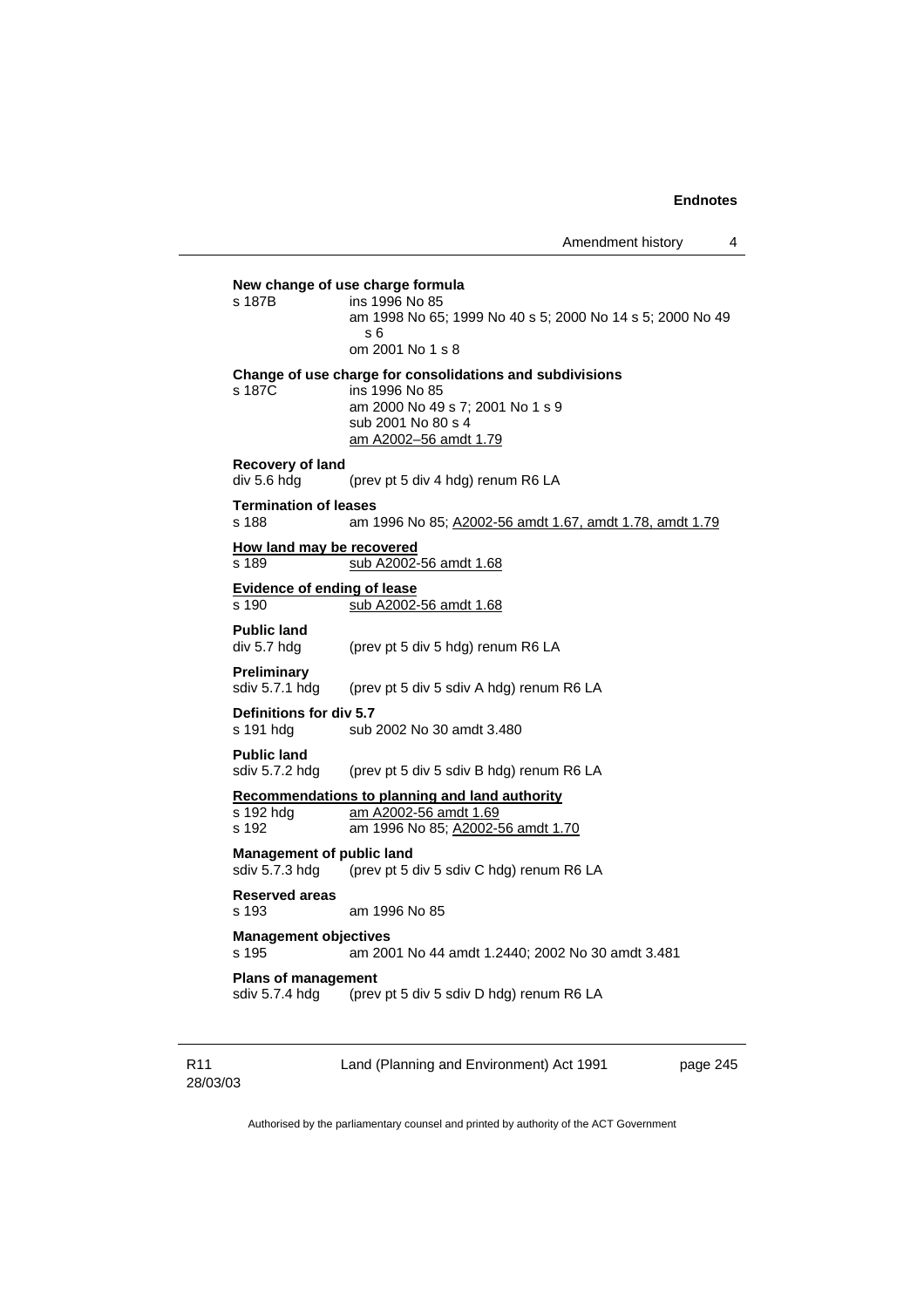**New change of use charge formula**

s 187B ins 1996 No 85
am 1998 No 65; 1999 No 40 s 5; 2000 No 14 s 5; 2000 No 49 s 6
om 2001 No 1 s 8

**Change of use charge for consolidations and subdivisions**

s 187C ins 1996 No 85
am 2000 No 49 s 7; 2001 No 1 s 9
sub 2001 No 80 s 4
am A2002–56 amdt 1.79

**Recovery of land**

div 5.6 hdg (prev pt 5 div 4 hdg) renum R6 LA

**Termination of leases**

s 188 am 1996 No 85; A2002-56 amdt 1.67, amdt 1.78, amdt 1.79

**How land may be recovered**

s 189 sub A2002-56 amdt 1.68

**Evidence of ending of lease**

s 190 sub A2002-56 amdt 1.68

**Public land**

div 5.7 hdg (prev pt 5 div 5 hdg) renum R6 LA

**Preliminary**

sdiv 5.7.1 hdg (prev pt 5 div 5 sdiv A hdg) renum R6 LA

**Definitions for div 5.7**

s 191 hdg sub 2002 No 30 amdt 3.480

**Public land**

sdiv 5.7.2 hdg (prev pt 5 div 5 sdiv B hdg) renum R6 LA

**Recommendations to planning and land authority**

s 192 hdg am A2002-56 amdt 1.69
s 192 am 1996 No 85; A2002-56 amdt 1.70

**Management of public land**

sdiv 5.7.3 hdg (prev pt 5 div 5 sdiv C hdg) renum R6 LA

**Reserved areas**

s 193 am 1996 No 85

**Management objectives**

s 195 am 2001 No 44 amdt 1.2440; 2002 No 30 amdt 3.481

**Plans of management**

sdiv 5.7.4 hdg (prev pt 5 div 5 sdiv D hdg) renum R6 LA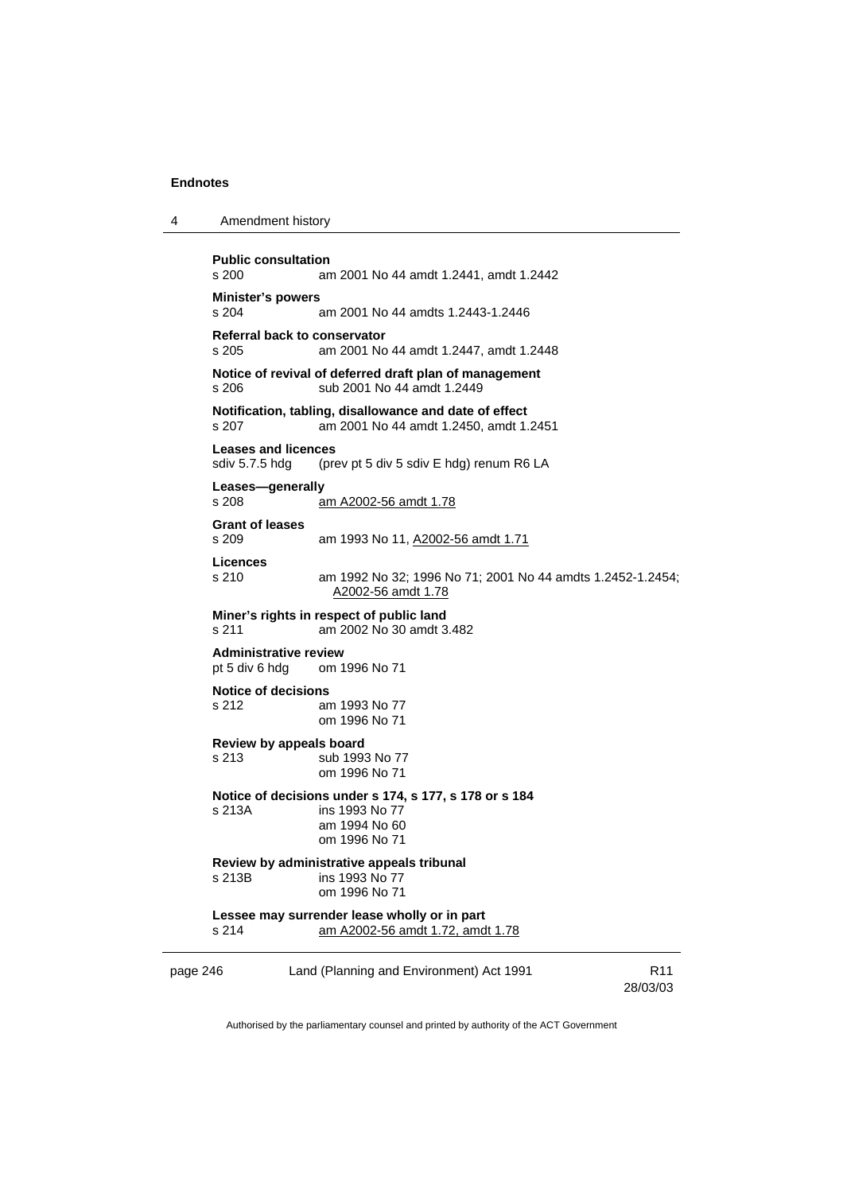**Public consultation**
s 200 am 2001 No 44 amdt 1.2441, amdt 1.2442

**Minister's powers**
s 204 am 2001 No 44 amdts 1.2443-1.2446

**Referral back to conservator**
s 205 am 2001 No 44 amdt 1.2447, amdt 1.2448

**Notice of revival of deferred draft plan of management**
s 206 sub 2001 No 44 amdt 1.2449

**Notification, tabling, disallowance and date of effect**
s 207 am 2001 No 44 amdt 1.2450, amdt 1.2451

**Leases and licences**
sdiv 5.7.5 hdg (prev pt 5 div 5 sdiv E hdg) renum R6 LA

**Leases—generally**
s 208 am A2002-56 amdt 1.78

**Grant of leases**
s 209 am 1993 No 11, A2002-56 amdt 1.71

**Licences**
s 210 am 1992 No 32; 1996 No 71; 2001 No 44 amdts 1.2452-1.2454; A2002-56 amdt 1.78

**Miner's rights in respect of public land**
s 211 am 2002 No 30 amdt 3.482

**Administrative review**
pt 5 div 6 hdg om 1996 No 71

**Notice of decisions**
s 212 am 1993 No 77
om 1996 No 71

**Review by appeals board**
s 213 sub 1993 No 77
om 1996 No 71

**Notice of decisions under s 174, s 177, s 178 or s 184**
s 213A ins 1993 No 77
am 1994 No 60
om 1996 No 71

**Review by administrative appeals tribunal**
s 213B ins 1993 No 77
om 1996 No 71

**Lessee may surrender lease wholly or in part**
s 214 am A2002-56 amdt 1.72, amdt 1.78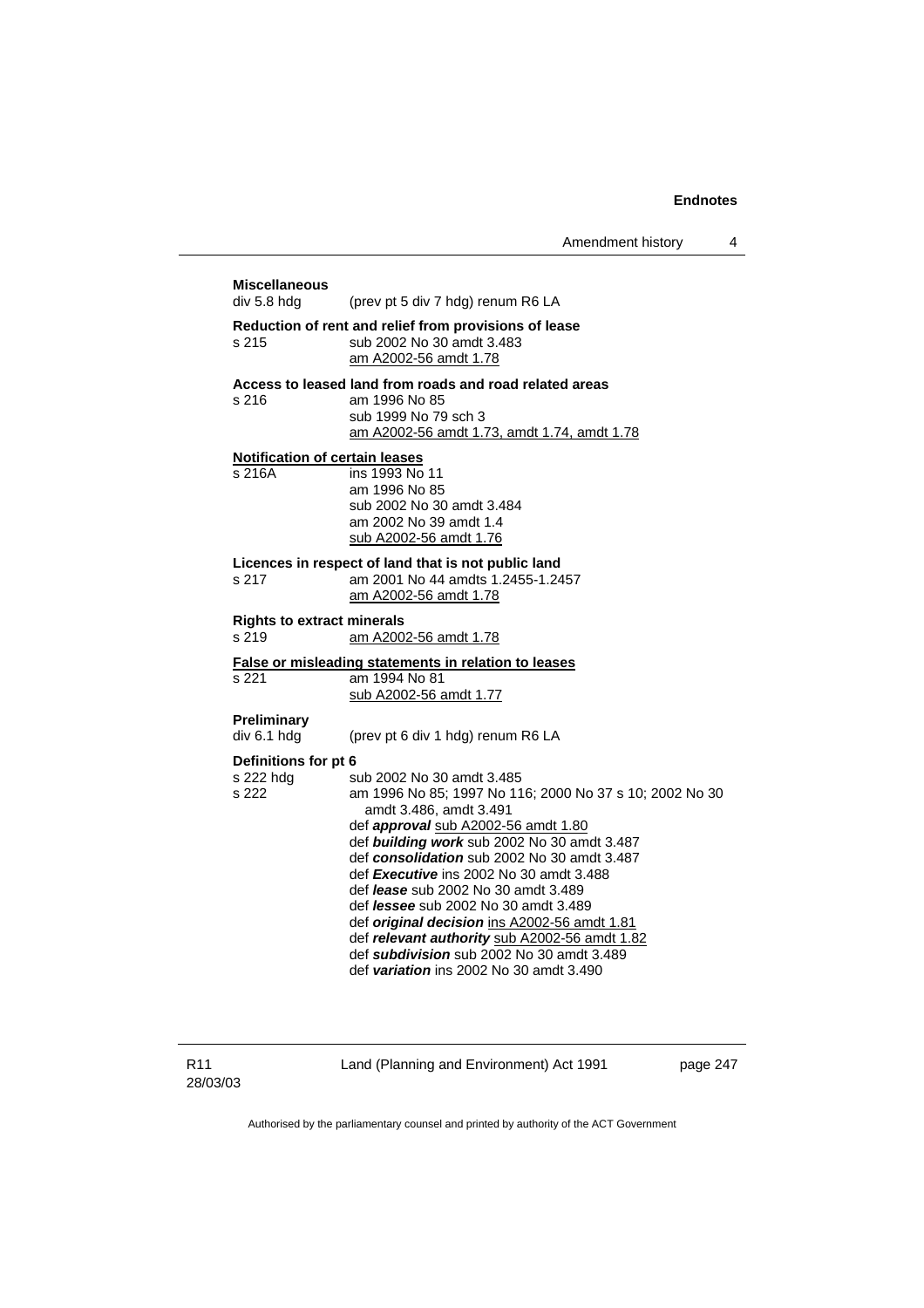**Miscellaneous**
div 5.8 hdg (prev pt 5 div 7 hdg) renum R6 LA

**Reduction of rent and relief from provisions of lease**
s 215 sub 2002 No 30 amdt 3.483
am A2002-56 amdt 1.78

**Access to leased land from roads and road related areas**
s 216 am 1996 No 85
sub 1999 No 79 sch 3
am A2002-56 amdt 1.73, amdt 1.74, amdt 1.78

**Notification of certain leases**
s 216A ins 1993 No 11
am 1996 No 85
sub 2002 No 30 amdt 3.484
am 2002 No 39 amdt 1.4
sub A2002-56 amdt 1.76

**Licences in respect of land that is not public land**
s 217 am 2001 No 44 amdts 1.2455-1.2457
am A2002-56 amdt 1.78

**Rights to extract minerals**
s 219 am A2002-56 amdt 1.78

**False or misleading statements in relation to leases**
s 221 am 1994 No 81
sub A2002-56 amdt 1.77

**Preliminary**
div 6.1 hdg (prev pt 6 div 1 hdg) renum R6 LA

**Definitions for pt 6**
s 222 hdg sub 2002 No 30 amdt 3.485
s 222 am 1996 No 85; 1997 No 116; 2000 No 37 s 10; 2002 No 30 amdt 3.486, amdt 3.491
def ***approval*** sub A2002-56 amdt 1.80
def ***building work*** sub 2002 No 30 amdt 3.487
def ***consolidation*** sub 2002 No 30 amdt 3.487
def ***Executive*** ins 2002 No 30 amdt 3.488
def ***lease*** sub 2002 No 30 amdt 3.489
def ***lessee*** sub 2002 No 30 amdt 3.489
def ***original decision*** ins A2002-56 amdt 1.81
def ***relevant authority*** sub A2002-56 amdt 1.82
def ***subdivision*** sub 2002 No 30 amdt 3.489
def ***variation*** ins 2002 No 30 amdt 3.490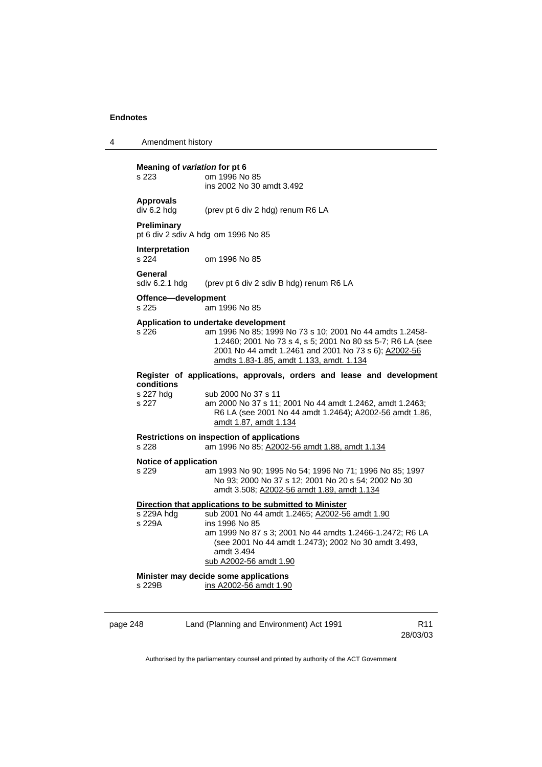**Meaning of *variation* for pt 6**
s 223 om 1996 No 85
ins 2002 No 30 amdt 3.492

**Approvals**
div 6.2 hdg (prev pt 6 div 2 hdg) renum R6 LA

**Preliminary**
pt 6 div 2 sdiv A hdg om 1996 No 85

**Interpretation**
s 224 om 1996 No 85

**General**
sdiv 6.2.1 hdg (prev pt 6 div 2 sdiv B hdg) renum R6 LA

**Offence—development**
s 225 am 1996 No 85

**Application to undertake development**
s 226 am 1996 No 85; 1999 No 73 s 10; 2001 No 44 amdts 1.2458-1.2460; 2001 No 73 s 4, s 5; 2001 No 80 ss 5-7; R6 LA (see 2001 No 44 amdt 1.2461 and 2001 No 73 s 6); A2002-56 amdts 1.83-1.85, amdt 1.133, amdt. 1.134

**Register of applications, approvals, orders and lease and development conditions**
s 227 hdg sub 2000 No 37 s 11
s 227 am 2000 No 37 s 11; 2001 No 44 amdt 1.2462, amdt 1.2463; R6 LA (see 2001 No 44 amdt 1.2464); A2002-56 amdt 1.86, amdt 1.87, amdt 1.134

**Restrictions on inspection of applications**
s 228 am 1996 No 85; A2002-56 amdt 1.88, amdt 1.134

**Notice of application**
s 229 am 1993 No 90; 1995 No 54; 1996 No 71; 1996 No 85; 1997 No 93; 2000 No 37 s 12; 2001 No 20 s 54; 2002 No 30 amdt 3.508; A2002-56 amdt 1.89, amdt 1.134

**Direction that applications to be submitted to Minister**
s 229A hdg sub 2001 No 44 amdt 1.2465; A2002-56 amdt 1.90
s 229A ins 1996 No 85
am 1999 No 87 s 3; 2001 No 44 amdts 1.2466-1.2472; R6 LA (see 2001 No 44 amdt 1.2473); 2002 No 30 amdt 3.493, amdt 3.494
sub A2002-56 amdt 1.90

**Minister may decide some applications**
s 229B ins A2002-56 amdt 1.90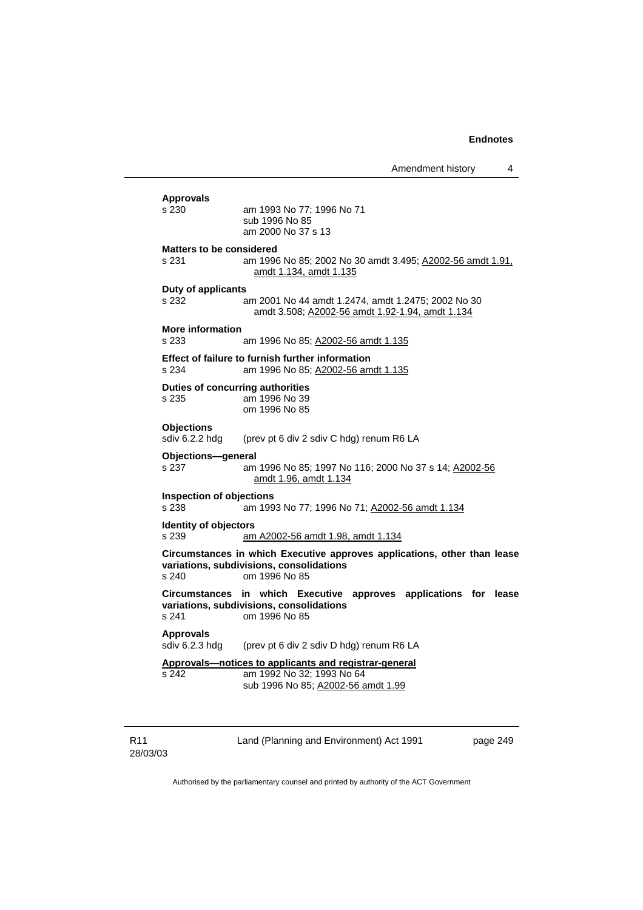**Approvals**

s 230 am 1993 No 77; 1996 No 71
sub 1996 No 85
am 2000 No 37 s 13

**Matters to be considered**

s 231 am 1996 No 85; 2002 No 30 amdt 3.495; A2002-56 amdt 1.91, amdt 1.134, amdt 1.135

**Duty of applicants**

s 232 am 2001 No 44 amdt 1.2474, amdt 1.2475; 2002 No 30 amdt 3.508; A2002-56 amdt 1.92-1.94, amdt 1.134

**More information**

s 233 am 1996 No 85; A2002-56 amdt 1.135

**Effect of failure to furnish further information**

s 234 am 1996 No 85; A2002-56 amdt 1.135

**Duties of concurring authorities**

s 235 am 1996 No 39
om 1996 No 85

**Objections**

sdiv 6.2.2 hdg (prev pt 6 div 2 sdiv C hdg) renum R6 LA

**Objections—general**

s 237 am 1996 No 85; 1997 No 116; 2000 No 37 s 14; A2002-56 amdt 1.96, amdt 1.134

**Inspection of objections**

s 238 am 1993 No 77; 1996 No 71; A2002-56 amdt 1.134

**Identity of objectors**

s 239 am A2002-56 amdt 1.98, amdt 1.134

**Circumstances in which Executive approves applications, other than lease variations, subdivisions, consolidations**

s 240 om 1996 No 85

**Circumstances in which Executive approves applications for lease variations, subdivisions, consolidations**

s 241 om 1996 No 85

**Approvals**

sdiv 6.2.3 hdg (prev pt 6 div 2 sdiv D hdg) renum R6 LA

**Approvals—notices to applicants and registrar-general**

s 242 am 1992 No 32; 1993 No 64
sub 1996 No 85; A2002-56 amdt 1.99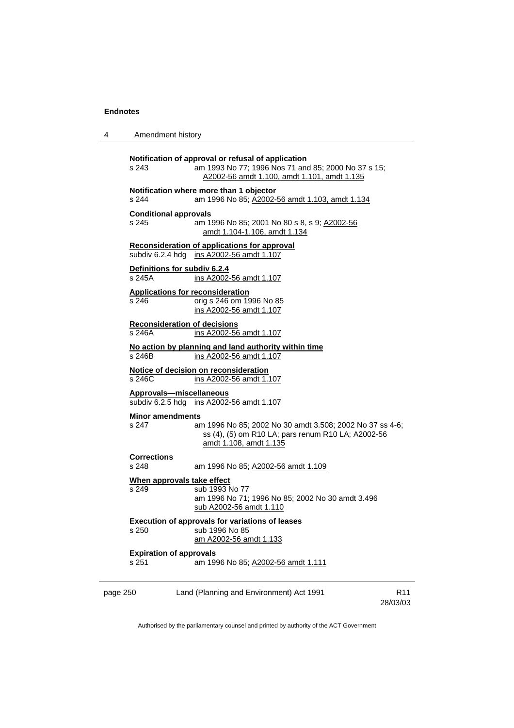**Notification of approval or refusal of application**
s 243 am 1993 No 77; 1996 Nos 71 and 85; 2000 No 37 s 15; A2002-56 amdt 1.100, amdt 1.101, amdt 1.135

**Notification where more than 1 objector**
s 244 am 1996 No 85; A2002-56 amdt 1.103, amdt 1.134

**Conditional approvals**
s 245 am 1996 No 85; 2001 No 80 s 8, s 9; A2002-56 amdt 1.104-1.106, amdt 1.134

**Reconsideration of applications for approval**
subdiv 6.2.4 hdg ins A2002-56 amdt 1.107

**Definitions for subdiv 6.2.4**
s 245A ins A2002-56 amdt 1.107

**Applications for reconsideration**
s 246 orig s 246 om 1996 No 85
ins A2002-56 amdt 1.107

**Reconsideration of decisions**
s 246A ins A2002-56 amdt 1.107

**No action by planning and land authority within time**
s 246B ins A2002-56 amdt 1.107

**Notice of decision on reconsideration**
s 246C ins A2002-56 amdt 1.107

**Approvals—miscellaneous**
subdiv 6.2.5 hdg ins A2002-56 amdt 1.107

**Minor amendments**
s 247 am 1996 No 85; 2002 No 30 amdt 3.508; 2002 No 37 ss 4-6; ss (4), (5) om R10 LA; pars renum R10 LA; A2002-56 amdt 1.108, amdt 1.135

**Corrections**
s 248 am 1996 No 85; A2002-56 amdt 1.109

**When approvals take effect**
s 249 sub 1993 No 77
am 1996 No 71; 1996 No 85; 2002 No 30 amdt 3.496
sub A2002-56 amdt 1.110

**Execution of approvals for variations of leases**
s 250 sub 1996 No 85
am A2002-56 amdt 1.133

**Expiration of approvals**
s 251 am 1996 No 85; A2002-56 amdt 1.111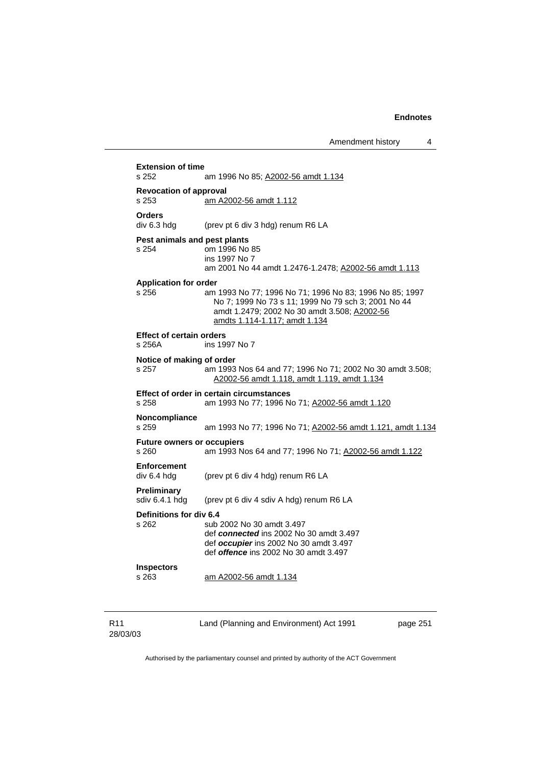**Extension of time**
s 252 am 1996 No 85; A2002-56 amdt 1.134

**Revocation of approval**
s 253 am A2002-56 amdt 1.112

**Orders**
div 6.3 hdg (prev pt 6 div 3 hdg) renum R6 LA

**Pest animals and pest plants**
s 254 om 1996 No 85
ins 1997 No 7
am 2001 No 44 amdt 1.2476-1.2478; A2002-56 amdt 1.113

**Application for order**
s 256 am 1993 No 77; 1996 No 71; 1996 No 83; 1996 No 85; 1997 No 7; 1999 No 73 s 11; 1999 No 79 sch 3; 2001 No 44 amdt 1.2479; 2002 No 30 amdt 3.508; A2002-56 amdts 1.114-1.117; amdt 1.134

**Effect of certain orders**
s 256A ins 1997 No 7

**Notice of making of order**
s 257 am 1993 Nos 64 and 77; 1996 No 71; 2002 No 30 amdt 3.508; A2002-56 amdt 1.118, amdt 1.119, amdt 1.134

**Effect of order in certain circumstances**
s 258 am 1993 No 77; 1996 No 71; A2002-56 amdt 1.120

**Noncompliance**
s 259 am 1993 No 77; 1996 No 71; A2002-56 amdt 1.121, amdt 1.134

**Future owners or occupiers**
s 260 am 1993 Nos 64 and 77; 1996 No 71; A2002-56 amdt 1.122

**Enforcement**
div 6.4 hdg (prev pt 6 div 4 hdg) renum R6 LA

**Preliminary**
sdiv 6.4.1 hdg (prev pt 6 div 4 sdiv A hdg) renum R6 LA

**Definitions for div 6.4**
s 262 sub 2002 No 30 amdt 3.497
def ***connected*** ins 2002 No 30 amdt 3.497
def ***occupier*** ins 2002 No 30 amdt 3.497
def ***offence*** ins 2002 No 30 amdt 3.497

**Inspectors**
s 263 am A2002-56 amdt 1.134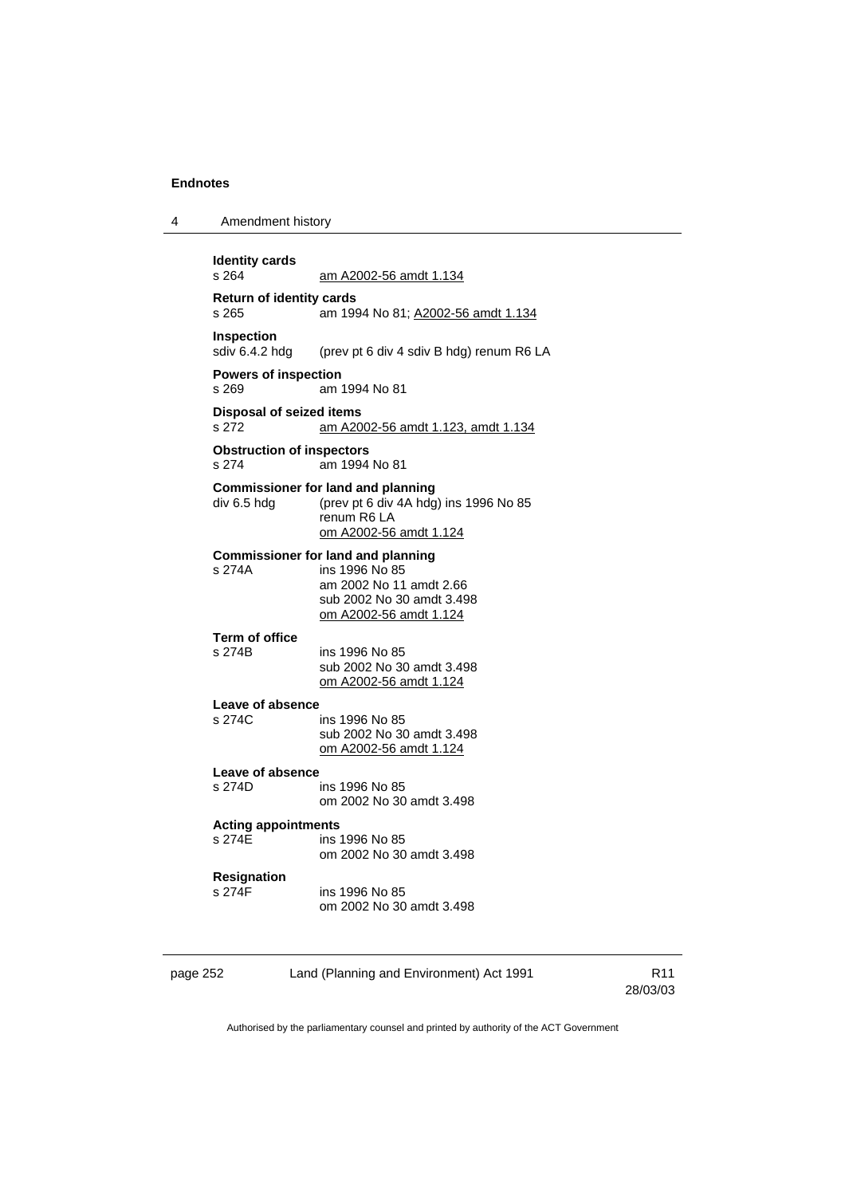**Identity cards**
s 264 am A2002-56 amdt 1.134

**Return of identity cards**
s 265 am 1994 No 81; A2002-56 amdt 1.134

**Inspection**
sdiv 6.4.2 hdg (prev pt 6 div 4 sdiv B hdg) renum R6 LA

**Powers of inspection**
s 269 am 1994 No 81

**Disposal of seized items**
s 272 am A2002-56 amdt 1.123, amdt 1.134

**Obstruction of inspectors**
s 274 am 1994 No 81

**Commissioner for land and planning**
div 6.5 hdg (prev pt 6 div 4A hdg) ins 1996 No 85
renum R6 LA
om A2002-56 amdt 1.124

**Commissioner for land and planning**
s 274A ins 1996 No 85
am 2002 No 11 amdt 2.66
sub 2002 No 30 amdt 3.498
om A2002-56 amdt 1.124

**Term of office**
s 274B ins 1996 No 85
sub 2002 No 30 amdt 3.498
om A2002-56 amdt 1.124

**Leave of absence**
s 274C ins 1996 No 85
sub 2002 No 30 amdt 3.498
om A2002-56 amdt 1.124

**Leave of absence**
s 274D ins 1996 No 85
om 2002 No 30 amdt 3.498

**Acting appointments**
s 274E ins 1996 No 85
om 2002 No 30 amdt 3.498

**Resignation**
s 274F ins 1996 No 85
om 2002 No 30 amdt 3.498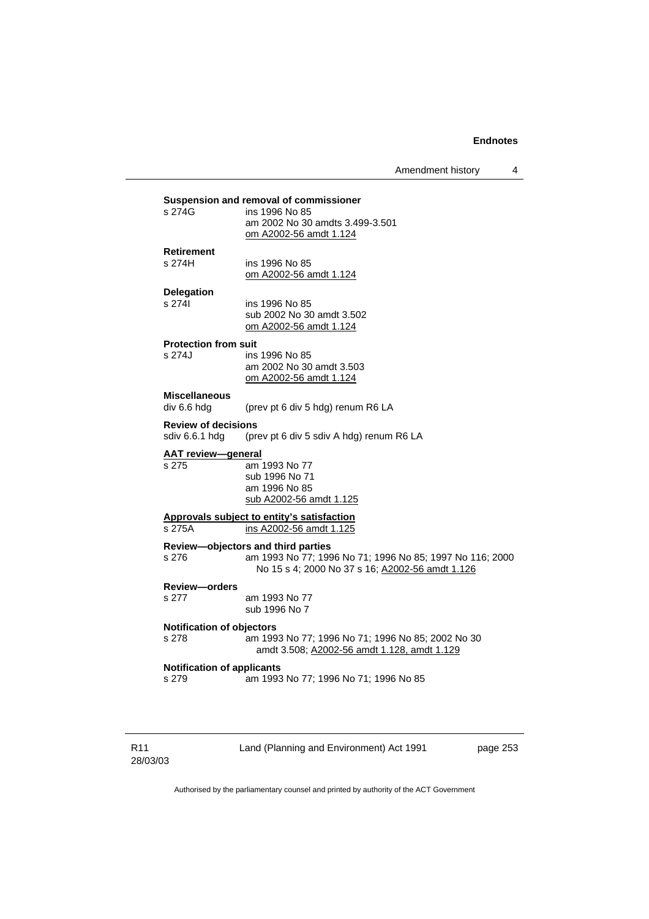**Suspension and removal of commissioner**

s 274G ins 1996 No 85
am 2002 No 30 amdts 3.499-3.501
om A2002-56 amdt 1.124

**Retirement**

s 274H ins 1996 No 85
om A2002-56 amdt 1.124

**Delegation**

s 274I ins 1996 No 85
sub 2002 No 30 amdt 3.502
om A2002-56 amdt 1.124

**Protection from suit**

s 274J ins 1996 No 85
am 2002 No 30 amdt 3.503
om A2002-56 amdt 1.124

**Miscellaneous**

div 6.6 hdg (prev pt 6 div 5 hdg) renum R6 LA

**Review of decisions**

sdiv 6.6.1 hdg (prev pt 6 div 5 sdiv A hdg) renum R6 LA

**AAT review—general**

s 275 am 1993 No 77
sub 1996 No 71
am 1996 No 85
sub A2002-56 amdt 1.125

**Approvals subject to entity's satisfaction**

s 275A ins A2002-56 amdt 1.125

**Review—objectors and third parties**

s 276 am 1993 No 77; 1996 No 71; 1996 No 85; 1997 No 116; 2000 No 15 s 4; 2000 No 37 s 16; A2002-56 amdt 1.126

**Review—orders**

s 277 am 1993 No 77
sub 1996 No 7

**Notification of objectors**

s 278 am 1993 No 77; 1996 No 71; 1996 No 85; 2002 No 30 amdt 3.508; A2002-56 amdt 1.128, amdt 1.129

**Notification of applicants**

s 279 am 1993 No 77; 1996 No 71; 1996 No 85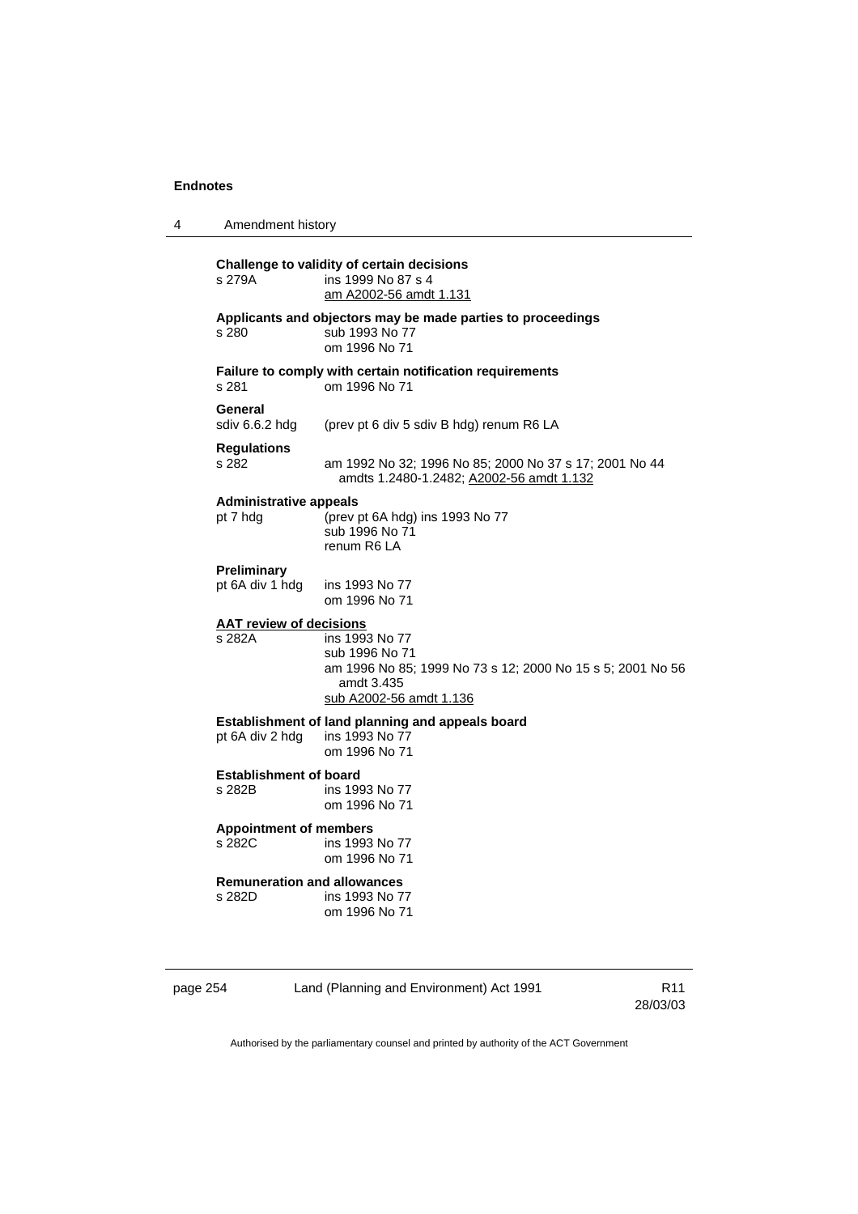**Challenge to validity of certain decisions**
s 279A ins 1999 No 87 s 4
am A2002-56 amdt 1.131

**Applicants and objectors may be made parties to proceedings**
s 280 sub 1993 No 77
om 1996 No 71

**Failure to comply with certain notification requirements**
s 281 om 1996 No 71

**General**
sdiv 6.6.2 hdg (prev pt 6 div 5 sdiv B hdg) renum R6 LA

**Regulations**
s 282 am 1992 No 32; 1996 No 85; 2000 No 37 s 17; 2001 No 44 amdts 1.2480-1.2482; A2002-56 amdt 1.132

**Administrative appeals**
pt 7 hdg (prev pt 6A hdg) ins 1993 No 77
sub 1996 No 71
renum R6 LA

**Preliminary**
pt 6A div 1 hdg ins 1993 No 77
om 1996 No 71

**AAT review of decisions**
s 282A ins 1993 No 77
sub 1996 No 71
am 1996 No 85; 1999 No 73 s 12; 2000 No 15 s 5; 2001 No 56 amdt 3.435
sub A2002-56 amdt 1.136

**Establishment of land planning and appeals board**
pt 6A div 2 hdg ins 1993 No 77
om 1996 No 71

**Establishment of board**
s 282B ins 1993 No 77
om 1996 No 71

**Appointment of members**
s 282C ins 1993 No 77
om 1996 No 71

**Remuneration and allowances**
s 282D ins 1993 No 77
om 1996 No 71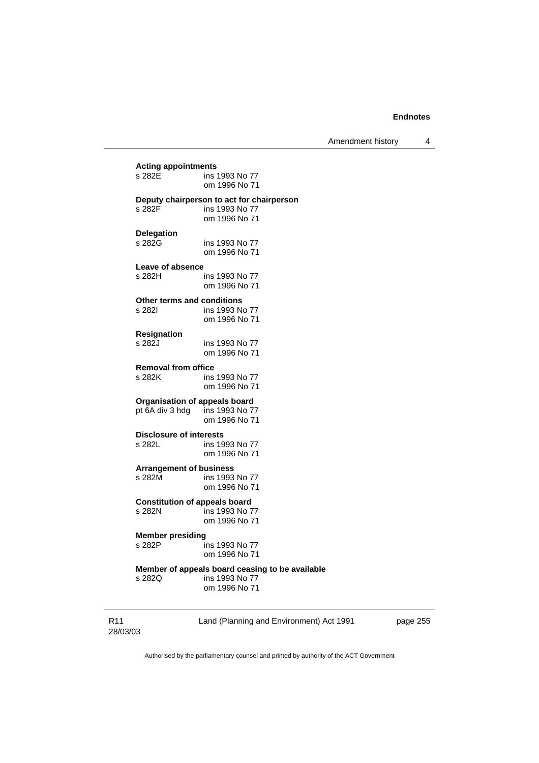**Acting appointments**
s 282E ins 1993 No 77
om 1996 No 71

**Deputy chairperson to act for chairperson**
s 282F ins 1993 No 77
om 1996 No 71

**Delegation**
s 282G ins 1993 No 77
om 1996 No 71

**Leave of absence**
s 282H ins 1993 No 77
om 1996 No 71

**Other terms and conditions**
s 282I ins 1993 No 77
om 1996 No 71

**Resignation**
s 282J ins 1993 No 77
om 1996 No 71

**Removal from office**
s 282K ins 1993 No 77
om 1996 No 71

**Organisation of appeals board**
pt 6A div 3 hdg ins 1993 No 77
om 1996 No 71

**Disclosure of interests**
s 282L ins 1993 No 77
om 1996 No 71

**Arrangement of business**
s 282M ins 1993 No 77
om 1996 No 71

**Constitution of appeals board**
s 282N ins 1993 No 77
om 1996 No 71

**Member presiding**
s 282P ins 1993 No 77
om 1996 No 71

**Member of appeals board ceasing to be available**
s 282Q ins 1993 No 77
om 1996 No 71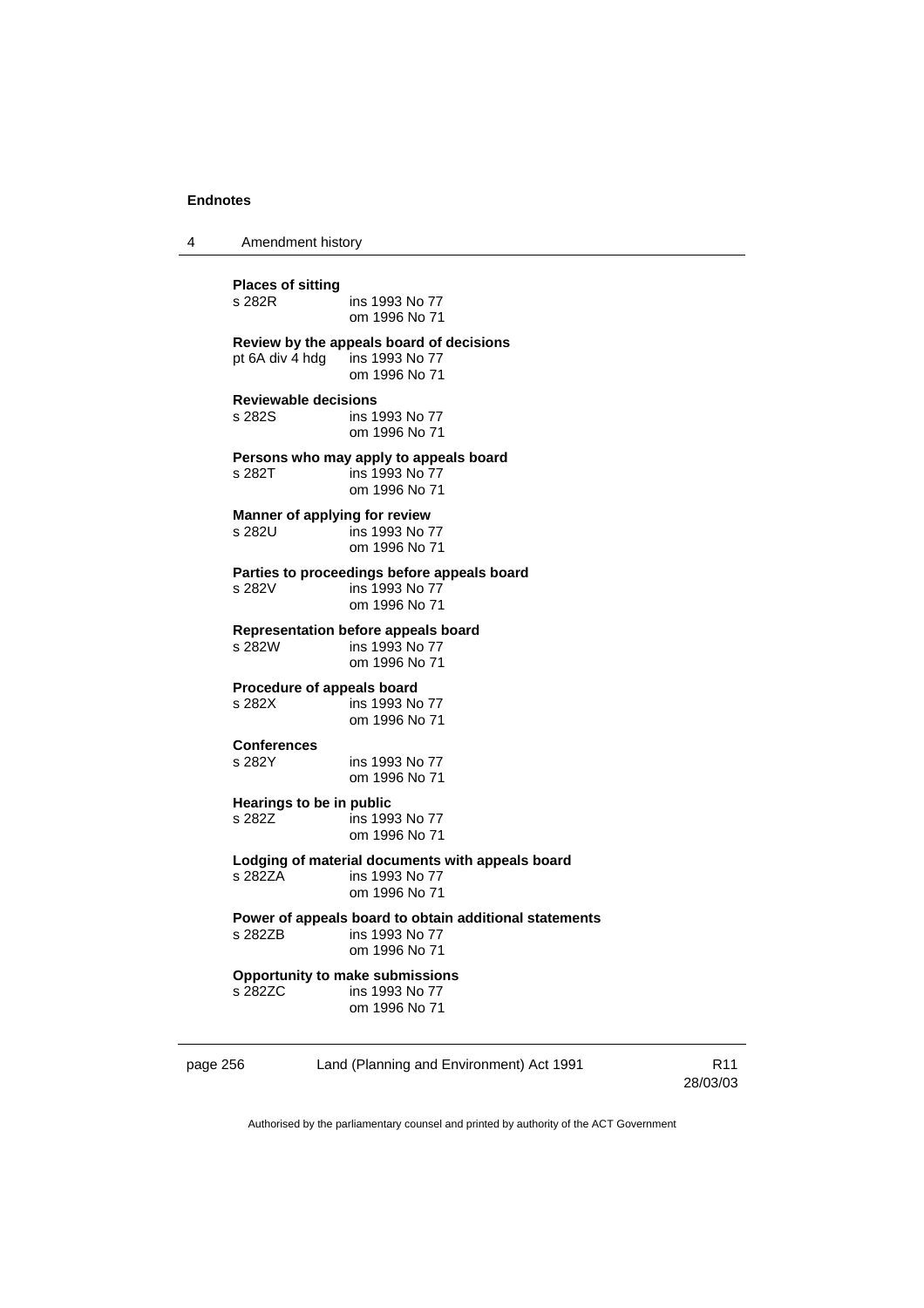**Places of sitting**
s 282R ins 1993 No 77
om 1996 No 71

**Review by the appeals board of decisions**
pt 6A div 4 hdg ins 1993 No 77
om 1996 No 71

**Reviewable decisions**
s 282S ins 1993 No 77
om 1996 No 71

**Persons who may apply to appeals board**
s 282T ins 1993 No 77
om 1996 No 71

**Manner of applying for review**
s 282U ins 1993 No 77
om 1996 No 71

**Parties to proceedings before appeals board**
s 282V ins 1993 No 77
om 1996 No 71

**Representation before appeals board**
s 282W ins 1993 No 77
om 1996 No 71

**Procedure of appeals board**
s 282X ins 1993 No 77
om 1996 No 71

**Conferences**
s 282Y ins 1993 No 77
om 1996 No 71

**Hearings to be in public**
s 282Z ins 1993 No 77
om 1996 No 71

**Lodging of material documents with appeals board**
s 282ZA ins 1993 No 77
om 1996 No 71

**Power of appeals board to obtain additional statements**
s 282ZB ins 1993 No 77
om 1996 No 71

**Opportunity to make submissions**
s 282ZC ins 1993 No 77
om 1996 No 71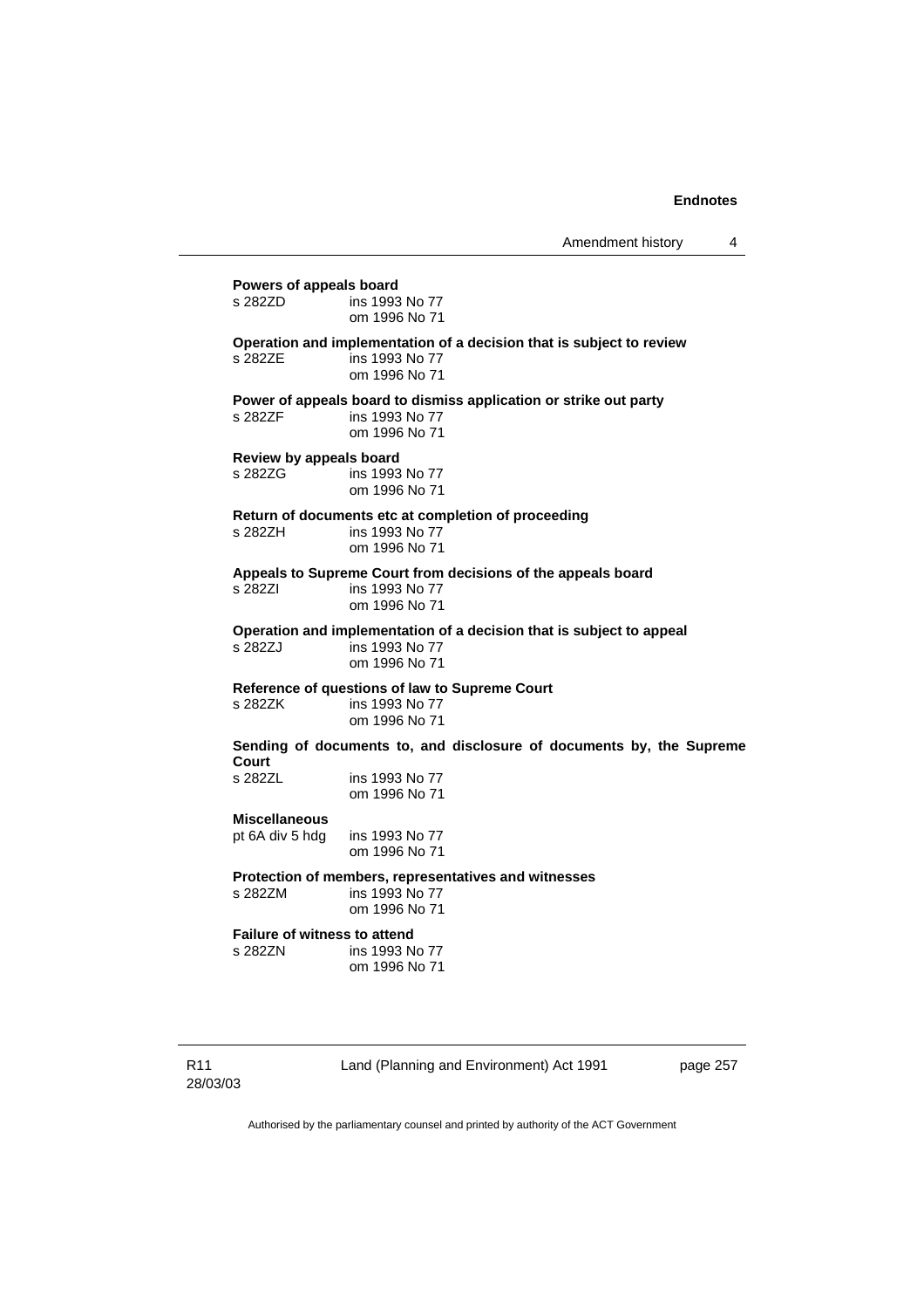**Powers of appeals board**

s 282ZD ins 1993 No 77
om 1996 No 71

**Operation and implementation of a decision that is subject to review**

s 282ZE ins 1993 No 77
om 1996 No 71

**Power of appeals board to dismiss application or strike out party**

s 282ZF ins 1993 No 77
om 1996 No 71

**Review by appeals board**

s 282ZG ins 1993 No 77
om 1996 No 71

**Return of documents etc at completion of proceeding**

s 282ZH ins 1993 No 77
om 1996 No 71

**Appeals to Supreme Court from decisions of the appeals board**

s 282ZI ins 1993 No 77
om 1996 No 71

**Operation and implementation of a decision that is subject to appeal**

s 282ZJ ins 1993 No 77
om 1996 No 71

**Reference of questions of law to Supreme Court**

s 282ZK ins 1993 No 77
om 1996 No 71

**Sending of documents to, and disclosure of documents by, the Supreme Court**

s 282ZL ins 1993 No 77
om 1996 No 71

**Miscellaneous**

pt 6A div 5 hdg ins 1993 No 77
om 1996 No 71

**Protection of members, representatives and witnesses**

s 282ZM ins 1993 No 77
om 1996 No 71

**Failure of witness to attend**

s 282ZN ins 1993 No 77
om 1996 No 71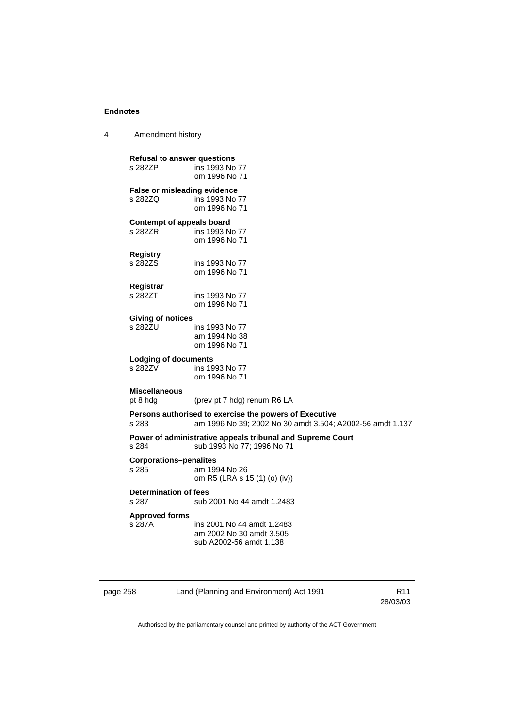**Refusal to answer questions**
s 282ZP ins 1993 No 77
om 1996 No 71

**False or misleading evidence**
s 282ZQ ins 1993 No 77
om 1996 No 71

**Contempt of appeals board**
s 282ZR ins 1993 No 77
om 1996 No 71

**Registry**
s 282ZS ins 1993 No 77
om 1996 No 71

**Registrar**
s 282ZT ins 1993 No 77
om 1996 No 71

**Giving of notices**
s 282ZU ins 1993 No 77
am 1994 No 38
om 1996 No 71

**Lodging of documents**
s 282ZV ins 1993 No 77
om 1996 No 71

**Miscellaneous**
pt 8 hdg (prev pt 7 hdg) renum R6 LA

**Persons authorised to exercise the powers of Executive**
s 283 am 1996 No 39; 2002 No 30 amdt 3.504; A2002-56 amdt 1.137

**Power of administrative appeals tribunal and Supreme Court**
s 284 sub 1993 No 77; 1996 No 71

**Corporations–penalites**
s 285 am 1994 No 26
om R5 (LRA s 15 (1) (o) (iv))

**Determination of fees**
s 287 sub 2001 No 44 amdt 1.2483

**Approved forms**
s 287A ins 2001 No 44 amdt 1.2483
am 2002 No 30 amdt 3.505
sub A2002-56 amdt 1.138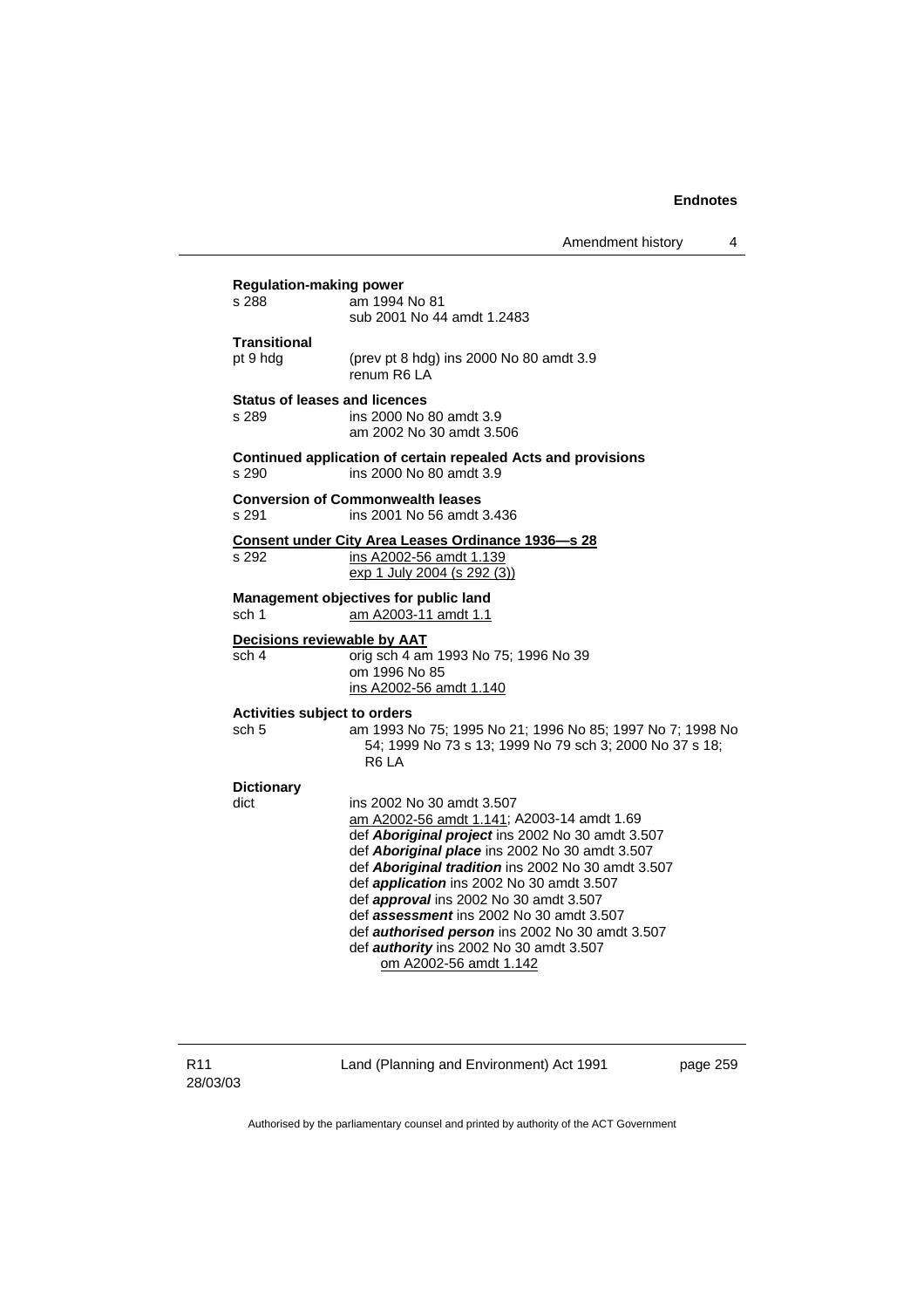**Regulation-making power**

s 288 am 1994 No 81
sub 2001 No 44 amdt 1.2483

**Transitional**

pt 9 hdg (prev pt 8 hdg) ins 2000 No 80 amdt 3.9
renum R6 LA

**Status of leases and licences**

s 289 ins 2000 No 80 amdt 3.9
am 2002 No 30 amdt 3.506

**Continued application of certain repealed Acts and provisions**

s 290 ins 2000 No 80 amdt 3.9

**Conversion of Commonwealth leases**

s 291 ins 2001 No 56 amdt 3.436

**Consent under City Area Leases Ordinance 1936—s 28**

s 292 ins A2002-56 amdt 1.139
exp 1 July 2004 (s 292 (3))

**Management objectives for public land**

sch 1 am A2003-11 amdt 1.1

**Decisions reviewable by AAT**

sch 4 orig sch 4 am 1993 No 75; 1996 No 39
om 1996 No 85
ins A2002-56 amdt 1.140

**Activities subject to orders**

sch 5 am 1993 No 75; 1995 No 21; 1996 No 85; 1997 No 7; 1998 No 54; 1999 No 73 s 13; 1999 No 79 sch 3; 2000 No 37 s 18; R6 LA

**Dictionary**

dict ins 2002 No 30 amdt 3.507
am A2002-56 amdt 1.141; A2003-14 amdt 1.69
def ***Aboriginal project*** ins 2002 No 30 amdt 3.507
def ***Aboriginal place*** ins 2002 No 30 amdt 3.507
def ***Aboriginal tradition*** ins 2002 No 30 amdt 3.507
def ***application*** ins 2002 No 30 amdt 3.507
def ***approval*** ins 2002 No 30 amdt 3.507
def ***assessment*** ins 2002 No 30 amdt 3.507
def ***authorised person*** ins 2002 No 30 amdt 3.507
def ***authority*** ins 2002 No 30 amdt 3.507
om A2002-56 amdt 1.142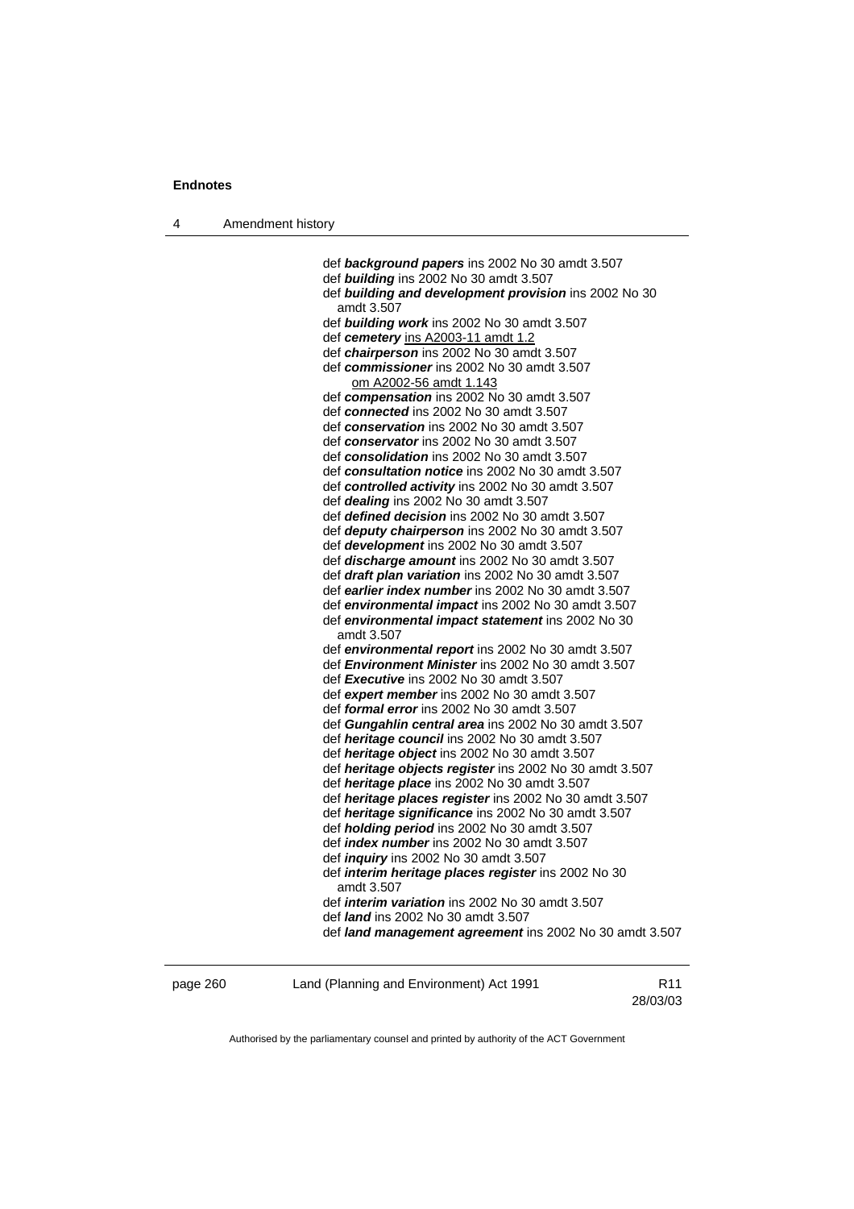def ***background papers*** ins 2002 No 30 amdt 3.507
def ***building*** ins 2002 No 30 amdt 3.507
def ***building and development provision*** ins 2002 No 30 amdt 3.507
def ***building work*** ins 2002 No 30 amdt 3.507
def ***cemetery*** ins A2003-11 amdt 1.2
def ***chairperson*** ins 2002 No 30 amdt 3.507
def ***commissioner*** ins 2002 No 30 amdt 3.507
om A2002-56 amdt 1.143
def ***compensation*** ins 2002 No 30 amdt 3.507
def ***connected*** ins 2002 No 30 amdt 3.507
def ***conservation*** ins 2002 No 30 amdt 3.507
def ***conservator*** ins 2002 No 30 amdt 3.507
def ***consolidation*** ins 2002 No 30 amdt 3.507
def ***consultation notice*** ins 2002 No 30 amdt 3.507
def ***controlled activity*** ins 2002 No 30 amdt 3.507
def ***dealing*** ins 2002 No 30 amdt 3.507
def ***defined decision*** ins 2002 No 30 amdt 3.507
def ***deputy chairperson*** ins 2002 No 30 amdt 3.507
def ***development*** ins 2002 No 30 amdt 3.507
def ***discharge amount*** ins 2002 No 30 amdt 3.507
def ***draft plan variation*** ins 2002 No 30 amdt 3.507
def ***earlier index number*** ins 2002 No 30 amdt 3.507
def ***environmental impact*** ins 2002 No 30 amdt 3.507
def ***environmental impact statement*** ins 2002 No 30 amdt 3.507
def ***environmental report*** ins 2002 No 30 amdt 3.507
def ***Environment Minister*** ins 2002 No 30 amdt 3.507
def ***Executive*** ins 2002 No 30 amdt 3.507
def ***expert member*** ins 2002 No 30 amdt 3.507
def ***formal error*** ins 2002 No 30 amdt 3.507
def ***Gungahlin central area*** ins 2002 No 30 amdt 3.507
def ***heritage council*** ins 2002 No 30 amdt 3.507
def ***heritage object*** ins 2002 No 30 amdt 3.507
def ***heritage objects register*** ins 2002 No 30 amdt 3.507
def ***heritage place*** ins 2002 No 30 amdt 3.507
def ***heritage places register*** ins 2002 No 30 amdt 3.507
def ***heritage significance*** ins 2002 No 30 amdt 3.507
def ***holding period*** ins 2002 No 30 amdt 3.507
def ***index number*** ins 2002 No 30 amdt 3.507
def ***inquiry*** ins 2002 No 30 amdt 3.507
def ***interim heritage places register*** ins 2002 No 30 amdt 3.507
def ***interim variation*** ins 2002 No 30 amdt 3.507
def ***land*** ins 2002 No 30 amdt 3.507
def ***land management agreement*** ins 2002 No 30 amdt 3.507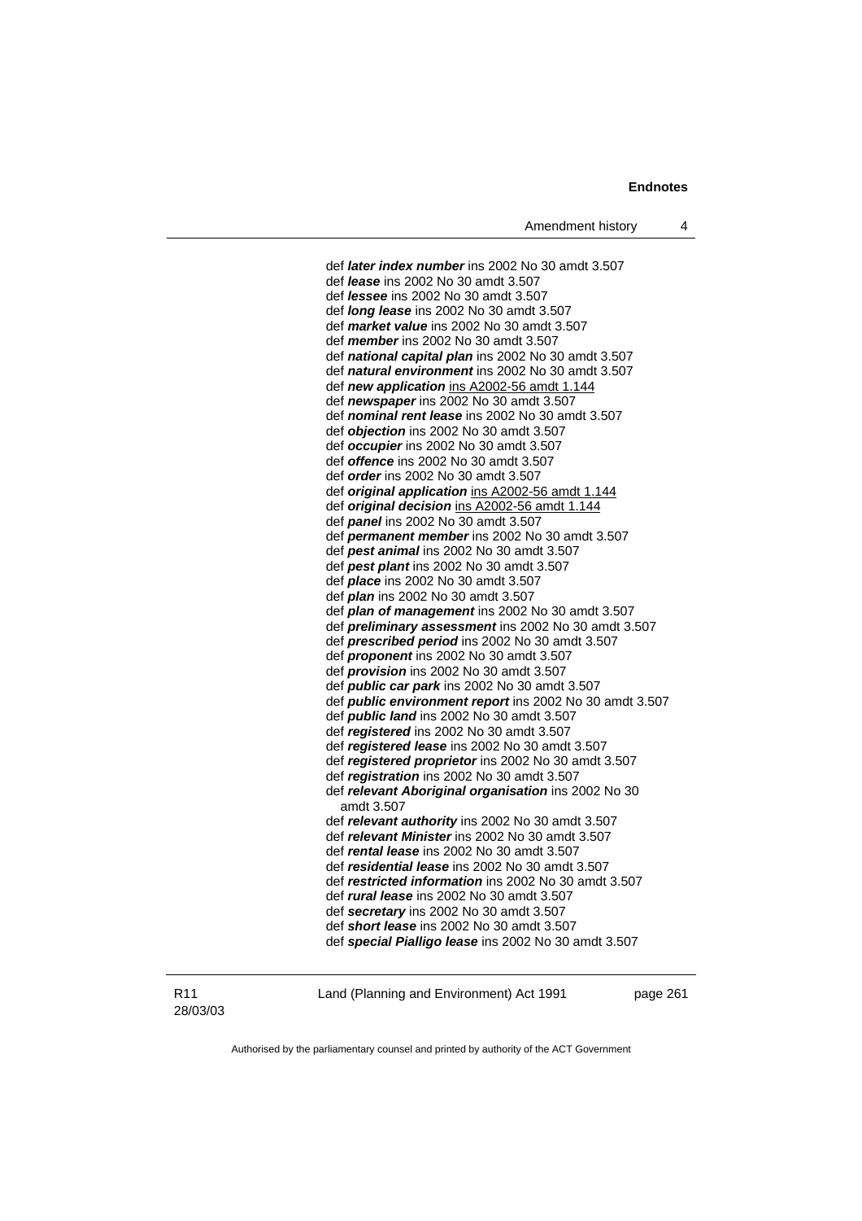def ***later index number*** ins 2002 No 30 amdt 3.507
def ***lease*** ins 2002 No 30 amdt 3.507
def ***lessee*** ins 2002 No 30 amdt 3.507
def ***long lease*** ins 2002 No 30 amdt 3.507
def ***market value*** ins 2002 No 30 amdt 3.507
def ***member*** ins 2002 No 30 amdt 3.507
def ***national capital plan*** ins 2002 No 30 amdt 3.507
def ***natural environment*** ins 2002 No 30 amdt 3.507
def ***new application*** ins A2002-56 amdt 1.144
def ***newspaper*** ins 2002 No 30 amdt 3.507
def ***nominal rent lease*** ins 2002 No 30 amdt 3.507
def ***objection*** ins 2002 No 30 amdt 3.507
def ***occupier*** ins 2002 No 30 amdt 3.507
def ***offence*** ins 2002 No 30 amdt 3.507
def ***order*** ins 2002 No 30 amdt 3.507
def ***original application*** ins A2002-56 amdt 1.144
def ***original decision*** ins A2002-56 amdt 1.144
def ***panel*** ins 2002 No 30 amdt 3.507
def ***permanent member*** ins 2002 No 30 amdt 3.507
def ***pest animal*** ins 2002 No 30 amdt 3.507
def ***pest plant*** ins 2002 No 30 amdt 3.507
def ***place*** ins 2002 No 30 amdt 3.507
def ***plan*** ins 2002 No 30 amdt 3.507
def ***plan of management*** ins 2002 No 30 amdt 3.507
def ***preliminary assessment*** ins 2002 No 30 amdt 3.507
def ***prescribed period*** ins 2002 No 30 amdt 3.507
def ***proponent*** ins 2002 No 30 amdt 3.507
def ***provision*** ins 2002 No 30 amdt 3.507
def ***public car park*** ins 2002 No 30 amdt 3.507
def ***public environment report*** ins 2002 No 30 amdt 3.507
def ***public land*** ins 2002 No 30 amdt 3.507
def ***registered*** ins 2002 No 30 amdt 3.507
def ***registered lease*** ins 2002 No 30 amdt 3.507
def ***registered proprietor*** ins 2002 No 30 amdt 3.507
def ***registration*** ins 2002 No 30 amdt 3.507
def ***relevant Aboriginal organisation*** ins 2002 No 30 amdt 3.507
def ***relevant authority*** ins 2002 No 30 amdt 3.507
def ***relevant Minister*** ins 2002 No 30 amdt 3.507
def ***rental lease*** ins 2002 No 30 amdt 3.507
def ***residential lease*** ins 2002 No 30 amdt 3.507
def ***restricted information*** ins 2002 No 30 amdt 3.507
def ***rural lease*** ins 2002 No 30 amdt 3.507
def ***secretary*** ins 2002 No 30 amdt 3.507
def ***short lease*** ins 2002 No 30 amdt 3.507
def ***special Pialligo lease*** ins 2002 No 30 amdt 3.507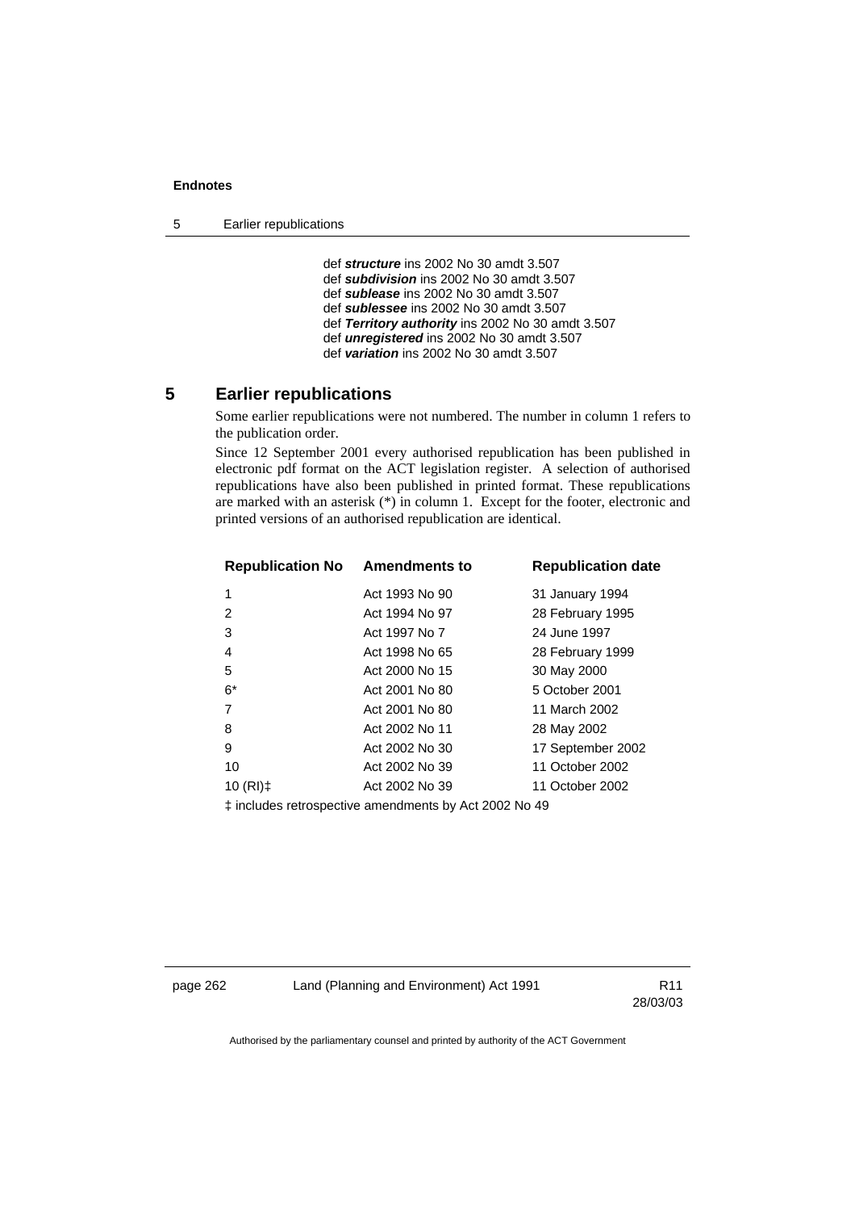def ***structure*** ins 2002 No 30 amdt 3.507
def ***subdivision*** ins 2002 No 30 amdt 3.507
def ***sublease*** ins 2002 No 30 amdt 3.507
def ***sublessee*** ins 2002 No 30 amdt 3.507
def ***Territory authority*** ins 2002 No 30 amdt 3.507
def ***unregistered*** ins 2002 No 30 amdt 3.507
def ***variation*** ins 2002 No 30 amdt 3.507

## 5 Earlier republications

Some earlier republications were not numbered. The number in column 1 refers to the publication order.

Since 12 September 2001 every authorised republication has been published in electronic pdf format on the ACT legislation register. A selection of authorised republications have also been published in printed format. These republications are marked with an asterisk (*) in column 1. Except for the footer, electronic and printed versions of an authorised republication are identical.

| Republication No | Amendments to | Republication date |
|---|---|---|
| 1 | Act 1993 No 90 | 31 January 1994 |
| 2 | Act 1994 No 97 | 28 February 1995 |
| 3 | Act 1997 No 7 | 24 June 1997 |
| 4 | Act 1998 No 65 | 28 February 1999 |
| 5 | Act 2000 No 15 | 30 May 2000 |
| 6* | Act 2001 No 80 | 5 October 2001 |
| 7 | Act 2001 No 80 | 11 March 2002 |
| 8 | Act 2002 No 11 | 28 May 2002 |
| 9 | Act 2002 No 30 | 17 September 2002 |
| 10 | Act 2002 No 39 | 11 October 2002 |
| 10 (RI)‡ | Act 2002 No 39 | 11 October 2002 |

‡ includes retrospective amendments by Act 2002 No 49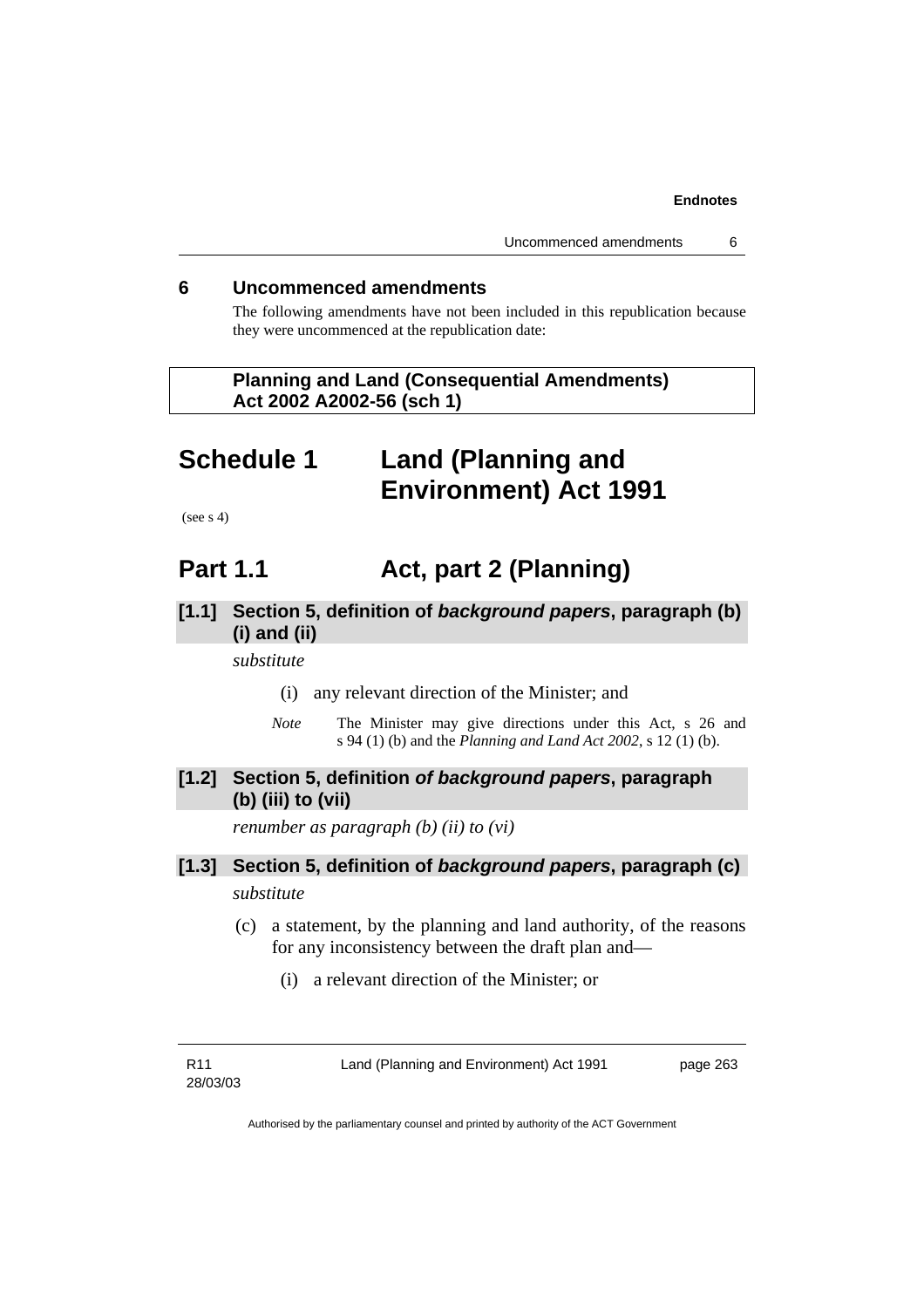## 6 Uncommenced amendments

The following amendments have not been included in this republication because they were uncommenced at the republication date:

**Planning and Land (Consequential Amendments) Act 2002 A2002-56 (sch 1)**

# Schedule 1 Land (Planning and Environment) Act 1991

(see s 4)

# Part 1.1 Act, part 2 (Planning)

### [1.1] Section 5, definition of ***background papers***, paragraph (b) (i) and (ii)

*substitute*

(i) any relevant direction of the Minister; and

*Note* The Minister may give directions under this Act, s 26 and s 94 (1) (b) and the *Planning and Land Act 2002*, s 12 (1) (b).

### [1.2] Section 5, definition ***of background papers***, paragraph (b) (iii) to (vii)

*renumber as paragraph (b) (ii) to (vi)*

### [1.3] Section 5, definition of ***background papers***, paragraph (c)

*substitute*

(c) a statement, by the planning and land authority, of the reasons for any inconsistency between the draft plan and—

(i) a relevant direction of the Minister; or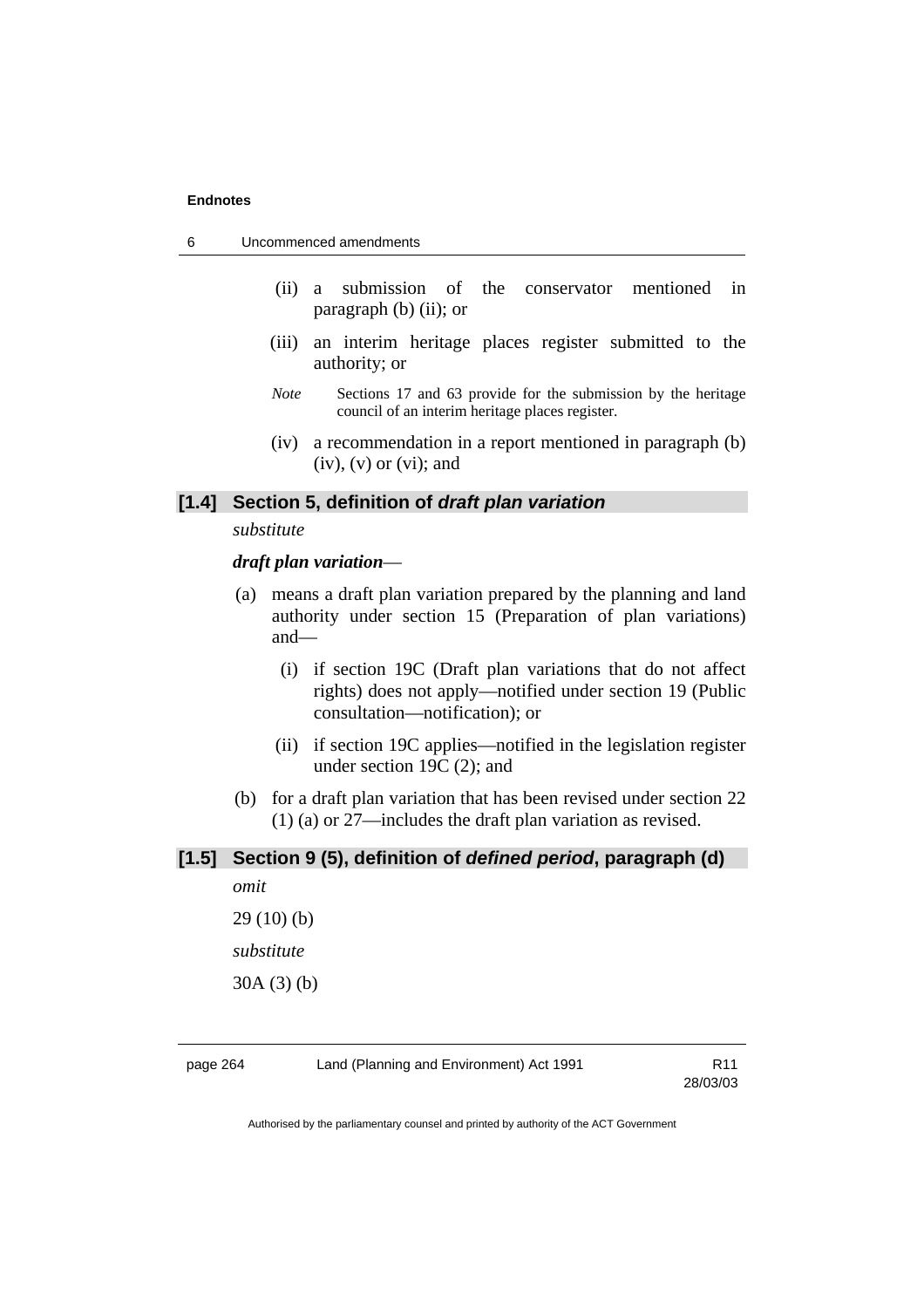(ii) a submission of the conservator mentioned in paragraph (b) (ii); or

(iii) an interim heritage places register submitted to the authority; or

*Note* Sections 17 and 63 provide for the submission by the heritage council of an interim heritage places register.

(iv) a recommendation in a report mentioned in paragraph (b) (iv), (v) or (vi); and

## [1.4] Section 5, definition of *draft plan variation*

*substitute*

***draft plan variation***—

(a) means a draft plan variation prepared by the planning and land authority under section 15 (Preparation of plan variations) and—

(i) if section 19C (Draft plan variations that do not affect rights) does not apply—notified under section 19 (Public consultation—notification); or

(ii) if section 19C applies—notified in the legislation register under section 19C (2); and

(b) for a draft plan variation that has been revised under section 22 (1) (a) or 27—includes the draft plan variation as revised.

## [1.5] Section 9 (5), definition of *defined period*, paragraph (d)

*omit*

29 (10) (b)

*substitute*

30A (3) (b)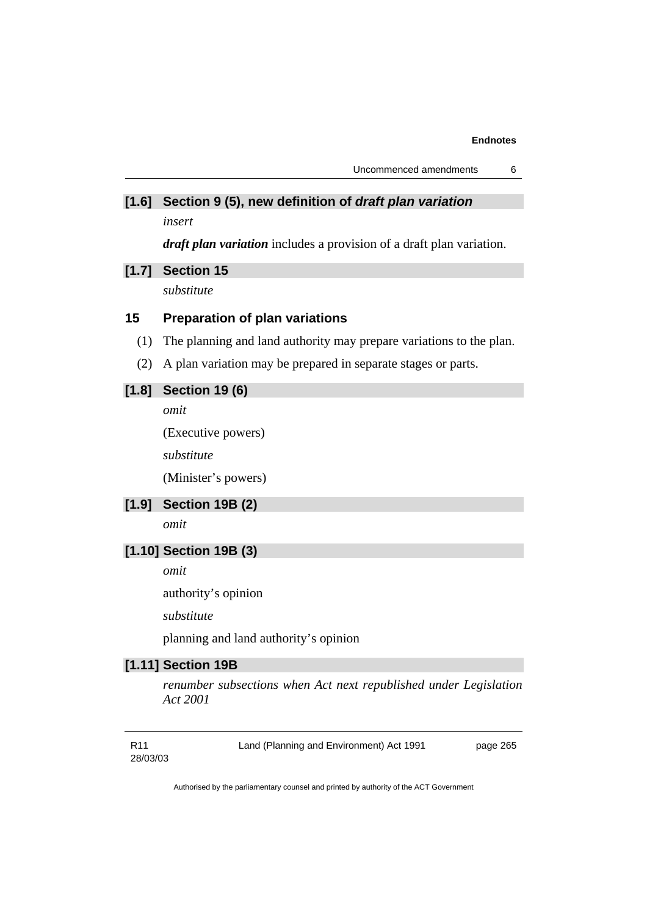### [1.6] Section 9 (5), new definition of *draft plan variation*

*insert*

***draft plan variation*** includes a provision of a draft plan variation.

### [1.7] Section 15

*substitute*

### 15 Preparation of plan variations

(1) The planning and land authority may prepare variations to the plan.

(2) A plan variation may be prepared in separate stages or parts.

### [1.8] Section 19 (6)

*omit*

(Executive powers)

*substitute*

(Minister's powers)

### [1.9] Section 19B (2)

*omit*

### [1.10] Section 19B (3)

*omit*

authority's opinion

*substitute*

planning and land authority's opinion

### [1.11] Section 19B

*renumber subsections when Act next republished under Legislation Act 2001*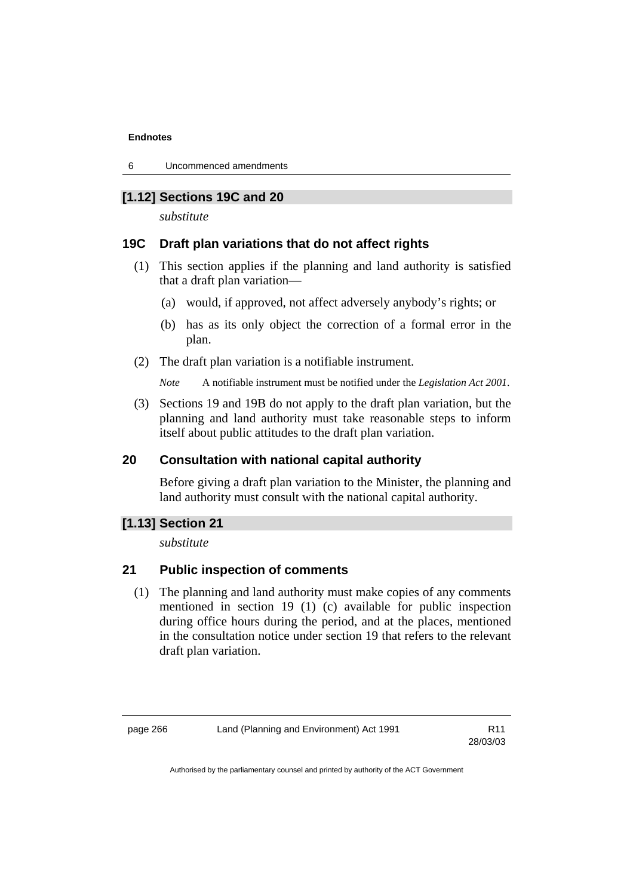## [1.12] Sections 19C and 20

*substitute*

### 19C Draft plan variations that do not affect rights

(1) This section applies if the planning and land authority is satisfied that a draft plan variation—

(a) would, if approved, not affect adversely anybody's rights; or

(b) has as its only object the correction of a formal error in the plan.

(2) The draft plan variation is a notifiable instrument.

*Note* A notifiable instrument must be notified under the *Legislation Act 2001*.

(3) Sections 19 and 19B do not apply to the draft plan variation, but the planning and land authority must take reasonable steps to inform itself about public attitudes to the draft plan variation.

### 20 Consultation with national capital authority

Before giving a draft plan variation to the Minister, the planning and land authority must consult with the national capital authority.

## [1.13] Section 21

*substitute*

### 21 Public inspection of comments

(1) The planning and land authority must make copies of any comments mentioned in section 19 (1) (c) available for public inspection during office hours during the period, and at the places, mentioned in the consultation notice under section 19 that refers to the relevant draft plan variation.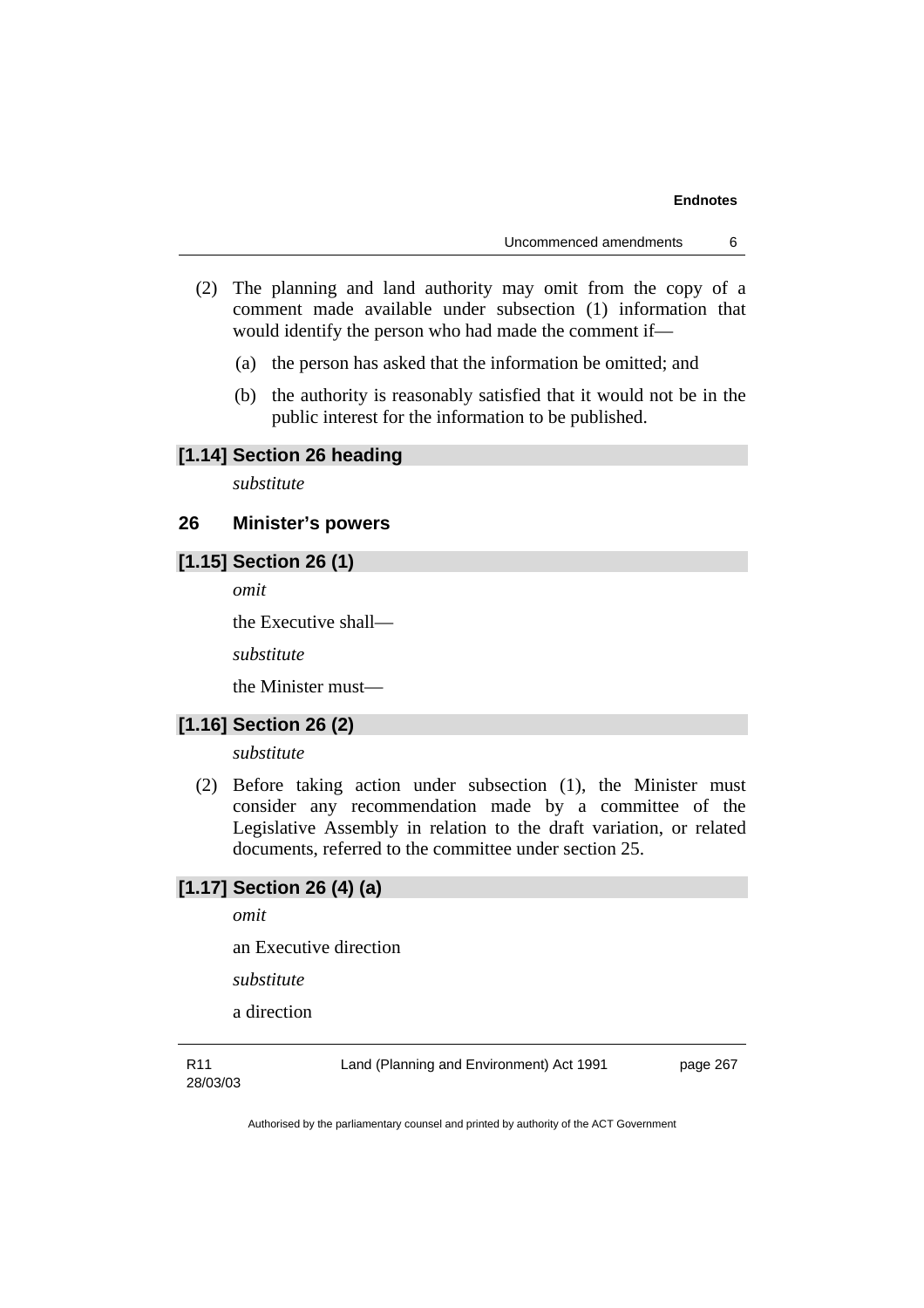(2) The planning and land authority may omit from the copy of a comment made available under subsection (1) information that would identify the person who had made the comment if—

(a) the person has asked that the information be omitted; and

(b) the authority is reasonably satisfied that it would not be in the public interest for the information to be published.

**[1.14] Section 26 heading**

*substitute*

**26 Minister's powers**

**[1.15] Section 26 (1)**

*omit*

the Executive shall—

*substitute*

the Minister must—

**[1.16] Section 26 (2)**

*substitute*

(2) Before taking action under subsection (1), the Minister must consider any recommendation made by a committee of the Legislative Assembly in relation to the draft variation, or related documents, referred to the committee under section 25.

**[1.17] Section 26 (4) (a)**

*omit*

an Executive direction

*substitute*

a direction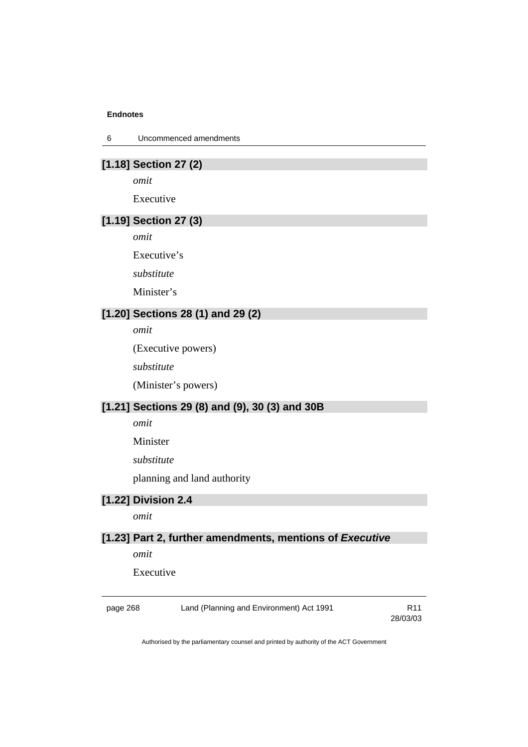### [1.18] Section 27 (2)

*omit*

Executive

### [1.19] Section 27 (3)

*omit*

Executive's

*substitute*

Minister's

### [1.20] Sections 28 (1) and 29 (2)

*omit*

(Executive powers)

*substitute*

(Minister's powers)

### [1.21] Sections 29 (8) and (9), 30 (3) and 30B

*omit*

Minister

*substitute*

planning and land authority

### [1.22] Division 2.4

*omit*

### [1.23] Part 2, further amendments, mentions of *Executive*

*omit*

Executive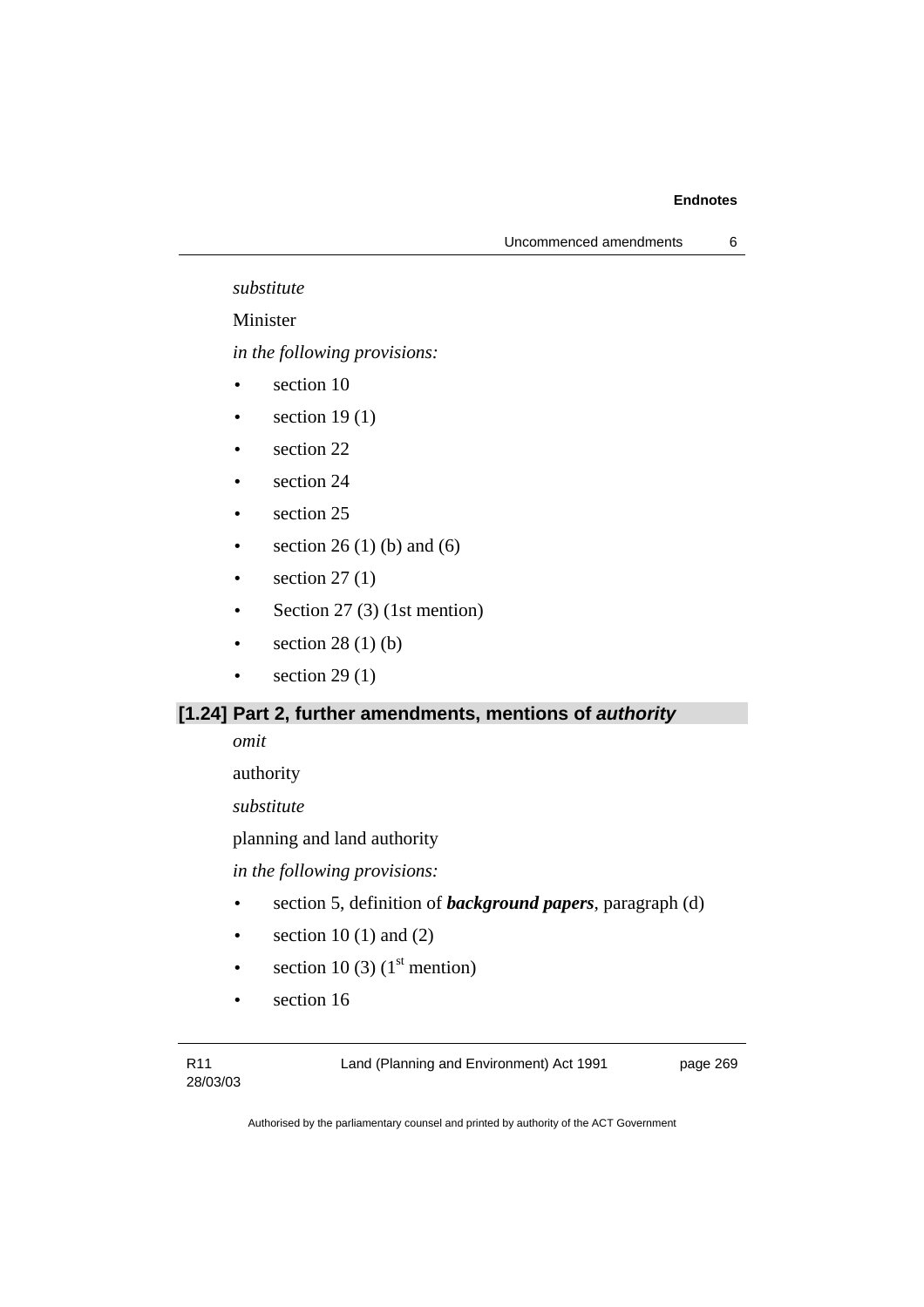*substitute*

Minister

*in the following provisions:*

- section 10
- section 19 (1)
- section 22
- section 24
- section 25
- section 26 (1) (b) and (6)
- section 27 (1)
- Section 27 (3) (1st mention)
- section 28 (1) (b)
- section 29 (1)

### [1.24] Part 2, further amendments, mentions of *authority*

*omit*

authority

*substitute*

planning and land authority

*in the following provisions:*

- section 5, definition of ***background papers***, paragraph (d)
- section 10 (1) and (2)
- section 10 (3) (1st mention)
- section 16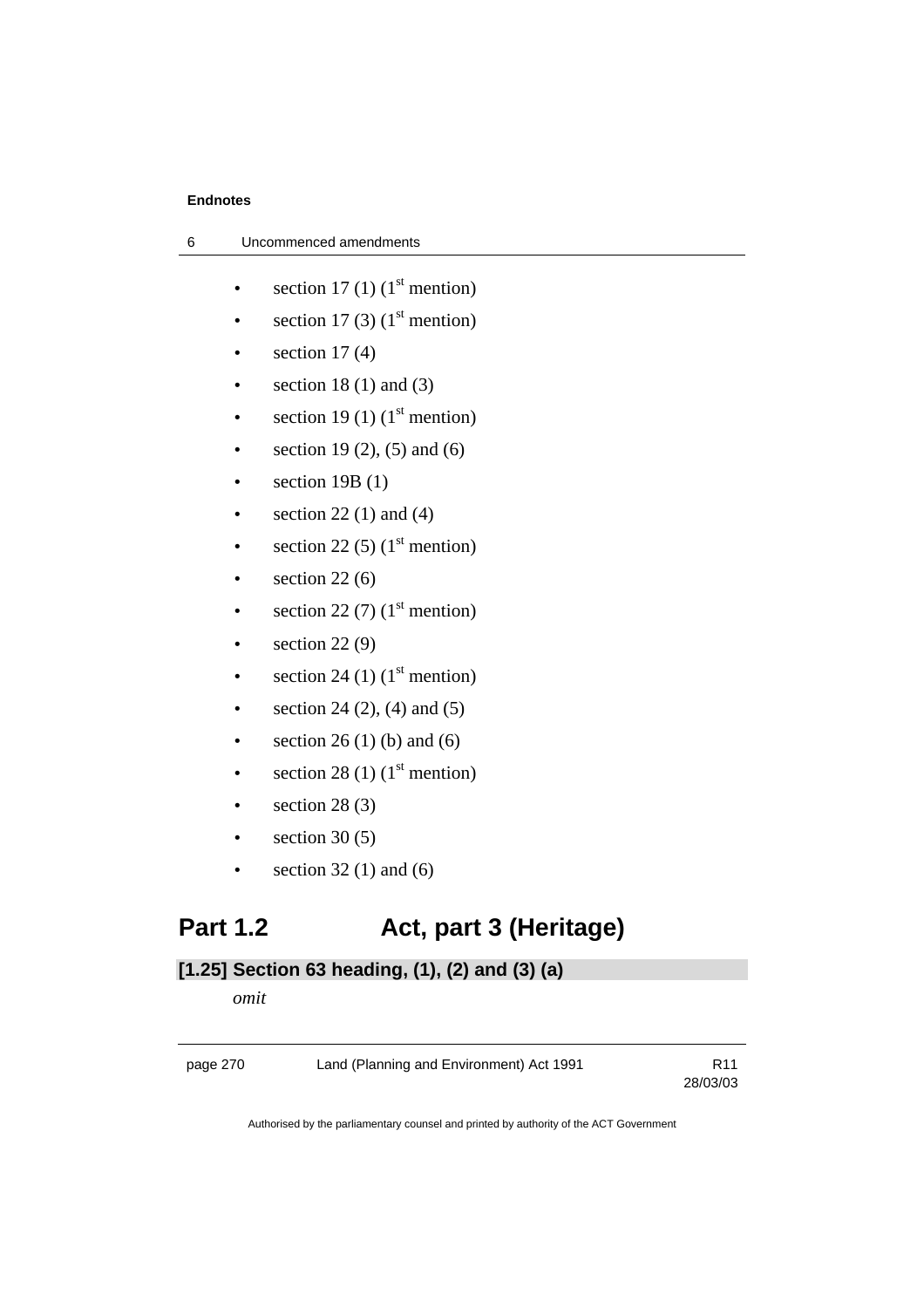- section 17 (1) (1st mention)
- section 17 (3) (1st mention)
- section 17 (4)
- section 18 (1) and (3)
- section 19 (1) (1st mention)
- section 19 (2), (5) and (6)
- section 19B (1)
- section 22 (1) and (4)
- section 22 (5) (1st mention)
- section 22 (6)
- section 22 (7) (1st mention)
- section 22 (9)
- section 24 (1) (1st mention)
- section 24 (2), (4) and (5)
- section 26 (1) (b) and (6)
- section 28 (1) (1st mention)
- section 28 (3)
- section 30 (5)
- section 32 (1) and (6)

# Part 1.2 Act, part 3 (Heritage)

### [1.25] Section 63 heading, (1), (2) and (3) (a)

*omit*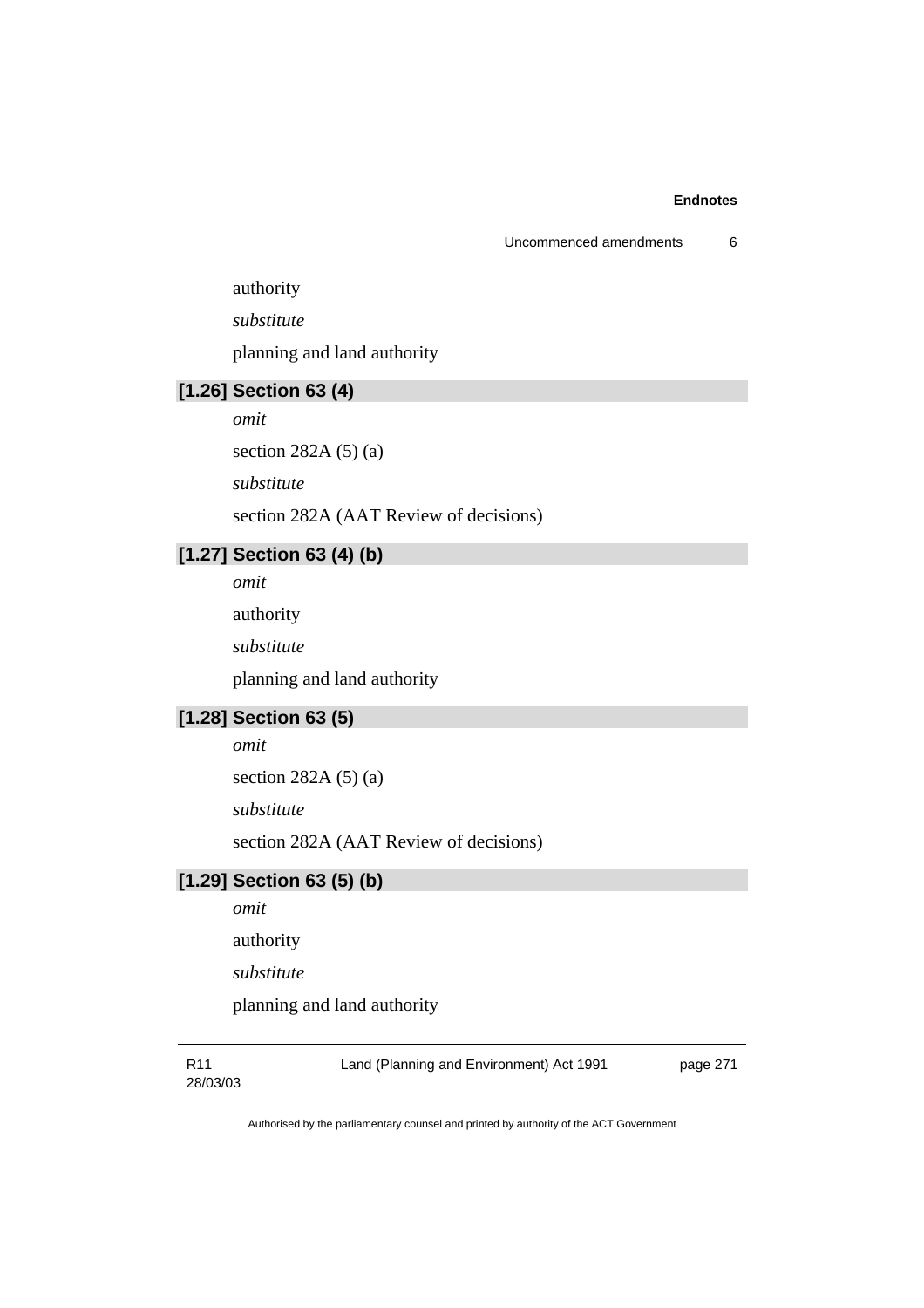authority

*substitute*

planning and land authority

### [1.26] Section 63 (4)

*omit*

section 282A (5) (a)

*substitute*

section 282A (AAT Review of decisions)

### [1.27] Section 63 (4) (b)

*omit*

authority

*substitute*

planning and land authority

### [1.28] Section 63 (5)

*omit*

section 282A (5) (a)

*substitute*

section 282A (AAT Review of decisions)

### [1.29] Section 63 (5) (b)

*omit*

authority

*substitute*

planning and land authority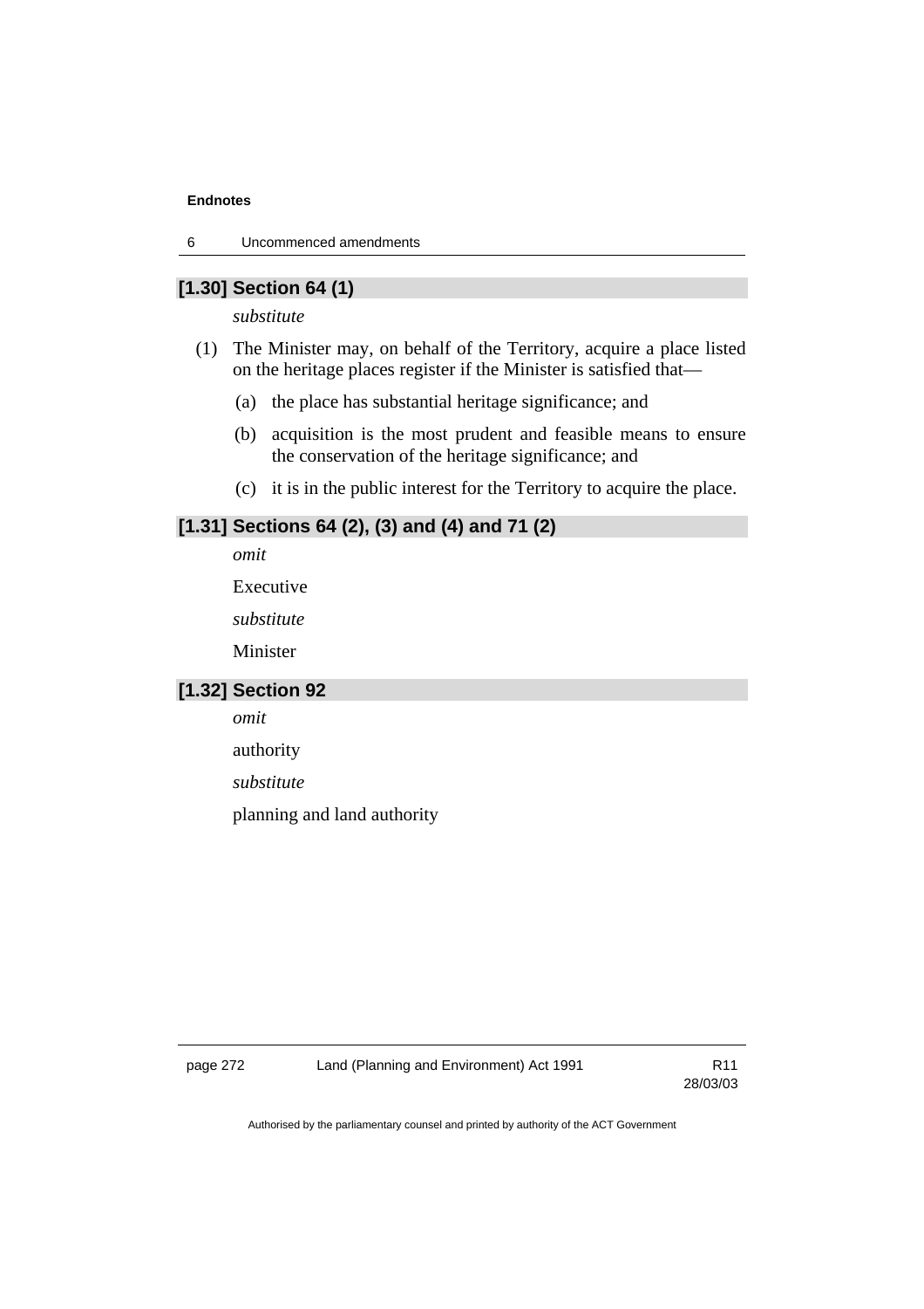## [1.30] Section 64 (1)

*substitute*

(1) The Minister may, on behalf of the Territory, acquire a place listed on the heritage places register if the Minister is satisfied that—

(a) the place has substantial heritage significance; and

(b) acquisition is the most prudent and feasible means to ensure the conservation of the heritage significance; and

(c) it is in the public interest for the Territory to acquire the place.

## [1.31] Sections 64 (2), (3) and (4) and 71 (2)

*omit*

Executive

*substitute*

Minister

## [1.32] Section 92

*omit*

authority

*substitute*

planning and land authority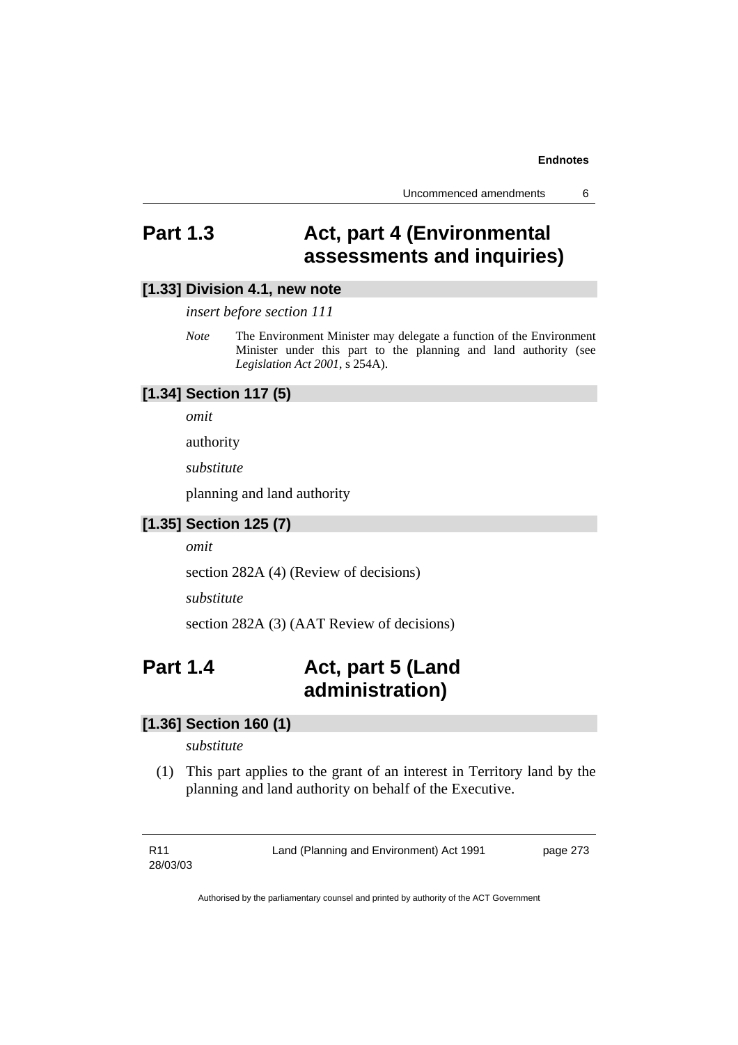## Part 1.3 Act, part 4 (Environmental assessments and inquiries)

### [1.33] Division 4.1, new note

*insert before section 111*

*Note* The Environment Minister may delegate a function of the Environment Minister under this part to the planning and land authority (see *Legislation Act 2001*, s 254A).

### [1.34] Section 117 (5)

*omit*

authority

*substitute*

planning and land authority

### [1.35] Section 125 (7)

*omit*

section 282A (4) (Review of decisions)

*substitute*

section 282A (3) (AAT Review of decisions)

## Part 1.4 Act, part 5 (Land administration)

### [1.36] Section 160 (1)

*substitute*

(1) This part applies to the grant of an interest in Territory land by the planning and land authority on behalf of the Executive.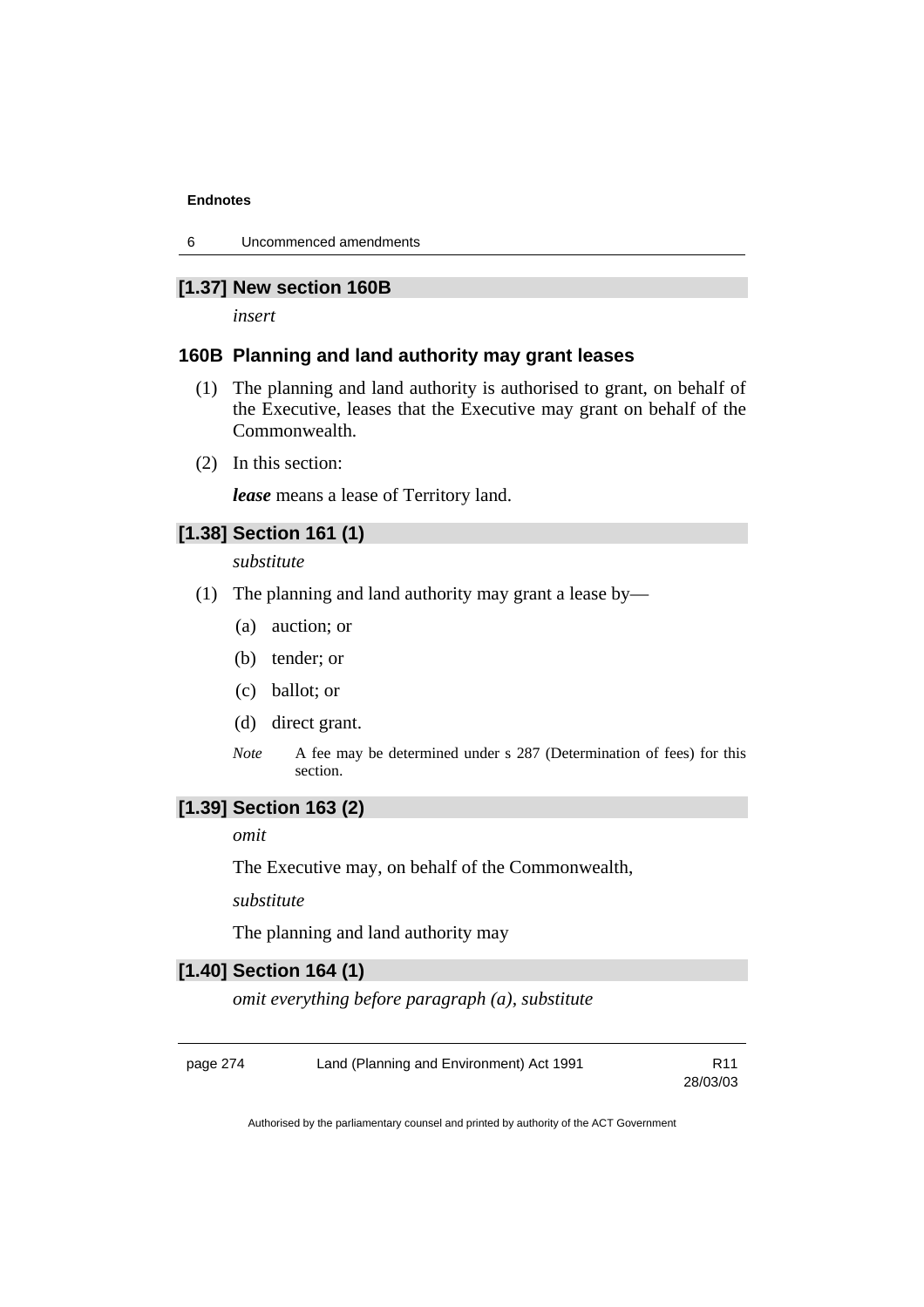### [1.37] New section 160B

*insert*

### 160B Planning and land authority may grant leases

(1) The planning and land authority is authorised to grant, on behalf of the Executive, leases that the Executive may grant on behalf of the Commonwealth.

(2) In this section:

***lease*** means a lease of Territory land.

### [1.38] Section 161 (1)

*substitute*

(1) The planning and land authority may grant a lease by—

(a) auction; or

(b) tender; or

(c) ballot; or

(d) direct grant.

*Note* A fee may be determined under s 287 (Determination of fees) for this section.

### [1.39] Section 163 (2)

*omit*

The Executive may, on behalf of the Commonwealth,

*substitute*

The planning and land authority may

### [1.40] Section 164 (1)

*omit everything before paragraph (a), substitute*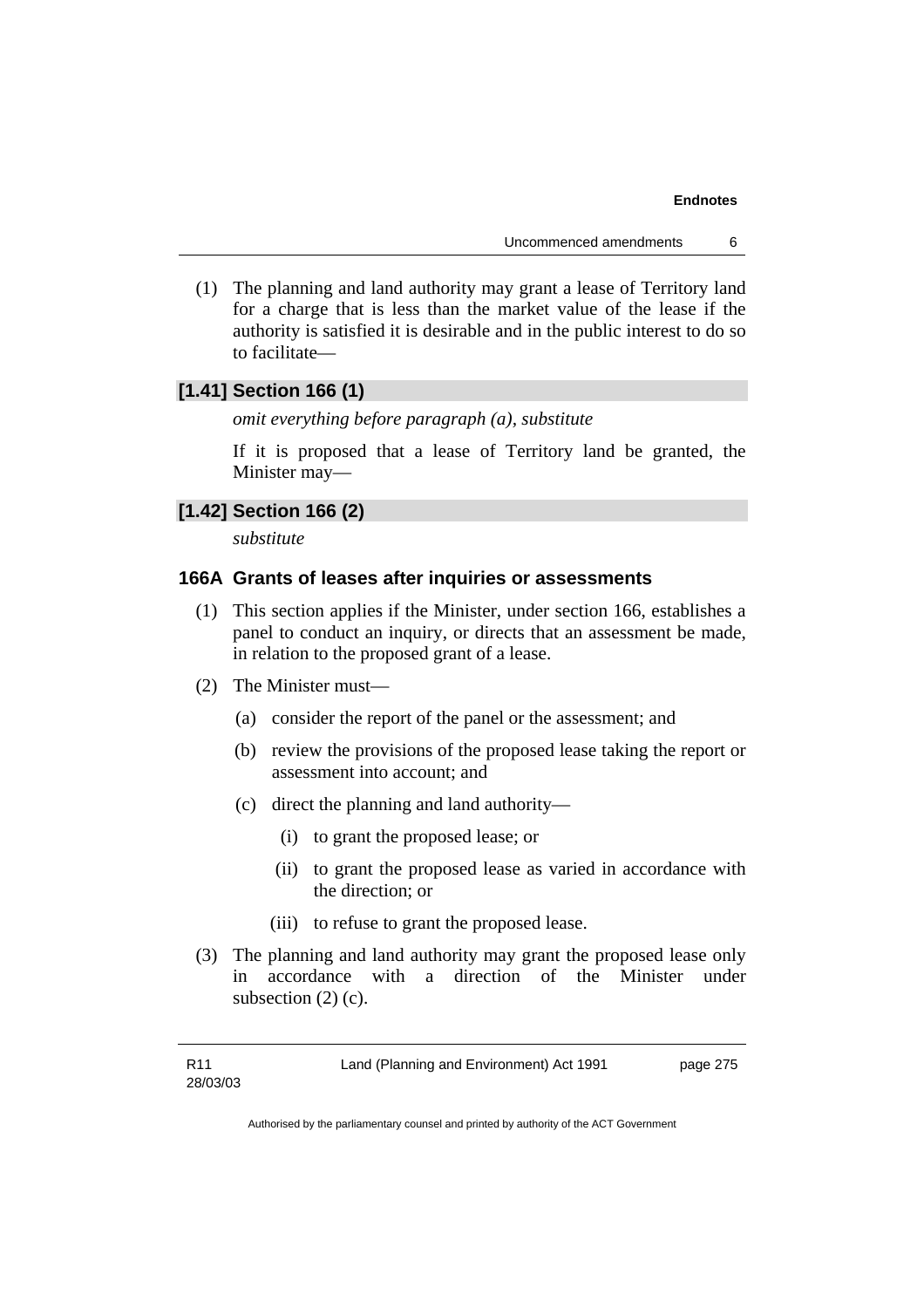(1) The planning and land authority may grant a lease of Territory land for a charge that is less than the market value of the lease if the authority is satisfied it is desirable and in the public interest to do so to facilitate—

## [1.41] Section 166 (1)

*omit everything before paragraph (a), substitute*

If it is proposed that a lease of Territory land be granted, the Minister may—

## [1.42] Section 166 (2)

*substitute*

### 166A Grants of leases after inquiries or assessments

(1) This section applies if the Minister, under section 166, establishes a panel to conduct an inquiry, or directs that an assessment be made, in relation to the proposed grant of a lease.

(2) The Minister must—

(a) consider the report of the panel or the assessment; and

(b) review the provisions of the proposed lease taking the report or assessment into account; and

(c) direct the planning and land authority—

(i) to grant the proposed lease; or

(ii) to grant the proposed lease as varied in accordance with the direction; or

(iii) to refuse to grant the proposed lease.

(3) The planning and land authority may grant the proposed lease only in accordance with a direction of the Minister under subsection (2) (c).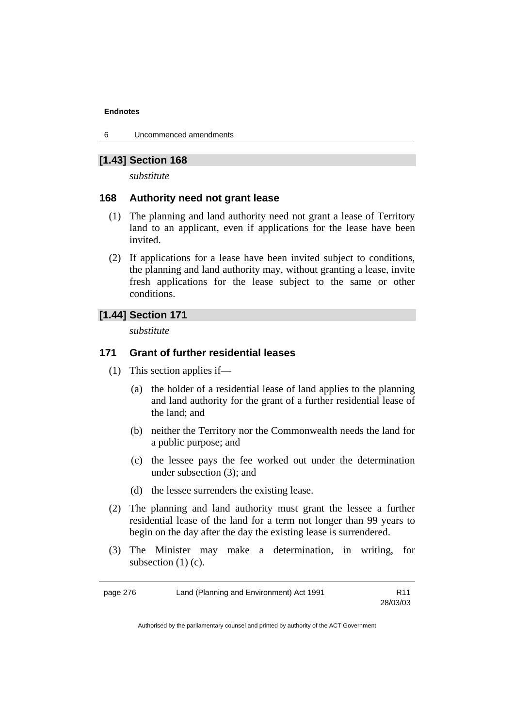## [1.43] Section 168

*substitute*

### 168 Authority need not grant lease

(1) The planning and land authority need not grant a lease of Territory land to an applicant, even if applications for the lease have been invited.

(2) If applications for a lease have been invited subject to conditions, the planning and land authority may, without granting a lease, invite fresh applications for the lease subject to the same or other conditions.

## [1.44] Section 171

*substitute*

### 171 Grant of further residential leases

(1) This section applies if—

(a) the holder of a residential lease of land applies to the planning and land authority for the grant of a further residential lease of the land; and

(b) neither the Territory nor the Commonwealth needs the land for a public purpose; and

(c) the lessee pays the fee worked out under the determination under subsection (3); and

(d) the lessee surrenders the existing lease.

(2) The planning and land authority must grant the lessee a further residential lease of the land for a term not longer than 99 years to begin on the day after the day the existing lease is surrendered.

(3) The Minister may make a determination, in writing, for subsection (1) (c).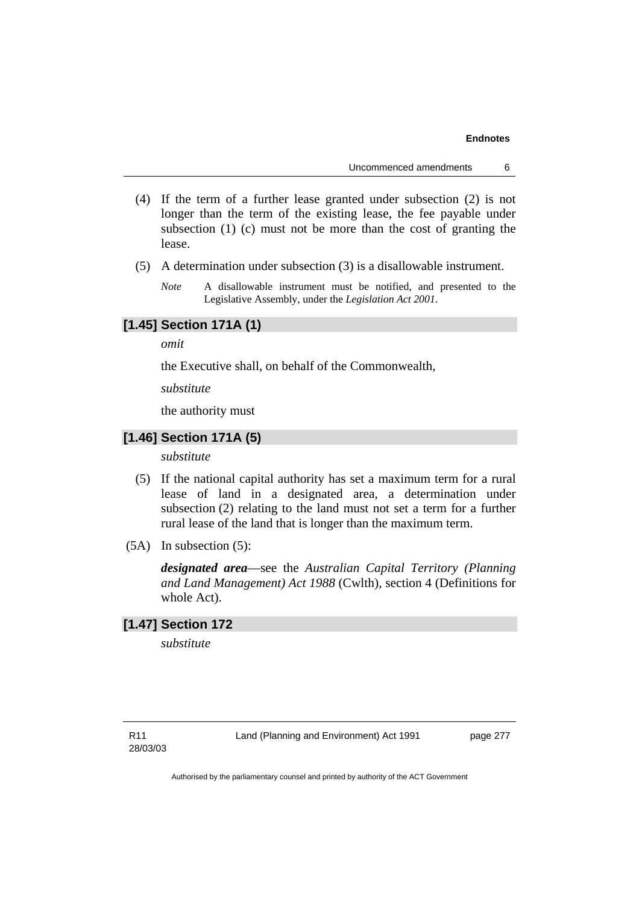(4) If the term of a further lease granted under subsection (2) is not longer than the term of the existing lease, the fee payable under subsection (1) (c) must not be more than the cost of granting the lease.

(5) A determination under subsection (3) is a disallowable instrument.

*Note* A disallowable instrument must be notified, and presented to the Legislative Assembly, under the *Legislation Act 2001*.

### [1.45] Section 171A (1)

*omit*

the Executive shall, on behalf of the Commonwealth,

*substitute*

the authority must

### [1.46] Section 171A (5)

*substitute*

(5) If the national capital authority has set a maximum term for a rural lease of land in a designated area, a determination under subsection (2) relating to the land must not set a term for a further rural lease of the land that is longer than the maximum term.

(5A) In subsection (5):

***designated area***—see the *Australian Capital Territory (Planning and Land Management) Act 1988* (Cwlth), section 4 (Definitions for whole Act).

### [1.47] Section 172

*substitute*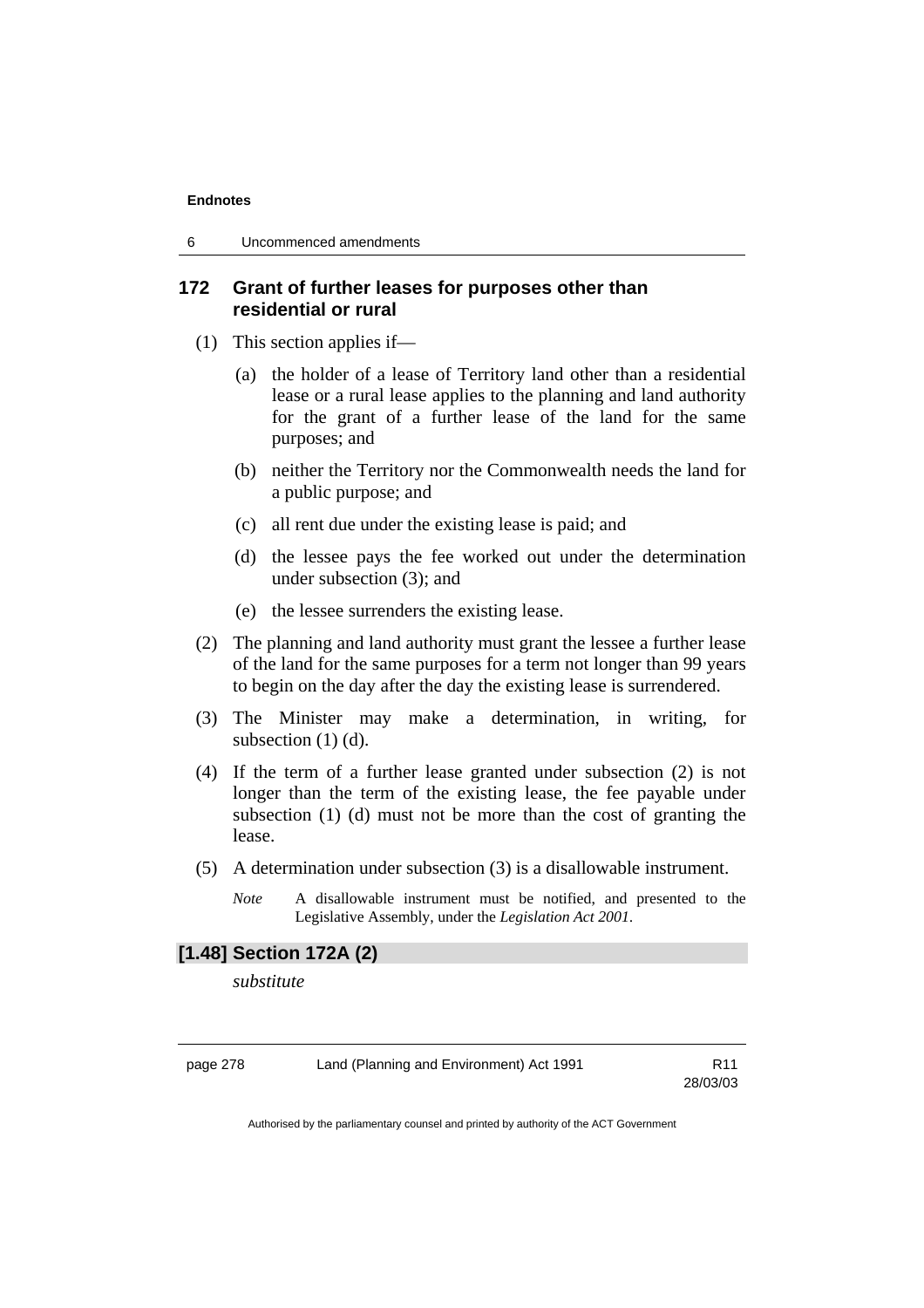## 172 Grant of further leases for purposes other than residential or rural

(1) This section applies if—

(a) the holder of a lease of Territory land other than a residential lease or a rural lease applies to the planning and land authority for the grant of a further lease of the land for the same purposes; and

(b) neither the Territory nor the Commonwealth needs the land for a public purpose; and

(c) all rent due under the existing lease is paid; and

(d) the lessee pays the fee worked out under the determination under subsection (3); and

(e) the lessee surrenders the existing lease.

(2) The planning and land authority must grant the lessee a further lease of the land for the same purposes for a term not longer than 99 years to begin on the day after the day the existing lease is surrendered.

(3) The Minister may make a determination, in writing, for subsection (1) (d).

(4) If the term of a further lease granted under subsection (2) is not longer than the term of the existing lease, the fee payable under subsection (1) (d) must not be more than the cost of granting the lease.

(5) A determination under subsection (3) is a disallowable instrument.

*Note* A disallowable instrument must be notified, and presented to the Legislative Assembly, under the *Legislation Act 2001*.

### [1.48] Section 172A (2)

*substitute*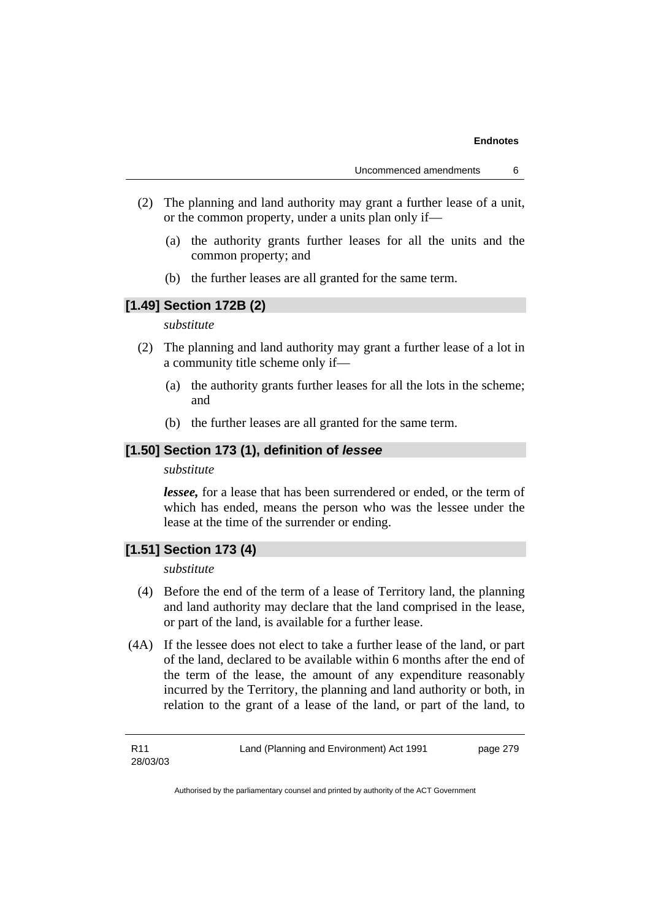(2) The planning and land authority may grant a further lease of a unit, or the common property, under a units plan only if—

(a) the authority grants further leases for all the units and the common property; and

(b) the further leases are all granted for the same term.

## [1.49] Section 172B (2)

*substitute*

(2) The planning and land authority may grant a further lease of a lot in a community title scheme only if—

(a) the authority grants further leases for all the lots in the scheme; and

(b) the further leases are all granted for the same term.

## [1.50] Section 173 (1), definition of *lessee*

*substitute*

***lessee,*** for a lease that has been surrendered or ended, or the term of which has ended, means the person who was the lessee under the lease at the time of the surrender or ending.

## [1.51] Section 173 (4)

*substitute*

(4) Before the end of the term of a lease of Territory land, the planning and land authority may declare that the land comprised in the lease, or part of the land, is available for a further lease.

(4A) If the lessee does not elect to take a further lease of the land, or part of the land, declared to be available within 6 months after the end of the term of the lease, the amount of any expenditure reasonably incurred by the Territory, the planning and land authority or both, in relation to the grant of a lease of the land, or part of the land, to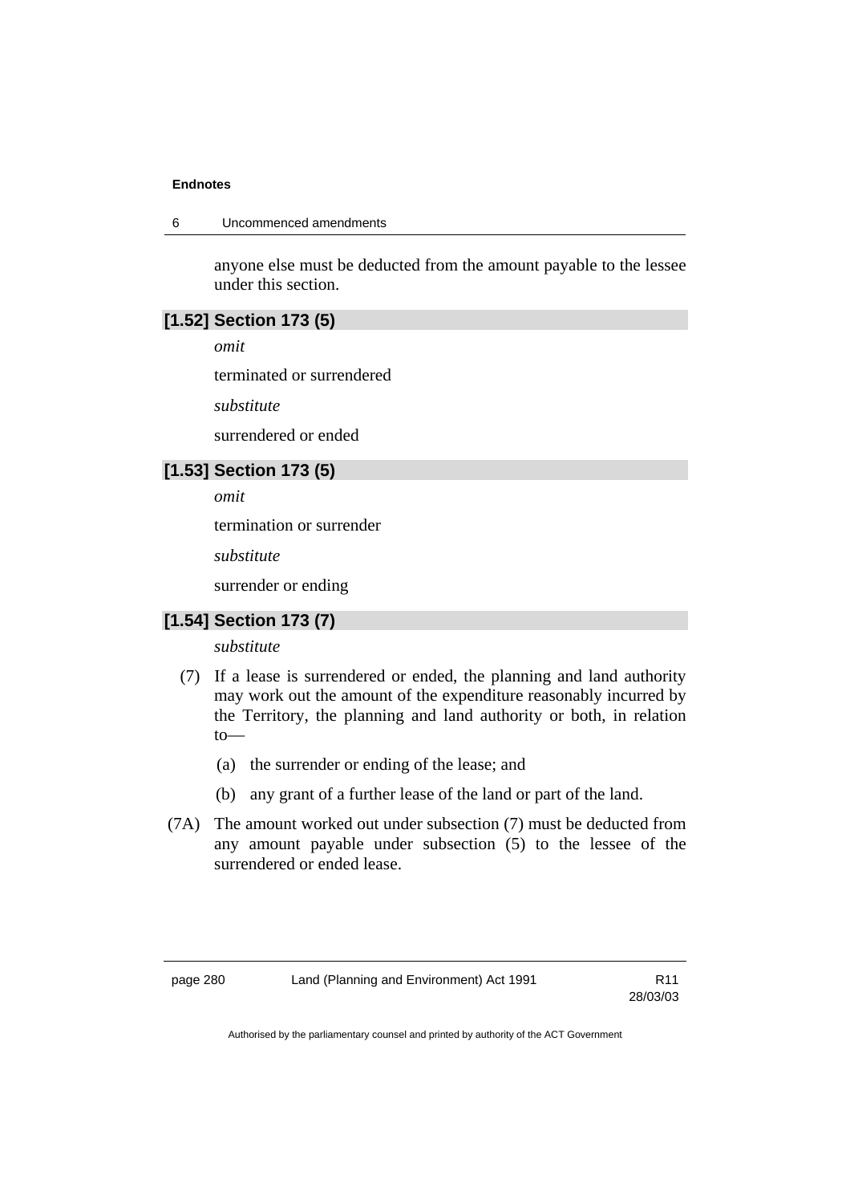anyone else must be deducted from the amount payable to the lessee under this section.

### [1.52] Section 173 (5)

*omit*

terminated or surrendered

*substitute*

surrendered or ended

### [1.53] Section 173 (5)

*omit*

termination or surrender

*substitute*

surrender or ending

### [1.54] Section 173 (7)

*substitute*

(7) If a lease is surrendered or ended, the planning and land authority may work out the amount of the expenditure reasonably incurred by the Territory, the planning and land authority or both, in relation to—

(a) the surrender or ending of the lease; and

(b) any grant of a further lease of the land or part of the land.

(7A) The amount worked out under subsection (7) must be deducted from any amount payable under subsection (5) to the lessee of the surrendered or ended lease.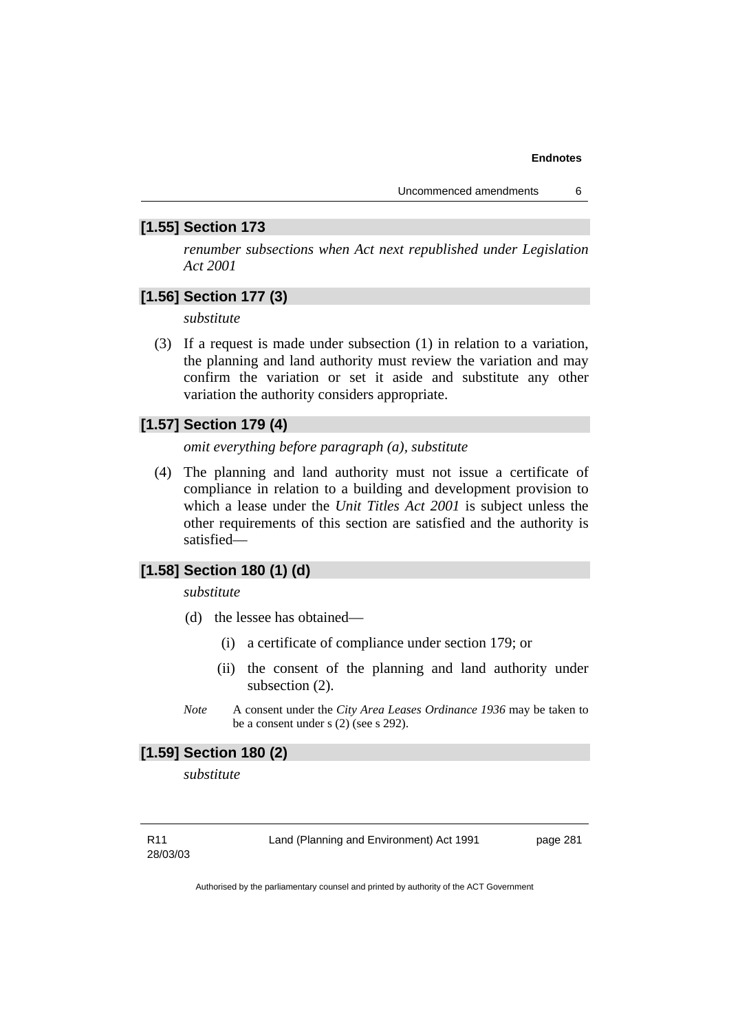### [1.55] Section 173

*renumber subsections when Act next republished under Legislation Act 2001*

### [1.56] Section 177 (3)

*substitute*

(3) If a request is made under subsection (1) in relation to a variation, the planning and land authority must review the variation and may confirm the variation or set it aside and substitute any other variation the authority considers appropriate.

### [1.57] Section 179 (4)

*omit everything before paragraph (a), substitute*

(4) The planning and land authority must not issue a certificate of compliance in relation to a building and development provision to which a lease under the *Unit Titles Act 2001* is subject unless the other requirements of this section are satisfied and the authority is satisfied—

### [1.58] Section 180 (1) (d)

*substitute*

(d) the lessee has obtained—

(i) a certificate of compliance under section 179; or

(ii) the consent of the planning and land authority under subsection (2).

*Note* A consent under the *City Area Leases Ordinance 1936* may be taken to be a consent under s (2) (see s 292).

### [1.59] Section 180 (2)

*substitute*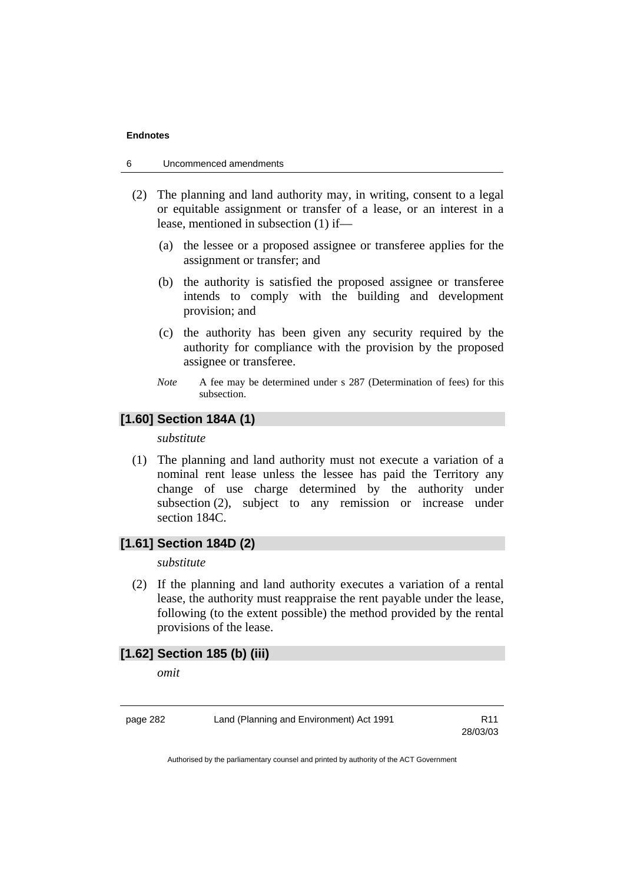(2) The planning and land authority may, in writing, consent to a legal or equitable assignment or transfer of a lease, or an interest in a lease, mentioned in subsection (1) if—

(a) the lessee or a proposed assignee or transferee applies for the assignment or transfer; and

(b) the authority is satisfied the proposed assignee or transferee intends to comply with the building and development provision; and

(c) the authority has been given any security required by the authority for compliance with the provision by the proposed assignee or transferee.

*Note* A fee may be determined under s 287 (Determination of fees) for this subsection.

### [1.60] Section 184A (1)

*substitute*

(1) The planning and land authority must not execute a variation of a nominal rent lease unless the lessee has paid the Territory any change of use charge determined by the authority under subsection (2), subject to any remission or increase under section 184C.

### [1.61] Section 184D (2)

*substitute*

(2) If the planning and land authority executes a variation of a rental lease, the authority must reappraise the rent payable under the lease, following (to the extent possible) the method provided by the rental provisions of the lease.

### [1.62] Section 185 (b) (iii)

*omit*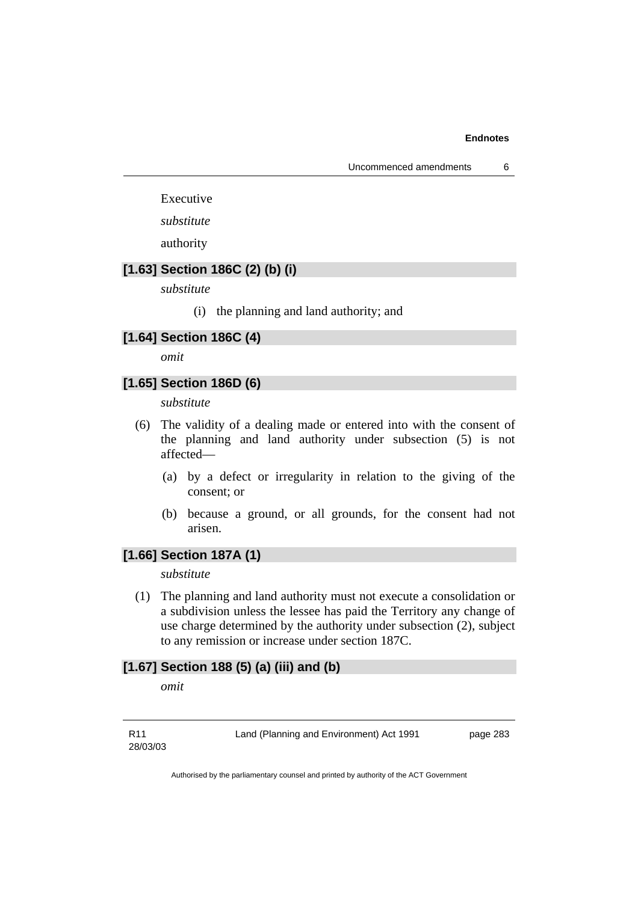Executive

*substitute*

authority

### [1.63] Section 186C (2) (b) (i)

*substitute*

(i) the planning and land authority; and

### [1.64] Section 186C (4)

*omit*

### [1.65] Section 186D (6)

*substitute*

(6) The validity of a dealing made or entered into with the consent of the planning and land authority under subsection (5) is not affected—

(a) by a defect or irregularity in relation to the giving of the consent; or

(b) because a ground, or all grounds, for the consent had not arisen.

### [1.66] Section 187A (1)

*substitute*

(1) The planning and land authority must not execute a consolidation or a subdivision unless the lessee has paid the Territory any change of use charge determined by the authority under subsection (2), subject to any remission or increase under section 187C.

### [1.67] Section 188 (5) (a) (iii) and (b)

*omit*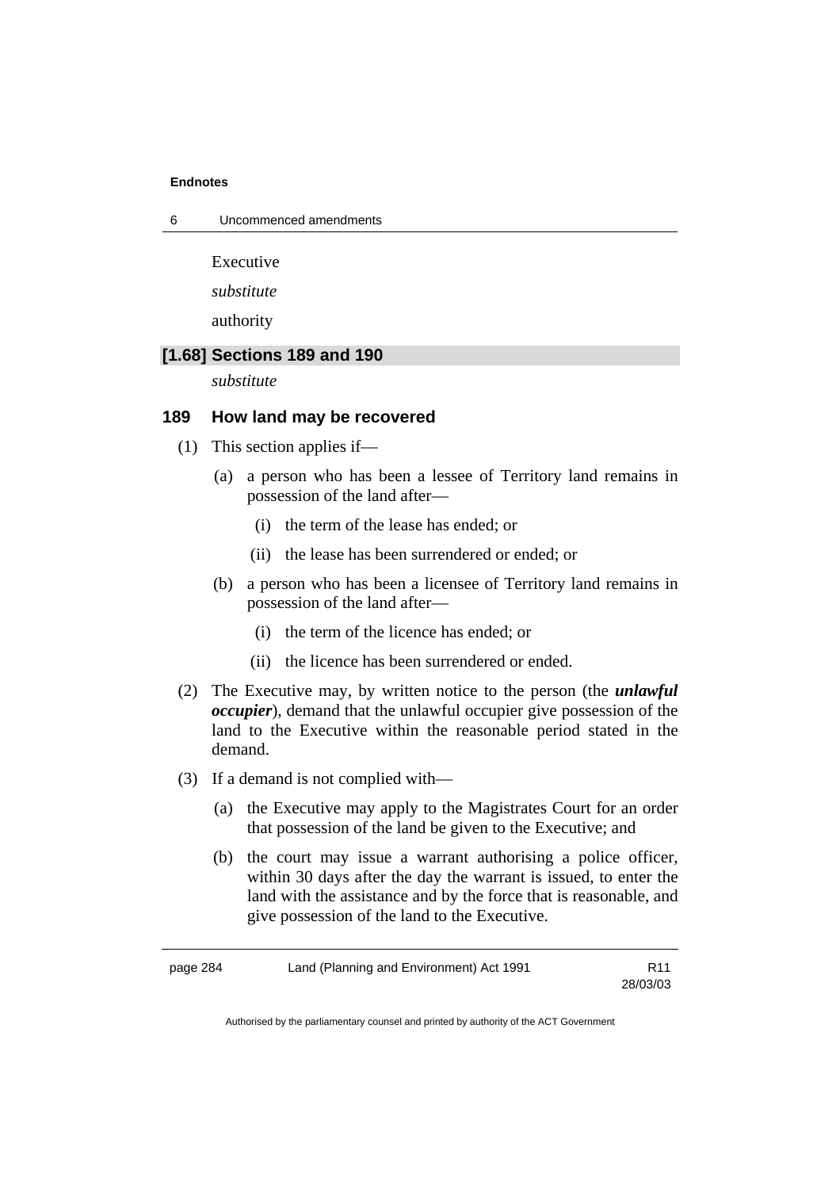Executive

*substitute*

authority

### [1.68] Sections 189 and 190

*substitute*

### 189 How land may be recovered

(1) This section applies if—

(a) a person who has been a lessee of Territory land remains in possession of the land after—

(i) the term of the lease has ended; or

(ii) the lease has been surrendered or ended; or

(b) a person who has been a licensee of Territory land remains in possession of the land after—

(i) the term of the licence has ended; or

(ii) the licence has been surrendered or ended.

(2) The Executive may, by written notice to the person (the ***unlawful occupier***), demand that the unlawful occupier give possession of the land to the Executive within the reasonable period stated in the demand.

(3) If a demand is not complied with—

(a) the Executive may apply to the Magistrates Court for an order that possession of the land be given to the Executive; and

(b) the court may issue a warrant authorising a police officer, within 30 days after the day the warrant is issued, to enter the land with the assistance and by the force that is reasonable, and give possession of the land to the Executive.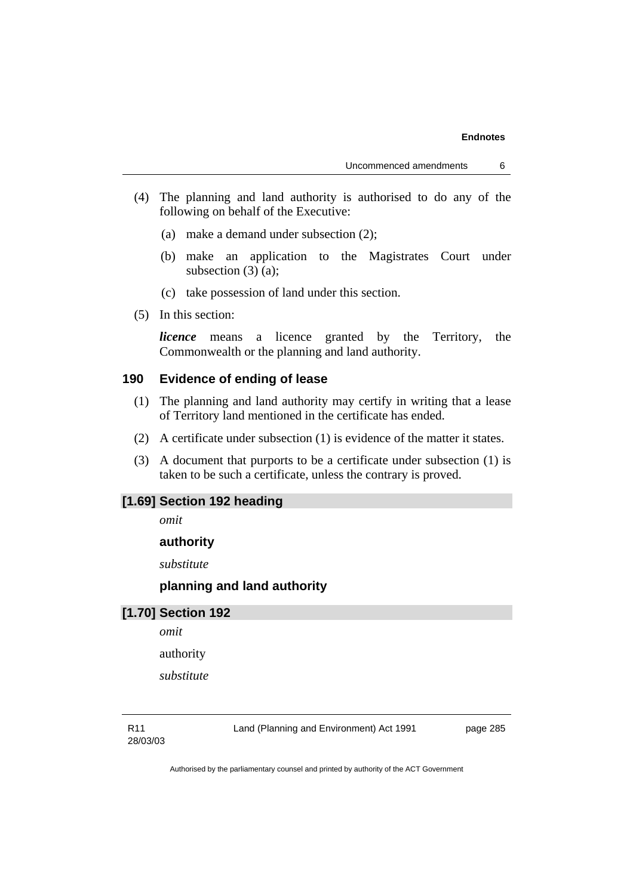(4) The planning and land authority is authorised to do any of the following on behalf of the Executive:

(a) make a demand under subsection (2);

(b) make an application to the Magistrates Court under subsection (3) (a);

(c) take possession of land under this section.

(5) In this section:

***licence*** means a licence granted by the Territory, the Commonwealth or the planning and land authority.

### 190 Evidence of ending of lease

(1) The planning and land authority may certify in writing that a lease of Territory land mentioned in the certificate has ended.

(2) A certificate under subsection (1) is evidence of the matter it states.

(3) A document that purports to be a certificate under subsection (1) is taken to be such a certificate, unless the contrary is proved.

### [1.69] Section 192 heading

*omit*

**authority**

*substitute*

**planning and land authority**

### [1.70] Section 192

*omit*

authority

*substitute*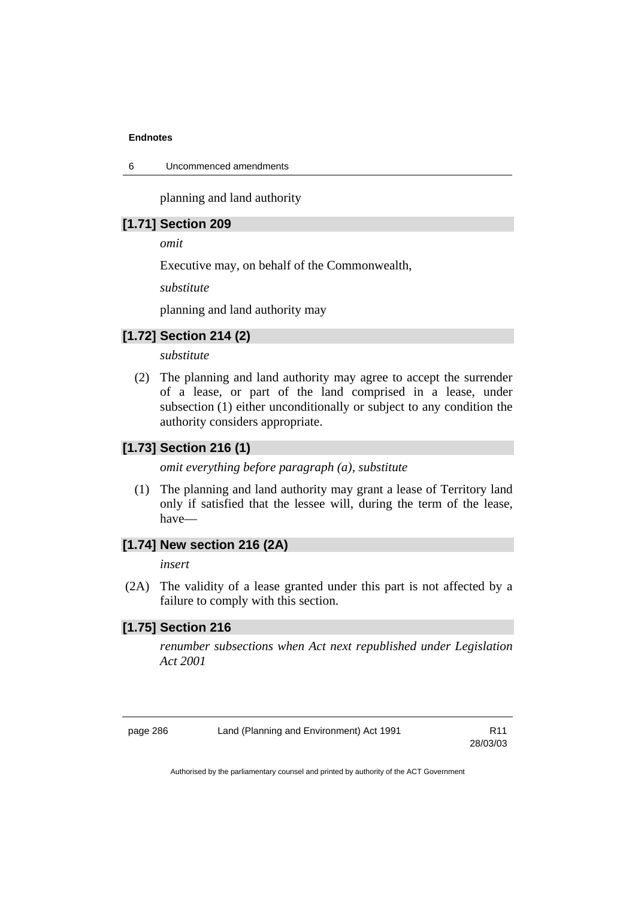planning and land authority

### [1.71] Section 209

*omit*

Executive may, on behalf of the Commonwealth,

*substitute*

planning and land authority may

### [1.72] Section 214 (2)

*substitute*

(2) The planning and land authority may agree to accept the surrender of a lease, or part of the land comprised in a lease, under subsection (1) either unconditionally or subject to any condition the authority considers appropriate.

### [1.73] Section 216 (1)

*omit everything before paragraph (a), substitute*

(1) The planning and land authority may grant a lease of Territory land only if satisfied that the lessee will, during the term of the lease, have—

### [1.74] New section 216 (2A)

*insert*

(2A) The validity of a lease granted under this part is not affected by a failure to comply with this section.

### [1.75] Section 216

*renumber subsections when Act next republished under Legislation Act 2001*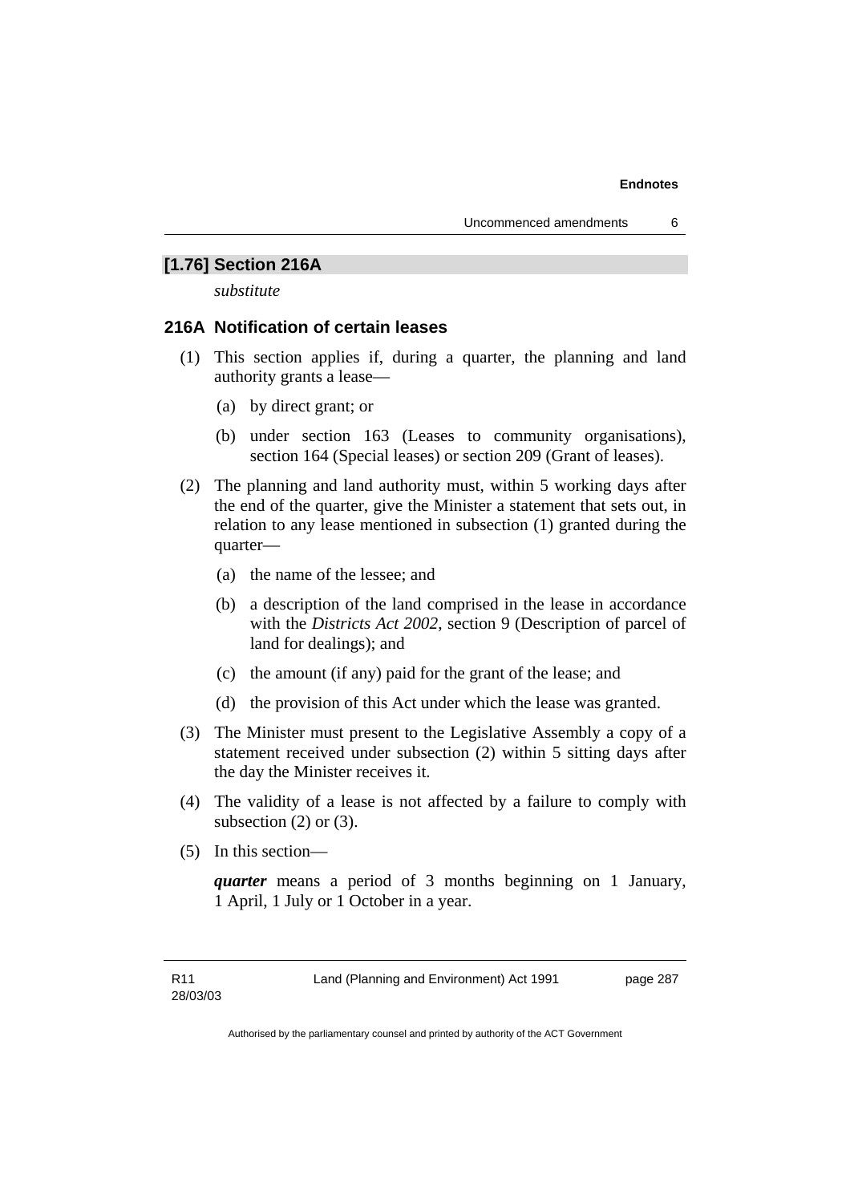## [1.76] Section 216A

*substitute*

### 216A Notification of certain leases

(1) This section applies if, during a quarter, the planning and land authority grants a lease—

(a) by direct grant; or

(b) under section 163 (Leases to community organisations), section 164 (Special leases) or section 209 (Grant of leases).

(2) The planning and land authority must, within 5 working days after the end of the quarter, give the Minister a statement that sets out, in relation to any lease mentioned in subsection (1) granted during the quarter—

(a) the name of the lessee; and

(b) a description of the land comprised in the lease in accordance with the *Districts Act 2002*, section 9 (Description of parcel of land for dealings); and

(c) the amount (if any) paid for the grant of the lease; and

(d) the provision of this Act under which the lease was granted.

(3) The Minister must present to the Legislative Assembly a copy of a statement received under subsection (2) within 5 sitting days after the day the Minister receives it.

(4) The validity of a lease is not affected by a failure to comply with subsection (2) or (3).

(5) In this section—

***quarter*** means a period of 3 months beginning on 1 January, 1 April, 1 July or 1 October in a year.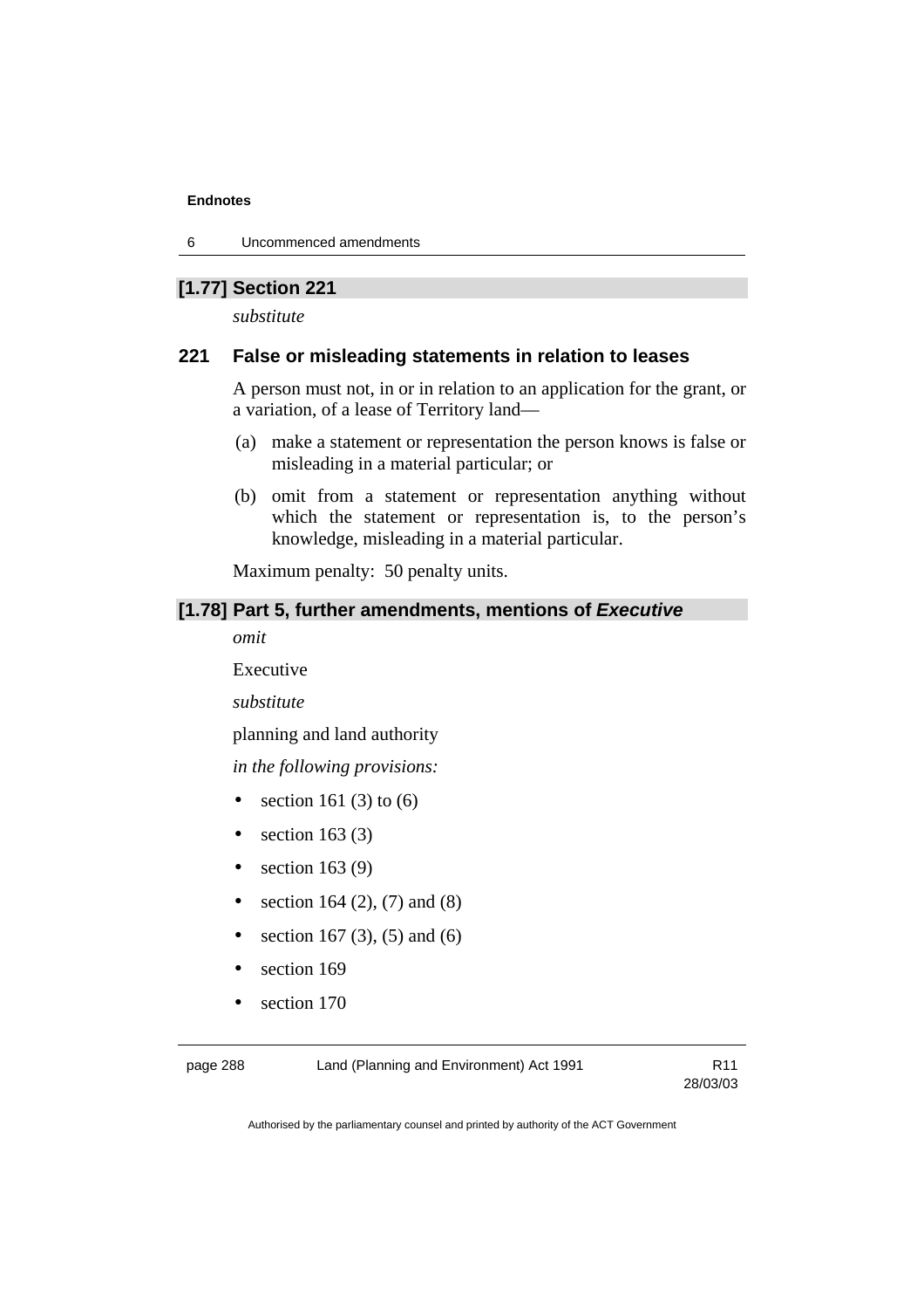## [1.77] Section 221

*substitute*

### 221 False or misleading statements in relation to leases

A person must not, in or in relation to an application for the grant, or a variation, of a lease of Territory land—

(a) make a statement or representation the person knows is false or misleading in a material particular; or

(b) omit from a statement or representation anything without which the statement or representation is, to the person's knowledge, misleading in a material particular.

Maximum penalty: 50 penalty units.

## [1.78] Part 5, further amendments, mentions of ***Executive***

*omit*

Executive

*substitute*

planning and land authority

*in the following provisions:*

- section 161 (3) to (6)
- section 163 (3)
- section 163 (9)
- section 164 (2), (7) and (8)
- section 167 (3), (5) and (6)
- section 169
- section 170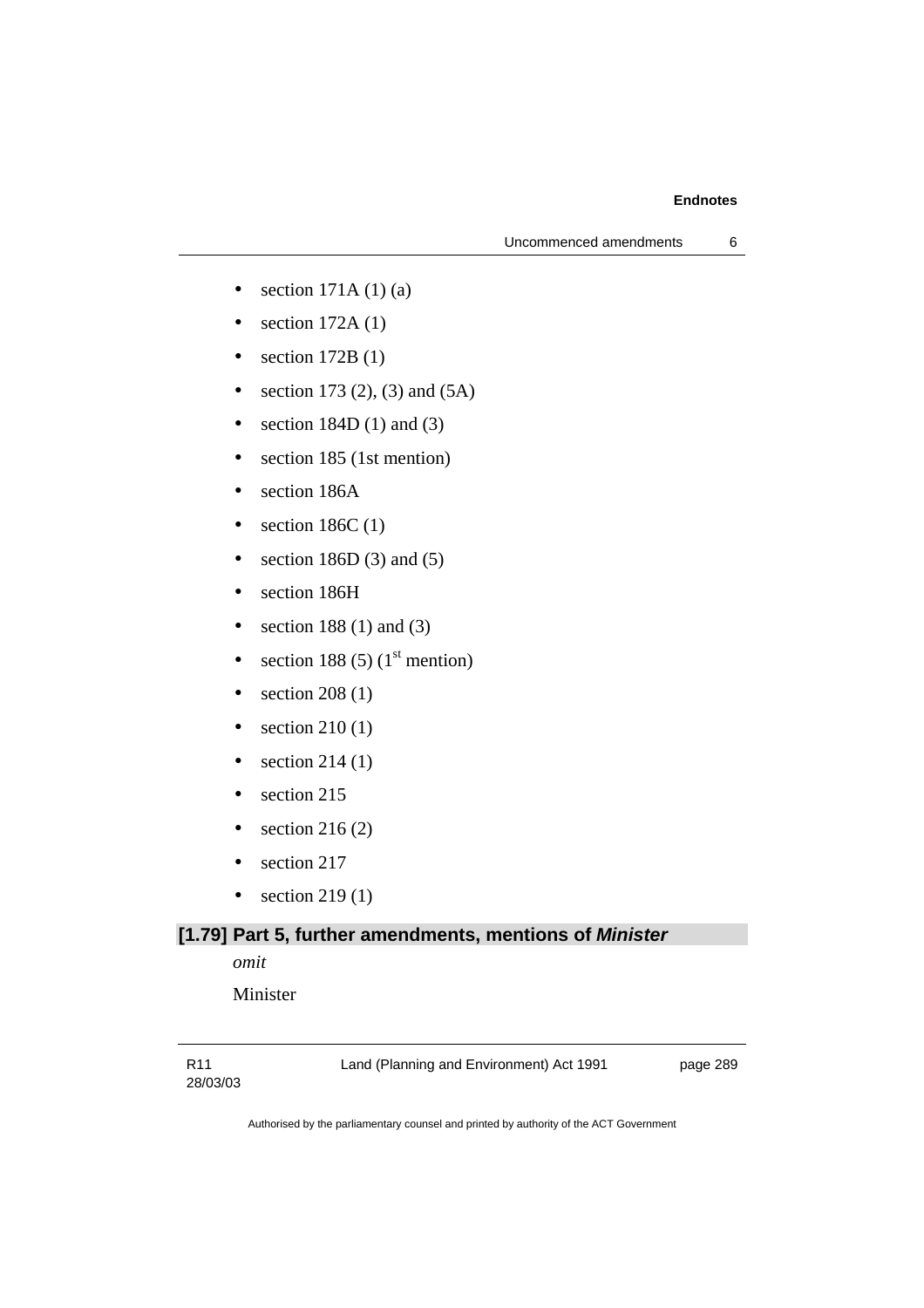- section 171A (1) (a)
- section 172A (1)
- section 172B (1)
- section 173 (2), (3) and (5A)
- section 184D (1) and (3)
- section 185 (1st mention)
- section 186A
- section 186C (1)
- section 186D (3) and (5)
- section 186H
- section 188 (1) and (3)
- section 188 (5) (1st mention)
- section 208 (1)
- section 210 (1)
- section 214 (1)
- section 215
- section 216 (2)
- section 217
- section 219 (1)

### [1.79] Part 5, further amendments, mentions of ***Minister***

*omit*

Minister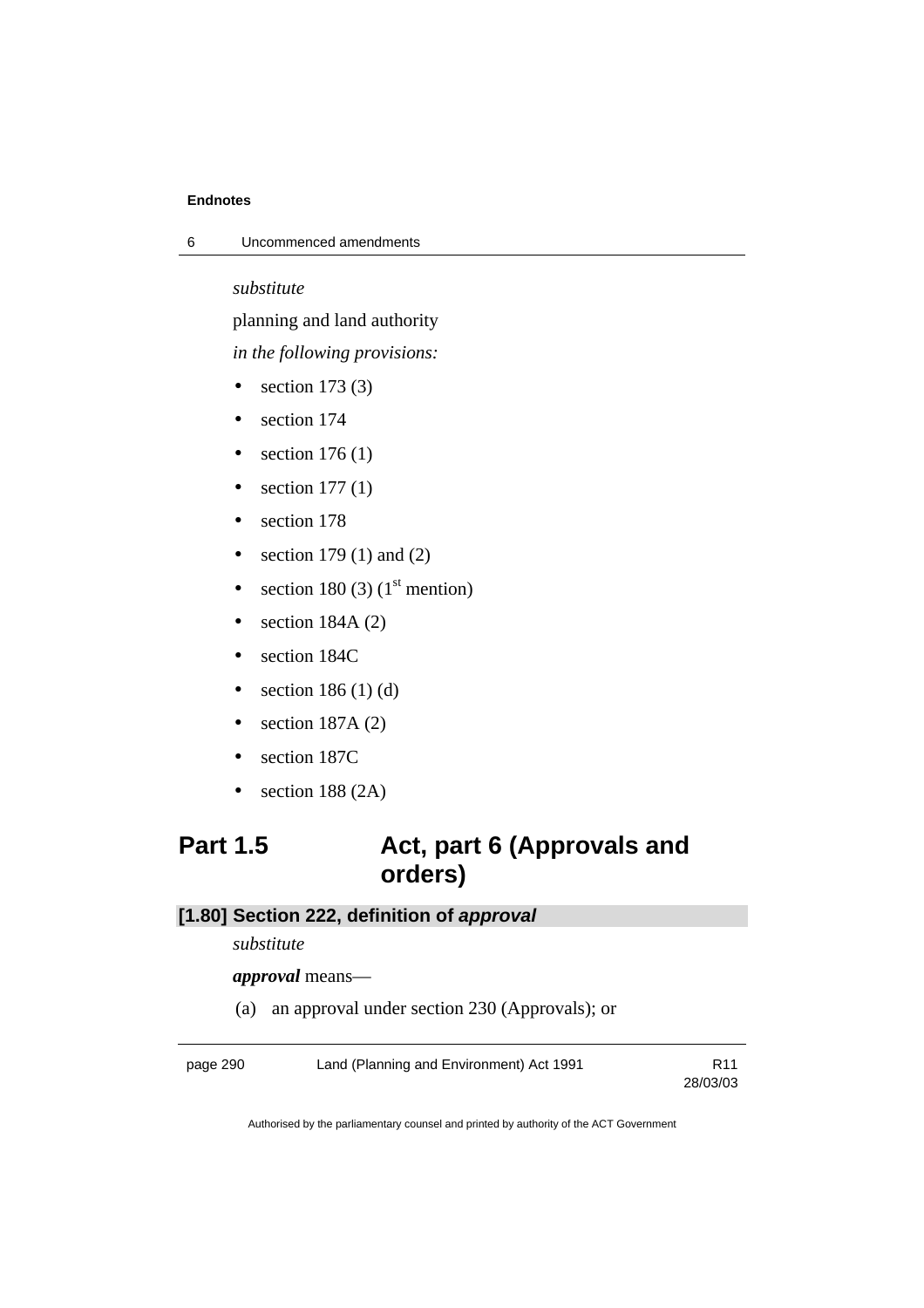*substitute*

planning and land authority

*in the following provisions:*

- section 173 (3)
- section 174
- section 176 (1)
- section 177 (1)
- section 178
- section 179 (1) and (2)
- section 180 (3) (1st mention)
- section 184A (2)
- section 184C
- section 186 (1) (d)
- section 187A (2)
- section 187C
- section 188 (2A)

## Part 1.5 Act, part 6 (Approvals and orders)

### [1.80] Section 222, definition of *approval*

*substitute*

***approval*** means—

(a) an approval under section 230 (Approvals); or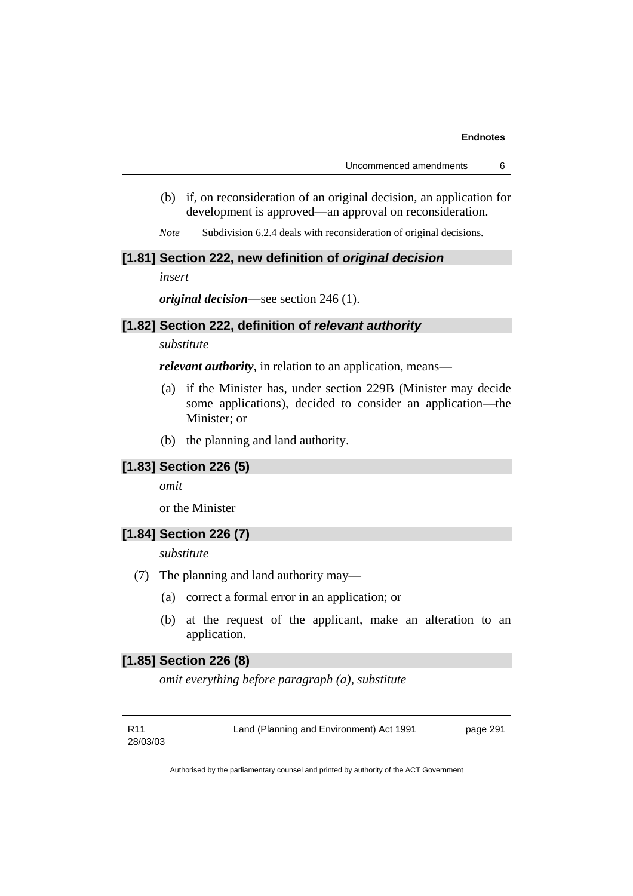(b) if, on reconsideration of an original decision, an application for development is approved—an approval on reconsideration.

*Note* Subdivision 6.2.4 deals with reconsideration of original decisions.

### [1.81] Section 222, new definition of *original decision*

*insert*

***original decision***—see section 246 (1).

### [1.82] Section 222, definition of *relevant authority*

*substitute*

***relevant authority***, in relation to an application, means—

(a) if the Minister has, under section 229B (Minister may decide some applications), decided to consider an application—the Minister; or

(b) the planning and land authority.

### [1.83] Section 226 (5)

*omit*

or the Minister

### [1.84] Section 226 (7)

*substitute*

(7) The planning and land authority may—

(a) correct a formal error in an application; or

(b) at the request of the applicant, make an alteration to an application.

### [1.85] Section 226 (8)

*omit everything before paragraph (a), substitute*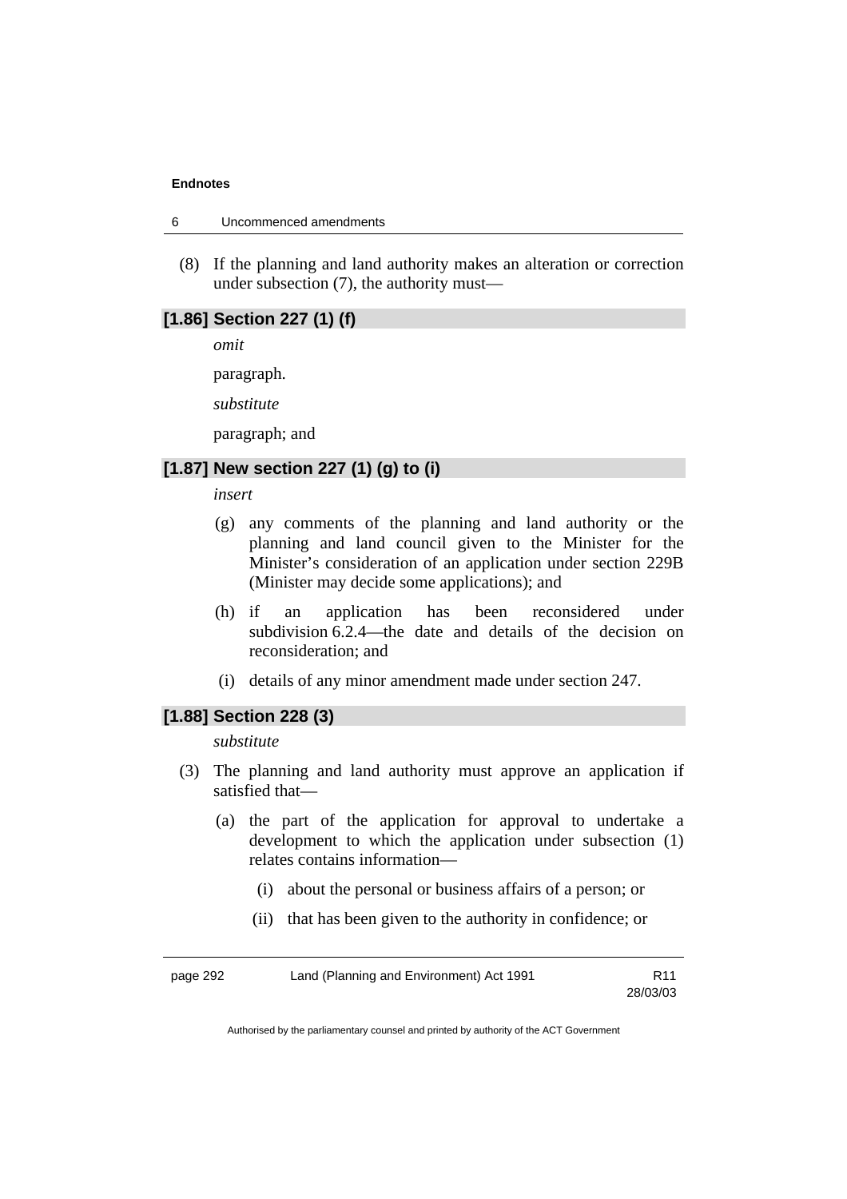(8) If the planning and land authority makes an alteration or correction under subsection (7), the authority must—

### [1.86] Section 227 (1) (f)

*omit*

paragraph.

*substitute*

paragraph; and

### [1.87] New section 227 (1) (g) to (i)

*insert*

(g) any comments of the planning and land authority or the planning and land council given to the Minister for the Minister's consideration of an application under section 229B (Minister may decide some applications); and

(h) if an application has been reconsidered under subdivision 6.2.4—the date and details of the decision on reconsideration; and

(i) details of any minor amendment made under section 247.

### [1.88] Section 228 (3)

*substitute*

(3) The planning and land authority must approve an application if satisfied that—

(a) the part of the application for approval to undertake a development to which the application under subsection (1) relates contains information—

(i) about the personal or business affairs of a person; or

(ii) that has been given to the authority in confidence; or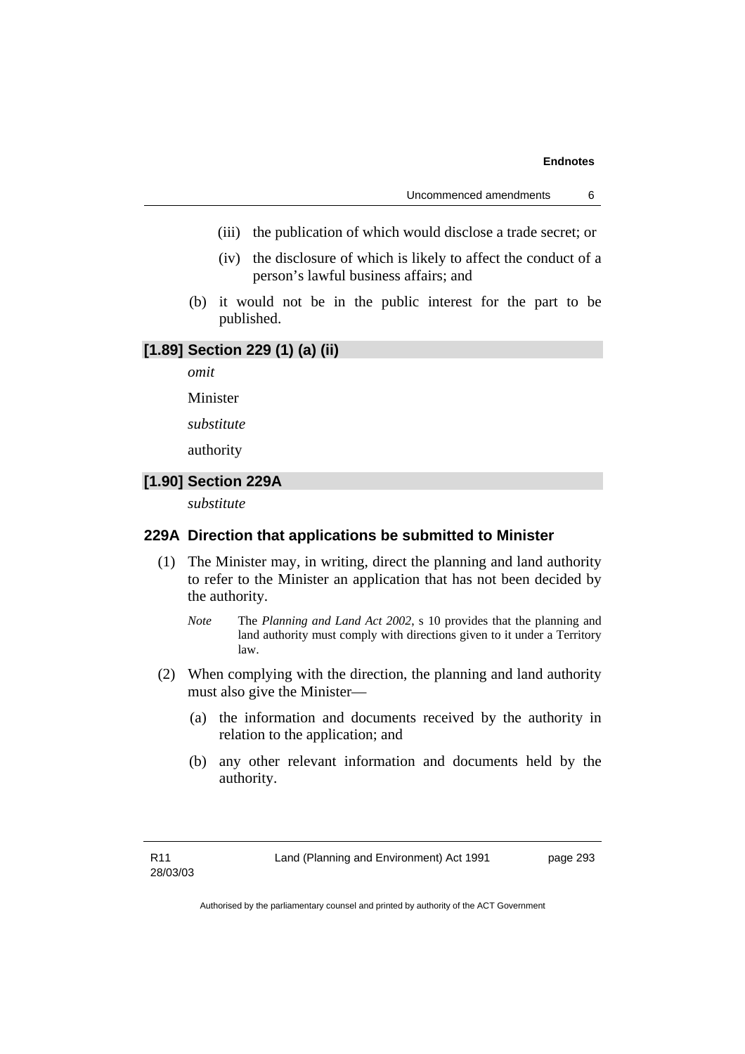(iii) the publication of which would disclose a trade secret; or

(iv) the disclosure of which is likely to affect the conduct of a person's lawful business affairs; and

(b) it would not be in the public interest for the part to be published.

### [1.89] Section 229 (1) (a) (ii)

*omit*

Minister

*substitute*

authority

### [1.90] Section 229A

*substitute*

### 229A Direction that applications be submitted to Minister

(1) The Minister may, in writing, direct the planning and land authority to refer to the Minister an application that has not been decided by the authority.

*Note* The *Planning and Land Act 2002*, s 10 provides that the planning and land authority must comply with directions given to it under a Territory law.

(2) When complying with the direction, the planning and land authority must also give the Minister—

(a) the information and documents received by the authority in relation to the application; and

(b) any other relevant information and documents held by the authority.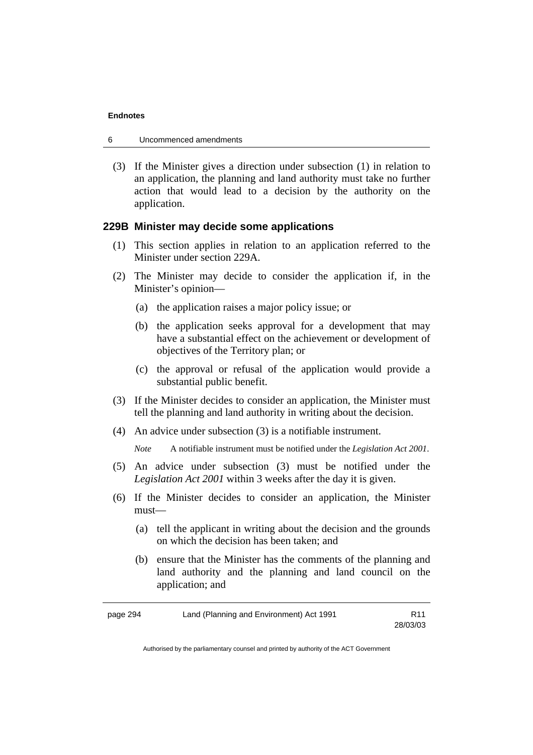(3) If the Minister gives a direction under subsection (1) in relation to an application, the planning and land authority must take no further action that would lead to a decision by the authority on the application.

### 229B Minister may decide some applications

(1) This section applies in relation to an application referred to the Minister under section 229A.

(2) The Minister may decide to consider the application if, in the Minister's opinion—

(a) the application raises a major policy issue; or

(b) the application seeks approval for a development that may have a substantial effect on the achievement or development of objectives of the Territory plan; or

(c) the approval or refusal of the application would provide a substantial public benefit.

(3) If the Minister decides to consider an application, the Minister must tell the planning and land authority in writing about the decision.

(4) An advice under subsection (3) is a notifiable instrument.

*Note* A notifiable instrument must be notified under the *Legislation Act 2001*.

(5) An advice under subsection (3) must be notified under the *Legislation Act 2001* within 3 weeks after the day it is given.

(6) If the Minister decides to consider an application, the Minister must—

(a) tell the applicant in writing about the decision and the grounds on which the decision has been taken; and

(b) ensure that the Minister has the comments of the planning and land authority and the planning and land council on the application; and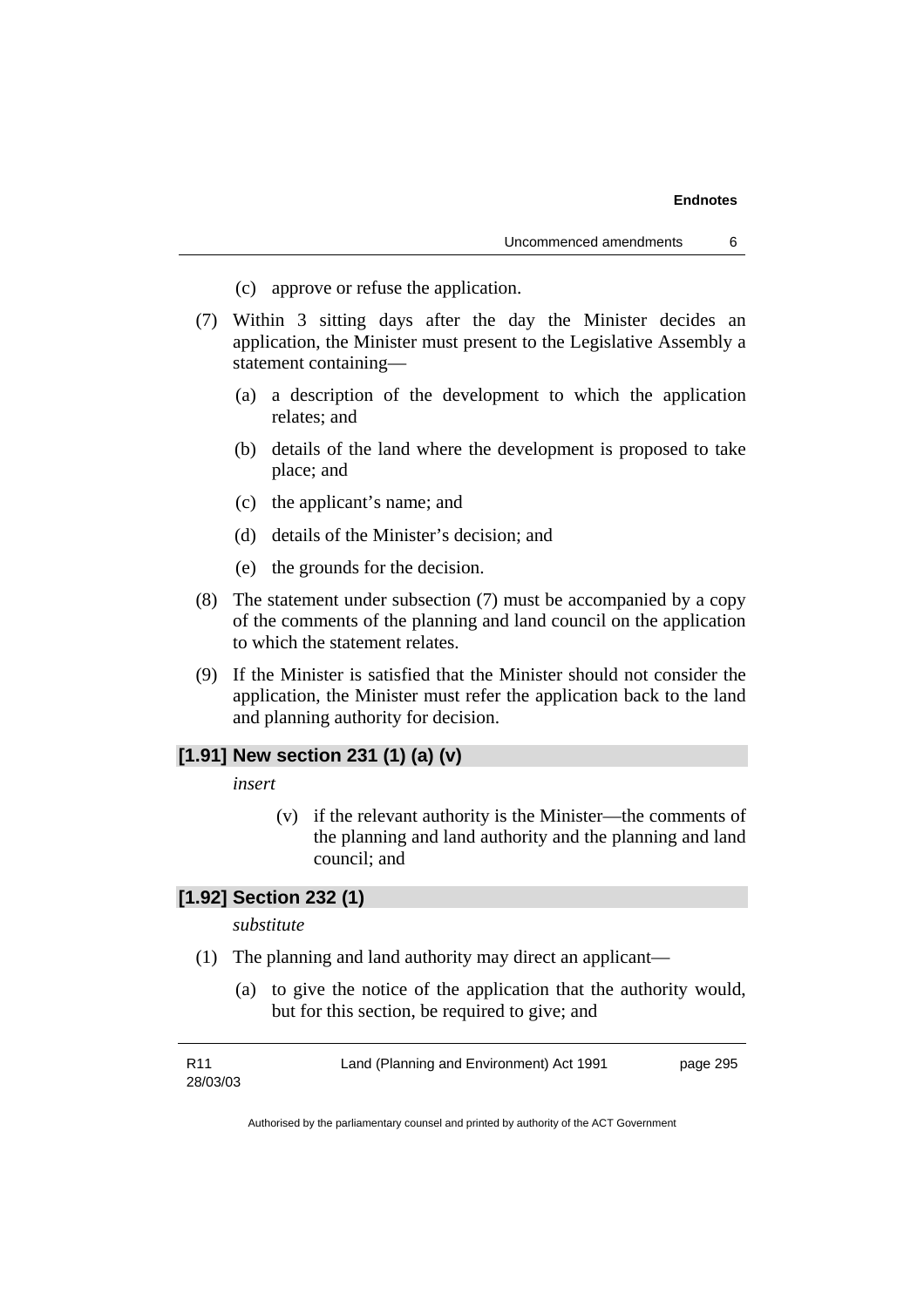(c) approve or refuse the application.

(7) Within 3 sitting days after the day the Minister decides an application, the Minister must present to the Legislative Assembly a statement containing—

(a) a description of the development to which the application relates; and

(b) details of the land where the development is proposed to take place; and

(c) the applicant's name; and

(d) details of the Minister's decision; and

(e) the grounds for the decision.

(8) The statement under subsection (7) must be accompanied by a copy of the comments of the planning and land council on the application to which the statement relates.

(9) If the Minister is satisfied that the Minister should not consider the application, the Minister must refer the application back to the land and planning authority for decision.

### [1.91] New section 231 (1) (a) (v)

*insert*

(v) if the relevant authority is the Minister—the comments of the planning and land authority and the planning and land council; and

### [1.92] Section 232 (1)

*substitute*

(1) The planning and land authority may direct an applicant—

(a) to give the notice of the application that the authority would, but for this section, be required to give; and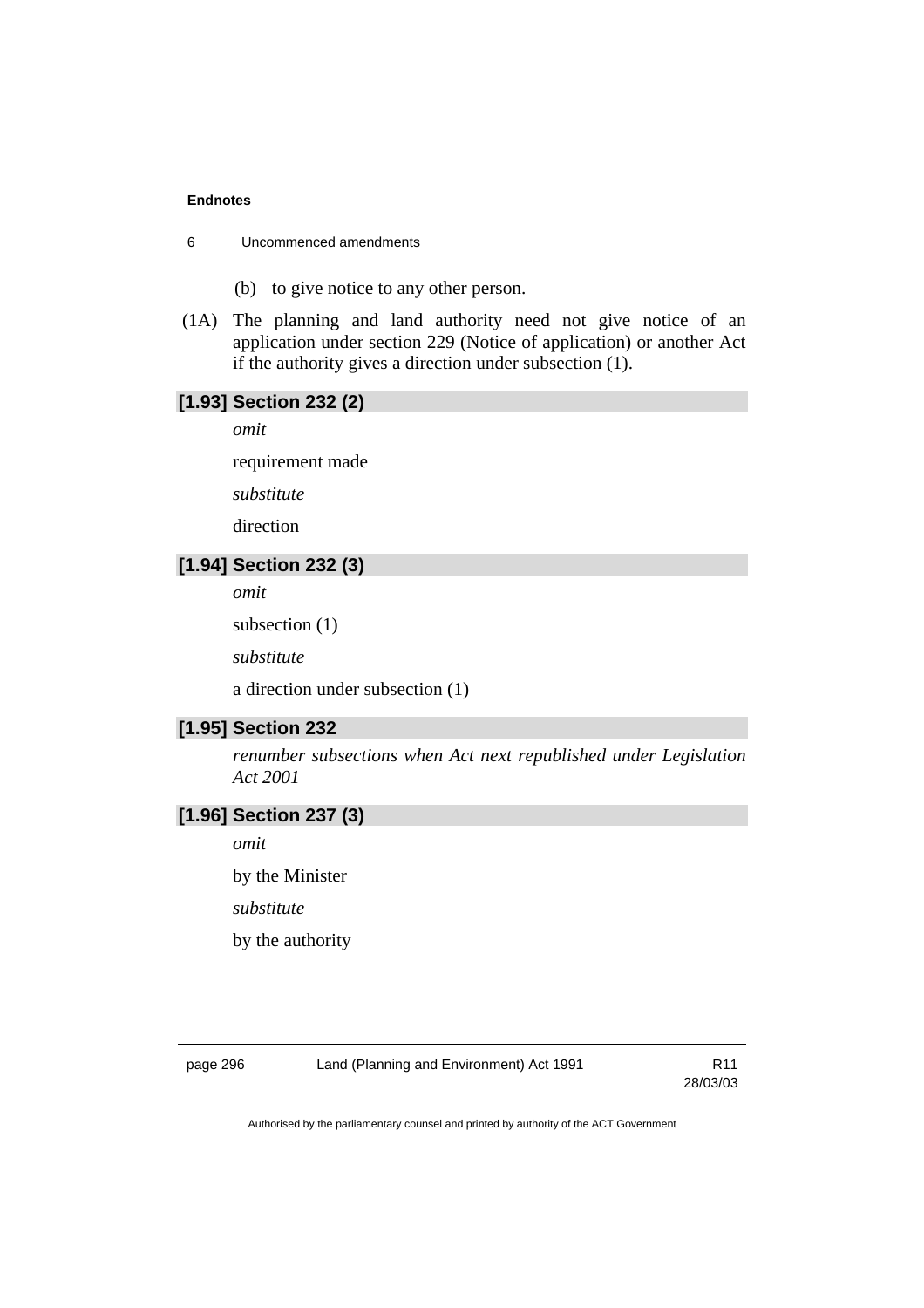(b) to give notice to any other person.

(1A) The planning and land authority need not give notice of an application under section 229 (Notice of application) or another Act if the authority gives a direction under subsection (1).

### [1.93] Section 232 (2)

*omit*

requirement made

*substitute*

direction

### [1.94] Section 232 (3)

*omit*

subsection (1)

*substitute*

a direction under subsection (1)

### [1.95] Section 232

*renumber subsections when Act next republished under Legislation Act 2001*

### [1.96] Section 237 (3)

*omit*

by the Minister

*substitute*

by the authority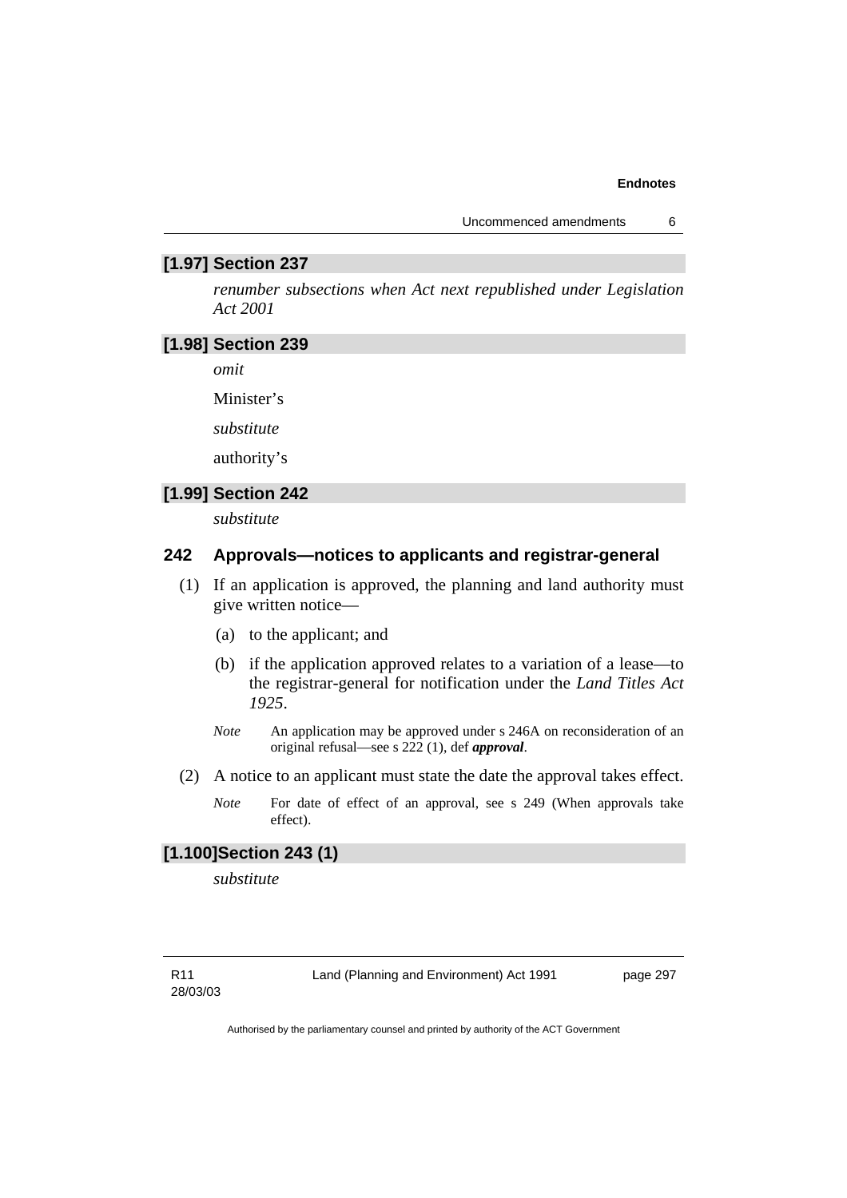### [1.97] Section 237

*renumber subsections when Act next republished under Legislation Act 2001*

### [1.98] Section 239

*omit*

Minister's

*substitute*

authority's

### [1.99] Section 242

*substitute*

### 242 Approvals—notices to applicants and registrar-general

(1) If an application is approved, the planning and land authority must give written notice—

(a) to the applicant; and

(b) if the application approved relates to a variation of a lease—to the registrar-general for notification under the *Land Titles Act 1925*.

*Note* An application may be approved under s 246A on reconsideration of an original refusal—see s 222 (1), def ***approval***.

(2) A notice to an applicant must state the date the approval takes effect.

*Note* For date of effect of an approval, see s 249 (When approvals take effect).

### [1.100] Section 243 (1)

*substitute*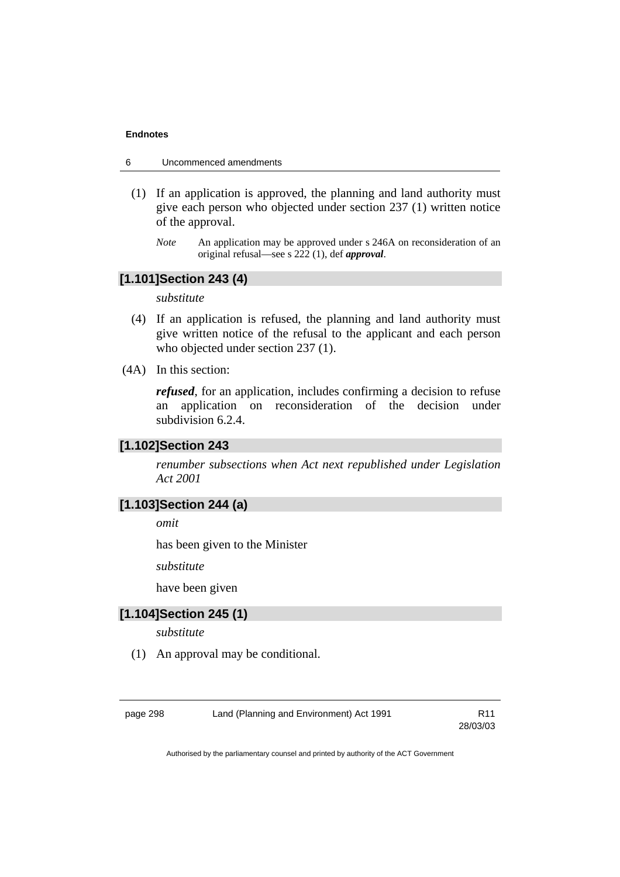(1) If an application is approved, the planning and land authority must give each person who objected under section 237 (1) written notice of the approval.

*Note* An application may be approved under s 246A on reconsideration of an original refusal—see s 222 (1), def ***approval***.

### [1.101] Section 243 (4)

*substitute*

(4) If an application is refused, the planning and land authority must give written notice of the refusal to the applicant and each person who objected under section 237 (1).

(4A) In this section:

***refused***, for an application, includes confirming a decision to refuse an application on reconsideration of the decision under subdivision 6.2.4.

### [1.102] Section 243

*renumber subsections when Act next republished under Legislation Act 2001*

### [1.103] Section 244 (a)

*omit*

has been given to the Minister

*substitute*

have been given

### [1.104] Section 245 (1)

*substitute*

(1) An approval may be conditional.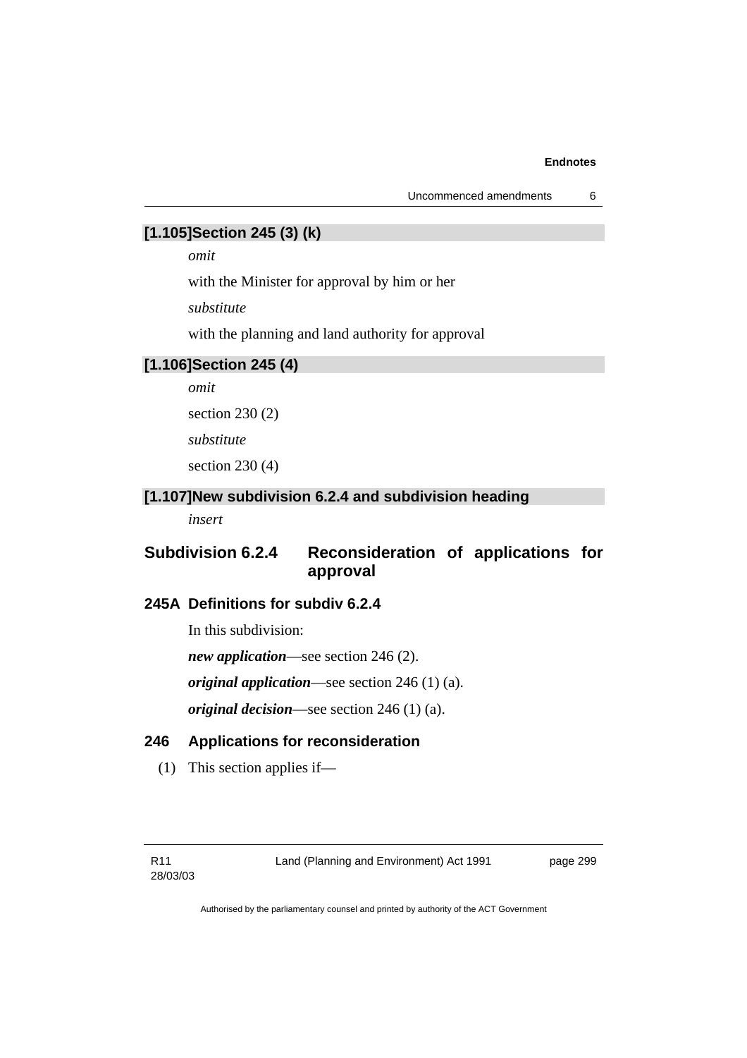### [1.105]Section 245 (3) (k)

*omit*

with the Minister for approval by him or her

*substitute*

with the planning and land authority for approval

### [1.106]Section 245 (4)

*omit*

section 230 (2)

*substitute*

section 230 (4)

### [1.107]New subdivision 6.2.4 and subdivision heading

*insert*

## Subdivision 6.2.4 Reconsideration of applications for approval

### 245A Definitions for subdiv 6.2.4

In this subdivision:

***new application***—see section 246 (2).

***original application***—see section 246 (1) (a).

***original decision***—see section 246 (1) (a).

### 246 Applications for reconsideration

(1) This section applies if—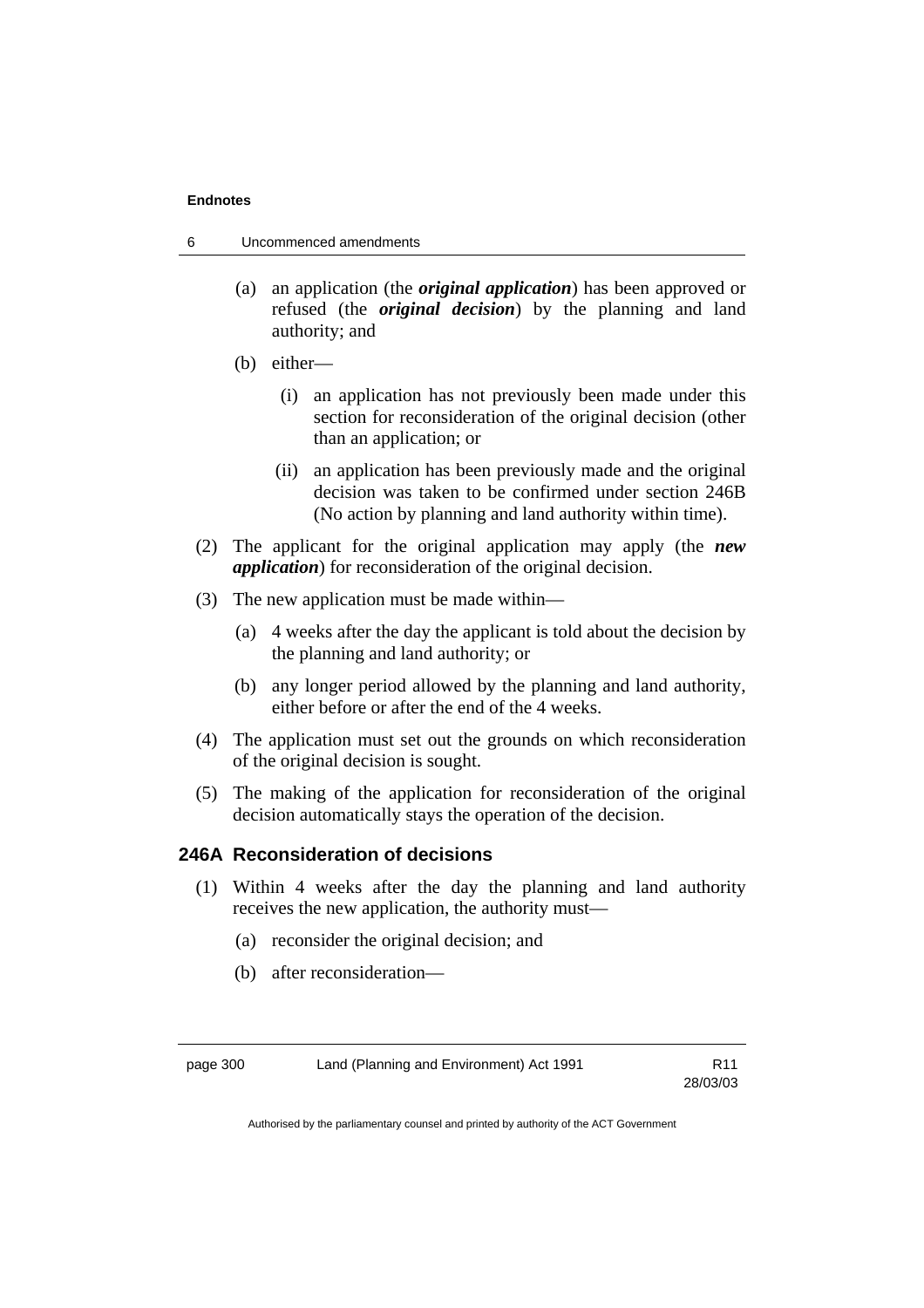(a) an application (the ***original application***) has been approved or refused (the ***original decision***) by the planning and land authority; and

(b) either—

(i) an application has not previously been made under this section for reconsideration of the original decision (other than an application; or

(ii) an application has been previously made and the original decision was taken to be confirmed under section 246B (No action by planning and land authority within time).

(2) The applicant for the original application may apply (the ***new application***) for reconsideration of the original decision.

(3) The new application must be made within—

(a) 4 weeks after the day the applicant is told about the decision by the planning and land authority; or

(b) any longer period allowed by the planning and land authority, either before or after the end of the 4 weeks.

(4) The application must set out the grounds on which reconsideration of the original decision is sought.

(5) The making of the application for reconsideration of the original decision automatically stays the operation of the decision.

### 246A Reconsideration of decisions

(1) Within 4 weeks after the day the planning and land authority receives the new application, the authority must—

(a) reconsider the original decision; and

(b) after reconsideration—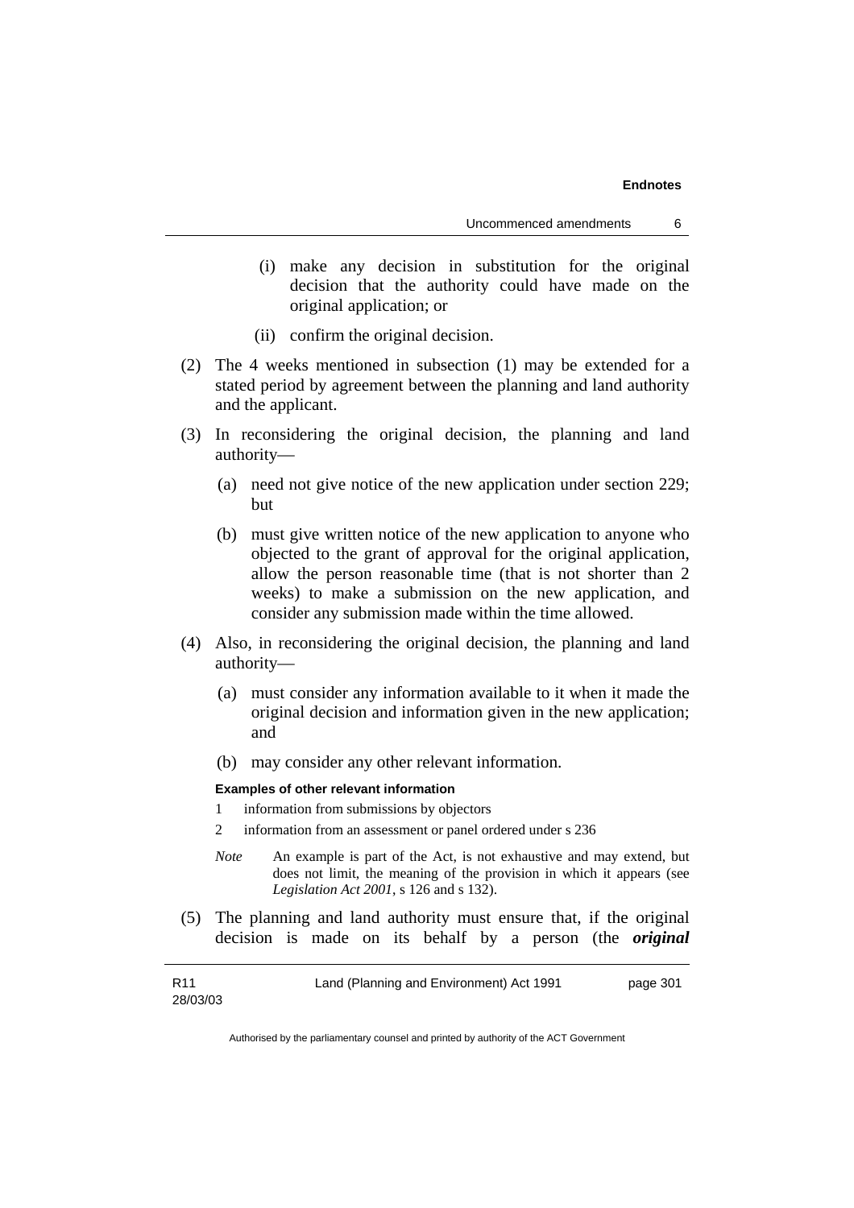(i) make any decision in substitution for the original decision that the authority could have made on the original application; or

(ii) confirm the original decision.

(2) The 4 weeks mentioned in subsection (1) may be extended for a stated period by agreement between the planning and land authority and the applicant.

(3) In reconsidering the original decision, the planning and land authority—

(a) need not give notice of the new application under section 229; but

(b) must give written notice of the new application to anyone who objected to the grant of approval for the original application, allow the person reasonable time (that is not shorter than 2 weeks) to make a submission on the new application, and consider any submission made within the time allowed.

(4) Also, in reconsidering the original decision, the planning and land authority—

(a) must consider any information available to it when it made the original decision and information given in the new application; and

(b) may consider any other relevant information.

**Examples of other relevant information**

1 information from submissions by objectors

2 information from an assessment or panel ordered under s 236

*Note* An example is part of the Act, is not exhaustive and may extend, but does not limit, the meaning of the provision in which it appears (see *Legislation Act 2001*, s 126 and s 132).

(5) The planning and land authority must ensure that, if the original decision is made on its behalf by a person (the ***original***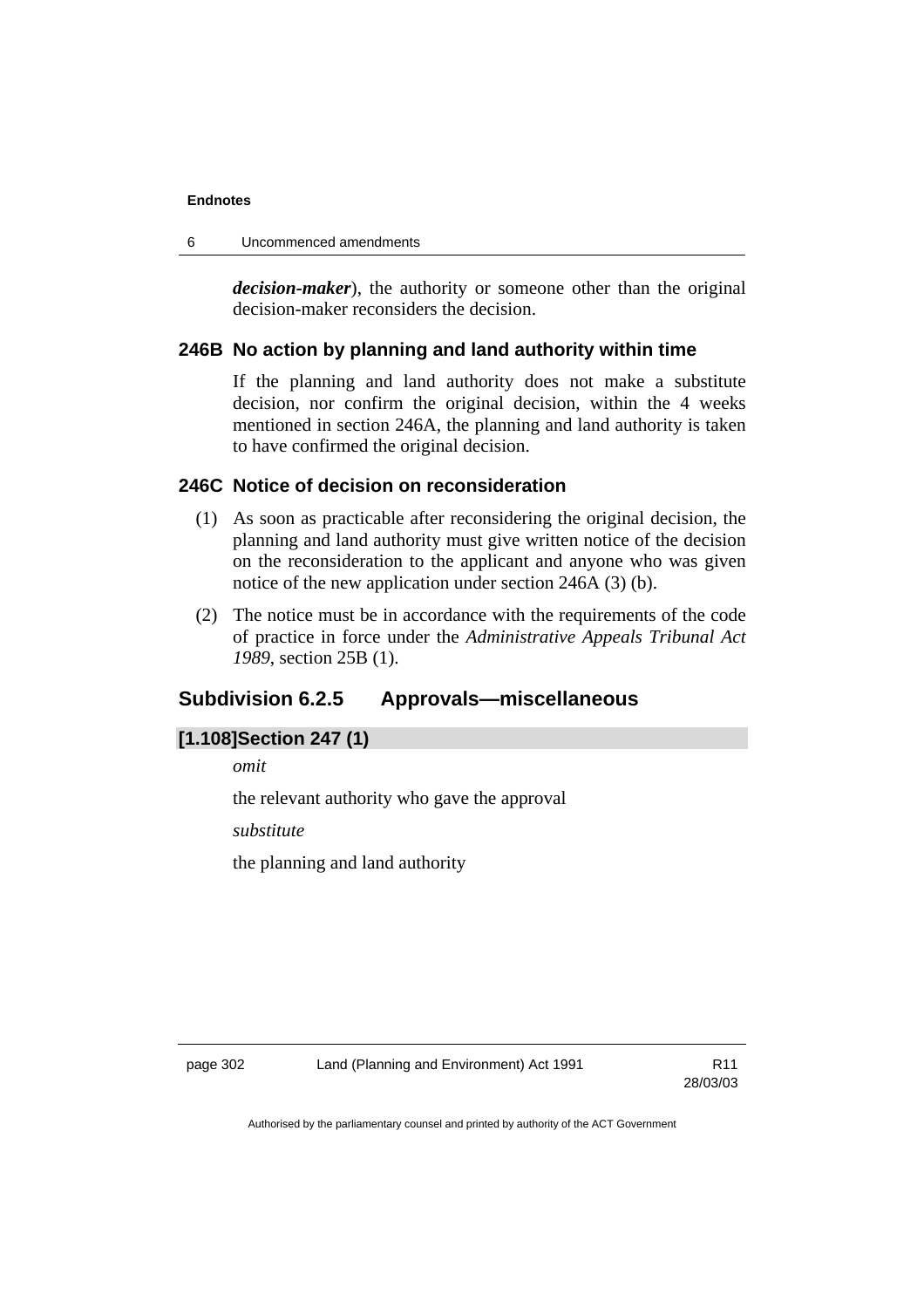***decision-maker***), the authority or someone other than the original decision-maker reconsiders the decision.

### 246B No action by planning and land authority within time

If the planning and land authority does not make a substitute decision, nor confirm the original decision, within the 4 weeks mentioned in section 246A, the planning and land authority is taken to have confirmed the original decision.

### 246C Notice of decision on reconsideration

(1) As soon as practicable after reconsidering the original decision, the planning and land authority must give written notice of the decision on the reconsideration to the applicant and anyone who was given notice of the new application under section 246A (3) (b).

(2) The notice must be in accordance with the requirements of the code of practice in force under the *Administrative Appeals Tribunal Act 1989*, section 25B (1).

## Subdivision 6.2.5 Approvals—miscellaneous

### [1.108] Section 247 (1)

*omit*

the relevant authority who gave the approval

*substitute*

the planning and land authority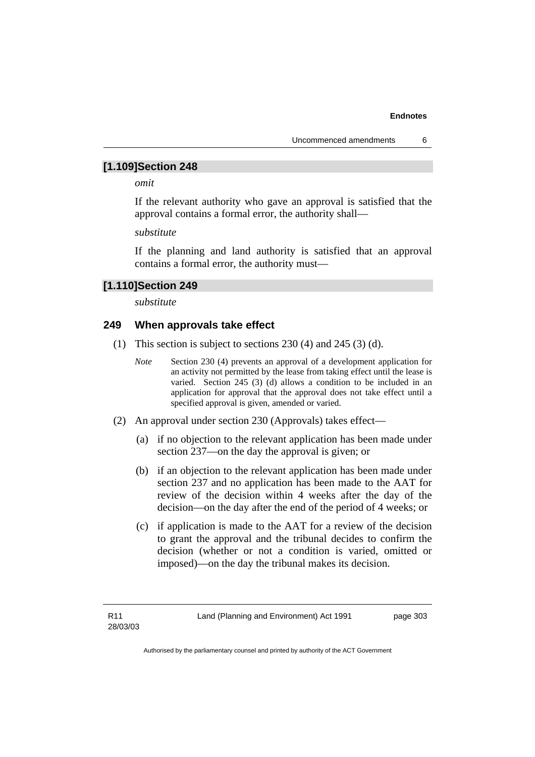## [1.109]Section 248

*omit*

If the relevant authority who gave an approval is satisfied that the approval contains a formal error, the authority shall—

*substitute*

If the planning and land authority is satisfied that an approval contains a formal error, the authority must—

## [1.110]Section 249

*substitute*

### 249 When approvals take effect

(1) This section is subject to sections 230 (4) and 245 (3) (d).

*Note* Section 230 (4) prevents an approval of a development application for an activity not permitted by the lease from taking effect until the lease is varied. Section 245 (3) (d) allows a condition to be included in an application for approval that the approval does not take effect until a specified approval is given, amended or varied.

(2) An approval under section 230 (Approvals) takes effect—

(a) if no objection to the relevant application has been made under section 237—on the day the approval is given; or

(b) if an objection to the relevant application has been made under section 237 and no application has been made to the AAT for review of the decision within 4 weeks after the day of the decision—on the day after the end of the period of 4 weeks; or

(c) if application is made to the AAT for a review of the decision to grant the approval and the tribunal decides to confirm the decision (whether or not a condition is varied, omitted or imposed)—on the day the tribunal makes its decision.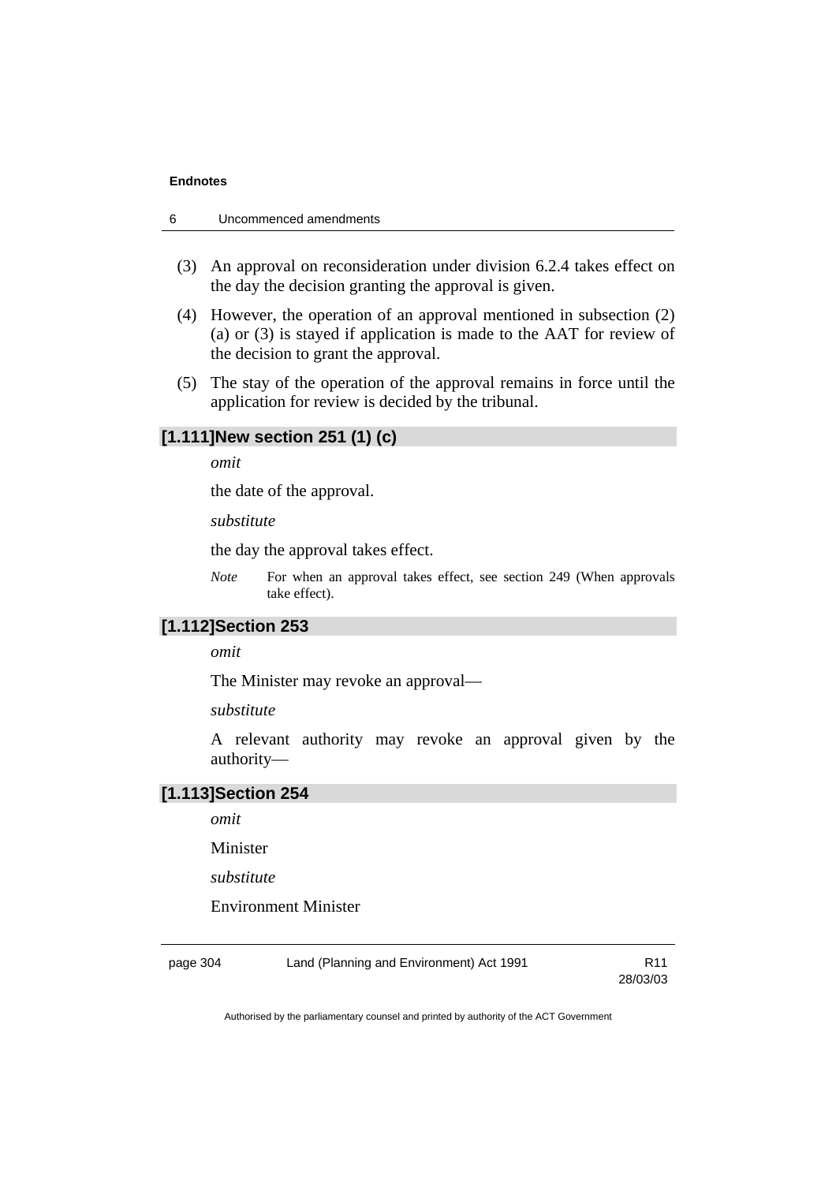(3) An approval on reconsideration under division 6.2.4 takes effect on the day the decision granting the approval is given.

(4) However, the operation of an approval mentioned in subsection (2) (a) or (3) is stayed if application is made to the AAT for review of the decision to grant the approval.

(5) The stay of the operation of the approval remains in force until the application for review is decided by the tribunal.

### [1.111] New section 251 (1) (c)

*omit*

the date of the approval.

*substitute*

the day the approval takes effect.

*Note* For when an approval takes effect, see section 249 (When approvals take effect).

### [1.112] Section 253

*omit*

The Minister may revoke an approval—

*substitute*

A relevant authority may revoke an approval given by the authority—

### [1.113] Section 254

*omit*

Minister

*substitute*

Environment Minister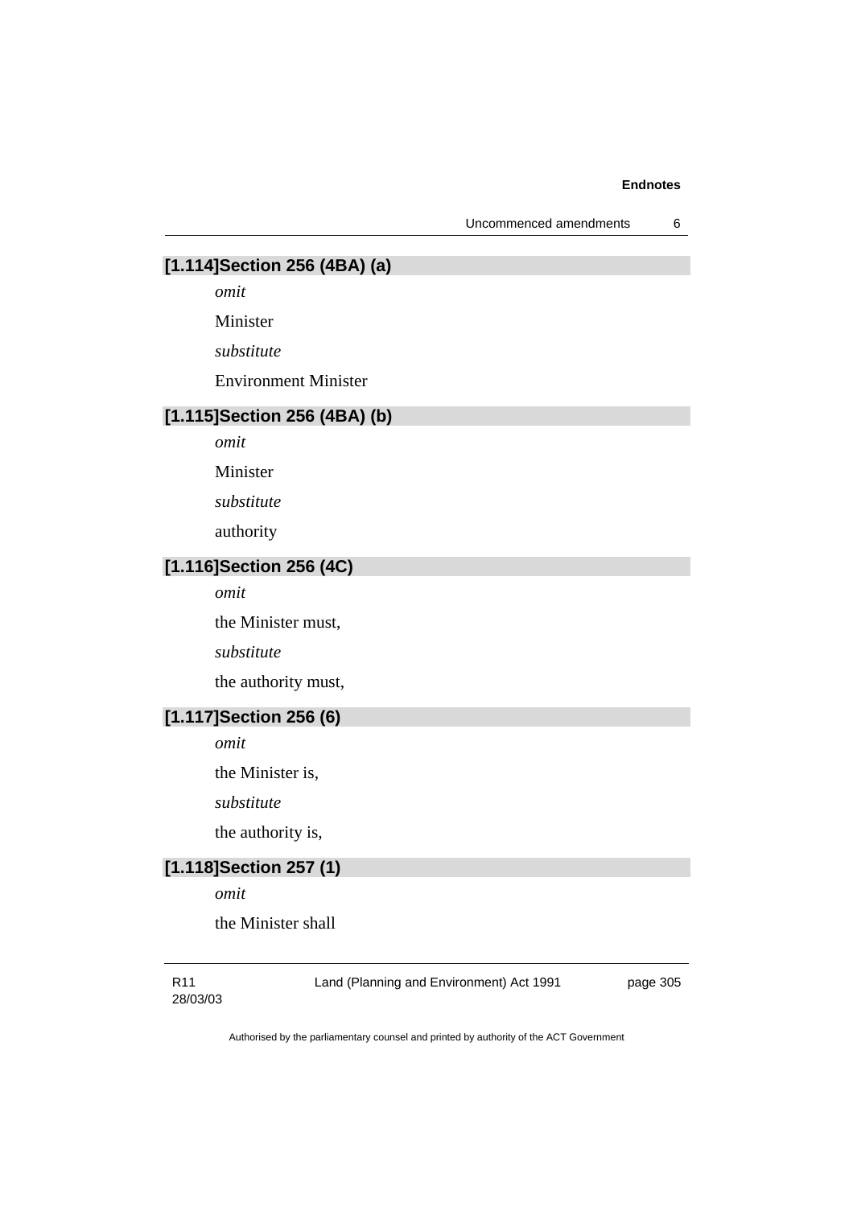### [1.114]Section 256 (4BA) (a)

*omit*

Minister

*substitute*

Environment Minister

### [1.115]Section 256 (4BA) (b)

*omit*

Minister

*substitute*

authority

### [1.116]Section 256 (4C)

*omit*

the Minister must,

*substitute*

the authority must,

### [1.117]Section 256 (6)

*omit*

the Minister is,

*substitute*

the authority is,

### [1.118]Section 257 (1)

*omit*

the Minister shall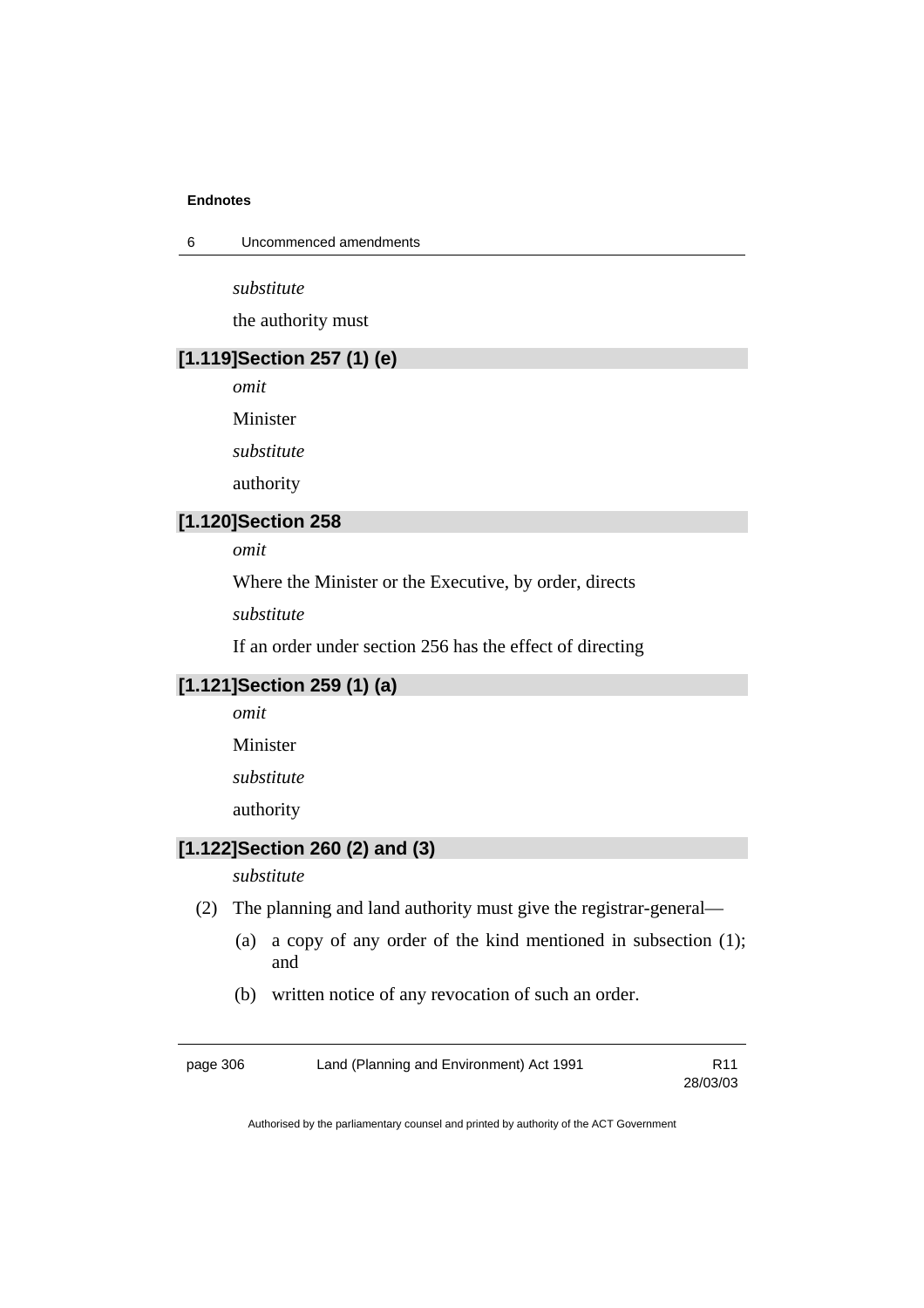*substitute*

the authority must

### [1.119]Section 257 (1) (e)

*omit*

Minister

*substitute*

authority

### [1.120]Section 258

*omit*

Where the Minister or the Executive, by order, directs

*substitute*

If an order under section 256 has the effect of directing

### [1.121]Section 259 (1) (a)

*omit*

Minister

*substitute*

authority

### [1.122]Section 260 (2) and (3)

*substitute*

(2) The planning and land authority must give the registrar-general—

(a) a copy of any order of the kind mentioned in subsection (1); and

(b) written notice of any revocation of such an order.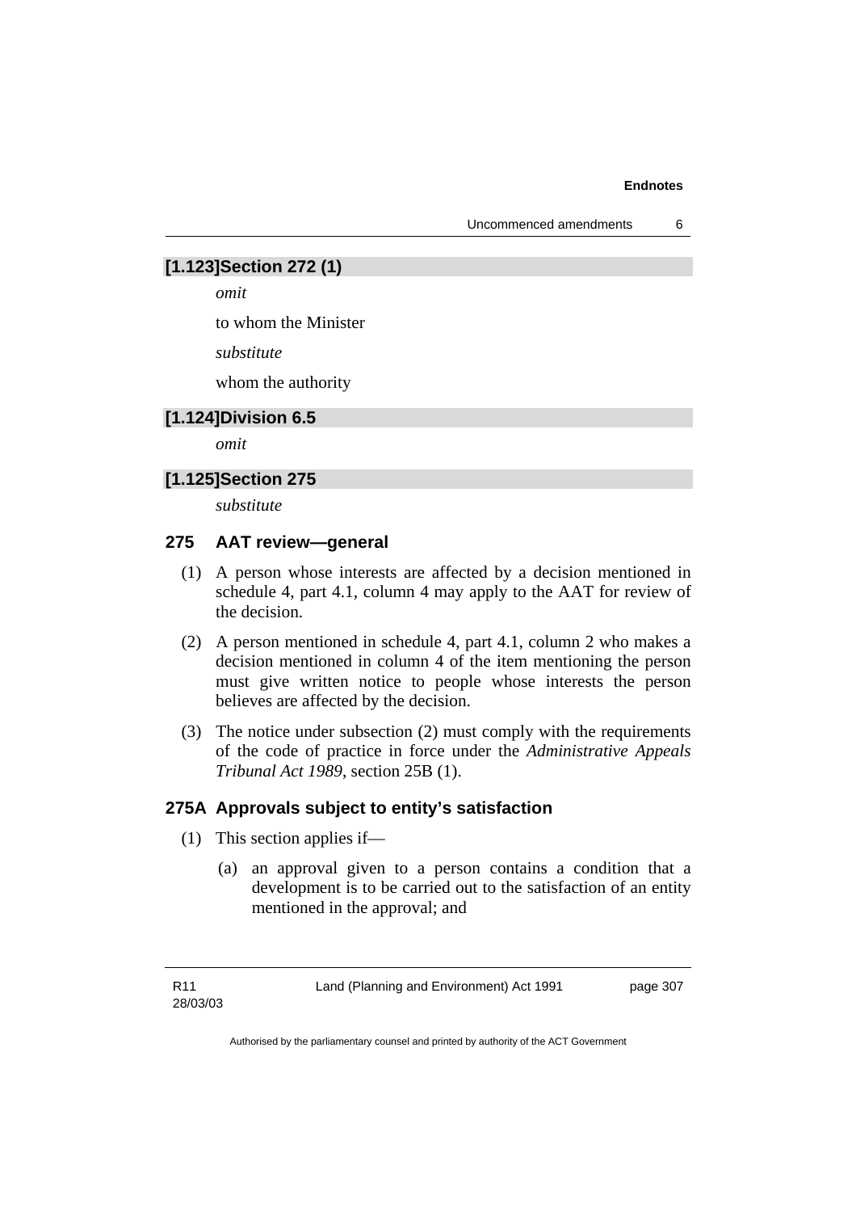### [1.123] Section 272 (1)

*omit*

to whom the Minister

*substitute*

whom the authority

### [1.124] Division 6.5

*omit*

### [1.125] Section 275

*substitute*

### 275 AAT review—general

(1) A person whose interests are affected by a decision mentioned in schedule 4, part 4.1, column 4 may apply to the AAT for review of the decision.

(2) A person mentioned in schedule 4, part 4.1, column 2 who makes a decision mentioned in column 4 of the item mentioning the person must give written notice to people whose interests the person believes are affected by the decision.

(3) The notice under subsection (2) must comply with the requirements of the code of practice in force under the *Administrative Appeals Tribunal Act 1989*, section 25B (1).

### 275A Approvals subject to entity's satisfaction

(1) This section applies if—

(a) an approval given to a person contains a condition that a development is to be carried out to the satisfaction of an entity mentioned in the approval; and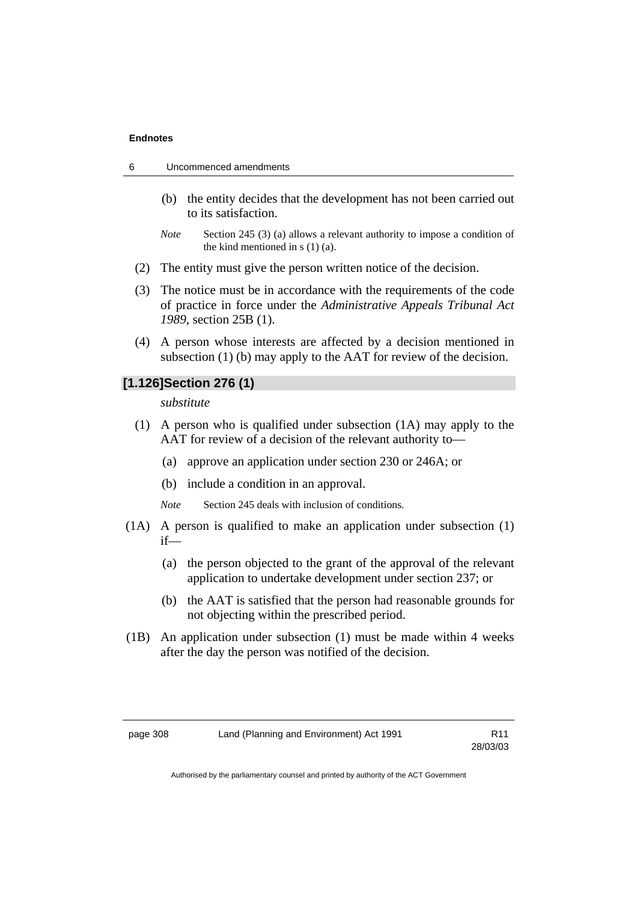(b) the entity decides that the development has not been carried out to its satisfaction.

*Note* Section 245 (3) (a) allows a relevant authority to impose a condition of the kind mentioned in s (1) (a).

(2) The entity must give the person written notice of the decision.

(3) The notice must be in accordance with the requirements of the code of practice in force under the *Administrative Appeals Tribunal Act 1989*, section 25B (1).

(4) A person whose interests are affected by a decision mentioned in subsection (1) (b) may apply to the AAT for review of the decision.

## [1.126] Section 276 (1)

*substitute*

(1) A person who is qualified under subsection (1A) may apply to the AAT for review of a decision of the relevant authority to—

(a) approve an application under section 230 or 246A; or

(b) include a condition in an approval.

*Note* Section 245 deals with inclusion of conditions.

(1A) A person is qualified to make an application under subsection (1) if—

(a) the person objected to the grant of the approval of the relevant application to undertake development under section 237; or

(b) the AAT is satisfied that the person had reasonable grounds for not objecting within the prescribed period.

(1B) An application under subsection (1) must be made within 4 weeks after the day the person was notified of the decision.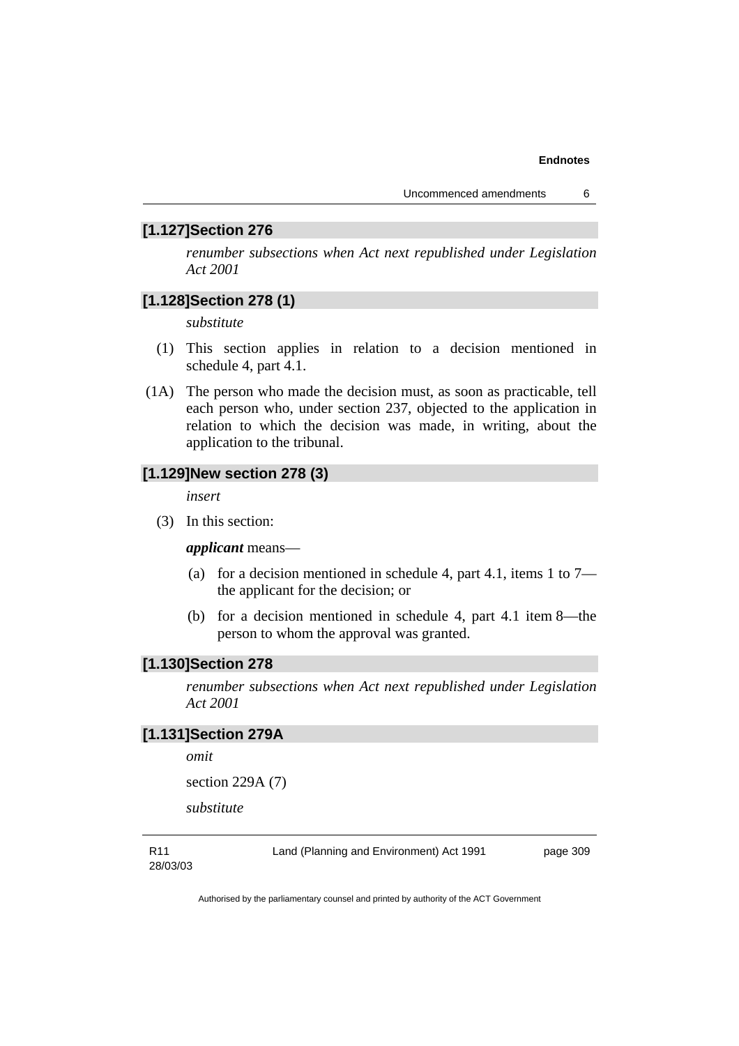## [1.127]Section 276

*renumber subsections when Act next republished under Legislation Act 2001*

## [1.128]Section 278 (1)

*substitute*

(1) This section applies in relation to a decision mentioned in schedule 4, part 4.1.

(1A) The person who made the decision must, as soon as practicable, tell each person who, under section 237, objected to the application in relation to which the decision was made, in writing, about the application to the tribunal.

## [1.129]New section 278 (3)

*insert*

(3) In this section:

***applicant*** means—

(a) for a decision mentioned in schedule 4, part 4.1, items 1 to 7—the applicant for the decision; or

(b) for a decision mentioned in schedule 4, part 4.1 item 8—the person to whom the approval was granted.

## [1.130]Section 278

*renumber subsections when Act next republished under Legislation Act 2001*

## [1.131]Section 279A

*omit*

section 229A (7)

*substitute*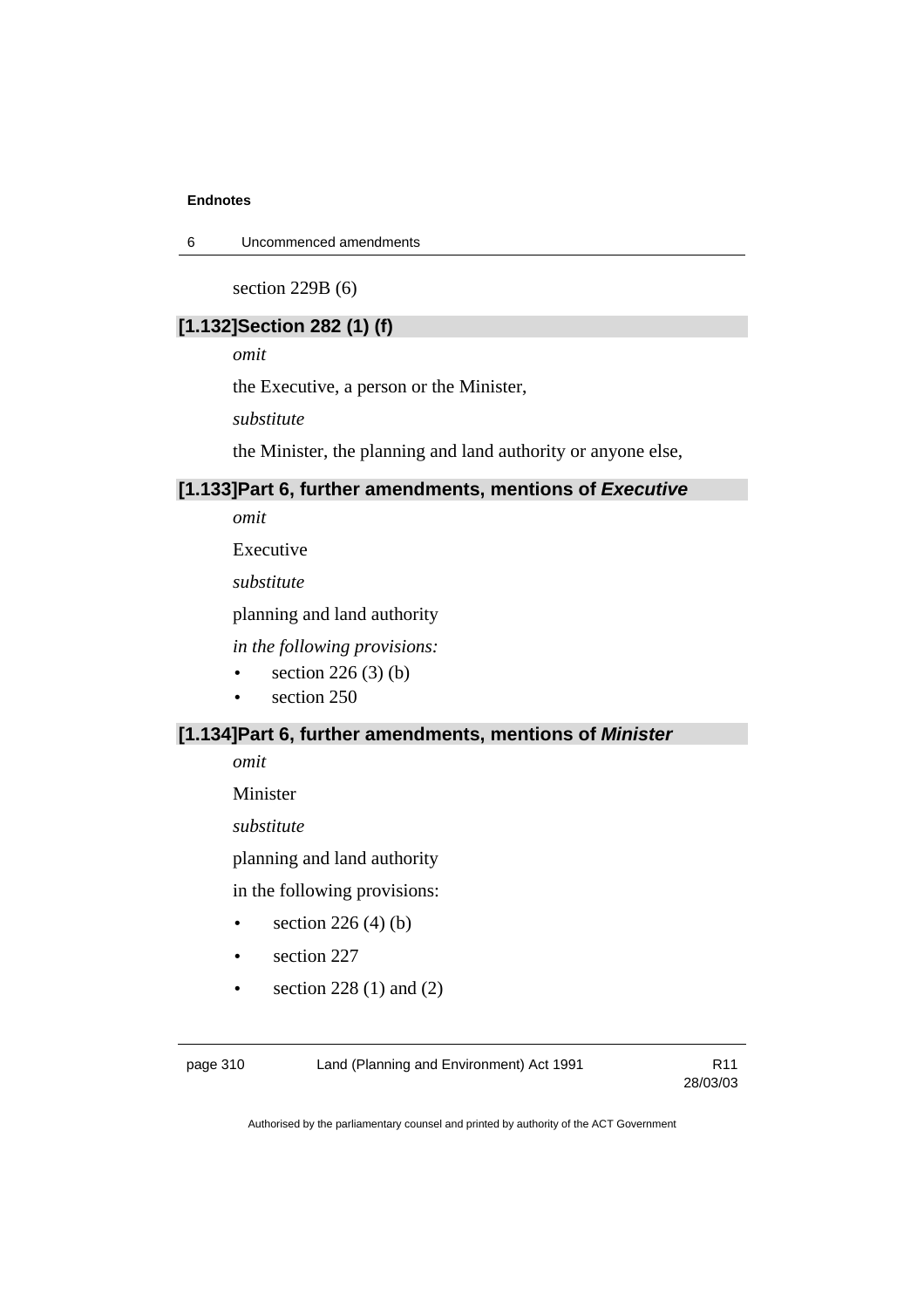section 229B (6)

### [1.132]Section 282 (1) (f)

*omit*

the Executive, a person or the Minister,

*substitute*

the Minister, the planning and land authority or anyone else,

### [1.133]Part 6, further amendments, mentions of *Executive*

*omit*

Executive

*substitute*

planning and land authority

*in the following provisions:*

- section 226 (3) (b)
- section 250

### [1.134]Part 6, further amendments, mentions of *Minister*

*omit*

Minister

*substitute*

planning and land authority

in the following provisions:

- section 226 (4) (b)
- section 227
- section 228 (1) and (2)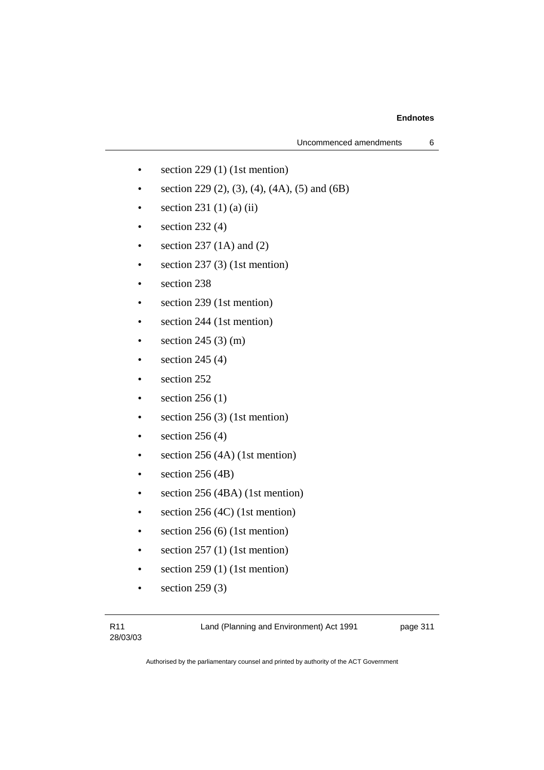- section 229 (1) (1st mention)
- section 229 (2), (3), (4), (4A), (5) and (6B)
- section 231 (1) (a) (ii)
- section 232 (4)
- section 237 (1A) and (2)
- section 237 (3) (1st mention)
- section 238
- section 239 (1st mention)
- section 244 (1st mention)
- section 245 (3) (m)
- section 245 (4)
- section 252
- section 256 (1)
- section 256 (3) (1st mention)
- section 256 (4)
- section 256 (4A) (1st mention)
- section 256 (4B)
- section 256 (4BA) (1st mention)
- section 256 (4C) (1st mention)
- section 256 (6) (1st mention)
- section 257 (1) (1st mention)
- section 259 (1) (1st mention)
- section 259 (3)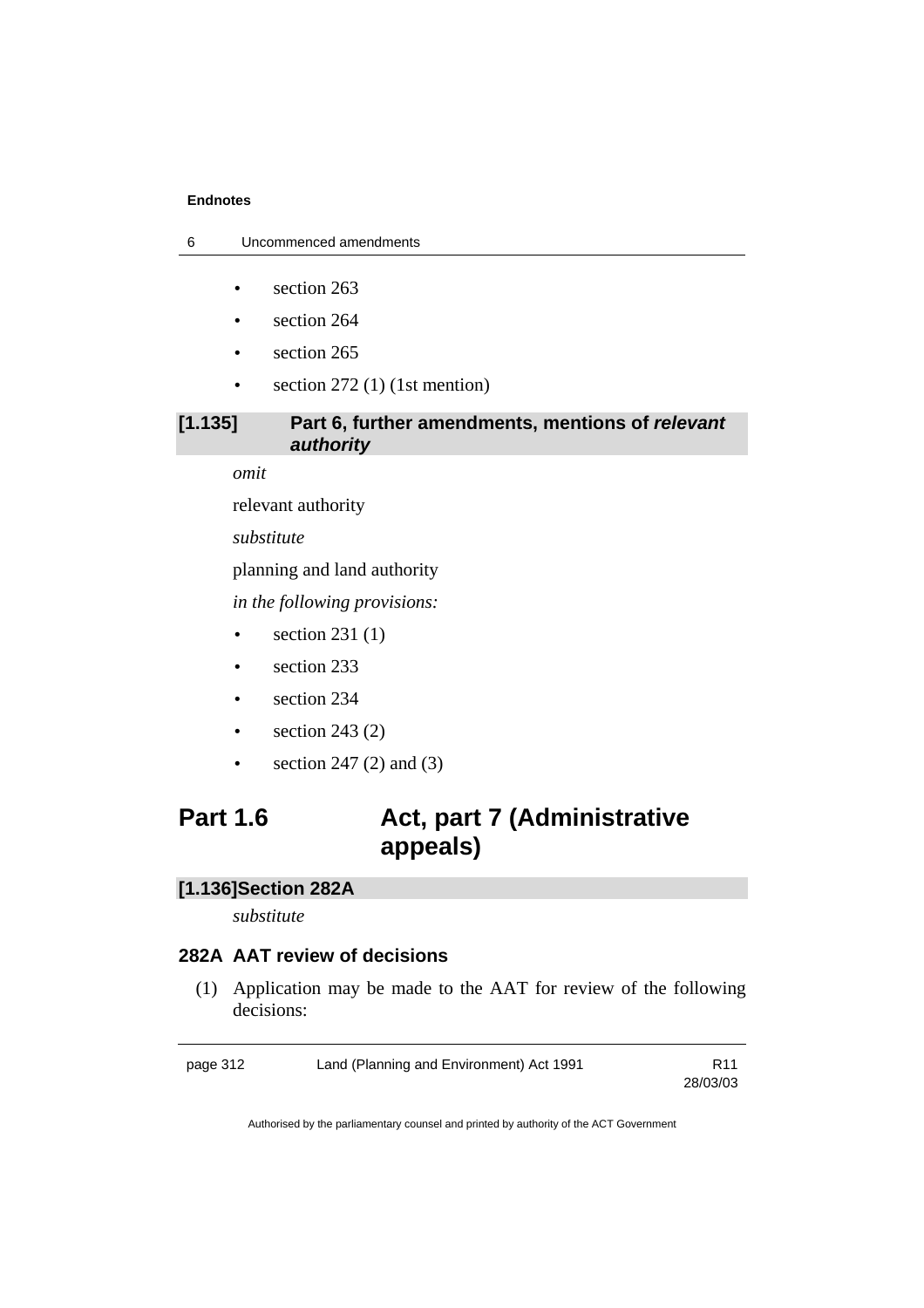- section 263
- section 264
- section 265
- section 272 (1) (1st mention)

**[1.135] Part 6, further amendments, mentions of *relevant authority***

*omit*

relevant authority

*substitute*

planning and land authority

*in the following provisions:*

- section 231 (1)
- section 233
- section 234
- section 243 (2)
- section 247 (2) and (3)

## Part 1.6 Act, part 7 (Administrative appeals)

**[1.136] Section 282A**

*substitute*

### 282A AAT review of decisions

(1) Application may be made to the AAT for review of the following decisions: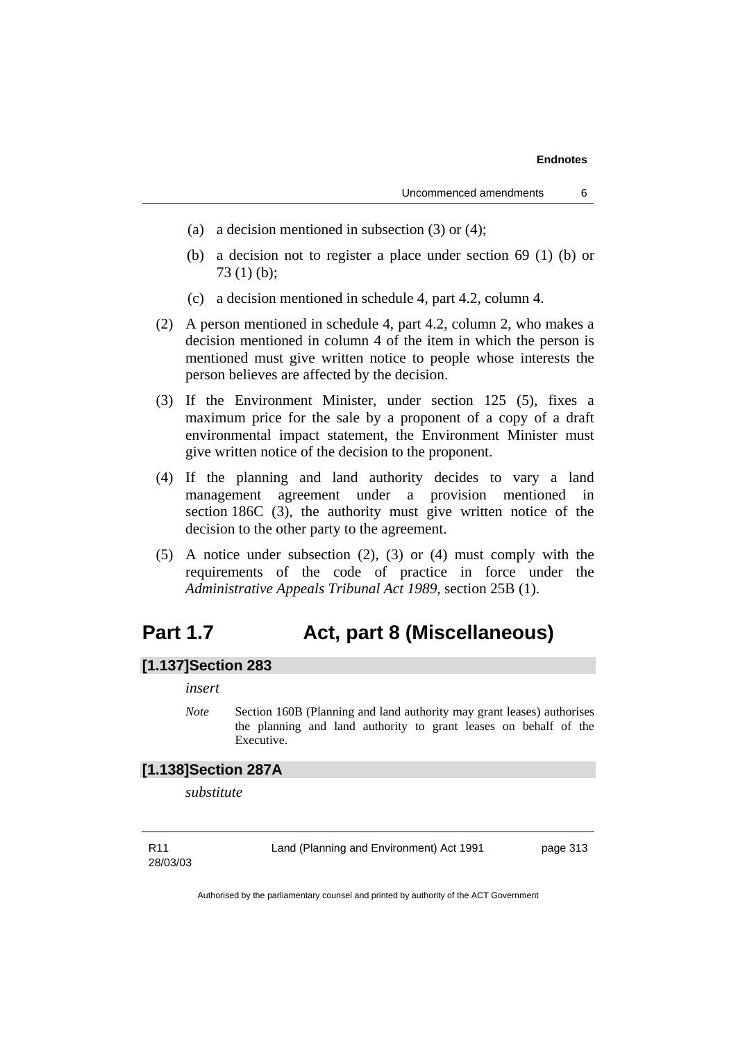(a) a decision mentioned in subsection (3) or (4);

(b) a decision not to register a place under section 69 (1) (b) or 73 (1) (b);

(c) a decision mentioned in schedule 4, part 4.2, column 4.

(2) A person mentioned in schedule 4, part 4.2, column 2, who makes a decision mentioned in column 4 of the item in which the person is mentioned must give written notice to people whose interests the person believes are affected by the decision.

(3) If the Environment Minister, under section 125 (5), fixes a maximum price for the sale by a proponent of a copy of a draft environmental impact statement, the Environment Minister must give written notice of the decision to the proponent.

(4) If the planning and land authority decides to vary a land management agreement under a provision mentioned in section 186C (3), the authority must give written notice of the decision to the other party to the agreement.

(5) A notice under subsection (2), (3) or (4) must comply with the requirements of the code of practice in force under the *Administrative Appeals Tribunal Act 1989*, section 25B (1).

# Part 1.7 Act, part 8 (Miscellaneous)

## [1.137] Section 283

*insert*

*Note* Section 160B (Planning and land authority may grant leases) authorises the planning and land authority to grant leases on behalf of the Executive.

## [1.138] Section 287A

*substitute*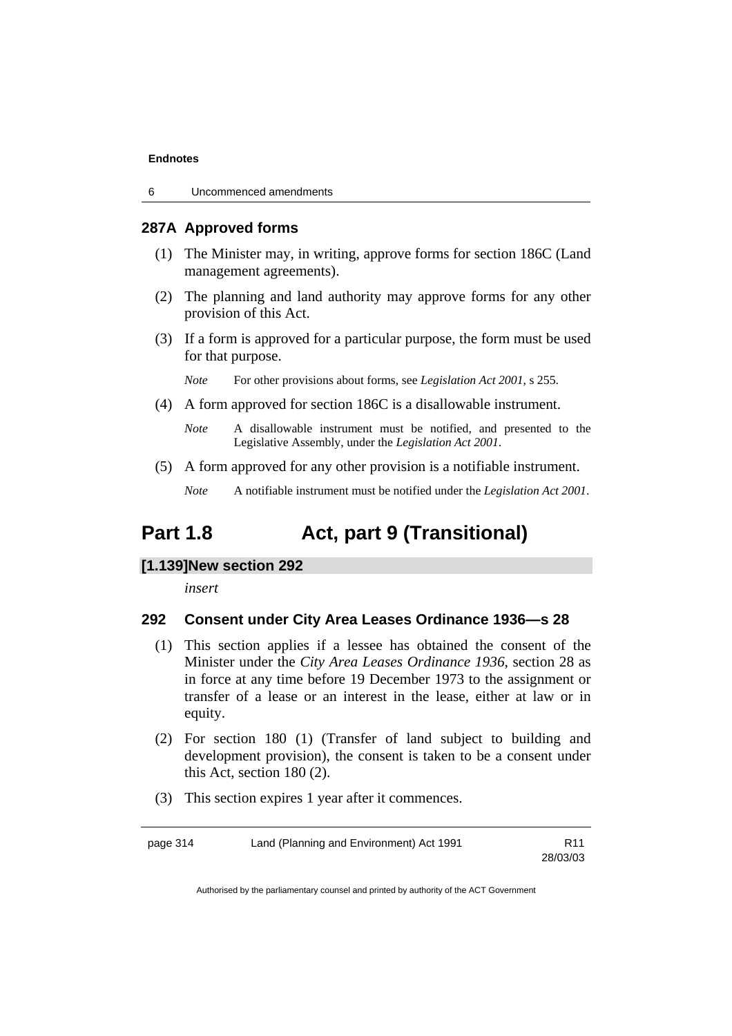### 287A Approved forms

(1) The Minister may, in writing, approve forms for section 186C (Land management agreements).

(2) The planning and land authority may approve forms for any other provision of this Act.

(3) If a form is approved for a particular purpose, the form must be used for that purpose.

*Note* For other provisions about forms, see *Legislation Act 2001*, s 255.

(4) A form approved for section 186C is a disallowable instrument.

*Note* A disallowable instrument must be notified, and presented to the Legislative Assembly, under the *Legislation Act 2001*.

(5) A form approved for any other provision is a notifiable instrument.

*Note* A notifiable instrument must be notified under the *Legislation Act 2001*.

## Part 1.8 Act, part 9 (Transitional)

**[1.139] New section 292**

*insert*

### 292 Consent under City Area Leases Ordinance 1936—s 28

(1) This section applies if a lessee has obtained the consent of the Minister under the *City Area Leases Ordinance 1936*, section 28 as in force at any time before 19 December 1973 to the assignment or transfer of a lease or an interest in the lease, either at law or in equity.

(2) For section 180 (1) (Transfer of land subject to building and development provision), the consent is taken to be a consent under this Act, section 180 (2).

(3) This section expires 1 year after it commences.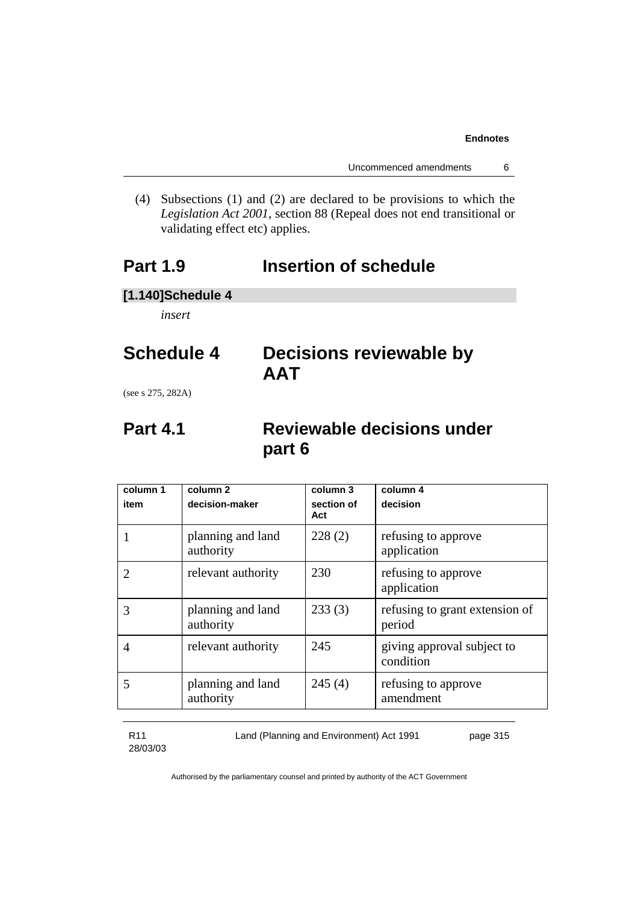(4) Subsections (1) and (2) are declared to be provisions to which the *Legislation Act 2001*, section 88 (Repeal does not end transitional or validating effect etc) applies.

# Part 1.9 Insertion of schedule

**[1.140] Schedule 4**

*insert*

# Schedule 4 Decisions reviewable by AAT

(see s 275, 282A)

## Part 4.1 Reviewable decisions under part 6

| column 1<br>item | column 2<br>decision-maker | column 3<br>section of Act | column 4<br>decision |
|---|---|---|---|
| 1 | planning and land authority | 228 (2) | refusing to approve application |
| 2 | relevant authority | 230 | refusing to approve application |
| 3 | planning and land authority | 233 (3) | refusing to grant extension of period |
| 4 | relevant authority | 245 | giving approval subject to condition |
| 5 | planning and land authority | 245 (4) | refusing to approve amendment |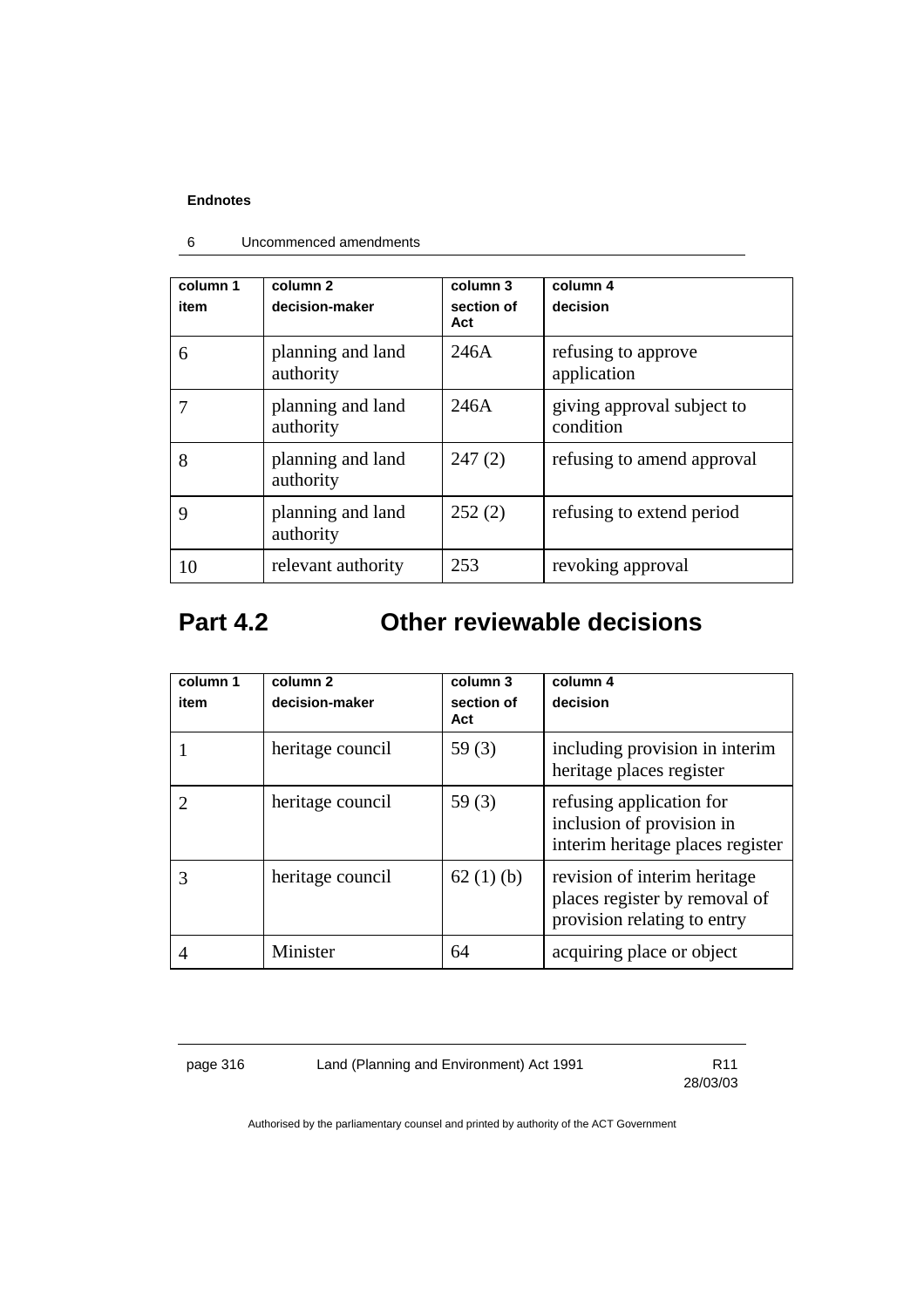| column 1 item | column 2 decision-maker | column 3 section of Act | column 4 decision |
|---|---|---|---|
| 6 | planning and land authority | 246A | refusing to approve application |
| 7 | planning and land authority | 246A | giving approval subject to condition |
| 8 | planning and land authority | 247 (2) | refusing to amend approval |
| 9 | planning and land authority | 252 (2) | refusing to extend period |
| 10 | relevant authority | 253 | revoking approval |

# Part 4.2 Other reviewable decisions

| column 1 item | column 2 decision-maker | column 3 section of Act | column 4 decision |
|---|---|---|---|
| 1 | heritage council | 59 (3) | including provision in interim heritage places register |
| 2 | heritage council | 59 (3) | refusing application for inclusion of provision in interim heritage places register |
| 3 | heritage council | 62 (1) (b) | revision of interim heritage places register by removal of provision relating to entry |
| 4 | Minister | 64 | acquiring place or object |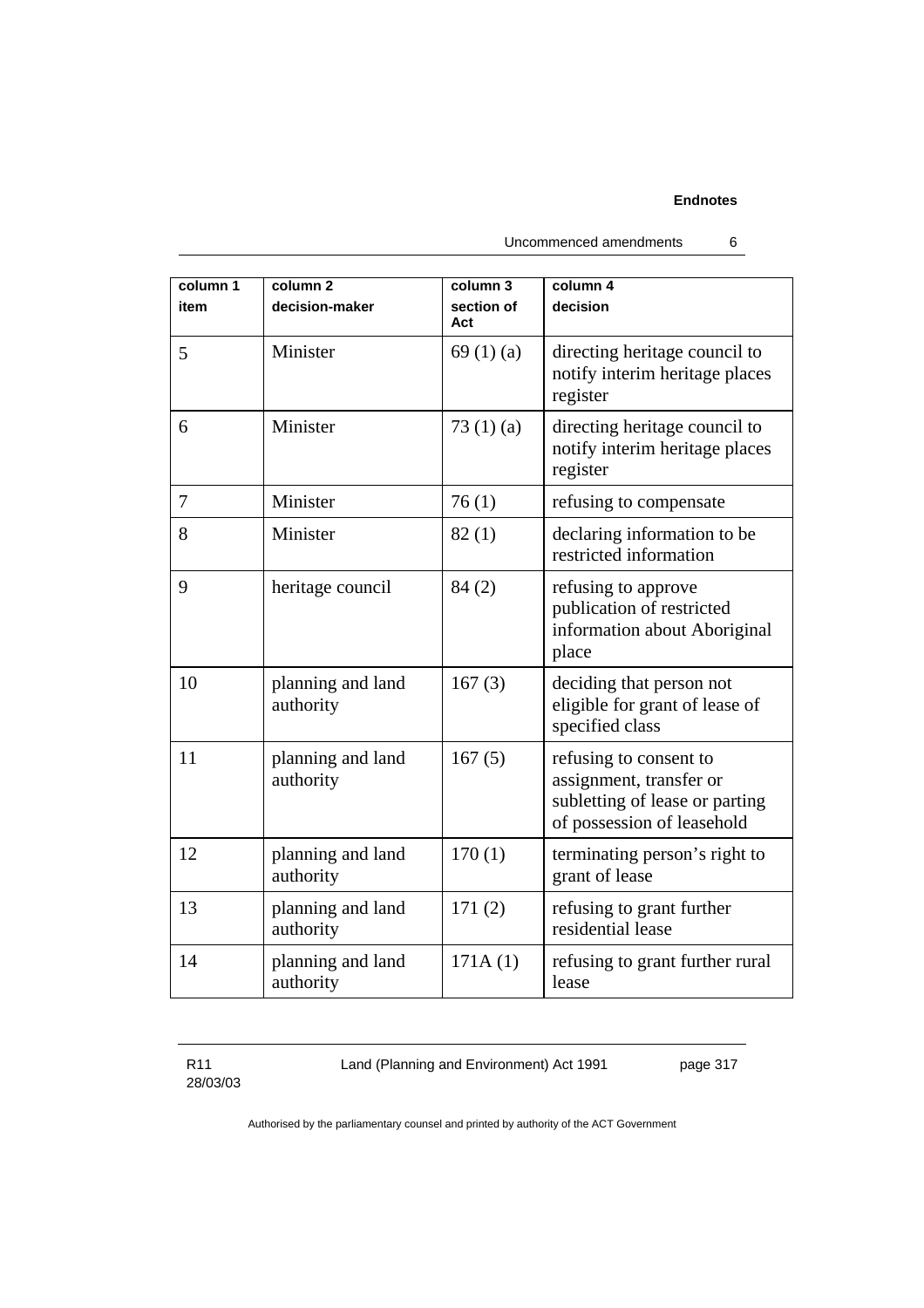| column 1<br>item | column 2<br>decision-maker | column 3<br>section of Act | column 4<br>decision |
|---|---|---|---|
| 5 | Minister | 69 (1) (a) | directing heritage council to notify interim heritage places register |
| 6 | Minister | 73 (1) (a) | directing heritage council to notify interim heritage places register |
| 7 | Minister | 76 (1) | refusing to compensate |
| 8 | Minister | 82 (1) | declaring information to be restricted information |
| 9 | heritage council | 84 (2) | refusing to approve publication of restricted information about Aboriginal place |
| 10 | planning and land authority | 167 (3) | deciding that person not eligible for grant of lease of specified class |
| 11 | planning and land authority | 167 (5) | refusing to consent to assignment, transfer or subletting of lease or parting of possession of leasehold |
| 12 | planning and land authority | 170 (1) | terminating person's right to grant of lease |
| 13 | planning and land authority | 171 (2) | refusing to grant further residential lease |
| 14 | planning and land authority | 171A (1) | refusing to grant further rural lease |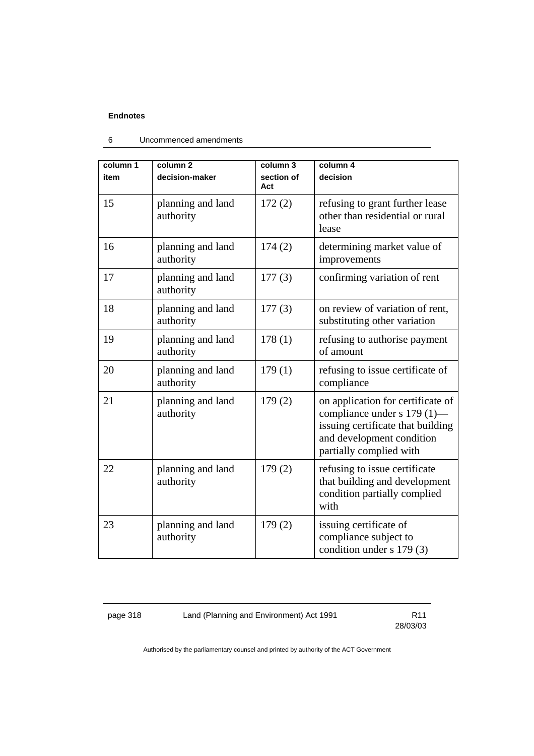| column 1 item | column 2 decision-maker | column 3 section of Act | column 4 decision |
|---|---|---|---|
| 15 | planning and land authority | 172 (2) | refusing to grant further lease other than residential or rural lease |
| 16 | planning and land authority | 174 (2) | determining market value of improvements |
| 17 | planning and land authority | 177 (3) | confirming variation of rent |
| 18 | planning and land authority | 177 (3) | on review of variation of rent, substituting other variation |
| 19 | planning and land authority | 178 (1) | refusing to authorise payment of amount |
| 20 | planning and land authority | 179 (1) | refusing to issue certificate of compliance |
| 21 | planning and land authority | 179 (2) | on application for certificate of compliance under s 179 (1)—issuing certificate that building and development condition partially complied with |
| 22 | planning and land authority | 179 (2) | refusing to issue certificate that building and development condition partially complied with |
| 23 | planning and land authority | 179 (2) | issuing certificate of compliance subject to condition under s 179 (3) |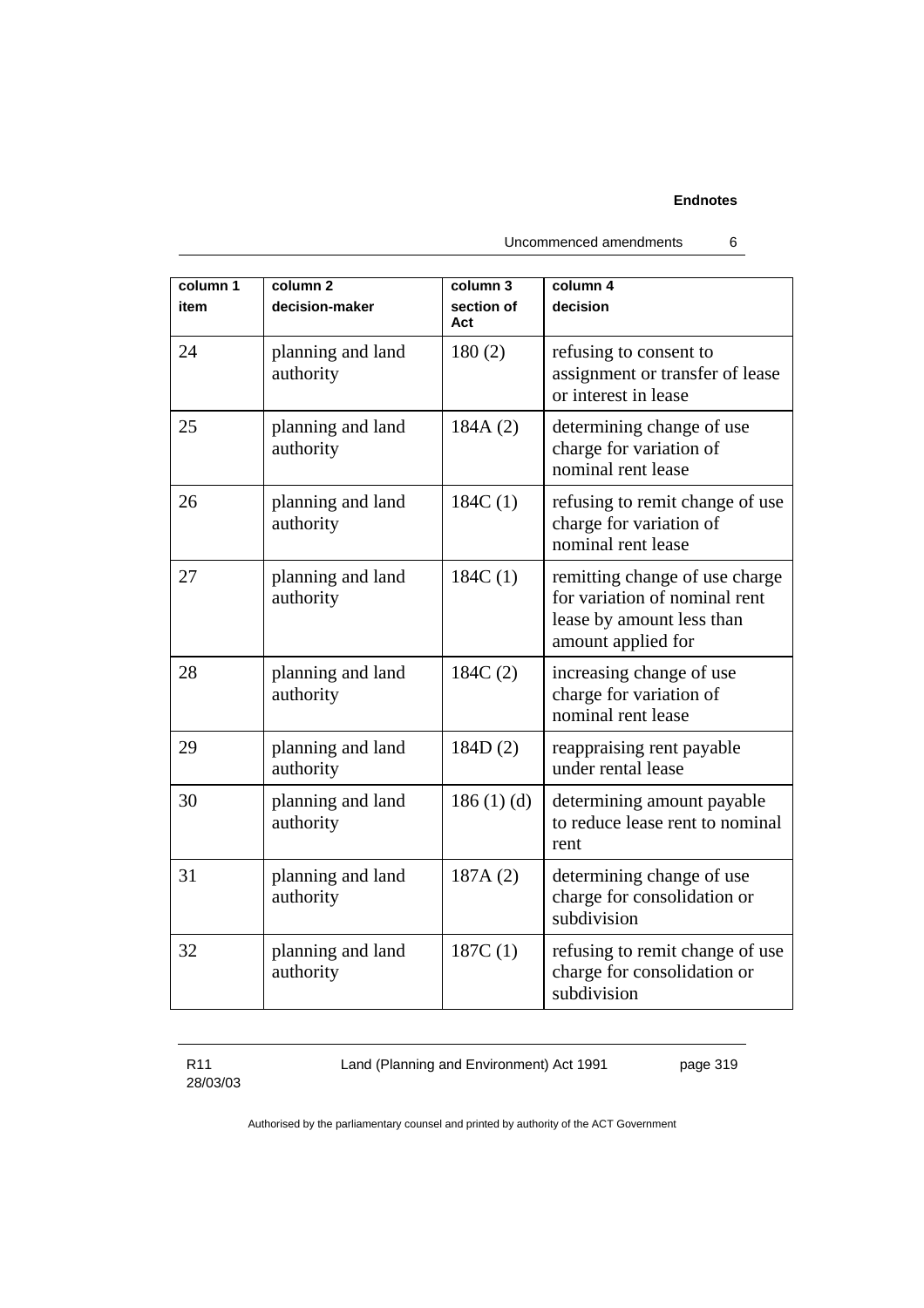| column 1<br>item | column 2<br>decision-maker | column 3<br>section of Act | column 4<br>decision |
|---|---|---|---|
| 24 | planning and land authority | 180 (2) | refusing to consent to assignment or transfer of lease or interest in lease |
| 25 | planning and land authority | 184A (2) | determining change of use charge for variation of nominal rent lease |
| 26 | planning and land authority | 184C (1) | refusing to remit change of use charge for variation of nominal rent lease |
| 27 | planning and land authority | 184C (1) | remitting change of use charge for variation of nominal rent lease by amount less than amount applied for |
| 28 | planning and land authority | 184C (2) | increasing change of use charge for variation of nominal rent lease |
| 29 | planning and land authority | 184D (2) | reappraising rent payable under rental lease |
| 30 | planning and land authority | 186 (1) (d) | determining amount payable to reduce lease rent to nominal rent |
| 31 | planning and land authority | 187A (2) | determining change of use charge for consolidation or subdivision |
| 32 | planning and land authority | 187C (1) | refusing to remit change of use charge for consolidation or subdivision |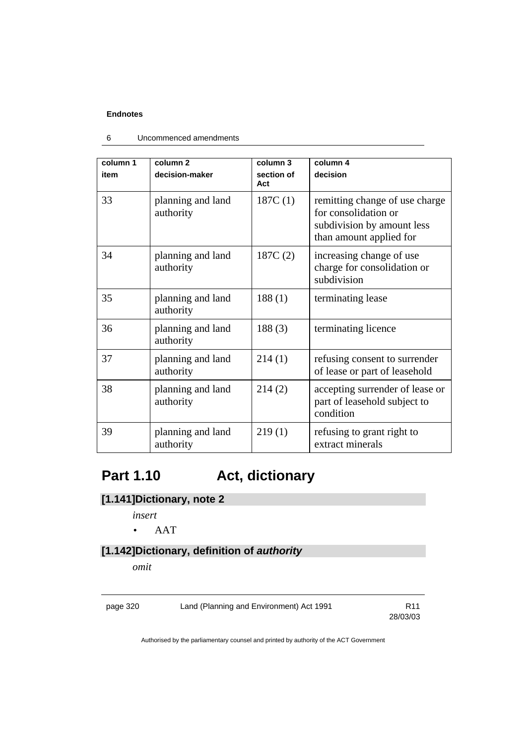| column 1 item | column 2 decision-maker | column 3 section of Act | column 4 decision |
|---|---|---|---|
| 33 | planning and land authority | 187C (1) | remitting change of use charge for consolidation or subdivision by amount less than amount applied for |
| 34 | planning and land authority | 187C (2) | increasing change of use charge for consolidation or subdivision |
| 35 | planning and land authority | 188 (1) | terminating lease |
| 36 | planning and land authority | 188 (3) | terminating licence |
| 37 | planning and land authority | 214 (1) | refusing consent to surrender of lease or part of leasehold |
| 38 | planning and land authority | 214 (2) | accepting surrender of lease or part of leasehold subject to condition |
| 39 | planning and land authority | 219 (1) | refusing to grant right to extract minerals |

# Part 1.10 Act, dictionary

### [1.141] Dictionary, note 2

*insert*

- AAT

### [1.142] Dictionary, definition of ***authority***

*omit*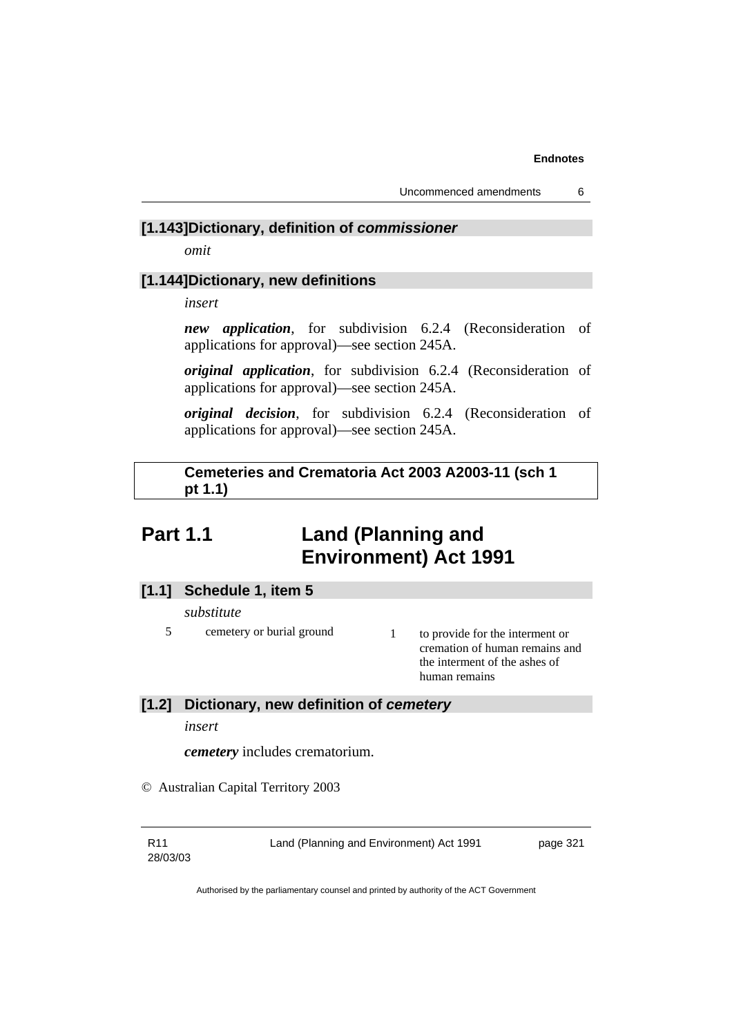### [1.143] Dictionary, definition of *commissioner*

*omit*

### [1.144] Dictionary, new definitions

*insert*

***new application***, for subdivision 6.2.4 (Reconsideration of applications for approval)—see section 245A.

***original application***, for subdivision 6.2.4 (Reconsideration of applications for approval)—see section 245A.

***original decision***, for subdivision 6.2.4 (Reconsideration of applications for approval)—see section 245A.

**Cemeteries and Crematoria Act 2003 A2003-11 (sch 1 pt 1.1)**

## Part 1.1 Land (Planning and Environment) Act 1991

### [1.1] Schedule 1, item 5

*substitute*

| | | | |
|---|---|---|---|
| 5 | cemetery or burial ground | 1 | to provide for the interment or cremation of human remains and the interment of the ashes of human remains |

### [1.2] Dictionary, new definition of *cemetery*

*insert*

***cemetery*** includes crematorium.

© Australian Capital Territory 2003